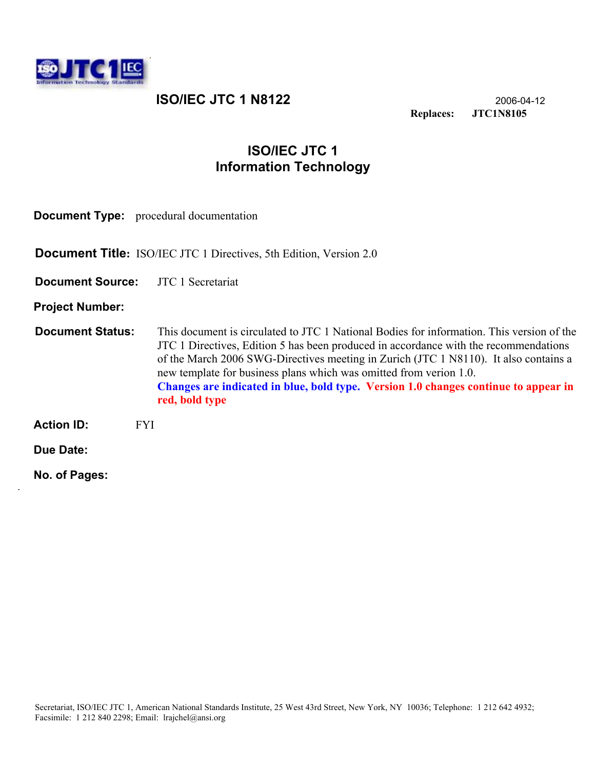# ISO/IEC JTC 1 N8122

2006-04-12

**Replaces:** **JTC1N8105**

## ISO/IEC JTC 1
## Information Technology

**Document Type:** procedural documentation

**Document Title:** ISO/IEC JTC 1 Directives, 5th Edition, Version 2.0

**Document Source:** JTC 1 Secretariat

**Project Number:**

**Document Status:** This document is circulated to JTC 1 National Bodies for information. This version of the JTC 1 Directives, Edition 5 has been produced in accordance with the recommendations of the March 2006 SWG-Directives meeting in Zurich (JTC 1 N8110). It also contains a new template for business plans which was omitted from verion 1.0. **Changes are indicated in blue, bold type. Version 1.0 changes continue to appear in red, bold type**

**Action ID:** FYI

**Due Date:**

**No. of Pages:**

Secretariat, ISO/IEC JTC 1, American National Standards Institute, 25 West 43rd Street, New York, NY 10036; Telephone: 1 212 642 4932; Facsimile: 1 212 840 2298; Email: lrajchel@ansi.org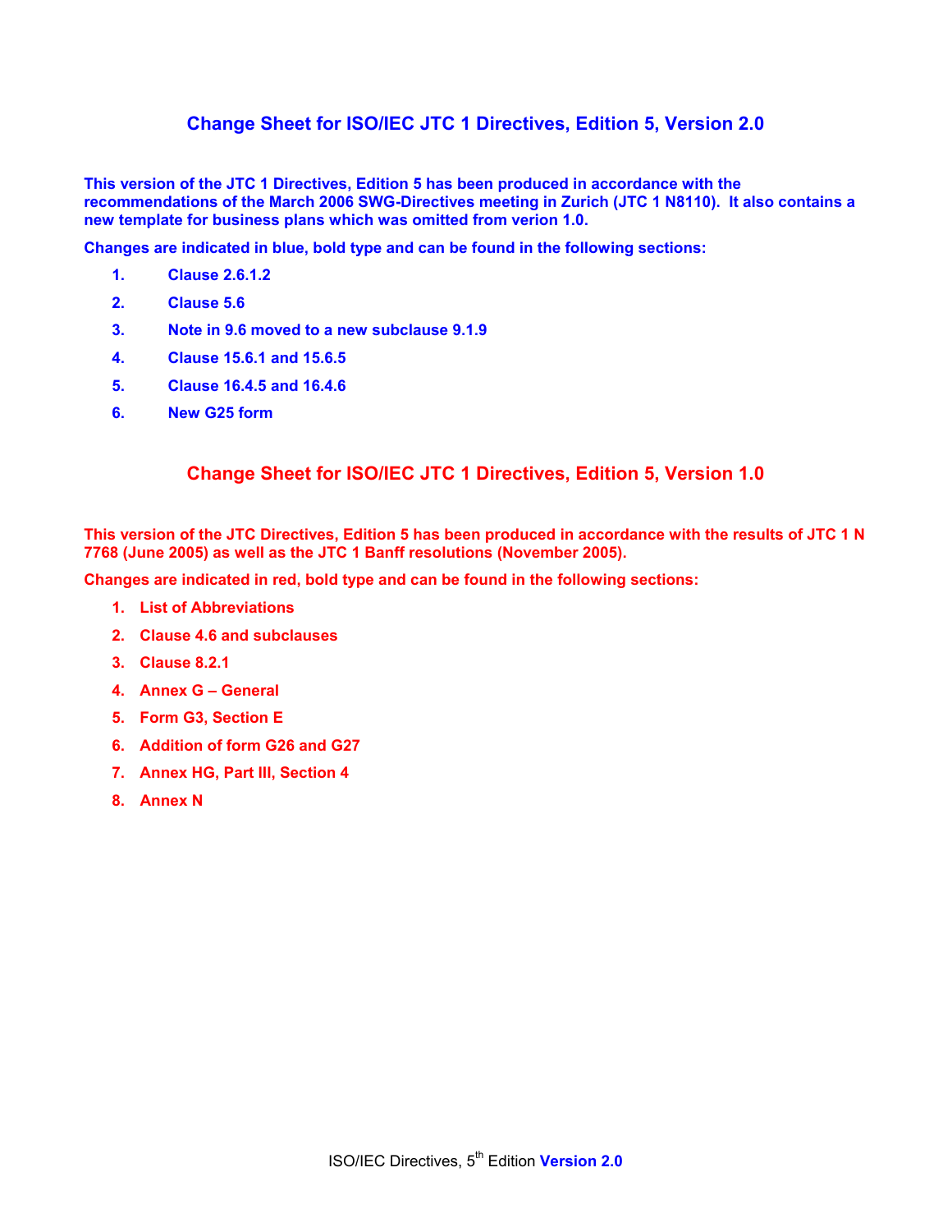## Change Sheet for ISO/IEC JTC 1 Directives, Edition 5, Version 2.0

**This version of the JTC 1 Directives, Edition 5 has been produced in accordance with the recommendations of the March 2006 SWG-Directives meeting in Zurich (JTC 1 N8110). It also contains a new template for business plans which was omitted from verion 1.0.**

**Changes are indicated in blue, bold type and can be found in the following sections:**

1. **Clause 2.6.1.2**
2. **Clause 5.6**
3. **Note in 9.6 moved to a new subclause 9.1.9**
4. **Clause 15.6.1 and 15.6.5**
5. **Clause 16.4.5 and 16.4.6**
6. **New G25 form**

## Change Sheet for ISO/IEC JTC 1 Directives, Edition 5, Version 1.0

**This version of the JTC Directives, Edition 5 has been produced in accordance with the results of JTC 1 N 7768 (June 2005) as well as the JTC 1 Banff resolutions (November 2005).**

**Changes are indicated in red, bold type and can be found in the following sections:**

1. **List of Abbreviations**
2. **Clause 4.6 and subclauses**
3. **Clause 8.2.1**
4. **Annex G – General**
5. **Form G3, Section E**
6. **Addition of form G26 and G27**
7. **Annex HG, Part III, Section 4**
8. **Annex N**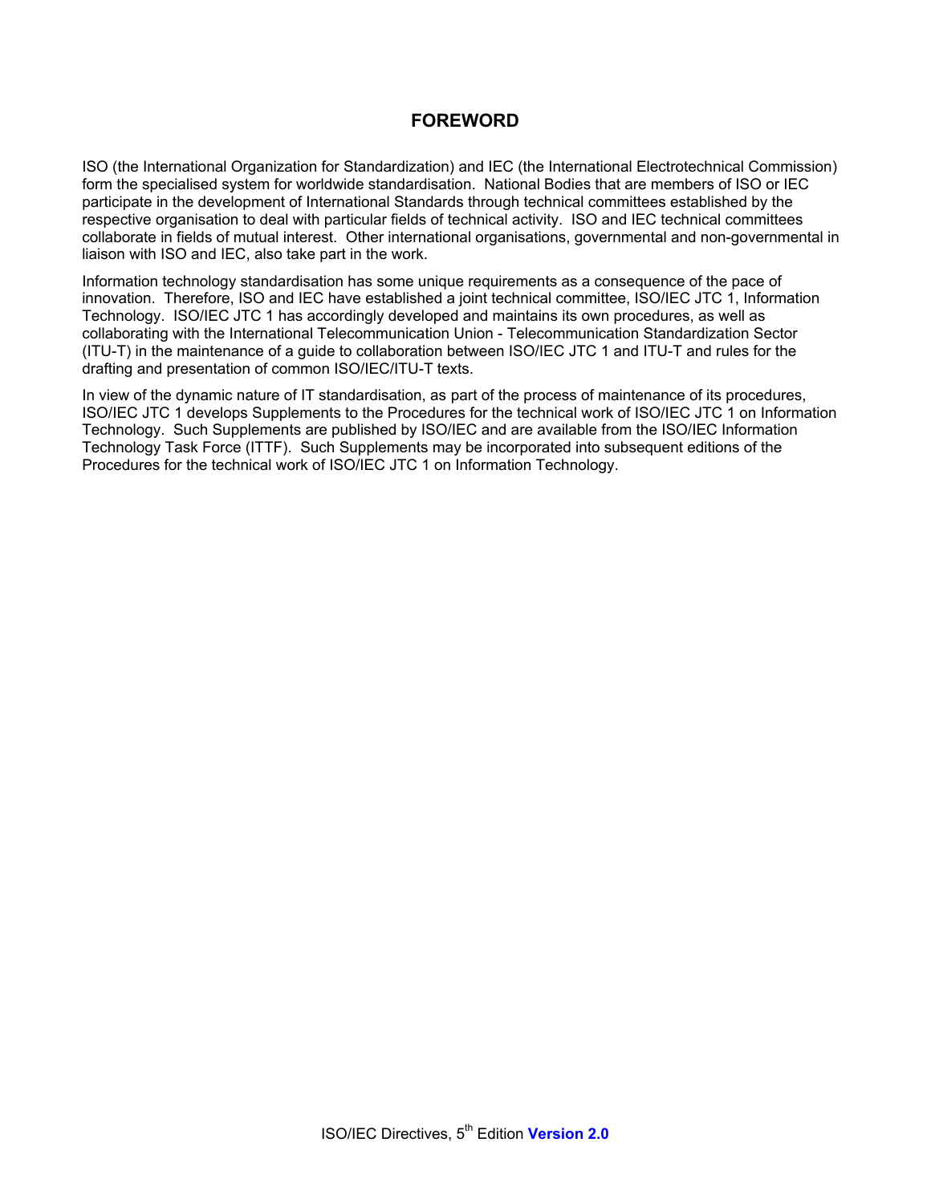# FOREWORD

ISO (the International Organization for Standardization) and IEC (the International Electrotechnical Commission) form the specialised system for worldwide standardisation. National Bodies that are members of ISO or IEC participate in the development of International Standards through technical committees established by the respective organisation to deal with particular fields of technical activity. ISO and IEC technical committees collaborate in fields of mutual interest. Other international organisations, governmental and non-governmental in liaison with ISO and IEC, also take part in the work.

Information technology standardisation has some unique requirements as a consequence of the pace of innovation. Therefore, ISO and IEC have established a joint technical committee, ISO/IEC JTC 1, Information Technology. ISO/IEC JTC 1 has accordingly developed and maintains its own procedures, as well as collaborating with the International Telecommunication Union - Telecommunication Standardization Sector (ITU-T) in the maintenance of a guide to collaboration between ISO/IEC JTC 1 and ITU-T and rules for the drafting and presentation of common ISO/IEC/ITU-T texts.

In view of the dynamic nature of IT standardisation, as part of the process of maintenance of its procedures, ISO/IEC JTC 1 develops Supplements to the Procedures for the technical work of ISO/IEC JTC 1 on Information Technology. Such Supplements are published by ISO/IEC and are available from the ISO/IEC Information Technology Task Force (ITTF). Such Supplements may be incorporated into subsequent editions of the Procedures for the technical work of ISO/IEC JTC 1 on Information Technology.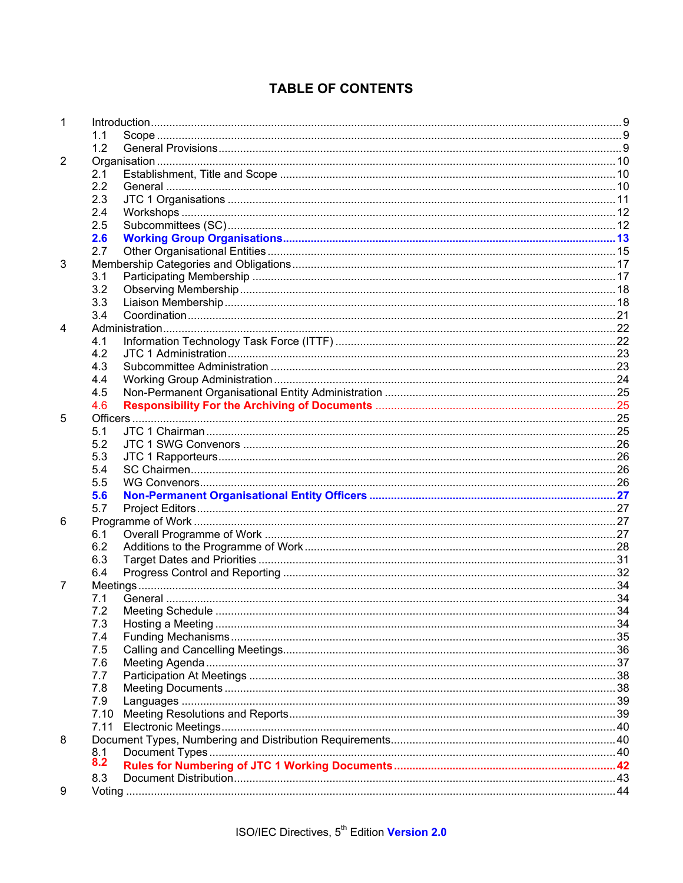# TABLE OF CONTENTS

| | | | |
|---|---|---|---|
| 1 | Introduction | | 9 |
| | 1.1 | Scope | 9 |
| | 1.2 | General Provisions | 9 |
| 2 | Organisation | | 10 |
| | 2.1 | Establishment, Title and Scope | 10 |
| | 2.2 | General | 10 |
| | 2.3 | JTC 1 Organisations | 11 |
| | 2.4 | Workshops | 12 |
| | 2.5 | Subcommittees (SC) | 12 |
| | **2.6** | **Working Group Organisations** | **13** |
| | 2.7 | Other Organisational Entities | 15 |
| 3 | Membership Categories and Obligations | | 17 |
| | 3.1 | Participating Membership | 17 |
| | 3.2 | Observing Membership | 18 |
| | 3.3 | Liaison Membership | 18 |
| | 3.4 | Coordination | 21 |
| 4 | Administration | | 22 |
| | 4.1 | Information Technology Task Force (ITTF) | 22 |
| | 4.2 | JTC 1 Administration | 23 |
| | 4.3 | Subcommittee Administration | 23 |
| | 4.4 | Working Group Administration | 24 |
| | 4.5 | Non-Permanent Organisational Entity Administration | 25 |
| | 4.6 | **Responsibility For the Archiving of Documents** | 25 |
| 5 | Officers | | 25 |
| | 5.1 | JTC 1 Chairman | 25 |
| | 5.2 | JTC 1 SWG Convenors | 26 |
| | 5.3 | JTC 1 Rapporteurs | 26 |
| | 5.4 | SC Chairmen | 26 |
| | 5.5 | WG Convenors | 26 |
| | **5.6** | **Non-Permanent Organisational Entity Officers** | **27** |
| | 5.7 | Project Editors | 27 |
| 6 | Programme of Work | | 27 |
| | 6.1 | Overall Programme of Work | 27 |
| | 6.2 | Additions to the Programme of Work | 28 |
| | 6.3 | Target Dates and Priorities | 31 |
| | 6.4 | Progress Control and Reporting | 32 |
| 7 | Meetings | | 34 |
| | 7.1 | General | 34 |
| | 7.2 | Meeting Schedule | 34 |
| | 7.3 | Hosting a Meeting | 34 |
| | 7.4 | Funding Mechanisms | 35 |
| | 7.5 | Calling and Cancelling Meetings | 36 |
| | 7.6 | Meeting Agenda | 37 |
| | 7.7 | Participation At Meetings | 38 |
| | 7.8 | Meeting Documents | 38 |
| | 7.9 | Languages | 39 |
| | 7.10 | Meeting Resolutions and Reports | 39 |
| | 7.11 | Electronic Meetings | 40 |
| 8 | Document Types, Numbering and Distribution Requirements | | 40 |
| | 8.1 | Document Types | 40 |
| | **8.2** | **Rules for Numbering of JTC 1 Working Documents** | **42** |
| | 8.3 | Document Distribution | 43 |
| 9 | Voting | | 44 |

ISO/IEC Directives, 5th Edition **Version 2.0**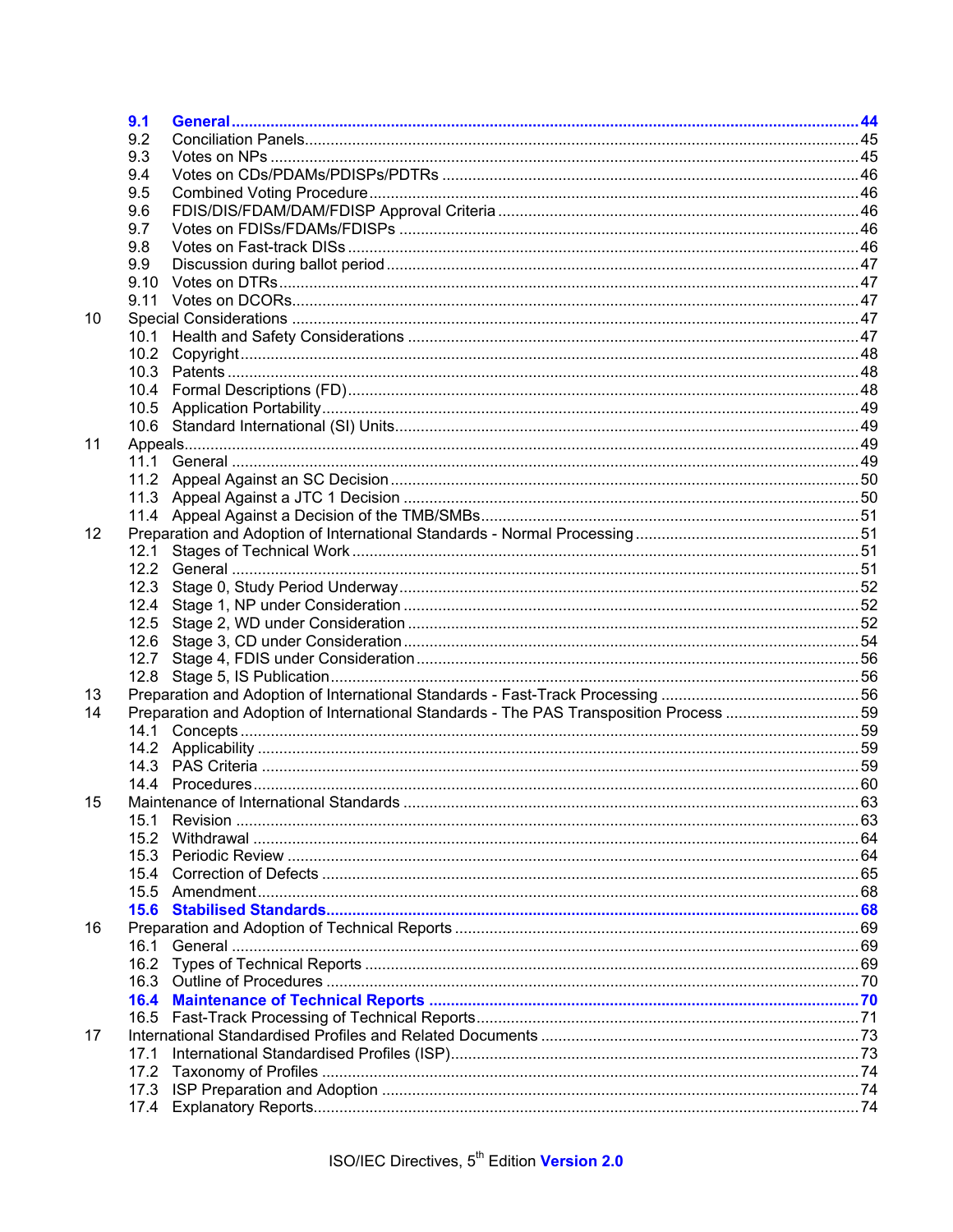**9.1 General ... 44**
9.2 Conciliation Panels ... 45
9.3 Votes on NPs ... 45
9.4 Votes on CDs/PDAMs/PDISPs/PDTRs ... 46
9.5 Combined Voting Procedure ... 46
9.6 FDIS/DIS/FDAM/DAM/FDISP Approval Criteria ... 46
9.7 Votes on FDISs/FDAMs/FDISPs ... 46
9.8 Votes on Fast-track DISs ... 46
9.9 Discussion during ballot period ... 47
9.10 Votes on DTRs ... 47
9.11 Votes on DCORs ... 47

10 Special Considerations ... 47
10.1 Health and Safety Considerations ... 47
10.2 Copyright ... 48
10.3 Patents ... 48
10.4 Formal Descriptions (FD) ... 48
10.5 Application Portability ... 49
10.6 Standard International (SI) Units ... 49

11 Appeals ... 49
11.1 General ... 49
11.2 Appeal Against an SC Decision ... 50
11.3 Appeal Against a JTC 1 Decision ... 50
11.4 Appeal Against a Decision of the TMB/SMBs ... 51

12 Preparation and Adoption of International Standards - Normal Processing ... 51
12.1 Stages of Technical Work ... 51
12.2 General ... 51
12.3 Stage 0, Study Period Underway ... 52
12.4 Stage 1, NP under Consideration ... 52
12.5 Stage 2, WD under Consideration ... 52
12.6 Stage 3, CD under Consideration ... 54
12.7 Stage 4, FDIS under Consideration ... 56
12.8 Stage 5, IS Publication ... 56

13 Preparation and Adoption of International Standards - Fast-Track Processing ... 56

14 Preparation and Adoption of International Standards - The PAS Transposition Process ... 59
14.1 Concepts ... 59
14.2 Applicability ... 59
14.3 PAS Criteria ... 59
14.4 Procedures ... 60

15 Maintenance of International Standards ... 63
15.1 Revision ... 63
15.2 Withdrawal ... 64
15.3 Periodic Review ... 64
15.4 Correction of Defects ... 65
15.5 Amendment ... 68
**15.6 Stabilised Standards ... 68**

16 Preparation and Adoption of Technical Reports ... 69
16.1 General ... 69
16.2 Types of Technical Reports ... 69
16.3 Outline of Procedures ... 70
**16.4 Maintenance of Technical Reports ... 70**
16.5 Fast-Track Processing of Technical Reports ... 71

17 International Standardised Profiles and Related Documents ... 73
17.1 International Standardised Profiles (ISP) ... 73
17.2 Taxonomy of Profiles ... 74
17.3 ISP Preparation and Adoption ... 74
17.4 Explanatory Reports ... 74

ISO/IEC Directives, 5th Edition **Version 2.0**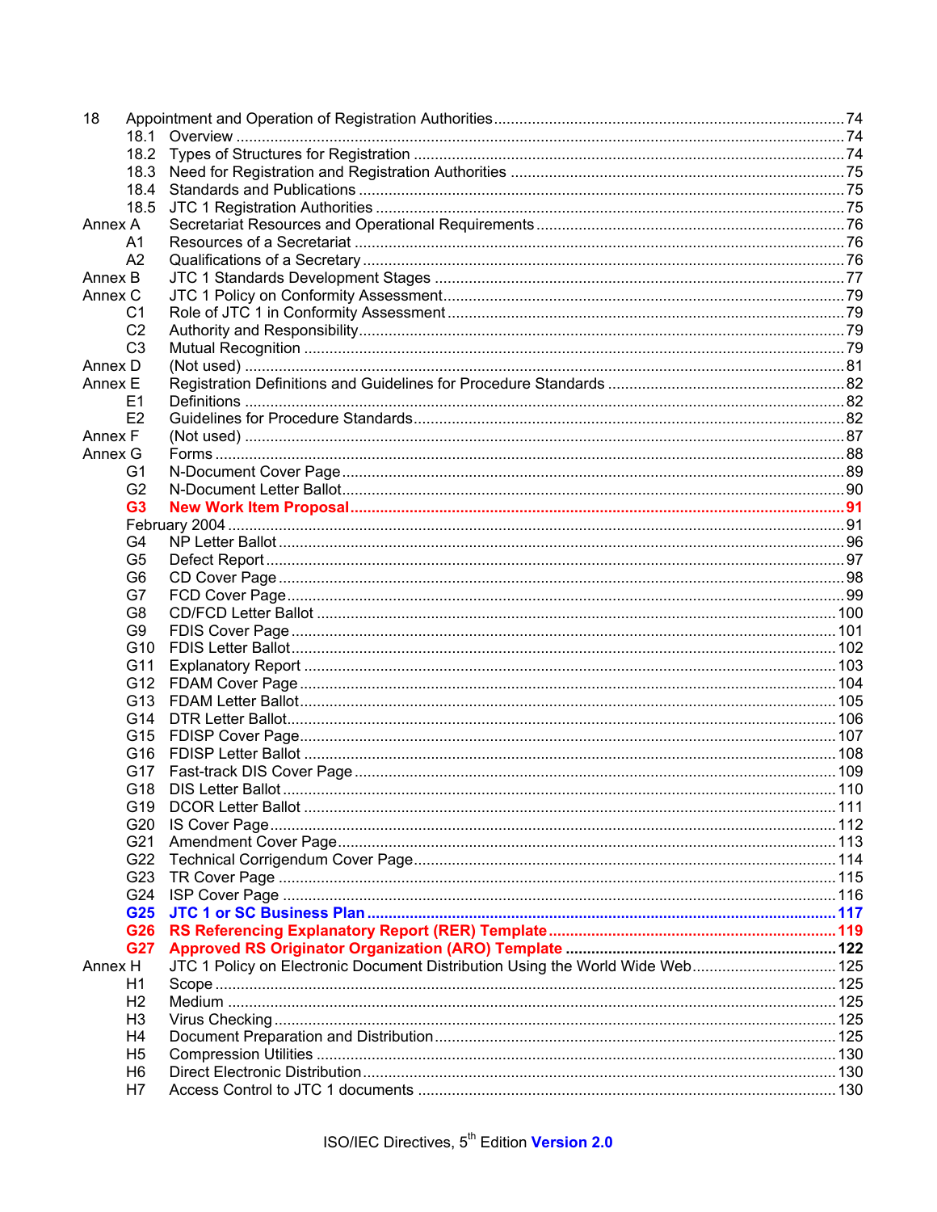18 Appointment and Operation of Registration Authorities ..... 74
  18.1 Overview ..... 74
  18.2 Types of Structures for Registration ..... 74
  18.3 Need for Registration and Registration Authorities ..... 75
  18.4 Standards and Publications ..... 75
  18.5 JTC 1 Registration Authorities ..... 75
Annex A Secretariat Resources and Operational Requirements ..... 76
  A1 Resources of a Secretariat ..... 76
  A2 Qualifications of a Secretary ..... 76
Annex B JTC 1 Standards Development Stages ..... 77
Annex C JTC 1 Policy on Conformity Assessment ..... 79
  C1 Role of JTC 1 in Conformity Assessment ..... 79
  C2 Authority and Responsibility ..... 79
  C3 Mutual Recognition ..... 79
Annex D (Not used) ..... 81
Annex E Registration Definitions and Guidelines for Procedure Standards ..... 82
  E1 Definitions ..... 82
  E2 Guidelines for Procedure Standards ..... 82
Annex F (Not used) ..... 87
Annex G Forms ..... 88
  G1 N-Document Cover Page ..... 89
  G2 N-Document Letter Ballot ..... 90
  **G3 New Work Item Proposal ..... 91**
  February 2004 ..... 91
  G4 NP Letter Ballot ..... 96
  G5 Defect Report ..... 97
  G6 CD Cover Page ..... 98
  G7 FCD Cover Page ..... 99
  G8 CD/FCD Letter Ballot ..... 100
  G9 FDIS Cover Page ..... 101
  G10 FDIS Letter Ballot ..... 102
  G11 Explanatory Report ..... 103
  G12 FDAM Cover Page ..... 104
  G13 FDAM Letter Ballot ..... 105
  G14 DTR Letter Ballot ..... 106
  G15 FDISP Cover Page ..... 107
  G16 FDISP Letter Ballot ..... 108
  G17 Fast-track DIS Cover Page ..... 109
  G18 DIS Letter Ballot ..... 110
  G19 DCOR Letter Ballot ..... 111
  G20 IS Cover Page ..... 112
  G21 Amendment Cover Page ..... 113
  G22 Technical Corrigendum Cover Page ..... 114
  G23 TR Cover Page ..... 115
  G24 ISP Cover Page ..... 116
  **G25 JTC 1 or SC Business Plan ..... 117**
  **G26 RS Referencing Explanatory Report (RER) Template ..... 119**
  **G27 Approved RS Originator Organization (ARO) Template ..... 122**
Annex H JTC 1 Policy on Electronic Document Distribution Using the World Wide Web ..... 125
  H1 Scope ..... 125
  H2 Medium ..... 125
  H3 Virus Checking ..... 125
  H4 Document Preparation and Distribution ..... 125
  H5 Compression Utilities ..... 130
  H6 Direct Electronic Distribution ..... 130
  H7 Access Control to JTC 1 documents ..... 130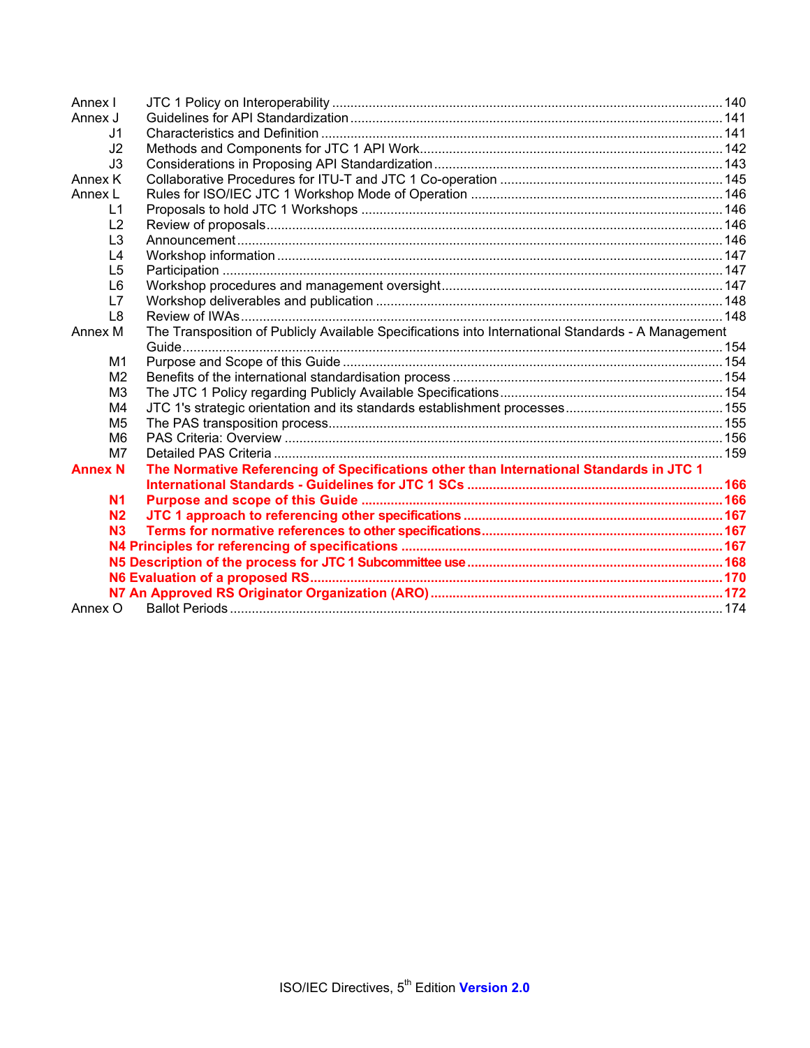| | | |
|---|---|---|
| Annex I | JTC 1 Policy on Interoperability | 140 |
| Annex J | Guidelines for API Standardization | 141 |
| J1 | Characteristics and Definition | 141 |
| J2 | Methods and Components for JTC 1 API Work | 142 |
| J3 | Considerations in Proposing API Standardization | 143 |
| Annex K | Collaborative Procedures for ITU-T and JTC 1 Co-operation | 145 |
| Annex L | Rules for ISO/IEC JTC 1 Workshop Mode of Operation | 146 |
| L1 | Proposals to hold JTC 1 Workshops | 146 |
| L2 | Review of proposals | 146 |
| L3 | Announcement | 146 |
| L4 | Workshop information | 147 |
| L5 | Participation | 147 |
| L6 | Workshop procedures and management oversight | 147 |
| L7 | Workshop deliverables and publication | 148 |
| L8 | Review of IWAs | 148 |
| Annex M | The Transposition of Publicly Available Specifications into International Standards - A Management Guide | 154 |
| M1 | Purpose and Scope of this Guide | 154 |
| M2 | Benefits of the international standardisation process | 154 |
| M3 | The JTC 1 Policy regarding Publicly Available Specifications | 154 |
| M4 | JTC 1's strategic orientation and its standards establishment processes | 155 |
| M5 | The PAS transposition process | 155 |
| M6 | PAS Criteria: Overview | 156 |
| M7 | Detailed PAS Criteria | 159 |
| **Annex N** | **The Normative Referencing of Specifications other than International Standards in JTC 1 International Standards - Guidelines for JTC 1 SCs** | **166** |
| **N1** | **Purpose and scope of this Guide** | **166** |
| **N2** | **JTC 1 approach to referencing other specifications** | **167** |
| **N3** | **Terms for normative references to other specifications** | **167** |
| **N4** | **Principles for referencing of specifications** | **167** |
| **N5** | **Description of the process for JTC 1 Subcommittee use** | **168** |
| **N6** | **Evaluation of a proposed RS** | **170** |
| **N7** | **An Approved RS Originator Organization (ARO)** | **172** |
| Annex O | Ballot Periods | 174 |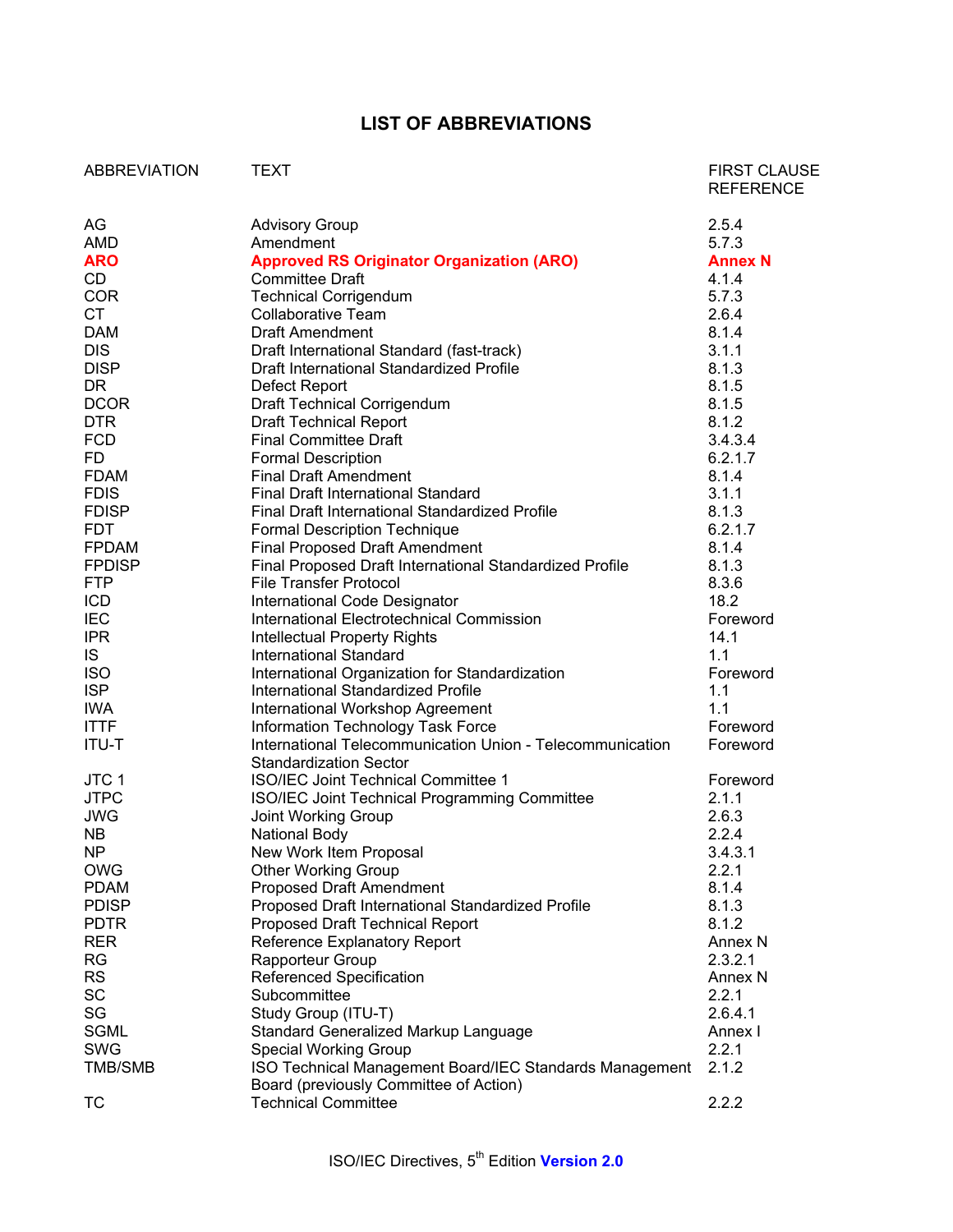# LIST OF ABBREVIATIONS

| ABBREVIATION | TEXT | FIRST CLAUSE REFERENCE |
|---|---|---|
| AG | Advisory Group | 2.5.4 |
| AMD | Amendment | 5.7.3 |
| **ARO** | **Approved RS Originator Organization (ARO)** | **Annex N** |
| CD | Committee Draft | 4.1.4 |
| COR | Technical Corrigendum | 5.7.3 |
| CT | Collaborative Team | 2.6.4 |
| DAM | Draft Amendment | 8.1.4 |
| DIS | Draft International Standard (fast-track) | 3.1.1 |
| DISP | Draft International Standardized Profile | 8.1.3 |
| DR | Defect Report | 8.1.5 |
| DCOR | Draft Technical Corrigendum | 8.1.5 |
| DTR | Draft Technical Report | 8.1.2 |
| FCD | Final Committee Draft | 3.4.3.4 |
| FD | Formal Description | 6.2.1.7 |
| FDAM | Final Draft Amendment | 8.1.4 |
| FDIS | Final Draft International Standard | 3.1.1 |
| FDISP | Final Draft International Standardized Profile | 8.1.3 |
| FDT | Formal Description Technique | 6.2.1.7 |
| FPDAM | Final Proposed Draft Amendment | 8.1.4 |
| FPDISP | Final Proposed Draft International Standardized Profile | 8.1.3 |
| FTP | File Transfer Protocol | 8.3.6 |
| ICD | International Code Designator | 18.2 |
| IEC | International Electrotechnical Commission | Foreword |
| IPR | Intellectual Property Rights | 14.1 |
| IS | International Standard | 1.1 |
| ISO | International Organization for Standardization | Foreword |
| ISP | International Standardized Profile | 1.1 |
| IWA | International Workshop Agreement | 1.1 |
| ITTF | Information Technology Task Force | Foreword |
| ITU-T | International Telecommunication Union - Telecommunication Standardization Sector | Foreword |
| JTC 1 | ISO/IEC Joint Technical Committee 1 | Foreword |
| JTPC | ISO/IEC Joint Technical Programming Committee | 2.1.1 |
| JWG | Joint Working Group | 2.6.3 |
| NB | National Body | 2.2.4 |
| NP | New Work Item Proposal | 3.4.3.1 |
| OWG | Other Working Group | 2.2.1 |
| PDAM | Proposed Draft Amendment | 8.1.4 |
| PDISP | Proposed Draft International Standardized Profile | 8.1.3 |
| PDTR | Proposed Draft Technical Report | 8.1.2 |
| RER | Reference Explanatory Report | Annex N |
| RG | Rapporteur Group | 2.3.2.1 |
| RS | Referenced Specification | Annex N |
| SC | Subcommittee | 2.2.1 |
| SG | Study Group (ITU-T) | 2.6.4.1 |
| SGML | Standard Generalized Markup Language | Annex I |
| SWG | Special Working Group | 2.2.1 |
| TMB/SMB | ISO Technical Management Board/IEC Standards Management Board (previously Committee of Action) | 2.1.2 |
| TC | Technical Committee | 2.2.2 |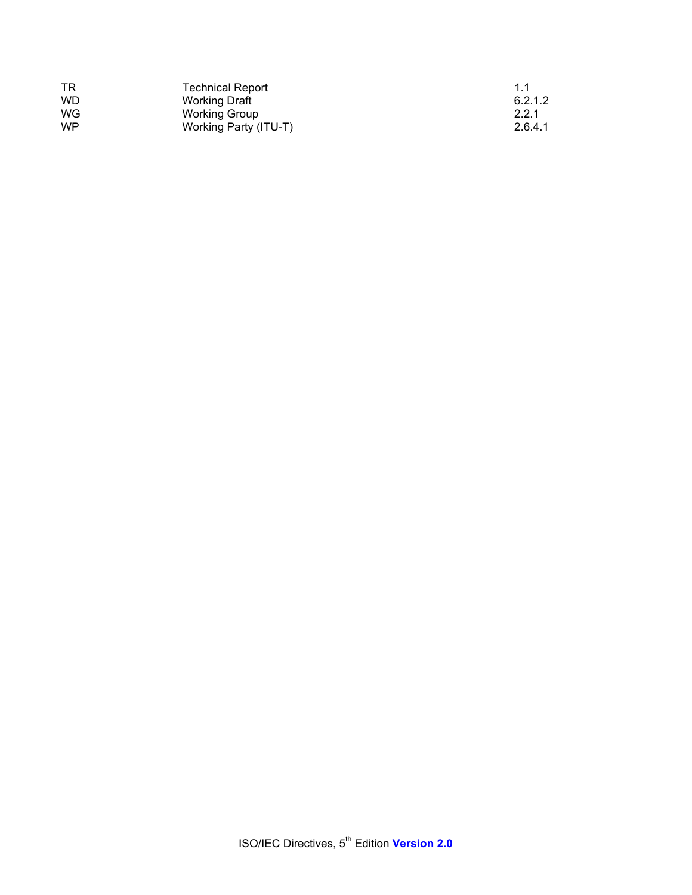| | | |
|---|---|---|
| TR | Technical Report | 1.1 |
| WD | Working Draft | 6.2.1.2 |
| WG | Working Group | 2.2.1 |
| WP | Working Party (ITU-T) | 2.6.4.1 |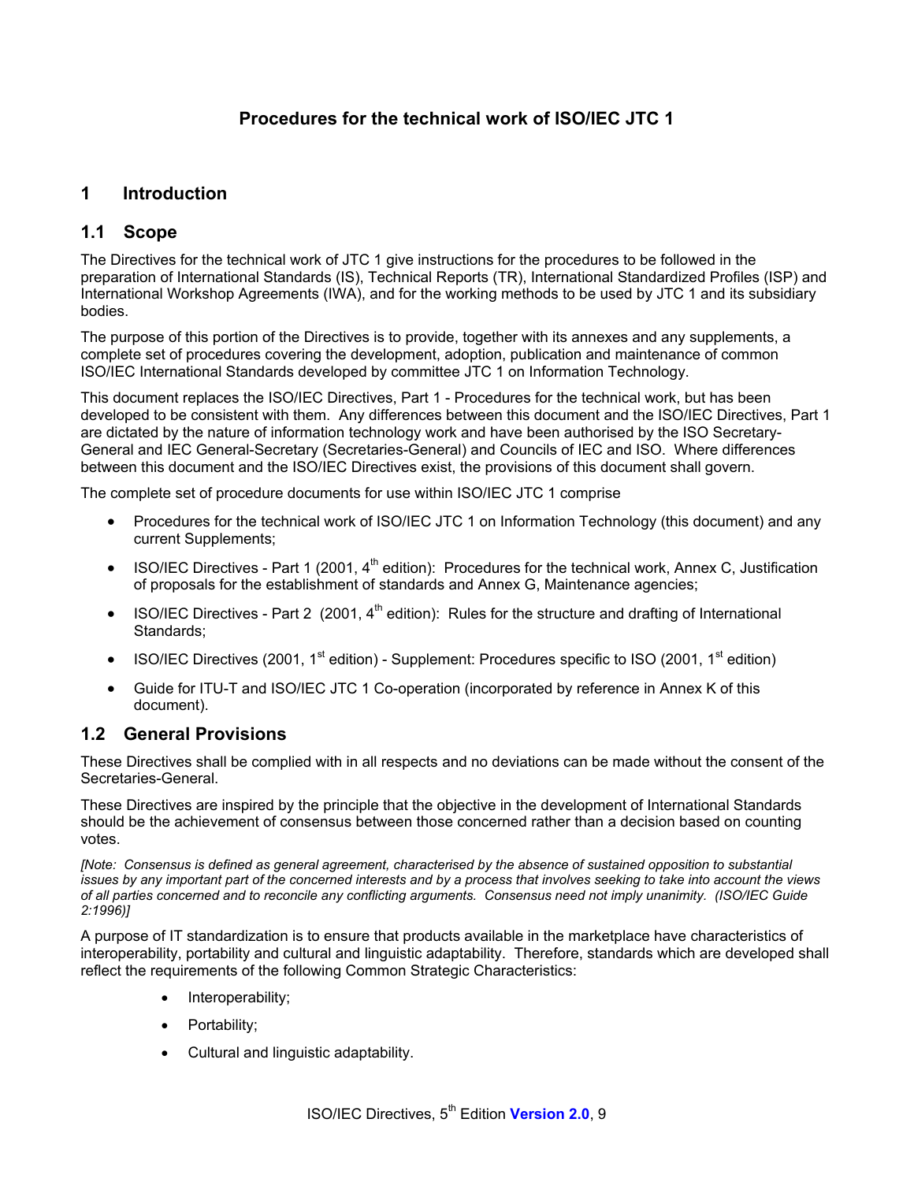# Procedures for the technical work of ISO/IEC JTC 1

## 1 Introduction

### 1.1 Scope

The Directives for the technical work of JTC 1 give instructions for the procedures to be followed in the preparation of International Standards (IS), Technical Reports (TR), International Standardized Profiles (ISP) and International Workshop Agreements (IWA), and for the working methods to be used by JTC 1 and its subsidiary bodies.

The purpose of this portion of the Directives is to provide, together with its annexes and any supplements, a complete set of procedures covering the development, adoption, publication and maintenance of common ISO/IEC International Standards developed by committee JTC 1 on Information Technology.

This document replaces the ISO/IEC Directives, Part 1 - Procedures for the technical work, but has been developed to be consistent with them. Any differences between this document and the ISO/IEC Directives, Part 1 are dictated by the nature of information technology work and have been authorised by the ISO Secretary-General and IEC General-Secretary (Secretaries-General) and Councils of IEC and ISO. Where differences between this document and the ISO/IEC Directives exist, the provisions of this document shall govern.

The complete set of procedure documents for use within ISO/IEC JTC 1 comprise

- Procedures for the technical work of ISO/IEC JTC 1 on Information Technology (this document) and any current Supplements;
- ISO/IEC Directives - Part 1 (2001, 4th edition): Procedures for the technical work, Annex C, Justification of proposals for the establishment of standards and Annex G, Maintenance agencies;
- ISO/IEC Directives - Part 2 (2001, 4th edition): Rules for the structure and drafting of International Standards;
- ISO/IEC Directives (2001, 1st edition) - Supplement: Procedures specific to ISO (2001, 1st edition)
- Guide for ITU-T and ISO/IEC JTC 1 Co-operation (incorporated by reference in Annex K of this document).

### 1.2 General Provisions

These Directives shall be complied with in all respects and no deviations can be made without the consent of the Secretaries-General.

These Directives are inspired by the principle that the objective in the development of International Standards should be the achievement of consensus between those concerned rather than a decision based on counting votes.

*[Note: Consensus is defined as general agreement, characterised by the absence of sustained opposition to substantial issues by any important part of the concerned interests and by a process that involves seeking to take into account the views of all parties concerned and to reconcile any conflicting arguments. Consensus need not imply unanimity. (ISO/IEC Guide 2:1996)]*

A purpose of IT standardization is to ensure that products available in the marketplace have characteristics of interoperability, portability and cultural and linguistic adaptability. Therefore, standards which are developed shall reflect the requirements of the following Common Strategic Characteristics:

- Interoperability;
- Portability;
- Cultural and linguistic adaptability.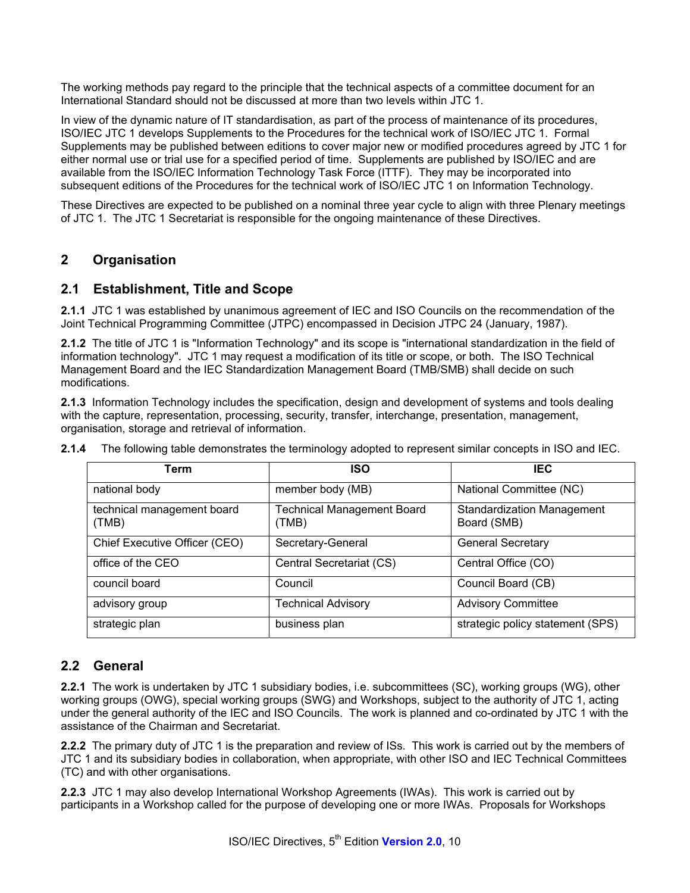The working methods pay regard to the principle that the technical aspects of a committee document for an International Standard should not be discussed at more than two levels within JTC 1.

In view of the dynamic nature of IT standardisation, as part of the process of maintenance of its procedures, ISO/IEC JTC 1 develops Supplements to the Procedures for the technical work of ISO/IEC JTC 1. Formal Supplements may be published between editions to cover major new or modified procedures agreed by JTC 1 for either normal use or trial use for a specified period of time. Supplements are published by ISO/IEC and are available from the ISO/IEC Information Technology Task Force (ITTF). They may be incorporated into subsequent editions of the Procedures for the technical work of ISO/IEC JTC 1 on Information Technology.

These Directives are expected to be published on a nominal three year cycle to align with three Plenary meetings of JTC 1. The JTC 1 Secretariat is responsible for the ongoing maintenance of these Directives.

## 2 Organisation

### 2.1 Establishment, Title and Scope

**2.1.1** JTC 1 was established by unanimous agreement of IEC and ISO Councils on the recommendation of the Joint Technical Programming Committee (JTPC) encompassed in Decision JTPC 24 (January, 1987).

**2.1.2** The title of JTC 1 is "Information Technology" and its scope is "international standardization in the field of information technology". JTC 1 may request a modification of its title or scope, or both. The ISO Technical Management Board and the IEC Standardization Management Board (TMB/SMB) shall decide on such modifications.

**2.1.3** Information Technology includes the specification, design and development of systems and tools dealing with the capture, representation, processing, security, transfer, interchange, presentation, management, organisation, storage and retrieval of information.

**2.1.4** The following table demonstrates the terminology adopted to represent similar concepts in ISO and IEC.

| Term | ISO | IEC |
|---|---|---|
| national body | member body (MB) | National Committee (NC) |
| technical management board (TMB) | Technical Management Board (TMB) | Standardization Management Board (SMB) |
| Chief Executive Officer (CEO) | Secretary-General | General Secretary |
| office of the CEO | Central Secretariat (CS) | Central Office (CO) |
| council board | Council | Council Board (CB) |
| advisory group | Technical Advisory | Advisory Committee |
| strategic plan | business plan | strategic policy statement (SPS) |

### 2.2 General

**2.2.1** The work is undertaken by JTC 1 subsidiary bodies, i.e. subcommittees (SC), working groups (WG), other working groups (OWG), special working groups (SWG) and Workshops, subject to the authority of JTC 1, acting under the general authority of the IEC and ISO Councils. The work is planned and co-ordinated by JTC 1 with the assistance of the Chairman and Secretariat.

**2.2.2** The primary duty of JTC 1 is the preparation and review of ISs. This work is carried out by the members of JTC 1 and its subsidiary bodies in collaboration, when appropriate, with other ISO and IEC Technical Committees (TC) and with other organisations.

**2.2.3** JTC 1 may also develop International Workshop Agreements (IWAs). This work is carried out by participants in a Workshop called for the purpose of developing one or more IWAs. Proposals for Workshops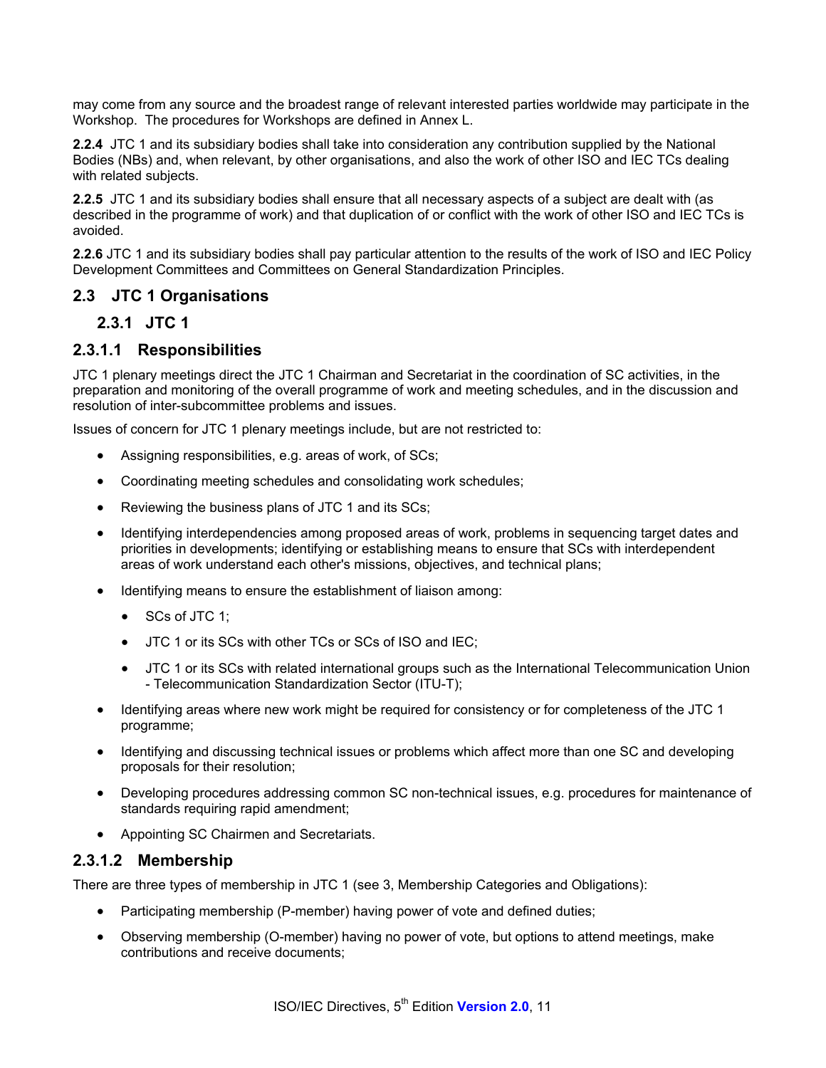may come from any source and the broadest range of relevant interested parties worldwide may participate in the Workshop. The procedures for Workshops are defined in Annex L.

**2.2.4** JTC 1 and its subsidiary bodies shall take into consideration any contribution supplied by the National Bodies (NBs) and, when relevant, by other organisations, and also the work of other ISO and IEC TCs dealing with related subjects.

**2.2.5** JTC 1 and its subsidiary bodies shall ensure that all necessary aspects of a subject are dealt with (as described in the programme of work) and that duplication of or conflict with the work of other ISO and IEC TCs is avoided.

**2.2.6** JTC 1 and its subsidiary bodies shall pay particular attention to the results of the work of ISO and IEC Policy Development Committees and Committees on General Standardization Principles.

## 2.3 JTC 1 Organisations

### 2.3.1 JTC 1

#### 2.3.1.1 Responsibilities

JTC 1 plenary meetings direct the JTC 1 Chairman and Secretariat in the coordination of SC activities, in the preparation and monitoring of the overall programme of work and meeting schedules, and in the discussion and resolution of inter-subcommittee problems and issues.

Issues of concern for JTC 1 plenary meetings include, but are not restricted to:

- Assigning responsibilities, e.g. areas of work, of SCs;
- Coordinating meeting schedules and consolidating work schedules;
- Reviewing the business plans of JTC 1 and its SCs;
- Identifying interdependencies among proposed areas of work, problems in sequencing target dates and priorities in developments; identifying or establishing means to ensure that SCs with interdependent areas of work understand each other's missions, objectives, and technical plans;
- Identifying means to ensure the establishment of liaison among:
  - SCs of JTC 1;
  - JTC 1 or its SCs with other TCs or SCs of ISO and IEC;
  - JTC 1 or its SCs with related international groups such as the International Telecommunication Union - Telecommunication Standardization Sector (ITU-T);
- Identifying areas where new work might be required for consistency or for completeness of the JTC 1 programme;
- Identifying and discussing technical issues or problems which affect more than one SC and developing proposals for their resolution;
- Developing procedures addressing common SC non-technical issues, e.g. procedures for maintenance of standards requiring rapid amendment;
- Appointing SC Chairmen and Secretariats.

#### 2.3.1.2 Membership

There are three types of membership in JTC 1 (see 3, Membership Categories and Obligations):

- Participating membership (P-member) having power of vote and defined duties;
- Observing membership (O-member) having no power of vote, but options to attend meetings, make contributions and receive documents;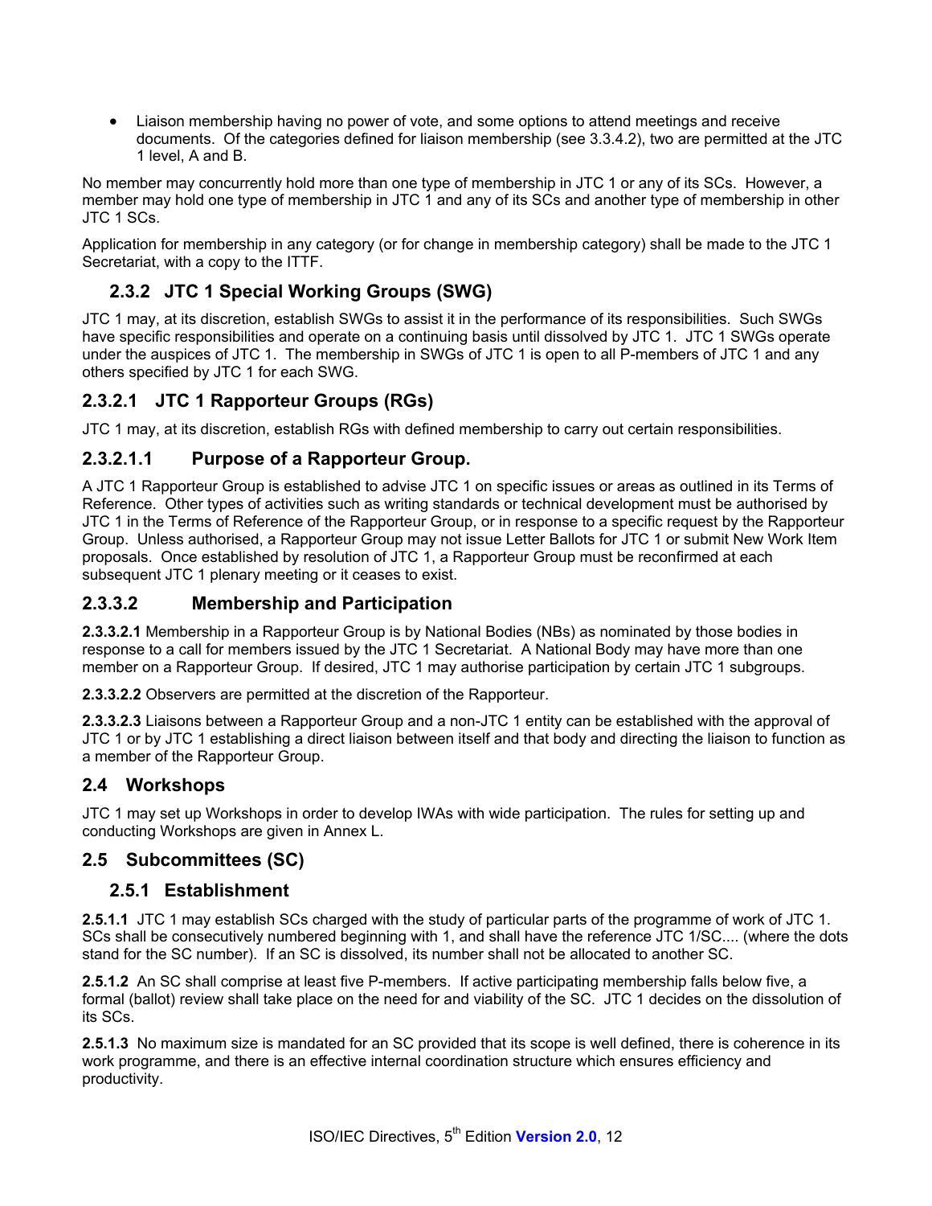- Liaison membership having no power of vote, and some options to attend meetings and receive documents. Of the categories defined for liaison membership (see 3.3.4.2), two are permitted at the JTC 1 level, A and B.

No member may concurrently hold more than one type of membership in JTC 1 or any of its SCs. However, a member may hold one type of membership in JTC 1 and any of its SCs and another type of membership in other JTC 1 SCs.

Application for membership in any category (or for change in membership category) shall be made to the JTC 1 Secretariat, with a copy to the ITTF.

### 2.3.2 JTC 1 Special Working Groups (SWG)

JTC 1 may, at its discretion, establish SWGs to assist it in the performance of its responsibilities. Such SWGs have specific responsibilities and operate on a continuing basis until dissolved by JTC 1. JTC 1 SWGs operate under the auspices of JTC 1. The membership in SWGs of JTC 1 is open to all P-members of JTC 1 and any others specified by JTC 1 for each SWG.

### 2.3.2.1 JTC 1 Rapporteur Groups (RGs)

JTC 1 may, at its discretion, establish RGs with defined membership to carry out certain responsibilities.

### 2.3.2.1.1 Purpose of a Rapporteur Group.

A JTC 1 Rapporteur Group is established to advise JTC 1 on specific issues or areas as outlined in its Terms of Reference. Other types of activities such as writing standards or technical development must be authorised by JTC 1 in the Terms of Reference of the Rapporteur Group, or in response to a specific request by the Rapporteur Group. Unless authorised, a Rapporteur Group may not issue Letter Ballots for JTC 1 or submit New Work Item proposals. Once established by resolution of JTC 1, a Rapporteur Group must be reconfirmed at each subsequent JTC 1 plenary meeting or it ceases to exist.

### 2.3.3.2 Membership and Participation

**2.3.3.2.1** Membership in a Rapporteur Group is by National Bodies (NBs) as nominated by those bodies in response to a call for members issued by the JTC 1 Secretariat. A National Body may have more than one member on a Rapporteur Group. If desired, JTC 1 may authorise participation by certain JTC 1 subgroups.

**2.3.3.2.2** Observers are permitted at the discretion of the Rapporteur.

**2.3.3.2.3** Liaisons between a Rapporteur Group and a non-JTC 1 entity can be established with the approval of JTC 1 or by JTC 1 establishing a direct liaison between itself and that body and directing the liaison to function as a member of the Rapporteur Group.

## 2.4 Workshops

JTC 1 may set up Workshops in order to develop IWAs with wide participation. The rules for setting up and conducting Workshops are given in Annex L.

## 2.5 Subcommittees (SC)

### 2.5.1 Establishment

**2.5.1.1** JTC 1 may establish SCs charged with the study of particular parts of the programme of work of JTC 1. SCs shall be consecutively numbered beginning with 1, and shall have the reference JTC 1/SC.... (where the dots stand for the SC number). If an SC is dissolved, its number shall not be allocated to another SC.

**2.5.1.2** An SC shall comprise at least five P-members. If active participating membership falls below five, a formal (ballot) review shall take place on the need for and viability of the SC. JTC 1 decides on the dissolution of its SCs.

**2.5.1.3** No maximum size is mandated for an SC provided that its scope is well defined, there is coherence in its work programme, and there is an effective internal coordination structure which ensures efficiency and productivity.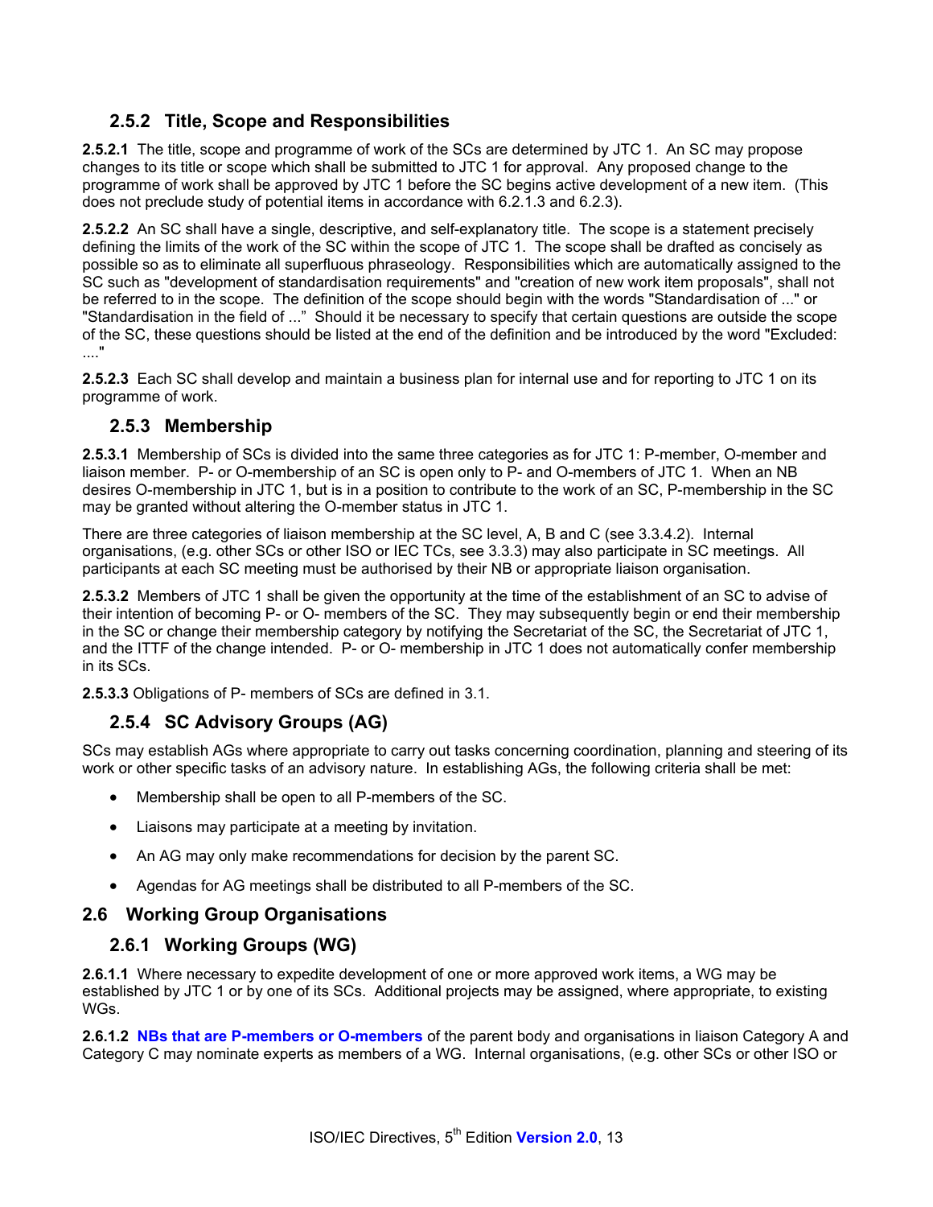### 2.5.2 Title, Scope and Responsibilities

**2.5.2.1** The title, scope and programme of work of the SCs are determined by JTC 1. An SC may propose changes to its title or scope which shall be submitted to JTC 1 for approval. Any proposed change to the programme of work shall be approved by JTC 1 before the SC begins active development of a new item. (This does not preclude study of potential items in accordance with 6.2.1.3 and 6.2.3).

**2.5.2.2** An SC shall have a single, descriptive, and self-explanatory title. The scope is a statement precisely defining the limits of the work of the SC within the scope of JTC 1. The scope shall be drafted as concisely as possible so as to eliminate all superfluous phraseology. Responsibilities which are automatically assigned to the SC such as "development of standardisation requirements" and "creation of new work item proposals", shall not be referred to in the scope. The definition of the scope should begin with the words "Standardisation of ..." or "Standardisation in the field of ..." Should it be necessary to specify that certain questions are outside the scope of the SC, these questions should be listed at the end of the definition and be introduced by the word "Excluded: ...."

**2.5.2.3** Each SC shall develop and maintain a business plan for internal use and for reporting to JTC 1 on its programme of work.

### 2.5.3 Membership

**2.5.3.1** Membership of SCs is divided into the same three categories as for JTC 1: P-member, O-member and liaison member. P- or O-membership of an SC is open only to P- and O-members of JTC 1. When an NB desires O-membership in JTC 1, but is in a position to contribute to the work of an SC, P-membership in the SC may be granted without altering the O-member status in JTC 1.

There are three categories of liaison membership at the SC level, A, B and C (see 3.3.4.2). Internal organisations, (e.g. other SCs or other ISO or IEC TCs, see 3.3.3) may also participate in SC meetings. All participants at each SC meeting must be authorised by their NB or appropriate liaison organisation.

**2.5.3.2** Members of JTC 1 shall be given the opportunity at the time of the establishment of an SC to advise of their intention of becoming P- or O- members of the SC. They may subsequently begin or end their membership in the SC or change their membership category by notifying the Secretariat of the SC, the Secretariat of JTC 1, and the ITTF of the change intended. P- or O- membership in JTC 1 does not automatically confer membership in its SCs.

**2.5.3.3** Obligations of P- members of SCs are defined in 3.1.

### 2.5.4 SC Advisory Groups (AG)

SCs may establish AGs where appropriate to carry out tasks concerning coordination, planning and steering of its work or other specific tasks of an advisory nature. In establishing AGs, the following criteria shall be met:

- Membership shall be open to all P-members of the SC.
- Liaisons may participate at a meeting by invitation.
- An AG may only make recommendations for decision by the parent SC.
- Agendas for AG meetings shall be distributed to all P-members of the SC.

## 2.6 Working Group Organisations

### 2.6.1 Working Groups (WG)

**2.6.1.1** Where necessary to expedite development of one or more approved work items, a WG may be established by JTC 1 or by one of its SCs. Additional projects may be assigned, where appropriate, to existing WGs.

**2.6.1.2** **NBs that are P-members or O-members** of the parent body and organisations in liaison Category A and Category C may nominate experts as members of a WG. Internal organisations, (e.g. other SCs or other ISO or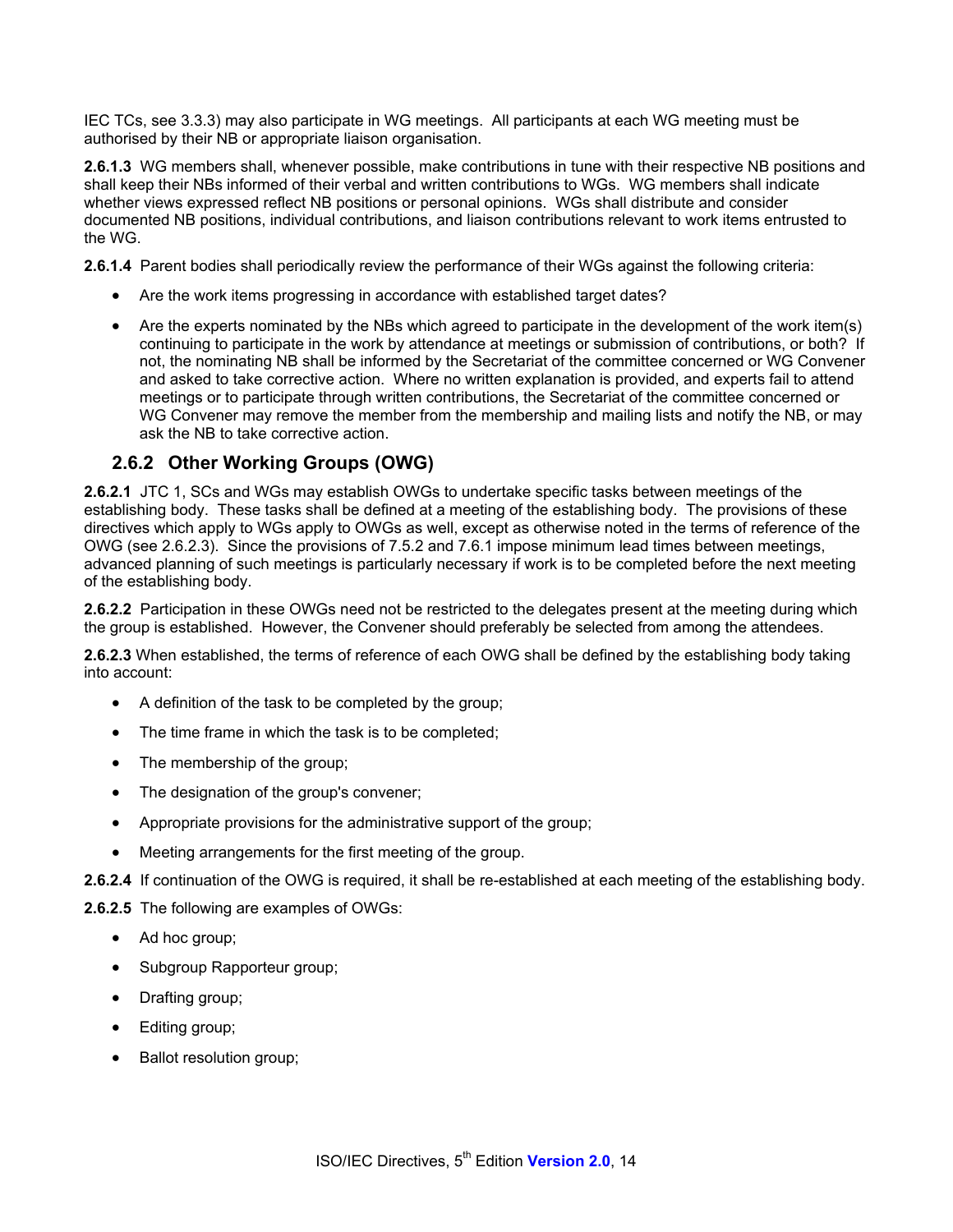IEC TCs, see 3.3.3) may also participate in WG meetings. All participants at each WG meeting must be authorised by their NB or appropriate liaison organisation.

**2.6.1.3** WG members shall, whenever possible, make contributions in tune with their respective NB positions and shall keep their NBs informed of their verbal and written contributions to WGs. WG members shall indicate whether views expressed reflect NB positions or personal opinions. WGs shall distribute and consider documented NB positions, individual contributions, and liaison contributions relevant to work items entrusted to the WG.

**2.6.1.4** Parent bodies shall periodically review the performance of their WGs against the following criteria:

- Are the work items progressing in accordance with established target dates?
- Are the experts nominated by the NBs which agreed to participate in the development of the work item(s) continuing to participate in the work by attendance at meetings or submission of contributions, or both? If not, the nominating NB shall be informed by the Secretariat of the committee concerned or WG Convener and asked to take corrective action. Where no written explanation is provided, and experts fail to attend meetings or to participate through written contributions, the Secretariat of the committee concerned or WG Convener may remove the member from the membership and mailing lists and notify the NB, or may ask the NB to take corrective action.

### 2.6.2 Other Working Groups (OWG)

**2.6.2.1** JTC 1, SCs and WGs may establish OWGs to undertake specific tasks between meetings of the establishing body. These tasks shall be defined at a meeting of the establishing body. The provisions of these directives which apply to WGs apply to OWGs as well, except as otherwise noted in the terms of reference of the OWG (see 2.6.2.3). Since the provisions of 7.5.2 and 7.6.1 impose minimum lead times between meetings, advanced planning of such meetings is particularly necessary if work is to be completed before the next meeting of the establishing body.

**2.6.2.2** Participation in these OWGs need not be restricted to the delegates present at the meeting during which the group is established. However, the Convener should preferably be selected from among the attendees.

**2.6.2.3** When established, the terms of reference of each OWG shall be defined by the establishing body taking into account:

- A definition of the task to be completed by the group;
- The time frame in which the task is to be completed;
- The membership of the group;
- The designation of the group's convener;
- Appropriate provisions for the administrative support of the group;
- Meeting arrangements for the first meeting of the group.

**2.6.2.4** If continuation of the OWG is required, it shall be re-established at each meeting of the establishing body.

**2.6.2.5** The following are examples of OWGs:

- Ad hoc group;
- Subgroup Rapporteur group;
- Drafting group;
- Editing group;
- Ballot resolution group;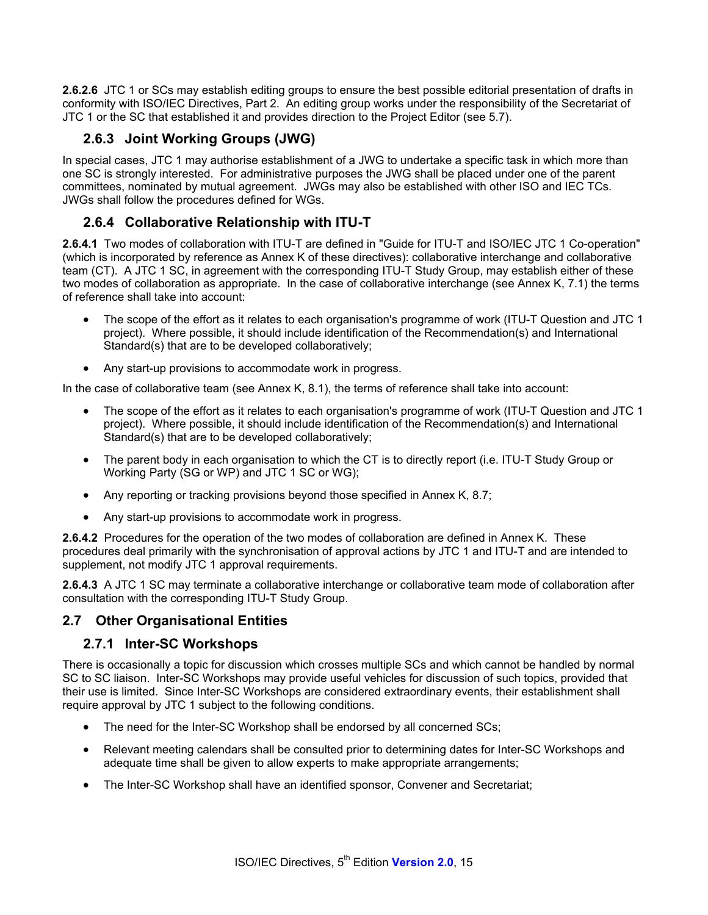**2.6.2.6** JTC 1 or SCs may establish editing groups to ensure the best possible editorial presentation of drafts in conformity with ISO/IEC Directives, Part 2. An editing group works under the responsibility of the Secretariat of JTC 1 or the SC that established it and provides direction to the Project Editor (see 5.7).

### 2.6.3 Joint Working Groups (JWG)

In special cases, JTC 1 may authorise establishment of a JWG to undertake a specific task in which more than one SC is strongly interested. For administrative purposes the JWG shall be placed under one of the parent committees, nominated by mutual agreement. JWGs may also be established with other ISO and IEC TCs. JWGs shall follow the procedures defined for WGs.

### 2.6.4 Collaborative Relationship with ITU-T

**2.6.4.1** Two modes of collaboration with ITU-T are defined in "Guide for ITU-T and ISO/IEC JTC 1 Co-operation" (which is incorporated by reference as Annex K of these directives): collaborative interchange and collaborative team (CT). A JTC 1 SC, in agreement with the corresponding ITU-T Study Group, may establish either of these two modes of collaboration as appropriate. In the case of collaborative interchange (see Annex K, 7.1) the terms of reference shall take into account:

- The scope of the effort as it relates to each organisation's programme of work (ITU-T Question and JTC 1 project). Where possible, it should include identification of the Recommendation(s) and International Standard(s) that are to be developed collaboratively;
- Any start-up provisions to accommodate work in progress.

In the case of collaborative team (see Annex K, 8.1), the terms of reference shall take into account:

- The scope of the effort as it relates to each organisation's programme of work (ITU-T Question and JTC 1 project). Where possible, it should include identification of the Recommendation(s) and International Standard(s) that are to be developed collaboratively;
- The parent body in each organisation to which the CT is to directly report (i.e. ITU-T Study Group or Working Party (SG or WP) and JTC 1 SC or WG);
- Any reporting or tracking provisions beyond those specified in Annex K, 8.7;
- Any start-up provisions to accommodate work in progress.

**2.6.4.2** Procedures for the operation of the two modes of collaboration are defined in Annex K. These procedures deal primarily with the synchronisation of approval actions by JTC 1 and ITU-T and are intended to supplement, not modify JTC 1 approval requirements.

**2.6.4.3** A JTC 1 SC may terminate a collaborative interchange or collaborative team mode of collaboration after consultation with the corresponding ITU-T Study Group.

## 2.7 Other Organisational Entities

### 2.7.1 Inter-SC Workshops

There is occasionally a topic for discussion which crosses multiple SCs and which cannot be handled by normal SC to SC liaison. Inter-SC Workshops may provide useful vehicles for discussion of such topics, provided that their use is limited. Since Inter-SC Workshops are considered extraordinary events, their establishment shall require approval by JTC 1 subject to the following conditions.

- The need for the Inter-SC Workshop shall be endorsed by all concerned SCs;
- Relevant meeting calendars shall be consulted prior to determining dates for Inter-SC Workshops and adequate time shall be given to allow experts to make appropriate arrangements;
- The Inter-SC Workshop shall have an identified sponsor, Convener and Secretariat;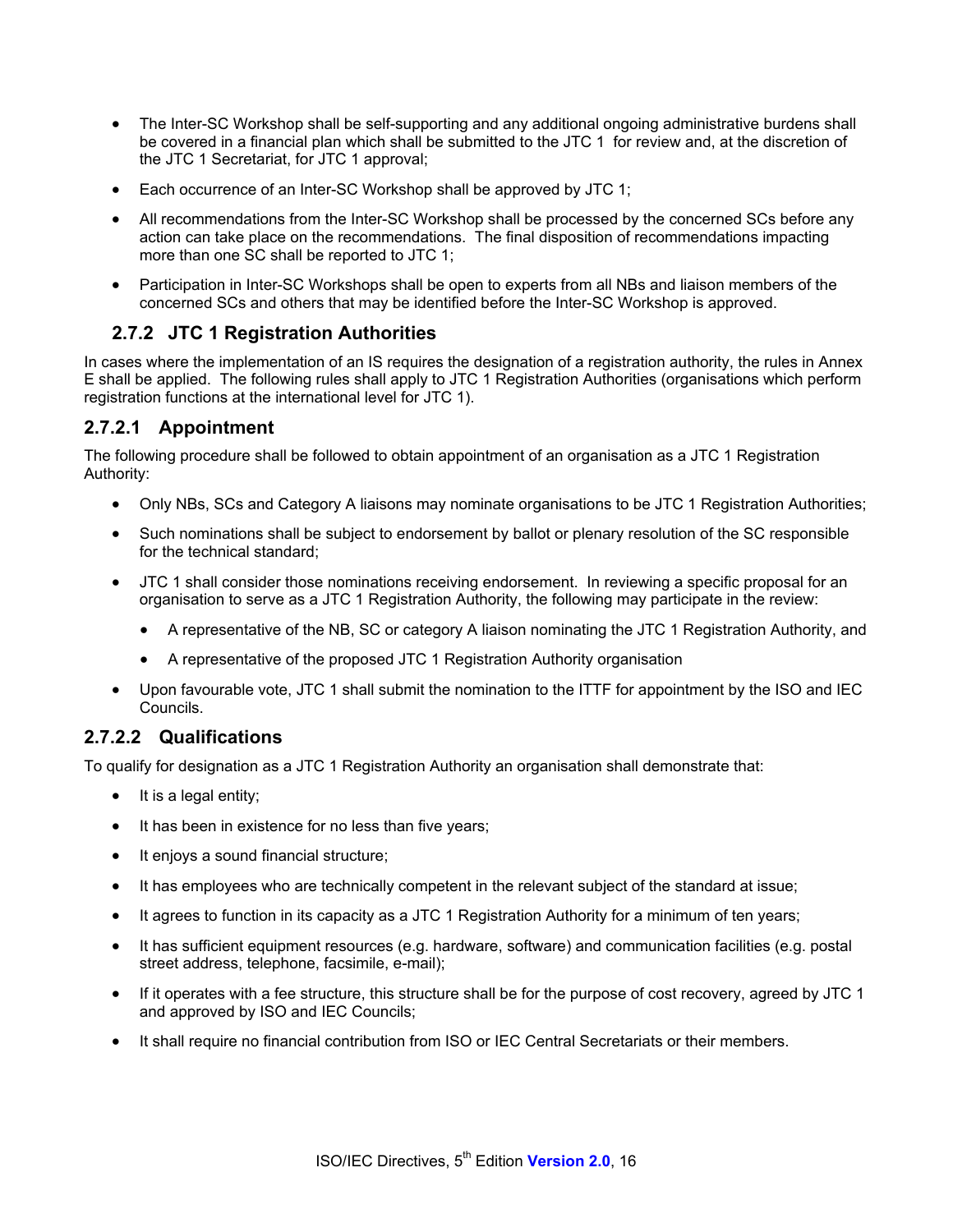- The Inter-SC Workshop shall be self-supporting and any additional ongoing administrative burdens shall be covered in a financial plan which shall be submitted to the JTC 1 for review and, at the discretion of the JTC 1 Secretariat, for JTC 1 approval;
- Each occurrence of an Inter-SC Workshop shall be approved by JTC 1;
- All recommendations from the Inter-SC Workshop shall be processed by the concerned SCs before any action can take place on the recommendations. The final disposition of recommendations impacting more than one SC shall be reported to JTC 1;
- Participation in Inter-SC Workshops shall be open to experts from all NBs and liaison members of the concerned SCs and others that may be identified before the Inter-SC Workshop is approved.

### 2.7.2 JTC 1 Registration Authorities

In cases where the implementation of an IS requires the designation of a registration authority, the rules in Annex E shall be applied. The following rules shall apply to JTC 1 Registration Authorities (organisations which perform registration functions at the international level for JTC 1).

#### 2.7.2.1 Appointment

The following procedure shall be followed to obtain appointment of an organisation as a JTC 1 Registration Authority:

- Only NBs, SCs and Category A liaisons may nominate organisations to be JTC 1 Registration Authorities;
- Such nominations shall be subject to endorsement by ballot or plenary resolution of the SC responsible for the technical standard;
- JTC 1 shall consider those nominations receiving endorsement. In reviewing a specific proposal for an organisation to serve as a JTC 1 Registration Authority, the following may participate in the review:
  - A representative of the NB, SC or category A liaison nominating the JTC 1 Registration Authority, and
  - A representative of the proposed JTC 1 Registration Authority organisation
- Upon favourable vote, JTC 1 shall submit the nomination to the ITTF for appointment by the ISO and IEC Councils.

#### 2.7.2.2 Qualifications

To qualify for designation as a JTC 1 Registration Authority an organisation shall demonstrate that:

- It is a legal entity;
- It has been in existence for no less than five years;
- It enjoys a sound financial structure;
- It has employees who are technically competent in the relevant subject of the standard at issue;
- It agrees to function in its capacity as a JTC 1 Registration Authority for a minimum of ten years;
- It has sufficient equipment resources (e.g. hardware, software) and communication facilities (e.g. postal street address, telephone, facsimile, e-mail);
- If it operates with a fee structure, this structure shall be for the purpose of cost recovery, agreed by JTC 1 and approved by ISO and IEC Councils;
- It shall require no financial contribution from ISO or IEC Central Secretariats or their members.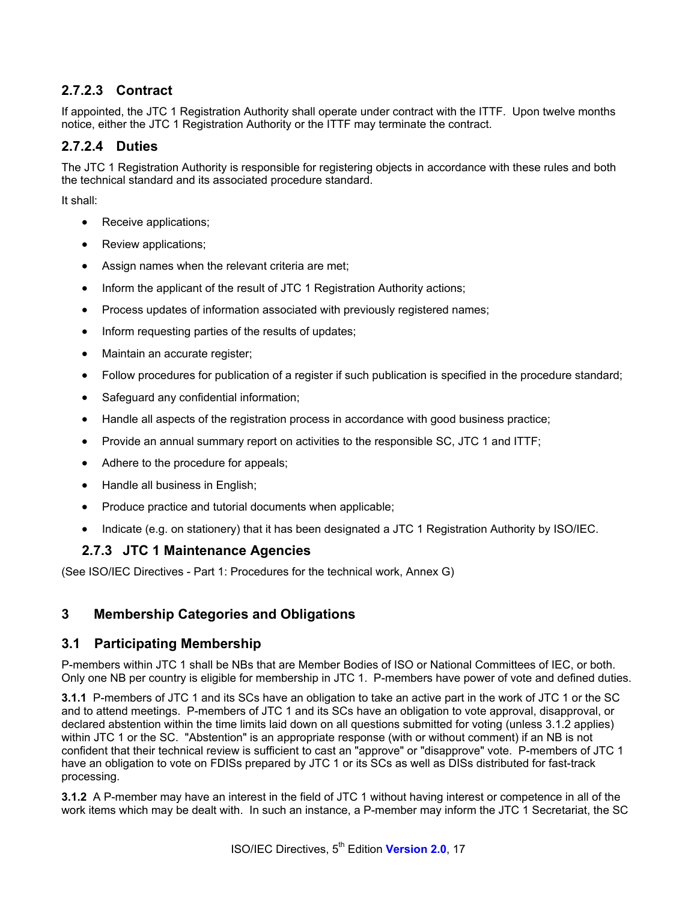#### 2.7.2.3 Contract

If appointed, the JTC 1 Registration Authority shall operate under contract with the ITTF. Upon twelve months notice, either the JTC 1 Registration Authority or the ITTF may terminate the contract.

#### 2.7.2.4 Duties

The JTC 1 Registration Authority is responsible for registering objects in accordance with these rules and both the technical standard and its associated procedure standard.

It shall:

- Receive applications;
- Review applications;
- Assign names when the relevant criteria are met;
- Inform the applicant of the result of JTC 1 Registration Authority actions;
- Process updates of information associated with previously registered names;
- Inform requesting parties of the results of updates;
- Maintain an accurate register;
- Follow procedures for publication of a register if such publication is specified in the procedure standard;
- Safeguard any confidential information;
- Handle all aspects of the registration process in accordance with good business practice;
- Provide an annual summary report on activities to the responsible SC, JTC 1 and ITTF;
- Adhere to the procedure for appeals;
- Handle all business in English;
- Produce practice and tutorial documents when applicable;
- Indicate (e.g. on stationery) that it has been designated a JTC 1 Registration Authority by ISO/IEC.

### 2.7.3 JTC 1 Maintenance Agencies

(See ISO/IEC Directives - Part 1: Procedures for the technical work, Annex G)

## 3 Membership Categories and Obligations

### 3.1 Participating Membership

P-members within JTC 1 shall be NBs that are Member Bodies of ISO or National Committees of IEC, or both. Only one NB per country is eligible for membership in JTC 1. P-members have power of vote and defined duties.

**3.1.1** P-members of JTC 1 and its SCs have an obligation to take an active part in the work of JTC 1 or the SC and to attend meetings. P-members of JTC 1 and its SCs have an obligation to vote approval, disapproval, or declared abstention within the time limits laid down on all questions submitted for voting (unless 3.1.2 applies) within JTC 1 or the SC. "Abstention" is an appropriate response (with or without comment) if an NB is not confident that their technical review is sufficient to cast an "approve" or "disapprove" vote. P-members of JTC 1 have an obligation to vote on FDISs prepared by JTC 1 or its SCs as well as DISs distributed for fast-track processing.

**3.1.2** A P-member may have an interest in the field of JTC 1 without having interest or competence in all of the work items which may be dealt with. In such an instance, a P-member may inform the JTC 1 Secretariat, the SC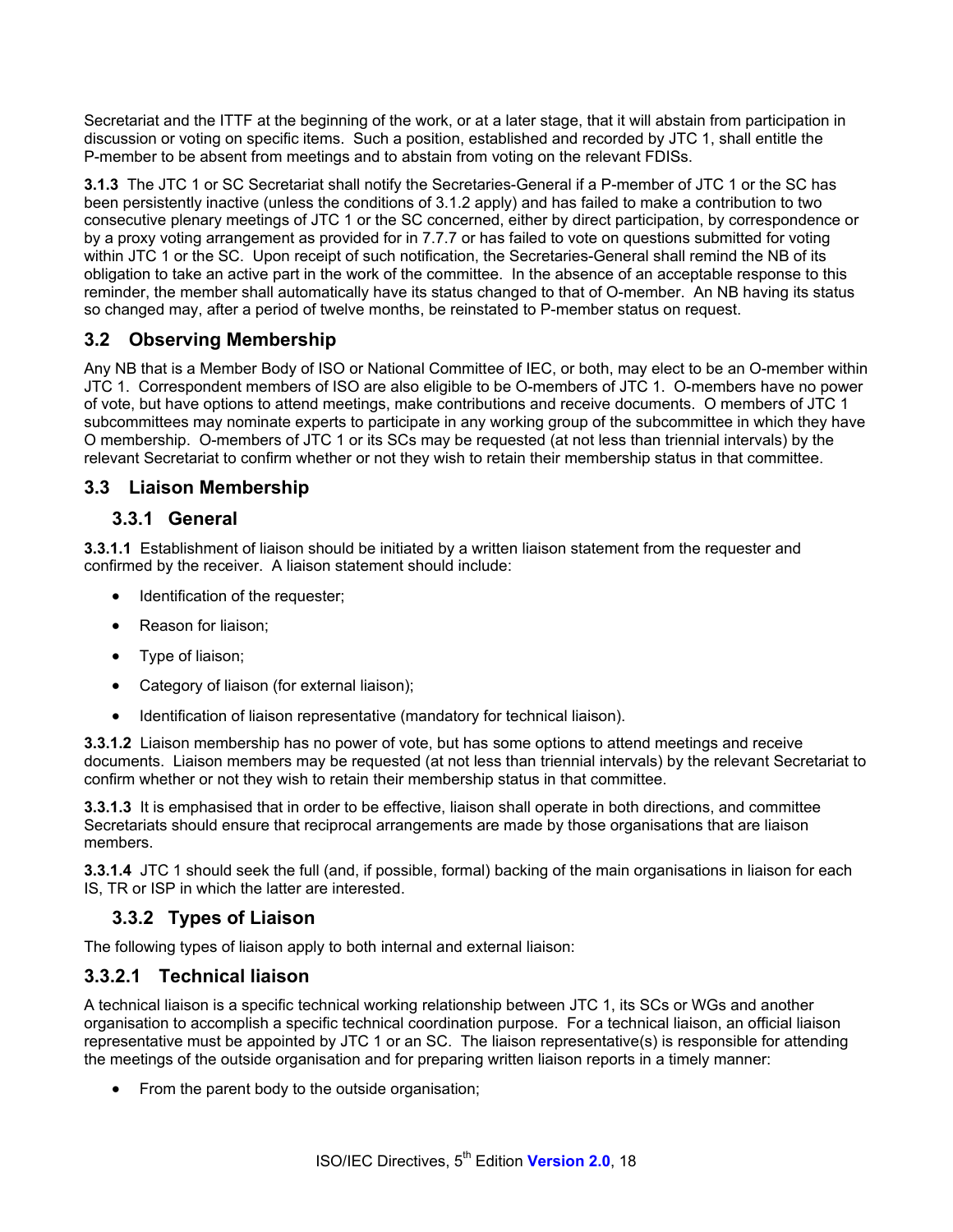Secretariat and the ITTF at the beginning of the work, or at a later stage, that it will abstain from participation in discussion or voting on specific items. Such a position, established and recorded by JTC 1, shall entitle the P-member to be absent from meetings and to abstain from voting on the relevant FDISs.

**3.1.3** The JTC 1 or SC Secretariat shall notify the Secretaries-General if a P-member of JTC 1 or the SC has been persistently inactive (unless the conditions of 3.1.2 apply) and has failed to make a contribution to two consecutive plenary meetings of JTC 1 or the SC concerned, either by direct participation, by correspondence or by a proxy voting arrangement as provided for in 7.7.7 or has failed to vote on questions submitted for voting within JTC 1 or the SC. Upon receipt of such notification, the Secretaries-General shall remind the NB of its obligation to take an active part in the work of the committee. In the absence of an acceptable response to this reminder, the member shall automatically have its status changed to that of O-member. An NB having its status so changed may, after a period of twelve months, be reinstated to P-member status on request.

## 3.2 Observing Membership

Any NB that is a Member Body of ISO or National Committee of IEC, or both, may elect to be an O-member within JTC 1. Correspondent members of ISO are also eligible to be O-members of JTC 1. O-members have no power of vote, but have options to attend meetings, make contributions and receive documents. O members of JTC 1 subcommittees may nominate experts to participate in any working group of the subcommittee in which they have O membership. O-members of JTC 1 or its SCs may be requested (at not less than triennial intervals) by the relevant Secretariat to confirm whether or not they wish to retain their membership status in that committee.

## 3.3 Liaison Membership

### 3.3.1 General

**3.3.1.1** Establishment of liaison should be initiated by a written liaison statement from the requester and confirmed by the receiver. A liaison statement should include:

- Identification of the requester;
- Reason for liaison;
- Type of liaison;
- Category of liaison (for external liaison);
- Identification of liaison representative (mandatory for technical liaison).

**3.3.1.2** Liaison membership has no power of vote, but has some options to attend meetings and receive documents. Liaison members may be requested (at not less than triennial intervals) by the relevant Secretariat to confirm whether or not they wish to retain their membership status in that committee.

**3.3.1.3** It is emphasised that in order to be effective, liaison shall operate in both directions, and committee Secretariats should ensure that reciprocal arrangements are made by those organisations that are liaison members.

**3.3.1.4** JTC 1 should seek the full (and, if possible, formal) backing of the main organisations in liaison for each IS, TR or ISP in which the latter are interested.

### 3.3.2 Types of Liaison

The following types of liaison apply to both internal and external liaison:

### 3.3.2.1 Technical liaison

A technical liaison is a specific technical working relationship between JTC 1, its SCs or WGs and another organisation to accomplish a specific technical coordination purpose. For a technical liaison, an official liaison representative must be appointed by JTC 1 or an SC. The liaison representative(s) is responsible for attending the meetings of the outside organisation and for preparing written liaison reports in a timely manner:

- From the parent body to the outside organisation;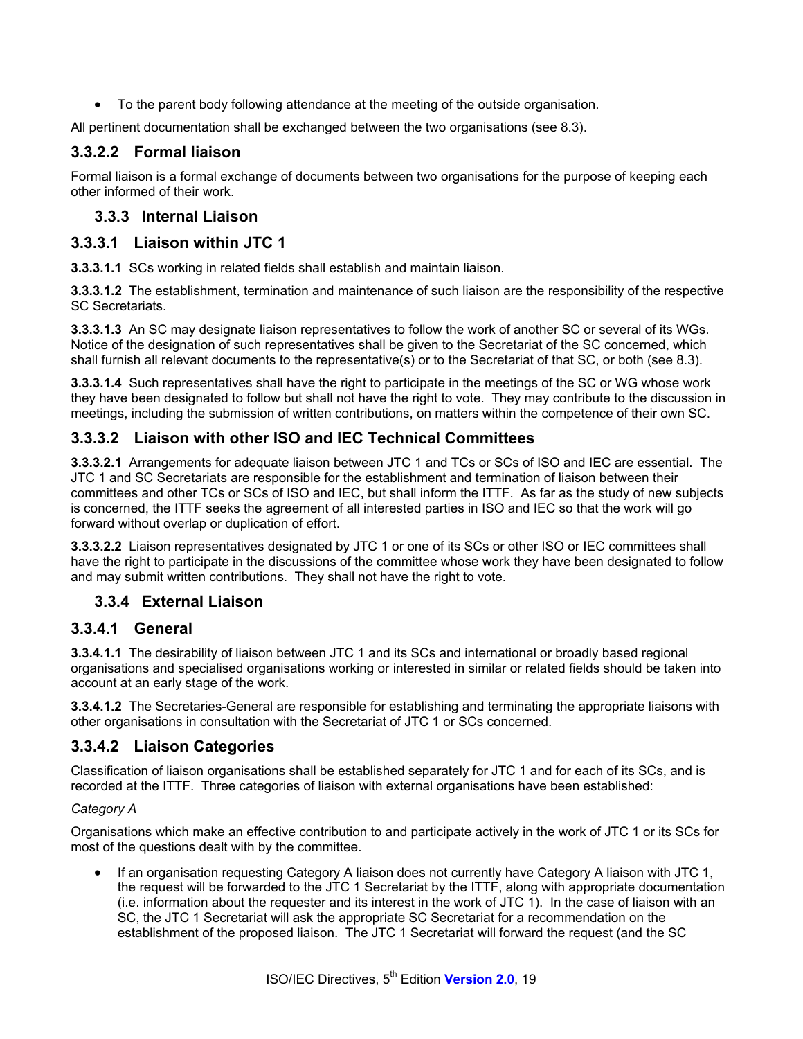- To the parent body following attendance at the meeting of the outside organisation.

All pertinent documentation shall be exchanged between the two organisations (see 8.3).

### 3.3.2.2 Formal liaison

Formal liaison is a formal exchange of documents between two organisations for the purpose of keeping each other informed of their work.

## 3.3.3 Internal Liaison

### 3.3.3.1 Liaison within JTC 1

**3.3.3.1.1** SCs working in related fields shall establish and maintain liaison.

**3.3.3.1.2** The establishment, termination and maintenance of such liaison are the responsibility of the respective SC Secretariats.

**3.3.3.1.3** An SC may designate liaison representatives to follow the work of another SC or several of its WGs. Notice of the designation of such representatives shall be given to the Secretariat of the SC concerned, which shall furnish all relevant documents to the representative(s) or to the Secretariat of that SC, or both (see 8.3).

**3.3.3.1.4** Such representatives shall have the right to participate in the meetings of the SC or WG whose work they have been designated to follow but shall not have the right to vote. They may contribute to the discussion in meetings, including the submission of written contributions, on matters within the competence of their own SC.

### 3.3.3.2 Liaison with other ISO and IEC Technical Committees

**3.3.3.2.1** Arrangements for adequate liaison between JTC 1 and TCs or SCs of ISO and IEC are essential. The JTC 1 and SC Secretariats are responsible for the establishment and termination of liaison between their committees and other TCs or SCs of ISO and IEC, but shall inform the ITTF. As far as the study of new subjects is concerned, the ITTF seeks the agreement of all interested parties in ISO and IEC so that the work will go forward without overlap or duplication of effort.

**3.3.3.2.2** Liaison representatives designated by JTC 1 or one of its SCs or other ISO or IEC committees shall have the right to participate in the discussions of the committee whose work they have been designated to follow and may submit written contributions. They shall not have the right to vote.

## 3.3.4 External Liaison

### 3.3.4.1 General

**3.3.4.1.1** The desirability of liaison between JTC 1 and its SCs and international or broadly based regional organisations and specialised organisations working or interested in similar or related fields should be taken into account at an early stage of the work.

**3.3.4.1.2** The Secretaries-General are responsible for establishing and terminating the appropriate liaisons with other organisations in consultation with the Secretariat of JTC 1 or SCs concerned.

### 3.3.4.2 Liaison Categories

Classification of liaison organisations shall be established separately for JTC 1 and for each of its SCs, and is recorded at the ITTF. Three categories of liaison with external organisations have been established:

*Category A*

Organisations which make an effective contribution to and participate actively in the work of JTC 1 or its SCs for most of the questions dealt with by the committee.

- If an organisation requesting Category A liaison does not currently have Category A liaison with JTC 1, the request will be forwarded to the JTC 1 Secretariat by the ITTF, along with appropriate documentation (i.e. information about the requester and its interest in the work of JTC 1). In the case of liaison with an SC, the JTC 1 Secretariat will ask the appropriate SC Secretariat for a recommendation on the establishment of the proposed liaison. The JTC 1 Secretariat will forward the request (and the SC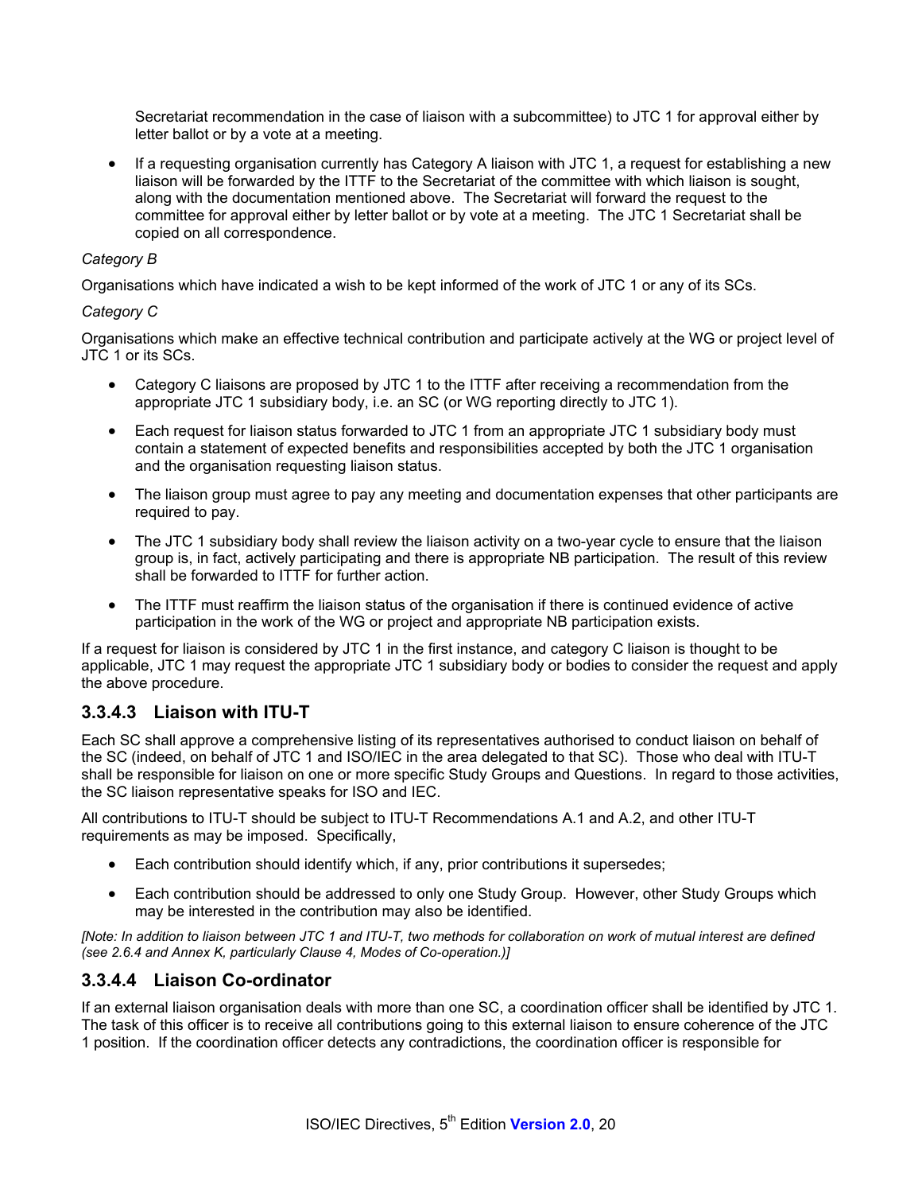Secretariat recommendation in the case of liaison with a subcommittee) to JTC 1 for approval either by letter ballot or by a vote at a meeting.

- If a requesting organisation currently has Category A liaison with JTC 1, a request for establishing a new liaison will be forwarded by the ITTF to the Secretariat of the committee with which liaison is sought, along with the documentation mentioned above. The Secretariat will forward the request to the committee for approval either by letter ballot or by vote at a meeting. The JTC 1 Secretariat shall be copied on all correspondence.

*Category B*

Organisations which have indicated a wish to be kept informed of the work of JTC 1 or any of its SCs.

*Category C*

Organisations which make an effective technical contribution and participate actively at the WG or project level of JTC 1 or its SCs.

- Category C liaisons are proposed by JTC 1 to the ITTF after receiving a recommendation from the appropriate JTC 1 subsidiary body, i.e. an SC (or WG reporting directly to JTC 1).
- Each request for liaison status forwarded to JTC 1 from an appropriate JTC 1 subsidiary body must contain a statement of expected benefits and responsibilities accepted by both the JTC 1 organisation and the organisation requesting liaison status.
- The liaison group must agree to pay any meeting and documentation expenses that other participants are required to pay.
- The JTC 1 subsidiary body shall review the liaison activity on a two-year cycle to ensure that the liaison group is, in fact, actively participating and there is appropriate NB participation. The result of this review shall be forwarded to ITTF for further action.
- The ITTF must reaffirm the liaison status of the organisation if there is continued evidence of active participation in the work of the WG or project and appropriate NB participation exists.

If a request for liaison is considered by JTC 1 in the first instance, and category C liaison is thought to be applicable, JTC 1 may request the appropriate JTC 1 subsidiary body or bodies to consider the request and apply the above procedure.

### 3.3.4.3 Liaison with ITU-T

Each SC shall approve a comprehensive listing of its representatives authorised to conduct liaison on behalf of the SC (indeed, on behalf of JTC 1 and ISO/IEC in the area delegated to that SC). Those who deal with ITU-T shall be responsible for liaison on one or more specific Study Groups and Questions. In regard to those activities, the SC liaison representative speaks for ISO and IEC.

All contributions to ITU-T should be subject to ITU-T Recommendations A.1 and A.2, and other ITU-T requirements as may be imposed. Specifically,

- Each contribution should identify which, if any, prior contributions it supersedes;
- Each contribution should be addressed to only one Study Group. However, other Study Groups which may be interested in the contribution may also be identified.

*[Note: In addition to liaison between JTC 1 and ITU-T, two methods for collaboration on work of mutual interest are defined (see 2.6.4 and Annex K, particularly Clause 4, Modes of Co-operation.)]*

### 3.3.4.4 Liaison Co-ordinator

If an external liaison organisation deals with more than one SC, a coordination officer shall be identified by JTC 1. The task of this officer is to receive all contributions going to this external liaison to ensure coherence of the JTC 1 position. If the coordination officer detects any contradictions, the coordination officer is responsible for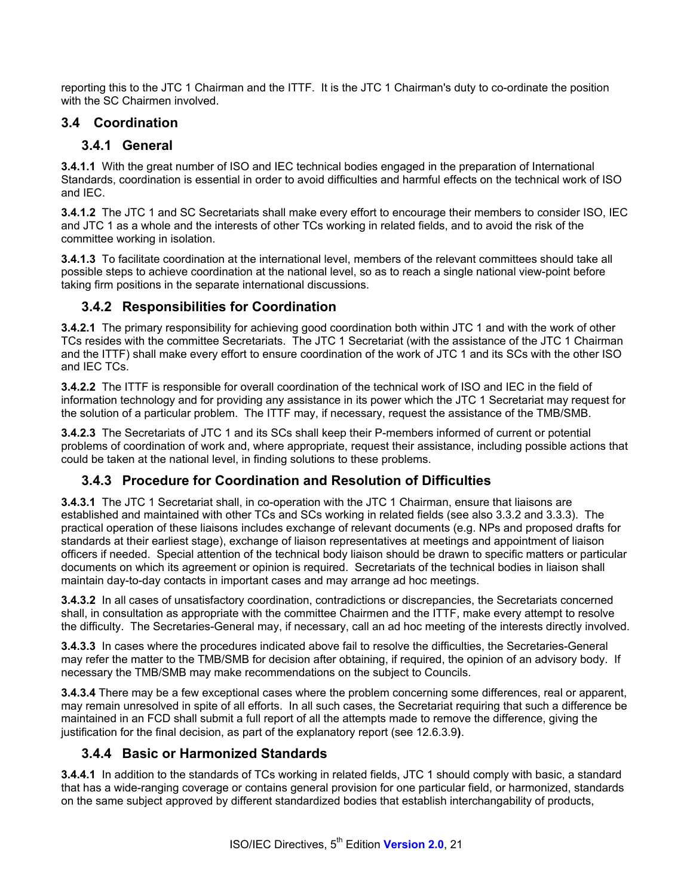reporting this to the JTC 1 Chairman and the ITTF. It is the JTC 1 Chairman's duty to co-ordinate the position with the SC Chairmen involved.

## 3.4 Coordination

### 3.4.1 General

**3.4.1.1** With the great number of ISO and IEC technical bodies engaged in the preparation of International Standards, coordination is essential in order to avoid difficulties and harmful effects on the technical work of ISO and IEC.

**3.4.1.2** The JTC 1 and SC Secretariats shall make every effort to encourage their members to consider ISO, IEC and JTC 1 as a whole and the interests of other TCs working in related fields, and to avoid the risk of the committee working in isolation.

**3.4.1.3** To facilitate coordination at the international level, members of the relevant committees should take all possible steps to achieve coordination at the national level, so as to reach a single national view-point before taking firm positions in the separate international discussions.

### 3.4.2 Responsibilities for Coordination

**3.4.2.1** The primary responsibility for achieving good coordination both within JTC 1 and with the work of other TCs resides with the committee Secretariats. The JTC 1 Secretariat (with the assistance of the JTC 1 Chairman and the ITTF) shall make every effort to ensure coordination of the work of JTC 1 and its SCs with the other ISO and IEC TCs.

**3.4.2.2** The ITTF is responsible for overall coordination of the technical work of ISO and IEC in the field of information technology and for providing any assistance in its power which the JTC 1 Secretariat may request for the solution of a particular problem. The ITTF may, if necessary, request the assistance of the TMB/SMB.

**3.4.2.3** The Secretariats of JTC 1 and its SCs shall keep their P-members informed of current or potential problems of coordination of work and, where appropriate, request their assistance, including possible actions that could be taken at the national level, in finding solutions to these problems.

### 3.4.3 Procedure for Coordination and Resolution of Difficulties

**3.4.3.1** The JTC 1 Secretariat shall, in co-operation with the JTC 1 Chairman, ensure that liaisons are established and maintained with other TCs and SCs working in related fields (see also 3.3.2 and 3.3.3). The practical operation of these liaisons includes exchange of relevant documents (e.g. NPs and proposed drafts for standards at their earliest stage), exchange of liaison representatives at meetings and appointment of liaison officers if needed. Special attention of the technical body liaison should be drawn to specific matters or particular documents on which its agreement or opinion is required. Secretariats of the technical bodies in liaison shall maintain day-to-day contacts in important cases and may arrange ad hoc meetings.

**3.4.3.2** In all cases of unsatisfactory coordination, contradictions or discrepancies, the Secretariats concerned shall, in consultation as appropriate with the committee Chairmen and the ITTF, make every attempt to resolve the difficulty. The Secretaries-General may, if necessary, call an ad hoc meeting of the interests directly involved.

**3.4.3.3** In cases where the procedures indicated above fail to resolve the difficulties, the Secretaries-General may refer the matter to the TMB/SMB for decision after obtaining, if required, the opinion of an advisory body. If necessary the TMB/SMB may make recommendations on the subject to Councils.

**3.4.3.4** There may be a few exceptional cases where the problem concerning some differences, real or apparent, may remain unresolved in spite of all efforts. In all such cases, the Secretariat requiring that such a difference be maintained in an FCD shall submit a full report of all the attempts made to remove the difference, giving the justification for the final decision, as part of the explanatory report (see 12.6.3.9**)**.

### 3.4.4 Basic or Harmonized Standards

**3.4.4.1** In addition to the standards of TCs working in related fields, JTC 1 should comply with basic, a standard that has a wide-ranging coverage or contains general provision for one particular field, or harmonized, standards on the same subject approved by different standardized bodies that establish interchangability of products,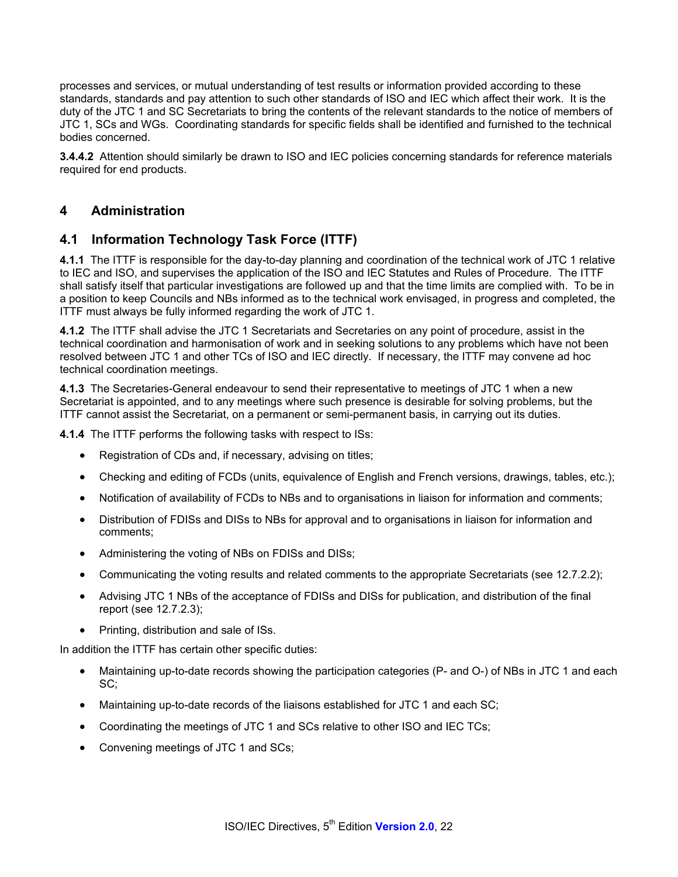processes and services, or mutual understanding of test results or information provided according to these standards, standards and pay attention to such other standards of ISO and IEC which affect their work. It is the duty of the JTC 1 and SC Secretariats to bring the contents of the relevant standards to the notice of members of JTC 1, SCs and WGs. Coordinating standards for specific fields shall be identified and furnished to the technical bodies concerned.

**3.4.4.2** Attention should similarly be drawn to ISO and IEC policies concerning standards for reference materials required for end products.

# 4 Administration

## 4.1 Information Technology Task Force (ITTF)

**4.1.1** The ITTF is responsible for the day-to-day planning and coordination of the technical work of JTC 1 relative to IEC and ISO, and supervises the application of the ISO and IEC Statutes and Rules of Procedure. The ITTF shall satisfy itself that particular investigations are followed up and that the time limits are complied with. To be in a position to keep Councils and NBs informed as to the technical work envisaged, in progress and completed, the ITTF must always be fully informed regarding the work of JTC 1.

**4.1.2** The ITTF shall advise the JTC 1 Secretariats and Secretaries on any point of procedure, assist in the technical coordination and harmonisation of work and in seeking solutions to any problems which have not been resolved between JTC 1 and other TCs of ISO and IEC directly. If necessary, the ITTF may convene ad hoc technical coordination meetings.

**4.1.3** The Secretaries-General endeavour to send their representative to meetings of JTC 1 when a new Secretariat is appointed, and to any meetings where such presence is desirable for solving problems, but the ITTF cannot assist the Secretariat, on a permanent or semi-permanent basis, in carrying out its duties.

**4.1.4** The ITTF performs the following tasks with respect to ISs:

- Registration of CDs and, if necessary, advising on titles;
- Checking and editing of FCDs (units, equivalence of English and French versions, drawings, tables, etc.);
- Notification of availability of FCDs to NBs and to organisations in liaison for information and comments;
- Distribution of FDISs and DISs to NBs for approval and to organisations in liaison for information and comments;
- Administering the voting of NBs on FDISs and DISs;
- Communicating the voting results and related comments to the appropriate Secretariats (see 12.7.2.2);
- Advising JTC 1 NBs of the acceptance of FDISs and DISs for publication, and distribution of the final report (see 12.7.2.3);
- Printing, distribution and sale of ISs.

In addition the ITTF has certain other specific duties:

- Maintaining up-to-date records showing the participation categories (P- and O-) of NBs in JTC 1 and each SC;
- Maintaining up-to-date records of the liaisons established for JTC 1 and each SC;
- Coordinating the meetings of JTC 1 and SCs relative to other ISO and IEC TCs;
- Convening meetings of JTC 1 and SCs;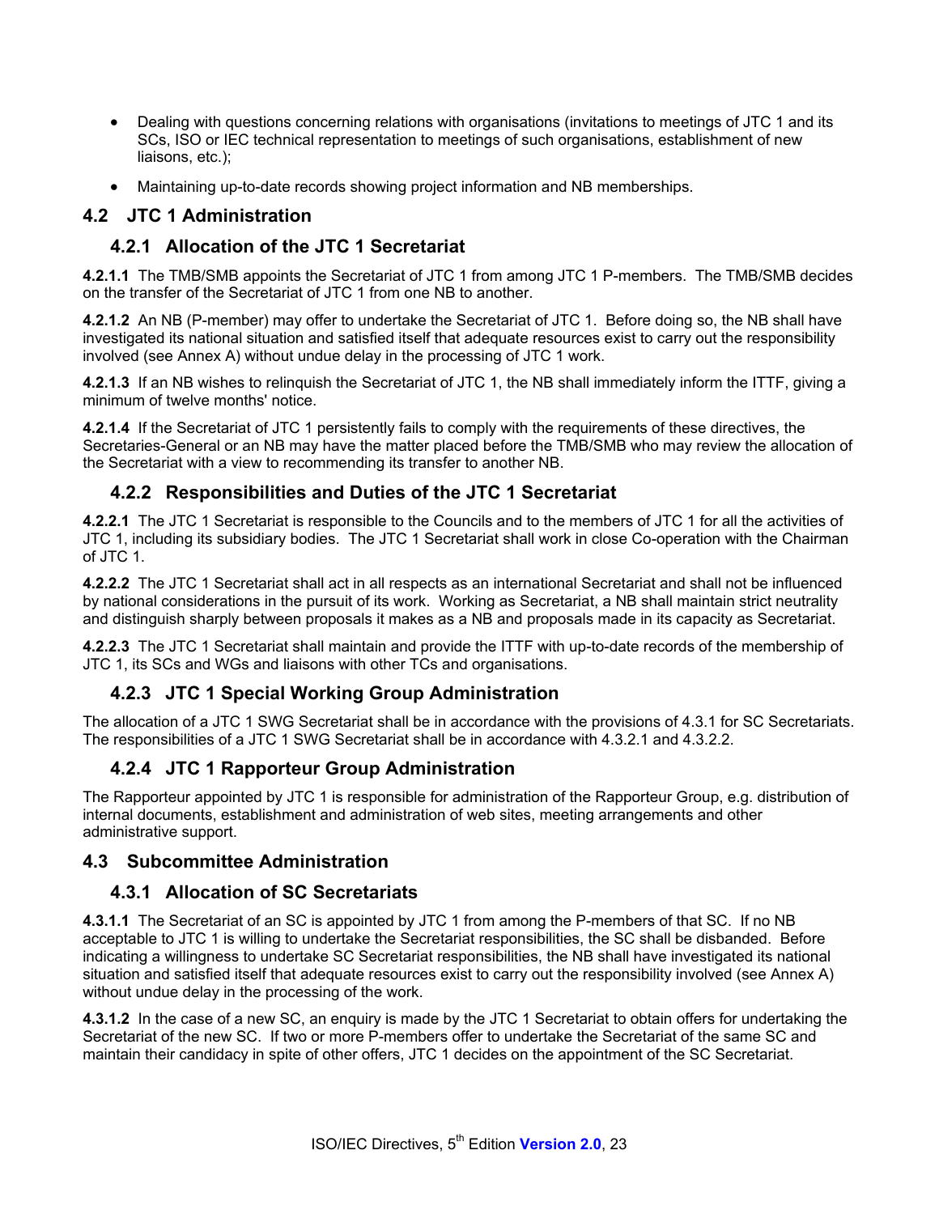- Dealing with questions concerning relations with organisations (invitations to meetings of JTC 1 and its SCs, ISO or IEC technical representation to meetings of such organisations, establishment of new liaisons, etc.);

- Maintaining up-to-date records showing project information and NB memberships.

## 4.2 JTC 1 Administration

### 4.2.1 Allocation of the JTC 1 Secretariat

**4.2.1.1** The TMB/SMB appoints the Secretariat of JTC 1 from among JTC 1 P-members. The TMB/SMB decides on the transfer of the Secretariat of JTC 1 from one NB to another.

**4.2.1.2** An NB (P-member) may offer to undertake the Secretariat of JTC 1. Before doing so, the NB shall have investigated its national situation and satisfied itself that adequate resources exist to carry out the responsibility involved (see Annex A) without undue delay in the processing of JTC 1 work.

**4.2.1.3** If an NB wishes to relinquish the Secretariat of JTC 1, the NB shall immediately inform the ITTF, giving a minimum of twelve months' notice.

**4.2.1.4** If the Secretariat of JTC 1 persistently fails to comply with the requirements of these directives, the Secretaries-General or an NB may have the matter placed before the TMB/SMB who may review the allocation of the Secretariat with a view to recommending its transfer to another NB.

### 4.2.2 Responsibilities and Duties of the JTC 1 Secretariat

**4.2.2.1** The JTC 1 Secretariat is responsible to the Councils and to the members of JTC 1 for all the activities of JTC 1, including its subsidiary bodies. The JTC 1 Secretariat shall work in close Co-operation with the Chairman of JTC 1.

**4.2.2.2** The JTC 1 Secretariat shall act in all respects as an international Secretariat and shall not be influenced by national considerations in the pursuit of its work. Working as Secretariat, a NB shall maintain strict neutrality and distinguish sharply between proposals it makes as a NB and proposals made in its capacity as Secretariat.

**4.2.2.3** The JTC 1 Secretariat shall maintain and provide the ITTF with up-to-date records of the membership of JTC 1, its SCs and WGs and liaisons with other TCs and organisations.

### 4.2.3 JTC 1 Special Working Group Administration

The allocation of a JTC 1 SWG Secretariat shall be in accordance with the provisions of 4.3.1 for SC Secretariats. The responsibilities of a JTC 1 SWG Secretariat shall be in accordance with 4.3.2.1 and 4.3.2.2.

### 4.2.4 JTC 1 Rapporteur Group Administration

The Rapporteur appointed by JTC 1 is responsible for administration of the Rapporteur Group, e.g. distribution of internal documents, establishment and administration of web sites, meeting arrangements and other administrative support.

## 4.3 Subcommittee Administration

### 4.3.1 Allocation of SC Secretariats

**4.3.1.1** The Secretariat of an SC is appointed by JTC 1 from among the P-members of that SC. If no NB acceptable to JTC 1 is willing to undertake the Secretariat responsibilities, the SC shall be disbanded. Before indicating a willingness to undertake SC Secretariat responsibilities, the NB shall have investigated its national situation and satisfied itself that adequate resources exist to carry out the responsibility involved (see Annex A) without undue delay in the processing of the work.

**4.3.1.2** In the case of a new SC, an enquiry is made by the JTC 1 Secretariat to obtain offers for undertaking the Secretariat of the new SC. If two or more P-members offer to undertake the Secretariat of the same SC and maintain their candidacy in spite of other offers, JTC 1 decides on the appointment of the SC Secretariat.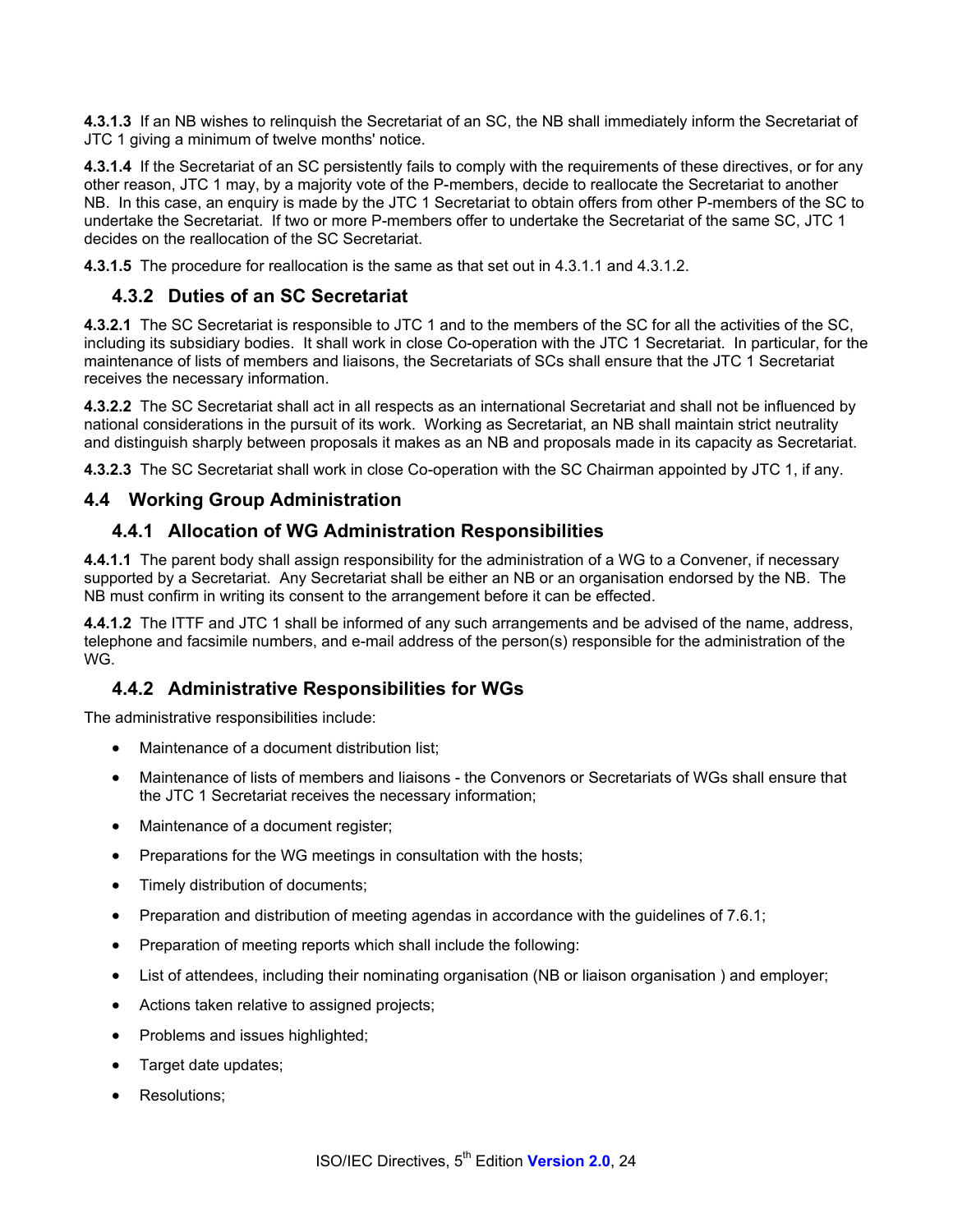**4.3.1.3** If an NB wishes to relinquish the Secretariat of an SC, the NB shall immediately inform the Secretariat of JTC 1 giving a minimum of twelve months' notice.

**4.3.1.4** If the Secretariat of an SC persistently fails to comply with the requirements of these directives, or for any other reason, JTC 1 may, by a majority vote of the P-members, decide to reallocate the Secretariat to another NB. In this case, an enquiry is made by the JTC 1 Secretariat to obtain offers from other P-members of the SC to undertake the Secretariat. If two or more P-members offer to undertake the Secretariat of the same SC, JTC 1 decides on the reallocation of the SC Secretariat.

**4.3.1.5** The procedure for reallocation is the same as that set out in 4.3.1.1 and 4.3.1.2.

### 4.3.2 Duties of an SC Secretariat

**4.3.2.1** The SC Secretariat is responsible to JTC 1 and to the members of the SC for all the activities of the SC, including its subsidiary bodies. It shall work in close Co-operation with the JTC 1 Secretariat. In particular, for the maintenance of lists of members and liaisons, the Secretariats of SCs shall ensure that the JTC 1 Secretariat receives the necessary information.

**4.3.2.2** The SC Secretariat shall act in all respects as an international Secretariat and shall not be influenced by national considerations in the pursuit of its work. Working as Secretariat, an NB shall maintain strict neutrality and distinguish sharply between proposals it makes as an NB and proposals made in its capacity as Secretariat.

**4.3.2.3** The SC Secretariat shall work in close Co-operation with the SC Chairman appointed by JTC 1, if any.

## 4.4 Working Group Administration

### 4.4.1 Allocation of WG Administration Responsibilities

**4.4.1.1** The parent body shall assign responsibility for the administration of a WG to a Convener, if necessary supported by a Secretariat. Any Secretariat shall be either an NB or an organisation endorsed by the NB. The NB must confirm in writing its consent to the arrangement before it can be effected.

**4.4.1.2** The ITTF and JTC 1 shall be informed of any such arrangements and be advised of the name, address, telephone and facsimile numbers, and e-mail address of the person(s) responsible for the administration of the WG.

### 4.4.2 Administrative Responsibilities for WGs

The administrative responsibilities include:

- Maintenance of a document distribution list;
- Maintenance of lists of members and liaisons - the Convenors or Secretariats of WGs shall ensure that the JTC 1 Secretariat receives the necessary information;
- Maintenance of a document register;
- Preparations for the WG meetings in consultation with the hosts;
- Timely distribution of documents;
- Preparation and distribution of meeting agendas in accordance with the guidelines of 7.6.1;
- Preparation of meeting reports which shall include the following:
- List of attendees, including their nominating organisation (NB or liaison organisation ) and employer;
- Actions taken relative to assigned projects;
- Problems and issues highlighted;
- Target date updates;
- Resolutions;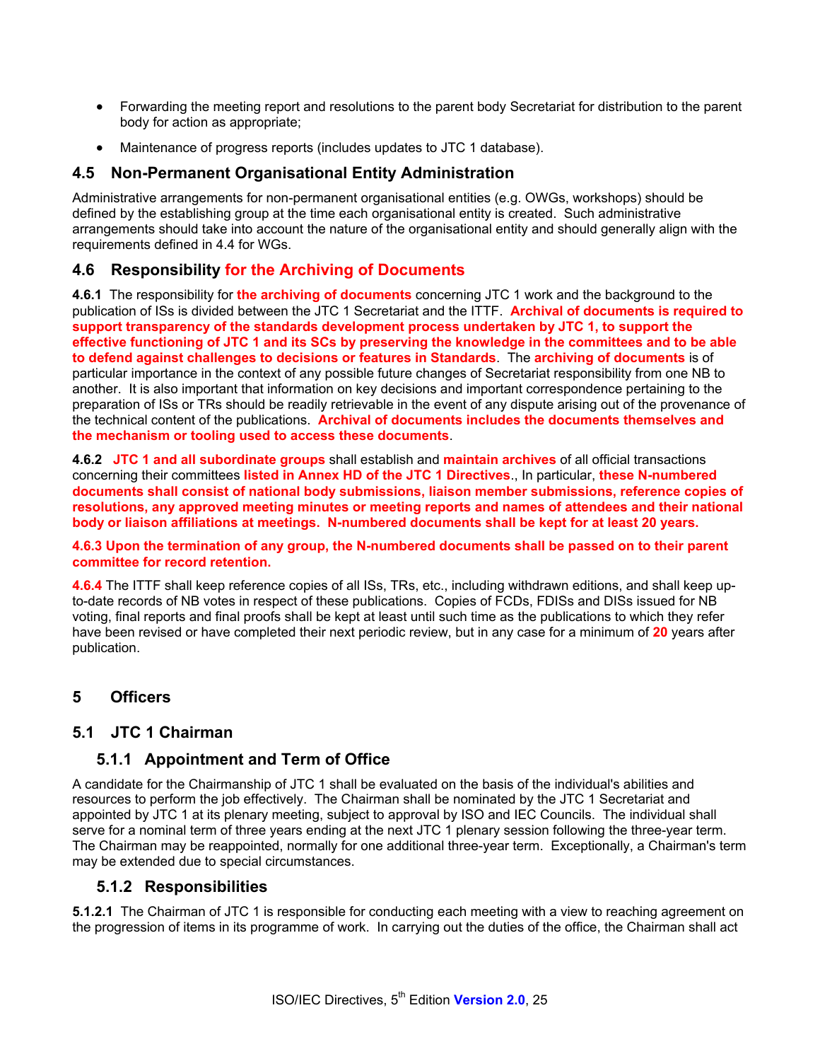- Forwarding the meeting report and resolutions to the parent body Secretariat for distribution to the parent body for action as appropriate;
- Maintenance of progress reports (includes updates to JTC 1 database).

## 4.5 Non-Permanent Organisational Entity Administration

Administrative arrangements for non-permanent organisational entities (e.g. OWGs, workshops) should be defined by the establishing group at the time each organisational entity is created. Such administrative arrangements should take into account the nature of the organisational entity and should generally align with the requirements defined in 4.4 for WGs.

## 4.6 Responsibility for the Archiving of Documents

**4.6.1** The responsibility for the archiving of documents concerning JTC 1 work and the background to the publication of ISs is divided between the JTC 1 Secretariat and the ITTF. **Archival of documents is required to support transparency of the standards development process undertaken by JTC 1, to support the effective functioning of JTC 1 and its SCs by preserving the knowledge in the committees and to be able to defend against challenges to decisions or features in Standards**. The archiving of documents is of particular importance in the context of any possible future changes of Secretariat responsibility from one NB to another. It is also important that information on key decisions and important correspondence pertaining to the preparation of ISs or TRs should be readily retrievable in the event of any dispute arising out of the provenance of the technical content of the publications. **Archival of documents includes the documents themselves and the mechanism or tooling used to access these documents**.

**4.6.2** **JTC 1 and all subordinate groups** shall establish and **maintain archives** of all official transactions concerning their committees **listed in Annex HD of the JTC 1 Directives**., In particular, **these N-numbered documents shall consist of national body submissions, liaison member submissions, reference copies of resolutions, any approved meeting minutes or meeting reports and names of attendees and their national body or liaison affiliations at meetings. N-numbered documents shall be kept for at least 20 years.**

**4.6.3 Upon the termination of any group, the N-numbered documents shall be passed on to their parent committee for record retention.**

**4.6.4** The ITTF shall keep reference copies of all ISs, TRs, etc., including withdrawn editions, and shall keep up-to-date records of NB votes in respect of these publications. Copies of FCDs, FDISs and DISs issued for NB voting, final reports and final proofs shall be kept at least until such time as the publications to which they refer have been revised or have completed their next periodic review, but in any case for a minimum of **20** years after publication.

# 5 Officers

## 5.1 JTC 1 Chairman

### 5.1.1 Appointment and Term of Office

A candidate for the Chairmanship of JTC 1 shall be evaluated on the basis of the individual's abilities and resources to perform the job effectively. The Chairman shall be nominated by the JTC 1 Secretariat and appointed by JTC 1 at its plenary meeting, subject to approval by ISO and IEC Councils. The individual shall serve for a nominal term of three years ending at the next JTC 1 plenary session following the three-year term. The Chairman may be reappointed, normally for one additional three-year term. Exceptionally, a Chairman's term may be extended due to special circumstances.

### 5.1.2 Responsibilities

**5.1.2.1** The Chairman of JTC 1 is responsible for conducting each meeting with a view to reaching agreement on the progression of items in its programme of work. In carrying out the duties of the office, the Chairman shall act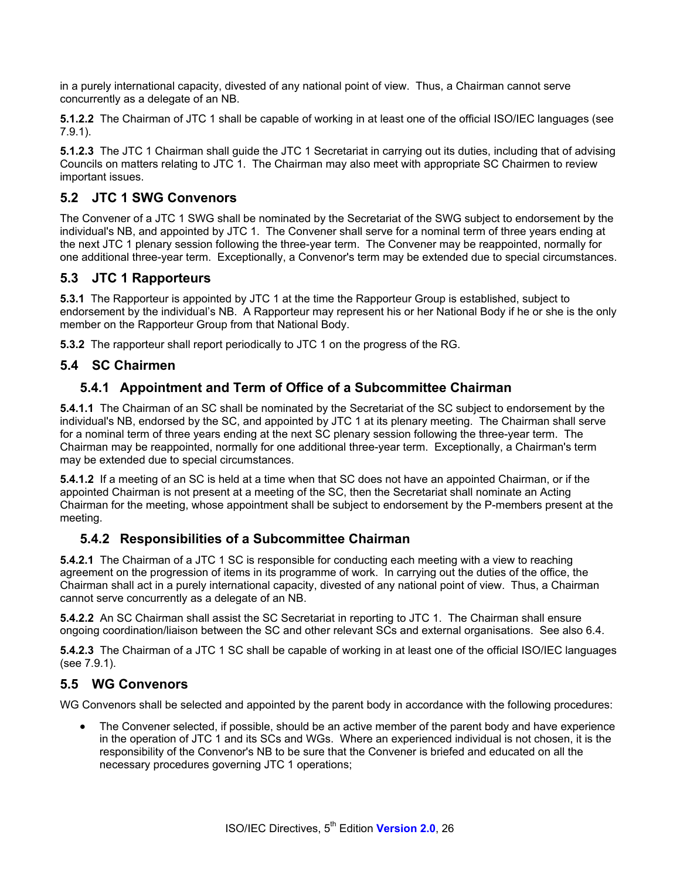in a purely international capacity, divested of any national point of view. Thus, a Chairman cannot serve concurrently as a delegate of an NB.

**5.1.2.2** The Chairman of JTC 1 shall be capable of working in at least one of the official ISO/IEC languages (see 7.9.1).

**5.1.2.3** The JTC 1 Chairman shall guide the JTC 1 Secretariat in carrying out its duties, including that of advising Councils on matters relating to JTC 1. The Chairman may also meet with appropriate SC Chairmen to review important issues.

## 5.2 JTC 1 SWG Convenors

The Convener of a JTC 1 SWG shall be nominated by the Secretariat of the SWG subject to endorsement by the individual's NB, and appointed by JTC 1. The Convener shall serve for a nominal term of three years ending at the next JTC 1 plenary session following the three-year term. The Convener may be reappointed, normally for one additional three-year term. Exceptionally, a Convenor's term may be extended due to special circumstances.

## 5.3 JTC 1 Rapporteurs

**5.3.1** The Rapporteur is appointed by JTC 1 at the time the Rapporteur Group is established, subject to endorsement by the individual's NB. A Rapporteur may represent his or her National Body if he or she is the only member on the Rapporteur Group from that National Body.

**5.3.2** The rapporteur shall report periodically to JTC 1 on the progress of the RG.

## 5.4 SC Chairmen

### 5.4.1 Appointment and Term of Office of a Subcommittee Chairman

**5.4.1.1** The Chairman of an SC shall be nominated by the Secretariat of the SC subject to endorsement by the individual's NB, endorsed by the SC, and appointed by JTC 1 at its plenary meeting. The Chairman shall serve for a nominal term of three years ending at the next SC plenary session following the three-year term. The Chairman may be reappointed, normally for one additional three-year term. Exceptionally, a Chairman's term may be extended due to special circumstances.

**5.4.1.2** If a meeting of an SC is held at a time when that SC does not have an appointed Chairman, or if the appointed Chairman is not present at a meeting of the SC, then the Secretariat shall nominate an Acting Chairman for the meeting, whose appointment shall be subject to endorsement by the P-members present at the meeting.

### 5.4.2 Responsibilities of a Subcommittee Chairman

**5.4.2.1** The Chairman of a JTC 1 SC is responsible for conducting each meeting with a view to reaching agreement on the progression of items in its programme of work. In carrying out the duties of the office, the Chairman shall act in a purely international capacity, divested of any national point of view. Thus, a Chairman cannot serve concurrently as a delegate of an NB.

**5.4.2.2** An SC Chairman shall assist the SC Secretariat in reporting to JTC 1. The Chairman shall ensure ongoing coordination/liaison between the SC and other relevant SCs and external organisations. See also 6.4.

**5.4.2.3** The Chairman of a JTC 1 SC shall be capable of working in at least one of the official ISO/IEC languages (see 7.9.1).

## 5.5 WG Convenors

WG Convenors shall be selected and appointed by the parent body in accordance with the following procedures:

- The Convener selected, if possible, should be an active member of the parent body and have experience in the operation of JTC 1 and its SCs and WGs. Where an experienced individual is not chosen, it is the responsibility of the Convenor's NB to be sure that the Convener is briefed and educated on all the necessary procedures governing JTC 1 operations;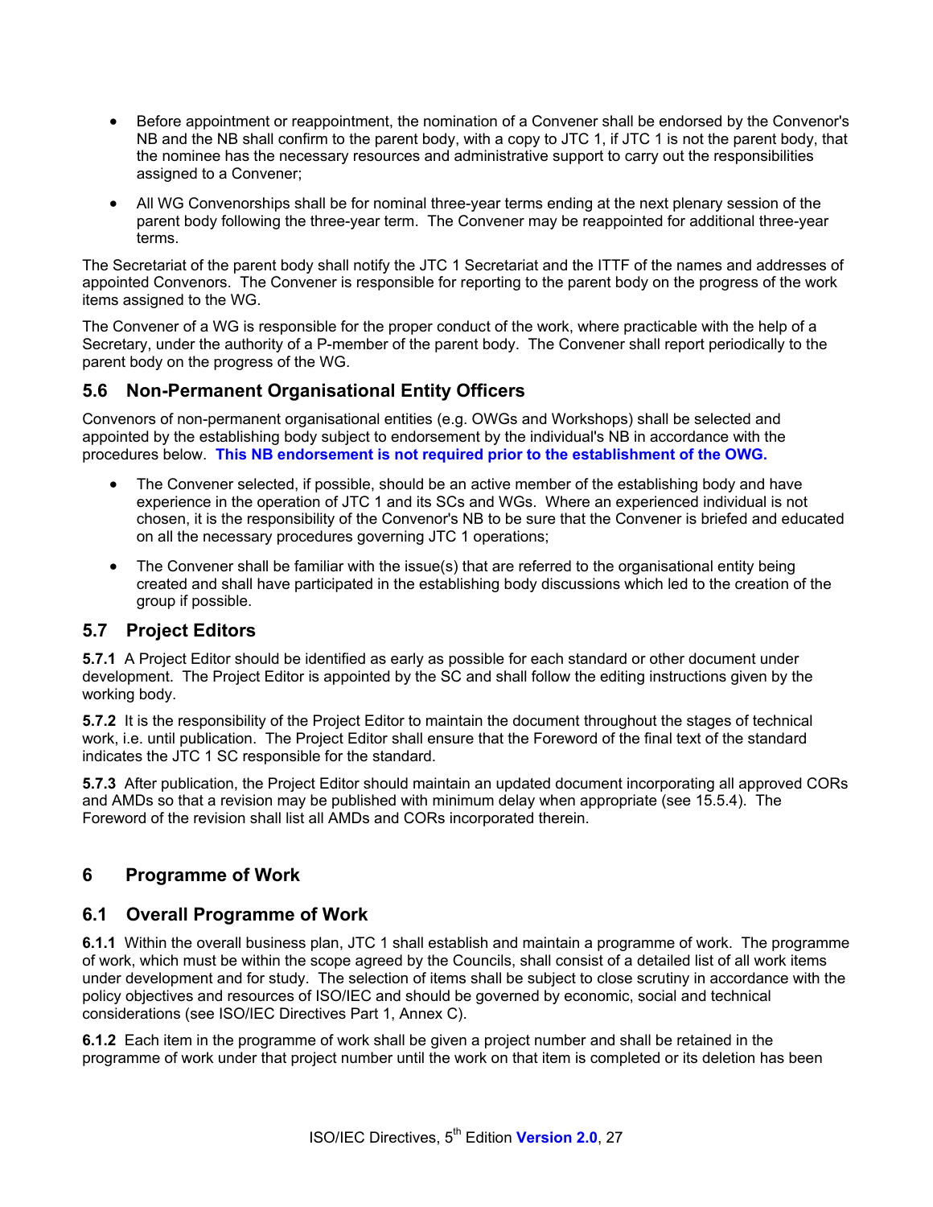- Before appointment or reappointment, the nomination of a Convener shall be endorsed by the Convenor's NB and the NB shall confirm to the parent body, with a copy to JTC 1, if JTC 1 is not the parent body, that the nominee has the necessary resources and administrative support to carry out the responsibilities assigned to a Convener;

- All WG Convenorships shall be for nominal three-year terms ending at the next plenary session of the parent body following the three-year term. The Convener may be reappointed for additional three-year terms.

The Secretariat of the parent body shall notify the JTC 1 Secretariat and the ITTF of the names and addresses of appointed Convenors. The Convener is responsible for reporting to the parent body on the progress of the work items assigned to the WG.

The Convener of a WG is responsible for the proper conduct of the work, where practicable with the help of a Secretary, under the authority of a P-member of the parent body. The Convener shall report periodically to the parent body on the progress of the WG.

## 5.6 Non-Permanent Organisational Entity Officers

Convenors of non-permanent organisational entities (e.g. OWGs and Workshops) shall be selected and appointed by the establishing body subject to endorsement by the individual's NB in accordance with the procedures below. **This NB endorsement is not required prior to the establishment of the OWG.**

- The Convener selected, if possible, should be an active member of the establishing body and have experience in the operation of JTC 1 and its SCs and WGs. Where an experienced individual is not chosen, it is the responsibility of the Convenor's NB to be sure that the Convener is briefed and educated on all the necessary procedures governing JTC 1 operations;

- The Convener shall be familiar with the issue(s) that are referred to the organisational entity being created and shall have participated in the establishing body discussions which led to the creation of the group if possible.

## 5.7 Project Editors

**5.7.1** A Project Editor should be identified as early as possible for each standard or other document under development. The Project Editor is appointed by the SC and shall follow the editing instructions given by the working body.

**5.7.2** It is the responsibility of the Project Editor to maintain the document throughout the stages of technical work, i.e. until publication. The Project Editor shall ensure that the Foreword of the final text of the standard indicates the JTC 1 SC responsible for the standard.

**5.7.3** After publication, the Project Editor should maintain an updated document incorporating all approved CORs and AMDs so that a revision may be published with minimum delay when appropriate (see 15.5.4). The Foreword of the revision shall list all AMDs and CORs incorporated therein.

# 6 Programme of Work

## 6.1 Overall Programme of Work

**6.1.1** Within the overall business plan, JTC 1 shall establish and maintain a programme of work. The programme of work, which must be within the scope agreed by the Councils, shall consist of a detailed list of all work items under development and for study. The selection of items shall be subject to close scrutiny in accordance with the policy objectives and resources of ISO/IEC and should be governed by economic, social and technical considerations (see ISO/IEC Directives Part 1, Annex C).

**6.1.2** Each item in the programme of work shall be given a project number and shall be retained in the programme of work under that project number until the work on that item is completed or its deletion has been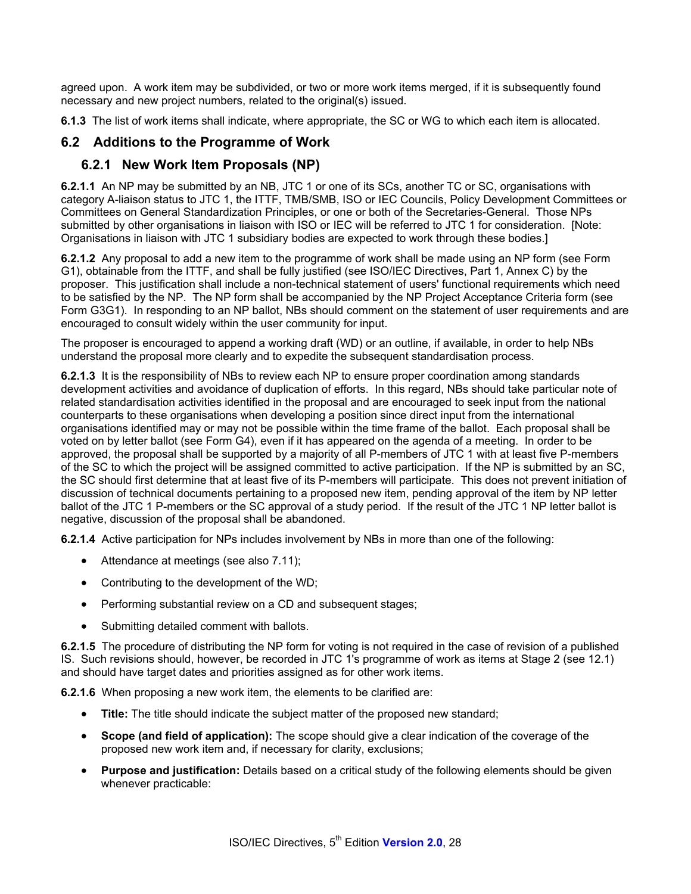agreed upon. A work item may be subdivided, or two or more work items merged, if it is subsequently found necessary and new project numbers, related to the original(s) issued.

**6.1.3** The list of work items shall indicate, where appropriate, the SC or WG to which each item is allocated.

## 6.2 Additions to the Programme of Work

### 6.2.1 New Work Item Proposals (NP)

**6.2.1.1** An NP may be submitted by an NB, JTC 1 or one of its SCs, another TC or SC, organisations with category A-liaison status to JTC 1, the ITTF, TMB/SMB, ISO or IEC Councils, Policy Development Committees or Committees on General Standardization Principles, or one or both of the Secretaries-General. Those NPs submitted by other organisations in liaison with ISO or IEC will be referred to JTC 1 for consideration. [Note: Organisations in liaison with JTC 1 subsidiary bodies are expected to work through these bodies.]

**6.2.1.2** Any proposal to add a new item to the programme of work shall be made using an NP form (see Form G1), obtainable from the ITTF, and shall be fully justified (see ISO/IEC Directives, Part 1, Annex C) by the proposer. This justification shall include a non-technical statement of users' functional requirements which need to be satisfied by the NP. The NP form shall be accompanied by the NP Project Acceptance Criteria form (see Form G3G1). In responding to an NP ballot, NBs should comment on the statement of user requirements and are encouraged to consult widely within the user community for input.

The proposer is encouraged to append a working draft (WD) or an outline, if available, in order to help NBs understand the proposal more clearly and to expedite the subsequent standardisation process.

**6.2.1.3** It is the responsibility of NBs to review each NP to ensure proper coordination among standards development activities and avoidance of duplication of efforts. In this regard, NBs should take particular note of related standardisation activities identified in the proposal and are encouraged to seek input from the national counterparts to these organisations when developing a position since direct input from the international organisations identified may or may not be possible within the time frame of the ballot. Each proposal shall be voted on by letter ballot (see Form G4), even if it has appeared on the agenda of a meeting. In order to be approved, the proposal shall be supported by a majority of all P-members of JTC 1 with at least five P-members of the SC to which the project will be assigned committed to active participation. If the NP is submitted by an SC, the SC should first determine that at least five of its P-members will participate. This does not prevent initiation of discussion of technical documents pertaining to a proposed new item, pending approval of the item by NP letter ballot of the JTC 1 P-members or the SC approval of a study period. If the result of the JTC 1 NP letter ballot is negative, discussion of the proposal shall be abandoned.

**6.2.1.4** Active participation for NPs includes involvement by NBs in more than one of the following:

- Attendance at meetings (see also 7.11);
- Contributing to the development of the WD;
- Performing substantial review on a CD and subsequent stages;
- Submitting detailed comment with ballots.

**6.2.1.5** The procedure of distributing the NP form for voting is not required in the case of revision of a published IS. Such revisions should, however, be recorded in JTC 1's programme of work as items at Stage 2 (see 12.1) and should have target dates and priorities assigned as for other work items.

**6.2.1.6** When proposing a new work item, the elements to be clarified are:

- **Title:** The title should indicate the subject matter of the proposed new standard;
- **Scope (and field of application):** The scope should give a clear indication of the coverage of the proposed new work item and, if necessary for clarity, exclusions;
- **Purpose and justification:** Details based on a critical study of the following elements should be given whenever practicable: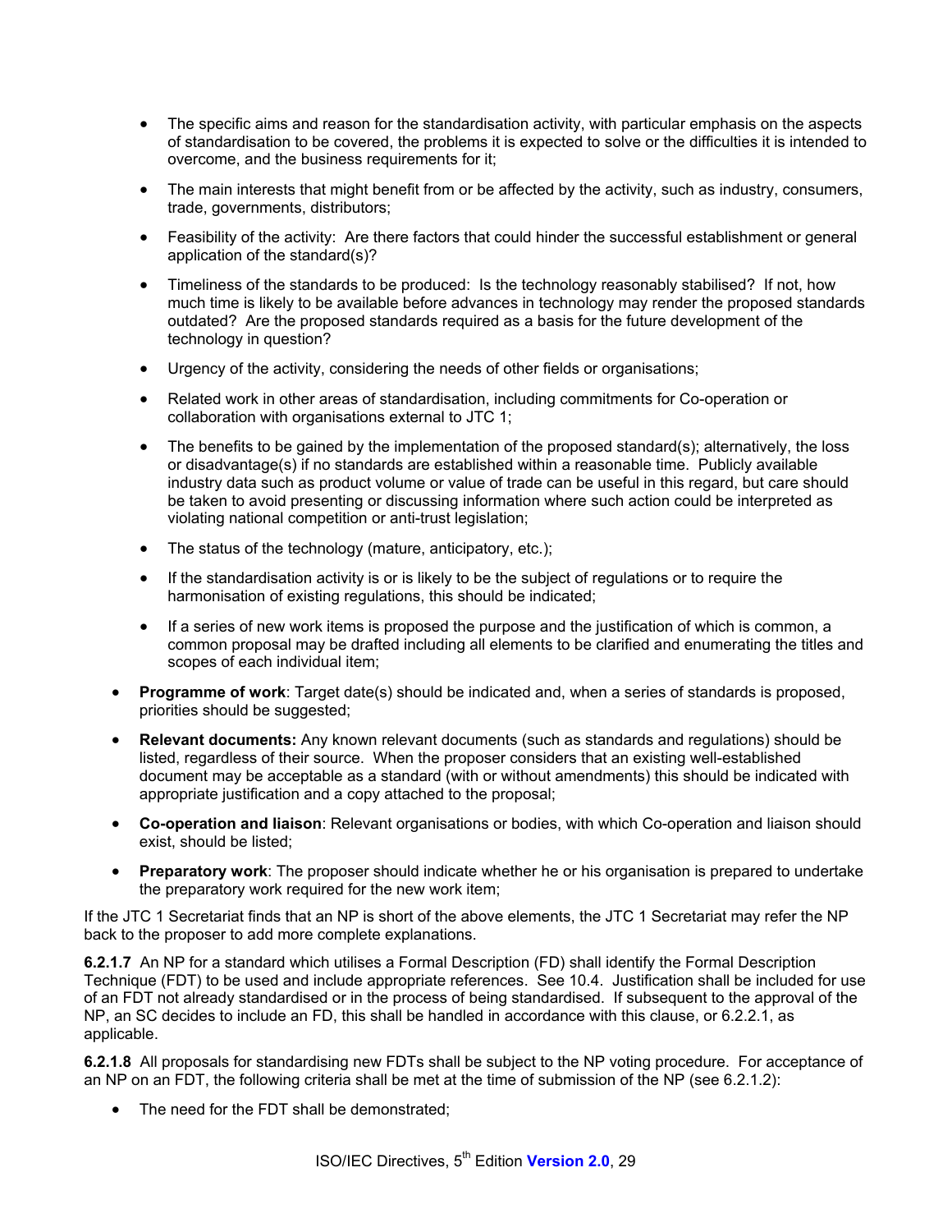- The specific aims and reason for the standardisation activity, with particular emphasis on the aspects of standardisation to be covered, the problems it is expected to solve or the difficulties it is intended to overcome, and the business requirements for it;
- The main interests that might benefit from or be affected by the activity, such as industry, consumers, trade, governments, distributors;
- Feasibility of the activity: Are there factors that could hinder the successful establishment or general application of the standard(s)?
- Timeliness of the standards to be produced: Is the technology reasonably stabilised? If not, how much time is likely to be available before advances in technology may render the proposed standards outdated? Are the proposed standards required as a basis for the future development of the technology in question?
- Urgency of the activity, considering the needs of other fields or organisations;
- Related work in other areas of standardisation, including commitments for Co-operation or collaboration with organisations external to JTC 1;
- The benefits to be gained by the implementation of the proposed standard(s); alternatively, the loss or disadvantage(s) if no standards are established within a reasonable time. Publicly available industry data such as product volume or value of trade can be useful in this regard, but care should be taken to avoid presenting or discussing information where such action could be interpreted as violating national competition or anti-trust legislation;
- The status of the technology (mature, anticipatory, etc.);
- If the standardisation activity is or is likely to be the subject of regulations or to require the harmonisation of existing regulations, this should be indicated;
- If a series of new work items is proposed the purpose and the justification of which is common, a common proposal may be drafted including all elements to be clarified and enumerating the titles and scopes of each individual item;

- **Programme of work**: Target date(s) should be indicated and, when a series of standards is proposed, priorities should be suggested;
- **Relevant documents:** Any known relevant documents (such as standards and regulations) should be listed, regardless of their source. When the proposer considers that an existing well-established document may be acceptable as a standard (with or without amendments) this should be indicated with appropriate justification and a copy attached to the proposal;
- **Co-operation and liaison**: Relevant organisations or bodies, with which Co-operation and liaison should exist, should be listed;
- **Preparatory work**: The proposer should indicate whether he or his organisation is prepared to undertake the preparatory work required for the new work item;

If the JTC 1 Secretariat finds that an NP is short of the above elements, the JTC 1 Secretariat may refer the NP back to the proposer to add more complete explanations.

**6.2.1.7** An NP for a standard which utilises a Formal Description (FD) shall identify the Formal Description Technique (FDT) to be used and include appropriate references. See 10.4. Justification shall be included for use of an FDT not already standardised or in the process of being standardised. If subsequent to the approval of the NP, an SC decides to include an FD, this shall be handled in accordance with this clause, or 6.2.2.1, as applicable.

**6.2.1.8** All proposals for standardising new FDTs shall be subject to the NP voting procedure. For acceptance of an NP on an FDT, the following criteria shall be met at the time of submission of the NP (see 6.2.1.2):

- The need for the FDT shall be demonstrated;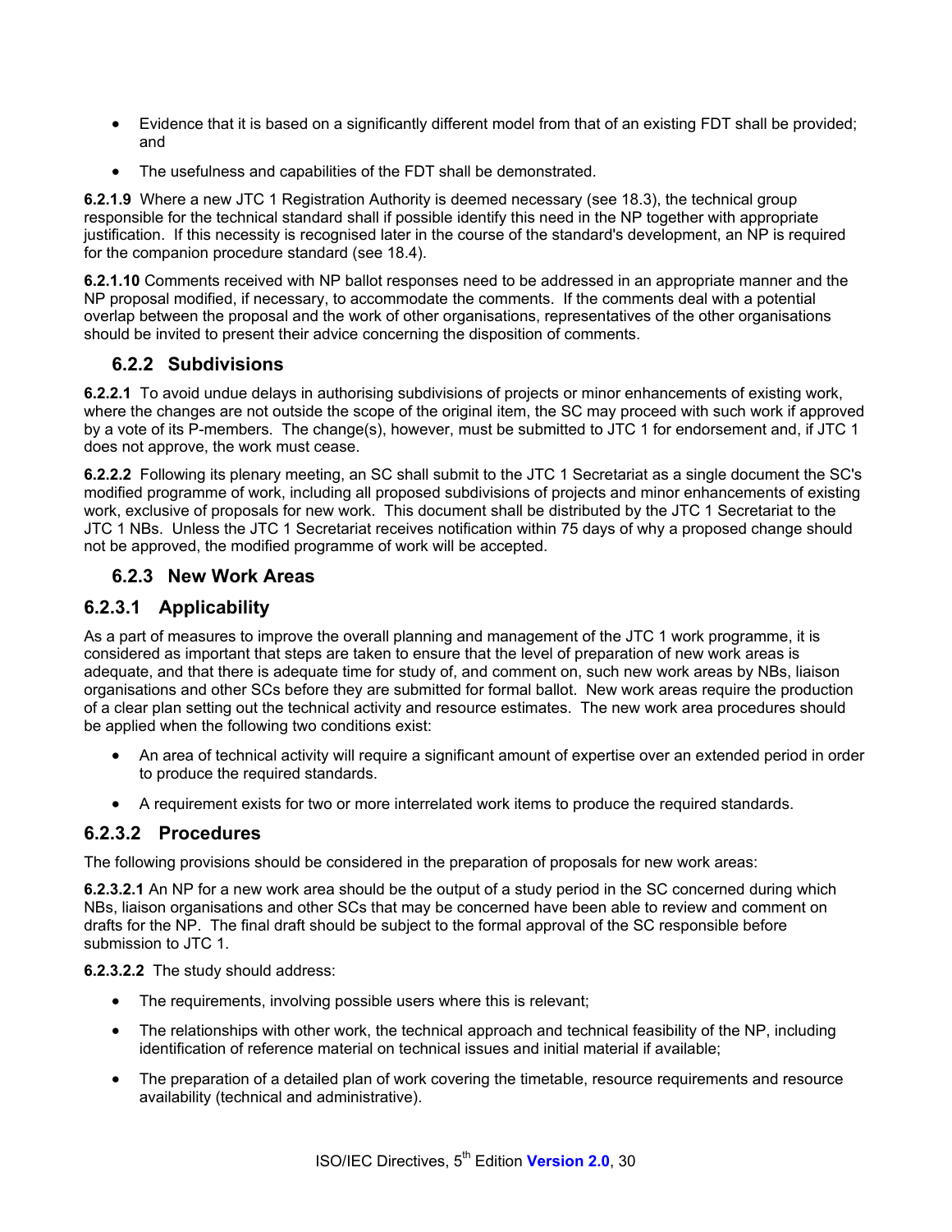- Evidence that it is based on a significantly different model from that of an existing FDT shall be provided; and
- The usefulness and capabilities of the FDT shall be demonstrated.

**6.2.1.9** Where a new JTC 1 Registration Authority is deemed necessary (see 18.3), the technical group responsible for the technical standard shall if possible identify this need in the NP together with appropriate justification. If this necessity is recognised later in the course of the standard's development, an NP is required for the companion procedure standard (see 18.4).

**6.2.1.10** Comments received with NP ballot responses need to be addressed in an appropriate manner and the NP proposal modified, if necessary, to accommodate the comments. If the comments deal with a potential overlap between the proposal and the work of other organisations, representatives of the other organisations should be invited to present their advice concerning the disposition of comments.

### 6.2.2 Subdivisions

**6.2.2.1** To avoid undue delays in authorising subdivisions of projects or minor enhancements of existing work, where the changes are not outside the scope of the original item, the SC may proceed with such work if approved by a vote of its P-members. The change(s), however, must be submitted to JTC 1 for endorsement and, if JTC 1 does not approve, the work must cease.

**6.2.2.2** Following its plenary meeting, an SC shall submit to the JTC 1 Secretariat as a single document the SC's modified programme of work, including all proposed subdivisions of projects and minor enhancements of existing work, exclusive of proposals for new work. This document shall be distributed by the JTC 1 Secretariat to the JTC 1 NBs. Unless the JTC 1 Secretariat receives notification within 75 days of why a proposed change should not be approved, the modified programme of work will be accepted.

### 6.2.3 New Work Areas

### 6.2.3.1 Applicability

As a part of measures to improve the overall planning and management of the JTC 1 work programme, it is considered as important that steps are taken to ensure that the level of preparation of new work areas is adequate, and that there is adequate time for study of, and comment on, such new work areas by NBs, liaison organisations and other SCs before they are submitted for formal ballot. New work areas require the production of a clear plan setting out the technical activity and resource estimates. The new work area procedures should be applied when the following two conditions exist:

- An area of technical activity will require a significant amount of expertise over an extended period in order to produce the required standards.
- A requirement exists for two or more interrelated work items to produce the required standards.

### 6.2.3.2 Procedures

The following provisions should be considered in the preparation of proposals for new work areas:

**6.2.3.2.1** An NP for a new work area should be the output of a study period in the SC concerned during which NBs, liaison organisations and other SCs that may be concerned have been able to review and comment on drafts for the NP. The final draft should be subject to the formal approval of the SC responsible before submission to JTC 1.

**6.2.3.2.2** The study should address:

- The requirements, involving possible users where this is relevant;
- The relationships with other work, the technical approach and technical feasibility of the NP, including identification of reference material on technical issues and initial material if available;
- The preparation of a detailed plan of work covering the timetable, resource requirements and resource availability (technical and administrative).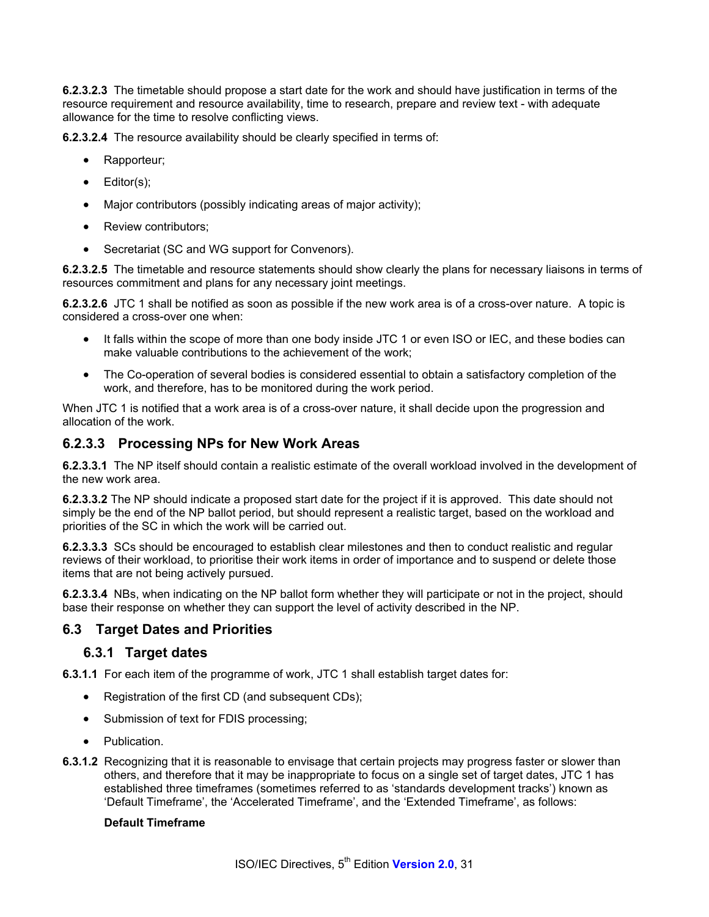**6.2.3.2.3** The timetable should propose a start date for the work and should have justification in terms of the resource requirement and resource availability, time to research, prepare and review text - with adequate allowance for the time to resolve conflicting views.

**6.2.3.2.4** The resource availability should be clearly specified in terms of:

- Rapporteur;
- Editor(s);
- Major contributors (possibly indicating areas of major activity);
- Review contributors;
- Secretariat (SC and WG support for Convenors).

**6.2.3.2.5** The timetable and resource statements should show clearly the plans for necessary liaisons in terms of resources commitment and plans for any necessary joint meetings.

**6.2.3.2.6** JTC 1 shall be notified as soon as possible if the new work area is of a cross-over nature. A topic is considered a cross-over one when:

- It falls within the scope of more than one body inside JTC 1 or even ISO or IEC, and these bodies can make valuable contributions to the achievement of the work;
- The Co-operation of several bodies is considered essential to obtain a satisfactory completion of the work, and therefore, has to be monitored during the work period.

When JTC 1 is notified that a work area is of a cross-over nature, it shall decide upon the progression and allocation of the work.

### 6.2.3.3 Processing NPs for New Work Areas

**6.2.3.3.1** The NP itself should contain a realistic estimate of the overall workload involved in the development of the new work area.

**6.2.3.3.2** The NP should indicate a proposed start date for the project if it is approved. This date should not simply be the end of the NP ballot period, but should represent a realistic target, based on the workload and priorities of the SC in which the work will be carried out.

**6.2.3.3.3** SCs should be encouraged to establish clear milestones and then to conduct realistic and regular reviews of their workload, to prioritise their work items in order of importance and to suspend or delete those items that are not being actively pursued.

**6.2.3.3.4** NBs, when indicating on the NP ballot form whether they will participate or not in the project, should base their response on whether they can support the level of activity described in the NP.

## 6.3 Target Dates and Priorities

### 6.3.1 Target dates

**6.3.1.1** For each item of the programme of work, JTC 1 shall establish target dates for:

- Registration of the first CD (and subsequent CDs);
- Submission of text for FDIS processing;
- Publication.

**6.3.1.2** Recognizing that it is reasonable to envisage that certain projects may progress faster or slower than others, and therefore that it may be inappropriate to focus on a single set of target dates, JTC 1 has established three timeframes (sometimes referred to as 'standards development tracks') known as 'Default Timeframe', the 'Accelerated Timeframe', and the 'Extended Timeframe', as follows:

**Default Timeframe**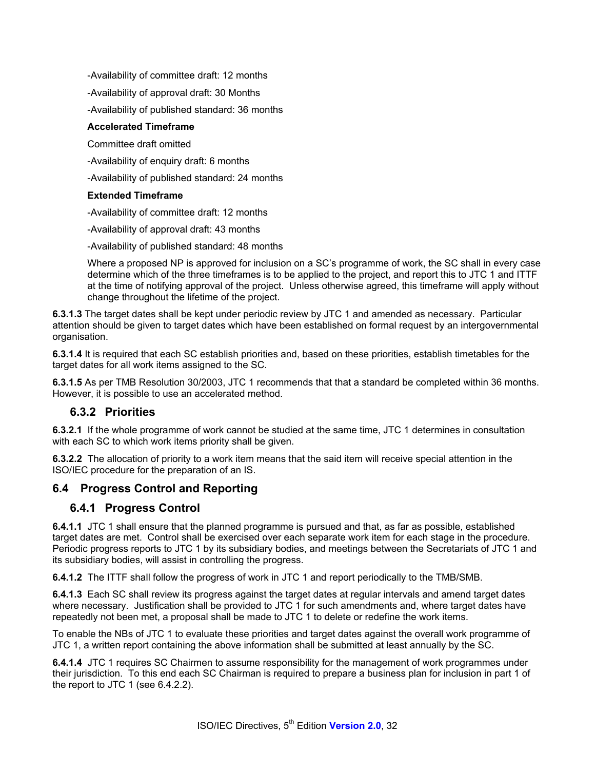-Availability of committee draft: 12 months

-Availability of approval draft: 30 Months

-Availability of published standard: 36 months

**Accelerated Timeframe**

Committee draft omitted

-Availability of enquiry draft: 6 months

-Availability of published standard: 24 months

**Extended Timeframe**

-Availability of committee draft: 12 months

-Availability of approval draft: 43 months

-Availability of published standard: 48 months

Where a proposed NP is approved for inclusion on a SC's programme of work, the SC shall in every case determine which of the three timeframes is to be applied to the project, and report this to JTC 1 and ITTF at the time of notifying approval of the project. Unless otherwise agreed, this timeframe will apply without change throughout the lifetime of the project.

**6.3.1.3** The target dates shall be kept under periodic review by JTC 1 and amended as necessary. Particular attention should be given to target dates which have been established on formal request by an intergovernmental organisation.

**6.3.1.4** It is required that each SC establish priorities and, based on these priorities, establish timetables for the target dates for all work items assigned to the SC.

**6.3.1.5** As per TMB Resolution 30/2003, JTC 1 recommends that that a standard be completed within 36 months. However, it is possible to use an accelerated method.

### 6.3.2 Priorities

**6.3.2.1** If the whole programme of work cannot be studied at the same time, JTC 1 determines in consultation with each SC to which work items priority shall be given.

**6.3.2.2** The allocation of priority to a work item means that the said item will receive special attention in the ISO/IEC procedure for the preparation of an IS.

## 6.4 Progress Control and Reporting

### 6.4.1 Progress Control

**6.4.1.1** JTC 1 shall ensure that the planned programme is pursued and that, as far as possible, established target dates are met. Control shall be exercised over each separate work item for each stage in the procedure. Periodic progress reports to JTC 1 by its subsidiary bodies, and meetings between the Secretariats of JTC 1 and its subsidiary bodies, will assist in controlling the progress.

**6.4.1.2** The ITTF shall follow the progress of work in JTC 1 and report periodically to the TMB/SMB.

**6.4.1.3** Each SC shall review its progress against the target dates at regular intervals and amend target dates where necessary. Justification shall be provided to JTC 1 for such amendments and, where target dates have repeatedly not been met, a proposal shall be made to JTC 1 to delete or redefine the work items.

To enable the NBs of JTC 1 to evaluate these priorities and target dates against the overall work programme of JTC 1, a written report containing the above information shall be submitted at least annually by the SC.

**6.4.1.4** JTC 1 requires SC Chairmen to assume responsibility for the management of work programmes under their jurisdiction. To this end each SC Chairman is required to prepare a business plan for inclusion in part 1 of the report to JTC 1 (see 6.4.2.2).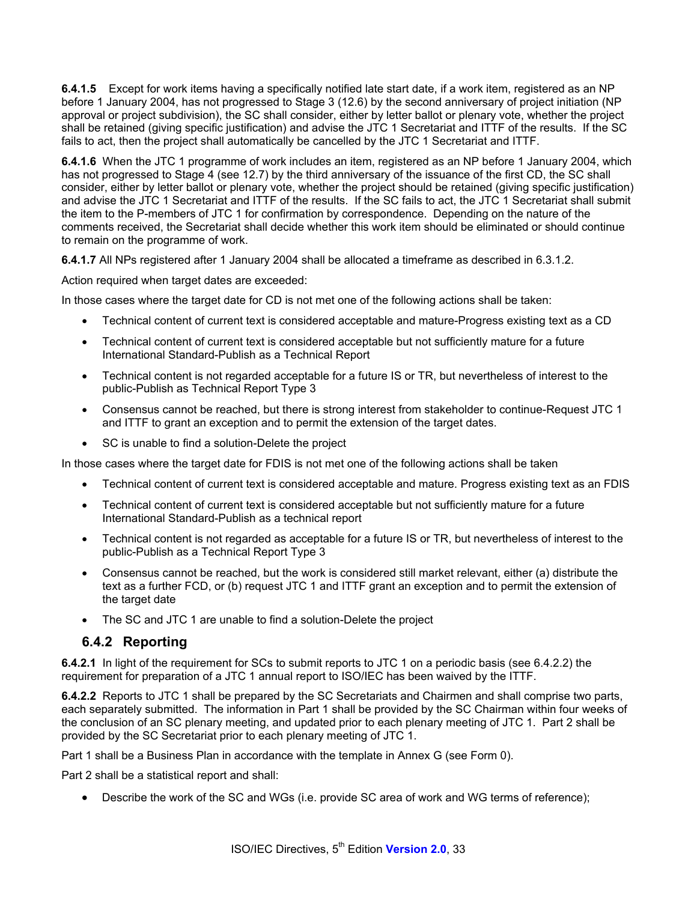**6.4.1.5** Except for work items having a specifically notified late start date, if a work item, registered as an NP before 1 January 2004, has not progressed to Stage 3 (12.6) by the second anniversary of project initiation (NP approval or project subdivision), the SC shall consider, either by letter ballot or plenary vote, whether the project shall be retained (giving specific justification) and advise the JTC 1 Secretariat and ITTF of the results. If the SC fails to act, then the project shall automatically be cancelled by the JTC 1 Secretariat and ITTF.

**6.4.1.6** When the JTC 1 programme of work includes an item, registered as an NP before 1 January 2004, which has not progressed to Stage 4 (see 12.7) by the third anniversary of the issuance of the first CD, the SC shall consider, either by letter ballot or plenary vote, whether the project should be retained (giving specific justification) and advise the JTC 1 Secretariat and ITTF of the results. If the SC fails to act, the JTC 1 Secretariat shall submit the item to the P-members of JTC 1 for confirmation by correspondence. Depending on the nature of the comments received, the Secretariat shall decide whether this work item should be eliminated or should continue to remain on the programme of work.

**6.4.1.7** All NPs registered after 1 January 2004 shall be allocated a timeframe as described in 6.3.1.2.

Action required when target dates are exceeded:

In those cases where the target date for CD is not met one of the following actions shall be taken:

- Technical content of current text is considered acceptable and mature-Progress existing text as a CD
- Technical content of current text is considered acceptable but not sufficiently mature for a future International Standard-Publish as a Technical Report
- Technical content is not regarded acceptable for a future IS or TR, but nevertheless of interest to the public-Publish as Technical Report Type 3
- Consensus cannot be reached, but there is strong interest from stakeholder to continue-Request JTC 1 and ITTF to grant an exception and to permit the extension of the target dates.
- SC is unable to find a solution-Delete the project

In those cases where the target date for FDIS is not met one of the following actions shall be taken

- Technical content of current text is considered acceptable and mature. Progress existing text as an FDIS
- Technical content of current text is considered acceptable but not sufficiently mature for a future International Standard-Publish as a technical report
- Technical content is not regarded as acceptable for a future IS or TR, but nevertheless of interest to the public-Publish as a Technical Report Type 3
- Consensus cannot be reached, but the work is considered still market relevant, either (a) distribute the text as a further FCD, or (b) request JTC 1 and ITTF grant an exception and to permit the extension of the target date
- The SC and JTC 1 are unable to find a solution-Delete the project

### 6.4.2 Reporting

**6.4.2.1** In light of the requirement for SCs to submit reports to JTC 1 on a periodic basis (see 6.4.2.2) the requirement for preparation of a JTC 1 annual report to ISO/IEC has been waived by the ITTF.

**6.4.2.2** Reports to JTC 1 shall be prepared by the SC Secretariats and Chairmen and shall comprise two parts, each separately submitted. The information in Part 1 shall be provided by the SC Chairman within four weeks of the conclusion of an SC plenary meeting, and updated prior to each plenary meeting of JTC 1. Part 2 shall be provided by the SC Secretariat prior to each plenary meeting of JTC 1.

Part 1 shall be a Business Plan in accordance with the template in Annex G (see Form 0).

Part 2 shall be a statistical report and shall:

- Describe the work of the SC and WGs (i.e. provide SC area of work and WG terms of reference);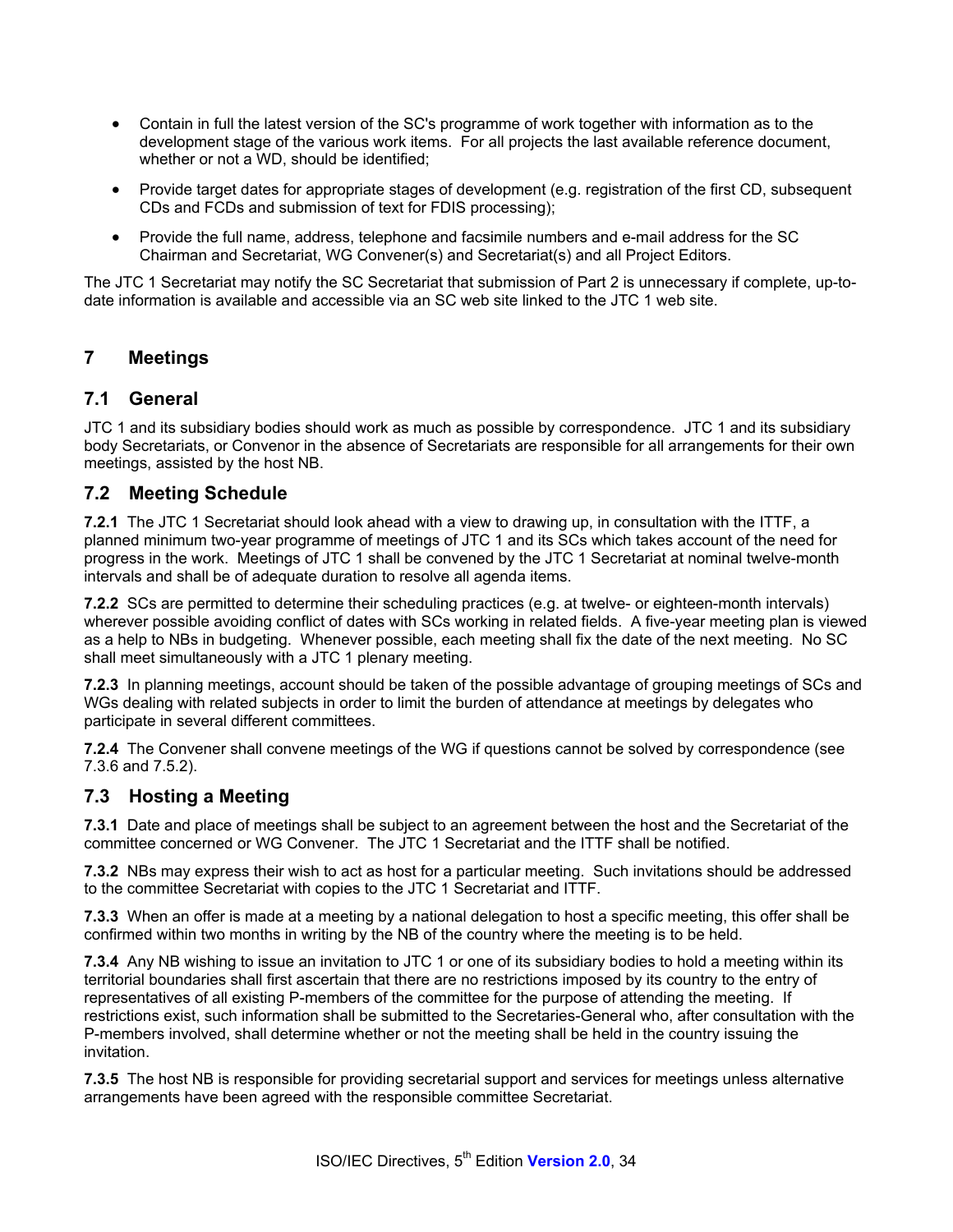- Contain in full the latest version of the SC's programme of work together with information as to the development stage of the various work items. For all projects the last available reference document, whether or not a WD, should be identified;
- Provide target dates for appropriate stages of development (e.g. registration of the first CD, subsequent CDs and FCDs and submission of text for FDIS processing);
- Provide the full name, address, telephone and facsimile numbers and e-mail address for the SC Chairman and Secretariat, WG Convener(s) and Secretariat(s) and all Project Editors.

The JTC 1 Secretariat may notify the SC Secretariat that submission of Part 2 is unnecessary if complete, up-to-date information is available and accessible via an SC web site linked to the JTC 1 web site.

## 7 Meetings

### 7.1 General

JTC 1 and its subsidiary bodies should work as much as possible by correspondence. JTC 1 and its subsidiary body Secretariats, or Convenor in the absence of Secretariats are responsible for all arrangements for their own meetings, assisted by the host NB.

### 7.2 Meeting Schedule

**7.2.1** The JTC 1 Secretariat should look ahead with a view to drawing up, in consultation with the ITTF, a planned minimum two-year programme of meetings of JTC 1 and its SCs which takes account of the need for progress in the work. Meetings of JTC 1 shall be convened by the JTC 1 Secretariat at nominal twelve-month intervals and shall be of adequate duration to resolve all agenda items.

**7.2.2** SCs are permitted to determine their scheduling practices (e.g. at twelve- or eighteen-month intervals) wherever possible avoiding conflict of dates with SCs working in related fields. A five-year meeting plan is viewed as a help to NBs in budgeting. Whenever possible, each meeting shall fix the date of the next meeting. No SC shall meet simultaneously with a JTC 1 plenary meeting.

**7.2.3** In planning meetings, account should be taken of the possible advantage of grouping meetings of SCs and WGs dealing with related subjects in order to limit the burden of attendance at meetings by delegates who participate in several different committees.

**7.2.4** The Convener shall convene meetings of the WG if questions cannot be solved by correspondence (see 7.3.6 and 7.5.2).

### 7.3 Hosting a Meeting

**7.3.1** Date and place of meetings shall be subject to an agreement between the host and the Secretariat of the committee concerned or WG Convener. The JTC 1 Secretariat and the ITTF shall be notified.

**7.3.2** NBs may express their wish to act as host for a particular meeting. Such invitations should be addressed to the committee Secretariat with copies to the JTC 1 Secretariat and ITTF.

**7.3.3** When an offer is made at a meeting by a national delegation to host a specific meeting, this offer shall be confirmed within two months in writing by the NB of the country where the meeting is to be held.

**7.3.4** Any NB wishing to issue an invitation to JTC 1 or one of its subsidiary bodies to hold a meeting within its territorial boundaries shall first ascertain that there are no restrictions imposed by its country to the entry of representatives of all existing P-members of the committee for the purpose of attending the meeting. If restrictions exist, such information shall be submitted to the Secretaries-General who, after consultation with the P-members involved, shall determine whether or not the meeting shall be held in the country issuing the invitation.

**7.3.5** The host NB is responsible for providing secretarial support and services for meetings unless alternative arrangements have been agreed with the responsible committee Secretariat.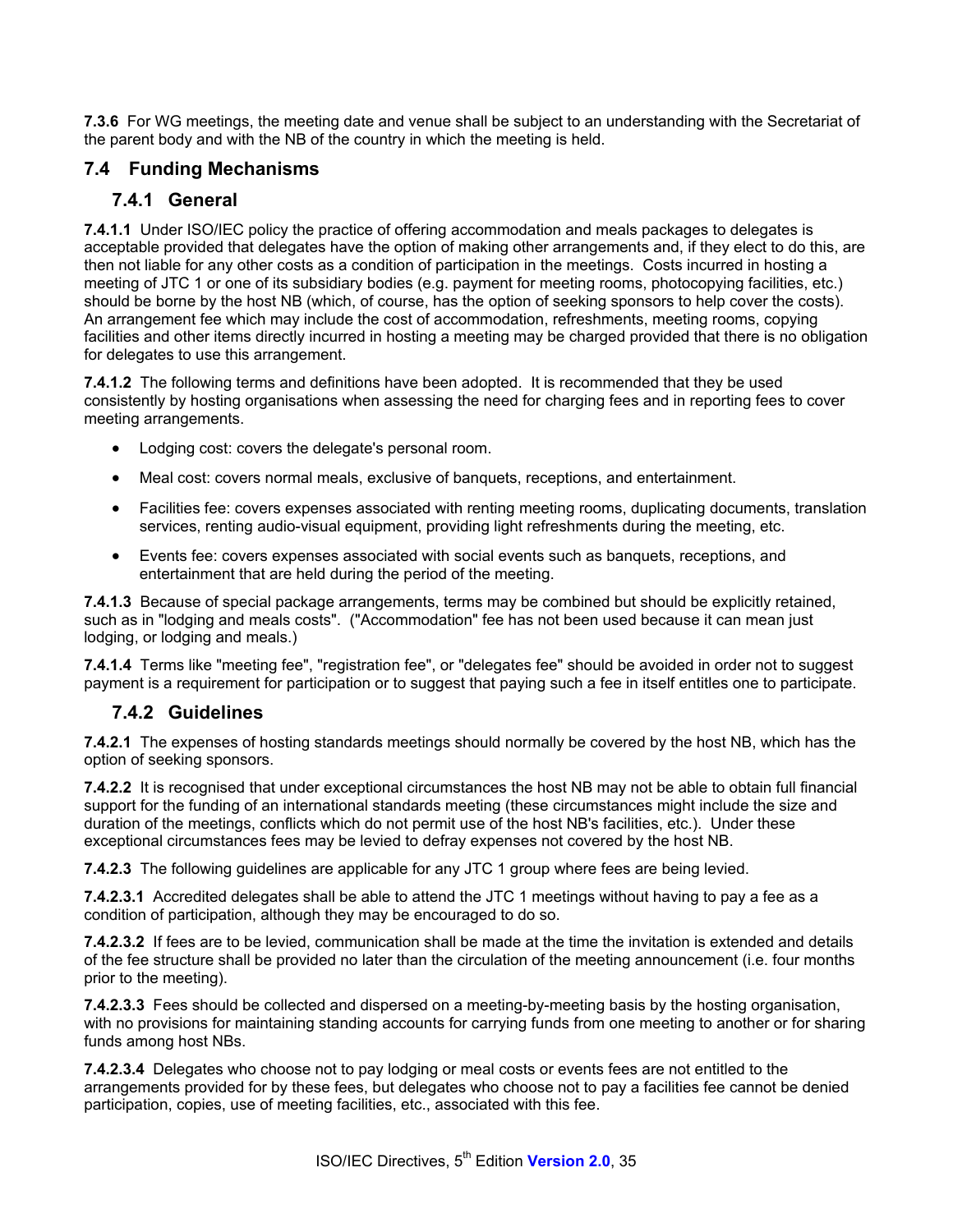**7.3.6** For WG meetings, the meeting date and venue shall be subject to an understanding with the Secretariat of the parent body and with the NB of the country in which the meeting is held.

## 7.4 Funding Mechanisms

### 7.4.1 General

**7.4.1.1** Under ISO/IEC policy the practice of offering accommodation and meals packages to delegates is acceptable provided that delegates have the option of making other arrangements and, if they elect to do this, are then not liable for any other costs as a condition of participation in the meetings. Costs incurred in hosting a meeting of JTC 1 or one of its subsidiary bodies (e.g. payment for meeting rooms, photocopying facilities, etc.) should be borne by the host NB (which, of course, has the option of seeking sponsors to help cover the costs). An arrangement fee which may include the cost of accommodation, refreshments, meeting rooms, copying facilities and other items directly incurred in hosting a meeting may be charged provided that there is no obligation for delegates to use this arrangement.

**7.4.1.2** The following terms and definitions have been adopted. It is recommended that they be used consistently by hosting organisations when assessing the need for charging fees and in reporting fees to cover meeting arrangements.

- Lodging cost: covers the delegate's personal room.
- Meal cost: covers normal meals, exclusive of banquets, receptions, and entertainment.
- Facilities fee: covers expenses associated with renting meeting rooms, duplicating documents, translation services, renting audio-visual equipment, providing light refreshments during the meeting, etc.
- Events fee: covers expenses associated with social events such as banquets, receptions, and entertainment that are held during the period of the meeting.

**7.4.1.3** Because of special package arrangements, terms may be combined but should be explicitly retained, such as in "lodging and meals costs". ("Accommodation" fee has not been used because it can mean just lodging, or lodging and meals.)

**7.4.1.4** Terms like "meeting fee", "registration fee", or "delegates fee" should be avoided in order not to suggest payment is a requirement for participation or to suggest that paying such a fee in itself entitles one to participate.

### 7.4.2 Guidelines

**7.4.2.1** The expenses of hosting standards meetings should normally be covered by the host NB, which has the option of seeking sponsors.

**7.4.2.2** It is recognised that under exceptional circumstances the host NB may not be able to obtain full financial support for the funding of an international standards meeting (these circumstances might include the size and duration of the meetings, conflicts which do not permit use of the host NB's facilities, etc.). Under these exceptional circumstances fees may be levied to defray expenses not covered by the host NB.

**7.4.2.3** The following guidelines are applicable for any JTC 1 group where fees are being levied.

**7.4.2.3.1** Accredited delegates shall be able to attend the JTC 1 meetings without having to pay a fee as a condition of participation, although they may be encouraged to do so.

**7.4.2.3.2** If fees are to be levied, communication shall be made at the time the invitation is extended and details of the fee structure shall be provided no later than the circulation of the meeting announcement (i.e. four months prior to the meeting).

**7.4.2.3.3** Fees should be collected and dispersed on a meeting-by-meeting basis by the hosting organisation, with no provisions for maintaining standing accounts for carrying funds from one meeting to another or for sharing funds among host NBs.

**7.4.2.3.4** Delegates who choose not to pay lodging or meal costs or events fees are not entitled to the arrangements provided for by these fees, but delegates who choose not to pay a facilities fee cannot be denied participation, copies, use of meeting facilities, etc., associated with this fee.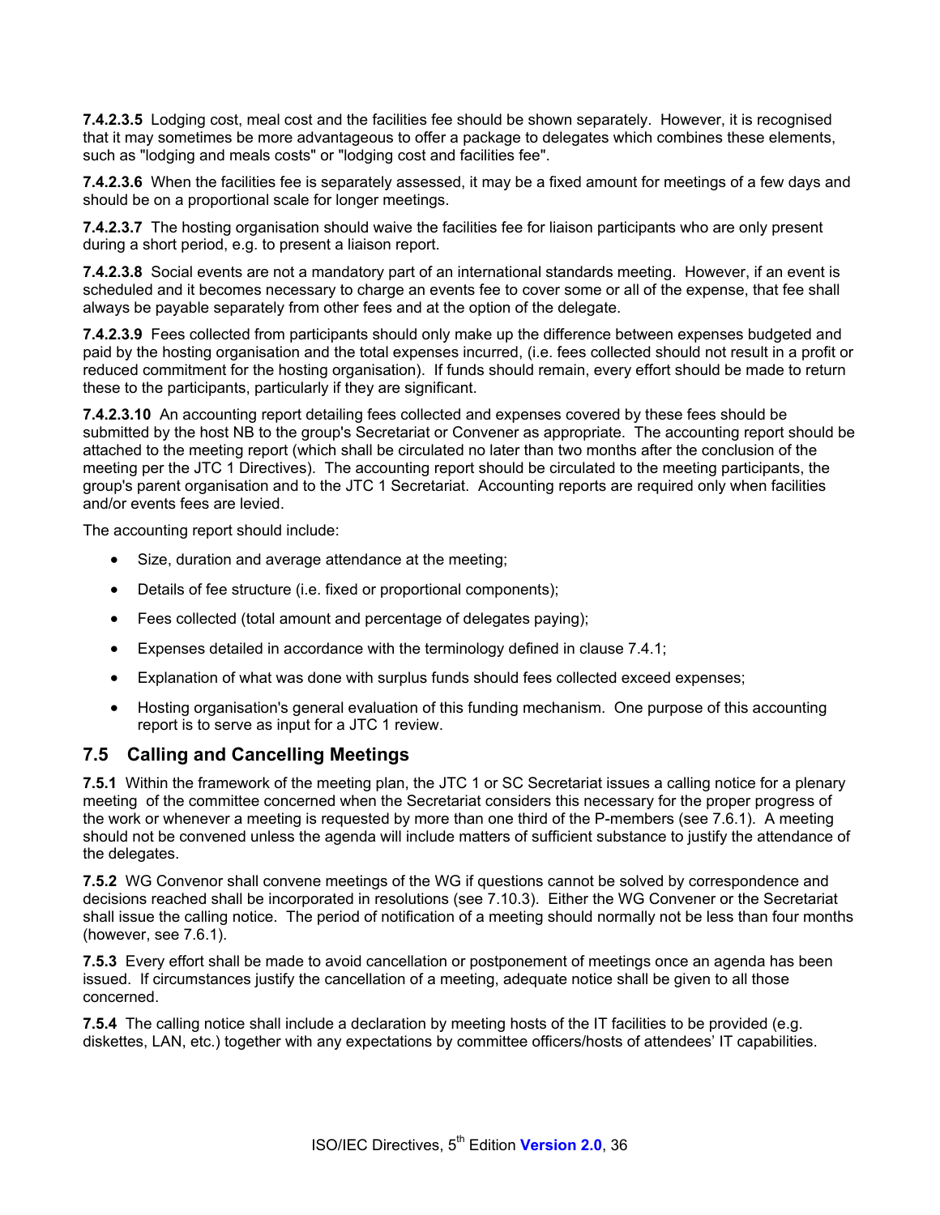**7.4.2.3.5** Lodging cost, meal cost and the facilities fee should be shown separately. However, it is recognised that it may sometimes be more advantageous to offer a package to delegates which combines these elements, such as "lodging and meals costs" or "lodging cost and facilities fee".

**7.4.2.3.6** When the facilities fee is separately assessed, it may be a fixed amount for meetings of a few days and should be on a proportional scale for longer meetings.

**7.4.2.3.7** The hosting organisation should waive the facilities fee for liaison participants who are only present during a short period, e.g. to present a liaison report.

**7.4.2.3.8** Social events are not a mandatory part of an international standards meeting. However, if an event is scheduled and it becomes necessary to charge an events fee to cover some or all of the expense, that fee shall always be payable separately from other fees and at the option of the delegate.

**7.4.2.3.9** Fees collected from participants should only make up the difference between expenses budgeted and paid by the hosting organisation and the total expenses incurred, (i.e. fees collected should not result in a profit or reduced commitment for the hosting organisation). If funds should remain, every effort should be made to return these to the participants, particularly if they are significant.

**7.4.2.3.10** An accounting report detailing fees collected and expenses covered by these fees should be submitted by the host NB to the group's Secretariat or Convener as appropriate. The accounting report should be attached to the meeting report (which shall be circulated no later than two months after the conclusion of the meeting per the JTC 1 Directives). The accounting report should be circulated to the meeting participants, the group's parent organisation and to the JTC 1 Secretariat. Accounting reports are required only when facilities and/or events fees are levied.

The accounting report should include:

- Size, duration and average attendance at the meeting;
- Details of fee structure (i.e. fixed or proportional components);
- Fees collected (total amount and percentage of delegates paying);
- Expenses detailed in accordance with the terminology defined in clause 7.4.1;
- Explanation of what was done with surplus funds should fees collected exceed expenses;
- Hosting organisation's general evaluation of this funding mechanism. One purpose of this accounting report is to serve as input for a JTC 1 review.

## 7.5 Calling and Cancelling Meetings

**7.5.1** Within the framework of the meeting plan, the JTC 1 or SC Secretariat issues a calling notice for a plenary meeting of the committee concerned when the Secretariat considers this necessary for the proper progress of the work or whenever a meeting is requested by more than one third of the P-members (see 7.6.1). A meeting should not be convened unless the agenda will include matters of sufficient substance to justify the attendance of the delegates.

**7.5.2** WG Convenor shall convene meetings of the WG if questions cannot be solved by correspondence and decisions reached shall be incorporated in resolutions (see 7.10.3). Either the WG Convener or the Secretariat shall issue the calling notice. The period of notification of a meeting should normally not be less than four months (however, see 7.6.1).

**7.5.3** Every effort shall be made to avoid cancellation or postponement of meetings once an agenda has been issued. If circumstances justify the cancellation of a meeting, adequate notice shall be given to all those concerned.

**7.5.4** The calling notice shall include a declaration by meeting hosts of the IT facilities to be provided (e.g. diskettes, LAN, etc.) together with any expectations by committee officers/hosts of attendees' IT capabilities.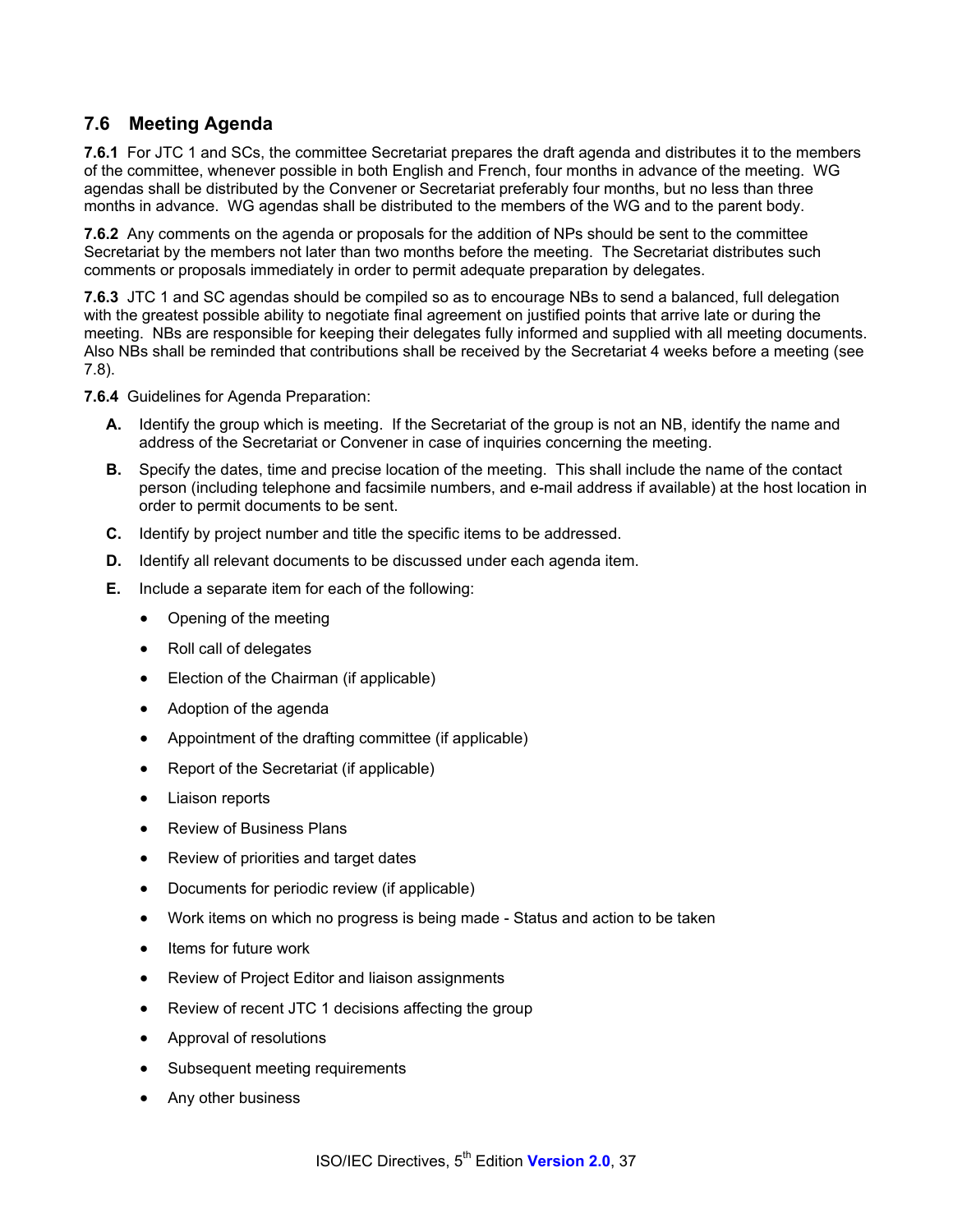## 7.6 Meeting Agenda

**7.6.1** For JTC 1 and SCs, the committee Secretariat prepares the draft agenda and distributes it to the members of the committee, whenever possible in both English and French, four months in advance of the meeting. WG agendas shall be distributed by the Convener or Secretariat preferably four months, but no less than three months in advance. WG agendas shall be distributed to the members of the WG and to the parent body.

**7.6.2** Any comments on the agenda or proposals for the addition of NPs should be sent to the committee Secretariat by the members not later than two months before the meeting. The Secretariat distributes such comments or proposals immediately in order to permit adequate preparation by delegates.

**7.6.3** JTC 1 and SC agendas should be compiled so as to encourage NBs to send a balanced, full delegation with the greatest possible ability to negotiate final agreement on justified points that arrive late or during the meeting. NBs are responsible for keeping their delegates fully informed and supplied with all meeting documents. Also NBs shall be reminded that contributions shall be received by the Secretariat 4 weeks before a meeting (see 7.8).

**7.6.4** Guidelines for Agenda Preparation:

**A.** Identify the group which is meeting. If the Secretariat of the group is not an NB, identify the name and address of the Secretariat or Convener in case of inquiries concerning the meeting.

**B.** Specify the dates, time and precise location of the meeting. This shall include the name of the contact person (including telephone and facsimile numbers, and e-mail address if available) at the host location in order to permit documents to be sent.

**C.** Identify by project number and title the specific items to be addressed.

**D.** Identify all relevant documents to be discussed under each agenda item.

**E.** Include a separate item for each of the following:

- Opening of the meeting
- Roll call of delegates
- Election of the Chairman (if applicable)
- Adoption of the agenda
- Appointment of the drafting committee (if applicable)
- Report of the Secretariat (if applicable)
- Liaison reports
- Review of Business Plans
- Review of priorities and target dates
- Documents for periodic review (if applicable)
- Work items on which no progress is being made - Status and action to be taken
- Items for future work
- Review of Project Editor and liaison assignments
- Review of recent JTC 1 decisions affecting the group
- Approval of resolutions
- Subsequent meeting requirements
- Any other business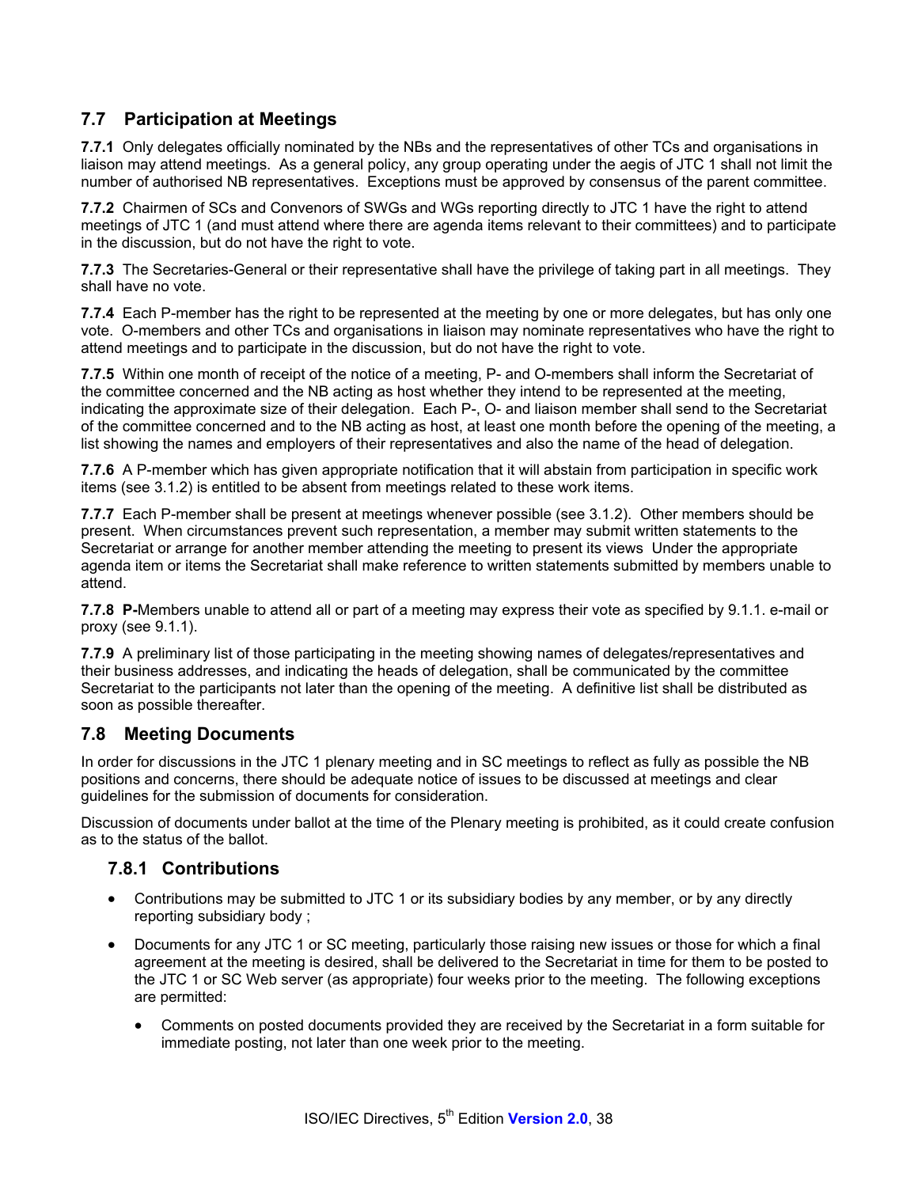## 7.7 Participation at Meetings

**7.7.1** Only delegates officially nominated by the NBs and the representatives of other TCs and organisations in liaison may attend meetings. As a general policy, any group operating under the aegis of JTC 1 shall not limit the number of authorised NB representatives. Exceptions must be approved by consensus of the parent committee.

**7.7.2** Chairmen of SCs and Convenors of SWGs and WGs reporting directly to JTC 1 have the right to attend meetings of JTC 1 (and must attend where there are agenda items relevant to their committees) and to participate in the discussion, but do not have the right to vote.

**7.7.3** The Secretaries-General or their representative shall have the privilege of taking part in all meetings. They shall have no vote.

**7.7.4** Each P-member has the right to be represented at the meeting by one or more delegates, but has only one vote. O-members and other TCs and organisations in liaison may nominate representatives who have the right to attend meetings and to participate in the discussion, but do not have the right to vote.

**7.7.5** Within one month of receipt of the notice of a meeting, P- and O-members shall inform the Secretariat of the committee concerned and the NB acting as host whether they intend to be represented at the meeting, indicating the approximate size of their delegation. Each P-, O- and liaison member shall send to the Secretariat of the committee concerned and to the NB acting as host, at least one month before the opening of the meeting, a list showing the names and employers of their representatives and also the name of the head of delegation.

**7.7.6** A P-member which has given appropriate notification that it will abstain from participation in specific work items (see 3.1.2) is entitled to be absent from meetings related to these work items.

**7.7.7** Each P-member shall be present at meetings whenever possible (see 3.1.2). Other members should be present. When circumstances prevent such representation, a member may submit written statements to the Secretariat or arrange for another member attending the meeting to present its views Under the appropriate agenda item or items the Secretariat shall make reference to written statements submitted by members unable to attend.

**7.7.8** **P-**Members unable to attend all or part of a meeting may express their vote as specified by 9.1.1. e-mail or proxy (see 9.1.1).

**7.7.9** A preliminary list of those participating in the meeting showing names of delegates/representatives and their business addresses, and indicating the heads of delegation, shall be communicated by the committee Secretariat to the participants not later than the opening of the meeting. A definitive list shall be distributed as soon as possible thereafter.

## 7.8 Meeting Documents

In order for discussions in the JTC 1 plenary meeting and in SC meetings to reflect as fully as possible the NB positions and concerns, there should be adequate notice of issues to be discussed at meetings and clear guidelines for the submission of documents for consideration.

Discussion of documents under ballot at the time of the Plenary meeting is prohibited, as it could create confusion as to the status of the ballot.

### 7.8.1 Contributions

- Contributions may be submitted to JTC 1 or its subsidiary bodies by any member, or by any directly reporting subsidiary body ;
- Documents for any JTC 1 or SC meeting, particularly those raising new issues or those for which a final agreement at the meeting is desired, shall be delivered to the Secretariat in time for them to be posted to the JTC 1 or SC Web server (as appropriate) four weeks prior to the meeting. The following exceptions are permitted:
  - Comments on posted documents provided they are received by the Secretariat in a form suitable for immediate posting, not later than one week prior to the meeting.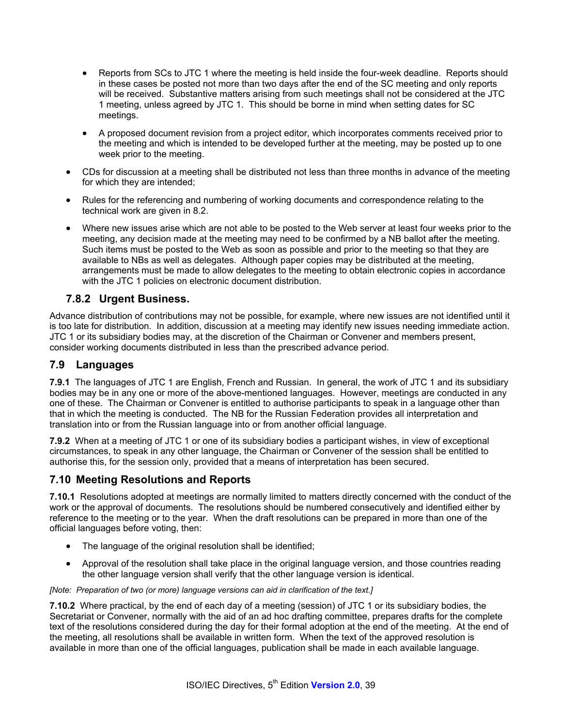- Reports from SCs to JTC 1 where the meeting is held inside the four-week deadline. Reports should in these cases be posted not more than two days after the end of the SC meeting and only reports will be received. Substantive matters arising from such meetings shall not be considered at the JTC 1 meeting, unless agreed by JTC 1. This should be borne in mind when setting dates for SC meetings.
- A proposed document revision from a project editor, which incorporates comments received prior to the meeting and which is intended to be developed further at the meeting, may be posted up to one week prior to the meeting.

- CDs for discussion at a meeting shall be distributed not less than three months in advance of the meeting for which they are intended;
- Rules for the referencing and numbering of working documents and correspondence relating to the technical work are given in 8.2.
- Where new issues arise which are not able to be posted to the Web server at least four weeks prior to the meeting, any decision made at the meeting may need to be confirmed by a NB ballot after the meeting. Such items must be posted to the Web as soon as possible and prior to the meeting so that they are available to NBs as well as delegates. Although paper copies may be distributed at the meeting, arrangements must be made to allow delegates to the meeting to obtain electronic copies in accordance with the JTC 1 policies on electronic document distribution.

### 7.8.2 Urgent Business.

Advance distribution of contributions may not be possible, for example, where new issues are not identified until it is too late for distribution. In addition, discussion at a meeting may identify new issues needing immediate action. JTC 1 or its subsidiary bodies may, at the discretion of the Chairman or Convener and members present, consider working documents distributed in less than the prescribed advance period.

## 7.9 Languages

**7.9.1** The languages of JTC 1 are English, French and Russian. In general, the work of JTC 1 and its subsidiary bodies may be in any one or more of the above-mentioned languages. However, meetings are conducted in any one of these. The Chairman or Convener is entitled to authorise participants to speak in a language other than that in which the meeting is conducted. The NB for the Russian Federation provides all interpretation and translation into or from the Russian language into or from another official language.

**7.9.2** When at a meeting of JTC 1 or one of its subsidiary bodies a participant wishes, in view of exceptional circumstances, to speak in any other language, the Chairman or Convener of the session shall be entitled to authorise this, for the session only, provided that a means of interpretation has been secured.

## 7.10 Meeting Resolutions and Reports

**7.10.1** Resolutions adopted at meetings are normally limited to matters directly concerned with the conduct of the work or the approval of documents. The resolutions should be numbered consecutively and identified either by reference to the meeting or to the year. When the draft resolutions can be prepared in more than one of the official languages before voting, then:

- The language of the original resolution shall be identified;
- Approval of the resolution shall take place in the original language version, and those countries reading the other language version shall verify that the other language version is identical.

*[Note: Preparation of two (or more) language versions can aid in clarification of the text.]*

**7.10.2** Where practical, by the end of each day of a meeting (session) of JTC 1 or its subsidiary bodies, the Secretariat or Convener, normally with the aid of an ad hoc drafting committee, prepares drafts for the complete text of the resolutions considered during the day for their formal adoption at the end of the meeting. At the end of the meeting, all resolutions shall be available in written form. When the text of the approved resolution is available in more than one of the official languages, publication shall be made in each available language.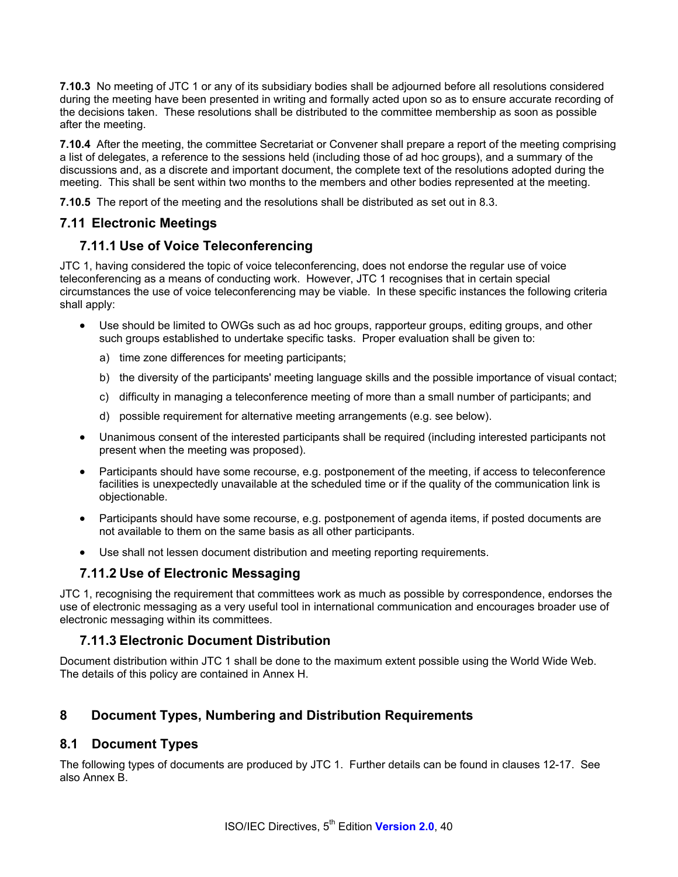**7.10.3** No meeting of JTC 1 or any of its subsidiary bodies shall be adjourned before all resolutions considered during the meeting have been presented in writing and formally acted upon so as to ensure accurate recording of the decisions taken. These resolutions shall be distributed to the committee membership as soon as possible after the meeting.

**7.10.4** After the meeting, the committee Secretariat or Convener shall prepare a report of the meeting comprising a list of delegates, a reference to the sessions held (including those of ad hoc groups), and a summary of the discussions and, as a discrete and important document, the complete text of the resolutions adopted during the meeting. This shall be sent within two months to the members and other bodies represented at the meeting.

**7.10.5** The report of the meeting and the resolutions shall be distributed as set out in 8.3.

## 7.11 Electronic Meetings

### 7.11.1 Use of Voice Teleconferencing

JTC 1, having considered the topic of voice teleconferencing, does not endorse the regular use of voice teleconferencing as a means of conducting work. However, JTC 1 recognises that in certain special circumstances the use of voice teleconferencing may be viable. In these specific instances the following criteria shall apply:

- Use should be limited to OWGs such as ad hoc groups, rapporteur groups, editing groups, and other such groups established to undertake specific tasks. Proper evaluation shall be given to:
    a) time zone differences for meeting participants;
    b) the diversity of the participants' meeting language skills and the possible importance of visual contact;
    c) difficulty in managing a teleconference meeting of more than a small number of participants; and
    d) possible requirement for alternative meeting arrangements (e.g. see below).
- Unanimous consent of the interested participants shall be required (including interested participants not present when the meeting was proposed).
- Participants should have some recourse, e.g. postponement of the meeting, if access to teleconference facilities is unexpectedly unavailable at the scheduled time or if the quality of the communication link is objectionable.
- Participants should have some recourse, e.g. postponement of agenda items, if posted documents are not available to them on the same basis as all other participants.
- Use shall not lessen document distribution and meeting reporting requirements.

### 7.11.2 Use of Electronic Messaging

JTC 1, recognising the requirement that committees work as much as possible by correspondence, endorses the use of electronic messaging as a very useful tool in international communication and encourages broader use of electronic messaging within its committees.

### 7.11.3 Electronic Document Distribution

Document distribution within JTC 1 shall be done to the maximum extent possible using the World Wide Web. The details of this policy are contained in Annex H.

# 8 Document Types, Numbering and Distribution Requirements

## 8.1 Document Types

The following types of documents are produced by JTC 1. Further details can be found in clauses 12-17. See also Annex B.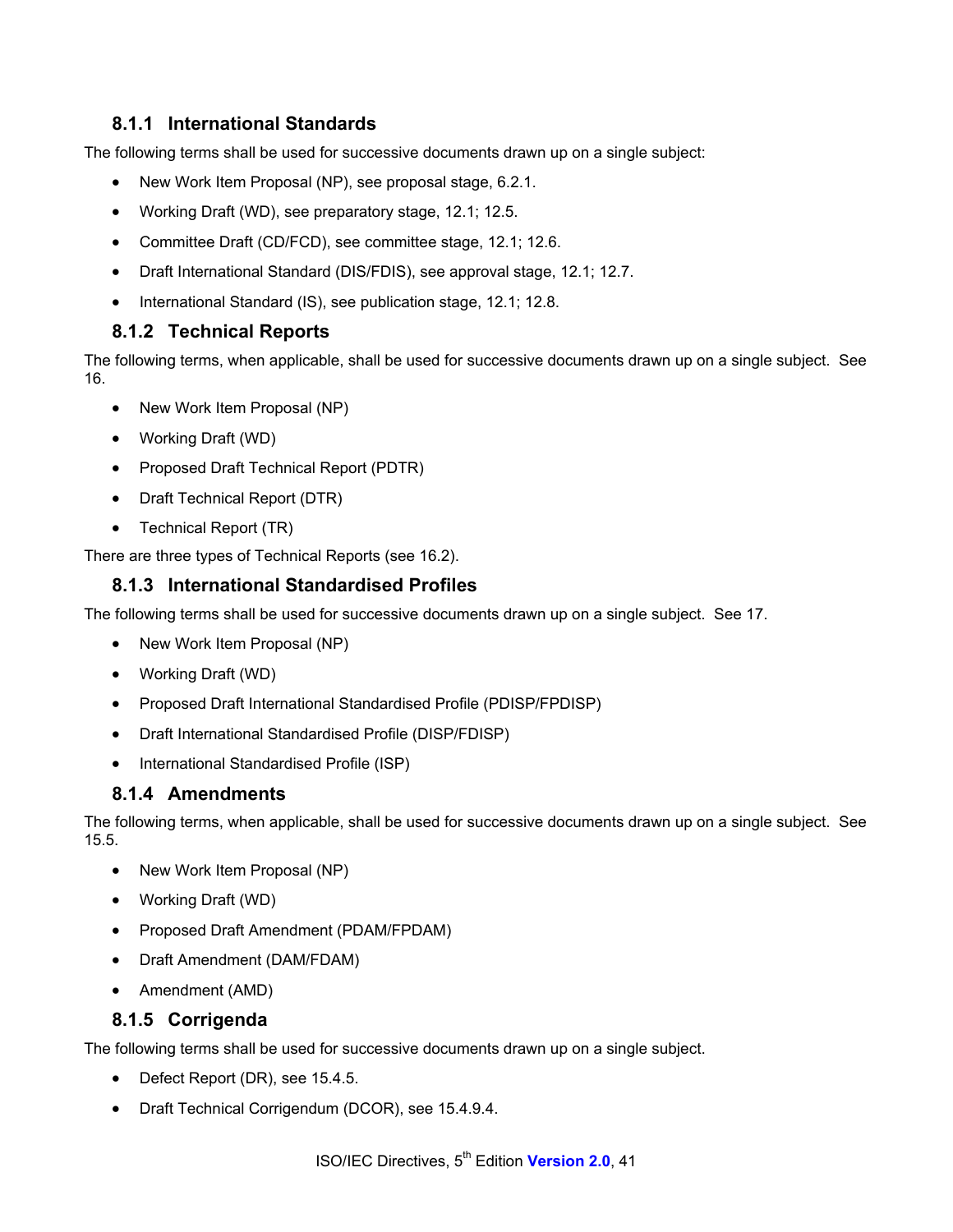### 8.1.1 International Standards

The following terms shall be used for successive documents drawn up on a single subject:

- New Work Item Proposal (NP), see proposal stage, 6.2.1.
- Working Draft (WD), see preparatory stage, 12.1; 12.5.
- Committee Draft (CD/FCD), see committee stage, 12.1; 12.6.
- Draft International Standard (DIS/FDIS), see approval stage, 12.1; 12.7.
- International Standard (IS), see publication stage, 12.1; 12.8.

### 8.1.2 Technical Reports

The following terms, when applicable, shall be used for successive documents drawn up on a single subject. See 16.

- New Work Item Proposal (NP)
- Working Draft (WD)
- Proposed Draft Technical Report (PDTR)
- Draft Technical Report (DTR)
- Technical Report (TR)

There are three types of Technical Reports (see 16.2).

### 8.1.3 International Standardised Profiles

The following terms shall be used for successive documents drawn up on a single subject. See 17.

- New Work Item Proposal (NP)
- Working Draft (WD)
- Proposed Draft International Standardised Profile (PDISP/FPDISP)
- Draft International Standardised Profile (DISP/FDISP)
- International Standardised Profile (ISP)

### 8.1.4 Amendments

The following terms, when applicable, shall be used for successive documents drawn up on a single subject. See 15.5.

- New Work Item Proposal (NP)
- Working Draft (WD)
- Proposed Draft Amendment (PDAM/FPDAM)
- Draft Amendment (DAM/FDAM)
- Amendment (AMD)

### 8.1.5 Corrigenda

The following terms shall be used for successive documents drawn up on a single subject.

- Defect Report (DR), see 15.4.5.
- Draft Technical Corrigendum (DCOR), see 15.4.9.4.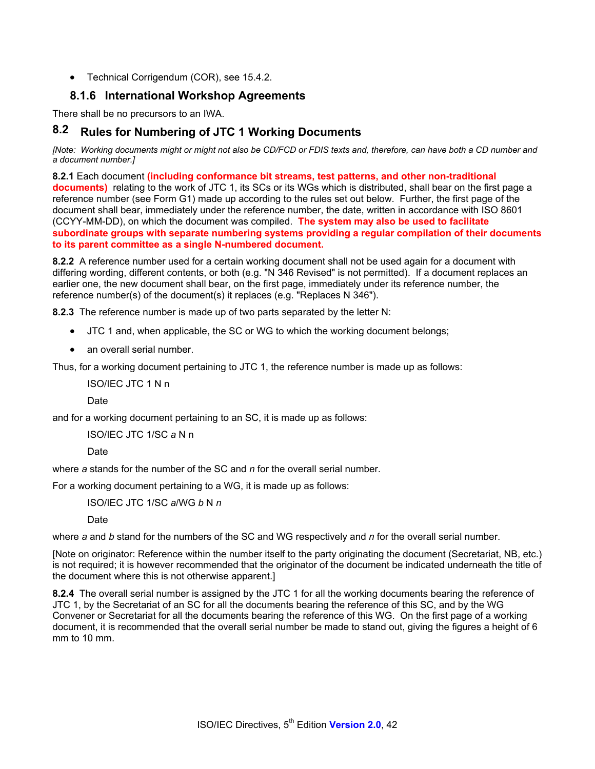- Technical Corrigendum (COR), see 15.4.2.

### 8.1.6 International Workshop Agreements

There shall be no precursors to an IWA.

## 8.2 Rules for Numbering of JTC 1 Working Documents

*[Note: Working documents might or might not also be CD/FCD or FDIS texts and, therefore, can have both a CD number and a document number.]*

**8.2.1** Each document **(including conformance bit streams, test patterns, and other non-traditional documents)** relating to the work of JTC 1, its SCs or its WGs which is distributed, shall bear on the first page a reference number (see Form G1) made up according to the rules set out below. Further, the first page of the document shall bear, immediately under the reference number, the date, written in accordance with ISO 8601 (CCYY-MM-DD), on which the document was compiled. **The system may also be used to facilitate subordinate groups with separate numbering systems providing a regular compilation of their documents to its parent committee as a single N-numbered document.**

**8.2.2** A reference number used for a certain working document shall not be used again for a document with differing wording, different contents, or both (e.g. "N 346 Revised" is not permitted). If a document replaces an earlier one, the new document shall bear, on the first page, immediately under its reference number, the reference number(s) of the document(s) it replaces (e.g. "Replaces N 346").

**8.2.3** The reference number is made up of two parts separated by the letter N:

- JTC 1 and, when applicable, the SC or WG to which the working document belongs;
- an overall serial number.

Thus, for a working document pertaining to JTC 1, the reference number is made up as follows:

> ISO/IEC JTC 1 N n
>
> Date

and for a working document pertaining to an SC, it is made up as follows:

> ISO/IEC JTC 1/SC *a* N n
>
> Date

where *a* stands for the number of the SC and *n* for the overall serial number.

For a working document pertaining to a WG, it is made up as follows:

> ISO/IEC JTC 1/SC *a*/WG *b* N *n*
>
> Date

where *a* and *b* stand for the numbers of the SC and WG respectively and *n* for the overall serial number.

[Note on originator: Reference within the number itself to the party originating the document (Secretariat, NB, etc.) is not required; it is however recommended that the originator of the document be indicated underneath the title of the document where this is not otherwise apparent.]

**8.2.4** The overall serial number is assigned by the JTC 1 for all the working documents bearing the reference of JTC 1, by the Secretariat of an SC for all the documents bearing the reference of this SC, and by the WG Convener or Secretariat for all the documents bearing the reference of this WG. On the first page of a working document, it is recommended that the overall serial number be made to stand out, giving the figures a height of 6 mm to 10 mm.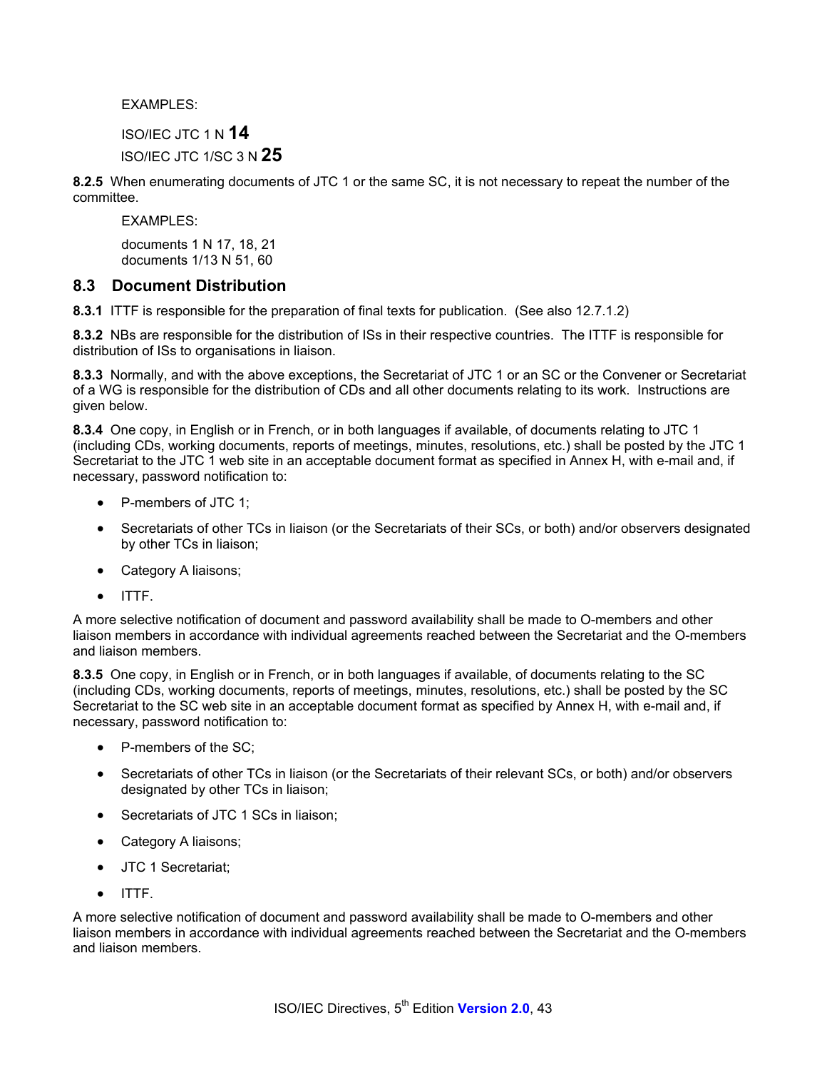EXAMPLES:

ISO/IEC JTC 1 N **14**

ISO/IEC JTC 1/SC 3 N **25**

**8.2.5** When enumerating documents of JTC 1 or the same SC, it is not necessary to repeat the number of the committee.

EXAMPLES:

documents 1 N 17, 18, 21
documents 1/13 N 51, 60

## 8.3 Document Distribution

**8.3.1** ITTF is responsible for the preparation of final texts for publication. (See also 12.7.1.2)

**8.3.2** NBs are responsible for the distribution of ISs in their respective countries. The ITTF is responsible for distribution of ISs to organisations in liaison.

**8.3.3** Normally, and with the above exceptions, the Secretariat of JTC 1 or an SC or the Convener or Secretariat of a WG is responsible for the distribution of CDs and all other documents relating to its work. Instructions are given below.

**8.3.4** One copy, in English or in French, or in both languages if available, of documents relating to JTC 1 (including CDs, working documents, reports of meetings, minutes, resolutions, etc.) shall be posted by the JTC 1 Secretariat to the JTC 1 web site in an acceptable document format as specified in Annex H, with e-mail and, if necessary, password notification to:

- P-members of JTC 1;
- Secretariats of other TCs in liaison (or the Secretariats of their SCs, or both) and/or observers designated by other TCs in liaison;
- Category A liaisons;
- ITTF.

A more selective notification of document and password availability shall be made to O-members and other liaison members in accordance with individual agreements reached between the Secretariat and the O-members and liaison members.

**8.3.5** One copy, in English or in French, or in both languages if available, of documents relating to the SC (including CDs, working documents, reports of meetings, minutes, resolutions, etc.) shall be posted by the SC Secretariat to the SC web site in an acceptable document format as specified by Annex H, with e-mail and, if necessary, password notification to:

- P-members of the SC;
- Secretariats of other TCs in liaison (or the Secretariats of their relevant SCs, or both) and/or observers designated by other TCs in liaison;
- Secretariats of JTC 1 SCs in liaison;
- Category A liaisons;
- JTC 1 Secretariat;
- ITTF.

A more selective notification of document and password availability shall be made to O-members and other liaison members in accordance with individual agreements reached between the Secretariat and the O-members and liaison members.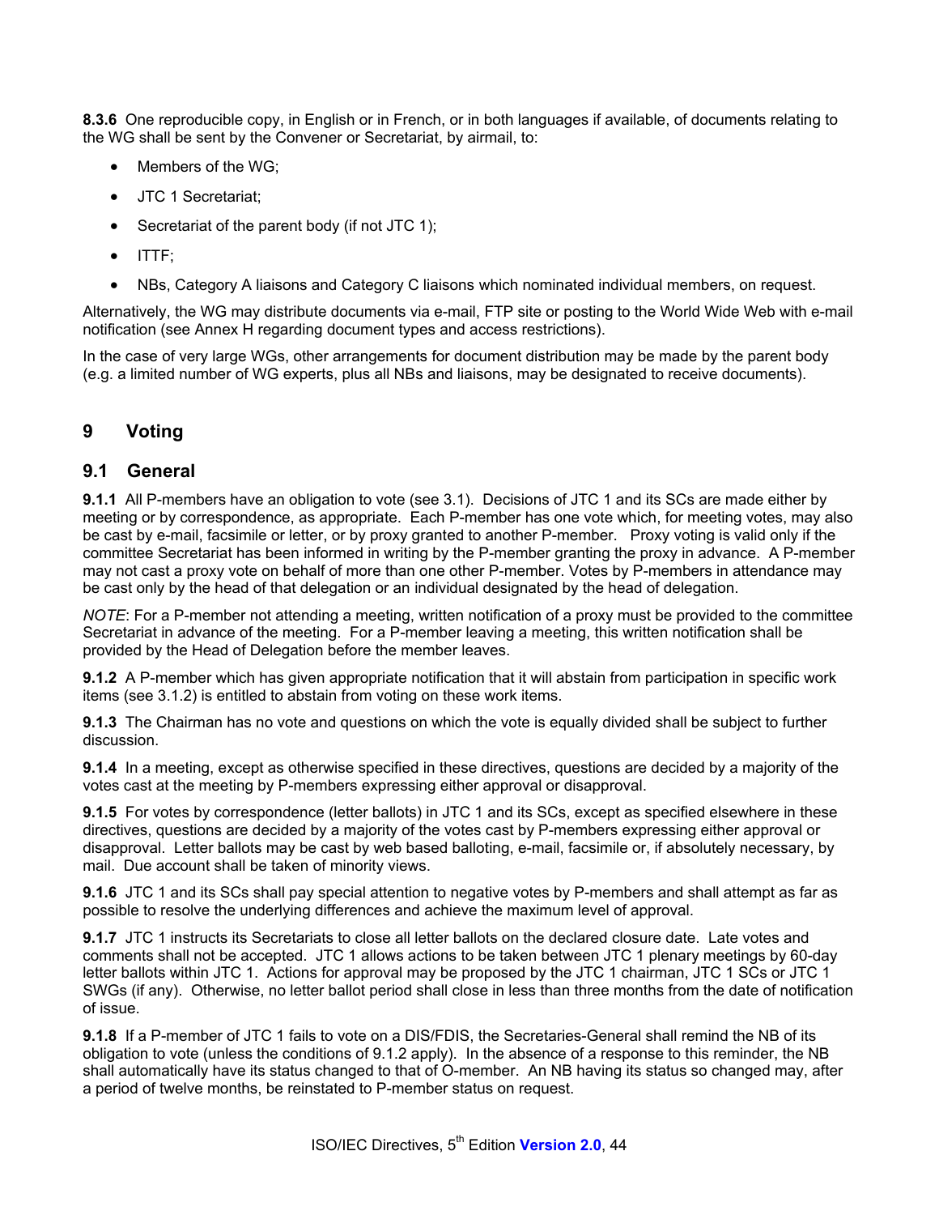**8.3.6** One reproducible copy, in English or in French, or in both languages if available, of documents relating to the WG shall be sent by the Convener or Secretariat, by airmail, to:

- Members of the WG;
- JTC 1 Secretariat;
- Secretariat of the parent body (if not JTC 1);
- ITTF;
- NBs, Category A liaisons and Category C liaisons which nominated individual members, on request.

Alternatively, the WG may distribute documents via e-mail, FTP site or posting to the World Wide Web with e-mail notification (see Annex H regarding document types and access restrictions).

In the case of very large WGs, other arrangements for document distribution may be made by the parent body (e.g. a limited number of WG experts, plus all NBs and liaisons, may be designated to receive documents).

# 9 Voting

## 9.1 General

**9.1.1** All P-members have an obligation to vote (see 3.1). Decisions of JTC 1 and its SCs are made either by meeting or by correspondence, as appropriate. Each P-member has one vote which, for meeting votes, may also be cast by e-mail, facsimile or letter, or by proxy granted to another P-member. Proxy voting is valid only if the committee Secretariat has been informed in writing by the P-member granting the proxy in advance. A P-member may not cast a proxy vote on behalf of more than one other P-member. Votes by P-members in attendance may be cast only by the head of that delegation or an individual designated by the head of delegation.

*NOTE*: For a P-member not attending a meeting, written notification of a proxy must be provided to the committee Secretariat in advance of the meeting. For a P-member leaving a meeting, this written notification shall be provided by the Head of Delegation before the member leaves.

**9.1.2** A P-member which has given appropriate notification that it will abstain from participation in specific work items (see 3.1.2) is entitled to abstain from voting on these work items.

**9.1.3** The Chairman has no vote and questions on which the vote is equally divided shall be subject to further discussion.

**9.1.4** In a meeting, except as otherwise specified in these directives, questions are decided by a majority of the votes cast at the meeting by P-members expressing either approval or disapproval.

**9.1.5** For votes by correspondence (letter ballots) in JTC 1 and its SCs, except as specified elsewhere in these directives, questions are decided by a majority of the votes cast by P-members expressing either approval or disapproval. Letter ballots may be cast by web based balloting, e-mail, facsimile or, if absolutely necessary, by mail. Due account shall be taken of minority views.

**9.1.6** JTC 1 and its SCs shall pay special attention to negative votes by P-members and shall attempt as far as possible to resolve the underlying differences and achieve the maximum level of approval.

**9.1.7** JTC 1 instructs its Secretariats to close all letter ballots on the declared closure date. Late votes and comments shall not be accepted. JTC 1 allows actions to be taken between JTC 1 plenary meetings by 60-day letter ballots within JTC 1. Actions for approval may be proposed by the JTC 1 chairman, JTC 1 SCs or JTC 1 SWGs (if any). Otherwise, no letter ballot period shall close in less than three months from the date of notification of issue.

**9.1.8** If a P-member of JTC 1 fails to vote on a DIS/FDIS, the Secretaries-General shall remind the NB of its obligation to vote (unless the conditions of 9.1.2 apply). In the absence of a response to this reminder, the NB shall automatically have its status changed to that of O-member. An NB having its status so changed may, after a period of twelve months, be reinstated to P-member status on request.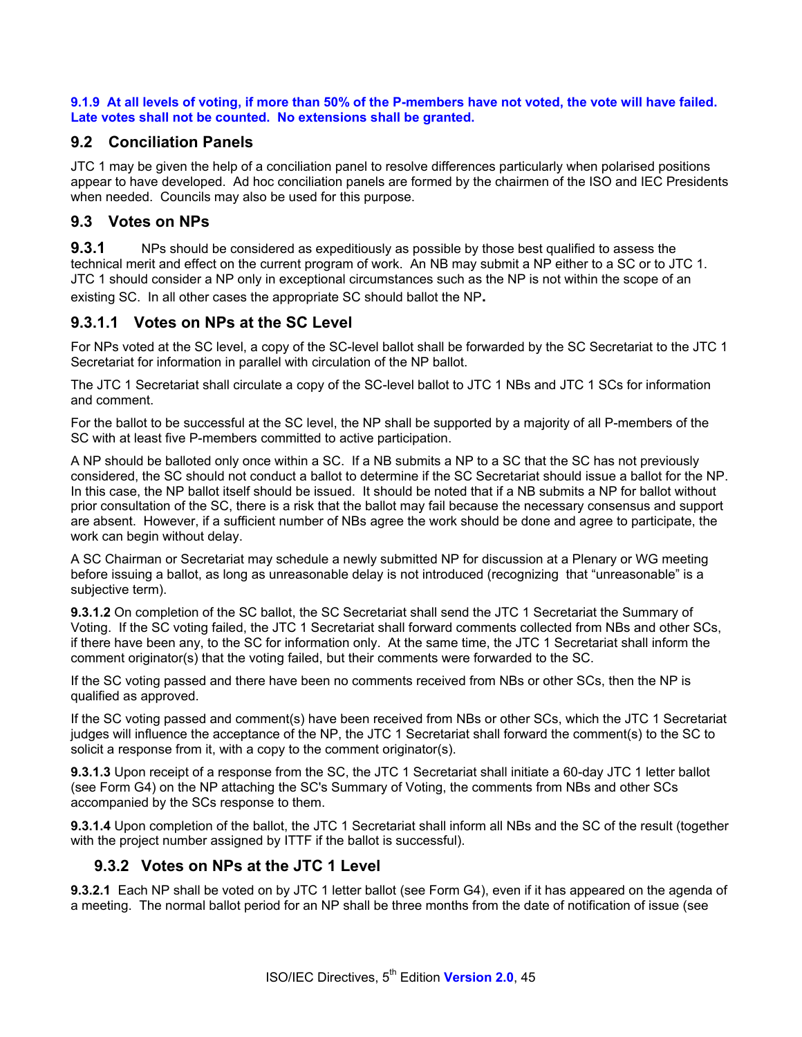**9.1.9 At all levels of voting, if more than 50% of the P-members have not voted, the vote will have failed. Late votes shall not be counted. No extensions shall be granted.**

## 9.2 Conciliation Panels

JTC 1 may be given the help of a conciliation panel to resolve differences particularly when polarised positions appear to have developed. Ad hoc conciliation panels are formed by the chairmen of the ISO and IEC Presidents when needed. Councils may also be used for this purpose.

## 9.3 Votes on NPs

**9.3.1** NPs should be considered as expeditiously as possible by those best qualified to assess the technical merit and effect on the current program of work. An NB may submit a NP either to a SC or to JTC 1. JTC 1 should consider a NP only in exceptional circumstances such as the NP is not within the scope of an existing SC. In all other cases the appropriate SC should ballot the NP**.**

### 9.3.1.1 Votes on NPs at the SC Level

For NPs voted at the SC level, a copy of the SC-level ballot shall be forwarded by the SC Secretariat to the JTC 1 Secretariat for information in parallel with circulation of the NP ballot.

The JTC 1 Secretariat shall circulate a copy of the SC-level ballot to JTC 1 NBs and JTC 1 SCs for information and comment.

For the ballot to be successful at the SC level, the NP shall be supported by a majority of all P-members of the SC with at least five P-members committed to active participation.

A NP should be balloted only once within a SC. If a NB submits a NP to a SC that the SC has not previously considered, the SC should not conduct a ballot to determine if the SC Secretariat should issue a ballot for the NP. In this case, the NP ballot itself should be issued. It should be noted that if a NB submits a NP for ballot without prior consultation of the SC, there is a risk that the ballot may fail because the necessary consensus and support are absent. However, if a sufficient number of NBs agree the work should be done and agree to participate, the work can begin without delay.

A SC Chairman or Secretariat may schedule a newly submitted NP for discussion at a Plenary or WG meeting before issuing a ballot, as long as unreasonable delay is not introduced (recognizing that "unreasonable" is a subjective term).

**9.3.1.2** On completion of the SC ballot, the SC Secretariat shall send the JTC 1 Secretariat the Summary of Voting. If the SC voting failed, the JTC 1 Secretariat shall forward comments collected from NBs and other SCs, if there have been any, to the SC for information only. At the same time, the JTC 1 Secretariat shall inform the comment originator(s) that the voting failed, but their comments were forwarded to the SC.

If the SC voting passed and there have been no comments received from NBs or other SCs, then the NP is qualified as approved.

If the SC voting passed and comment(s) have been received from NBs or other SCs, which the JTC 1 Secretariat judges will influence the acceptance of the NP, the JTC 1 Secretariat shall forward the comment(s) to the SC to solicit a response from it, with a copy to the comment originator(s).

**9.3.1.3** Upon receipt of a response from the SC, the JTC 1 Secretariat shall initiate a 60-day JTC 1 letter ballot (see Form G4) on the NP attaching the SC's Summary of Voting, the comments from NBs and other SCs accompanied by the SCs response to them.

**9.3.1.4** Upon completion of the ballot, the JTC 1 Secretariat shall inform all NBs and the SC of the result (together with the project number assigned by ITTF if the ballot is successful).

### 9.3.2 Votes on NPs at the JTC 1 Level

**9.3.2.1** Each NP shall be voted on by JTC 1 letter ballot (see Form G4), even if it has appeared on the agenda of a meeting. The normal ballot period for an NP shall be three months from the date of notification of issue (see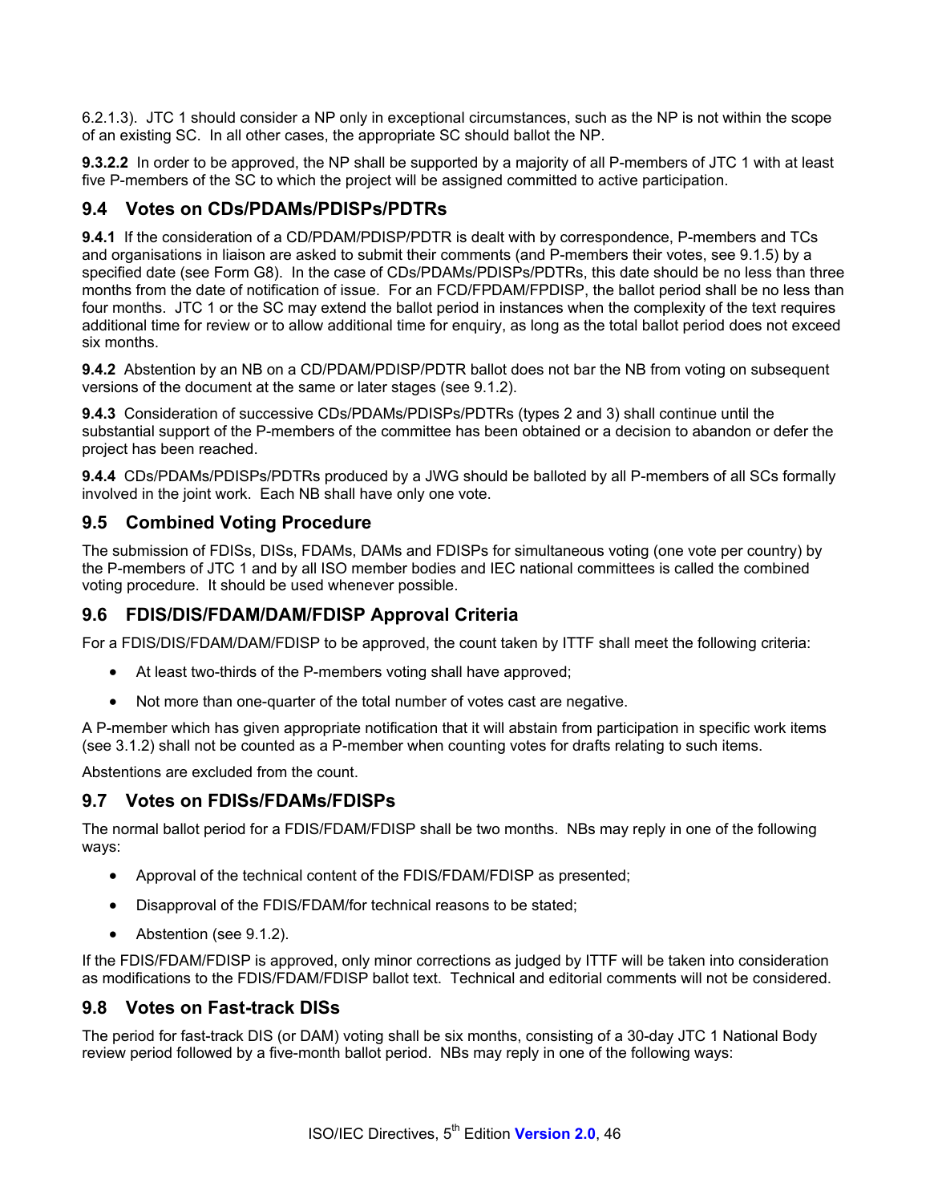6.2.1.3). JTC 1 should consider a NP only in exceptional circumstances, such as the NP is not within the scope of an existing SC. In all other cases, the appropriate SC should ballot the NP.

**9.3.2.2** In order to be approved, the NP shall be supported by a majority of all P-members of JTC 1 with at least five P-members of the SC to which the project will be assigned committed to active participation.

## 9.4 Votes on CDs/PDAMs/PDISPs/PDTRs

**9.4.1** If the consideration of a CD/PDAM/PDISP/PDTR is dealt with by correspondence, P-members and TCs and organisations in liaison are asked to submit their comments (and P-members their votes, see 9.1.5) by a specified date (see Form G8). In the case of CDs/PDAMs/PDISPs/PDTRs, this date should be no less than three months from the date of notification of issue. For an FCD/FPDAM/FPDISP, the ballot period shall be no less than four months. JTC 1 or the SC may extend the ballot period in instances when the complexity of the text requires additional time for review or to allow additional time for enquiry, as long as the total ballot period does not exceed six months.

**9.4.2** Abstention by an NB on a CD/PDAM/PDISP/PDTR ballot does not bar the NB from voting on subsequent versions of the document at the same or later stages (see 9.1.2).

**9.4.3** Consideration of successive CDs/PDAMs/PDISPs/PDTRs (types 2 and 3) shall continue until the substantial support of the P-members of the committee has been obtained or a decision to abandon or defer the project has been reached.

**9.4.4** CDs/PDAMs/PDISPs/PDTRs produced by a JWG should be balloted by all P-members of all SCs formally involved in the joint work. Each NB shall have only one vote.

## 9.5 Combined Voting Procedure

The submission of FDISs, DISs, FDAMs, DAMs and FDISPs for simultaneous voting (one vote per country) by the P-members of JTC 1 and by all ISO member bodies and IEC national committees is called the combined voting procedure. It should be used whenever possible.

## 9.6 FDIS/DIS/FDAM/DAM/FDISP Approval Criteria

For a FDIS/DIS/FDAM/DAM/FDISP to be approved, the count taken by ITTF shall meet the following criteria:

- At least two-thirds of the P-members voting shall have approved;
- Not more than one-quarter of the total number of votes cast are negative.

A P-member which has given appropriate notification that it will abstain from participation in specific work items (see 3.1.2) shall not be counted as a P-member when counting votes for drafts relating to such items.

Abstentions are excluded from the count.

## 9.7 Votes on FDISs/FDAMs/FDISPs

The normal ballot period for a FDIS/FDAM/FDISP shall be two months. NBs may reply in one of the following ways:

- Approval of the technical content of the FDIS/FDAM/FDISP as presented;
- Disapproval of the FDIS/FDAM/for technical reasons to be stated;
- Abstention (see 9.1.2).

If the FDIS/FDAM/FDISP is approved, only minor corrections as judged by ITTF will be taken into consideration as modifications to the FDIS/FDAM/FDISP ballot text. Technical and editorial comments will not be considered.

## 9.8 Votes on Fast-track DISs

The period for fast-track DIS (or DAM) voting shall be six months, consisting of a 30-day JTC 1 National Body review period followed by a five-month ballot period. NBs may reply in one of the following ways: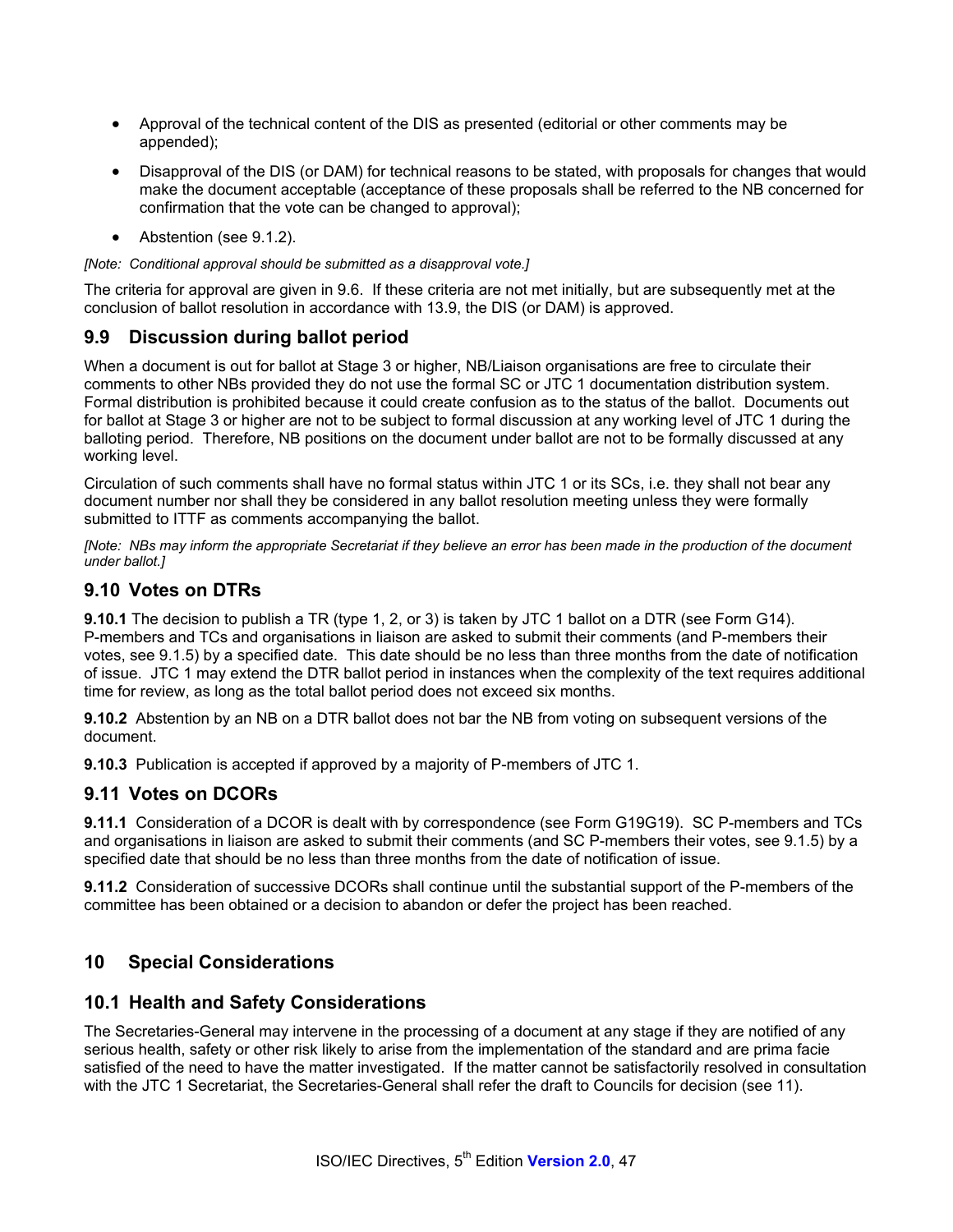- Approval of the technical content of the DIS as presented (editorial or other comments may be appended);
- Disapproval of the DIS (or DAM) for technical reasons to be stated, with proposals for changes that would make the document acceptable (acceptance of these proposals shall be referred to the NB concerned for confirmation that the vote can be changed to approval);
- Abstention (see 9.1.2).

*[Note: Conditional approval should be submitted as a disapproval vote.]*

The criteria for approval are given in 9.6. If these criteria are not met initially, but are subsequently met at the conclusion of ballot resolution in accordance with 13.9, the DIS (or DAM) is approved.

## 9.9 Discussion during ballot period

When a document is out for ballot at Stage 3 or higher, NB/Liaison organisations are free to circulate their comments to other NBs provided they do not use the formal SC or JTC 1 documentation distribution system. Formal distribution is prohibited because it could create confusion as to the status of the ballot. Documents out for ballot at Stage 3 or higher are not to be subject to formal discussion at any working level of JTC 1 during the balloting period. Therefore, NB positions on the document under ballot are not to be formally discussed at any working level.

Circulation of such comments shall have no formal status within JTC 1 or its SCs, i.e. they shall not bear any document number nor shall they be considered in any ballot resolution meeting unless they were formally submitted to ITTF as comments accompanying the ballot.

*[Note: NBs may inform the appropriate Secretariat if they believe an error has been made in the production of the document under ballot.]*

## 9.10 Votes on DTRs

**9.10.1** The decision to publish a TR (type 1, 2, or 3) is taken by JTC 1 ballot on a DTR (see Form G14). P-members and TCs and organisations in liaison are asked to submit their comments (and P-members their votes, see 9.1.5) by a specified date. This date should be no less than three months from the date of notification of issue. JTC 1 may extend the DTR ballot period in instances when the complexity of the text requires additional time for review, as long as the total ballot period does not exceed six months.

**9.10.2** Abstention by an NB on a DTR ballot does not bar the NB from voting on subsequent versions of the document.

**9.10.3** Publication is accepted if approved by a majority of P-members of JTC 1.

## 9.11 Votes on DCORs

**9.11.1** Consideration of a DCOR is dealt with by correspondence (see Form G19G19). SC P-members and TCs and organisations in liaison are asked to submit their comments (and SC P-members their votes, see 9.1.5) by a specified date that should be no less than three months from the date of notification of issue.

**9.11.2** Consideration of successive DCORs shall continue until the substantial support of the P-members of the committee has been obtained or a decision to abandon or defer the project has been reached.

# 10 Special Considerations

## 10.1 Health and Safety Considerations

The Secretaries-General may intervene in the processing of a document at any stage if they are notified of any serious health, safety or other risk likely to arise from the implementation of the standard and are prima facie satisfied of the need to have the matter investigated. If the matter cannot be satisfactorily resolved in consultation with the JTC 1 Secretariat, the Secretaries-General shall refer the draft to Councils for decision (see 11).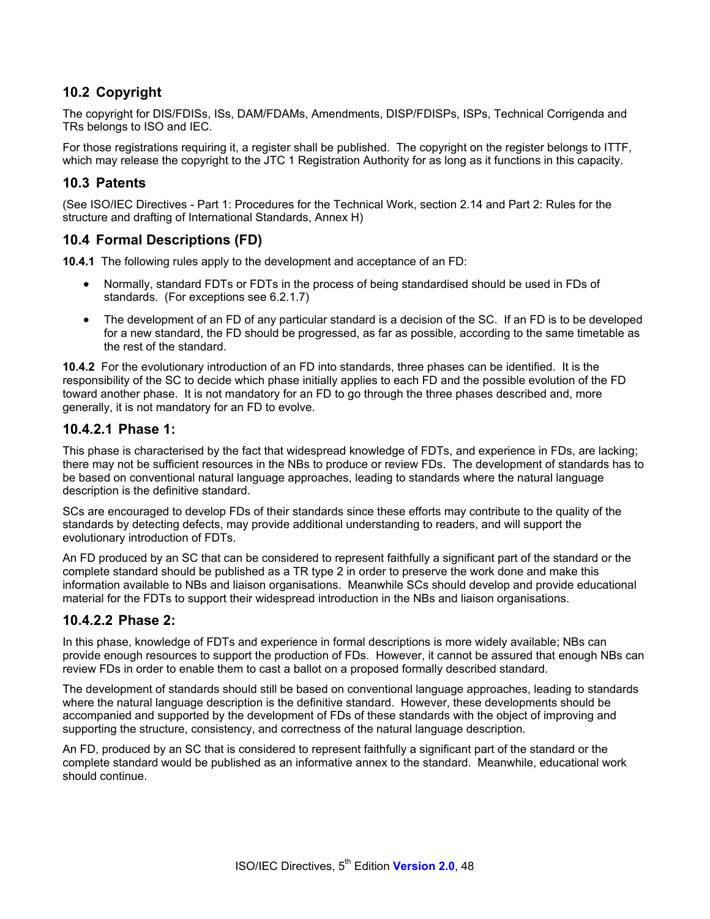## 10.2 Copyright

The copyright for DIS/FDISs, ISs, DAM/FDAMs, Amendments, DISP/FDISPs, ISPs, Technical Corrigenda and TRs belongs to ISO and IEC.

For those registrations requiring it, a register shall be published. The copyright on the register belongs to ITTF, which may release the copyright to the JTC 1 Registration Authority for as long as it functions in this capacity.

## 10.3 Patents

(See ISO/IEC Directives - Part 1: Procedures for the Technical Work, section 2.14 and Part 2: Rules for the structure and drafting of International Standards, Annex H)

## 10.4 Formal Descriptions (FD)

**10.4.1** The following rules apply to the development and acceptance of an FD:

- Normally, standard FDTs or FDTs in the process of being standardised should be used in FDs of standards. (For exceptions see 6.2.1.7)
- The development of an FD of any particular standard is a decision of the SC. If an FD is to be developed for a new standard, the FD should be progressed, as far as possible, according to the same timetable as the rest of the standard.

**10.4.2** For the evolutionary introduction of an FD into standards, three phases can be identified. It is the responsibility of the SC to decide which phase initially applies to each FD and the possible evolution of the FD toward another phase. It is not mandatory for an FD to go through the three phases described and, more generally, it is not mandatory for an FD to evolve.

### 10.4.2.1 Phase 1:

This phase is characterised by the fact that widespread knowledge of FDTs, and experience in FDs, are lacking; there may not be sufficient resources in the NBs to produce or review FDs. The development of standards has to be based on conventional natural language approaches, leading to standards where the natural language description is the definitive standard.

SCs are encouraged to develop FDs of their standards since these efforts may contribute to the quality of the standards by detecting defects, may provide additional understanding to readers, and will support the evolutionary introduction of FDTs.

An FD produced by an SC that can be considered to represent faithfully a significant part of the standard or the complete standard should be published as a TR type 2 in order to preserve the work done and make this information available to NBs and liaison organisations. Meanwhile SCs should develop and provide educational material for the FDTs to support their widespread introduction in the NBs and liaison organisations.

### 10.4.2.2 Phase 2:

In this phase, knowledge of FDTs and experience in formal descriptions is more widely available; NBs can provide enough resources to support the production of FDs. However, it cannot be assured that enough NBs can review FDs in order to enable them to cast a ballot on a proposed formally described standard.

The development of standards should still be based on conventional language approaches, leading to standards where the natural language description is the definitive standard. However, these developments should be accompanied and supported by the development of FDs of these standards with the object of improving and supporting the structure, consistency, and correctness of the natural language description.

An FD, produced by an SC that is considered to represent faithfully a significant part of the standard or the complete standard would be published as an informative annex to the standard. Meanwhile, educational work should continue.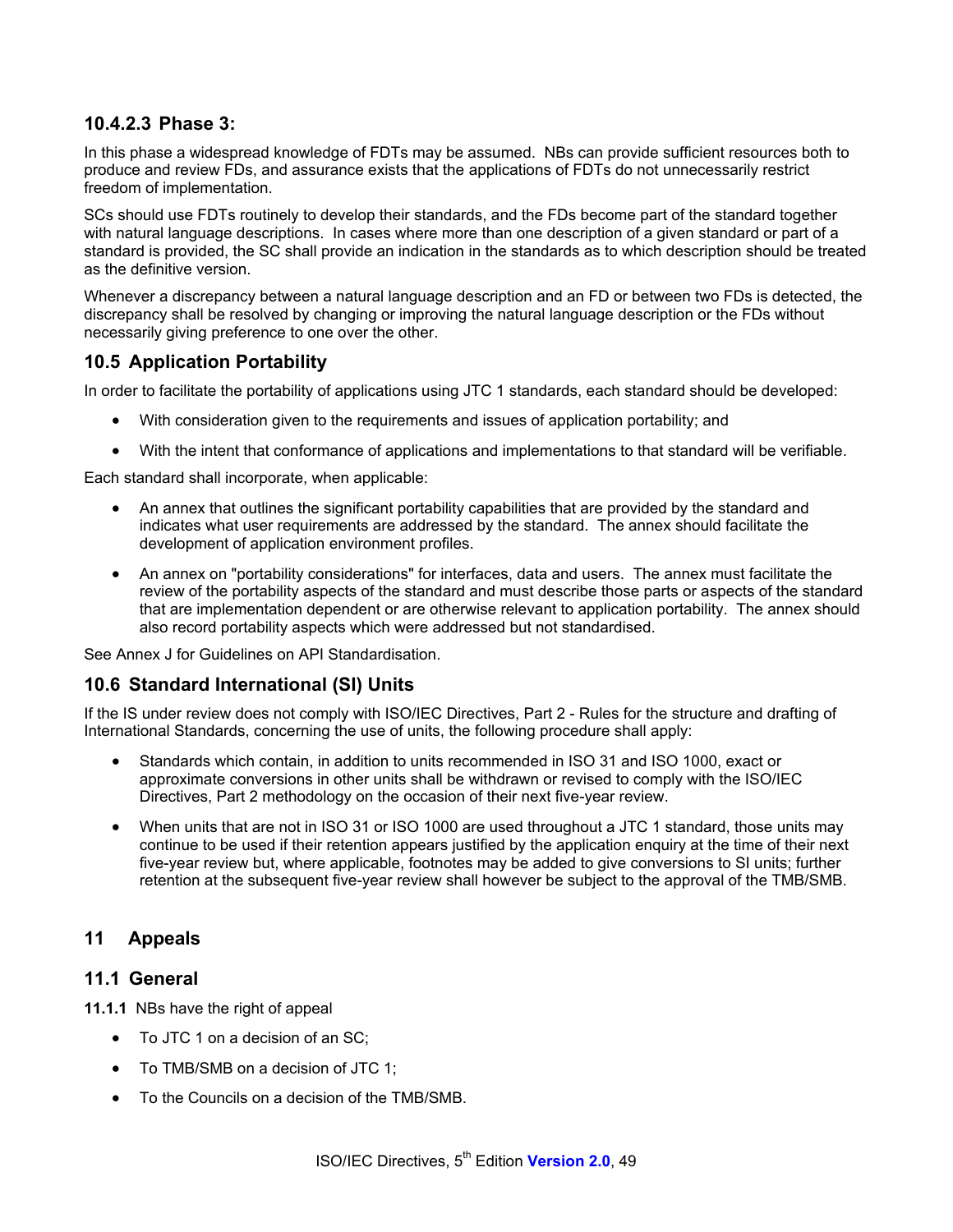#### 10.4.2.3 Phase 3:

In this phase a widespread knowledge of FDTs may be assumed. NBs can provide sufficient resources both to produce and review FDs, and assurance exists that the applications of FDTs do not unnecessarily restrict freedom of implementation.

SCs should use FDTs routinely to develop their standards, and the FDs become part of the standard together with natural language descriptions. In cases where more than one description of a given standard or part of a standard is provided, the SC shall provide an indication in the standards as to which description should be treated as the definitive version.

Whenever a discrepancy between a natural language description and an FD or between two FDs is detected, the discrepancy shall be resolved by changing or improving the natural language description or the FDs without necessarily giving preference to one over the other.

### 10.5 Application Portability

In order to facilitate the portability of applications using JTC 1 standards, each standard should be developed:

- With consideration given to the requirements and issues of application portability; and
- With the intent that conformance of applications and implementations to that standard will be verifiable.

Each standard shall incorporate, when applicable:

- An annex that outlines the significant portability capabilities that are provided by the standard and indicates what user requirements are addressed by the standard. The annex should facilitate the development of application environment profiles.
- An annex on "portability considerations" for interfaces, data and users. The annex must facilitate the review of the portability aspects of the standard and must describe those parts or aspects of the standard that are implementation dependent or are otherwise relevant to application portability. The annex should also record portability aspects which were addressed but not standardised.

See Annex J for Guidelines on API Standardisation.

### 10.6 Standard International (SI) Units

If the IS under review does not comply with ISO/IEC Directives, Part 2 - Rules for the structure and drafting of International Standards, concerning the use of units, the following procedure shall apply:

- Standards which contain, in addition to units recommended in ISO 31 and ISO 1000, exact or approximate conversions in other units shall be withdrawn or revised to comply with the ISO/IEC Directives, Part 2 methodology on the occasion of their next five-year review.
- When units that are not in ISO 31 or ISO 1000 are used throughout a JTC 1 standard, those units may continue to be used if their retention appears justified by the application enquiry at the time of their next five-year review but, where applicable, footnotes may be added to give conversions to SI units; further retention at the subsequent five-year review shall however be subject to the approval of the TMB/SMB.

## 11 Appeals

### 11.1 General

**11.1.1** NBs have the right of appeal

- To JTC 1 on a decision of an SC;
- To TMB/SMB on a decision of JTC 1;
- To the Councils on a decision of the TMB/SMB.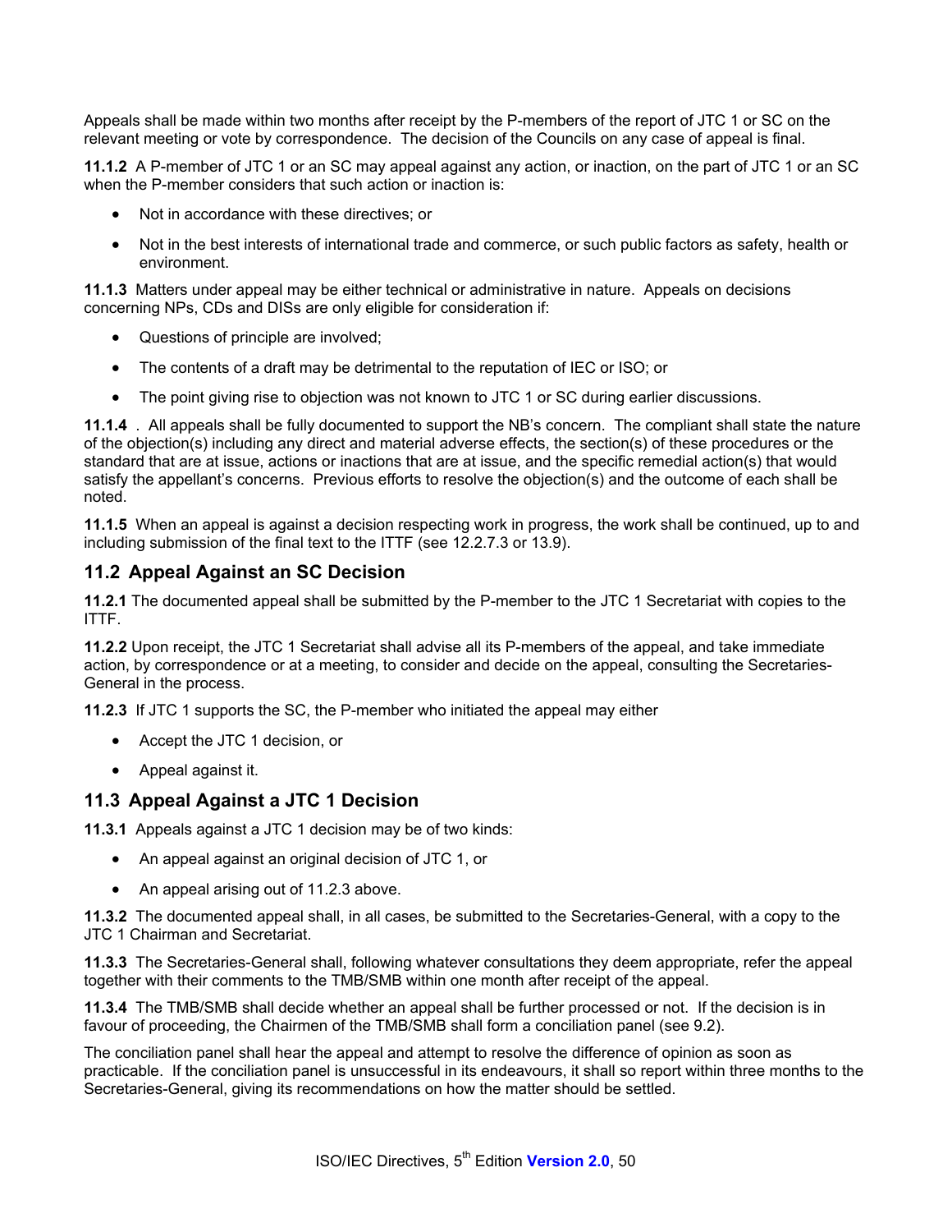Appeals shall be made within two months after receipt by the P-members of the report of JTC 1 or SC on the relevant meeting or vote by correspondence. The decision of the Councils on any case of appeal is final.

**11.1.2** A P-member of JTC 1 or an SC may appeal against any action, or inaction, on the part of JTC 1 or an SC when the P-member considers that such action or inaction is:

- Not in accordance with these directives; or
- Not in the best interests of international trade and commerce, or such public factors as safety, health or environment.

**11.1.3** Matters under appeal may be either technical or administrative in nature. Appeals on decisions concerning NPs, CDs and DISs are only eligible for consideration if:

- Questions of principle are involved;
- The contents of a draft may be detrimental to the reputation of IEC or ISO; or
- The point giving rise to objection was not known to JTC 1 or SC during earlier discussions.

**11.1.4** . All appeals shall be fully documented to support the NB's concern. The compliant shall state the nature of the objection(s) including any direct and material adverse effects, the section(s) of these procedures or the standard that are at issue, actions or inactions that are at issue, and the specific remedial action(s) that would satisfy the appellant's concerns. Previous efforts to resolve the objection(s) and the outcome of each shall be noted.

**11.1.5** When an appeal is against a decision respecting work in progress, the work shall be continued, up to and including submission of the final text to the ITTF (see 12.2.7.3 or 13.9).

## 11.2 Appeal Against an SC Decision

**11.2.1** The documented appeal shall be submitted by the P-member to the JTC 1 Secretariat with copies to the ITTF.

**11.2.2** Upon receipt, the JTC 1 Secretariat shall advise all its P-members of the appeal, and take immediate action, by correspondence or at a meeting, to consider and decide on the appeal, consulting the Secretaries-General in the process.

**11.2.3** If JTC 1 supports the SC, the P-member who initiated the appeal may either

- Accept the JTC 1 decision, or
- Appeal against it.

## 11.3 Appeal Against a JTC 1 Decision

**11.3.1** Appeals against a JTC 1 decision may be of two kinds:

- An appeal against an original decision of JTC 1, or
- An appeal arising out of 11.2.3 above.

**11.3.2** The documented appeal shall, in all cases, be submitted to the Secretaries-General, with a copy to the JTC 1 Chairman and Secretariat.

**11.3.3** The Secretaries-General shall, following whatever consultations they deem appropriate, refer the appeal together with their comments to the TMB/SMB within one month after receipt of the appeal.

**11.3.4** The TMB/SMB shall decide whether an appeal shall be further processed or not. If the decision is in favour of proceeding, the Chairmen of the TMB/SMB shall form a conciliation panel (see 9.2).

The conciliation panel shall hear the appeal and attempt to resolve the difference of opinion as soon as practicable. If the conciliation panel is unsuccessful in its endeavours, it shall so report within three months to the Secretaries-General, giving its recommendations on how the matter should be settled.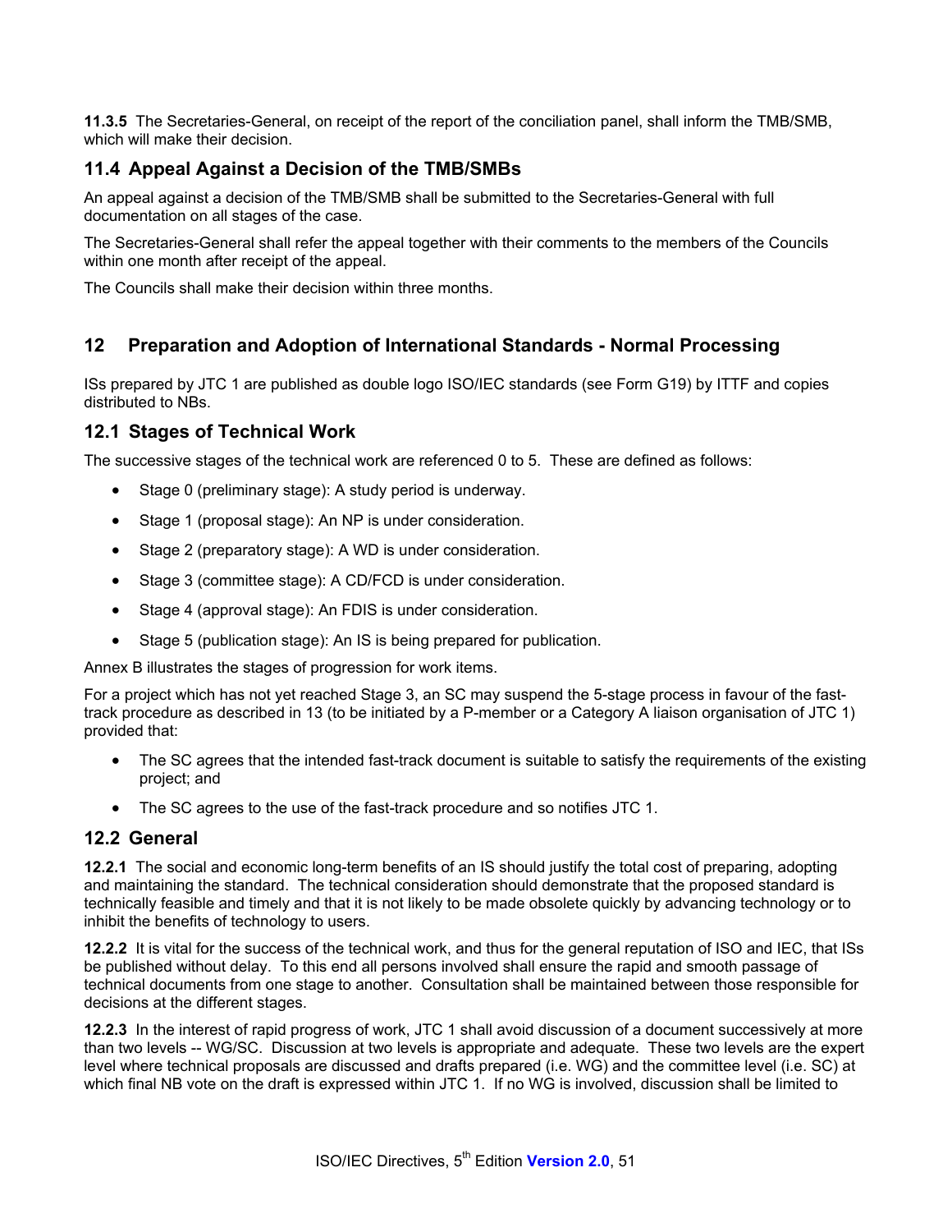**11.3.5** The Secretaries-General, on receipt of the report of the conciliation panel, shall inform the TMB/SMB, which will make their decision.

## 11.4 Appeal Against a Decision of the TMB/SMBs

An appeal against a decision of the TMB/SMB shall be submitted to the Secretaries-General with full documentation on all stages of the case.

The Secretaries-General shall refer the appeal together with their comments to the members of the Councils within one month after receipt of the appeal.

The Councils shall make their decision within three months.

# 12 Preparation and Adoption of International Standards - Normal Processing

ISs prepared by JTC 1 are published as double logo ISO/IEC standards (see Form G19) by ITTF and copies distributed to NBs.

## 12.1 Stages of Technical Work

The successive stages of the technical work are referenced 0 to 5. These are defined as follows:

- Stage 0 (preliminary stage): A study period is underway.
- Stage 1 (proposal stage): An NP is under consideration.
- Stage 2 (preparatory stage): A WD is under consideration.
- Stage 3 (committee stage): A CD/FCD is under consideration.
- Stage 4 (approval stage): An FDIS is under consideration.
- Stage 5 (publication stage): An IS is being prepared for publication.

Annex B illustrates the stages of progression for work items.

For a project which has not yet reached Stage 3, an SC may suspend the 5-stage process in favour of the fast-track procedure as described in 13 (to be initiated by a P-member or a Category A liaison organisation of JTC 1) provided that:

- The SC agrees that the intended fast-track document is suitable to satisfy the requirements of the existing project; and
- The SC agrees to the use of the fast-track procedure and so notifies JTC 1.

## 12.2 General

**12.2.1** The social and economic long-term benefits of an IS should justify the total cost of preparing, adopting and maintaining the standard. The technical consideration should demonstrate that the proposed standard is technically feasible and timely and that it is not likely to be made obsolete quickly by advancing technology or to inhibit the benefits of technology to users.

**12.2.2** It is vital for the success of the technical work, and thus for the general reputation of ISO and IEC, that ISs be published without delay. To this end all persons involved shall ensure the rapid and smooth passage of technical documents from one stage to another. Consultation shall be maintained between those responsible for decisions at the different stages.

**12.2.3** In the interest of rapid progress of work, JTC 1 shall avoid discussion of a document successively at more than two levels -- WG/SC. Discussion at two levels is appropriate and adequate. These two levels are the expert level where technical proposals are discussed and drafts prepared (i.e. WG) and the committee level (i.e. SC) at which final NB vote on the draft is expressed within JTC 1. If no WG is involved, discussion shall be limited to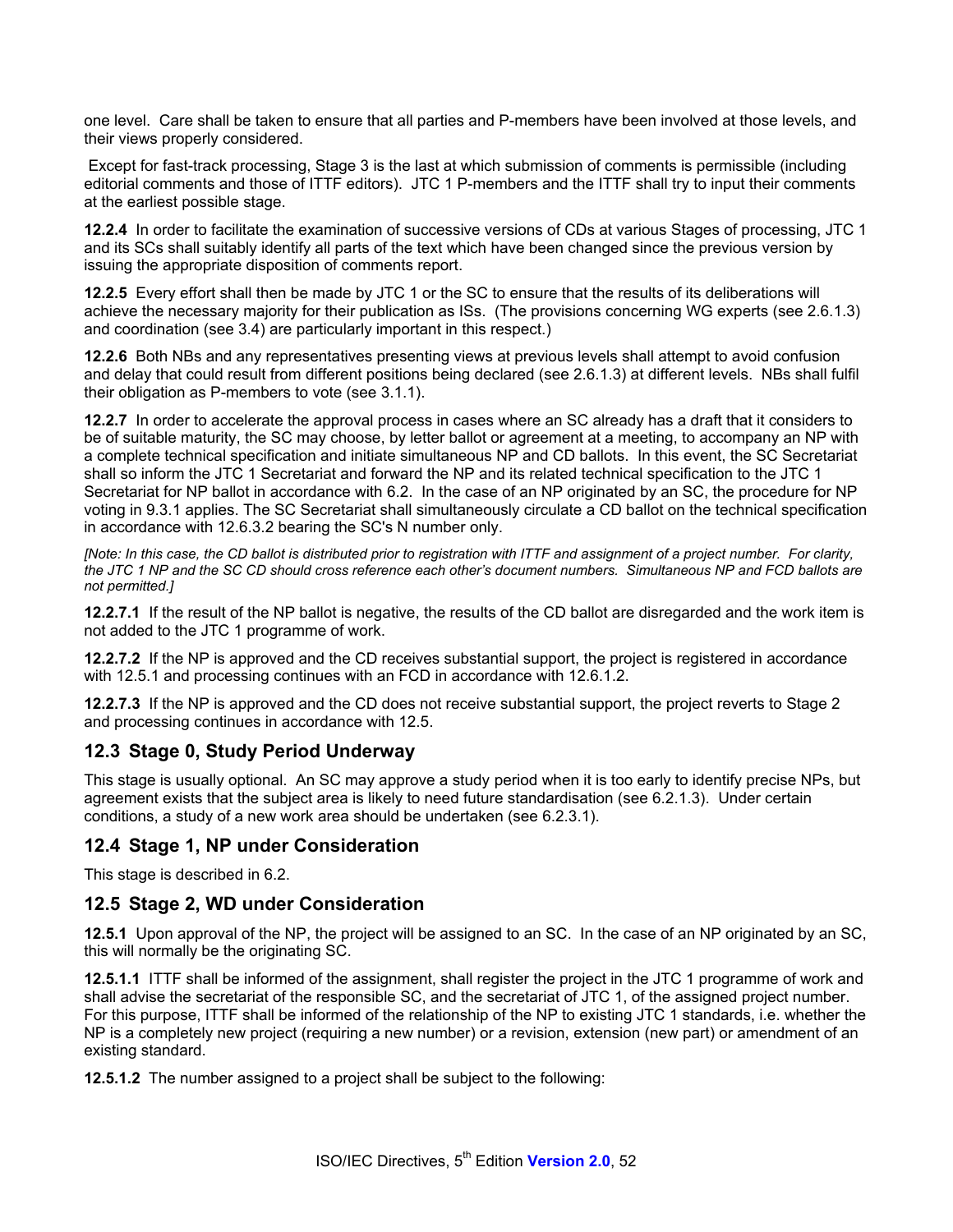one level. Care shall be taken to ensure that all parties and P-members have been involved at those levels, and their views properly considered.

Except for fast-track processing, Stage 3 is the last at which submission of comments is permissible (including editorial comments and those of ITTF editors). JTC 1 P-members and the ITTF shall try to input their comments at the earliest possible stage.

**12.2.4** In order to facilitate the examination of successive versions of CDs at various Stages of processing, JTC 1 and its SCs shall suitably identify all parts of the text which have been changed since the previous version by issuing the appropriate disposition of comments report.

**12.2.5** Every effort shall then be made by JTC 1 or the SC to ensure that the results of its deliberations will achieve the necessary majority for their publication as ISs. (The provisions concerning WG experts (see 2.6.1.3) and coordination (see 3.4) are particularly important in this respect.)

**12.2.6** Both NBs and any representatives presenting views at previous levels shall attempt to avoid confusion and delay that could result from different positions being declared (see 2.6.1.3) at different levels. NBs shall fulfil their obligation as P-members to vote (see 3.1.1).

**12.2.7** In order to accelerate the approval process in cases where an SC already has a draft that it considers to be of suitable maturity, the SC may choose, by letter ballot or agreement at a meeting, to accompany an NP with a complete technical specification and initiate simultaneous NP and CD ballots. In this event, the SC Secretariat shall so inform the JTC 1 Secretariat and forward the NP and its related technical specification to the JTC 1 Secretariat for NP ballot in accordance with 6.2. In the case of an NP originated by an SC, the procedure for NP voting in 9.3.1 applies. The SC Secretariat shall simultaneously circulate a CD ballot on the technical specification in accordance with 12.6.3.2 bearing the SC's N number only.

*[Note: In this case, the CD ballot is distributed prior to registration with ITTF and assignment of a project number. For clarity, the JTC 1 NP and the SC CD should cross reference each other's document numbers. Simultaneous NP and FCD ballots are not permitted.]*

**12.2.7.1** If the result of the NP ballot is negative, the results of the CD ballot are disregarded and the work item is not added to the JTC 1 programme of work.

**12.2.7.2** If the NP is approved and the CD receives substantial support, the project is registered in accordance with 12.5.1 and processing continues with an FCD in accordance with 12.6.1.2.

**12.2.7.3** If the NP is approved and the CD does not receive substantial support, the project reverts to Stage 2 and processing continues in accordance with 12.5.

## 12.3 Stage 0, Study Period Underway

This stage is usually optional. An SC may approve a study period when it is too early to identify precise NPs, but agreement exists that the subject area is likely to need future standardisation (see 6.2.1.3). Under certain conditions, a study of a new work area should be undertaken (see 6.2.3.1).

## 12.4 Stage 1, NP under Consideration

This stage is described in 6.2.

## 12.5 Stage 2, WD under Consideration

**12.5.1** Upon approval of the NP, the project will be assigned to an SC. In the case of an NP originated by an SC, this will normally be the originating SC.

**12.5.1.1** ITTF shall be informed of the assignment, shall register the project in the JTC 1 programme of work and shall advise the secretariat of the responsible SC, and the secretariat of JTC 1, of the assigned project number. For this purpose, ITTF shall be informed of the relationship of the NP to existing JTC 1 standards, i.e. whether the NP is a completely new project (requiring a new number) or a revision, extension (new part) or amendment of an existing standard.

**12.5.1.2** The number assigned to a project shall be subject to the following: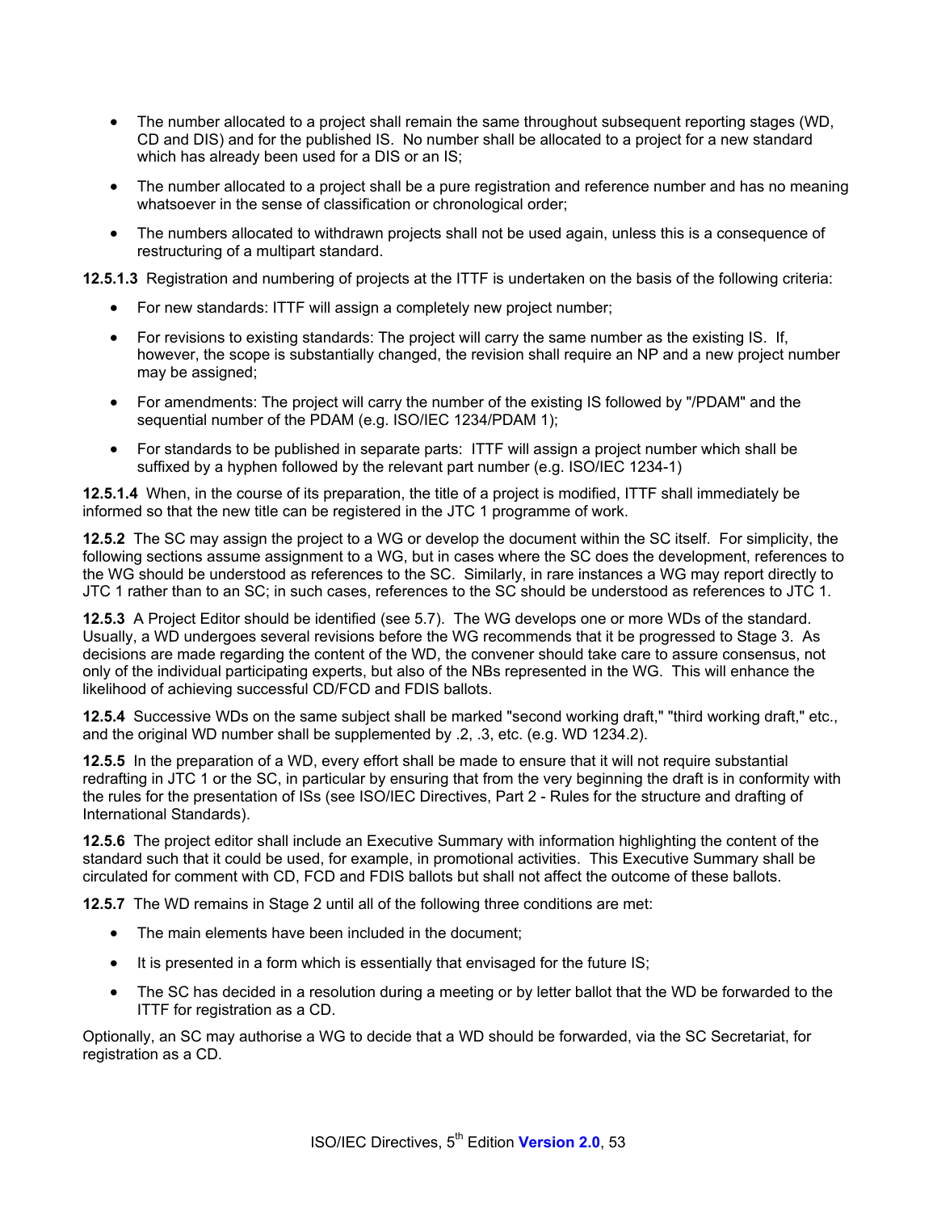- The number allocated to a project shall remain the same throughout subsequent reporting stages (WD, CD and DIS) and for the published IS. No number shall be allocated to a project for a new standard which has already been used for a DIS or an IS;
- The number allocated to a project shall be a pure registration and reference number and has no meaning whatsoever in the sense of classification or chronological order;
- The numbers allocated to withdrawn projects shall not be used again, unless this is a consequence of restructuring of a multipart standard.

**12.5.1.3** Registration and numbering of projects at the ITTF is undertaken on the basis of the following criteria:

- For new standards: ITTF will assign a completely new project number;
- For revisions to existing standards: The project will carry the same number as the existing IS. If, however, the scope is substantially changed, the revision shall require an NP and a new project number may be assigned;
- For amendments: The project will carry the number of the existing IS followed by "/PDAM" and the sequential number of the PDAM (e.g. ISO/IEC 1234/PDAM 1);
- For standards to be published in separate parts: ITTF will assign a project number which shall be suffixed by a hyphen followed by the relevant part number (e.g. ISO/IEC 1234-1)

**12.5.1.4** When, in the course of its preparation, the title of a project is modified, ITTF shall immediately be informed so that the new title can be registered in the JTC 1 programme of work.

**12.5.2** The SC may assign the project to a WG or develop the document within the SC itself. For simplicity, the following sections assume assignment to a WG, but in cases where the SC does the development, references to the WG should be understood as references to the SC. Similarly, in rare instances a WG may report directly to JTC 1 rather than to an SC; in such cases, references to the SC should be understood as references to JTC 1.

**12.5.3** A Project Editor should be identified (see 5.7). The WG develops one or more WDs of the standard. Usually, a WD undergoes several revisions before the WG recommends that it be progressed to Stage 3. As decisions are made regarding the content of the WD, the convener should take care to assure consensus, not only of the individual participating experts, but also of the NBs represented in the WG. This will enhance the likelihood of achieving successful CD/FCD and FDIS ballots.

**12.5.4** Successive WDs on the same subject shall be marked "second working draft," "third working draft," etc., and the original WD number shall be supplemented by .2, .3, etc. (e.g. WD 1234.2).

**12.5.5** In the preparation of a WD, every effort shall be made to ensure that it will not require substantial redrafting in JTC 1 or the SC, in particular by ensuring that from the very beginning the draft is in conformity with the rules for the presentation of ISs (see ISO/IEC Directives, Part 2 - Rules for the structure and drafting of International Standards).

**12.5.6** The project editor shall include an Executive Summary with information highlighting the content of the standard such that it could be used, for example, in promotional activities. This Executive Summary shall be circulated for comment with CD, FCD and FDIS ballots but shall not affect the outcome of these ballots.

**12.5.7** The WD remains in Stage 2 until all of the following three conditions are met:

- The main elements have been included in the document;
- It is presented in a form which is essentially that envisaged for the future IS;
- The SC has decided in a resolution during a meeting or by letter ballot that the WD be forwarded to the ITTF for registration as a CD.

Optionally, an SC may authorise a WG to decide that a WD should be forwarded, via the SC Secretariat, for registration as a CD.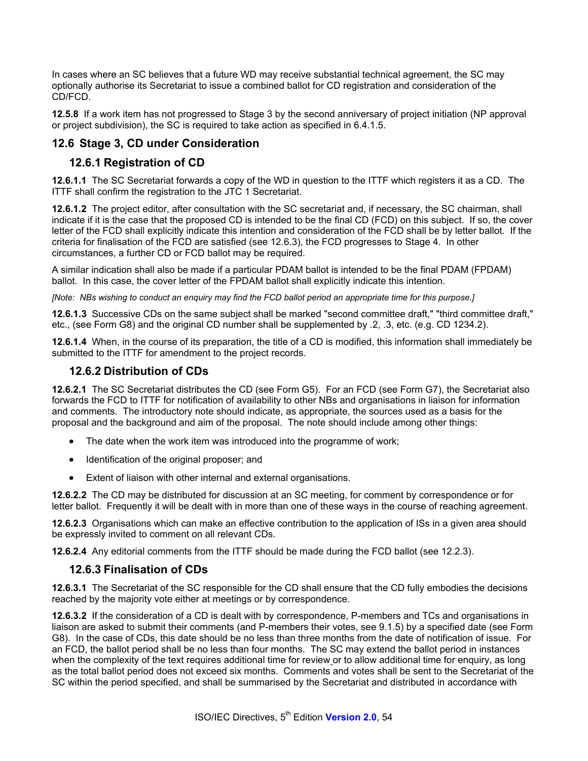In cases where an SC believes that a future WD may receive substantial technical agreement, the SC may optionally authorise its Secretariat to issue a combined ballot for CD registration and consideration of the CD/FCD.

**12.5.8** If a work item has not progressed to Stage 3 by the second anniversary of project initiation (NP approval or project subdivision), the SC is required to take action as specified in 6.4.1.5.

## 12.6 Stage 3, CD under Consideration

### 12.6.1 Registration of CD

**12.6.1.1** The SC Secretariat forwards a copy of the WD in question to the ITTF which registers it as a CD. The ITTF shall confirm the registration to the JTC 1 Secretariat.

**12.6.1.2** The project editor, after consultation with the SC secretariat and, if necessary, the SC chairman, shall indicate if it is the case that the proposed CD is intended to be the final CD (FCD) on this subject. If so, the cover letter of the FCD shall explicitly indicate this intention and consideration of the FCD shall be by letter ballot. If the criteria for finalisation of the FCD are satisfied (see 12.6.3), the FCD progresses to Stage 4. In other circumstances, a further CD or FCD ballot may be required.

A similar indication shall also be made if a particular PDAM ballot is intended to be the final PDAM (FPDAM) ballot. In this case, the cover letter of the FPDAM ballot shall explicitly indicate this intention.

*[Note: NBs wishing to conduct an enquiry may find the FCD ballot period an appropriate time for this purpose.]*

**12.6.1.3** Successive CDs on the same subject shall be marked "second committee draft," "third committee draft," etc., (see Form G8) and the original CD number shall be supplemented by .2, .3, etc. (e.g. CD 1234.2).

**12.6.1.4** When, in the course of its preparation, the title of a CD is modified, this information shall immediately be submitted to the ITTF for amendment to the project records.

### 12.6.2 Distribution of CDs

**12.6.2.1** The SC Secretariat distributes the CD (see Form G5). For an FCD (see Form G7), the Secretariat also forwards the FCD to ITTF for notification of availability to other NBs and organisations in liaison for information and comments. The introductory note should indicate, as appropriate, the sources used as a basis for the proposal and the background and aim of the proposal. The note should include among other things:

- The date when the work item was introduced into the programme of work;
- Identification of the original proposer; and
- Extent of liaison with other internal and external organisations.

**12.6.2.2** The CD may be distributed for discussion at an SC meeting, for comment by correspondence or for letter ballot. Frequently it will be dealt with in more than one of these ways in the course of reaching agreement.

**12.6.2.3** Organisations which can make an effective contribution to the application of ISs in a given area should be expressly invited to comment on all relevant CDs.

**12.6.2.4** Any editorial comments from the ITTF should be made during the FCD ballot (see 12.2.3).

### 12.6.3 Finalisation of CDs

**12.6.3.1** The Secretariat of the SC responsible for the CD shall ensure that the CD fully embodies the decisions reached by the majority vote either at meetings or by correspondence.

**12.6.3.2** If the consideration of a CD is dealt with by correspondence, P-members and TCs and organisations in liaison are asked to submit their comments (and P-members their votes, see 9.1.5) by a specified date (see Form G8). In the case of CDs, this date should be no less than three months from the date of notification of issue. For an FCD, the ballot period shall be no less than four months. The SC may extend the ballot period in instances when the complexity of the text requires additional time for review or to allow additional time for enquiry, as long as the total ballot period does not exceed six months. Comments and votes shall be sent to the Secretariat of the SC within the period specified, and shall be summarised by the Secretariat and distributed in accordance with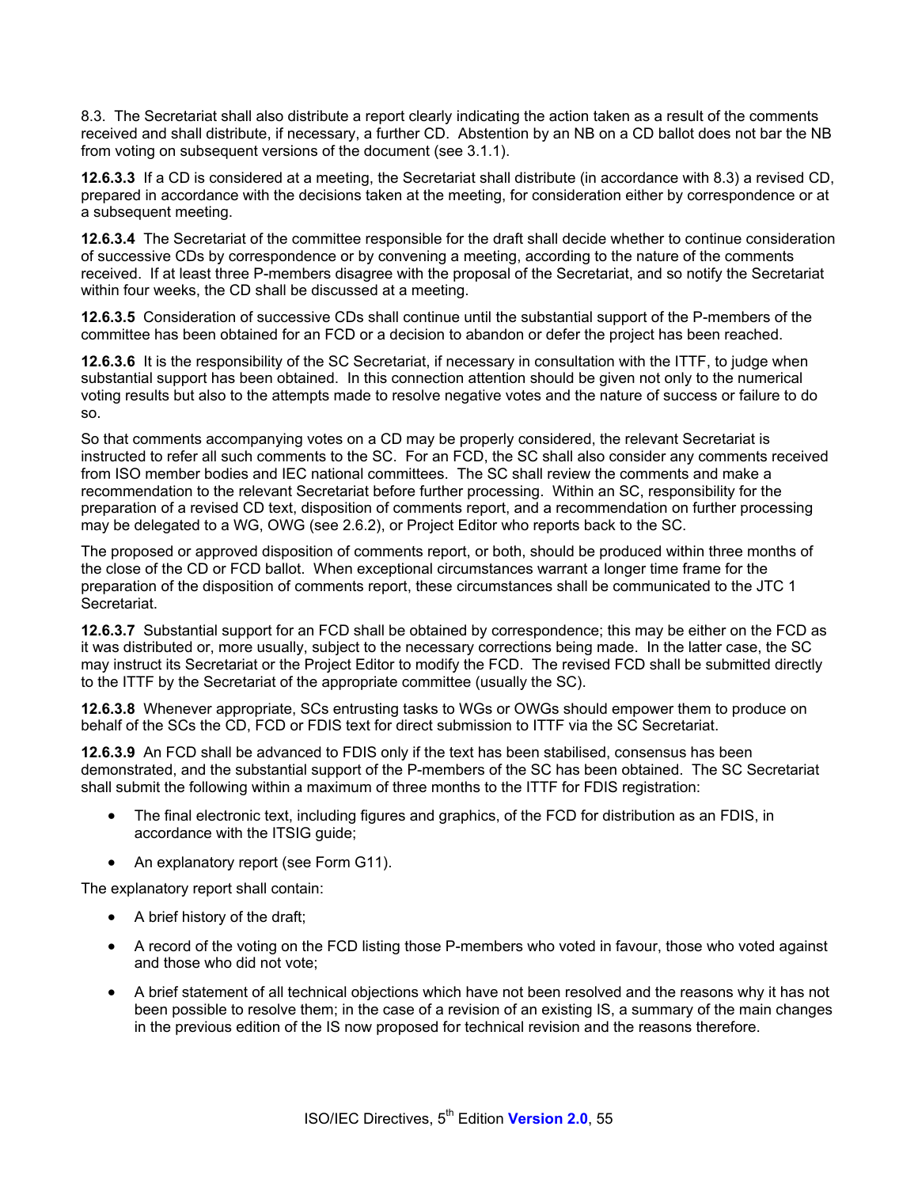8.3. The Secretariat shall also distribute a report clearly indicating the action taken as a result of the comments received and shall distribute, if necessary, a further CD. Abstention by an NB on a CD ballot does not bar the NB from voting on subsequent versions of the document (see 3.1.1).

**12.6.3.3** If a CD is considered at a meeting, the Secretariat shall distribute (in accordance with 8.3) a revised CD, prepared in accordance with the decisions taken at the meeting, for consideration either by correspondence or at a subsequent meeting.

**12.6.3.4** The Secretariat of the committee responsible for the draft shall decide whether to continue consideration of successive CDs by correspondence or by convening a meeting, according to the nature of the comments received. If at least three P-members disagree with the proposal of the Secretariat, and so notify the Secretariat within four weeks, the CD shall be discussed at a meeting.

**12.6.3.5** Consideration of successive CDs shall continue until the substantial support of the P-members of the committee has been obtained for an FCD or a decision to abandon or defer the project has been reached.

**12.6.3.6** It is the responsibility of the SC Secretariat, if necessary in consultation with the ITTF, to judge when substantial support has been obtained. In this connection attention should be given not only to the numerical voting results but also to the attempts made to resolve negative votes and the nature of success or failure to do so.

So that comments accompanying votes on a CD may be properly considered, the relevant Secretariat is instructed to refer all such comments to the SC. For an FCD, the SC shall also consider any comments received from ISO member bodies and IEC national committees. The SC shall review the comments and make a recommendation to the relevant Secretariat before further processing. Within an SC, responsibility for the preparation of a revised CD text, disposition of comments report, and a recommendation on further processing may be delegated to a WG, OWG (see 2.6.2), or Project Editor who reports back to the SC.

The proposed or approved disposition of comments report, or both, should be produced within three months of the close of the CD or FCD ballot. When exceptional circumstances warrant a longer time frame for the preparation of the disposition of comments report, these circumstances shall be communicated to the JTC 1 Secretariat.

**12.6.3.7** Substantial support for an FCD shall be obtained by correspondence; this may be either on the FCD as it was distributed or, more usually, subject to the necessary corrections being made. In the latter case, the SC may instruct its Secretariat or the Project Editor to modify the FCD. The revised FCD shall be submitted directly to the ITTF by the Secretariat of the appropriate committee (usually the SC).

**12.6.3.8** Whenever appropriate, SCs entrusting tasks to WGs or OWGs should empower them to produce on behalf of the SCs the CD, FCD or FDIS text for direct submission to ITTF via the SC Secretariat.

**12.6.3.9** An FCD shall be advanced to FDIS only if the text has been stabilised, consensus has been demonstrated, and the substantial support of the P-members of the SC has been obtained. The SC Secretariat shall submit the following within a maximum of three months to the ITTF for FDIS registration:

- The final electronic text, including figures and graphics, of the FCD for distribution as an FDIS, in accordance with the ITSIG guide;
- An explanatory report (see Form G11).

The explanatory report shall contain:

- A brief history of the draft;
- A record of the voting on the FCD listing those P-members who voted in favour, those who voted against and those who did not vote;
- A brief statement of all technical objections which have not been resolved and the reasons why it has not been possible to resolve them; in the case of a revision of an existing IS, a summary of the main changes in the previous edition of the IS now proposed for technical revision and the reasons therefore.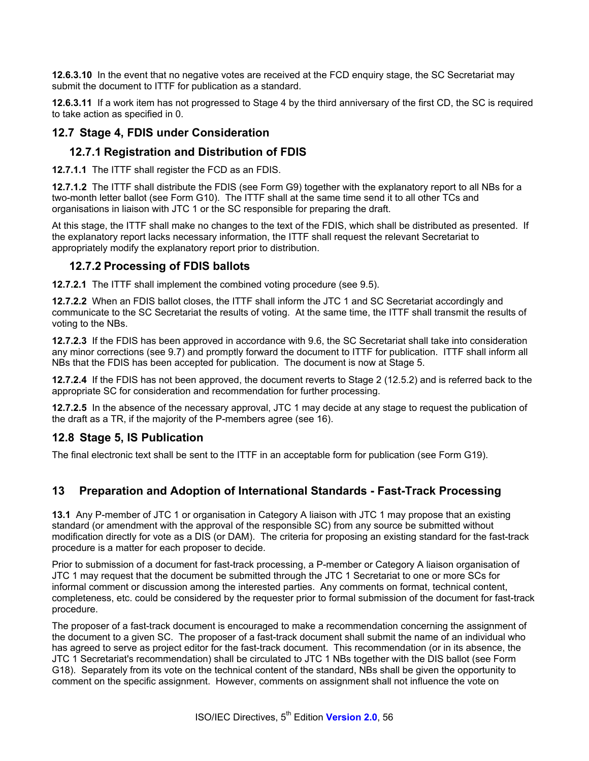**12.6.3.10** In the event that no negative votes are received at the FCD enquiry stage, the SC Secretariat may submit the document to ITTF for publication as a standard.

**12.6.3.11** If a work item has not progressed to Stage 4 by the third anniversary of the first CD, the SC is required to take action as specified in 0.

## 12.7 Stage 4, FDIS under Consideration

### 12.7.1 Registration and Distribution of FDIS

**12.7.1.1** The ITTF shall register the FCD as an FDIS.

**12.7.1.2** The ITTF shall distribute the FDIS (see Form G9) together with the explanatory report to all NBs for a two-month letter ballot (see Form G10). The ITTF shall at the same time send it to all other TCs and organisations in liaison with JTC 1 or the SC responsible for preparing the draft.

At this stage, the ITTF shall make no changes to the text of the FDIS, which shall be distributed as presented. If the explanatory report lacks necessary information, the ITTF shall request the relevant Secretariat to appropriately modify the explanatory report prior to distribution.

### 12.7.2 Processing of FDIS ballots

**12.7.2.1** The ITTF shall implement the combined voting procedure (see 9.5).

**12.7.2.2** When an FDIS ballot closes, the ITTF shall inform the JTC 1 and SC Secretariat accordingly and communicate to the SC Secretariat the results of voting. At the same time, the ITTF shall transmit the results of voting to the NBs.

**12.7.2.3** If the FDIS has been approved in accordance with 9.6, the SC Secretariat shall take into consideration any minor corrections (see 9.7) and promptly forward the document to ITTF for publication. ITTF shall inform all NBs that the FDIS has been accepted for publication. The document is now at Stage 5.

**12.7.2.4** If the FDIS has not been approved, the document reverts to Stage 2 (12.5.2) and is referred back to the appropriate SC for consideration and recommendation for further processing.

**12.7.2.5** In the absence of the necessary approval, JTC 1 may decide at any stage to request the publication of the draft as a TR, if the majority of the P-members agree (see 16).

## 12.8 Stage 5, IS Publication

The final electronic text shall be sent to the ITTF in an acceptable form for publication (see Form G19).

# 13 Preparation and Adoption of International Standards - Fast-Track Processing

**13.1** Any P-member of JTC 1 or organisation in Category A liaison with JTC 1 may propose that an existing standard (or amendment with the approval of the responsible SC) from any source be submitted without modification directly for vote as a DIS (or DAM). The criteria for proposing an existing standard for the fast-track procedure is a matter for each proposer to decide.

Prior to submission of a document for fast-track processing, a P-member or Category A liaison organisation of JTC 1 may request that the document be submitted through the JTC 1 Secretariat to one or more SCs for informal comment or discussion among the interested parties. Any comments on format, technical content, completeness, etc. could be considered by the requester prior to formal submission of the document for fast-track procedure.

The proposer of a fast-track document is encouraged to make a recommendation concerning the assignment of the document to a given SC. The proposer of a fast-track document shall submit the name of an individual who has agreed to serve as project editor for the fast-track document. This recommendation (or in its absence, the JTC 1 Secretariat's recommendation) shall be circulated to JTC 1 NBs together with the DIS ballot (see Form G18). Separately from its vote on the technical content of the standard, NBs shall be given the opportunity to comment on the specific assignment. However, comments on assignment shall not influence the vote on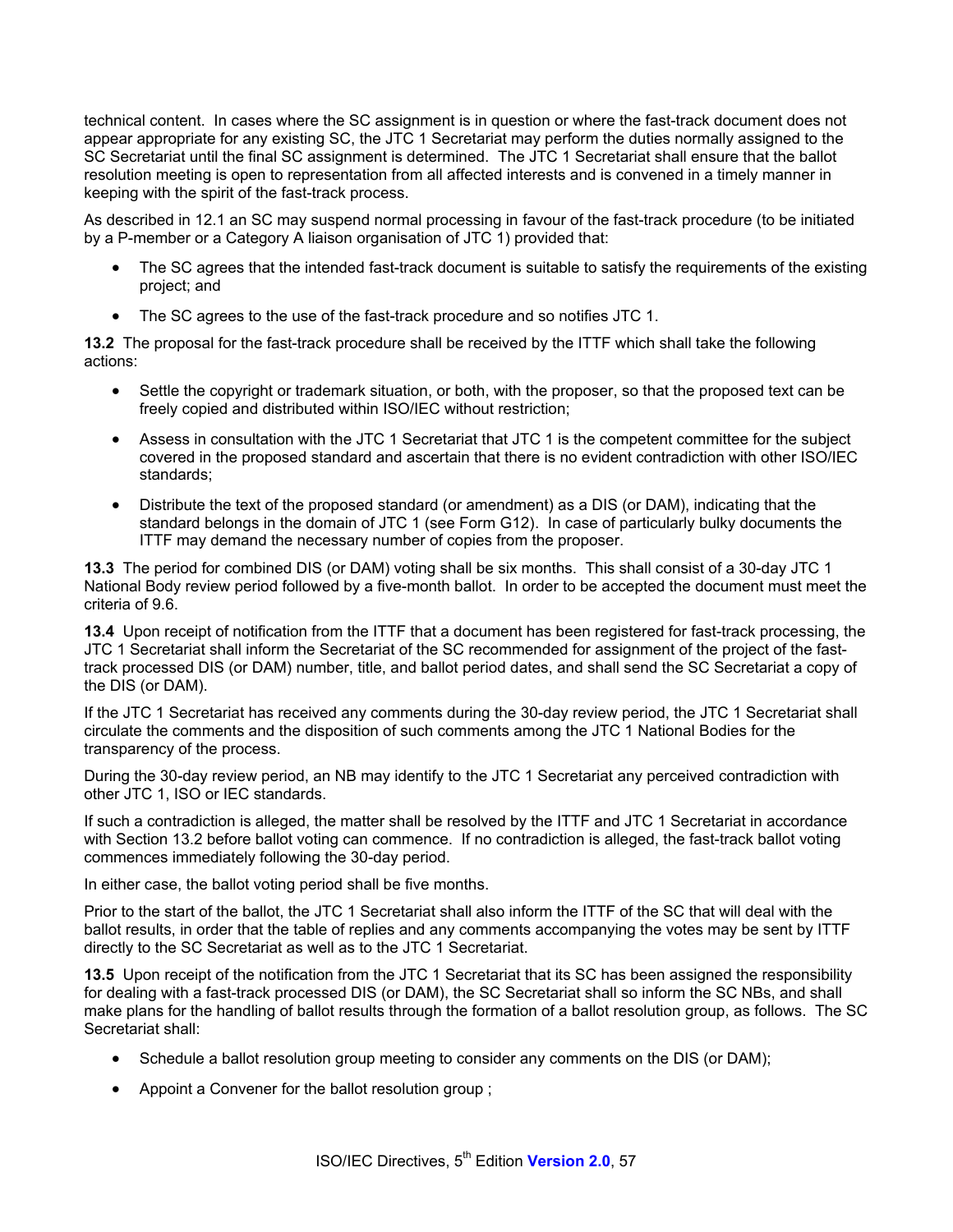technical content. In cases where the SC assignment is in question or where the fast-track document does not appear appropriate for any existing SC, the JTC 1 Secretariat may perform the duties normally assigned to the SC Secretariat until the final SC assignment is determined. The JTC 1 Secretariat shall ensure that the ballot resolution meeting is open to representation from all affected interests and is convened in a timely manner in keeping with the spirit of the fast-track process.

As described in 12.1 an SC may suspend normal processing in favour of the fast-track procedure (to be initiated by a P-member or a Category A liaison organisation of JTC 1) provided that:

- The SC agrees that the intended fast-track document is suitable to satisfy the requirements of the existing project; and
- The SC agrees to the use of the fast-track procedure and so notifies JTC 1.

**13.2** The proposal for the fast-track procedure shall be received by the ITTF which shall take the following actions:

- Settle the copyright or trademark situation, or both, with the proposer, so that the proposed text can be freely copied and distributed within ISO/IEC without restriction;
- Assess in consultation with the JTC 1 Secretariat that JTC 1 is the competent committee for the subject covered in the proposed standard and ascertain that there is no evident contradiction with other ISO/IEC standards;
- Distribute the text of the proposed standard (or amendment) as a DIS (or DAM), indicating that the standard belongs in the domain of JTC 1 (see Form G12). In case of particularly bulky documents the ITTF may demand the necessary number of copies from the proposer.

**13.3** The period for combined DIS (or DAM) voting shall be six months. This shall consist of a 30-day JTC 1 National Body review period followed by a five-month ballot. In order to be accepted the document must meet the criteria of 9.6.

**13.4** Upon receipt of notification from the ITTF that a document has been registered for fast-track processing, the JTC 1 Secretariat shall inform the Secretariat of the SC recommended for assignment of the project of the fast-track processed DIS (or DAM) number, title, and ballot period dates, and shall send the SC Secretariat a copy of the DIS (or DAM).

If the JTC 1 Secretariat has received any comments during the 30-day review period, the JTC 1 Secretariat shall circulate the comments and the disposition of such comments among the JTC 1 National Bodies for the transparency of the process.

During the 30-day review period, an NB may identify to the JTC 1 Secretariat any perceived contradiction with other JTC 1, ISO or IEC standards.

If such a contradiction is alleged, the matter shall be resolved by the ITTF and JTC 1 Secretariat in accordance with Section 13.2 before ballot voting can commence. If no contradiction is alleged, the fast-track ballot voting commences immediately following the 30-day period.

In either case, the ballot voting period shall be five months.

Prior to the start of the ballot, the JTC 1 Secretariat shall also inform the ITTF of the SC that will deal with the ballot results, in order that the table of replies and any comments accompanying the votes may be sent by ITTF directly to the SC Secretariat as well as to the JTC 1 Secretariat.

**13.5** Upon receipt of the notification from the JTC 1 Secretariat that its SC has been assigned the responsibility for dealing with a fast-track processed DIS (or DAM), the SC Secretariat shall so inform the SC NBs, and shall make plans for the handling of ballot results through the formation of a ballot resolution group, as follows. The SC Secretariat shall:

- Schedule a ballot resolution group meeting to consider any comments on the DIS (or DAM);
- Appoint a Convener for the ballot resolution group ;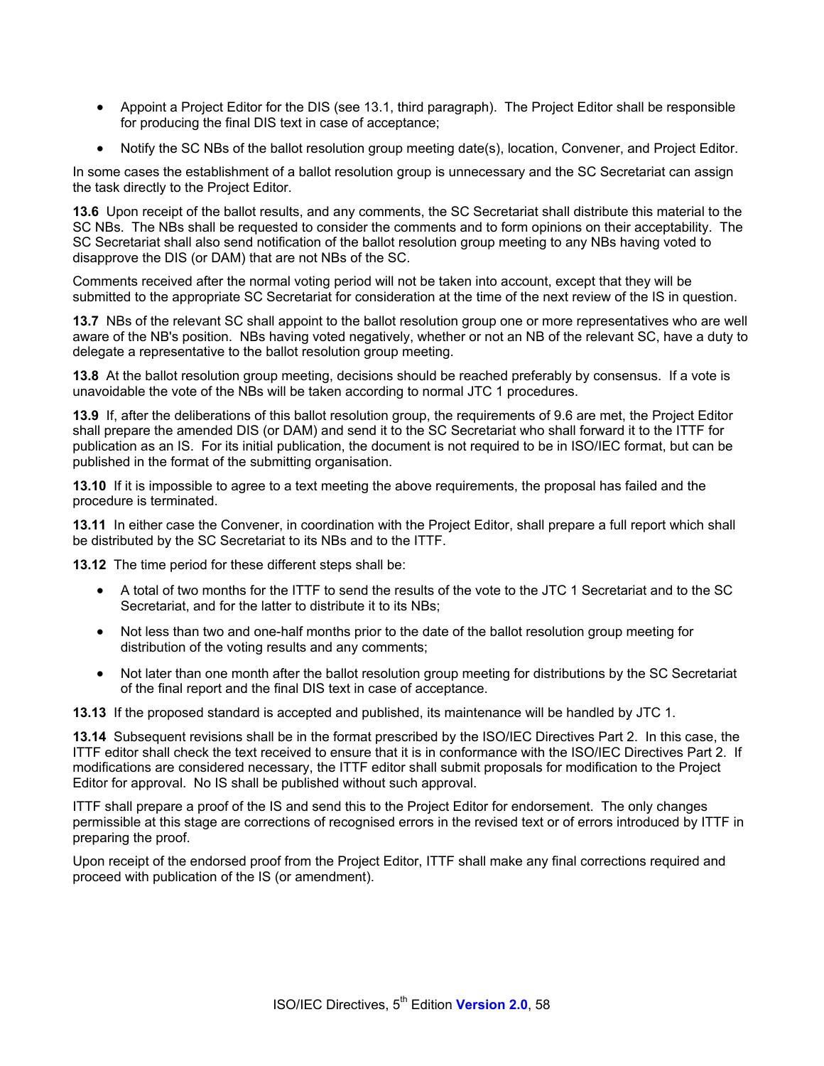- Appoint a Project Editor for the DIS (see 13.1, third paragraph). The Project Editor shall be responsible for producing the final DIS text in case of acceptance;

- Notify the SC NBs of the ballot resolution group meeting date(s), location, Convener, and Project Editor.

In some cases the establishment of a ballot resolution group is unnecessary and the SC Secretariat can assign the task directly to the Project Editor.

**13.6** Upon receipt of the ballot results, and any comments, the SC Secretariat shall distribute this material to the SC NBs. The NBs shall be requested to consider the comments and to form opinions on their acceptability. The SC Secretariat shall also send notification of the ballot resolution group meeting to any NBs having voted to disapprove the DIS (or DAM) that are not NBs of the SC.

Comments received after the normal voting period will not be taken into account, except that they will be submitted to the appropriate SC Secretariat for consideration at the time of the next review of the IS in question.

**13.7** NBs of the relevant SC shall appoint to the ballot resolution group one or more representatives who are well aware of the NB's position. NBs having voted negatively, whether or not an NB of the relevant SC, have a duty to delegate a representative to the ballot resolution group meeting.

**13.8** At the ballot resolution group meeting, decisions should be reached preferably by consensus. If a vote is unavoidable the vote of the NBs will be taken according to normal JTC 1 procedures.

**13.9** If, after the deliberations of this ballot resolution group, the requirements of 9.6 are met, the Project Editor shall prepare the amended DIS (or DAM) and send it to the SC Secretariat who shall forward it to the ITTF for publication as an IS. For its initial publication, the document is not required to be in ISO/IEC format, but can be published in the format of the submitting organisation.

**13.10** If it is impossible to agree to a text meeting the above requirements, the proposal has failed and the procedure is terminated.

**13.11** In either case the Convener, in coordination with the Project Editor, shall prepare a full report which shall be distributed by the SC Secretariat to its NBs and to the ITTF.

**13.12** The time period for these different steps shall be:

- A total of two months for the ITTF to send the results of the vote to the JTC 1 Secretariat and to the SC Secretariat, and for the latter to distribute it to its NBs;

- Not less than two and one-half months prior to the date of the ballot resolution group meeting for distribution of the voting results and any comments;

- Not later than one month after the ballot resolution group meeting for distributions by the SC Secretariat of the final report and the final DIS text in case of acceptance.

**13.13** If the proposed standard is accepted and published, its maintenance will be handled by JTC 1.

**13.14** Subsequent revisions shall be in the format prescribed by the ISO/IEC Directives Part 2. In this case, the ITTF editor shall check the text received to ensure that it is in conformance with the ISO/IEC Directives Part 2. If modifications are considered necessary, the ITTF editor shall submit proposals for modification to the Project Editor for approval. No IS shall be published without such approval.

ITTF shall prepare a proof of the IS and send this to the Project Editor for endorsement. The only changes permissible at this stage are corrections of recognised errors in the revised text or of errors introduced by ITTF in preparing the proof.

Upon receipt of the endorsed proof from the Project Editor, ITTF shall make any final corrections required and proceed with publication of the IS (or amendment).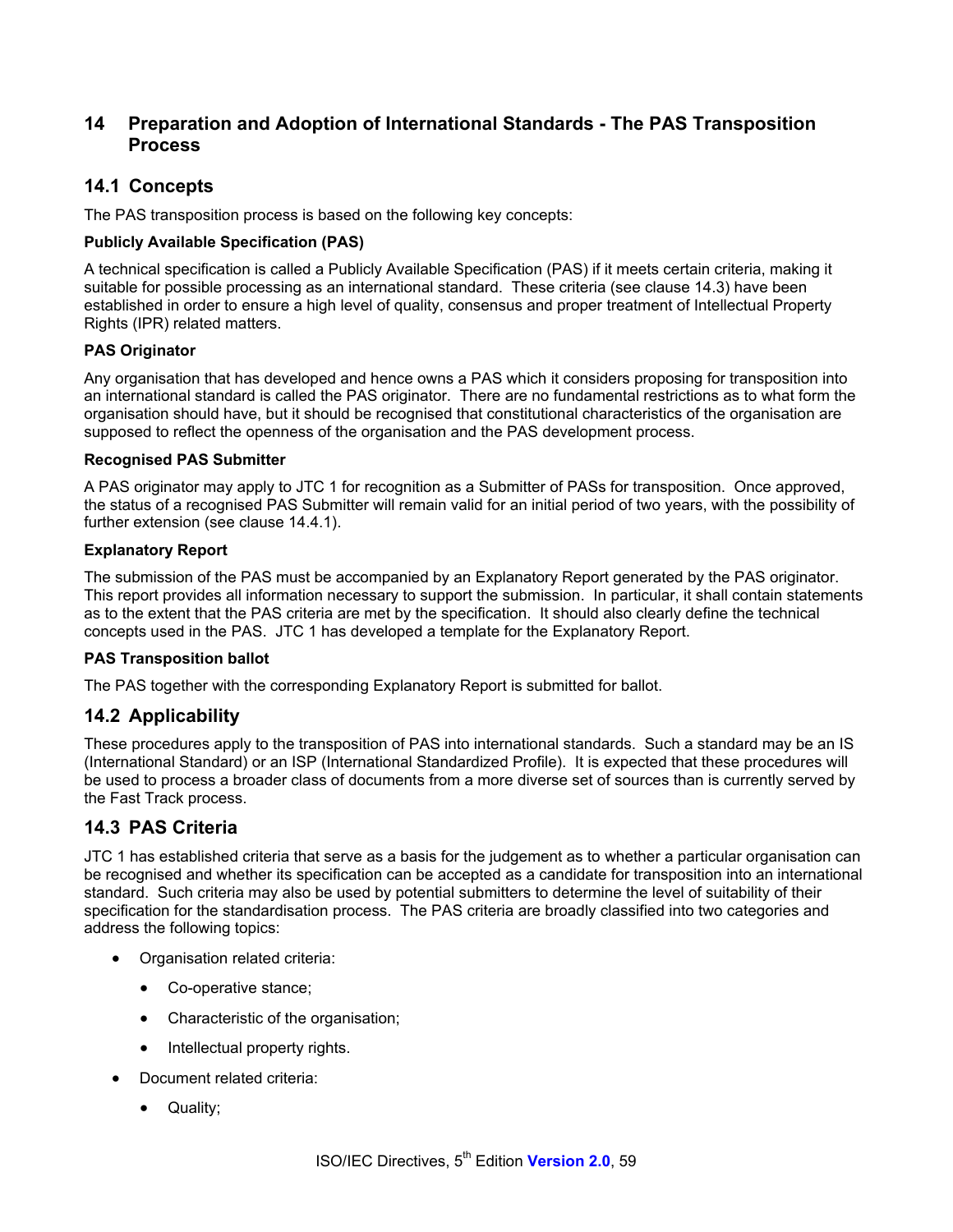# 14 Preparation and Adoption of International Standards - The PAS Transposition Process

## 14.1 Concepts

The PAS transposition process is based on the following key concepts:

**Publicly Available Specification (PAS)**

A technical specification is called a Publicly Available Specification (PAS) if it meets certain criteria, making it suitable for possible processing as an international standard. These criteria (see clause 14.3) have been established in order to ensure a high level of quality, consensus and proper treatment of Intellectual Property Rights (IPR) related matters.

**PAS Originator**

Any organisation that has developed and hence owns a PAS which it considers proposing for transposition into an international standard is called the PAS originator. There are no fundamental restrictions as to what form the organisation should have, but it should be recognised that constitutional characteristics of the organisation are supposed to reflect the openness of the organisation and the PAS development process.

**Recognised PAS Submitter**

A PAS originator may apply to JTC 1 for recognition as a Submitter of PASs for transposition. Once approved, the status of a recognised PAS Submitter will remain valid for an initial period of two years, with the possibility of further extension (see clause 14.4.1).

**Explanatory Report**

The submission of the PAS must be accompanied by an Explanatory Report generated by the PAS originator. This report provides all information necessary to support the submission. In particular, it shall contain statements as to the extent that the PAS criteria are met by the specification. It should also clearly define the technical concepts used in the PAS. JTC 1 has developed a template for the Explanatory Report.

**PAS Transposition ballot**

The PAS together with the corresponding Explanatory Report is submitted for ballot.

## 14.2 Applicability

These procedures apply to the transposition of PAS into international standards. Such a standard may be an IS (International Standard) or an ISP (International Standardized Profile). It is expected that these procedures will be used to process a broader class of documents from a more diverse set of sources than is currently served by the Fast Track process.

## 14.3 PAS Criteria

JTC 1 has established criteria that serve as a basis for the judgement as to whether a particular organisation can be recognised and whether its specification can be accepted as a candidate for transposition into an international standard. Such criteria may also be used by potential submitters to determine the level of suitability of their specification for the standardisation process. The PAS criteria are broadly classified into two categories and address the following topics:

- Organisation related criteria:
  - Co-operative stance;
  - Characteristic of the organisation;
  - Intellectual property rights.
- Document related criteria:
  - Quality;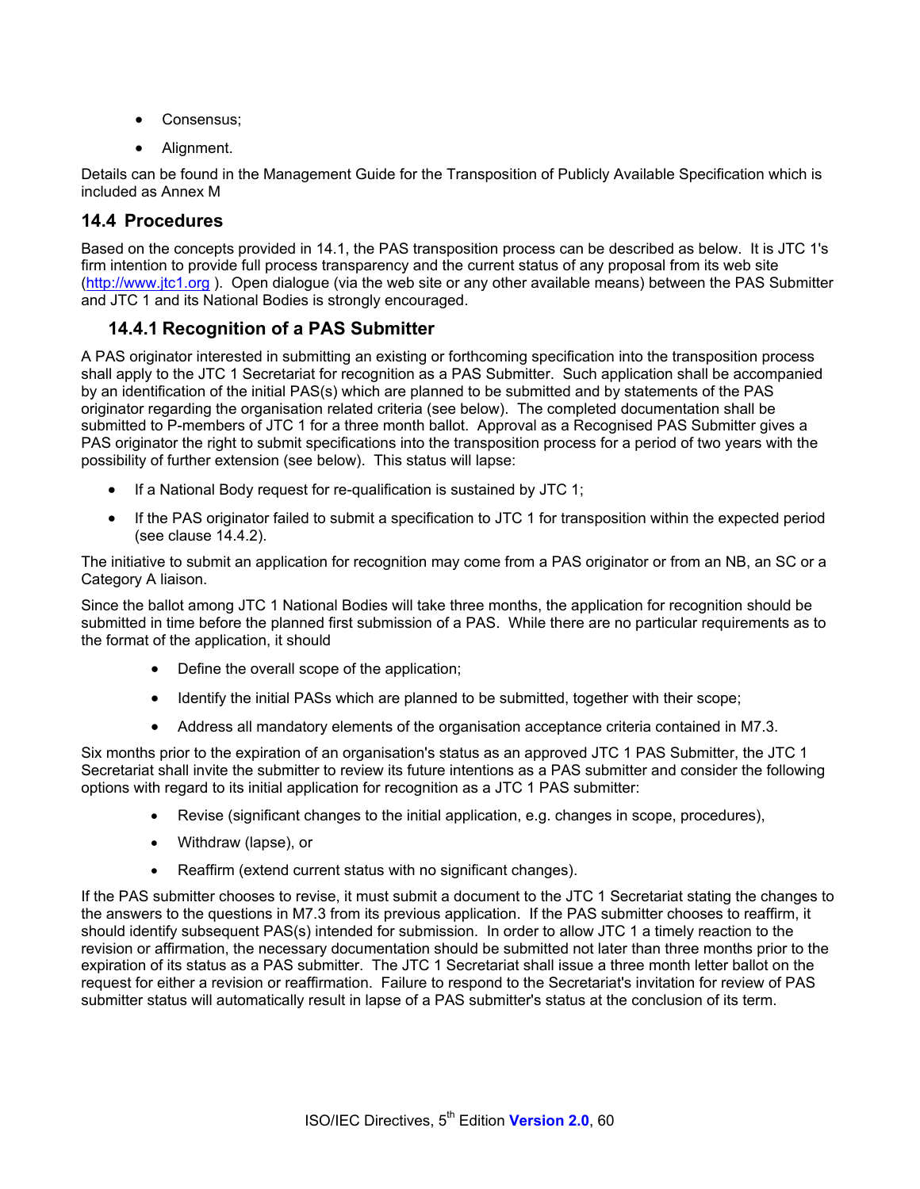- Consensus;
- Alignment.

Details can be found in the Management Guide for the Transposition of Publicly Available Specification which is included as Annex M

## 14.4 Procedures

Based on the concepts provided in 14.1, the PAS transposition process can be described as below. It is JTC 1's firm intention to provide full process transparency and the current status of any proposal from its web site (http://www.jtc1.org ). Open dialogue (via the web site or any other available means) between the PAS Submitter and JTC 1 and its National Bodies is strongly encouraged.

### 14.4.1 Recognition of a PAS Submitter

A PAS originator interested in submitting an existing or forthcoming specification into the transposition process shall apply to the JTC 1 Secretariat for recognition as a PAS Submitter. Such application shall be accompanied by an identification of the initial PAS(s) which are planned to be submitted and by statements of the PAS originator regarding the organisation related criteria (see below). The completed documentation shall be submitted to P-members of JTC 1 for a three month ballot. Approval as a Recognised PAS Submitter gives a PAS originator the right to submit specifications into the transposition process for a period of two years with the possibility of further extension (see below). This status will lapse:

- If a National Body request for re-qualification is sustained by JTC 1;
- If the PAS originator failed to submit a specification to JTC 1 for transposition within the expected period (see clause 14.4.2).

The initiative to submit an application for recognition may come from a PAS originator or from an NB, an SC or a Category A liaison.

Since the ballot among JTC 1 National Bodies will take three months, the application for recognition should be submitted in time before the planned first submission of a PAS. While there are no particular requirements as to the format of the application, it should

- Define the overall scope of the application;
- Identify the initial PASs which are planned to be submitted, together with their scope;
- Address all mandatory elements of the organisation acceptance criteria contained in M7.3.

Six months prior to the expiration of an organisation's status as an approved JTC 1 PAS Submitter, the JTC 1 Secretariat shall invite the submitter to review its future intentions as a PAS submitter and consider the following options with regard to its initial application for recognition as a JTC 1 PAS submitter:

- Revise (significant changes to the initial application, e.g. changes in scope, procedures),
- Withdraw (lapse), or
- Reaffirm (extend current status with no significant changes).

If the PAS submitter chooses to revise, it must submit a document to the JTC 1 Secretariat stating the changes to the answers to the questions in M7.3 from its previous application. If the PAS submitter chooses to reaffirm, it should identify subsequent PAS(s) intended for submission. In order to allow JTC 1 a timely reaction to the revision or affirmation, the necessary documentation should be submitted not later than three months prior to the expiration of its status as a PAS submitter. The JTC 1 Secretariat shall issue a three month letter ballot on the request for either a revision or reaffirmation. Failure to respond to the Secretariat's invitation for review of PAS submitter status will automatically result in lapse of a PAS submitter's status at the conclusion of its term.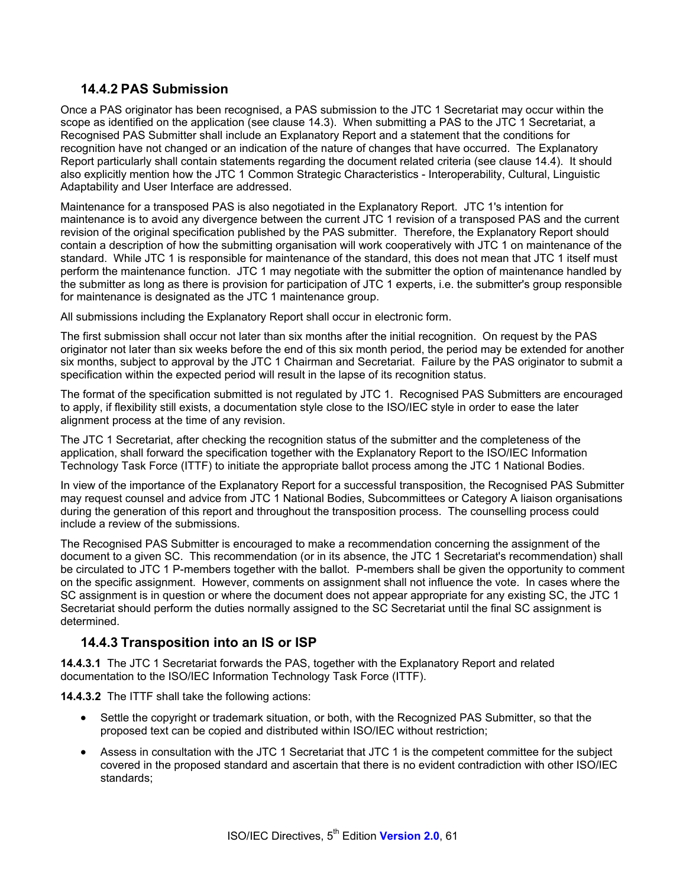### 14.4.2 PAS Submission

Once a PAS originator has been recognised, a PAS submission to the JTC 1 Secretariat may occur within the scope as identified on the application (see clause 14.3). When submitting a PAS to the JTC 1 Secretariat, a Recognised PAS Submitter shall include an Explanatory Report and a statement that the conditions for recognition have not changed or an indication of the nature of changes that have occurred. The Explanatory Report particularly shall contain statements regarding the document related criteria (see clause 14.4). It should also explicitly mention how the JTC 1 Common Strategic Characteristics - Interoperability, Cultural, Linguistic Adaptability and User Interface are addressed.

Maintenance for a transposed PAS is also negotiated in the Explanatory Report. JTC 1's intention for maintenance is to avoid any divergence between the current JTC 1 revision of a transposed PAS and the current revision of the original specification published by the PAS submitter. Therefore, the Explanatory Report should contain a description of how the submitting organisation will work cooperatively with JTC 1 on maintenance of the standard. While JTC 1 is responsible for maintenance of the standard, this does not mean that JTC 1 itself must perform the maintenance function. JTC 1 may negotiate with the submitter the option of maintenance handled by the submitter as long as there is provision for participation of JTC 1 experts, i.e. the submitter's group responsible for maintenance is designated as the JTC 1 maintenance group.

All submissions including the Explanatory Report shall occur in electronic form.

The first submission shall occur not later than six months after the initial recognition. On request by the PAS originator not later than six weeks before the end of this six month period, the period may be extended for another six months, subject to approval by the JTC 1 Chairman and Secretariat. Failure by the PAS originator to submit a specification within the expected period will result in the lapse of its recognition status.

The format of the specification submitted is not regulated by JTC 1. Recognised PAS Submitters are encouraged to apply, if flexibility still exists, a documentation style close to the ISO/IEC style in order to ease the later alignment process at the time of any revision.

The JTC 1 Secretariat, after checking the recognition status of the submitter and the completeness of the application, shall forward the specification together with the Explanatory Report to the ISO/IEC Information Technology Task Force (ITTF) to initiate the appropriate ballot process among the JTC 1 National Bodies.

In view of the importance of the Explanatory Report for a successful transposition, the Recognised PAS Submitter may request counsel and advice from JTC 1 National Bodies, Subcommittees or Category A liaison organisations during the generation of this report and throughout the transposition process. The counselling process could include a review of the submissions.

The Recognised PAS Submitter is encouraged to make a recommendation concerning the assignment of the document to a given SC. This recommendation (or in its absence, the JTC 1 Secretariat's recommendation) shall be circulated to JTC 1 P-members together with the ballot. P-members shall be given the opportunity to comment on the specific assignment. However, comments on assignment shall not influence the vote. In cases where the SC assignment is in question or where the document does not appear appropriate for any existing SC, the JTC 1 Secretariat should perform the duties normally assigned to the SC Secretariat until the final SC assignment is determined.

### 14.4.3 Transposition into an IS or ISP

**14.4.3.1** The JTC 1 Secretariat forwards the PAS, together with the Explanatory Report and related documentation to the ISO/IEC Information Technology Task Force (ITTF).

**14.4.3.2** The ITTF shall take the following actions:

- Settle the copyright or trademark situation, or both, with the Recognized PAS Submitter, so that the proposed text can be copied and distributed within ISO/IEC without restriction;
- Assess in consultation with the JTC 1 Secretariat that JTC 1 is the competent committee for the subject covered in the proposed standard and ascertain that there is no evident contradiction with other ISO/IEC standards;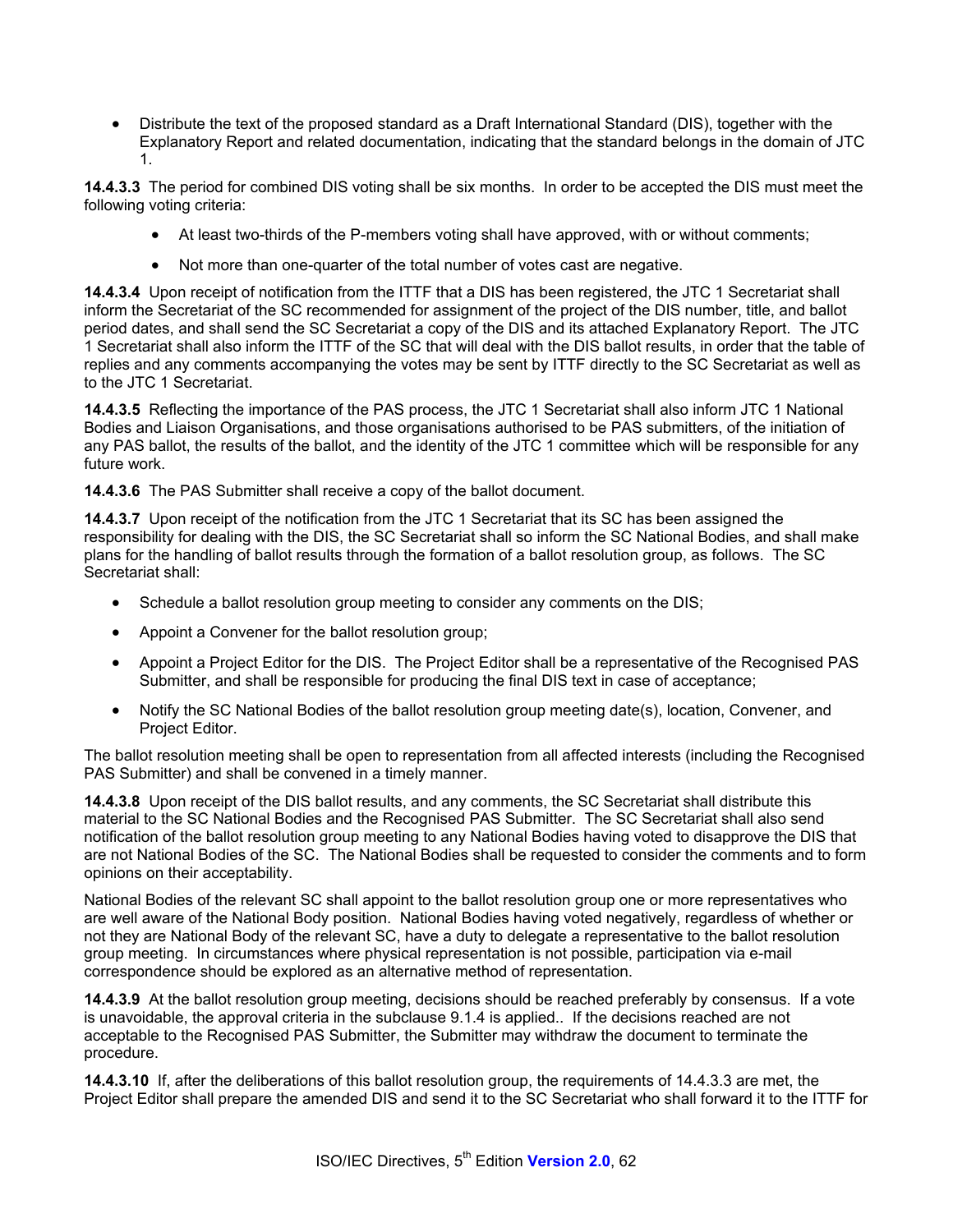- Distribute the text of the proposed standard as a Draft International Standard (DIS), together with the Explanatory Report and related documentation, indicating that the standard belongs in the domain of JTC 1.

**14.4.3.3** The period for combined DIS voting shall be six months. In order to be accepted the DIS must meet the following voting criteria:

- At least two-thirds of the P-members voting shall have approved, with or without comments;
- Not more than one-quarter of the total number of votes cast are negative.

**14.4.3.4** Upon receipt of notification from the ITTF that a DIS has been registered, the JTC 1 Secretariat shall inform the Secretariat of the SC recommended for assignment of the project of the DIS number, title, and ballot period dates, and shall send the SC Secretariat a copy of the DIS and its attached Explanatory Report. The JTC 1 Secretariat shall also inform the ITTF of the SC that will deal with the DIS ballot results, in order that the table of replies and any comments accompanying the votes may be sent by ITTF directly to the SC Secretariat as well as to the JTC 1 Secretariat.

**14.4.3.5** Reflecting the importance of the PAS process, the JTC 1 Secretariat shall also inform JTC 1 National Bodies and Liaison Organisations, and those organisations authorised to be PAS submitters, of the initiation of any PAS ballot, the results of the ballot, and the identity of the JTC 1 committee which will be responsible for any future work.

**14.4.3.6** The PAS Submitter shall receive a copy of the ballot document.

**14.4.3.7** Upon receipt of the notification from the JTC 1 Secretariat that its SC has been assigned the responsibility for dealing with the DIS, the SC Secretariat shall so inform the SC National Bodies, and shall make plans for the handling of ballot results through the formation of a ballot resolution group, as follows. The SC Secretariat shall:

- Schedule a ballot resolution group meeting to consider any comments on the DIS;
- Appoint a Convener for the ballot resolution group;
- Appoint a Project Editor for the DIS. The Project Editor shall be a representative of the Recognised PAS Submitter, and shall be responsible for producing the final DIS text in case of acceptance;
- Notify the SC National Bodies of the ballot resolution group meeting date(s), location, Convener, and Project Editor.

The ballot resolution meeting shall be open to representation from all affected interests (including the Recognised PAS Submitter) and shall be convened in a timely manner.

**14.4.3.8** Upon receipt of the DIS ballot results, and any comments, the SC Secretariat shall distribute this material to the SC National Bodies and the Recognised PAS Submitter. The SC Secretariat shall also send notification of the ballot resolution group meeting to any National Bodies having voted to disapprove the DIS that are not National Bodies of the SC. The National Bodies shall be requested to consider the comments and to form opinions on their acceptability.

National Bodies of the relevant SC shall appoint to the ballot resolution group one or more representatives who are well aware of the National Body position. National Bodies having voted negatively, regardless of whether or not they are National Body of the relevant SC, have a duty to delegate a representative to the ballot resolution group meeting. In circumstances where physical representation is not possible, participation via e-mail correspondence should be explored as an alternative method of representation.

**14.4.3.9** At the ballot resolution group meeting, decisions should be reached preferably by consensus. If a vote is unavoidable, the approval criteria in the subclause 9.1.4 is applied.. If the decisions reached are not acceptable to the Recognised PAS Submitter, the Submitter may withdraw the document to terminate the procedure.

**14.4.3.10** If, after the deliberations of this ballot resolution group, the requirements of 14.4.3.3 are met, the Project Editor shall prepare the amended DIS and send it to the SC Secretariat who shall forward it to the ITTF for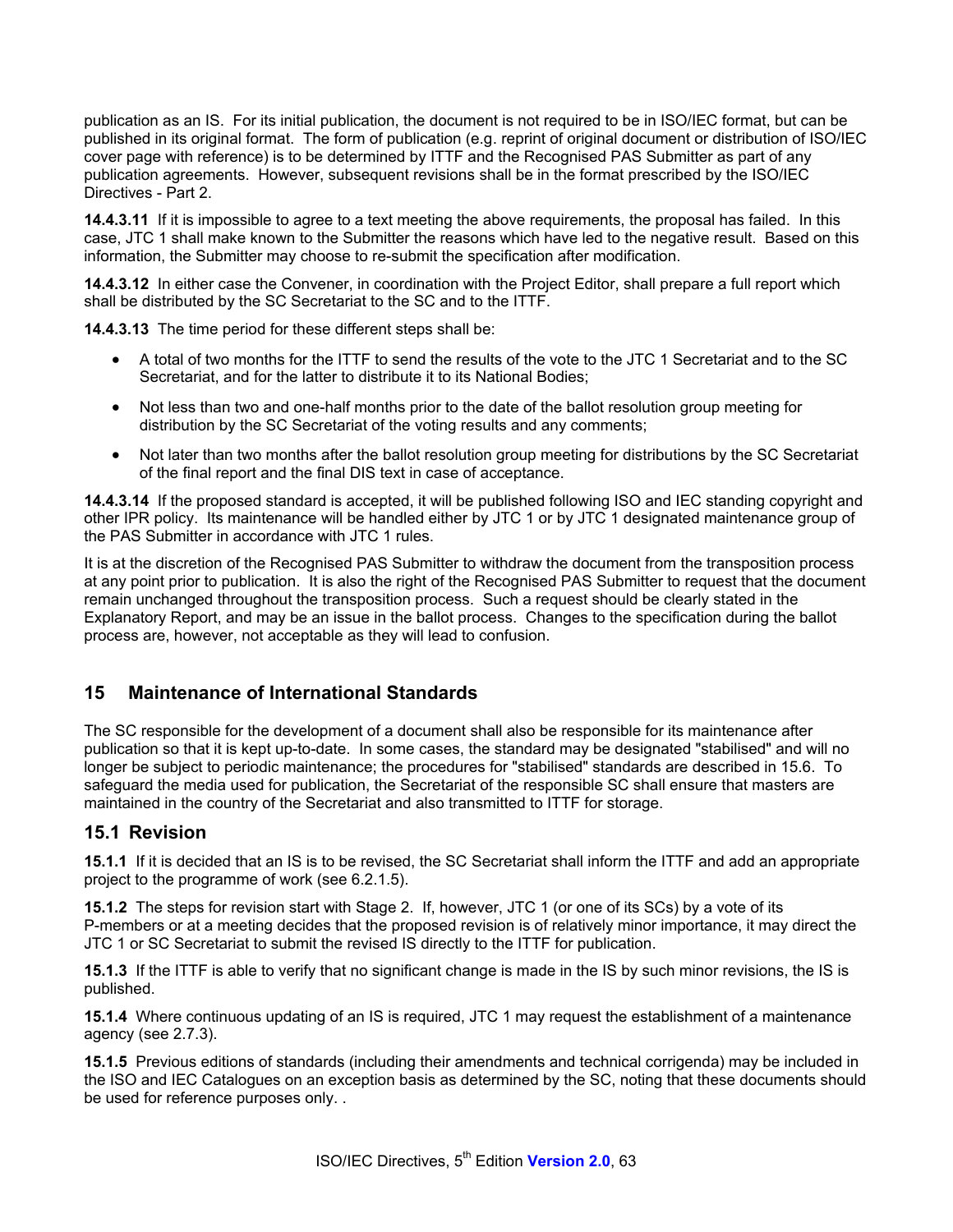publication as an IS. For its initial publication, the document is not required to be in ISO/IEC format, but can be published in its original format. The form of publication (e.g. reprint of original document or distribution of ISO/IEC cover page with reference) is to be determined by ITTF and the Recognised PAS Submitter as part of any publication agreements. However, subsequent revisions shall be in the format prescribed by the ISO/IEC Directives - Part 2.

**14.4.3.11** If it is impossible to agree to a text meeting the above requirements, the proposal has failed. In this case, JTC 1 shall make known to the Submitter the reasons which have led to the negative result. Based on this information, the Submitter may choose to re-submit the specification after modification.

**14.4.3.12** In either case the Convener, in coordination with the Project Editor, shall prepare a full report which shall be distributed by the SC Secretariat to the SC and to the ITTF.

**14.4.3.13** The time period for these different steps shall be:

- A total of two months for the ITTF to send the results of the vote to the JTC 1 Secretariat and to the SC Secretariat, and for the latter to distribute it to its National Bodies;
- Not less than two and one-half months prior to the date of the ballot resolution group meeting for distribution by the SC Secretariat of the voting results and any comments;
- Not later than two months after the ballot resolution group meeting for distributions by the SC Secretariat of the final report and the final DIS text in case of acceptance.

**14.4.3.14** If the proposed standard is accepted, it will be published following ISO and IEC standing copyright and other IPR policy. Its maintenance will be handled either by JTC 1 or by JTC 1 designated maintenance group of the PAS Submitter in accordance with JTC 1 rules.

It is at the discretion of the Recognised PAS Submitter to withdraw the document from the transposition process at any point prior to publication. It is also the right of the Recognised PAS Submitter to request that the document remain unchanged throughout the transposition process. Such a request should be clearly stated in the Explanatory Report, and may be an issue in the ballot process. Changes to the specification during the ballot process are, however, not acceptable as they will lead to confusion.

## 15 Maintenance of International Standards

The SC responsible for the development of a document shall also be responsible for its maintenance after publication so that it is kept up-to-date. In some cases, the standard may be designated "stabilised" and will no longer be subject to periodic maintenance; the procedures for "stabilised" standards are described in 15.6. To safeguard the media used for publication, the Secretariat of the responsible SC shall ensure that masters are maintained in the country of the Secretariat and also transmitted to ITTF for storage.

### 15.1 Revision

**15.1.1** If it is decided that an IS is to be revised, the SC Secretariat shall inform the ITTF and add an appropriate project to the programme of work (see 6.2.1.5).

**15.1.2** The steps for revision start with Stage 2. If, however, JTC 1 (or one of its SCs) by a vote of its P-members or at a meeting decides that the proposed revision is of relatively minor importance, it may direct the JTC 1 or SC Secretariat to submit the revised IS directly to the ITTF for publication.

**15.1.3** If the ITTF is able to verify that no significant change is made in the IS by such minor revisions, the IS is published.

**15.1.4** Where continuous updating of an IS is required, JTC 1 may request the establishment of a maintenance agency (see 2.7.3).

**15.1.5** Previous editions of standards (including their amendments and technical corrigenda) may be included in the ISO and IEC Catalogues on an exception basis as determined by the SC, noting that these documents should be used for reference purposes only. .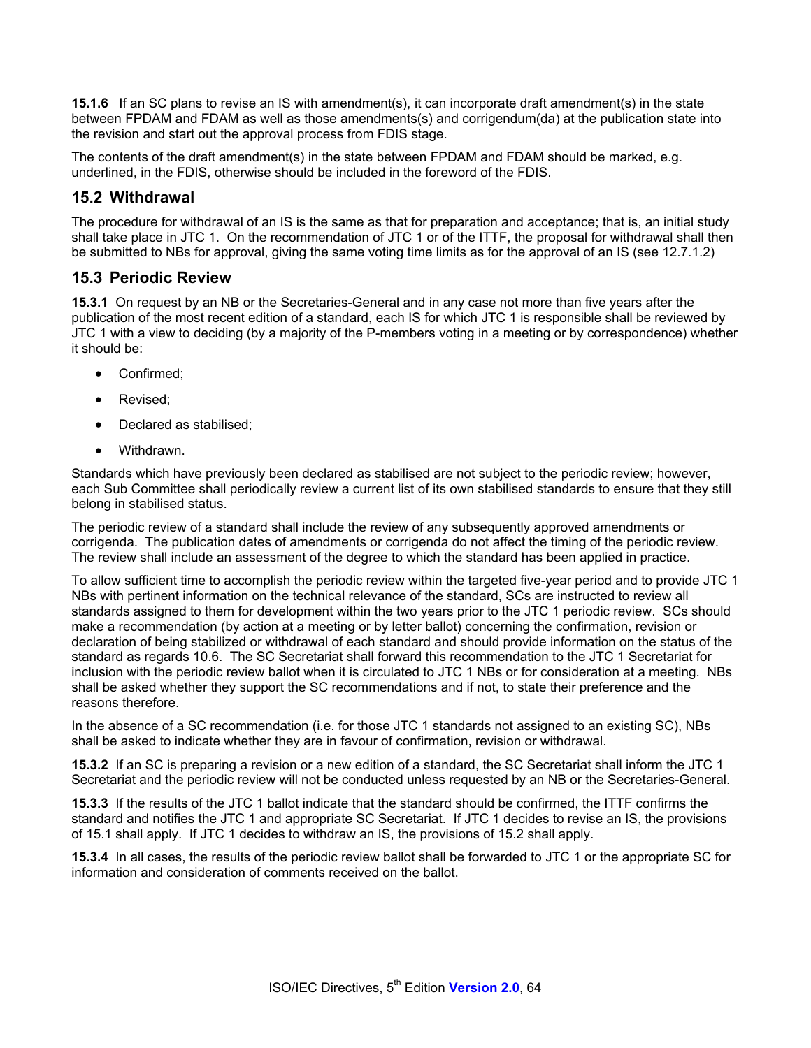**15.1.6** If an SC plans to revise an IS with amendment(s), it can incorporate draft amendment(s) in the state between FPDAM and FDAM as well as those amendments(s) and corrigendum(da) at the publication state into the revision and start out the approval process from FDIS stage.

The contents of the draft amendment(s) in the state between FPDAM and FDAM should be marked, e.g. underlined, in the FDIS, otherwise should be included in the foreword of the FDIS.

## 15.2 Withdrawal

The procedure for withdrawal of an IS is the same as that for preparation and acceptance; that is, an initial study shall take place in JTC 1. On the recommendation of JTC 1 or of the ITTF, the proposal for withdrawal shall then be submitted to NBs for approval, giving the same voting time limits as for the approval of an IS (see 12.7.1.2)

## 15.3 Periodic Review

**15.3.1** On request by an NB or the Secretaries-General and in any case not more than five years after the publication of the most recent edition of a standard, each IS for which JTC 1 is responsible shall be reviewed by JTC 1 with a view to deciding (by a majority of the P-members voting in a meeting or by correspondence) whether it should be:

- Confirmed;
- Revised;
- Declared as stabilised;
- Withdrawn.

Standards which have previously been declared as stabilised are not subject to the periodic review; however, each Sub Committee shall periodically review a current list of its own stabilised standards to ensure that they still belong in stabilised status.

The periodic review of a standard shall include the review of any subsequently approved amendments or corrigenda. The publication dates of amendments or corrigenda do not affect the timing of the periodic review. The review shall include an assessment of the degree to which the standard has been applied in practice.

To allow sufficient time to accomplish the periodic review within the targeted five-year period and to provide JTC 1 NBs with pertinent information on the technical relevance of the standard, SCs are instructed to review all standards assigned to them for development within the two years prior to the JTC 1 periodic review. SCs should make a recommendation (by action at a meeting or by letter ballot) concerning the confirmation, revision or declaration of being stabilized or withdrawal of each standard and should provide information on the status of the standard as regards 10.6. The SC Secretariat shall forward this recommendation to the JTC 1 Secretariat for inclusion with the periodic review ballot when it is circulated to JTC 1 NBs or for consideration at a meeting. NBs shall be asked whether they support the SC recommendations and if not, to state their preference and the reasons therefore.

In the absence of a SC recommendation (i.e. for those JTC 1 standards not assigned to an existing SC), NBs shall be asked to indicate whether they are in favour of confirmation, revision or withdrawal.

**15.3.2** If an SC is preparing a revision or a new edition of a standard, the SC Secretariat shall inform the JTC 1 Secretariat and the periodic review will not be conducted unless requested by an NB or the Secretaries-General.

**15.3.3** If the results of the JTC 1 ballot indicate that the standard should be confirmed, the ITTF confirms the standard and notifies the JTC 1 and appropriate SC Secretariat. If JTC 1 decides to revise an IS, the provisions of 15.1 shall apply. If JTC 1 decides to withdraw an IS, the provisions of 15.2 shall apply.

**15.3.4** In all cases, the results of the periodic review ballot shall be forwarded to JTC 1 or the appropriate SC for information and consideration of comments received on the ballot.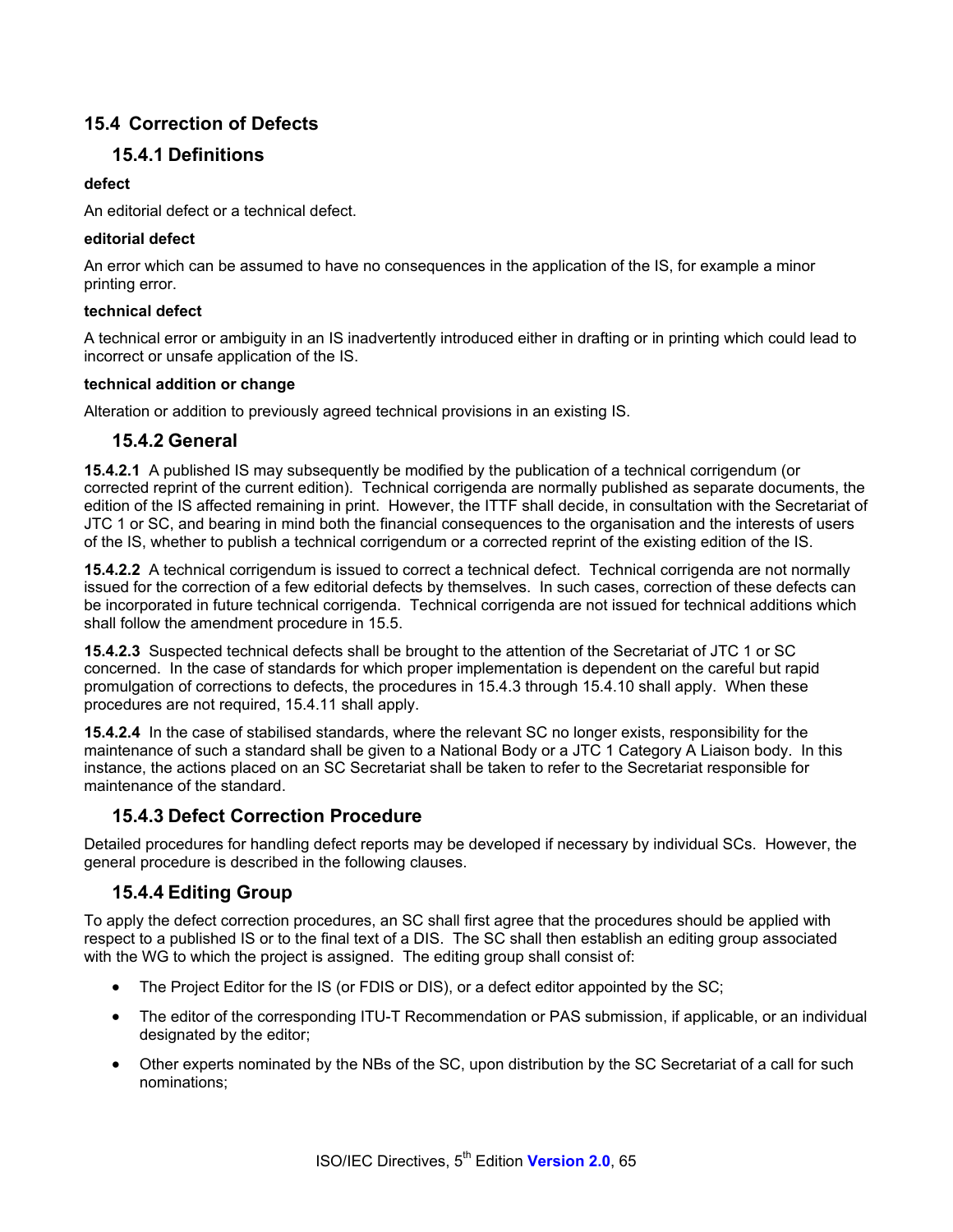## 15.4 Correction of Defects

### 15.4.1 Definitions

**defect**

An editorial defect or a technical defect.

**editorial defect**

An error which can be assumed to have no consequences in the application of the IS, for example a minor printing error.

**technical defect**

A technical error or ambiguity in an IS inadvertently introduced either in drafting or in printing which could lead to incorrect or unsafe application of the IS.

**technical addition or change**

Alteration or addition to previously agreed technical provisions in an existing IS.

### 15.4.2 General

**15.4.2.1** A published IS may subsequently be modified by the publication of a technical corrigendum (or corrected reprint of the current edition). Technical corrigenda are normally published as separate documents, the edition of the IS affected remaining in print. However, the ITTF shall decide, in consultation with the Secretariat of JTC 1 or SC, and bearing in mind both the financial consequences to the organisation and the interests of users of the IS, whether to publish a technical corrigendum or a corrected reprint of the existing edition of the IS.

**15.4.2.2** A technical corrigendum is issued to correct a technical defect. Technical corrigenda are not normally issued for the correction of a few editorial defects by themselves. In such cases, correction of these defects can be incorporated in future technical corrigenda. Technical corrigenda are not issued for technical additions which shall follow the amendment procedure in 15.5.

**15.4.2.3** Suspected technical defects shall be brought to the attention of the Secretariat of JTC 1 or SC concerned. In the case of standards for which proper implementation is dependent on the careful but rapid promulgation of corrections to defects, the procedures in 15.4.3 through 15.4.10 shall apply. When these procedures are not required, 15.4.11 shall apply.

**15.4.2.4** In the case of stabilised standards, where the relevant SC no longer exists, responsibility for the maintenance of such a standard shall be given to a National Body or a JTC 1 Category A Liaison body. In this instance, the actions placed on an SC Secretariat shall be taken to refer to the Secretariat responsible for maintenance of the standard.

### 15.4.3 Defect Correction Procedure

Detailed procedures for handling defect reports may be developed if necessary by individual SCs. However, the general procedure is described in the following clauses.

### 15.4.4 Editing Group

To apply the defect correction procedures, an SC shall first agree that the procedures should be applied with respect to a published IS or to the final text of a DIS. The SC shall then establish an editing group associated with the WG to which the project is assigned. The editing group shall consist of:

- The Project Editor for the IS (or FDIS or DIS), or a defect editor appointed by the SC;
- The editor of the corresponding ITU-T Recommendation or PAS submission, if applicable, or an individual designated by the editor;
- Other experts nominated by the NBs of the SC, upon distribution by the SC Secretariat of a call for such nominations;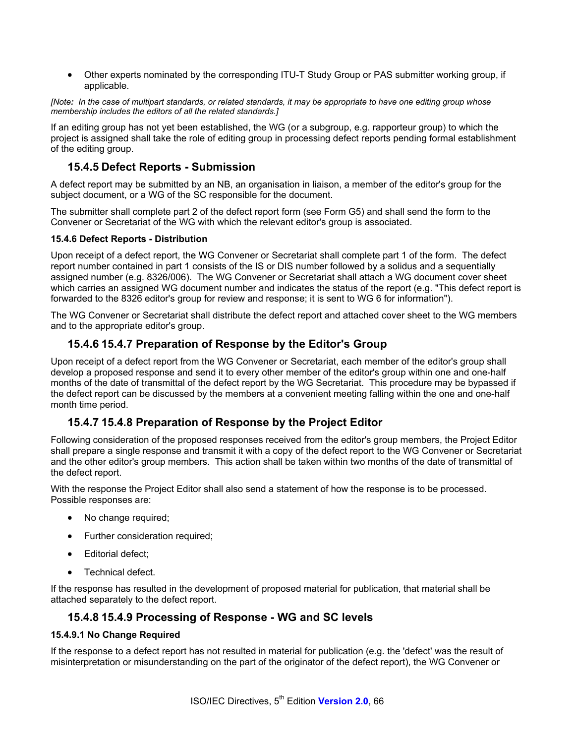- Other experts nominated by the corresponding ITU-T Study Group or PAS submitter working group, if applicable.

*[Note: In the case of multipart standards, or related standards, it may be appropriate to have one editing group whose membership includes the editors of all the related standards.]*

If an editing group has not yet been established, the WG (or a subgroup, e.g. rapporteur group) to which the project is assigned shall take the role of editing group in processing defect reports pending formal establishment of the editing group.

### 15.4.5 Defect Reports - Submission

A defect report may be submitted by an NB, an organisation in liaison, a member of the editor's group for the subject document, or a WG of the SC responsible for the document.

The submitter shall complete part 2 of the defect report form (see Form G5) and shall send the form to the Convener or Secretariat of the WG with which the relevant editor's group is associated.

#### 15.4.6 Defect Reports - Distribution

Upon receipt of a defect report, the WG Convener or Secretariat shall complete part 1 of the form. The defect report number contained in part 1 consists of the IS or DIS number followed by a solidus and a sequentially assigned number (e.g. 8326/006). The WG Convener or Secretariat shall attach a WG document cover sheet which carries an assigned WG document number and indicates the status of the report (e.g. "This defect report is forwarded to the 8326 editor's group for review and response; it is sent to WG 6 for information").

The WG Convener or Secretariat shall distribute the defect report and attached cover sheet to the WG members and to the appropriate editor's group.

### 15.4.6 15.4.7 Preparation of Response by the Editor's Group

Upon receipt of a defect report from the WG Convener or Secretariat, each member of the editor's group shall develop a proposed response and send it to every other member of the editor's group within one and one-half months of the date of transmittal of the defect report by the WG Secretariat. This procedure may be bypassed if the defect report can be discussed by the members at a convenient meeting falling within the one and one-half month time period.

### 15.4.7 15.4.8 Preparation of Response by the Project Editor

Following consideration of the proposed responses received from the editor's group members, the Project Editor shall prepare a single response and transmit it with a copy of the defect report to the WG Convener or Secretariat and the other editor's group members. This action shall be taken within two months of the date of transmittal of the defect report.

With the response the Project Editor shall also send a statement of how the response is to be processed. Possible responses are:

- No change required;
- Further consideration required;
- Editorial defect;
- Technical defect.

If the response has resulted in the development of proposed material for publication, that material shall be attached separately to the defect report.

### 15.4.8 15.4.9 Processing of Response - WG and SC levels

#### 15.4.9.1 No Change Required

If the response to a defect report has not resulted in material for publication (e.g. the 'defect' was the result of misinterpretation or misunderstanding on the part of the originator of the defect report), the WG Convener or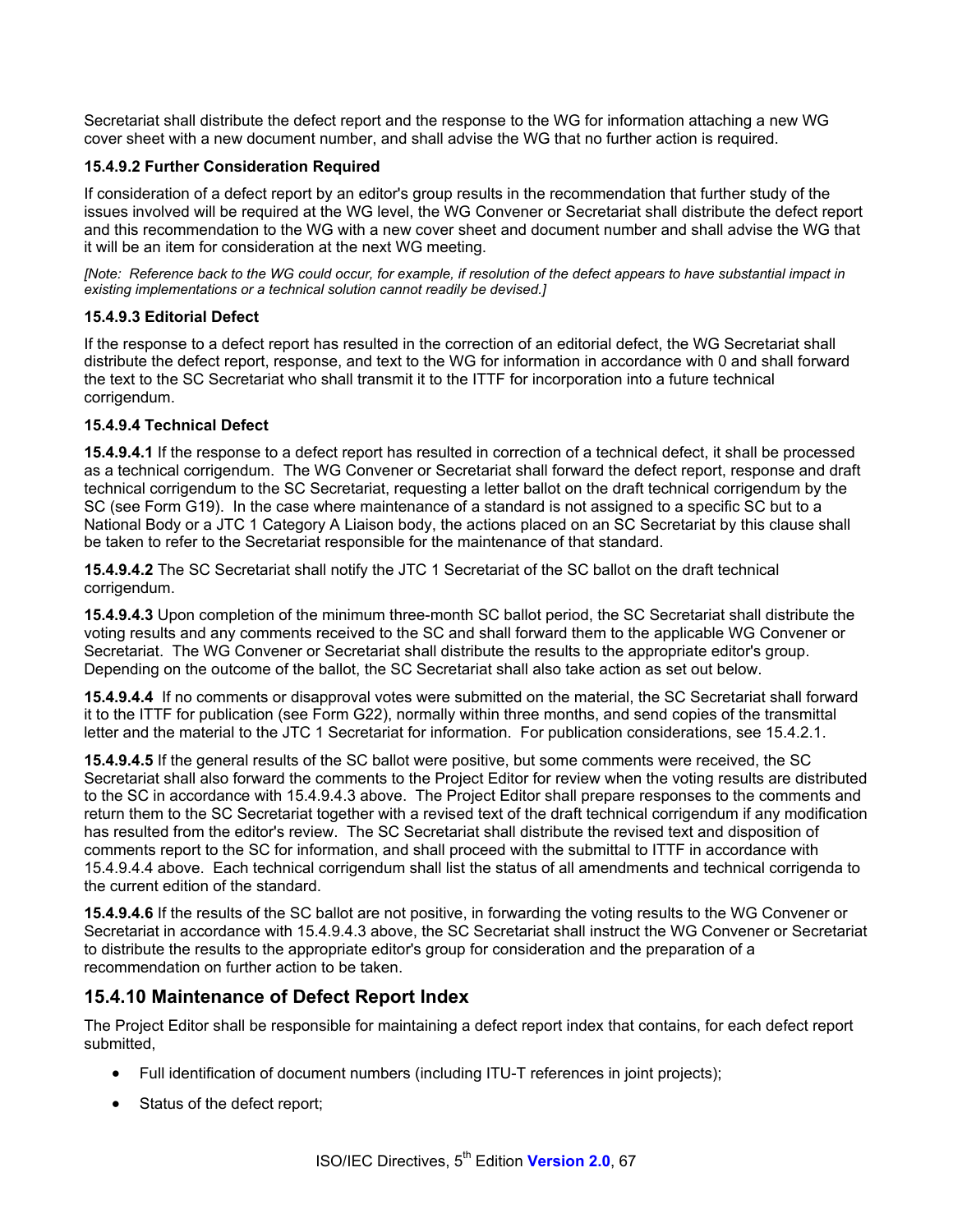Secretariat shall distribute the defect report and the response to the WG for information attaching a new WG cover sheet with a new document number, and shall advise the WG that no further action is required.

#### 15.4.9.2 Further Consideration Required

If consideration of a defect report by an editor's group results in the recommendation that further study of the issues involved will be required at the WG level, the WG Convener or Secretariat shall distribute the defect report and this recommendation to the WG with a new cover sheet and document number and shall advise the WG that it will be an item for consideration at the next WG meeting.

*[Note: Reference back to the WG could occur, for example, if resolution of the defect appears to have substantial impact in existing implementations or a technical solution cannot readily be devised.]*

#### 15.4.9.3 Editorial Defect

If the response to a defect report has resulted in the correction of an editorial defect, the WG Secretariat shall distribute the defect report, response, and text to the WG for information in accordance with 0 and shall forward the text to the SC Secretariat who shall transmit it to the ITTF for incorporation into a future technical corrigendum.

#### 15.4.9.4 Technical Defect

**15.4.9.4.1** If the response to a defect report has resulted in correction of a technical defect, it shall be processed as a technical corrigendum. The WG Convener or Secretariat shall forward the defect report, response and draft technical corrigendum to the SC Secretariat, requesting a letter ballot on the draft technical corrigendum by the SC (see Form G19). In the case where maintenance of a standard is not assigned to a specific SC but to a National Body or a JTC 1 Category A Liaison body, the actions placed on an SC Secretariat by this clause shall be taken to refer to the Secretariat responsible for the maintenance of that standard.

**15.4.9.4.2** The SC Secretariat shall notify the JTC 1 Secretariat of the SC ballot on the draft technical corrigendum.

**15.4.9.4.3** Upon completion of the minimum three-month SC ballot period, the SC Secretariat shall distribute the voting results and any comments received to the SC and shall forward them to the applicable WG Convener or Secretariat. The WG Convener or Secretariat shall distribute the results to the appropriate editor's group. Depending on the outcome of the ballot, the SC Secretariat shall also take action as set out below.

**15.4.9.4.4** If no comments or disapproval votes were submitted on the material, the SC Secretariat shall forward it to the ITTF for publication (see Form G22), normally within three months, and send copies of the transmittal letter and the material to the JTC 1 Secretariat for information. For publication considerations, see 15.4.2.1.

**15.4.9.4.5** If the general results of the SC ballot were positive, but some comments were received, the SC Secretariat shall also forward the comments to the Project Editor for review when the voting results are distributed to the SC in accordance with 15.4.9.4.3 above. The Project Editor shall prepare responses to the comments and return them to the SC Secretariat together with a revised text of the draft technical corrigendum if any modification has resulted from the editor's review. The SC Secretariat shall distribute the revised text and disposition of comments report to the SC for information, and shall proceed with the submittal to ITTF in accordance with 15.4.9.4.4 above. Each technical corrigendum shall list the status of all amendments and technical corrigenda to the current edition of the standard.

**15.4.9.4.6** If the results of the SC ballot are not positive, in forwarding the voting results to the WG Convener or Secretariat in accordance with 15.4.9.4.3 above, the SC Secretariat shall instruct the WG Convener or Secretariat to distribute the results to the appropriate editor's group for consideration and the preparation of a recommendation on further action to be taken.

### 15.4.10 Maintenance of Defect Report Index

The Project Editor shall be responsible for maintaining a defect report index that contains, for each defect report submitted,

- Full identification of document numbers (including ITU-T references in joint projects);
- Status of the defect report;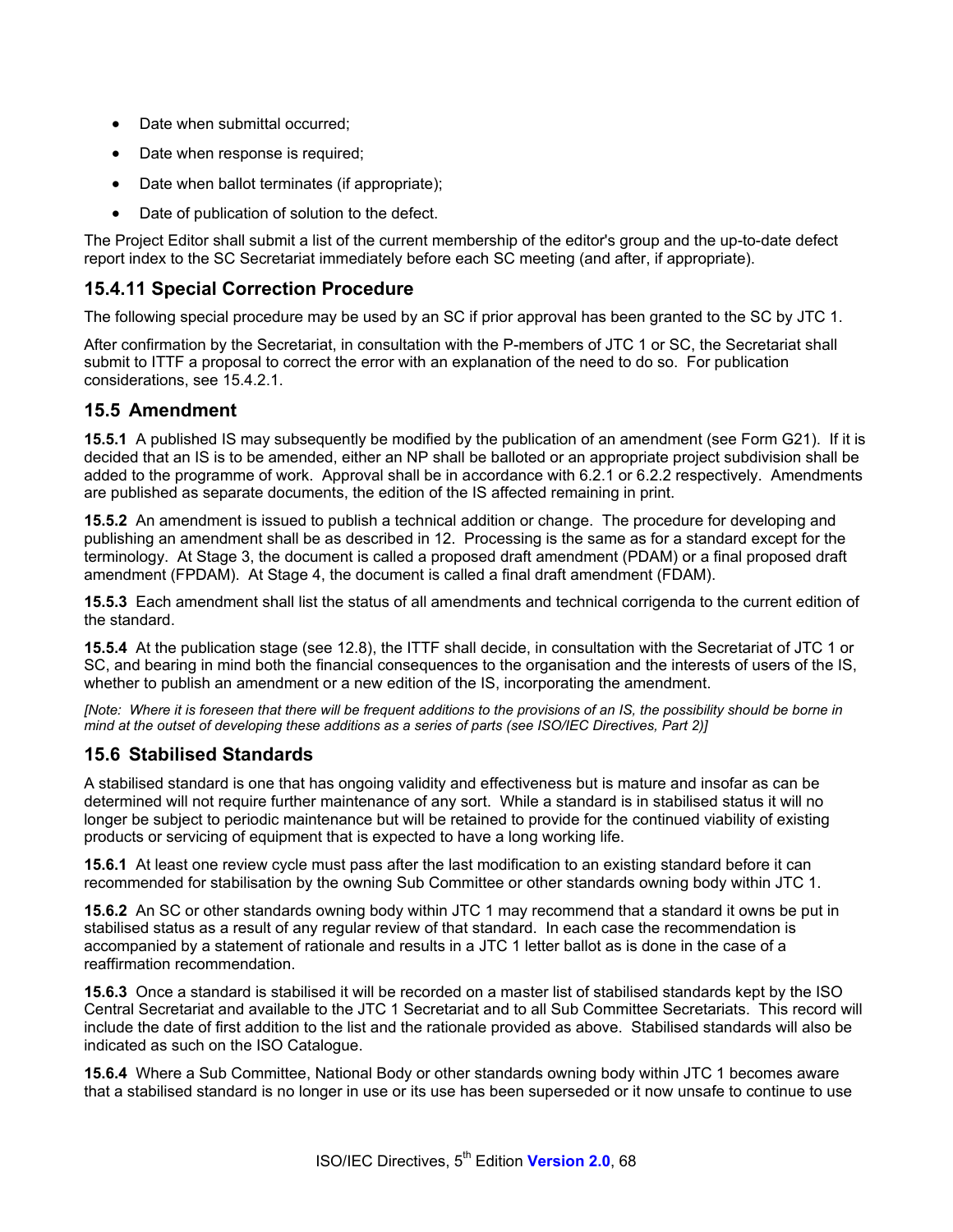- Date when submittal occurred;
- Date when response is required;
- Date when ballot terminates (if appropriate);
- Date of publication of solution to the defect.

The Project Editor shall submit a list of the current membership of the editor's group and the up-to-date defect report index to the SC Secretariat immediately before each SC meeting (and after, if appropriate).

### 15.4.11 Special Correction Procedure

The following special procedure may be used by an SC if prior approval has been granted to the SC by JTC 1.

After confirmation by the Secretariat, in consultation with the P-members of JTC 1 or SC, the Secretariat shall submit to ITTF a proposal to correct the error with an explanation of the need to do so. For publication considerations, see 15.4.2.1.

## 15.5 Amendment

**15.5.1** A published IS may subsequently be modified by the publication of an amendment (see Form G21). If it is decided that an IS is to be amended, either an NP shall be balloted or an appropriate project subdivision shall be added to the programme of work. Approval shall be in accordance with 6.2.1 or 6.2.2 respectively. Amendments are published as separate documents, the edition of the IS affected remaining in print.

**15.5.2** An amendment is issued to publish a technical addition or change. The procedure for developing and publishing an amendment shall be as described in 12. Processing is the same as for a standard except for the terminology. At Stage 3, the document is called a proposed draft amendment (PDAM) or a final proposed draft amendment (FPDAM). At Stage 4, the document is called a final draft amendment (FDAM).

**15.5.3** Each amendment shall list the status of all amendments and technical corrigenda to the current edition of the standard.

**15.5.4** At the publication stage (see 12.8), the ITTF shall decide, in consultation with the Secretariat of JTC 1 or SC, and bearing in mind both the financial consequences to the organisation and the interests of users of the IS, whether to publish an amendment or a new edition of the IS, incorporating the amendment.

*[Note: Where it is foreseen that there will be frequent additions to the provisions of an IS, the possibility should be borne in mind at the outset of developing these additions as a series of parts (see ISO/IEC Directives, Part 2)]*

## 15.6 Stabilised Standards

A stabilised standard is one that has ongoing validity and effectiveness but is mature and insofar as can be determined will not require further maintenance of any sort. While a standard is in stabilised status it will no longer be subject to periodic maintenance but will be retained to provide for the continued viability of existing products or servicing of equipment that is expected to have a long working life.

**15.6.1** At least one review cycle must pass after the last modification to an existing standard before it can recommended for stabilisation by the owning Sub Committee or other standards owning body within JTC 1.

**15.6.2** An SC or other standards owning body within JTC 1 may recommend that a standard it owns be put in stabilised status as a result of any regular review of that standard. In each case the recommendation is accompanied by a statement of rationale and results in a JTC 1 letter ballot as is done in the case of a reaffirmation recommendation.

**15.6.3** Once a standard is stabilised it will be recorded on a master list of stabilised standards kept by the ISO Central Secretariat and available to the JTC 1 Secretariat and to all Sub Committee Secretariats. This record will include the date of first addition to the list and the rationale provided as above. Stabilised standards will also be indicated as such on the ISO Catalogue.

**15.6.4** Where a Sub Committee, National Body or other standards owning body within JTC 1 becomes aware that a stabilised standard is no longer in use or its use has been superseded or it now unsafe to continue to use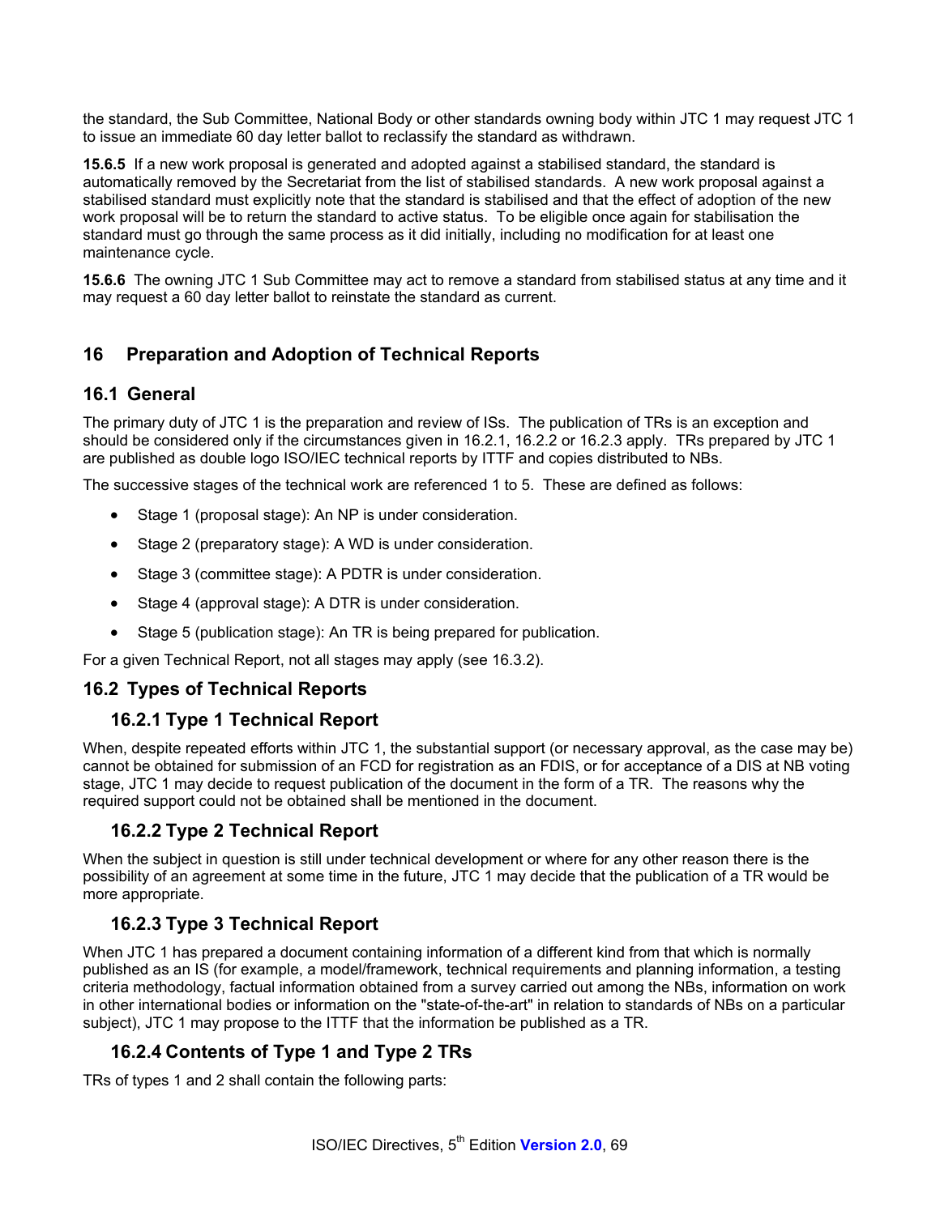the standard, the Sub Committee, National Body or other standards owning body within JTC 1 may request JTC 1 to issue an immediate 60 day letter ballot to reclassify the standard as withdrawn.

**15.6.5** If a new work proposal is generated and adopted against a stabilised standard, the standard is automatically removed by the Secretariat from the list of stabilised standards. A new work proposal against a stabilised standard must explicitly note that the standard is stabilised and that the effect of adoption of the new work proposal will be to return the standard to active status. To be eligible once again for stabilisation the standard must go through the same process as it did initially, including no modification for at least one maintenance cycle.

**15.6.6** The owning JTC 1 Sub Committee may act to remove a standard from stabilised status at any time and it may request a 60 day letter ballot to reinstate the standard as current.

# 16 Preparation and Adoption of Technical Reports

## 16.1 General

The primary duty of JTC 1 is the preparation and review of ISs. The publication of TRs is an exception and should be considered only if the circumstances given in 16.2.1, 16.2.2 or 16.2.3 apply. TRs prepared by JTC 1 are published as double logo ISO/IEC technical reports by ITTF and copies distributed to NBs.

The successive stages of the technical work are referenced 1 to 5. These are defined as follows:

- Stage 1 (proposal stage): An NP is under consideration.
- Stage 2 (preparatory stage): A WD is under consideration.
- Stage 3 (committee stage): A PDTR is under consideration.
- Stage 4 (approval stage): A DTR is under consideration.
- Stage 5 (publication stage): An TR is being prepared for publication.

For a given Technical Report, not all stages may apply (see 16.3.2).

## 16.2 Types of Technical Reports

### 16.2.1 Type 1 Technical Report

When, despite repeated efforts within JTC 1, the substantial support (or necessary approval, as the case may be) cannot be obtained for submission of an FCD for registration as an FDIS, or for acceptance of a DIS at NB voting stage, JTC 1 may decide to request publication of the document in the form of a TR. The reasons why the required support could not be obtained shall be mentioned in the document.

### 16.2.2 Type 2 Technical Report

When the subject in question is still under technical development or where for any other reason there is the possibility of an agreement at some time in the future, JTC 1 may decide that the publication of a TR would be more appropriate.

### 16.2.3 Type 3 Technical Report

When JTC 1 has prepared a document containing information of a different kind from that which is normally published as an IS (for example, a model/framework, technical requirements and planning information, a testing criteria methodology, factual information obtained from a survey carried out among the NBs, information on work in other international bodies or information on the "state-of-the-art" in relation to standards of NBs on a particular subject), JTC 1 may propose to the ITTF that the information be published as a TR.

### 16.2.4 Contents of Type 1 and Type 2 TRs

TRs of types 1 and 2 shall contain the following parts: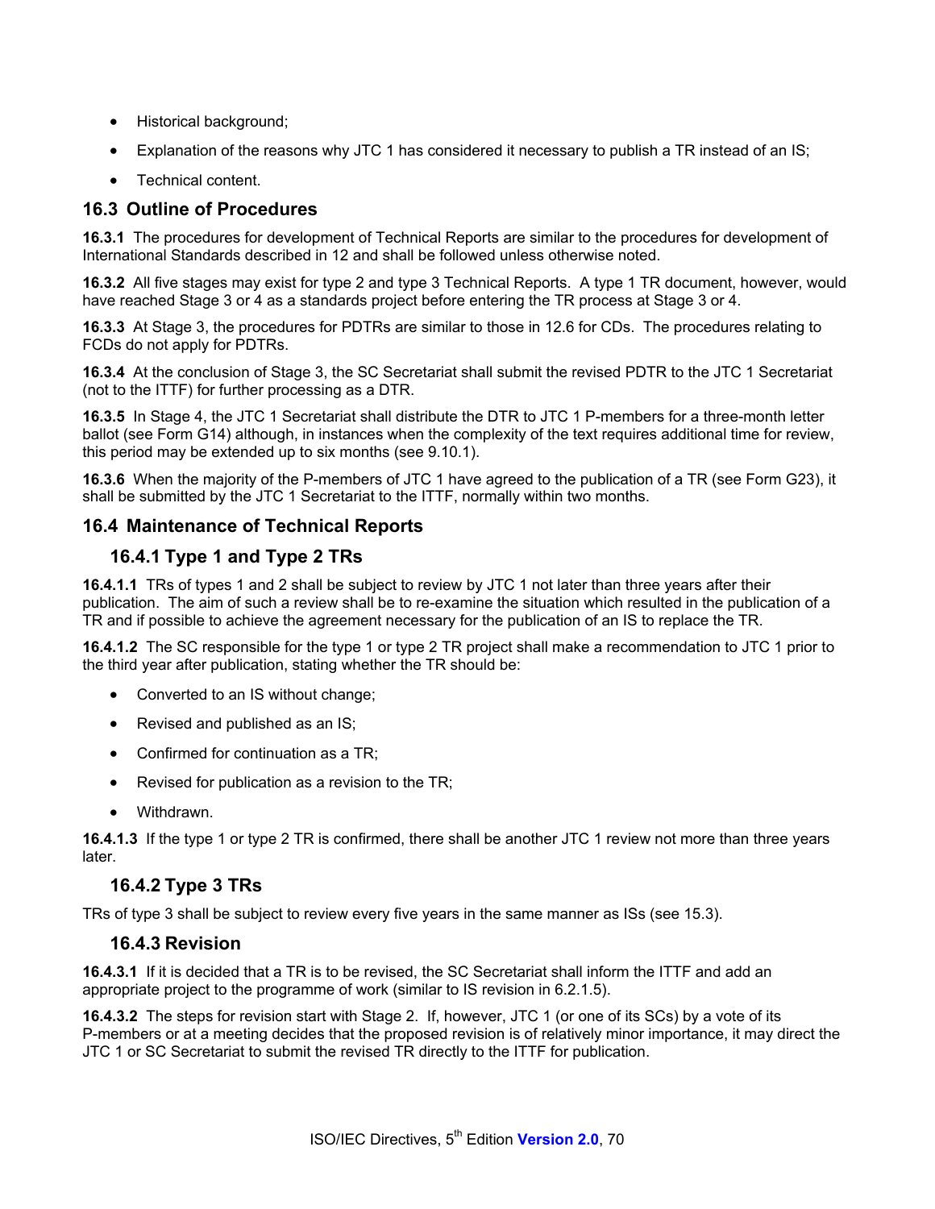- Historical background;
- Explanation of the reasons why JTC 1 has considered it necessary to publish a TR instead of an IS;
- Technical content.

## 16.3 Outline of Procedures

**16.3.1** The procedures for development of Technical Reports are similar to the procedures for development of International Standards described in 12 and shall be followed unless otherwise noted.

**16.3.2** All five stages may exist for type 2 and type 3 Technical Reports. A type 1 TR document, however, would have reached Stage 3 or 4 as a standards project before entering the TR process at Stage 3 or 4.

**16.3.3** At Stage 3, the procedures for PDTRs are similar to those in 12.6 for CDs. The procedures relating to FCDs do not apply for PDTRs.

**16.3.4** At the conclusion of Stage 3, the SC Secretariat shall submit the revised PDTR to the JTC 1 Secretariat (not to the ITTF) for further processing as a DTR.

**16.3.5** In Stage 4, the JTC 1 Secretariat shall distribute the DTR to JTC 1 P-members for a three-month letter ballot (see Form G14) although, in instances when the complexity of the text requires additional time for review, this period may be extended up to six months (see 9.10.1).

**16.3.6** When the majority of the P-members of JTC 1 have agreed to the publication of a TR (see Form G23), it shall be submitted by the JTC 1 Secretariat to the ITTF, normally within two months.

## 16.4 Maintenance of Technical Reports

### 16.4.1 Type 1 and Type 2 TRs

**16.4.1.1** TRs of types 1 and 2 shall be subject to review by JTC 1 not later than three years after their publication. The aim of such a review shall be to re-examine the situation which resulted in the publication of a TR and if possible to achieve the agreement necessary for the publication of an IS to replace the TR.

**16.4.1.2** The SC responsible for the type 1 or type 2 TR project shall make a recommendation to JTC 1 prior to the third year after publication, stating whether the TR should be:

- Converted to an IS without change;
- Revised and published as an IS;
- Confirmed for continuation as a TR;
- Revised for publication as a revision to the TR;
- Withdrawn.

**16.4.1.3** If the type 1 or type 2 TR is confirmed, there shall be another JTC 1 review not more than three years later.

### 16.4.2 Type 3 TRs

TRs of type 3 shall be subject to review every five years in the same manner as ISs (see 15.3).

### 16.4.3 Revision

**16.4.3.1** If it is decided that a TR is to be revised, the SC Secretariat shall inform the ITTF and add an appropriate project to the programme of work (similar to IS revision in 6.2.1.5).

**16.4.3.2** The steps for revision start with Stage 2. If, however, JTC 1 (or one of its SCs) by a vote of its P-members or at a meeting decides that the proposed revision is of relatively minor importance, it may direct the JTC 1 or SC Secretariat to submit the revised TR directly to the ITTF for publication.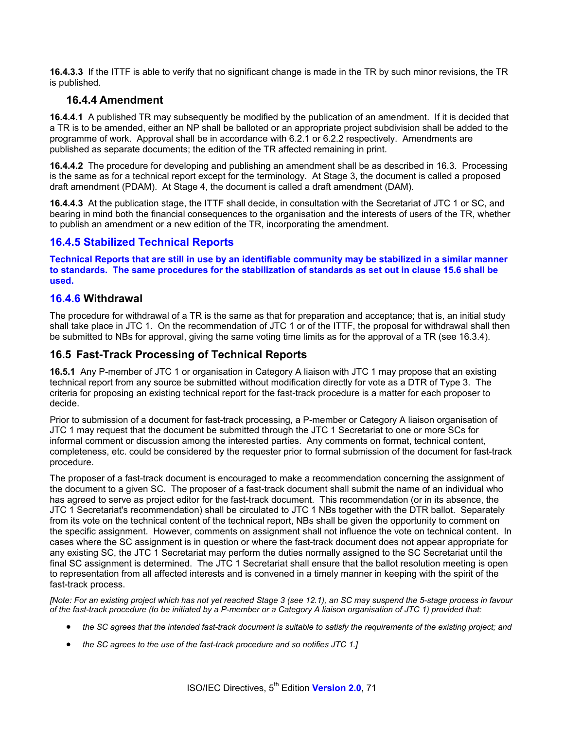**16.4.3.3** If the ITTF is able to verify that no significant change is made in the TR by such minor revisions, the TR is published.

### 16.4.4 Amendment

**16.4.4.1** A published TR may subsequently be modified by the publication of an amendment. If it is decided that a TR is to be amended, either an NP shall be balloted or an appropriate project subdivision shall be added to the programme of work. Approval shall be in accordance with 6.2.1 or 6.2.2 respectively. Amendments are published as separate documents; the edition of the TR affected remaining in print.

**16.4.4.2** The procedure for developing and publishing an amendment shall be as described in 16.3. Processing is the same as for a technical report except for the terminology. At Stage 3, the document is called a proposed draft amendment (PDAM). At Stage 4, the document is called a draft amendment (DAM).

**16.4.4.3** At the publication stage, the ITTF shall decide, in consultation with the Secretariat of JTC 1 or SC, and bearing in mind both the financial consequences to the organisation and the interests of users of the TR, whether to publish an amendment or a new edition of the TR, incorporating the amendment.

### 16.4.5 Stabilized Technical Reports

**Technical Reports that are still in use by an identifiable community may be stabilized in a similar manner to standards. The same procedures for the stabilization of standards as set out in clause 15.6 shall be used.**

### 16.4.6 Withdrawal

The procedure for withdrawal of a TR is the same as that for preparation and acceptance; that is, an initial study shall take place in JTC 1. On the recommendation of JTC 1 or of the ITTF, the proposal for withdrawal shall then be submitted to NBs for approval, giving the same voting time limits as for the approval of a TR (see 16.3.4).

## 16.5 Fast-Track Processing of Technical Reports

**16.5.1** Any P-member of JTC 1 or organisation in Category A liaison with JTC 1 may propose that an existing technical report from any source be submitted without modification directly for vote as a DTR of Type 3. The criteria for proposing an existing technical report for the fast-track procedure is a matter for each proposer to decide.

Prior to submission of a document for fast-track processing, a P-member or Category A liaison organisation of JTC 1 may request that the document be submitted through the JTC 1 Secretariat to one or more SCs for informal comment or discussion among the interested parties. Any comments on format, technical content, completeness, etc. could be considered by the requester prior to formal submission of the document for fast-track procedure.

The proposer of a fast-track document is encouraged to make a recommendation concerning the assignment of the document to a given SC. The proposer of a fast-track document shall submit the name of an individual who has agreed to serve as project editor for the fast-track document. This recommendation (or in its absence, the JTC 1 Secretariat's recommendation) shall be circulated to JTC 1 NBs together with the DTR ballot. Separately from its vote on the technical content of the technical report, NBs shall be given the opportunity to comment on the specific assignment. However, comments on assignment shall not influence the vote on technical content. In cases where the SC assignment is in question or where the fast-track document does not appear appropriate for any existing SC, the JTC 1 Secretariat may perform the duties normally assigned to the SC Secretariat until the final SC assignment is determined. The JTC 1 Secretariat shall ensure that the ballot resolution meeting is open to representation from all affected interests and is convened in a timely manner in keeping with the spirit of the fast-track process.

*[Note: For an existing project which has not yet reached Stage 3 (see 12.1), an SC may suspend the 5-stage process in favour of the fast-track procedure (to be initiated by a P-member or a Category A liaison organisation of JTC 1) provided that:*

- *the SC agrees that the intended fast-track document is suitable to satisfy the requirements of the existing project; and*
- *the SC agrees to the use of the fast-track procedure and so notifies JTC 1.]*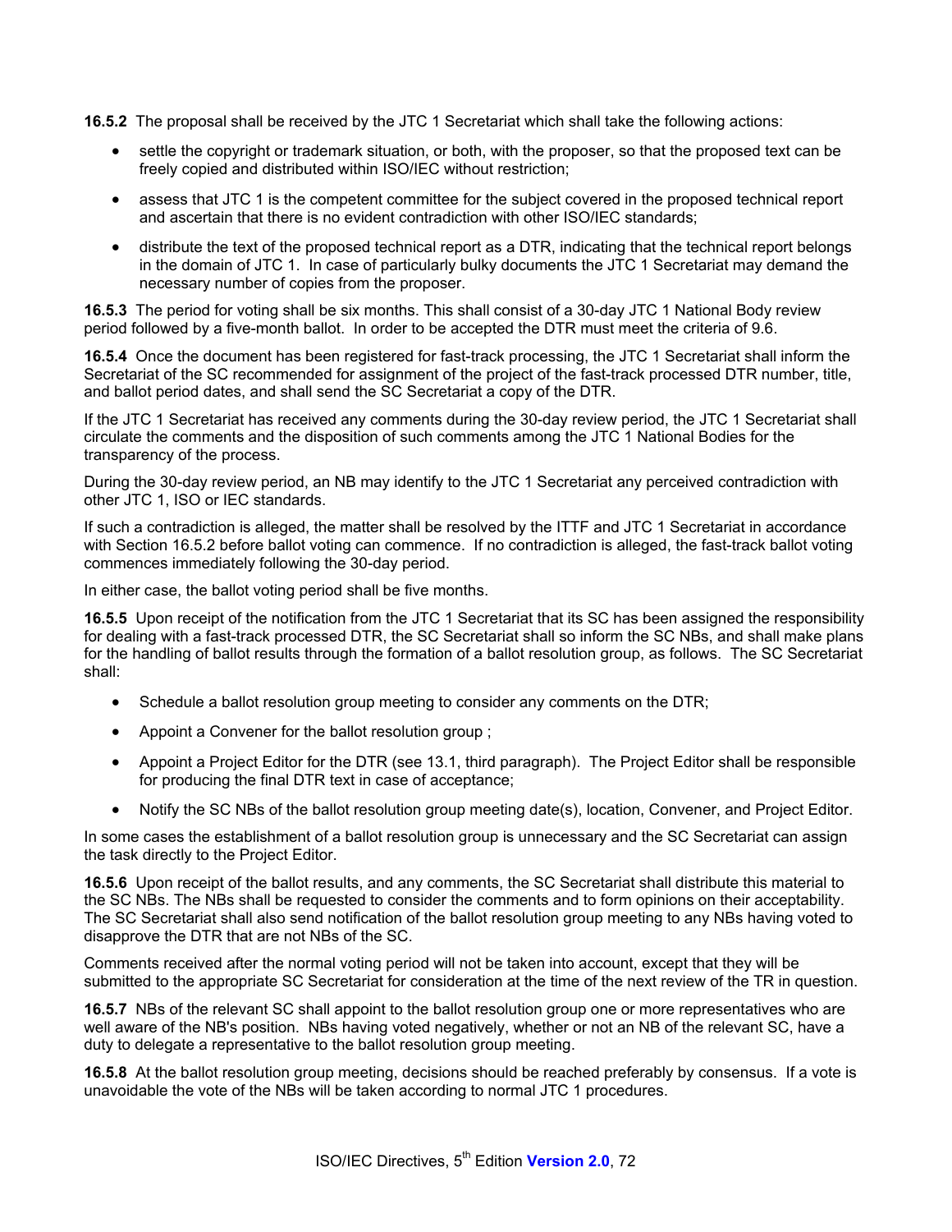**16.5.2** The proposal shall be received by the JTC 1 Secretariat which shall take the following actions:

- settle the copyright or trademark situation, or both, with the proposer, so that the proposed text can be freely copied and distributed within ISO/IEC without restriction;
- assess that JTC 1 is the competent committee for the subject covered in the proposed technical report and ascertain that there is no evident contradiction with other ISO/IEC standards;
- distribute the text of the proposed technical report as a DTR, indicating that the technical report belongs in the domain of JTC 1. In case of particularly bulky documents the JTC 1 Secretariat may demand the necessary number of copies from the proposer.

**16.5.3** The period for voting shall be six months. This shall consist of a 30-day JTC 1 National Body review period followed by a five-month ballot. In order to be accepted the DTR must meet the criteria of 9.6.

**16.5.4** Once the document has been registered for fast-track processing, the JTC 1 Secretariat shall inform the Secretariat of the SC recommended for assignment of the project of the fast-track processed DTR number, title, and ballot period dates, and shall send the SC Secretariat a copy of the DTR.

If the JTC 1 Secretariat has received any comments during the 30-day review period, the JTC 1 Secretariat shall circulate the comments and the disposition of such comments among the JTC 1 National Bodies for the transparency of the process.

During the 30-day review period, an NB may identify to the JTC 1 Secretariat any perceived contradiction with other JTC 1, ISO or IEC standards.

If such a contradiction is alleged, the matter shall be resolved by the ITTF and JTC 1 Secretariat in accordance with Section 16.5.2 before ballot voting can commence. If no contradiction is alleged, the fast-track ballot voting commences immediately following the 30-day period.

In either case, the ballot voting period shall be five months.

**16.5.5** Upon receipt of the notification from the JTC 1 Secretariat that its SC has been assigned the responsibility for dealing with a fast-track processed DTR, the SC Secretariat shall so inform the SC NBs, and shall make plans for the handling of ballot results through the formation of a ballot resolution group, as follows. The SC Secretariat shall:

- Schedule a ballot resolution group meeting to consider any comments on the DTR;
- Appoint a Convener for the ballot resolution group ;
- Appoint a Project Editor for the DTR (see 13.1, third paragraph). The Project Editor shall be responsible for producing the final DTR text in case of acceptance;
- Notify the SC NBs of the ballot resolution group meeting date(s), location, Convener, and Project Editor.

In some cases the establishment of a ballot resolution group is unnecessary and the SC Secretariat can assign the task directly to the Project Editor.

**16.5.6** Upon receipt of the ballot results, and any comments, the SC Secretariat shall distribute this material to the SC NBs. The NBs shall be requested to consider the comments and to form opinions on their acceptability. The SC Secretariat shall also send notification of the ballot resolution group meeting to any NBs having voted to disapprove the DTR that are not NBs of the SC.

Comments received after the normal voting period will not be taken into account, except that they will be submitted to the appropriate SC Secretariat for consideration at the time of the next review of the TR in question.

**16.5.7** NBs of the relevant SC shall appoint to the ballot resolution group one or more representatives who are well aware of the NB's position. NBs having voted negatively, whether or not an NB of the relevant SC, have a duty to delegate a representative to the ballot resolution group meeting.

**16.5.8** At the ballot resolution group meeting, decisions should be reached preferably by consensus. If a vote is unavoidable the vote of the NBs will be taken according to normal JTC 1 procedures.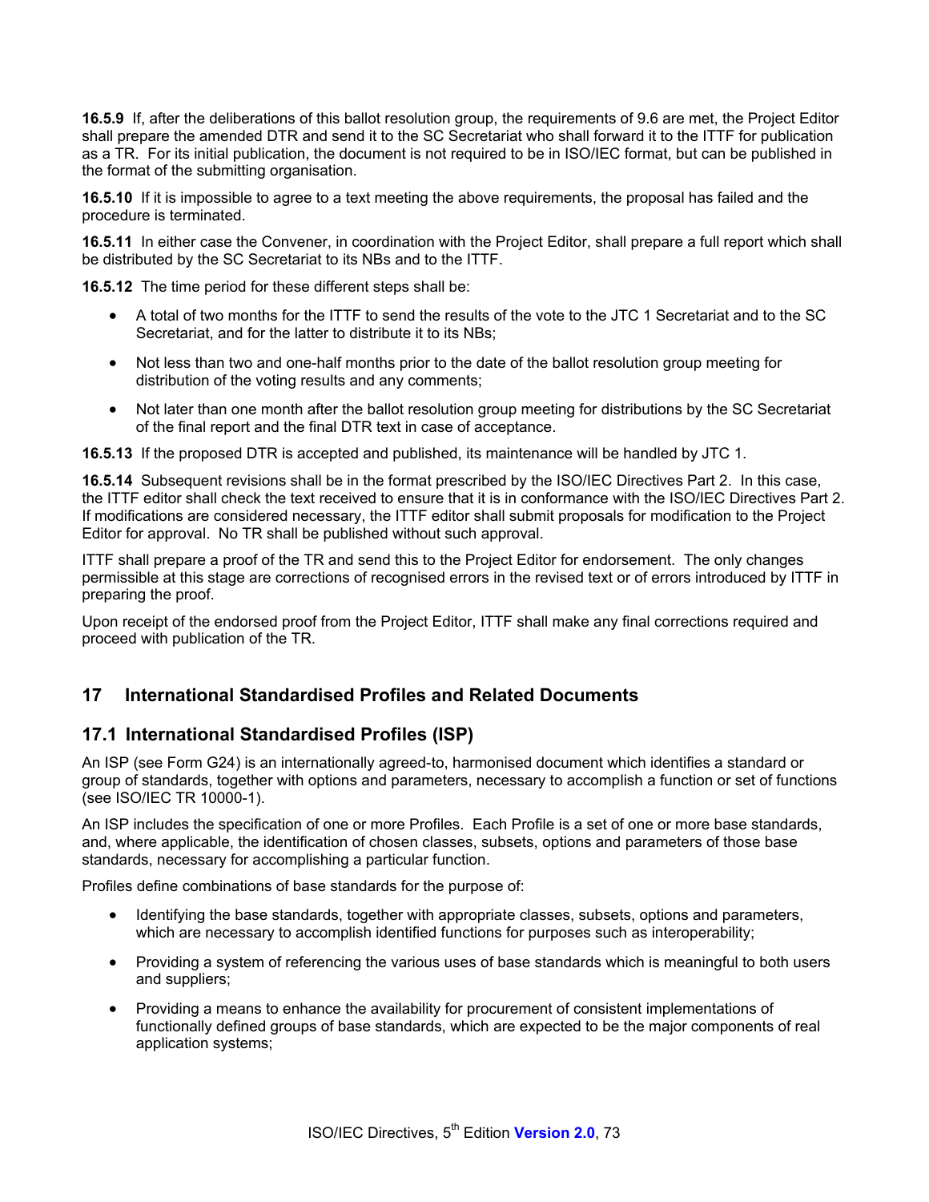**16.5.9** If, after the deliberations of this ballot resolution group, the requirements of 9.6 are met, the Project Editor shall prepare the amended DTR and send it to the SC Secretariat who shall forward it to the ITTF for publication as a TR. For its initial publication, the document is not required to be in ISO/IEC format, but can be published in the format of the submitting organisation.

**16.5.10** If it is impossible to agree to a text meeting the above requirements, the proposal has failed and the procedure is terminated.

**16.5.11** In either case the Convener, in coordination with the Project Editor, shall prepare a full report which shall be distributed by the SC Secretariat to its NBs and to the ITTF.

**16.5.12** The time period for these different steps shall be:

- A total of two months for the ITTF to send the results of the vote to the JTC 1 Secretariat and to the SC Secretariat, and for the latter to distribute it to its NBs;
- Not less than two and one-half months prior to the date of the ballot resolution group meeting for distribution of the voting results and any comments;
- Not later than one month after the ballot resolution group meeting for distributions by the SC Secretariat of the final report and the final DTR text in case of acceptance.

**16.5.13** If the proposed DTR is accepted and published, its maintenance will be handled by JTC 1.

**16.5.14** Subsequent revisions shall be in the format prescribed by the ISO/IEC Directives Part 2. In this case, the ITTF editor shall check the text received to ensure that it is in conformance with the ISO/IEC Directives Part 2. If modifications are considered necessary, the ITTF editor shall submit proposals for modification to the Project Editor for approval. No TR shall be published without such approval.

ITTF shall prepare a proof of the TR and send this to the Project Editor for endorsement. The only changes permissible at this stage are corrections of recognised errors in the revised text or of errors introduced by ITTF in preparing the proof.

Upon receipt of the endorsed proof from the Project Editor, ITTF shall make any final corrections required and proceed with publication of the TR.

## 17 International Standardised Profiles and Related Documents

### 17.1 International Standardised Profiles (ISP)

An ISP (see Form G24) is an internationally agreed-to, harmonised document which identifies a standard or group of standards, together with options and parameters, necessary to accomplish a function or set of functions (see ISO/IEC TR 10000-1).

An ISP includes the specification of one or more Profiles. Each Profile is a set of one or more base standards, and, where applicable, the identification of chosen classes, subsets, options and parameters of those base standards, necessary for accomplishing a particular function.

Profiles define combinations of base standards for the purpose of:

- Identifying the base standards, together with appropriate classes, subsets, options and parameters, which are necessary to accomplish identified functions for purposes such as interoperability;
- Providing a system of referencing the various uses of base standards which is meaningful to both users and suppliers;
- Providing a means to enhance the availability for procurement of consistent implementations of functionally defined groups of base standards, which are expected to be the major components of real application systems;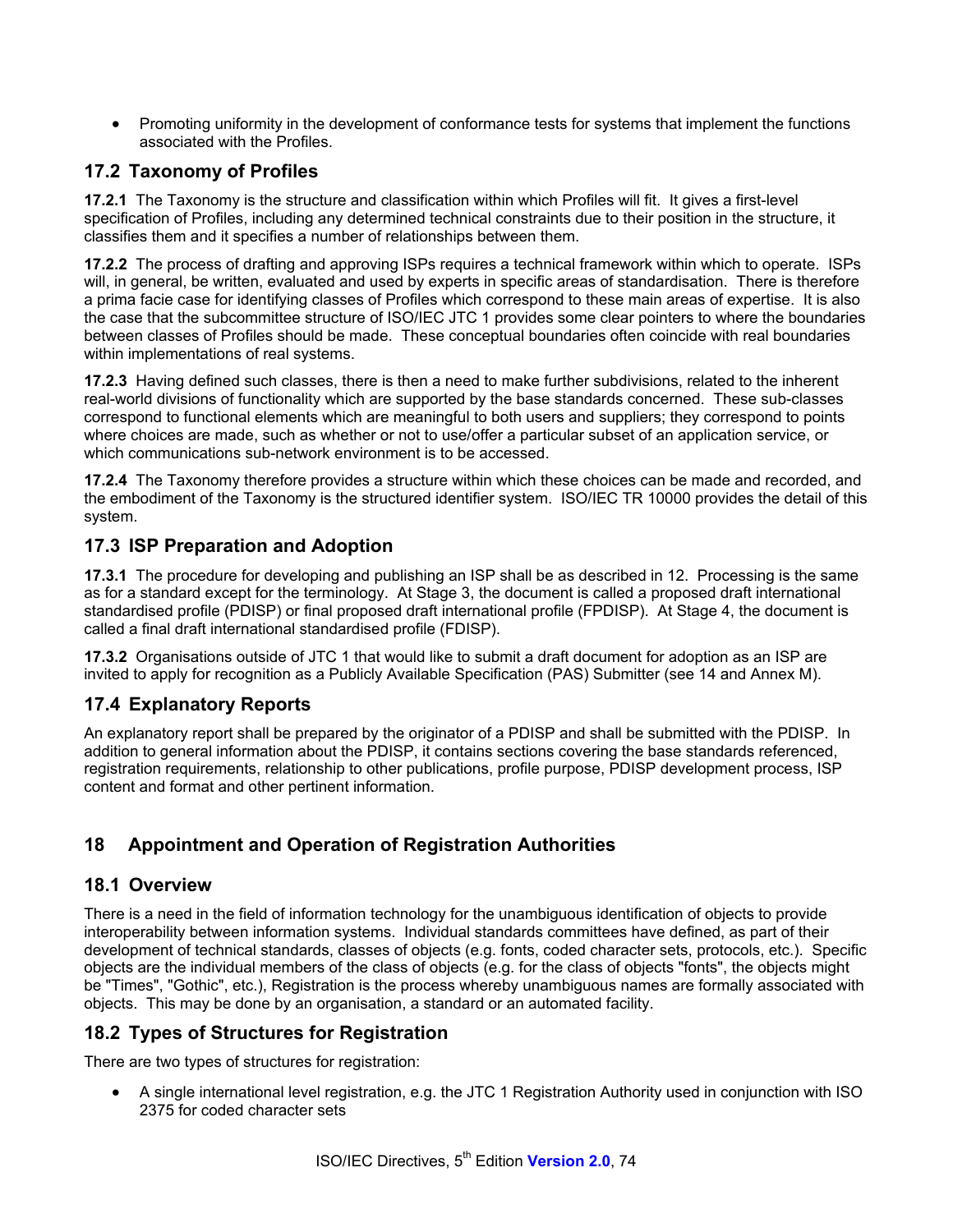- Promoting uniformity in the development of conformance tests for systems that implement the functions associated with the Profiles.

## 17.2 Taxonomy of Profiles

**17.2.1** The Taxonomy is the structure and classification within which Profiles will fit. It gives a first-level specification of Profiles, including any determined technical constraints due to their position in the structure, it classifies them and it specifies a number of relationships between them.

**17.2.2** The process of drafting and approving ISPs requires a technical framework within which to operate. ISPs will, in general, be written, evaluated and used by experts in specific areas of standardisation. There is therefore a prima facie case for identifying classes of Profiles which correspond to these main areas of expertise. It is also the case that the subcommittee structure of ISO/IEC JTC 1 provides some clear pointers to where the boundaries between classes of Profiles should be made. These conceptual boundaries often coincide with real boundaries within implementations of real systems.

**17.2.3** Having defined such classes, there is then a need to make further subdivisions, related to the inherent real-world divisions of functionality which are supported by the base standards concerned. These sub-classes correspond to functional elements which are meaningful to both users and suppliers; they correspond to points where choices are made, such as whether or not to use/offer a particular subset of an application service, or which communications sub-network environment is to be accessed.

**17.2.4** The Taxonomy therefore provides a structure within which these choices can be made and recorded, and the embodiment of the Taxonomy is the structured identifier system. ISO/IEC TR 10000 provides the detail of this system.

## 17.3 ISP Preparation and Adoption

**17.3.1** The procedure for developing and publishing an ISP shall be as described in 12. Processing is the same as for a standard except for the terminology. At Stage 3, the document is called a proposed draft international standardised profile (PDISP) or final proposed draft international profile (FPDISP). At Stage 4, the document is called a final draft international standardised profile (FDISP).

**17.3.2** Organisations outside of JTC 1 that would like to submit a draft document for adoption as an ISP are invited to apply for recognition as a Publicly Available Specification (PAS) Submitter (see 14 and Annex M).

## 17.4 Explanatory Reports

An explanatory report shall be prepared by the originator of a PDISP and shall be submitted with the PDISP. In addition to general information about the PDISP, it contains sections covering the base standards referenced, registration requirements, relationship to other publications, profile purpose, PDISP development process, ISP content and format and other pertinent information.

# 18 Appointment and Operation of Registration Authorities

## 18.1 Overview

There is a need in the field of information technology for the unambiguous identification of objects to provide interoperability between information systems. Individual standards committees have defined, as part of their development of technical standards, classes of objects (e.g. fonts, coded character sets, protocols, etc.). Specific objects are the individual members of the class of objects (e.g. for the class of objects "fonts", the objects might be "Times", "Gothic", etc.), Registration is the process whereby unambiguous names are formally associated with objects. This may be done by an organisation, a standard or an automated facility.

## 18.2 Types of Structures for Registration

There are two types of structures for registration:

- A single international level registration, e.g. the JTC 1 Registration Authority used in conjunction with ISO 2375 for coded character sets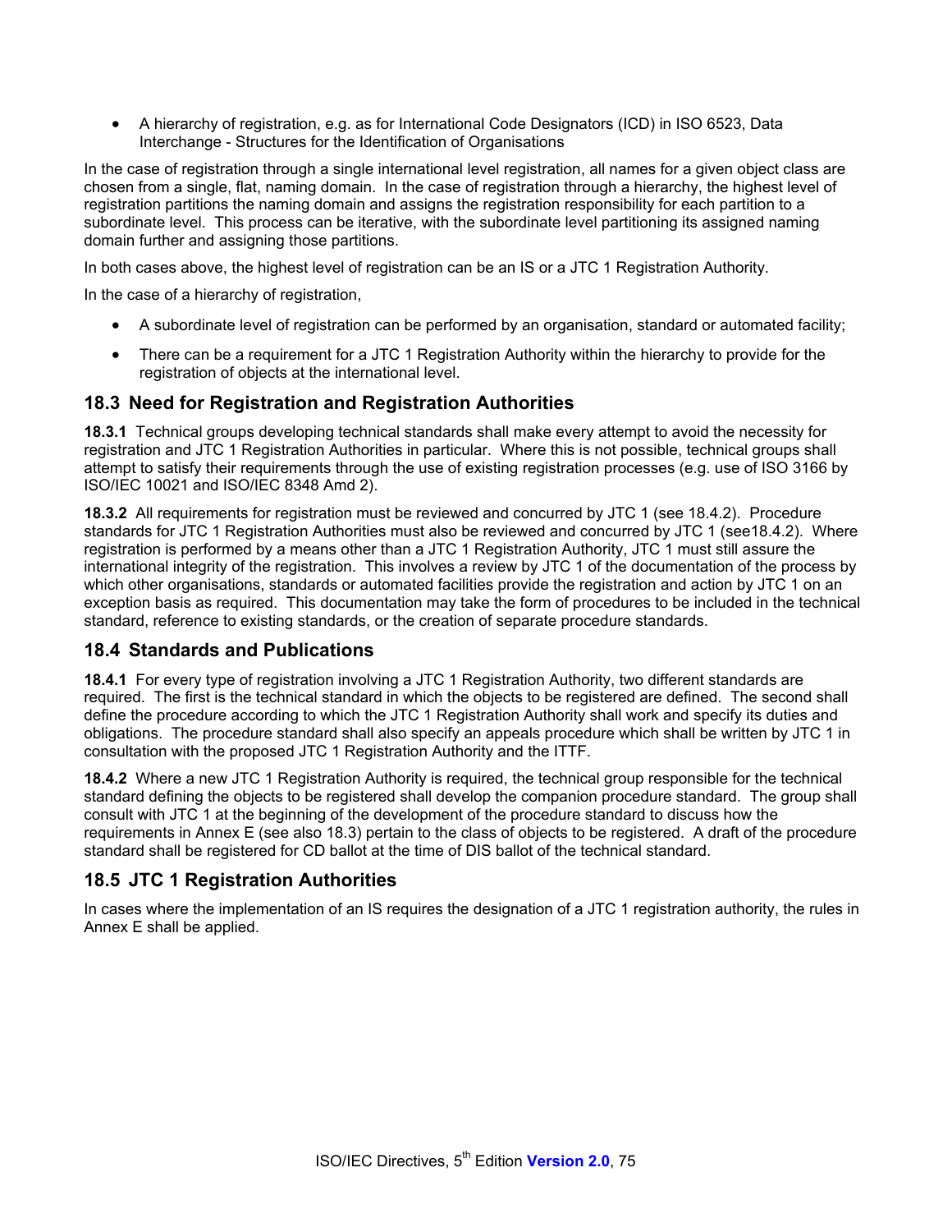- A hierarchy of registration, e.g. as for International Code Designators (ICD) in ISO 6523, Data Interchange - Structures for the Identification of Organisations

In the case of registration through a single international level registration, all names for a given object class are chosen from a single, flat, naming domain. In the case of registration through a hierarchy, the highest level of registration partitions the naming domain and assigns the registration responsibility for each partition to a subordinate level. This process can be iterative, with the subordinate level partitioning its assigned naming domain further and assigning those partitions.

In both cases above, the highest level of registration can be an IS or a JTC 1 Registration Authority.

In the case of a hierarchy of registration,

- A subordinate level of registration can be performed by an organisation, standard or automated facility;
- There can be a requirement for a JTC 1 Registration Authority within the hierarchy to provide for the registration of objects at the international level.

## 18.3 Need for Registration and Registration Authorities

**18.3.1** Technical groups developing technical standards shall make every attempt to avoid the necessity for registration and JTC 1 Registration Authorities in particular. Where this is not possible, technical groups shall attempt to satisfy their requirements through the use of existing registration processes (e.g. use of ISO 3166 by ISO/IEC 10021 and ISO/IEC 8348 Amd 2).

**18.3.2** All requirements for registration must be reviewed and concurred by JTC 1 (see 18.4.2). Procedure standards for JTC 1 Registration Authorities must also be reviewed and concurred by JTC 1 (see18.4.2). Where registration is performed by a means other than a JTC 1 Registration Authority, JTC 1 must still assure the international integrity of the registration. This involves a review by JTC 1 of the documentation of the process by which other organisations, standards or automated facilities provide the registration and action by JTC 1 on an exception basis as required. This documentation may take the form of procedures to be included in the technical standard, reference to existing standards, or the creation of separate procedure standards.

## 18.4 Standards and Publications

**18.4.1** For every type of registration involving a JTC 1 Registration Authority, two different standards are required. The first is the technical standard in which the objects to be registered are defined. The second shall define the procedure according to which the JTC 1 Registration Authority shall work and specify its duties and obligations. The procedure standard shall also specify an appeals procedure which shall be written by JTC 1 in consultation with the proposed JTC 1 Registration Authority and the ITTF.

**18.4.2** Where a new JTC 1 Registration Authority is required, the technical group responsible for the technical standard defining the objects to be registered shall develop the companion procedure standard. The group shall consult with JTC 1 at the beginning of the development of the procedure standard to discuss how the requirements in Annex E (see also 18.3) pertain to the class of objects to be registered. A draft of the procedure standard shall be registered for CD ballot at the time of DIS ballot of the technical standard.

## 18.5 JTC 1 Registration Authorities

In cases where the implementation of an IS requires the designation of a JTC 1 registration authority, the rules in Annex E shall be applied.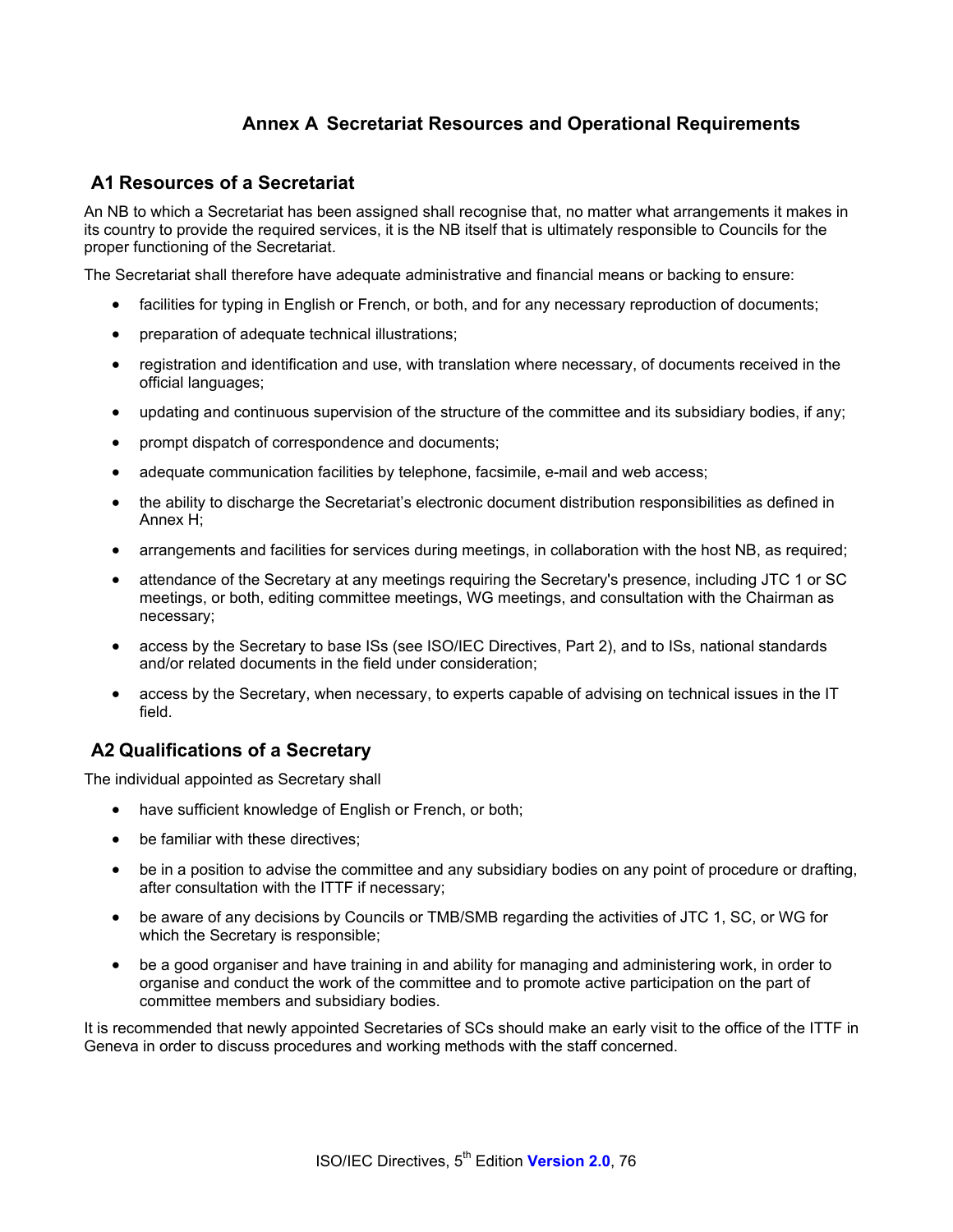# Annex A Secretariat Resources and Operational Requirements

## A1 Resources of a Secretariat

An NB to which a Secretariat has been assigned shall recognise that, no matter what arrangements it makes in its country to provide the required services, it is the NB itself that is ultimately responsible to Councils for the proper functioning of the Secretariat.

The Secretariat shall therefore have adequate administrative and financial means or backing to ensure:

- facilities for typing in English or French, or both, and for any necessary reproduction of documents;
- preparation of adequate technical illustrations;
- registration and identification and use, with translation where necessary, of documents received in the official languages;
- updating and continuous supervision of the structure of the committee and its subsidiary bodies, if any;
- prompt dispatch of correspondence and documents;
- adequate communication facilities by telephone, facsimile, e-mail and web access;
- the ability to discharge the Secretariat's electronic document distribution responsibilities as defined in Annex H;
- arrangements and facilities for services during meetings, in collaboration with the host NB, as required;
- attendance of the Secretary at any meetings requiring the Secretary's presence, including JTC 1 or SC meetings, or both, editing committee meetings, WG meetings, and consultation with the Chairman as necessary;
- access by the Secretary to base ISs (see ISO/IEC Directives, Part 2), and to ISs, national standards and/or related documents in the field under consideration;
- access by the Secretary, when necessary, to experts capable of advising on technical issues in the IT field.

## A2 Qualifications of a Secretary

The individual appointed as Secretary shall

- have sufficient knowledge of English or French, or both;
- be familiar with these directives;
- be in a position to advise the committee and any subsidiary bodies on any point of procedure or drafting, after consultation with the ITTF if necessary;
- be aware of any decisions by Councils or TMB/SMB regarding the activities of JTC 1, SC, or WG for which the Secretary is responsible;
- be a good organiser and have training in and ability for managing and administering work, in order to organise and conduct the work of the committee and to promote active participation on the part of committee members and subsidiary bodies.

It is recommended that newly appointed Secretaries of SCs should make an early visit to the office of the ITTF in Geneva in order to discuss procedures and working methods with the staff concerned.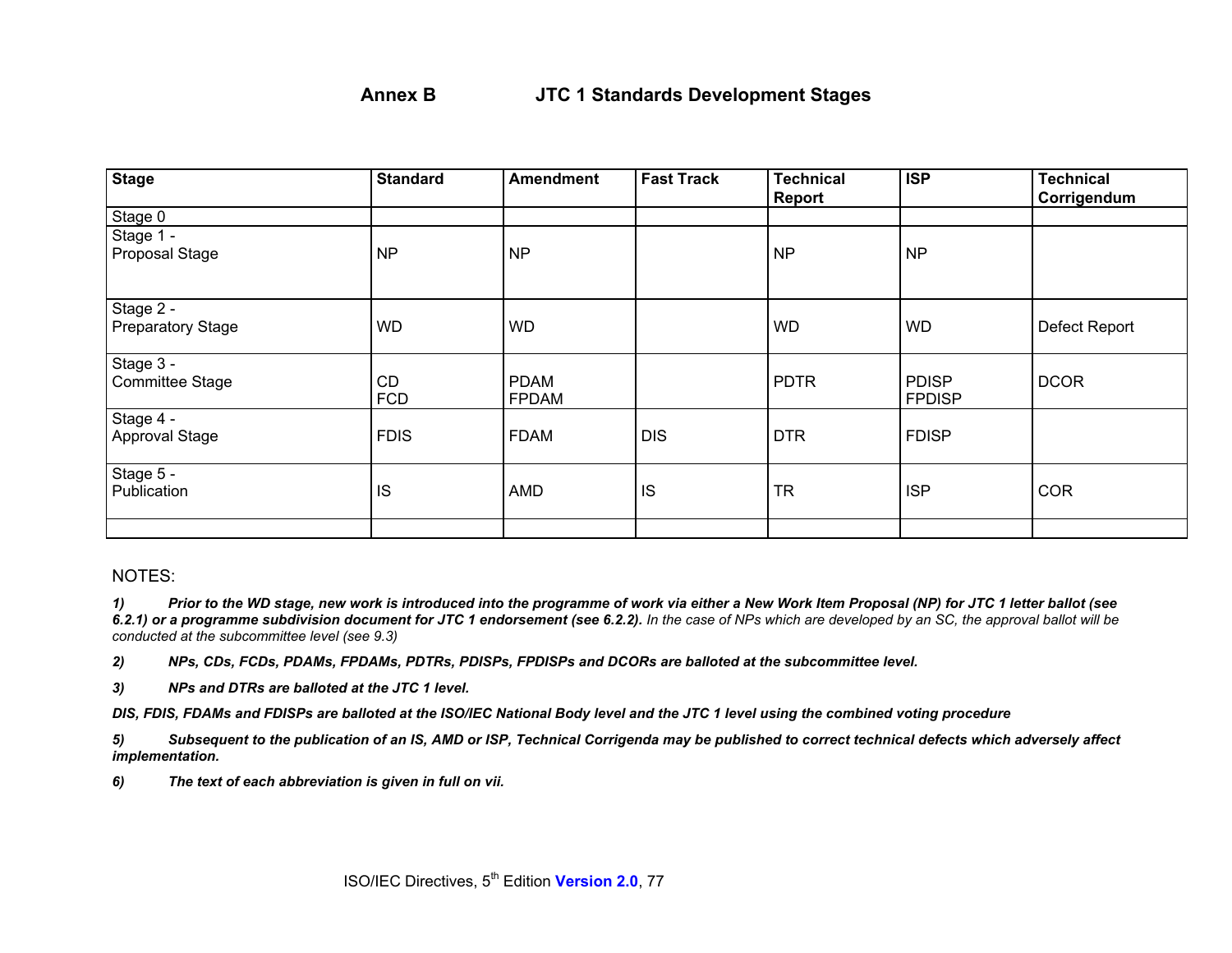## Annex B JTC 1 Standards Development Stages

| Stage | Standard | Amendment | Fast Track | Technical Report | ISP | Technical Corrigendum |
|---|---|---|---|---|---|---|
| Stage 0 | | | | | | |
| Stage 1 - Proposal Stage | NP | NP | | NP | NP | |
| Stage 2 - Preparatory Stage | WD | WD | | WD | WD | Defect Report |
| Stage 3 - Committee Stage | CD<br>FCD | PDAM<br>FPDAM | | PDTR | PDISP<br>FPDISP | DCOR |
| Stage 4 - Approval Stage | FDIS | FDAM | DIS | DTR | FDISP | |
| Stage 5 - Publication | IS | AMD | IS | TR | ISP | COR |
| | | | | | | |

NOTES:

*1)* ***Prior to the WD stage, new work is introduced into the programme of work via either a New Work Item Proposal (NP) for JTC 1 letter ballot (see 6.2.1) or a programme subdivision document for JTC 1 endorsement (see 6.2.2).*** *In the case of NPs which are developed by an SC, the approval ballot will be conducted at the subcommittee level (see 9.3)*

***2) NPs, CDs, FCDs, PDAMs, FPDAMs, PDTRs, PDISPs, FPDISPs and DCORs are balloted at the subcommittee level.***

***3) NPs and DTRs are balloted at the JTC 1 level.***

***DIS, FDIS, FDAMs and FDISPs are balloted at the ISO/IEC National Body level and the JTC 1 level using the combined voting procedure***

***5) Subsequent to the publication of an IS, AMD or ISP, Technical Corrigenda may be published to correct technical defects which adversely affect implementation.***

***6) The text of each abbreviation is given in full on vii.***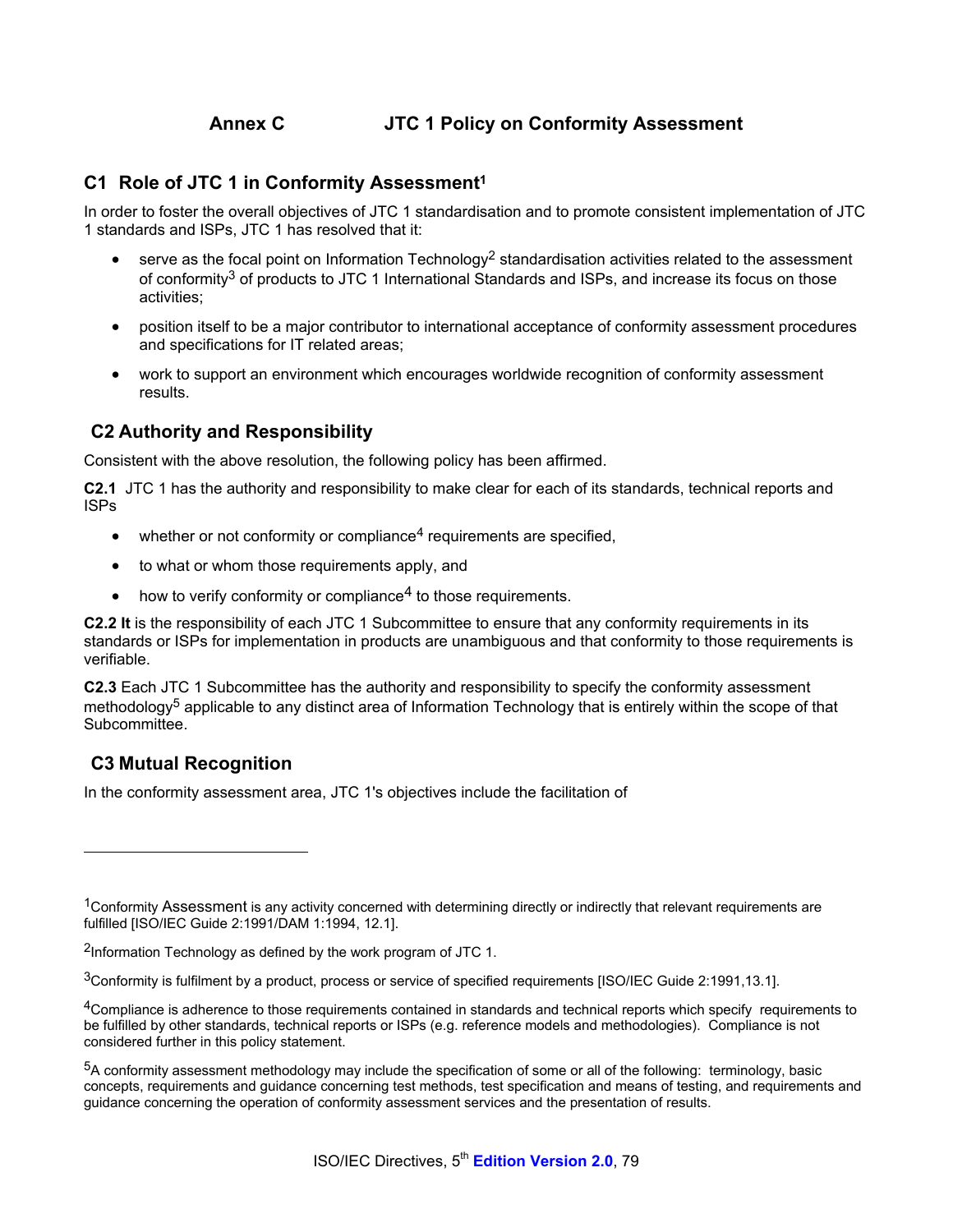# Annex C JTC 1 Policy on Conformity Assessment

## C1 Role of JTC 1 in Conformity Assessment[1]

In order to foster the overall objectives of JTC 1 standardisation and to promote consistent implementation of JTC 1 standards and ISPs, JTC 1 has resolved that it:

- serve as the focal point on Information Technology[2] standardisation activities related to the assessment of conformity[3] of products to JTC 1 International Standards and ISPs, and increase its focus on those activities;
- position itself to be a major contributor to international acceptance of conformity assessment procedures and specifications for IT related areas;
- work to support an environment which encourages worldwide recognition of conformity assessment results.

## C2 Authority and Responsibility

Consistent with the above resolution, the following policy has been affirmed.

**C2.1** JTC 1 has the authority and responsibility to make clear for each of its standards, technical reports and ISPs

- whether or not conformity or compliance[4] requirements are specified,
- to what or whom those requirements apply, and
- how to verify conformity or compliance[4] to those requirements.

**C2.2 It** is the responsibility of each JTC 1 Subcommittee to ensure that any conformity requirements in its standards or ISPs for implementation in products are unambiguous and that conformity to those requirements is verifiable.

**C2.3** Each JTC 1 Subcommittee has the authority and responsibility to specify the conformity assessment methodology[5] applicable to any distinct area of Information Technology that is entirely within the scope of that Subcommittee.

## C3 Mutual Recognition

In the conformity assessment area, JTC 1's objectives include the facilitation of

---

[1]Conformity Assessment is any activity concerned with determining directly or indirectly that relevant requirements are fulfilled [ISO/IEC Guide 2:1991/DAM 1:1994, 12.1].

[2]Information Technology as defined by the work program of JTC 1.

[3]Conformity is fulfilment by a product, process or service of specified requirements [ISO/IEC Guide 2:1991,13.1].

[4]Compliance is adherence to those requirements contained in standards and technical reports which specify requirements to be fulfilled by other standards, technical reports or ISPs (e.g. reference models and methodologies). Compliance is not considered further in this policy statement.

[5]A conformity assessment methodology may include the specification of some or all of the following: terminology, basic concepts, requirements and guidance concerning test methods, test specification and means of testing, and requirements and guidance concerning the operation of conformity assessment services and the presentation of results.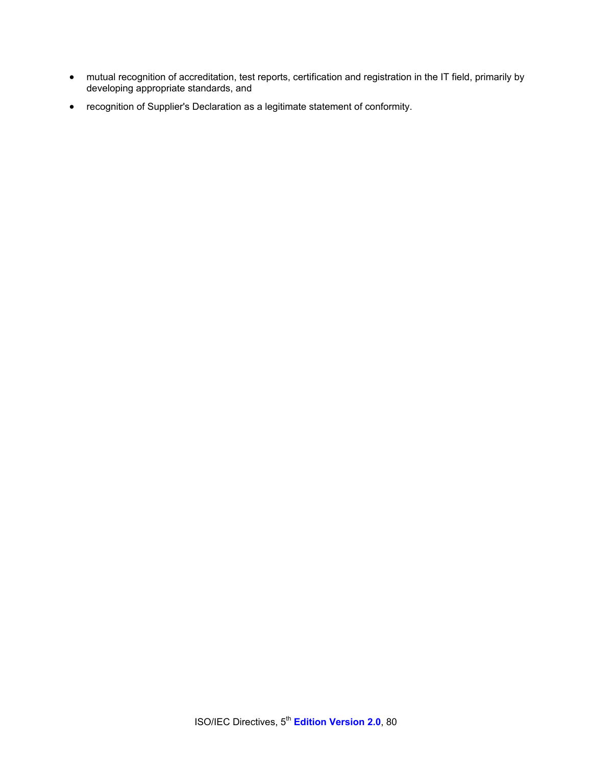- mutual recognition of accreditation, test reports, certification and registration in the IT field, primarily by developing appropriate standards, and
- recognition of Supplier's Declaration as a legitimate statement of conformity.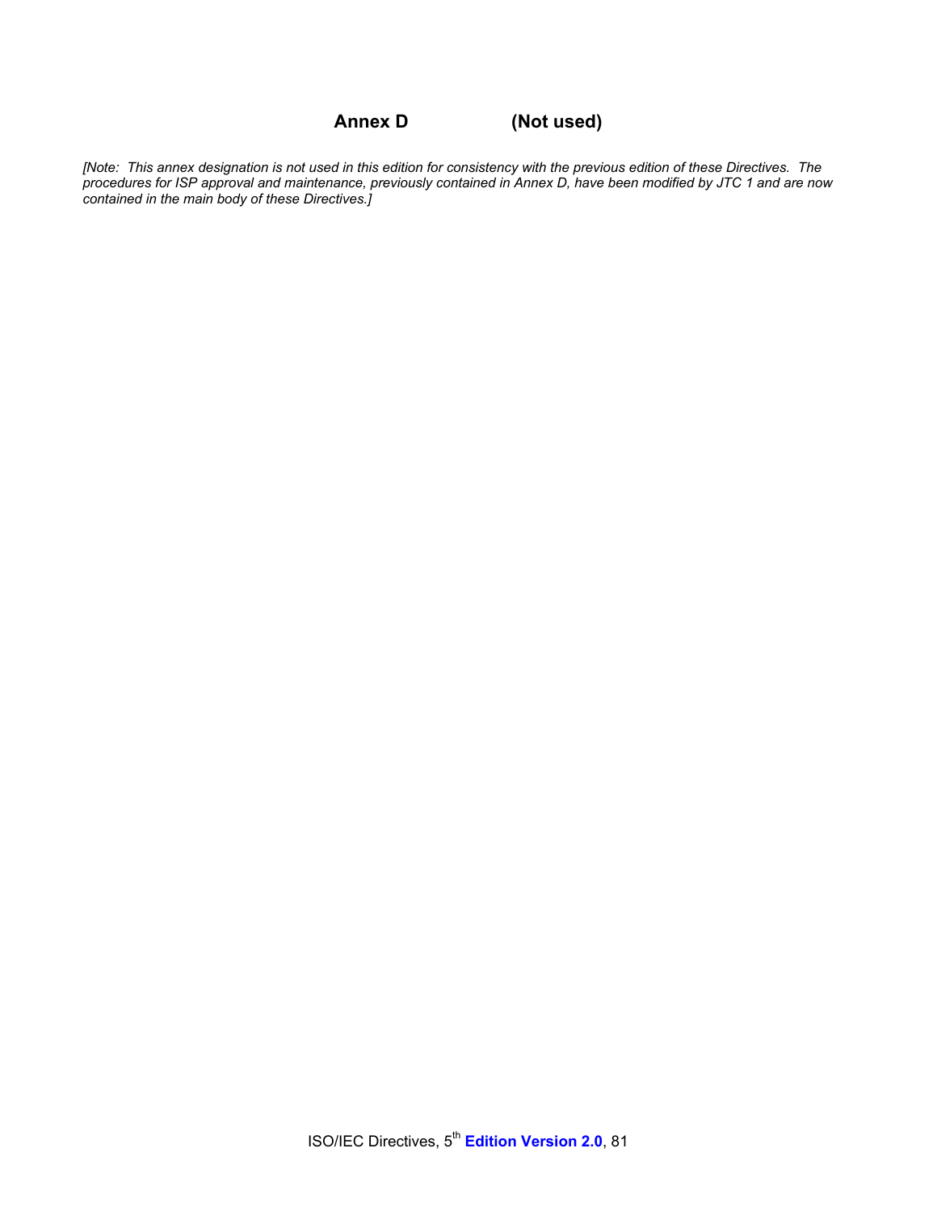# Annex D (Not used)

*[Note: This annex designation is not used in this edition for consistency with the previous edition of these Directives. The procedures for ISP approval and maintenance, previously contained in Annex D, have been modified by JTC 1 and are now contained in the main body of these Directives.]*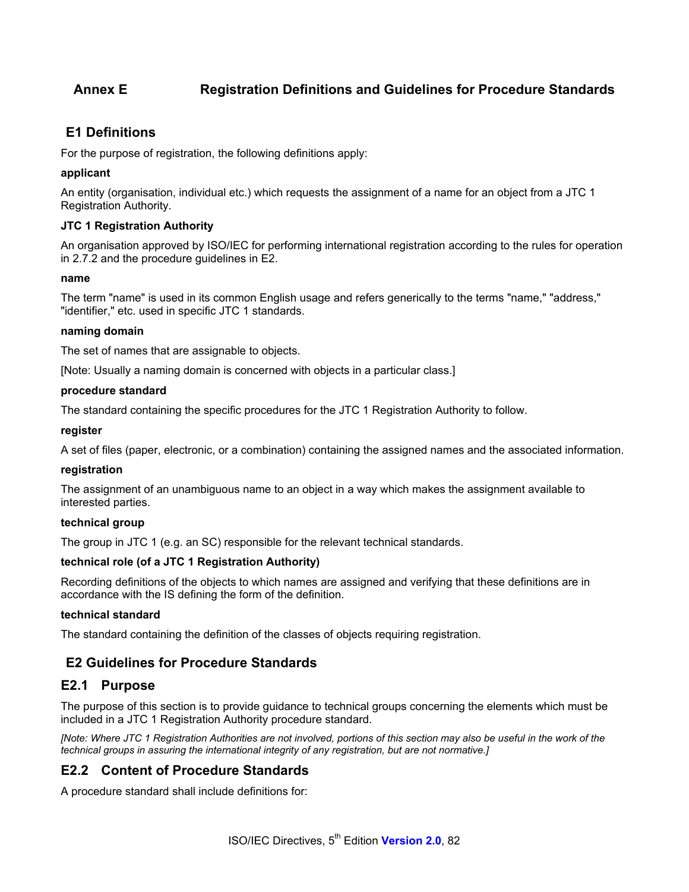# Annex E Registration Definitions and Guidelines for Procedure Standards

## E1 Definitions

For the purpose of registration, the following definitions apply:

**applicant**

An entity (organisation, individual etc.) which requests the assignment of a name for an object from a JTC 1 Registration Authority.

**JTC 1 Registration Authority**

An organisation approved by ISO/IEC for performing international registration according to the rules for operation in 2.7.2 and the procedure guidelines in E2.

**name**

The term "name" is used in its common English usage and refers generically to the terms "name," "address," "identifier," etc. used in specific JTC 1 standards.

**naming domain**

The set of names that are assignable to objects.

[Note: Usually a naming domain is concerned with objects in a particular class.]

**procedure standard**

The standard containing the specific procedures for the JTC 1 Registration Authority to follow.

**register**

A set of files (paper, electronic, or a combination) containing the assigned names and the associated information.

**registration**

The assignment of an unambiguous name to an object in a way which makes the assignment available to interested parties.

**technical group**

The group in JTC 1 (e.g. an SC) responsible for the relevant technical standards.

**technical role (of a JTC 1 Registration Authority)**

Recording definitions of the objects to which names are assigned and verifying that these definitions are in accordance with the IS defining the form of the definition.

**technical standard**

The standard containing the definition of the classes of objects requiring registration.

## E2 Guidelines for Procedure Standards

### E2.1 Purpose

The purpose of this section is to provide guidance to technical groups concerning the elements which must be included in a JTC 1 Registration Authority procedure standard.

*[Note: Where JTC 1 Registration Authorities are not involved, portions of this section may also be useful in the work of the technical groups in assuring the international integrity of any registration, but are not normative.]*

### E2.2 Content of Procedure Standards

A procedure standard shall include definitions for: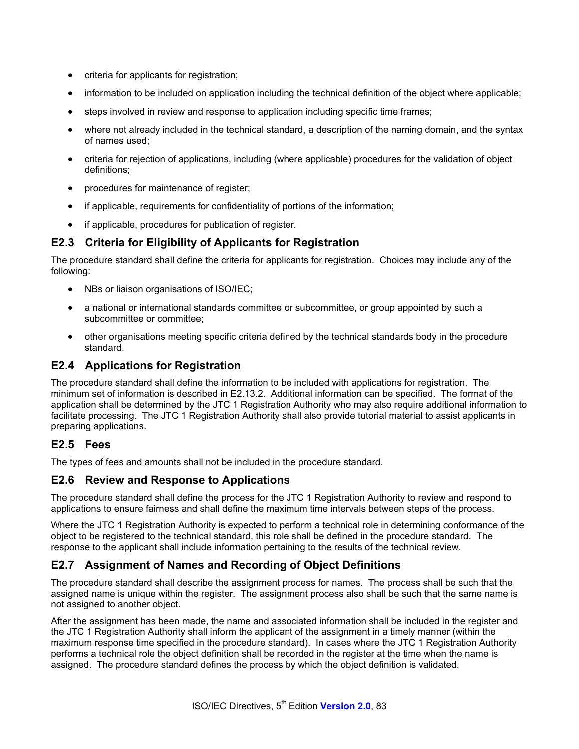- criteria for applicants for registration;
- information to be included on application including the technical definition of the object where applicable;
- steps involved in review and response to application including specific time frames;
- where not already included in the technical standard, a description of the naming domain, and the syntax of names used;
- criteria for rejection of applications, including (where applicable) procedures for the validation of object definitions;
- procedures for maintenance of register;
- if applicable, requirements for confidentiality of portions of the information;
- if applicable, procedures for publication of register.

## E2.3 Criteria for Eligibility of Applicants for Registration

The procedure standard shall define the criteria for applicants for registration. Choices may include any of the following:

- NBs or liaison organisations of ISO/IEC;
- a national or international standards committee or subcommittee, or group appointed by such a subcommittee or committee;
- other organisations meeting specific criteria defined by the technical standards body in the procedure standard.

## E2.4 Applications for Registration

The procedure standard shall define the information to be included with applications for registration. The minimum set of information is described in E2.13.2. Additional information can be specified. The format of the application shall be determined by the JTC 1 Registration Authority who may also require additional information to facilitate processing. The JTC 1 Registration Authority shall also provide tutorial material to assist applicants in preparing applications.

## E2.5 Fees

The types of fees and amounts shall not be included in the procedure standard.

## E2.6 Review and Response to Applications

The procedure standard shall define the process for the JTC 1 Registration Authority to review and respond to applications to ensure fairness and shall define the maximum time intervals between steps of the process.

Where the JTC 1 Registration Authority is expected to perform a technical role in determining conformance of the object to be registered to the technical standard, this role shall be defined in the procedure standard. The response to the applicant shall include information pertaining to the results of the technical review.

## E2.7 Assignment of Names and Recording of Object Definitions

The procedure standard shall describe the assignment process for names. The process shall be such that the assigned name is unique within the register. The assignment process also shall be such that the same name is not assigned to another object.

After the assignment has been made, the name and associated information shall be included in the register and the JTC 1 Registration Authority shall inform the applicant of the assignment in a timely manner (within the maximum response time specified in the procedure standard). In cases where the JTC 1 Registration Authority performs a technical role the object definition shall be recorded in the register at the time when the name is assigned. The procedure standard defines the process by which the object definition is validated.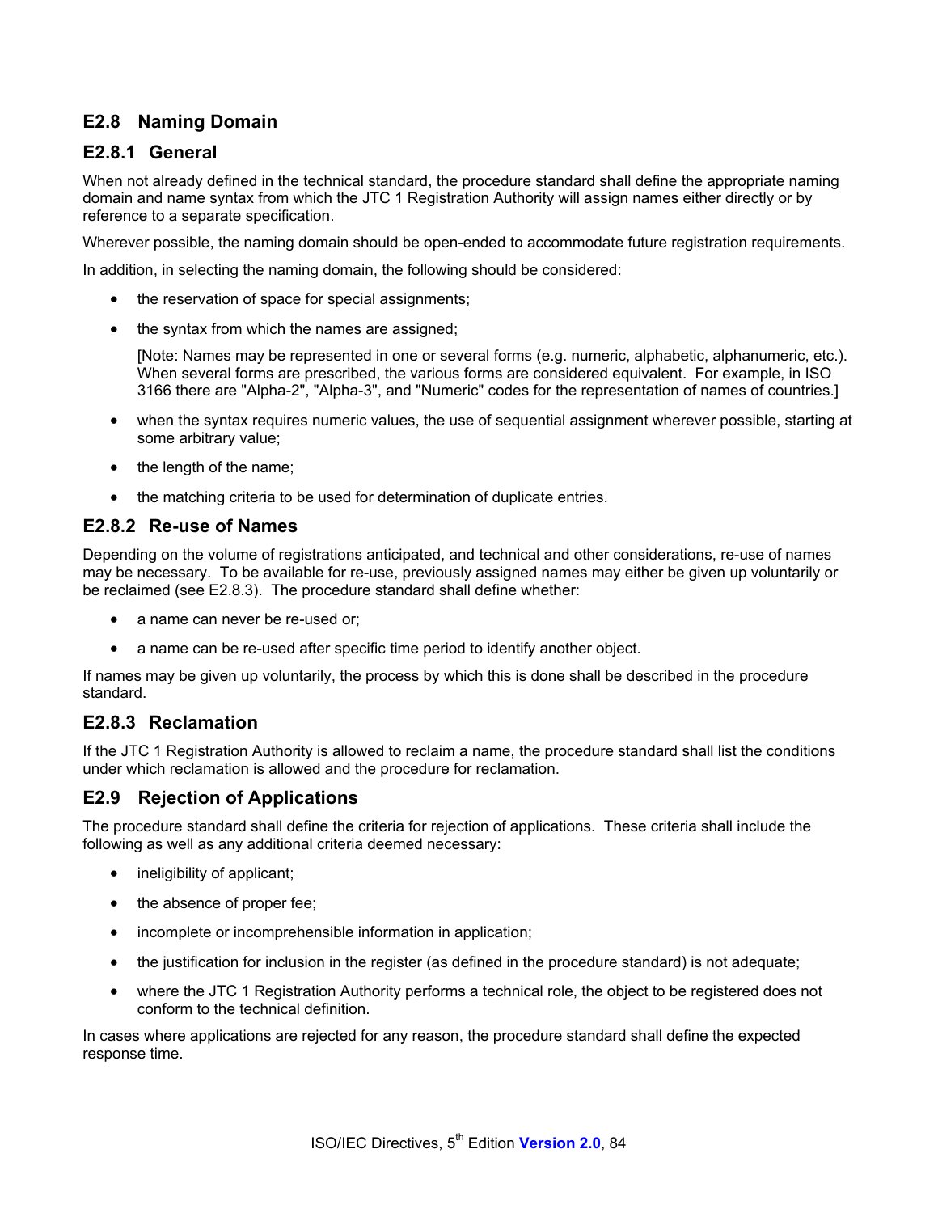## E2.8 Naming Domain

### E2.8.1 General

When not already defined in the technical standard, the procedure standard shall define the appropriate naming domain and name syntax from which the JTC 1 Registration Authority will assign names either directly or by reference to a separate specification.

Wherever possible, the naming domain should be open-ended to accommodate future registration requirements.

In addition, in selecting the naming domain, the following should be considered:

- the reservation of space for special assignments;
- the syntax from which the names are assigned;

  [Note: Names may be represented in one or several forms (e.g. numeric, alphabetic, alphanumeric, etc.). When several forms are prescribed, the various forms are considered equivalent. For example, in ISO 3166 there are "Alpha-2", "Alpha-3", and "Numeric" codes for the representation of names of countries.]

- when the syntax requires numeric values, the use of sequential assignment wherever possible, starting at some arbitrary value;
- the length of the name;
- the matching criteria to be used for determination of duplicate entries.

### E2.8.2 Re-use of Names

Depending on the volume of registrations anticipated, and technical and other considerations, re-use of names may be necessary. To be available for re-use, previously assigned names may either be given up voluntarily or be reclaimed (see E2.8.3). The procedure standard shall define whether:

- a name can never be re-used or;
- a name can be re-used after specific time period to identify another object.

If names may be given up voluntarily, the process by which this is done shall be described in the procedure standard.

### E2.8.3 Reclamation

If the JTC 1 Registration Authority is allowed to reclaim a name, the procedure standard shall list the conditions under which reclamation is allowed and the procedure for reclamation.

## E2.9 Rejection of Applications

The procedure standard shall define the criteria for rejection of applications. These criteria shall include the following as well as any additional criteria deemed necessary:

- ineligibility of applicant;
- the absence of proper fee;
- incomplete or incomprehensible information in application;
- the justification for inclusion in the register (as defined in the procedure standard) is not adequate;
- where the JTC 1 Registration Authority performs a technical role, the object to be registered does not conform to the technical definition.

In cases where applications are rejected for any reason, the procedure standard shall define the expected response time.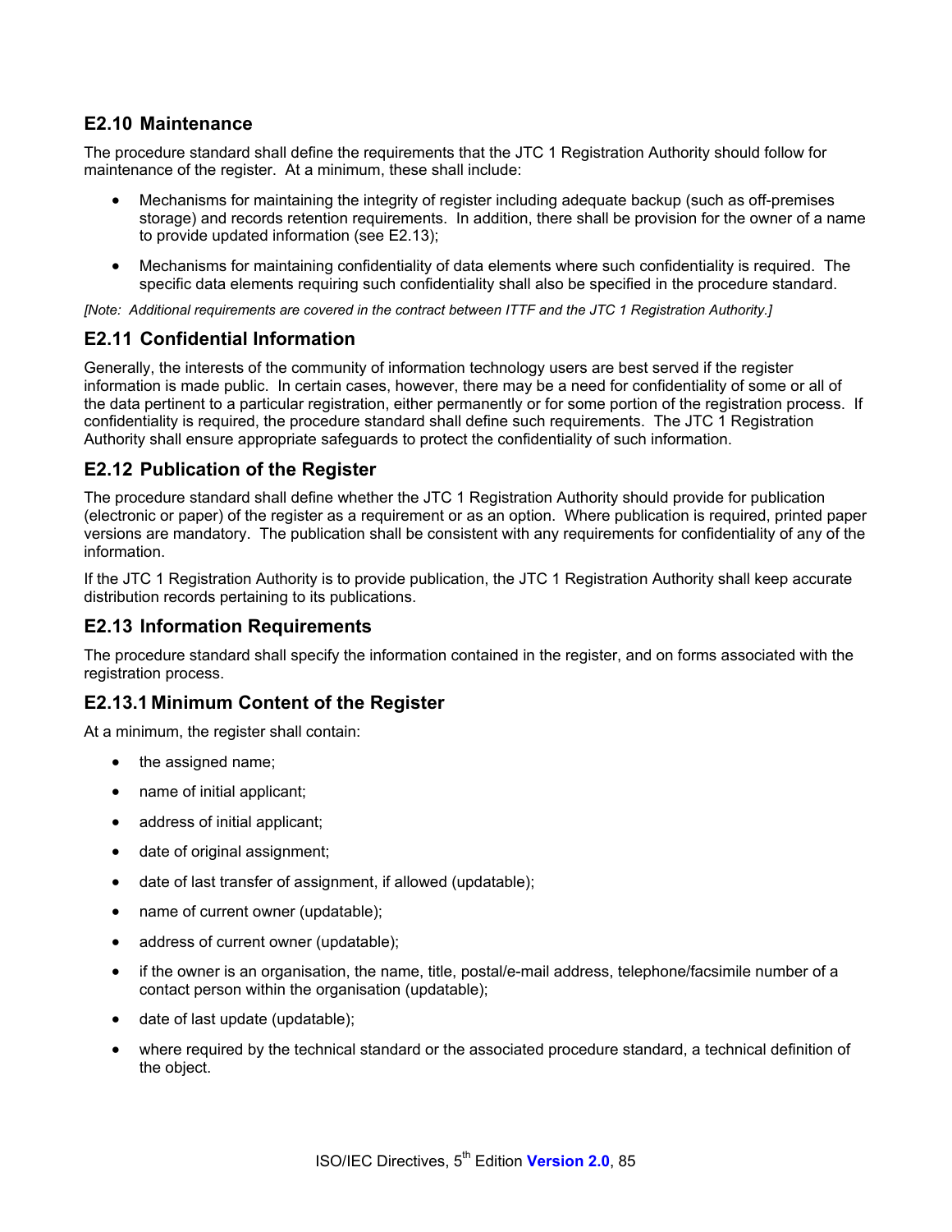## E2.10 Maintenance

The procedure standard shall define the requirements that the JTC 1 Registration Authority should follow for maintenance of the register. At a minimum, these shall include:

- Mechanisms for maintaining the integrity of register including adequate backup (such as off-premises storage) and records retention requirements. In addition, there shall be provision for the owner of a name to provide updated information (see E2.13);
- Mechanisms for maintaining confidentiality of data elements where such confidentiality is required. The specific data elements requiring such confidentiality shall also be specified in the procedure standard.

*[Note: Additional requirements are covered in the contract between ITTF and the JTC 1 Registration Authority.]*

## E2.11 Confidential Information

Generally, the interests of the community of information technology users are best served if the register information is made public. In certain cases, however, there may be a need for confidentiality of some or all of the data pertinent to a particular registration, either permanently or for some portion of the registration process. If confidentiality is required, the procedure standard shall define such requirements. The JTC 1 Registration Authority shall ensure appropriate safeguards to protect the confidentiality of such information.

## E2.12 Publication of the Register

The procedure standard shall define whether the JTC 1 Registration Authority should provide for publication (electronic or paper) of the register as a requirement or as an option. Where publication is required, printed paper versions are mandatory. The publication shall be consistent with any requirements for confidentiality of any of the information.

If the JTC 1 Registration Authority is to provide publication, the JTC 1 Registration Authority shall keep accurate distribution records pertaining to its publications.

## E2.13 Information Requirements

The procedure standard shall specify the information contained in the register, and on forms associated with the registration process.

### E2.13.1 Minimum Content of the Register

At a minimum, the register shall contain:

- the assigned name;
- name of initial applicant;
- address of initial applicant;
- date of original assignment;
- date of last transfer of assignment, if allowed (updatable);
- name of current owner (updatable);
- address of current owner (updatable);
- if the owner is an organisation, the name, title, postal/e-mail address, telephone/facsimile number of a contact person within the organisation (updatable);
- date of last update (updatable);
- where required by the technical standard or the associated procedure standard, a technical definition of the object.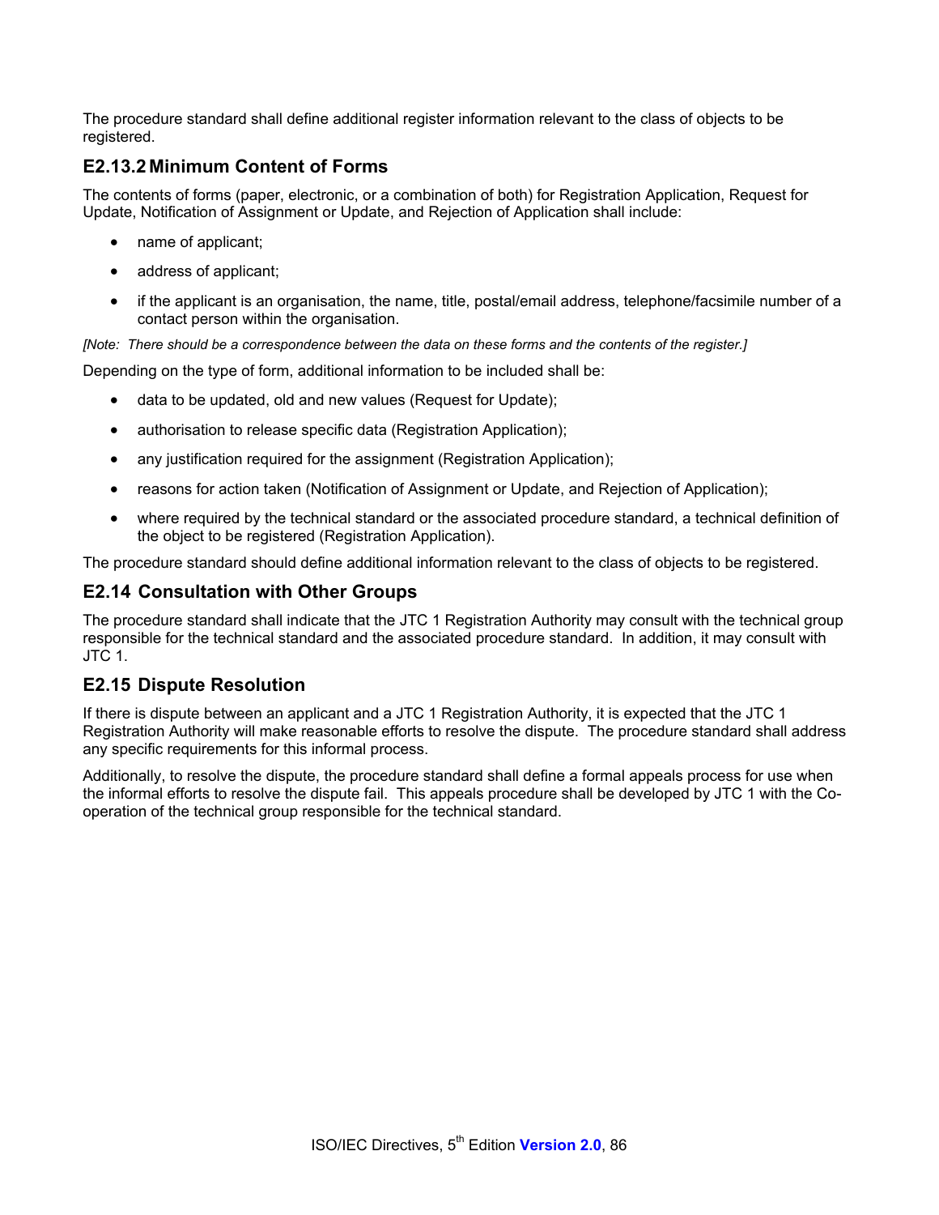The procedure standard shall define additional register information relevant to the class of objects to be registered.

### E2.13.2 Minimum Content of Forms

The contents of forms (paper, electronic, or a combination of both) for Registration Application, Request for Update, Notification of Assignment or Update, and Rejection of Application shall include:

- name of applicant;
- address of applicant;
- if the applicant is an organisation, the name, title, postal/email address, telephone/facsimile number of a contact person within the organisation.

*[Note: There should be a correspondence between the data on these forms and the contents of the register.]*

Depending on the type of form, additional information to be included shall be:

- data to be updated, old and new values (Request for Update);
- authorisation to release specific data (Registration Application);
- any justification required for the assignment (Registration Application);
- reasons for action taken (Notification of Assignment or Update, and Rejection of Application);
- where required by the technical standard or the associated procedure standard, a technical definition of the object to be registered (Registration Application).

The procedure standard should define additional information relevant to the class of objects to be registered.

## E2.14 Consultation with Other Groups

The procedure standard shall indicate that the JTC 1 Registration Authority may consult with the technical group responsible for the technical standard and the associated procedure standard. In addition, it may consult with JTC 1.

## E2.15 Dispute Resolution

If there is dispute between an applicant and a JTC 1 Registration Authority, it is expected that the JTC 1 Registration Authority will make reasonable efforts to resolve the dispute. The procedure standard shall address any specific requirements for this informal process.

Additionally, to resolve the dispute, the procedure standard shall define a formal appeals process for use when the informal efforts to resolve the dispute fail. This appeals procedure shall be developed by JTC 1 with the Co-operation of the technical group responsible for the technical standard.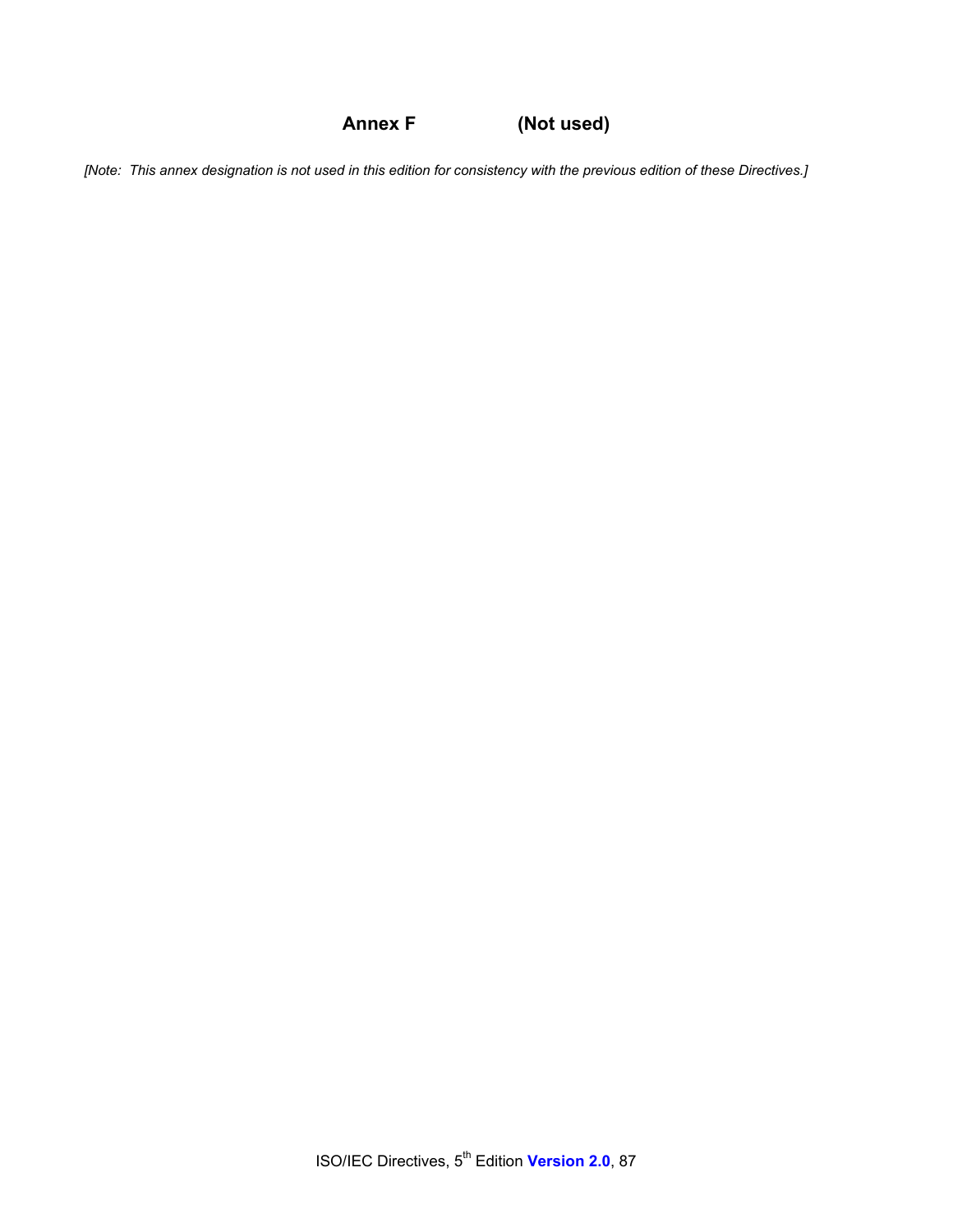# Annex F (Not used)

*[Note: This annex designation is not used in this edition for consistency with the previous edition of these Directives.]*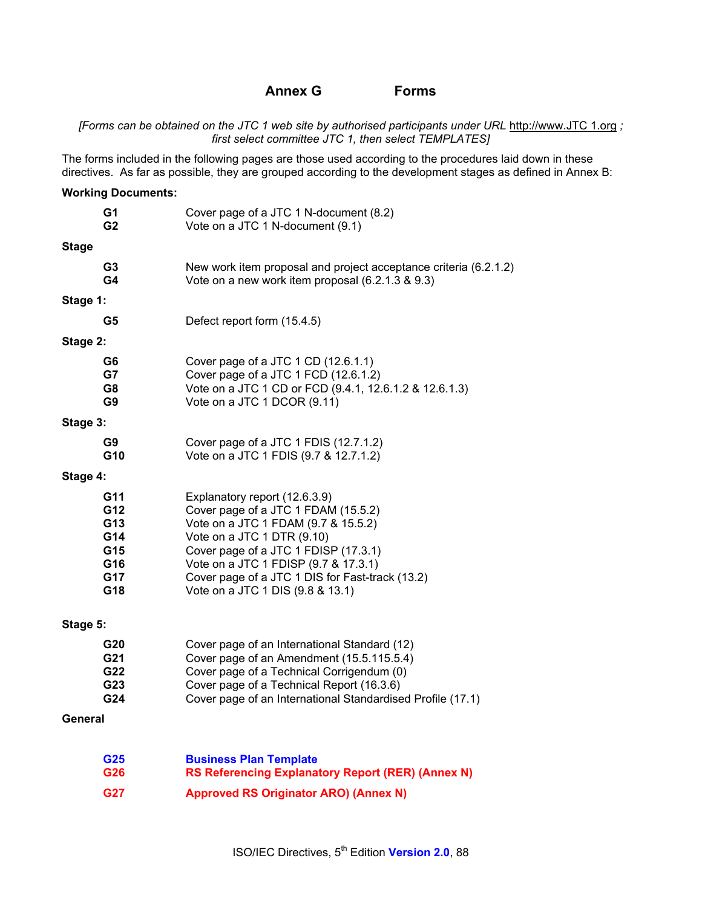# Annex G Forms

*[Forms can be obtained on the JTC 1 web site by authorised participants under URL* http://www.JTC 1.org *; first select committee JTC 1, then select TEMPLATES]*

The forms included in the following pages are those used according to the procedures laid down in these directives. As far as possible, they are grouped according to the development stages as defined in Annex B:

**Working Documents:**

| | |
|---|---|
| **G1** | Cover page of a JTC 1 N-document (8.2) |
| **G2** | Vote on a JTC 1 N-document (9.1) |

**Stage**

| | |
|---|---|
| **G3** | New work item proposal and project acceptance criteria (6.2.1.2) |
| **G4** | Vote on a new work item proposal (6.2.1.3 & 9.3) |

**Stage 1:**

| | |
|---|---|
| **G5** | Defect report form (15.4.5) |

**Stage 2:**

| | |
|---|---|
| **G6** | Cover page of a JTC 1 CD (12.6.1.1) |
| **G7** | Cover page of a JTC 1 FCD (12.6.1.2) |
| **G8** | Vote on a JTC 1 CD or FCD (9.4.1, 12.6.1.2 & 12.6.1.3) |
| **G9** | Vote on a JTC 1 DCOR (9.11) |

**Stage 3:**

| | |
|---|---|
| **G9** | Cover page of a JTC 1 FDIS (12.7.1.2) |
| **G10** | Vote on a JTC 1 FDIS (9.7 & 12.7.1.2) |

**Stage 4:**

| | |
|---|---|
| **G11** | Explanatory report (12.6.3.9) |
| **G12** | Cover page of a JTC 1 FDAM (15.5.2) |
| **G13** | Vote on a JTC 1 FDAM (9.7 & 15.5.2) |
| **G14** | Vote on a JTC 1 DTR (9.10) |
| **G15** | Cover page of a JTC 1 FDISP (17.3.1) |
| **G16** | Vote on a JTC 1 FDISP (9.7 & 17.3.1) |
| **G17** | Cover page of a JTC 1 DIS for Fast-track (13.2) |
| **G18** | Vote on a JTC 1 DIS (9.8 & 13.1) |

**Stage 5:**

| | |
|---|---|
| **G20** | Cover page of an International Standard (12) |
| **G21** | Cover page of an Amendment (15.5.115.5.4) |
| **G22** | Cover page of a Technical Corrigendum (0) |
| **G23** | Cover page of a Technical Report (16.3.6) |
| **G24** | Cover page of an International Standardised Profile (17.1) |

**General**

| | |
|---|---|
| **G25** | **Business Plan Template** |
| **G26** | **RS Referencing Explanatory Report (RER) (Annex N)** |
| **G27** | **Approved RS Originator ARO) (Annex N)** |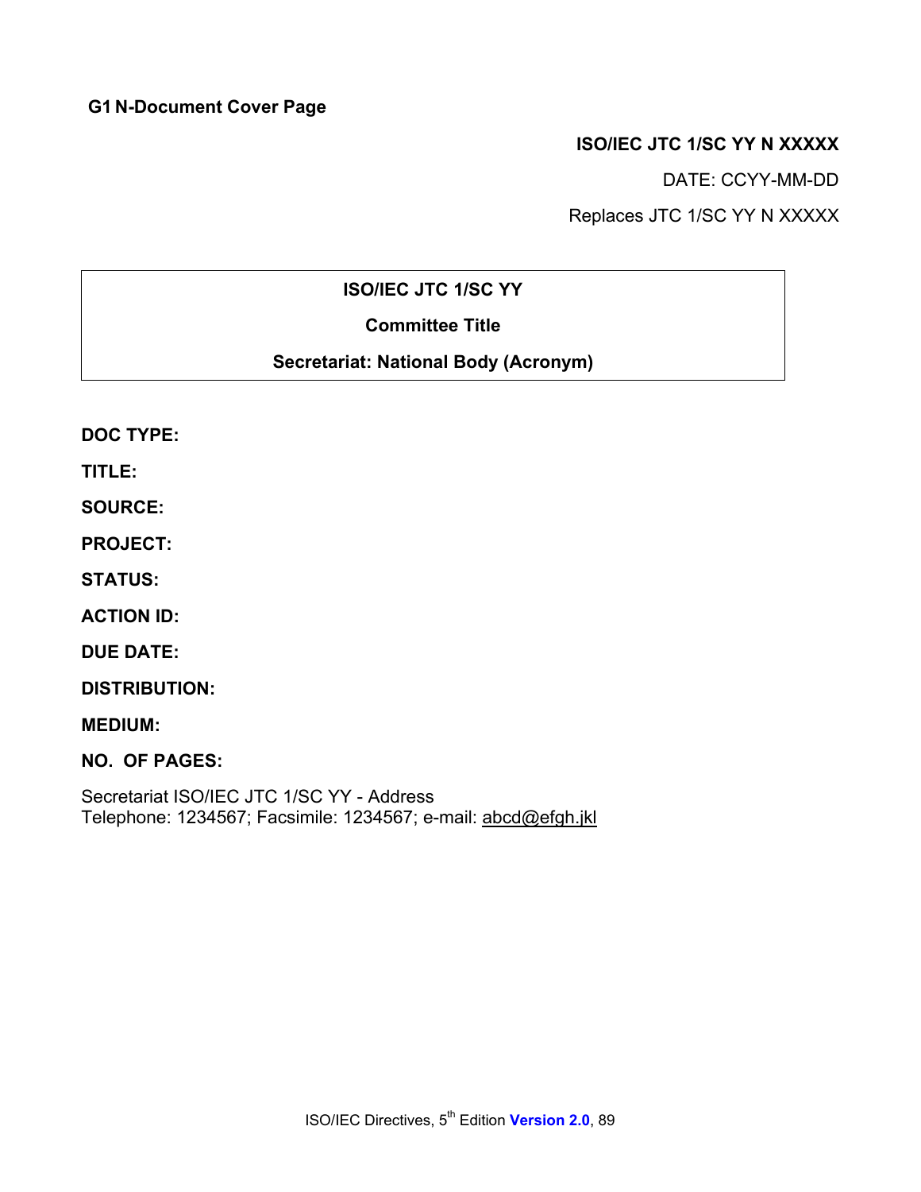## G1 N-Document Cover Page

**ISO/IEC JTC 1/SC YY N XXXXX**

DATE: CCYY-MM-DD

Replaces JTC 1/SC YY N XXXXX

| **ISO/IEC JTC 1/SC YY** |
|---|
| **Committee Title** |
| **Secretariat: National Body (Acronym)** |

**DOC TYPE:**

**TITLE:**

**SOURCE:**

**PROJECT:**

**STATUS:**

**ACTION ID:**

**DUE DATE:**

**DISTRIBUTION:**

**MEDIUM:**

**NO. OF PAGES:**

Secretariat ISO/IEC JTC 1/SC YY - Address
Telephone: 1234567; Facsimile: 1234567; e-mail: abcd@efgh.jkl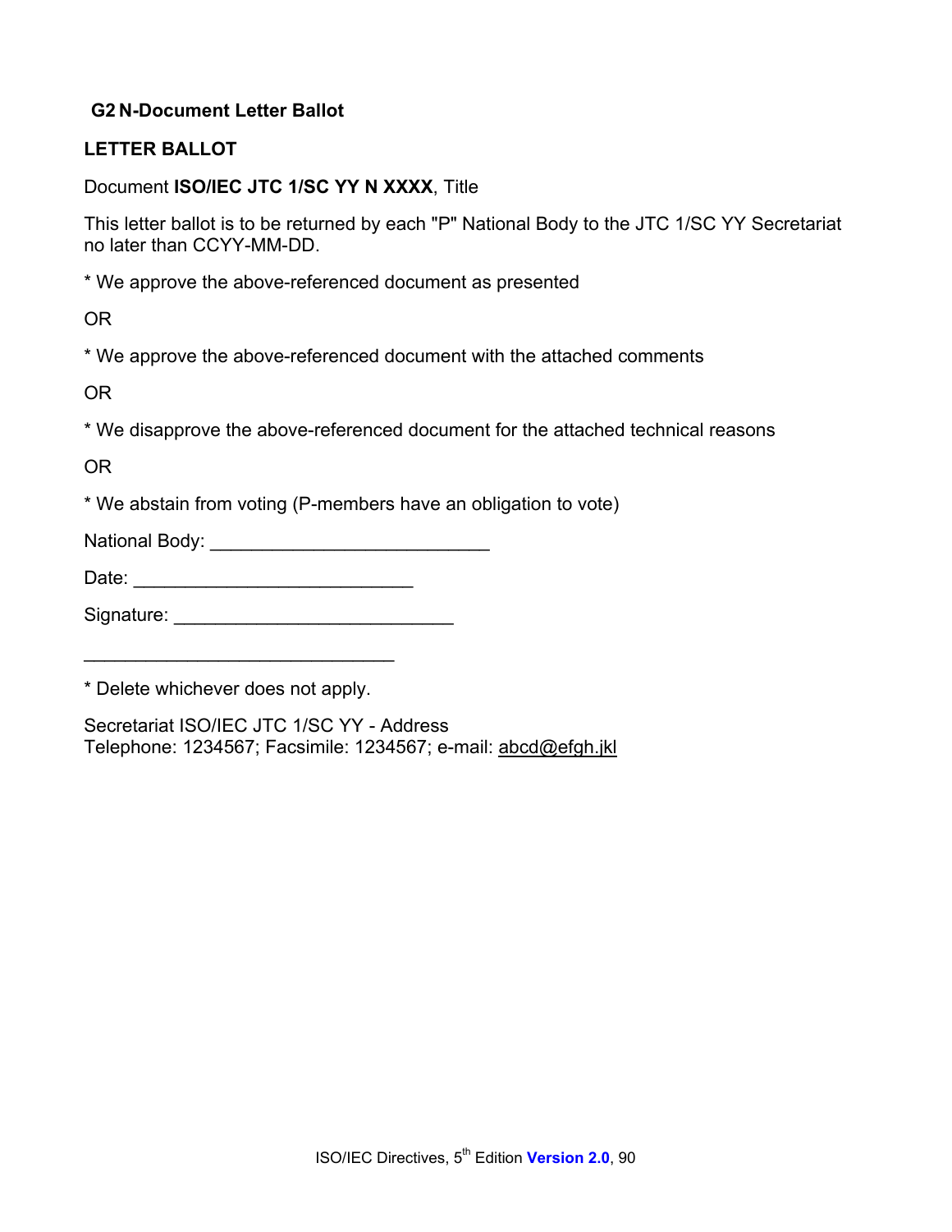### G2 N-Document Letter Ballot

**LETTER BALLOT**

Document **ISO/IEC JTC 1/SC YY N XXXX**, Title

This letter ballot is to be returned by each "P" National Body to the JTC 1/SC YY Secretariat no later than CCYY-MM-DD.

* We approve the above-referenced document as presented

OR

* We approve the above-referenced document with the attached comments

OR

* We disapprove the above-referenced document for the attached technical reasons

OR

* We abstain from voting (P-members have an obligation to vote)

National Body: ___________________________

Date: ___________________________

Signature: ___________________________

______________________________

* Delete whichever does not apply.

Secretariat ISO/IEC JTC 1/SC YY - Address
Telephone: 1234567; Facsimile: 1234567; e-mail: abcd@efgh.jkl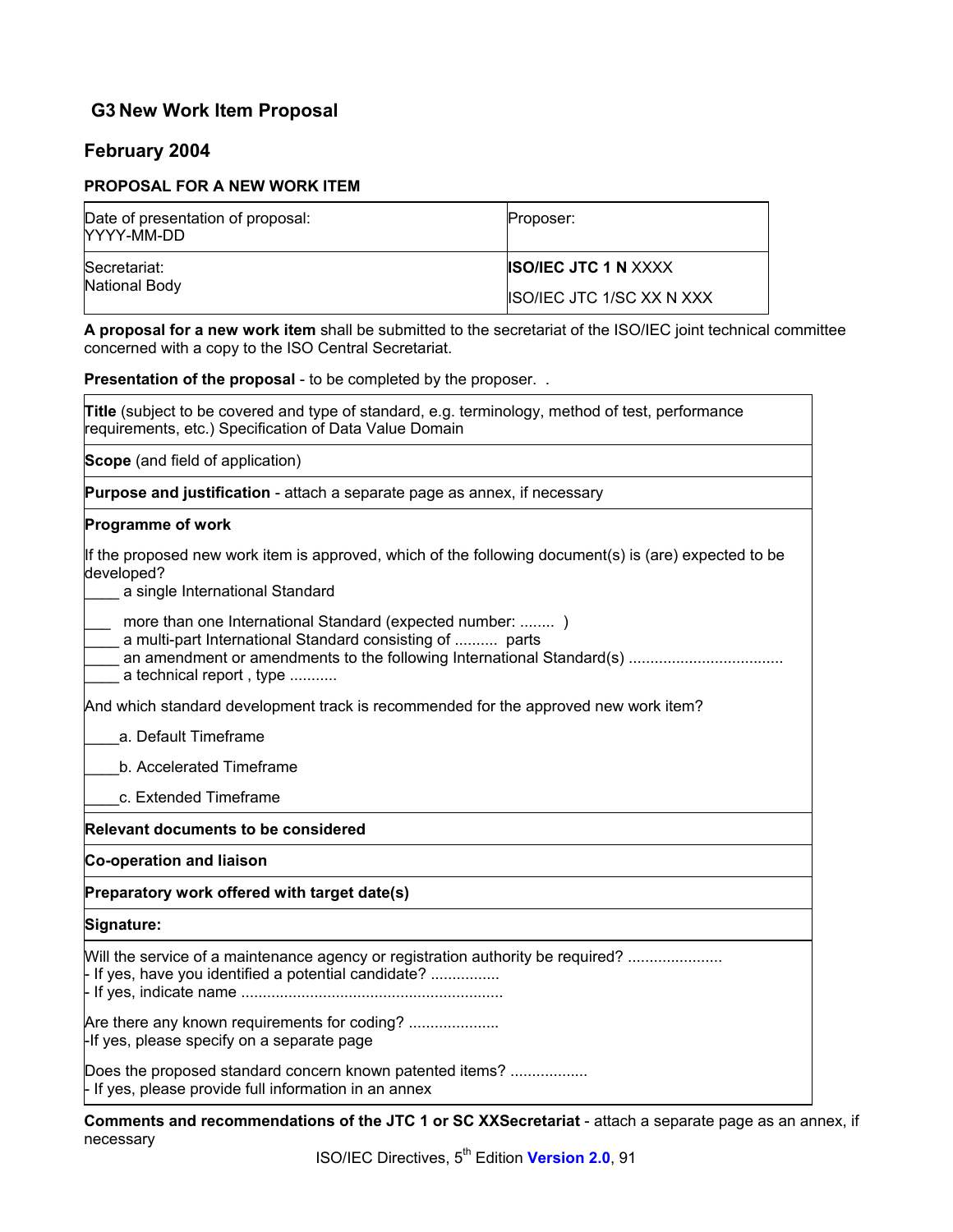## G3 New Work Item Proposal

## February 2004

### PROPOSAL FOR A NEW WORK ITEM

| Date of presentation of proposal:<br>YYYY-MM-DD | Proposer: |
|---|---|
| Secretariat:<br>National Body | **ISO/IEC JTC 1 N** XXXX<br><br>ISO/IEC JTC 1/SC XX N XXX |

**A proposal for a new work item** shall be submitted to the secretariat of the ISO/IEC joint technical committee concerned with a copy to the ISO Central Secretariat.

**Presentation of the proposal** - to be completed by the proposer. .

**Title** (subject to be covered and type of standard, e.g. terminology, method of test, performance requirements, etc.) Specification of Data Value Domain

**Scope** (and field of application)

**Purpose and justification** - attach a separate page as annex, if necessary

**Programme of work**

If the proposed new work item is approved, which of the following document(s) is (are) expected to be developed?

____ a single International Standard

___ more than one International Standard (expected number: ........ )

____ a multi-part International Standard consisting of .......... parts

____ an amendment or amendments to the following International Standard(s) ...................................

____ a technical report , type ...........

And which standard development track is recommended for the approved new work item?

____a. Default Timeframe

____b. Accelerated Timeframe

____c. Extended Timeframe

**Relevant documents to be considered**

**Co-operation and liaison**

**Preparatory work offered with target date(s)**

**Signature:**

Will the service of a maintenance agency or registration authority be required? ......................
- If yes, have you identified a potential candidate? ................
- If yes, indicate name ............................................................

Are there any known requirements for coding? ....................
-If yes, please specify on a separate page

Does the proposed standard concern known patented items? ..................
- If yes, please provide full information in an annex

**Comments and recommendations of the JTC 1 or SC XXSecretariat** - attach a separate page as an annex, if necessary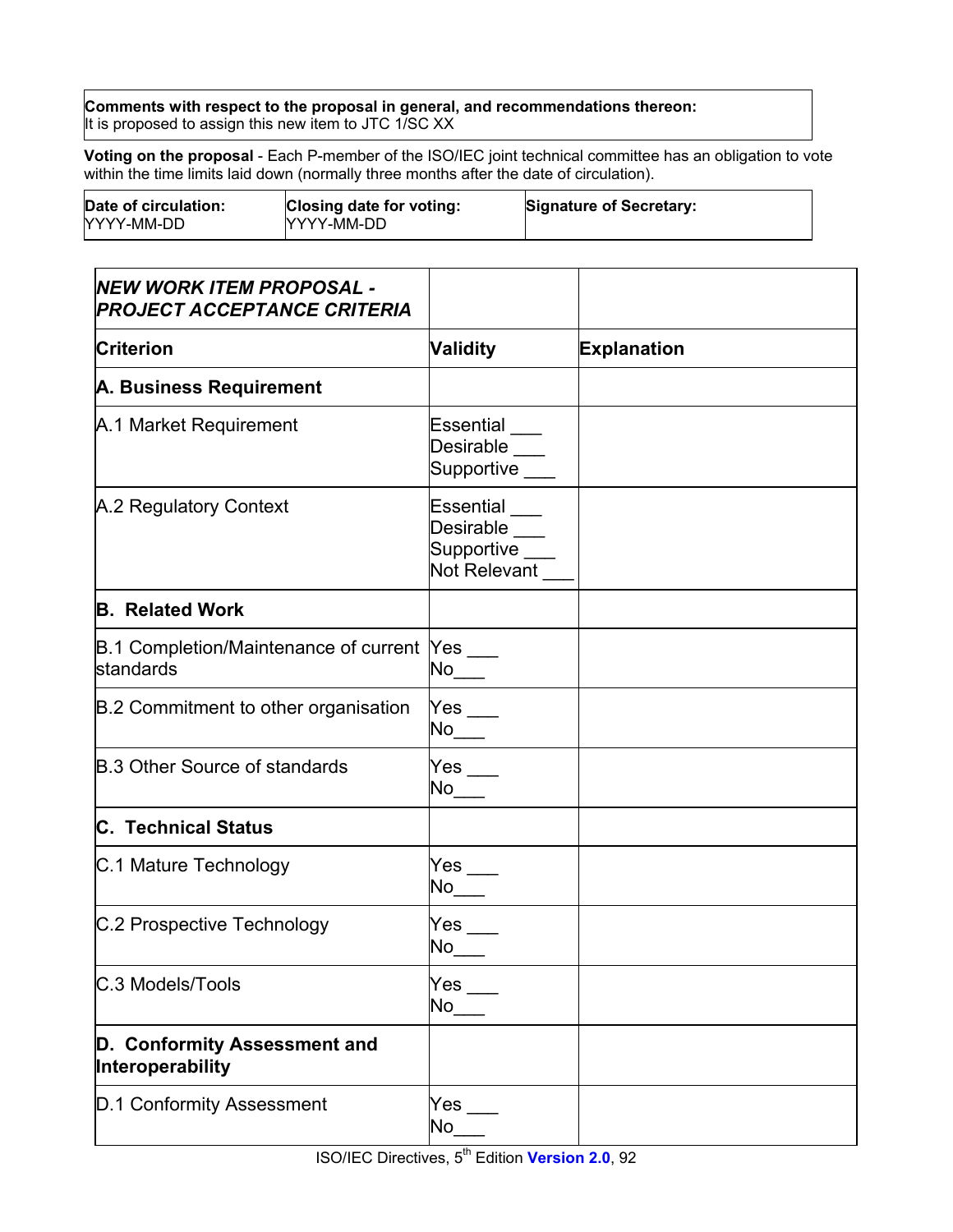| **Comments with respect to the proposal in general, and recommendations thereon:** It is proposed to assign this new item to JTC 1/SC XX |
|---|

**Voting on the proposal** - Each P-member of the ISO/IEC joint technical committee has an obligation to vote within the time limits laid down (normally three months after the date of circulation).

| **Date of circulation:** YYYY-MM-DD | **Closing date for voting:** YYYY-MM-DD | **Signature of Secretary:** |
|---|---|---|

| ***NEW WORK ITEM PROPOSAL - PROJECT ACCEPTANCE CRITERIA*** | | |
|---|---|---|
| **Criterion** | **Validity** | **Explanation** |
| **A. Business Requirement** | | |
| A.1 Market Requirement | Essential ___<br>Desirable ___<br>Supportive ___ | |
| A.2 Regulatory Context | Essential ___<br>Desirable ___<br>Supportive ___<br>Not Relevant ___ | |
| **B. Related Work** | | |
| B.1 Completion/Maintenance of current standards | Yes ___<br>No___ | |
| B.2 Commitment to other organisation | Yes ___<br>No___ | |
| B.3 Other Source of standards | Yes ___<br>No___ | |
| **C. Technical Status** | | |
| C.1 Mature Technology | Yes ___<br>No___ | |
| C.2 Prospective Technology | Yes ___<br>No___ | |
| C.3 Models/Tools | Yes ___<br>No___ | |
| **D. Conformity Assessment and Interoperability** | | |
| D.1 Conformity Assessment | Yes ___<br>No___ | |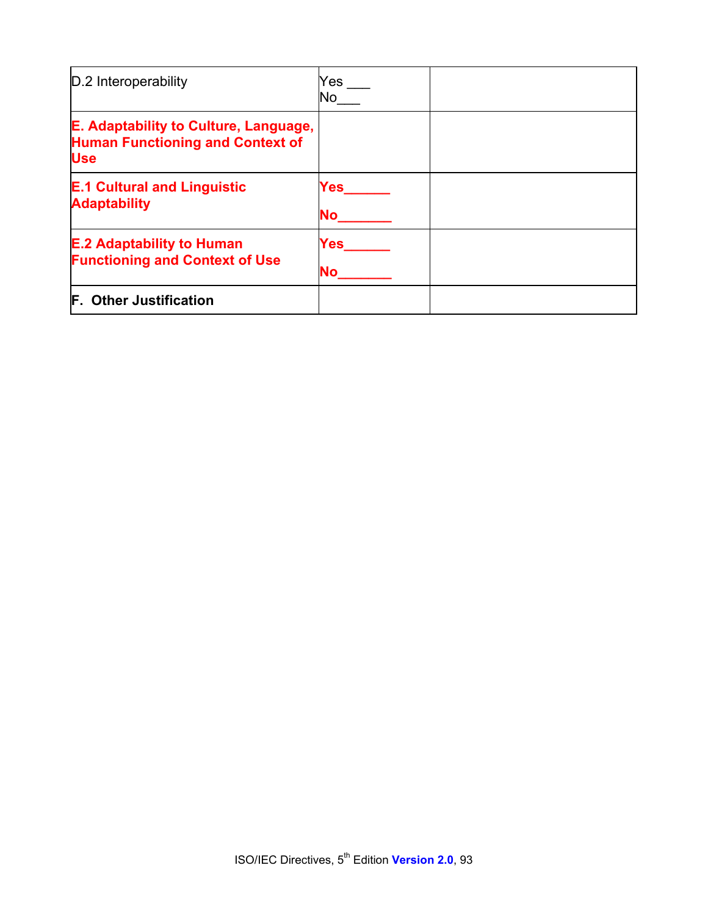| | | |
|---|---|---|
| D.2 Interoperability | Yes ___<br>No___ | |
| **E. Adaptability to Culture, Language, Human Functioning and Context of Use** | | |
| **E.1 Cultural and Linguistic Adaptability** | **Yes______**<br>**No_______** | |
| **E.2 Adaptability to Human Functioning and Context of Use** | **Yes______**<br>**No_______** | |
| **F. Other Justification** | | |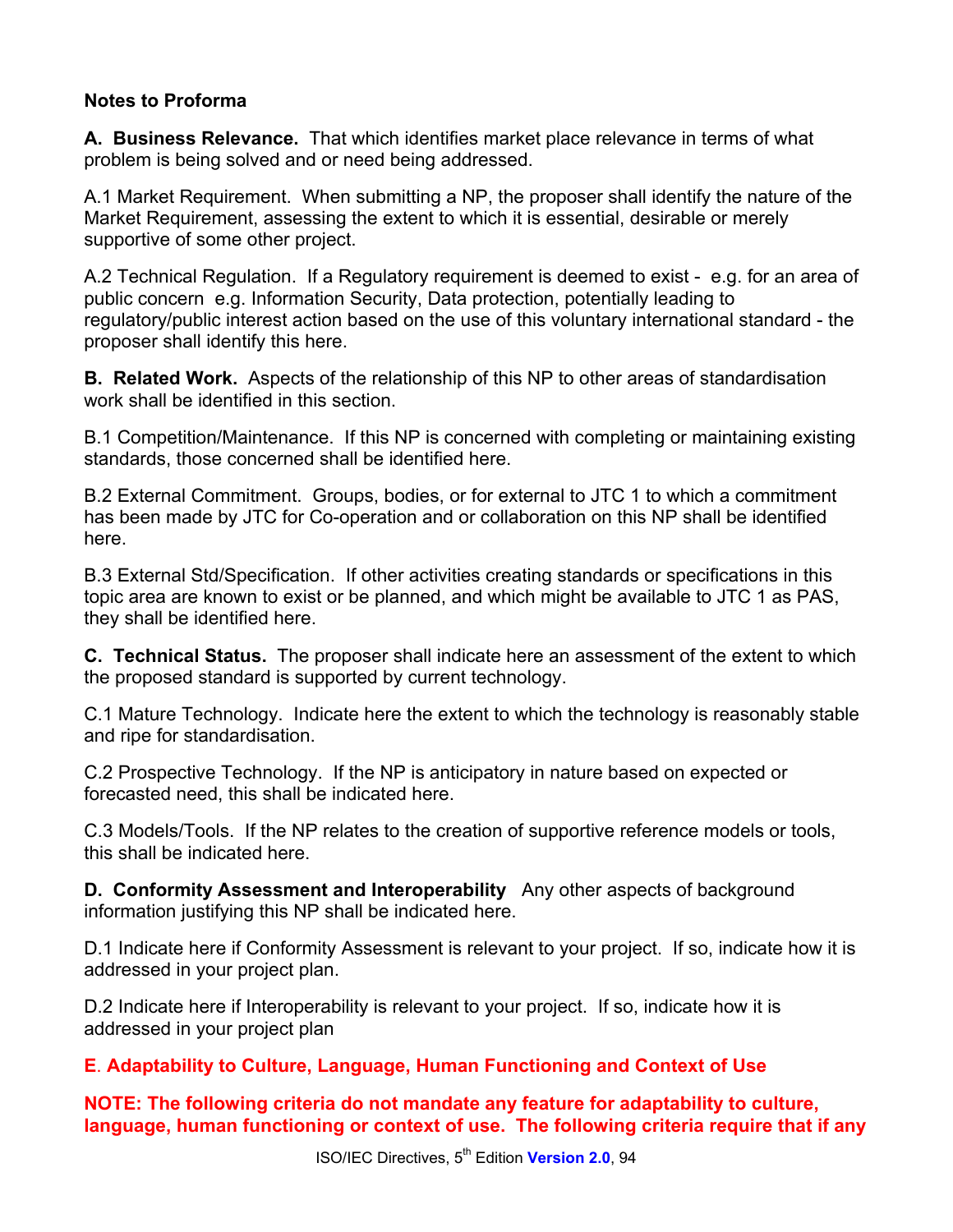**Notes to Proforma**

**A. Business Relevance.** That which identifies market place relevance in terms of what problem is being solved and or need being addressed.

A.1 Market Requirement. When submitting a NP, the proposer shall identify the nature of the Market Requirement, assessing the extent to which it is essential, desirable or merely supportive of some other project.

A.2 Technical Regulation. If a Regulatory requirement is deemed to exist - e.g. for an area of public concern e.g. Information Security, Data protection, potentially leading to regulatory/public interest action based on the use of this voluntary international standard - the proposer shall identify this here.

**B. Related Work.** Aspects of the relationship of this NP to other areas of standardisation work shall be identified in this section.

B.1 Competition/Maintenance. If this NP is concerned with completing or maintaining existing standards, those concerned shall be identified here.

B.2 External Commitment. Groups, bodies, or for external to JTC 1 to which a commitment has been made by JTC for Co-operation and or collaboration on this NP shall be identified here.

B.3 External Std/Specification. If other activities creating standards or specifications in this topic area are known to exist or be planned, and which might be available to JTC 1 as PAS, they shall be identified here.

**C. Technical Status.** The proposer shall indicate here an assessment of the extent to which the proposed standard is supported by current technology.

C.1 Mature Technology. Indicate here the extent to which the technology is reasonably stable and ripe for standardisation.

C.2 Prospective Technology. If the NP is anticipatory in nature based on expected or forecasted need, this shall be indicated here.

C.3 Models/Tools. If the NP relates to the creation of supportive reference models or tools, this shall be indicated here.

**D. Conformity Assessment and Interoperability** Any other aspects of background information justifying this NP shall be indicated here.

D.1 Indicate here if Conformity Assessment is relevant to your project. If so, indicate how it is addressed in your project plan.

D.2 Indicate here if Interoperability is relevant to your project. If so, indicate how it is addressed in your project plan

**E. Adaptability to Culture, Language, Human Functioning and Context of Use**

**NOTE: The following criteria do not mandate any feature for adaptability to culture, language, human functioning or context of use. The following criteria require that if any**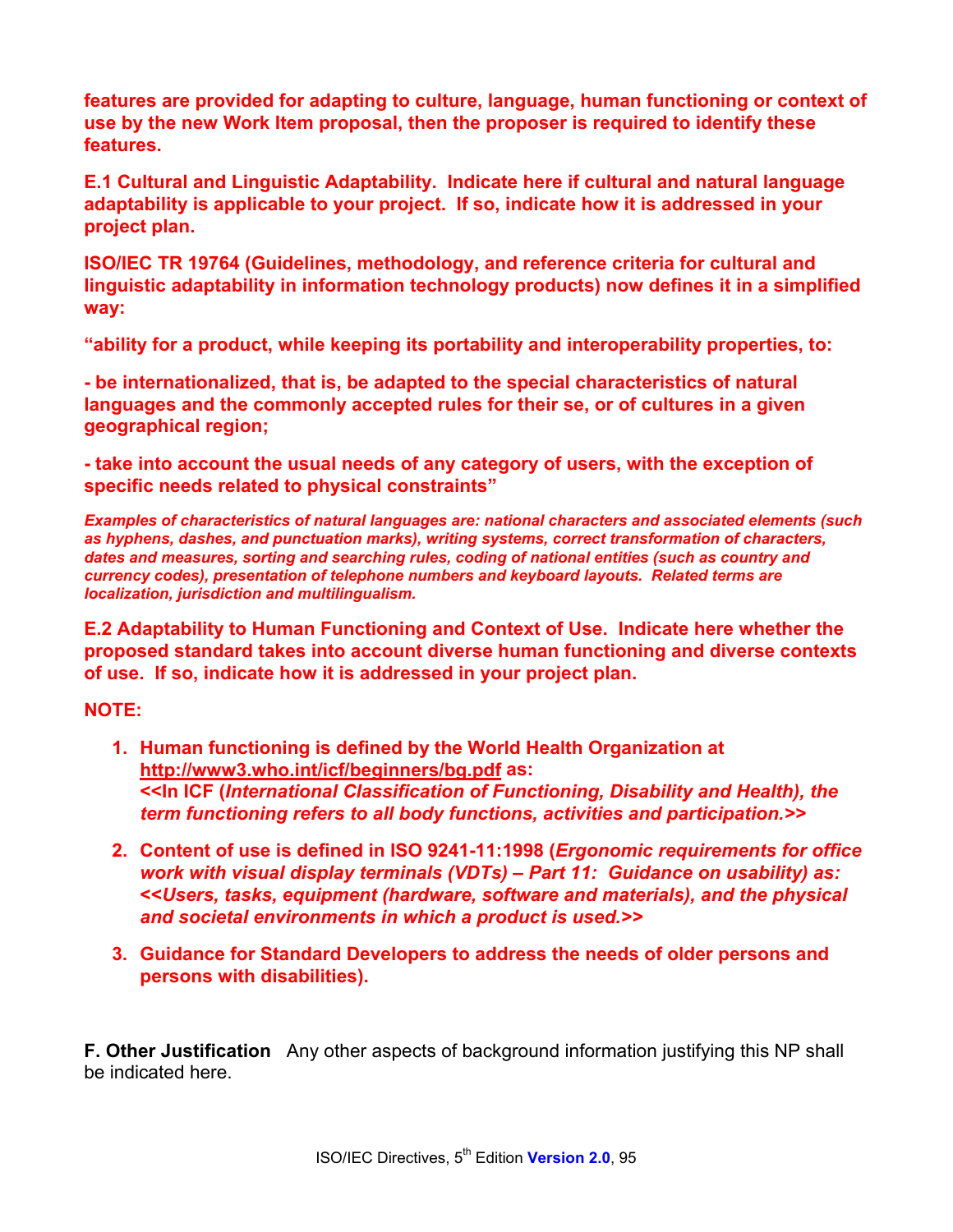**features are provided for adapting to culture, language, human functioning or context of use by the new Work Item proposal, then the proposer is required to identify these features.**

**E.1 Cultural and Linguistic Adaptability. Indicate here if cultural and natural language adaptability is applicable to your project. If so, indicate how it is addressed in your project plan.**

**ISO/IEC TR 19764 (Guidelines, methodology, and reference criteria for cultural and linguistic adaptability in information technology products) now defines it in a simplified way:**

**"ability for a product, while keeping its portability and interoperability properties, to:**

**- be internationalized, that is, be adapted to the special characteristics of natural languages and the commonly accepted rules for their se, or of cultures in a given geographical region;**

**- take into account the usual needs of any category of users, with the exception of specific needs related to physical constraints"**

***Examples of characteristics of natural languages are: national characters and associated elements (such as hyphens, dashes, and punctuation marks), writing systems, correct transformation of characters, dates and measures, sorting and searching rules, coding of national entities (such as country and currency codes), presentation of telephone numbers and keyboard layouts. Related terms are localization, jurisdiction and multilingualism.***

**E.2 Adaptability to Human Functioning and Context of Use. Indicate here whether the proposed standard takes into account diverse human functioning and diverse contexts of use. If so, indicate how it is addressed in your project plan.**

**NOTE:**

1. **Human functioning is defined by the World Health Organization at http://www3.who.int/icf/beginners/bg.pdf as:**
   **<<In ICF (*International Classification of Functioning, Disability and Health), the term functioning refers to all body functions, activities and participation.>>***
2. **Content of use is defined in ISO 9241-11:1998 (*Ergonomic requirements for office work with visual display terminals (VDTs) – Part 11: Guidance on usability) as: <<Users, tasks, equipment (hardware, software and materials), and the physical and societal environments in which a product is used.>>***
3. **Guidance for Standard Developers to address the needs of older persons and persons with disabilities).**

**F. Other Justification** Any other aspects of background information justifying this NP shall be indicated here.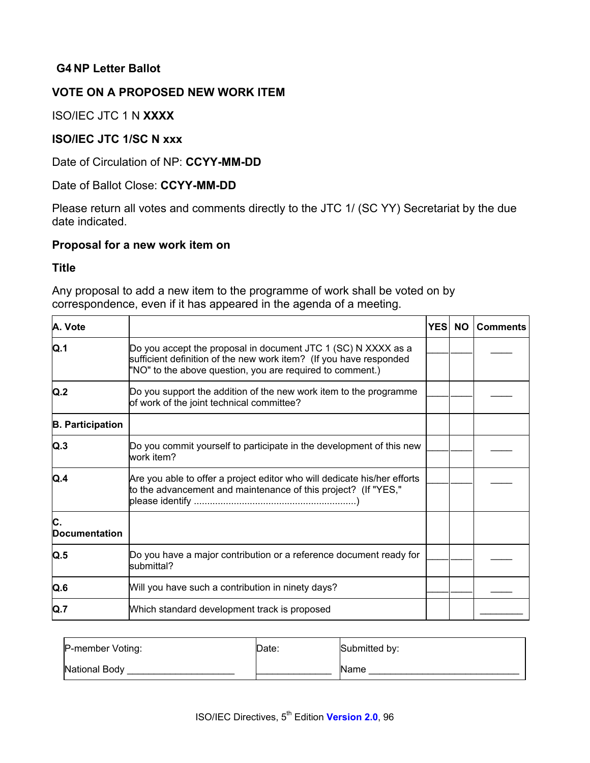### G4 NP Letter Ballot

**VOTE ON A PROPOSED NEW WORK ITEM**

ISO/IEC JTC 1 N **XXXX**

**ISO/IEC JTC 1/SC N xxx**

Date of Circulation of NP: **CCYY-MM-DD**

Date of Ballot Close: **CCYY-MM-DD**

Please return all votes and comments directly to the JTC 1/ (SC YY) Secretariat by the due date indicated.

**Proposal for a new work item on**

**Title**

Any proposal to add a new item to the programme of work shall be voted on by correspondence, even if it has appeared in the agenda of a meeting.

| **A. Vote** | | **YES** | **NO** | **Comments** |
|---|---|---|---|---|
| **Q.1** | Do you accept the proposal in document JTC 1 (SC) N XXXX as a sufficient definition of the new work item? (If you have responded "NO" to the above question, you are required to comment.) | ____ | ____ | ____ |
| **Q.2** | Do you support the addition of the new work item to the programme of work of the joint technical committee? | ____ | ____ | ____ |
| **B. Participation** | | | | |
| **Q.3** | Do you commit yourself to participate in the development of this new work item? | ____ | ____ | ____ |
| **Q.4** | Are you able to offer a project editor who will dedicate his/her efforts to the advancement and maintenance of this project? (If "YES," please identify ............................................................) | ____ | ____ | ____ |
| **C. Documentation** | | | | |
| **Q.5** | Do you have a major contribution or a reference document ready for submittal? | ____ | ____ | ____ |
| **Q.6** | Will you have such a contribution in ninety days? | ____ | ____ | ____ |
| **Q.7** | Which standard development track is proposed | | | ________ |

| P-member Voting: | Date: | Submitted by: |
|---|---|---|
| National Body ____________________ | ______________ | Name ____________________________ |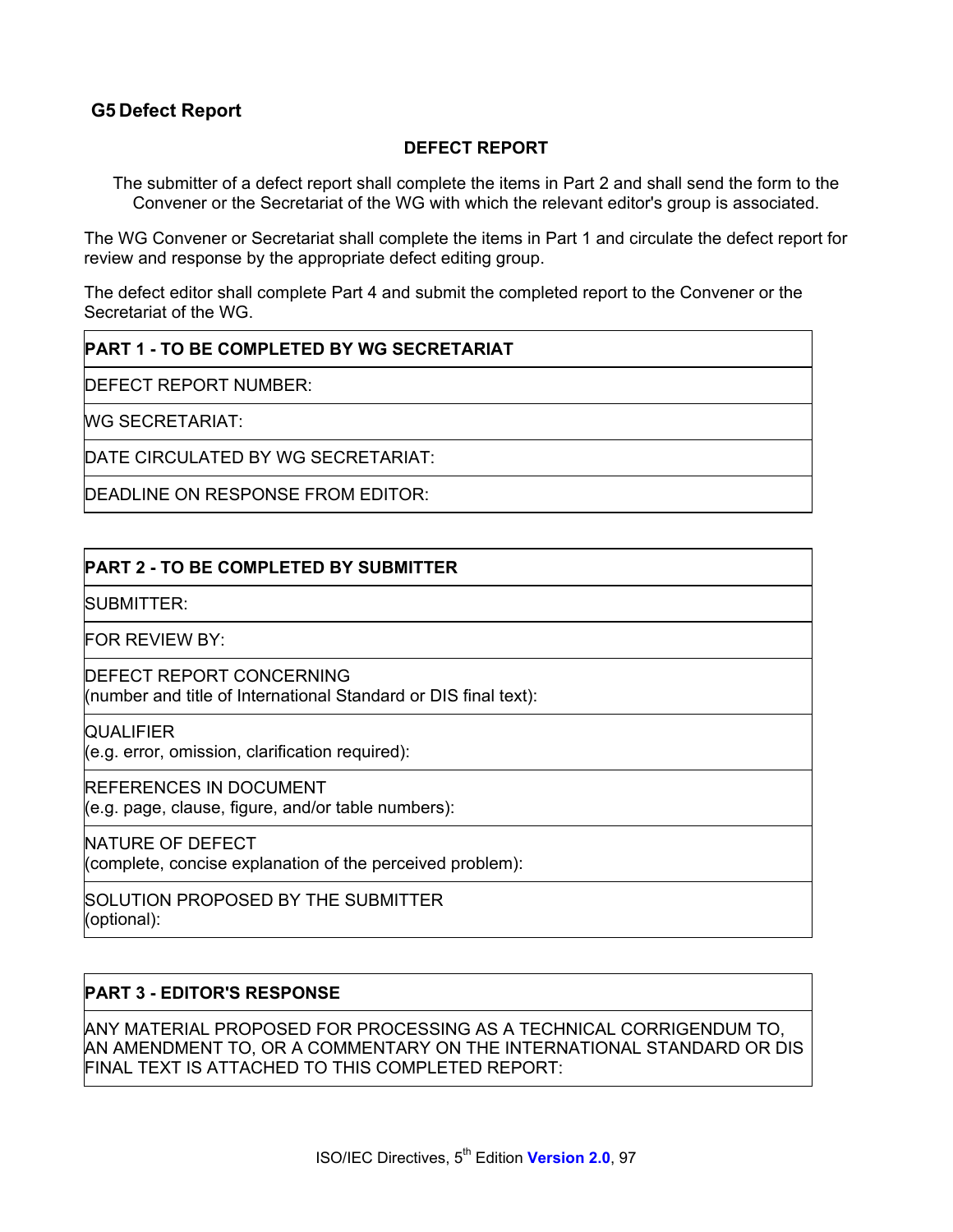## G5 Defect Report

**DEFECT REPORT**

The submitter of a defect report shall complete the items in Part 2 and shall send the form to the Convener or the Secretariat of the WG with which the relevant editor's group is associated.

The WG Convener or Secretariat shall complete the items in Part 1 and circulate the defect report for review and response by the appropriate defect editing group.

The defect editor shall complete Part 4 and submit the completed report to the Convener or the Secretariat of the WG.

| **PART 1 - TO BE COMPLETED BY WG SECRETARIAT** |
|---|
| DEFECT REPORT NUMBER: |
| WG SECRETARIAT: |
| DATE CIRCULATED BY WG SECRETARIAT: |
| DEADLINE ON RESPONSE FROM EDITOR: |

| **PART 2 - TO BE COMPLETED BY SUBMITTER** |
|---|
| SUBMITTER: |
| FOR REVIEW BY: |
| DEFECT REPORT CONCERNING (number and title of International Standard or DIS final text): |
| QUALIFIER (e.g. error, omission, clarification required): |
| REFERENCES IN DOCUMENT (e.g. page, clause, figure, and/or table numbers): |
| NATURE OF DEFECT (complete, concise explanation of the perceived problem): |
| SOLUTION PROPOSED BY THE SUBMITTER (optional): |

| **PART 3 - EDITOR'S RESPONSE** |
|---|
| ANY MATERIAL PROPOSED FOR PROCESSING AS A TECHNICAL CORRIGENDUM TO, AN AMENDMENT TO, OR A COMMENTARY ON THE INTERNATIONAL STANDARD OR DIS FINAL TEXT IS ATTACHED TO THIS COMPLETED REPORT: |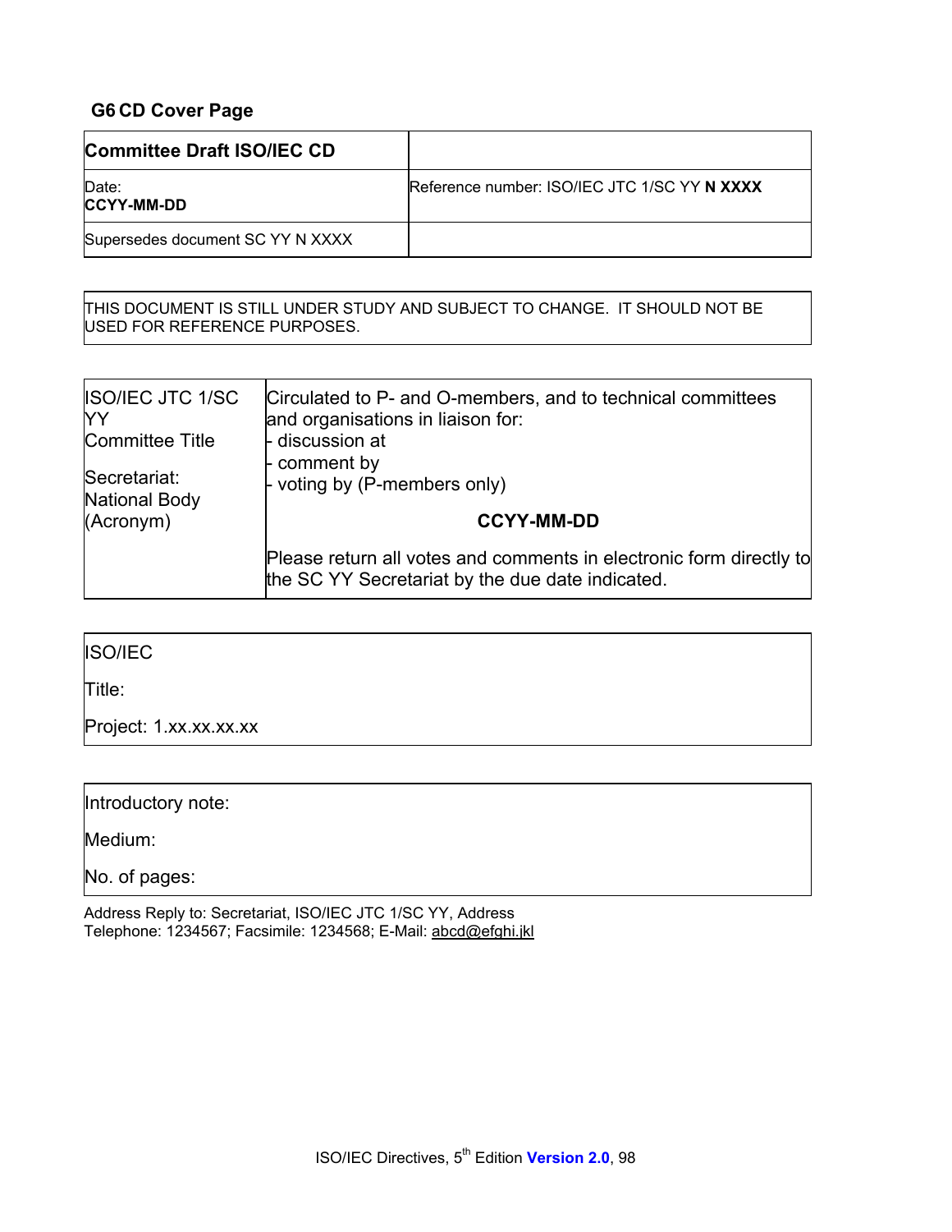## G6 CD Cover Page

| **Committee Draft ISO/IEC CD** | |
|---|---|
| Date:<br>**CCYY-MM-DD** | Reference number: ISO/IEC JTC 1/SC YY **N XXXX** |
| Supersedes document SC YY N XXXX | |

| THIS DOCUMENT IS STILL UNDER STUDY AND SUBJECT TO CHANGE. IT SHOULD NOT BE USED FOR REFERENCE PURPOSES. |
|---|

| ISO/IEC JTC 1/SC YY<br>Committee Title<br><br>Secretariat:<br>National Body (Acronym) | Circulated to P- and O-members, and to technical committees and organisations in liaison for:<br>- discussion at<br>- comment by<br>- voting by (P-members only)<br><br>**CCYY-MM-DD**<br><br>Please return all votes and comments in electronic form directly to the SC YY Secretariat by the due date indicated. |
|---|---|

| ISO/IEC<br><br>Title:<br><br>Project: 1.xx.xx.xx.xx |
|---|

| Introductory note:<br><br>Medium:<br><br>No. of pages: |
|---|

Address Reply to: Secretariat, ISO/IEC JTC 1/SC YY, Address
Telephone: 1234567; Facsimile: 1234568; E-Mail: abcd@efghi.jkl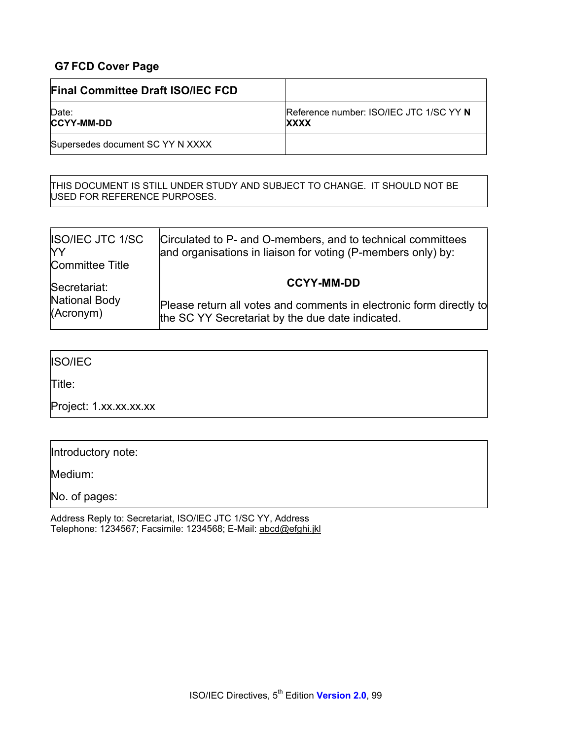## G7 FCD Cover Page

| **Final Committee Draft ISO/IEC FCD** | |
| --- | --- |
| Date:<br>**CCYY-MM-DD** | Reference number: ISO/IEC JTC 1/SC YY **N XXXX** |
| Supersedes document SC YY N XXXX | |

| THIS DOCUMENT IS STILL UNDER STUDY AND SUBJECT TO CHANGE. IT SHOULD NOT BE USED FOR REFERENCE PURPOSES. |
| --- |

| ISO/IEC JTC 1/SC YY<br>Committee Title<br><br>Secretariat:<br>National Body (Acronym) | Circulated to P- and O-members, and to technical committees and organisations in liaison for voting (P-members only) by:<br><br>**CCYY-MM-DD**<br><br>Please return all votes and comments in electronic form directly to the SC YY Secretariat by the due date indicated. |
| --- | --- |

| ISO/IEC<br><br>Title:<br><br>Project: 1.xx.xx.xx.xx |
| --- |

| Introductory note:<br><br>Medium:<br><br>No. of pages: |
| --- |

Address Reply to: Secretariat, ISO/IEC JTC 1/SC YY, Address
Telephone: 1234567; Facsimile: 1234568; E-Mail: abcd@efghi.jkl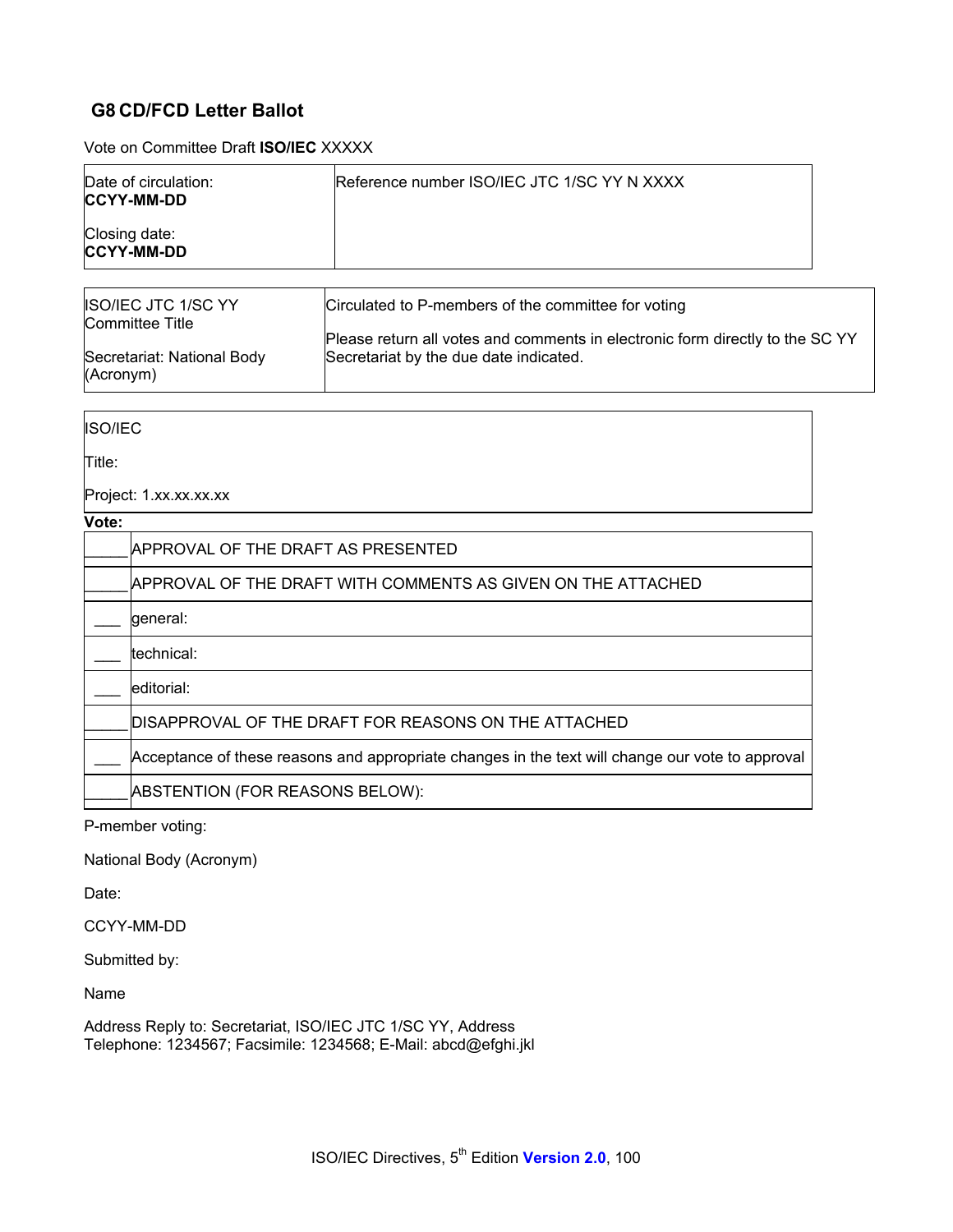## G8 CD/FCD Letter Ballot

Vote on Committee Draft **ISO/IEC** XXXXX

| Date of circulation: **CCYY-MM-DD**<br><br>Closing date: **CCYY-MM-DD** | Reference number ISO/IEC JTC 1/SC YY N XXXX |
|---|---|

| ISO/IEC JTC 1/SC YY Committee Title<br><br>Secretariat: National Body (Acronym) | Circulated to P-members of the committee for voting<br><br>Please return all votes and comments in electronic form directly to the SC YY Secretariat by the due date indicated. |
|---|---|

ISO/IEC

Title:

Project: 1.xx.xx.xx.xx

**Vote:**

| | |
|---|---|
| _____ | APPROVAL OF THE DRAFT AS PRESENTED |
| _____ | APPROVAL OF THE DRAFT WITH COMMENTS AS GIVEN ON THE ATTACHED |
| ___ | general: |
| ___ | technical: |
| ___ | editorial: |
| _____ | DISAPPROVAL OF THE DRAFT FOR REASONS ON THE ATTACHED |
| ___ | Acceptance of these reasons and appropriate changes in the text will change our vote to approval |
| _____ | ABSTENTION (FOR REASONS BELOW): |

P-member voting:

National Body (Acronym)

Date:

CCYY-MM-DD

Submitted by:

Name

Address Reply to: Secretariat, ISO/IEC JTC 1/SC YY, Address
Telephone: 1234567; Facsimile: 1234568; E-Mail: abcd@efghi.jkl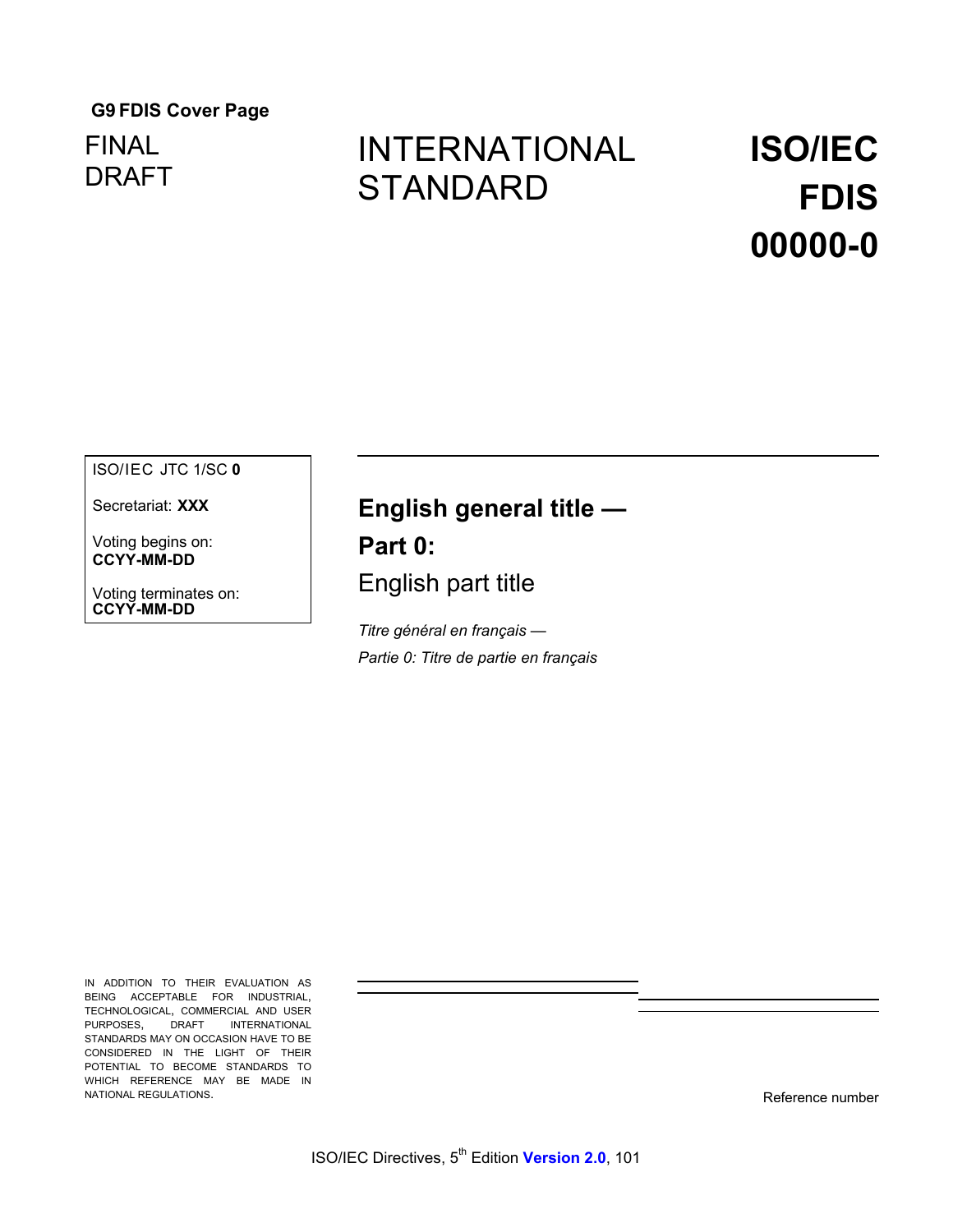**G9 FDIS Cover Page**

FINAL
DRAFT

INTERNATIONAL
STANDARD

**ISO/IEC**
**FDIS**
**00000-0**

ISO/IEC JTC 1/SC **0**

Secretariat: **XXX**

Voting begins on:
**CCYY-MM-DD**

Voting terminates on:
**CCYY-MM-DD**

**English general title —**
**Part 0:**
English part title

*Titre général en français —*
*Partie 0: Titre de partie en français*

IN ADDITION TO THEIR EVALUATION AS BEING ACCEPTABLE FOR INDUSTRIAL, TECHNOLOGICAL, COMMERCIAL AND USER PURPOSES, DRAFT INTERNATIONAL STANDARDS MAY ON OCCASION HAVE TO BE CONSIDERED IN THE LIGHT OF THEIR POTENTIAL TO BECOME STANDARDS TO WHICH REFERENCE MAY BE MADE IN NATIONAL REGULATIONS.

Reference number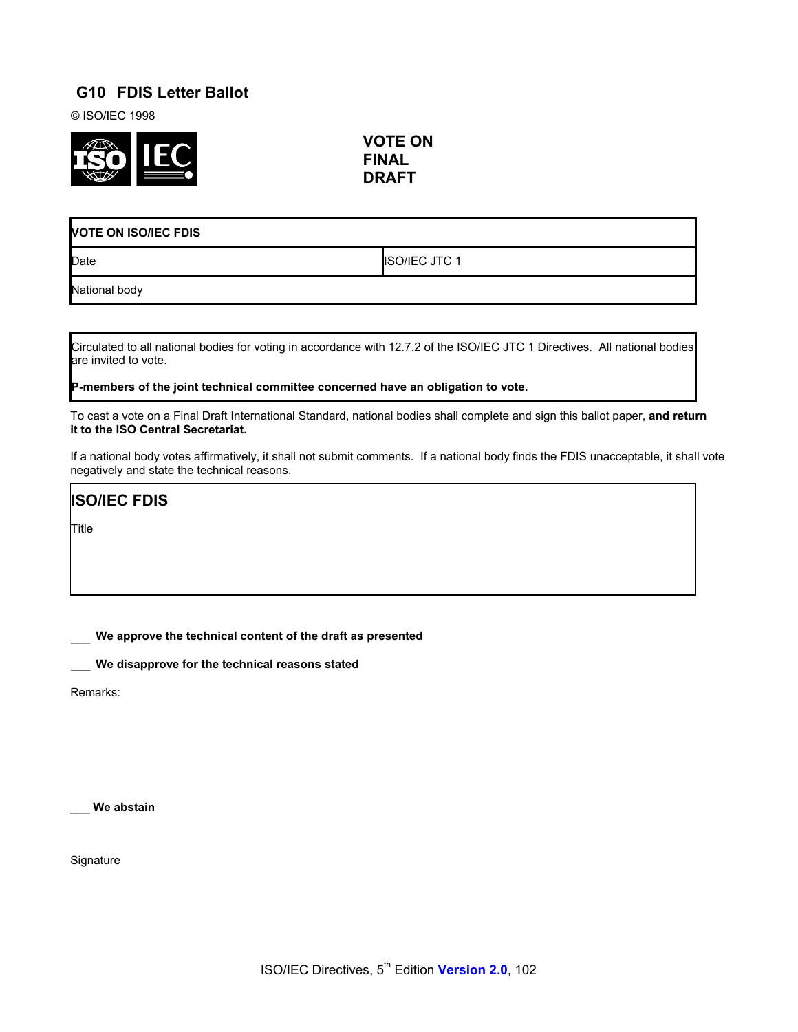## G10 FDIS Letter Ballot

© ISO/IEC 1998

**VOTE ON FINAL DRAFT**

| **VOTE ON ISO/IEC FDIS** | |
| --- | --- |
| Date | ISO/IEC JTC 1 |
| National body | |

Circulated to all national bodies for voting in accordance with 12.7.2 of the ISO/IEC JTC 1 Directives. All national bodies are invited to vote.

**P-members of the joint technical committee concerned have an obligation to vote.**

To cast a vote on a Final Draft International Standard, national bodies shall complete and sign this ballot paper, **and return it to the ISO Central Secretariat.**

If a national body votes affirmatively, it shall not submit comments. If a national body finds the FDIS unacceptable, it shall vote negatively and state the technical reasons.

**ISO/IEC FDIS**

Title

___ **We approve the technical content of the draft as presented**

___ **We disapprove for the technical reasons stated**

Remarks:

___ **We abstain**

Signature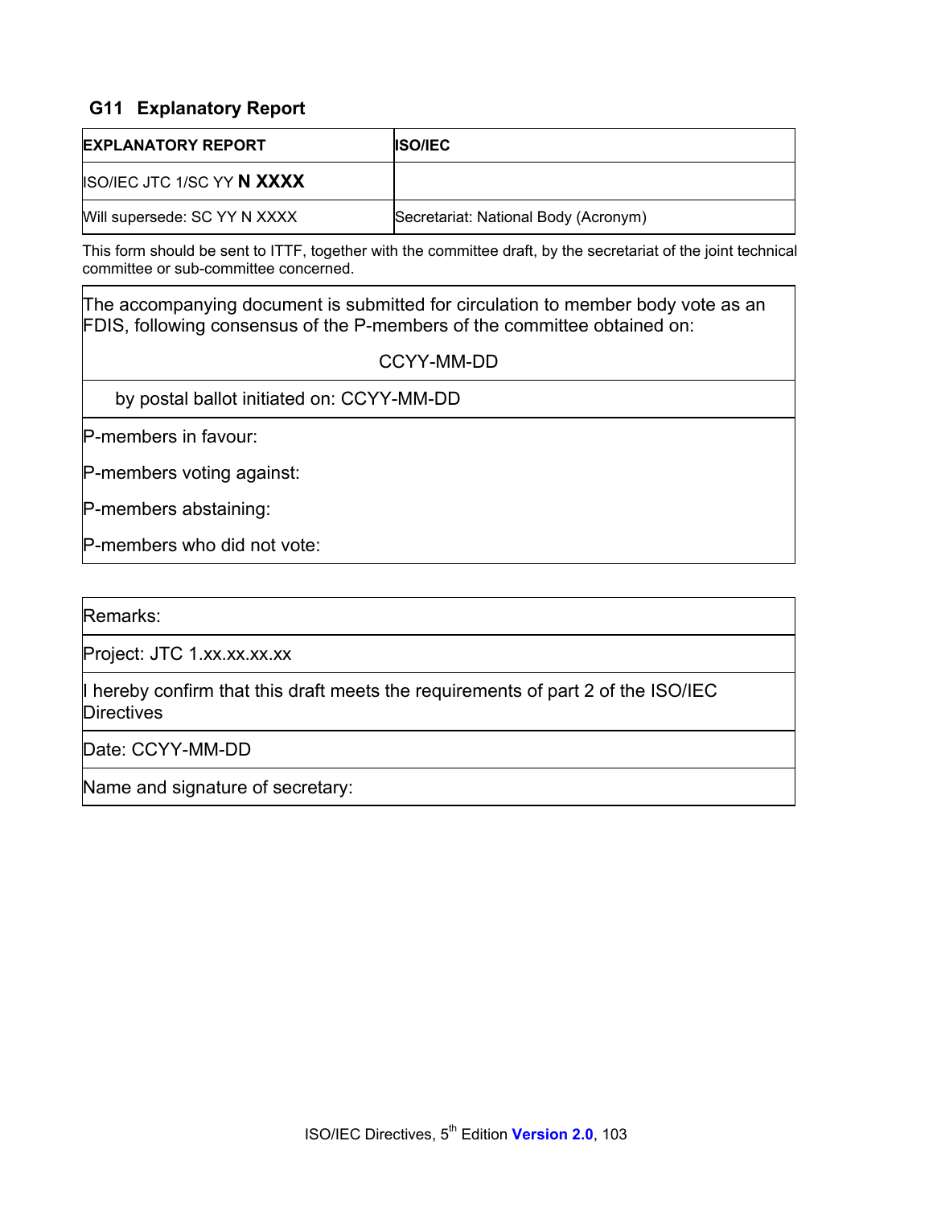## G11 Explanatory Report

| **EXPLANATORY REPORT** | **ISO/IEC** |
|---|---|
| ISO/IEC JTC 1/SC YY **N XXXX** | |
| Will supersede: SC YY N XXXX | Secretariat: National Body (Acronym) |

This form should be sent to ITTF, together with the committee draft, by the secretariat of the joint technical committee or sub-committee concerned.

| The accompanying document is submitted for circulation to member body vote as an FDIS, following consensus of the P-members of the committee obtained on: CCYY-MM-DD |
|---|
| by postal ballot initiated on: CCYY-MM-DD |
| P-members in favour:<br>P-members voting against:<br>P-members abstaining:<br>P-members who did not vote: |

| Remarks: |
|---|
| Project: JTC 1.xx.xx.xx.xx |
| I hereby confirm that this draft meets the requirements of part 2 of the ISO/IEC Directives |
| Date: CCYY-MM-DD |
| Name and signature of secretary: |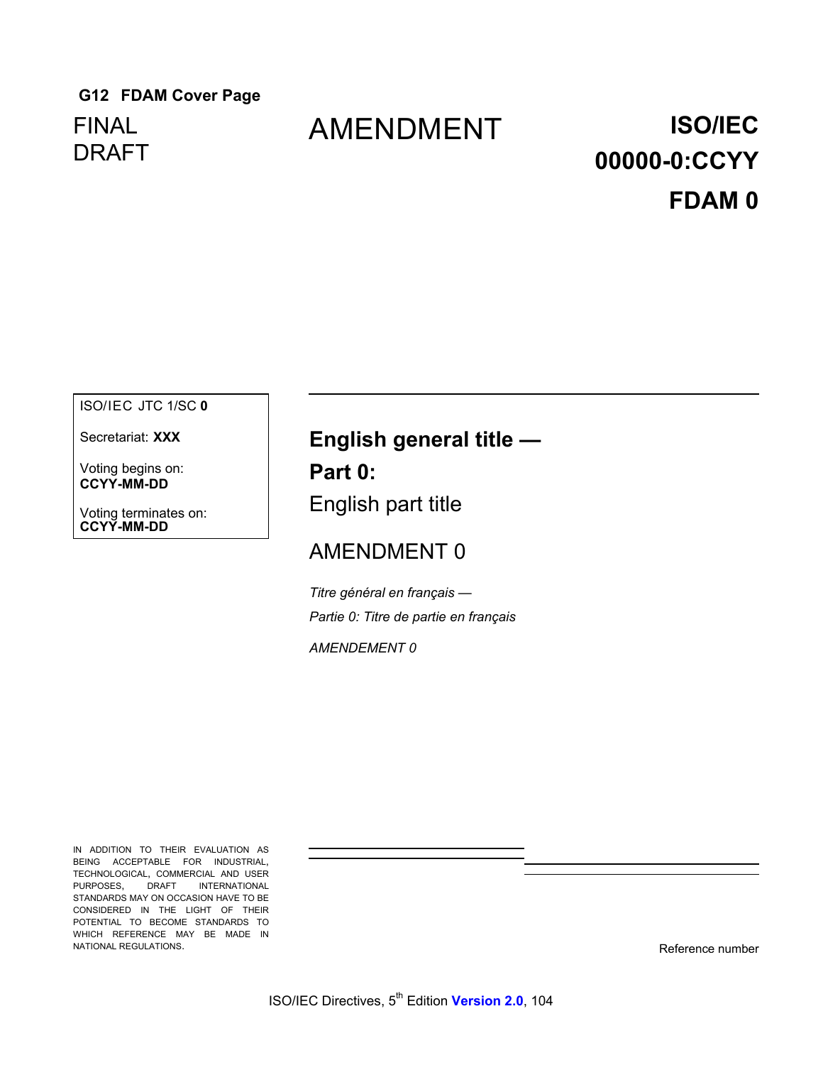## G12 FDAM Cover Page

FINAL
DRAFT

# AMENDMENT

**ISO/IEC**
**00000-0:CCYY**
**FDAM 0**

ISO/IEC JTC 1/SC **0**

Secretariat: **XXX**

Voting begins on:
**CCYY-MM-DD**

Voting terminates on:
**CCYY-MM-DD**

**English general title —**
**Part 0:**
English part title

AMENDMENT 0

*Titre général en français —*
*Partie 0: Titre de partie en français*

*AMENDEMENT 0*

IN ADDITION TO THEIR EVALUATION AS BEING ACCEPTABLE FOR INDUSTRIAL, TECHNOLOGICAL, COMMERCIAL AND USER PURPOSES, DRAFT INTERNATIONAL STANDARDS MAY ON OCCASION HAVE TO BE CONSIDERED IN THE LIGHT OF THEIR POTENTIAL TO BECOME STANDARDS TO WHICH REFERENCE MAY BE MADE IN NATIONAL REGULATIONS.

Reference number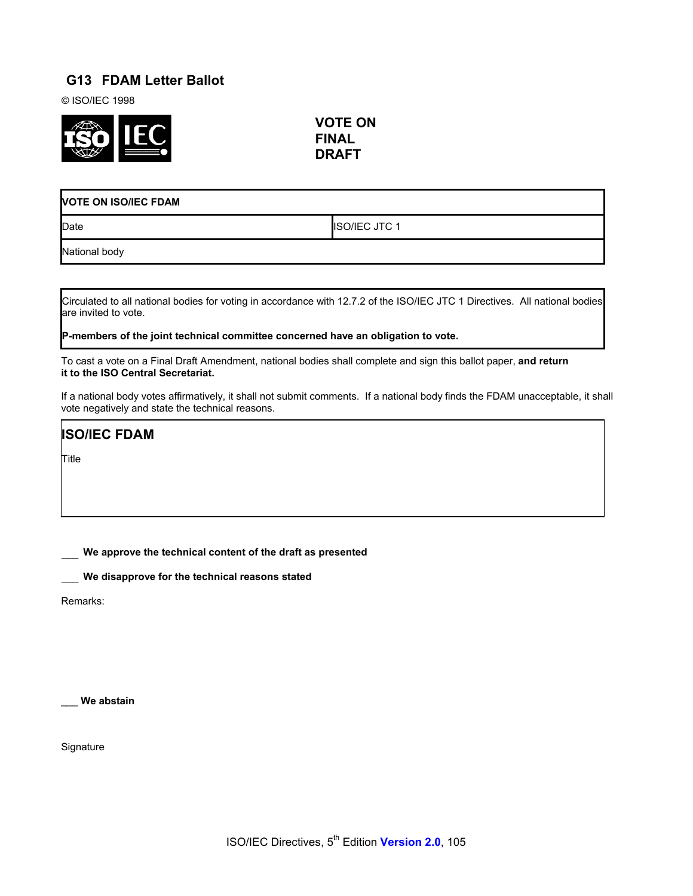## G13 FDAM Letter Ballot

© ISO/IEC 1998

**VOTE ON FINAL DRAFT**

| **VOTE ON ISO/IEC FDAM** | |
|---|---|
| Date | ISO/IEC JTC 1 |
| National body | |

Circulated to all national bodies for voting in accordance with 12.7.2 of the ISO/IEC JTC 1 Directives. All national bodies are invited to vote.

**P-members of the joint technical committee concerned have an obligation to vote.**

To cast a vote on a Final Draft Amendment, national bodies shall complete and sign this ballot paper, **and return it to the ISO Central Secretariat.**

If a national body votes affirmatively, it shall not submit comments. If a national body finds the FDAM unacceptable, it shall vote negatively and state the technical reasons.

**ISO/IEC FDAM**

Title

___ **We approve the technical content of the draft as presented**

___ **We disapprove for the technical reasons stated**

Remarks:

___ **We abstain**

Signature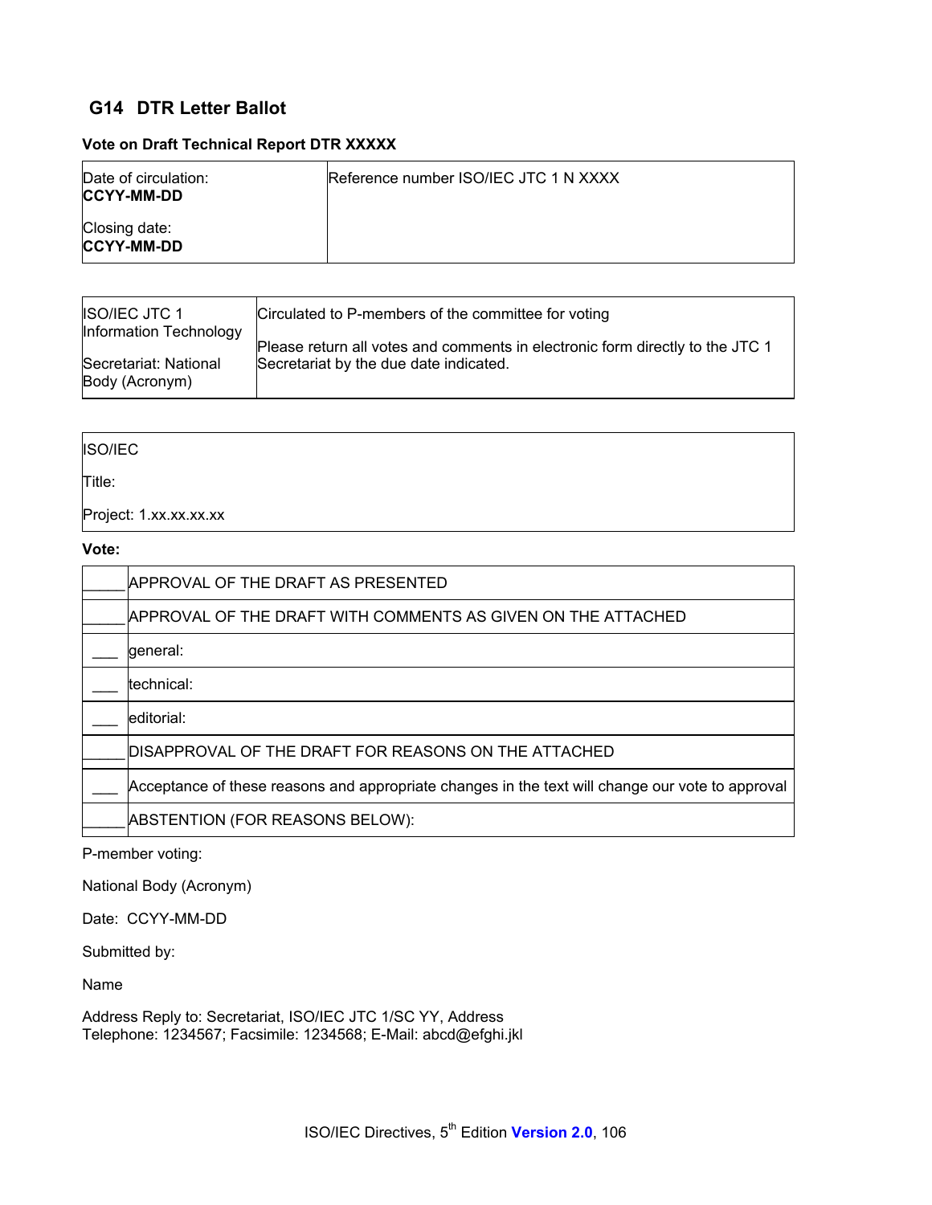## G14 DTR Letter Ballot

**Vote on Draft Technical Report DTR XXXXX**

| Date of circulation:<br>**CCYY-MM-DD**<br><br>Closing date:<br>**CCYY-MM-DD** | Reference number ISO/IEC JTC 1 N XXXX |
|---|---|

| ISO/IEC JTC 1<br>Information Technology<br><br>Secretariat: National Body (Acronym) | Circulated to P-members of the committee for voting<br><br>Please return all votes and comments in electronic form directly to the JTC 1 Secretariat by the due date indicated. |
|---|---|

| ISO/IEC<br><br>Title:<br><br>Project: 1.xx.xx.xx.xx |
|---|

**Vote:**

| | |
|---|---|
| _____ | APPROVAL OF THE DRAFT AS PRESENTED |
| _____ | APPROVAL OF THE DRAFT WITH COMMENTS AS GIVEN ON THE ATTACHED |
| ___ | general: |
| ___ | technical: |
| ___ | editorial: |
| _____ | DISAPPROVAL OF THE DRAFT FOR REASONS ON THE ATTACHED |
| ___ | Acceptance of these reasons and appropriate changes in the text will change our vote to approval |
| _____ | ABSTENTION (FOR REASONS BELOW): |

P-member voting:

National Body (Acronym)

Date: CCYY-MM-DD

Submitted by:

Name

Address Reply to: Secretariat, ISO/IEC JTC 1/SC YY, Address
Telephone: 1234567; Facsimile: 1234568; E-Mail: abcd@efghi.jkl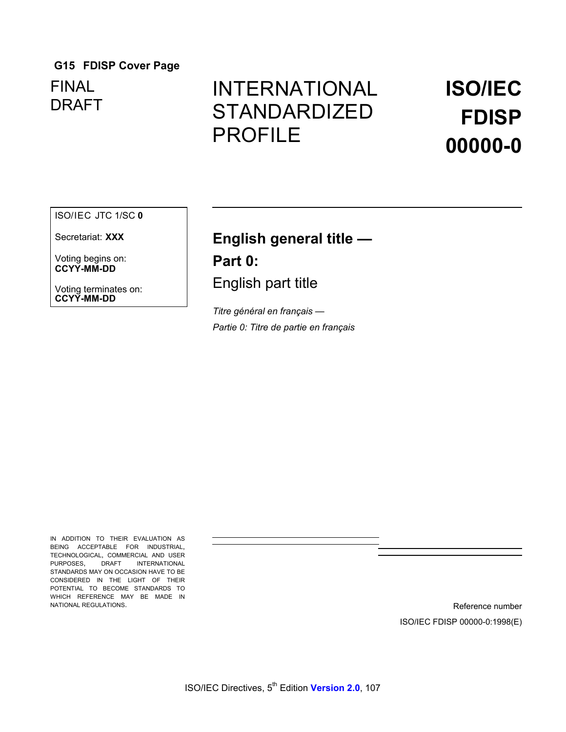## G15 FDISP Cover Page

FINAL
DRAFT

INTERNATIONAL
STANDARDIZED
PROFILE

**ISO/IEC
FDISP
00000-0**

ISO/IEC JTC 1/SC **0**

Secretariat: **XXX**

Voting begins on:
**CCYY-MM-DD**

Voting terminates on:
**CCYY-MM-DD**

**English general title —**

**Part 0:**

English part title

*Titre général en français —*

*Partie 0: Titre de partie en français*

IN ADDITION TO THEIR EVALUATION AS BEING ACCEPTABLE FOR INDUSTRIAL, TECHNOLOGICAL, COMMERCIAL AND USER PURPOSES, DRAFT INTERNATIONAL STANDARDS MAY ON OCCASION HAVE TO BE CONSIDERED IN THE LIGHT OF THEIR POTENTIAL TO BECOME STANDARDS TO WHICH REFERENCE MAY BE MADE IN NATIONAL REGULATIONS.

Reference number

ISO/IEC FDISP 00000-0:1998(E)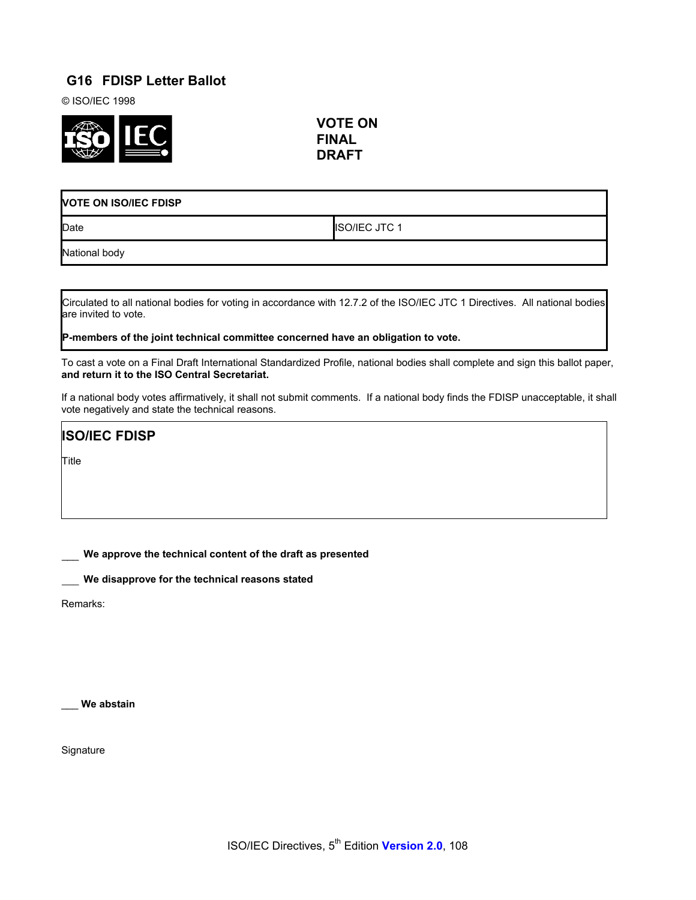## G16 FDISP Letter Ballot

© ISO/IEC 1998

**VOTE ON FINAL DRAFT**

| **VOTE ON ISO/IEC FDISP** | |
|---|---|
| Date | ISO/IEC JTC 1 |
| National body | |

Circulated to all national bodies for voting in accordance with 12.7.2 of the ISO/IEC JTC 1 Directives. All national bodies are invited to vote.

**P-members of the joint technical committee concerned have an obligation to vote.**

To cast a vote on a Final Draft International Standardized Profile, national bodies shall complete and sign this ballot paper, **and return it to the ISO Central Secretariat.**

If a national body votes affirmatively, it shall not submit comments. If a national body finds the FDISP unacceptable, it shall vote negatively and state the technical reasons.

| **ISO/IEC FDISP** |
|---|
| Title |

___ **We approve the technical content of the draft as presented**

___ **We disapprove for the technical reasons stated**

Remarks:

___ **We abstain**

Signature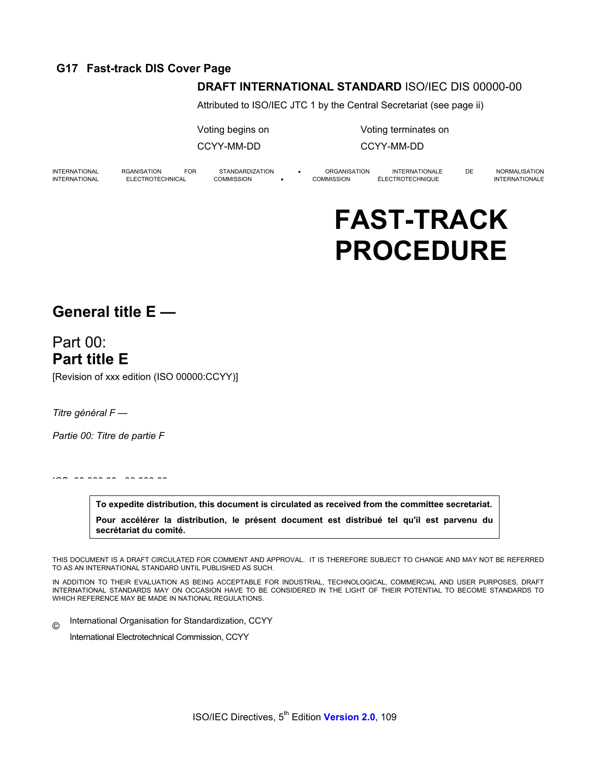## G17 Fast-track DIS Cover Page

**DRAFT INTERNATIONAL STANDARD** ISO/IEC DIS 00000-00

Attributed to ISO/IEC JTC 1 by the Central Secretariat (see page ii)

| Voting begins on | Voting terminates on |
|---|---|
| CCYY-MM-DD | CCYY-MM-DD |

INTERNATIONAL RGANISATION FOR STANDARDIZATION • ORGANISATION INTERNATIONALE DE NORMALISATION
INTERNATIONAL ELECTROTECHNICAL COMMISSION • COMMISSION ÉLECTROTECHNIQUE INTERNATIONALE

# FAST-TRACK PROCEDURE

## General title E —

Part 00:
**Part title E**

[Revision of xxx edition (ISO 00000:CCYY)]

*Titre général F —*

*Partie 00: Titre de partie F*

ICS 00.000.00; 00.000.00

**To expedite distribution, this document is circulated as received from the committee secretariat.**

**Pour accélérer la distribution, le présent document est distribué tel qu'il est parvenu du secrétariat du comité.**

THIS DOCUMENT IS A DRAFT CIRCULATED FOR COMMENT AND APPROVAL. IT IS THEREFORE SUBJECT TO CHANGE AND MAY NOT BE REFERRED TO AS AN INTERNATIONAL STANDARD UNTIL PUBLISHED AS SUCH.

IN ADDITION TO THEIR EVALUATION AS BEING ACCEPTABLE FOR INDUSTRIAL, TECHNOLOGICAL, COMMERCIAL AND USER PURPOSES, DRAFT INTERNATIONAL STANDARDS MAY ON OCCASION HAVE TO BE CONSIDERED IN THE LIGHT OF THEIR POTENTIAL TO BECOME STANDARDS TO WHICH REFERENCE MAY BE MADE IN NATIONAL REGULATIONS.

© International Organisation for Standardization, CCYY
International Electrotechnical Commission, CCYY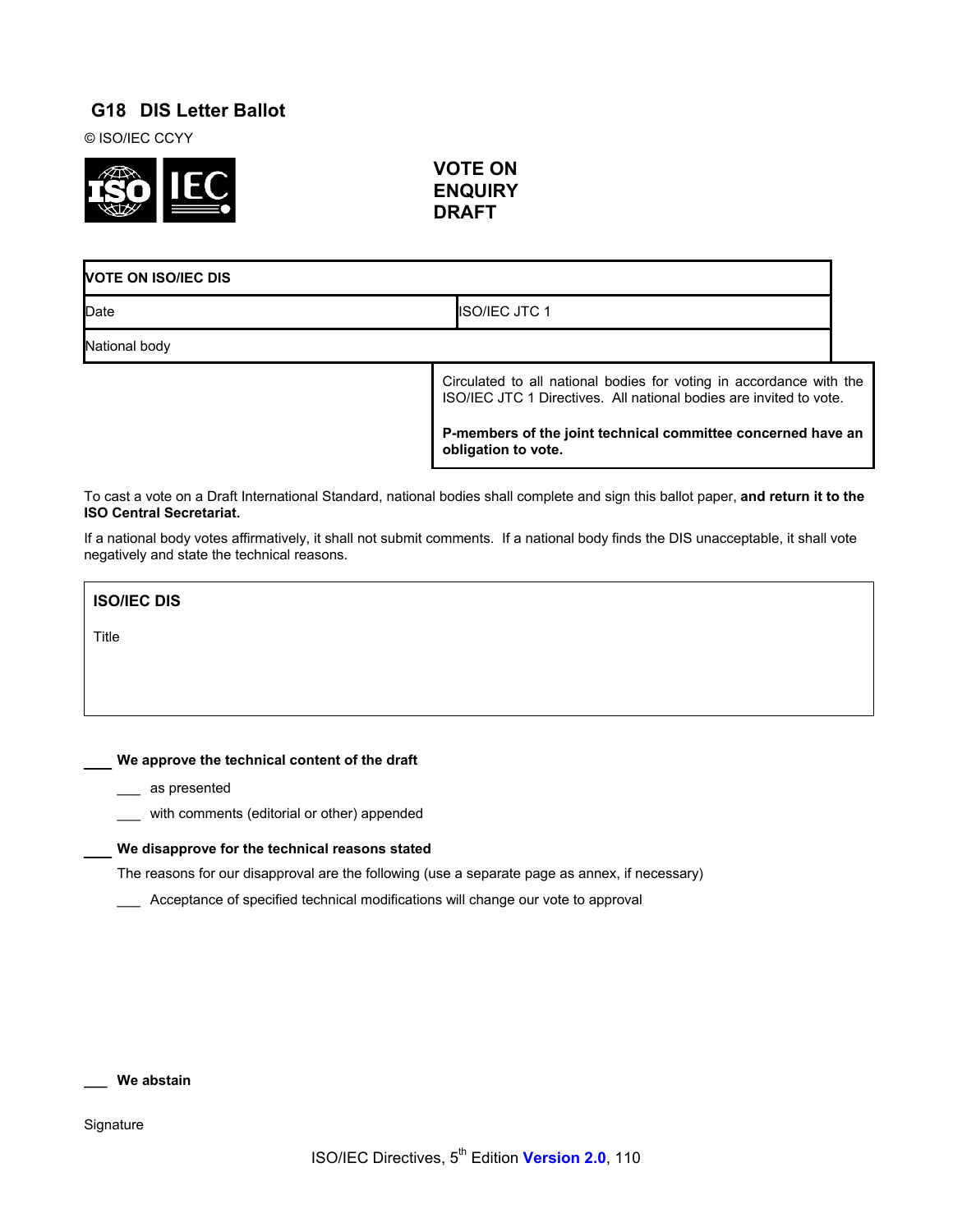## G18 DIS Letter Ballot

© ISO/IEC CCYY

**VOTE ON ENQUIRY DRAFT**

| **VOTE ON ISO/IEC DIS** | |
|---|---|
| Date | ISO/IEC JTC 1 |
| National body | |
| | Circulated to all national bodies for voting in accordance with the ISO/IEC JTC 1 Directives. All national bodies are invited to vote.<br><br>**P-members of the joint technical committee concerned have an obligation to vote.** |

To cast a vote on a Draft International Standard, national bodies shall complete and sign this ballot paper, **and return it to the ISO Central Secretariat.**

If a national body votes affirmatively, it shall not submit comments. If a national body finds the DIS unacceptable, it shall vote negatively and state the technical reasons.

| **ISO/IEC DIS** |
|---|
| Title |

___ **We approve the technical content of the draft**

- ___ as presented
- ___ with comments (editorial or other) appended

___ **We disapprove for the technical reasons stated**

The reasons for our disapproval are the following (use a separate page as annex, if necessary)

- ___ Acceptance of specified technical modifications will change our vote to approval

___ **We abstain**

Signature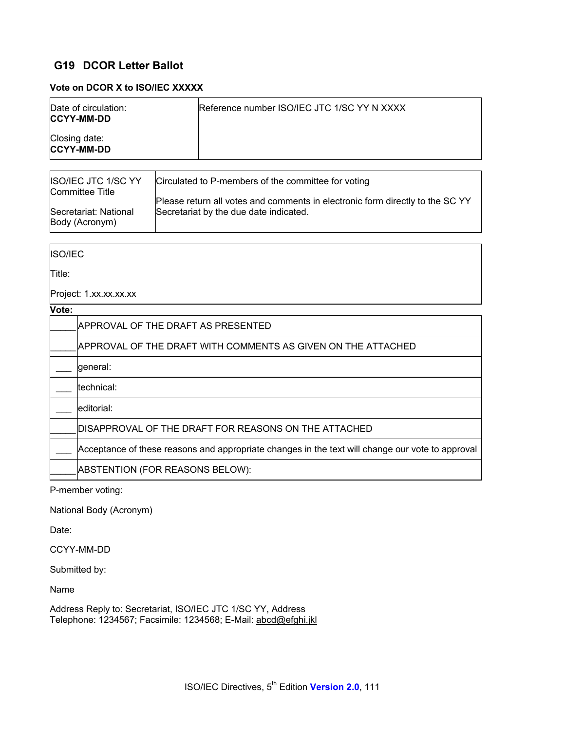## G19 DCOR Letter Ballot

**Vote on DCOR X to ISO/IEC XXXXX**

| Date of circulation: **CCYY-MM-DD**<br><br>Closing date: **CCYY-MM-DD** | Reference number ISO/IEC JTC 1/SC YY N XXXX |
|---|---|

| ISO/IEC JTC 1/SC YY Committee Title<br><br>Secretariat: National Body (Acronym) | Circulated to P-members of the committee for voting<br><br>Please return all votes and comments in electronic form directly to the SC YY Secretariat by the due date indicated. |
|---|---|

ISO/IEC

Title:

Project: 1.xx.xx.xx.xx

**Vote:**

| | |
|---|---|
| _____ | APPROVAL OF THE DRAFT AS PRESENTED |
| _____ | APPROVAL OF THE DRAFT WITH COMMENTS AS GIVEN ON THE ATTACHED |
| ___ | general: |
| ___ | technical: |
| ___ | editorial: |
| _____ | DISAPPROVAL OF THE DRAFT FOR REASONS ON THE ATTACHED |
| ___ | Acceptance of these reasons and appropriate changes in the text will change our vote to approval |
| _____ | ABSTENTION (FOR REASONS BELOW): |

P-member voting:

National Body (Acronym)

Date:

CCYY-MM-DD

Submitted by:

Name

Address Reply to: Secretariat, ISO/IEC JTC 1/SC YY, Address
Telephone: 1234567; Facsimile: 1234568; E-Mail: abcd@efghi.jkl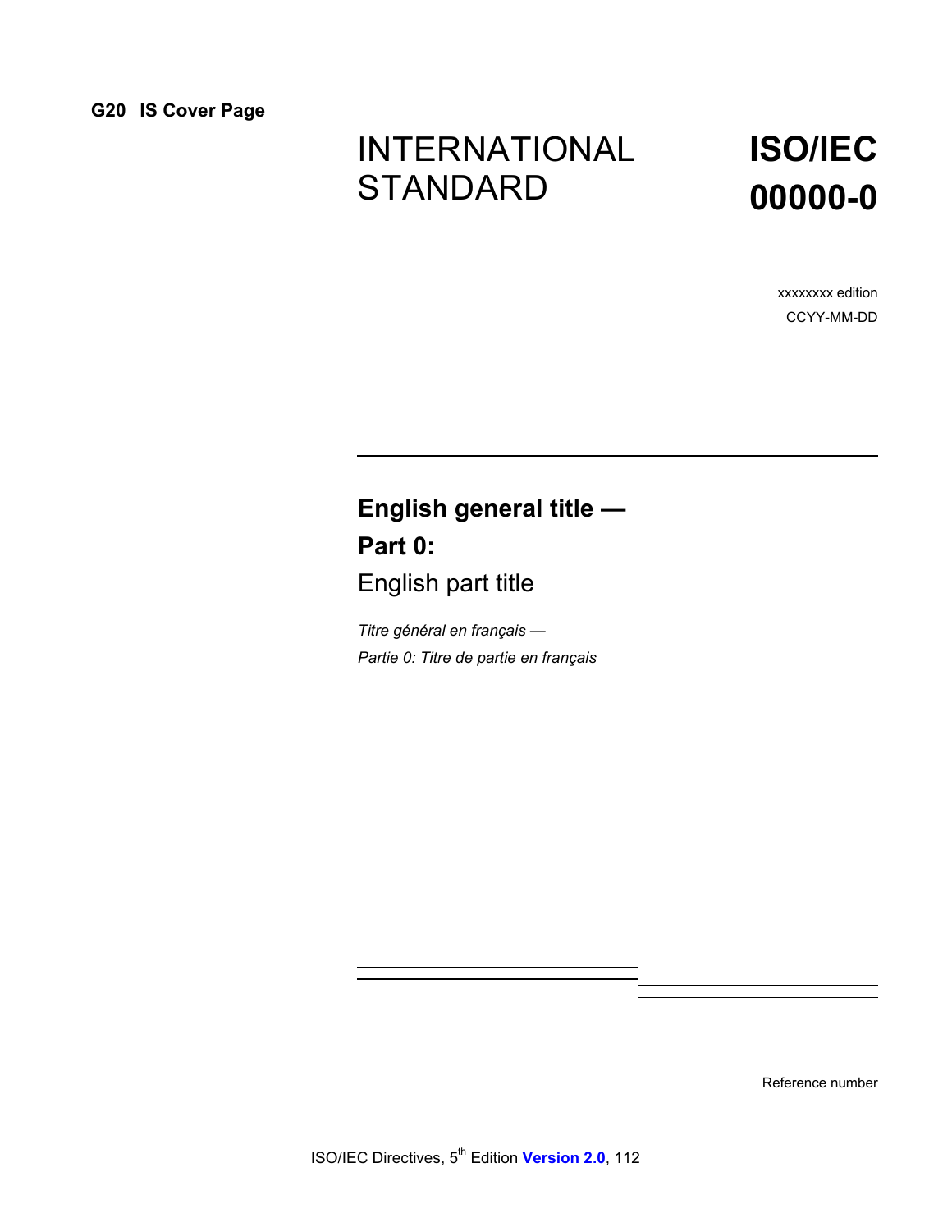## G20 IS Cover Page

INTERNATIONAL STANDARD

**ISO/IEC 00000-0**

xxxxxxxx edition

CCYY-MM-DD

**English general title —**

**Part 0:**

English part title

*Titre général en français —*

*Partie 0: Titre de partie en français*

Reference number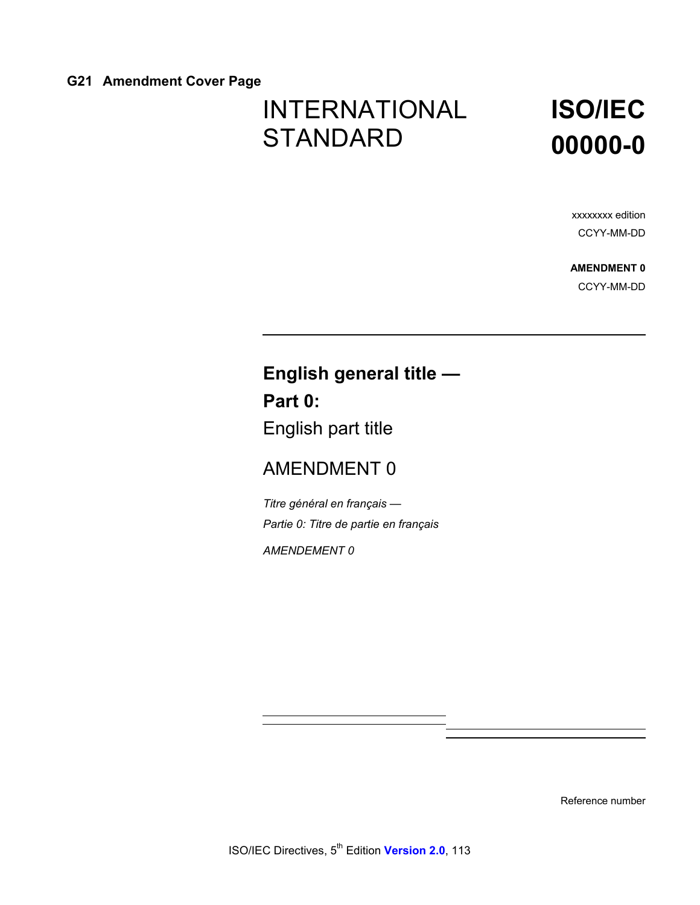## G21 Amendment Cover Page

INTERNATIONAL STANDARD

**ISO/IEC 00000-0**

xxxxxxxx edition
CCYY-MM-DD

**AMENDMENT 0**
CCYY-MM-DD

---

**English general title —**
**Part 0:**
English part title

AMENDMENT 0

*Titre général en français —*
*Partie 0: Titre de partie en français*

*AMENDEMENT 0*

Reference number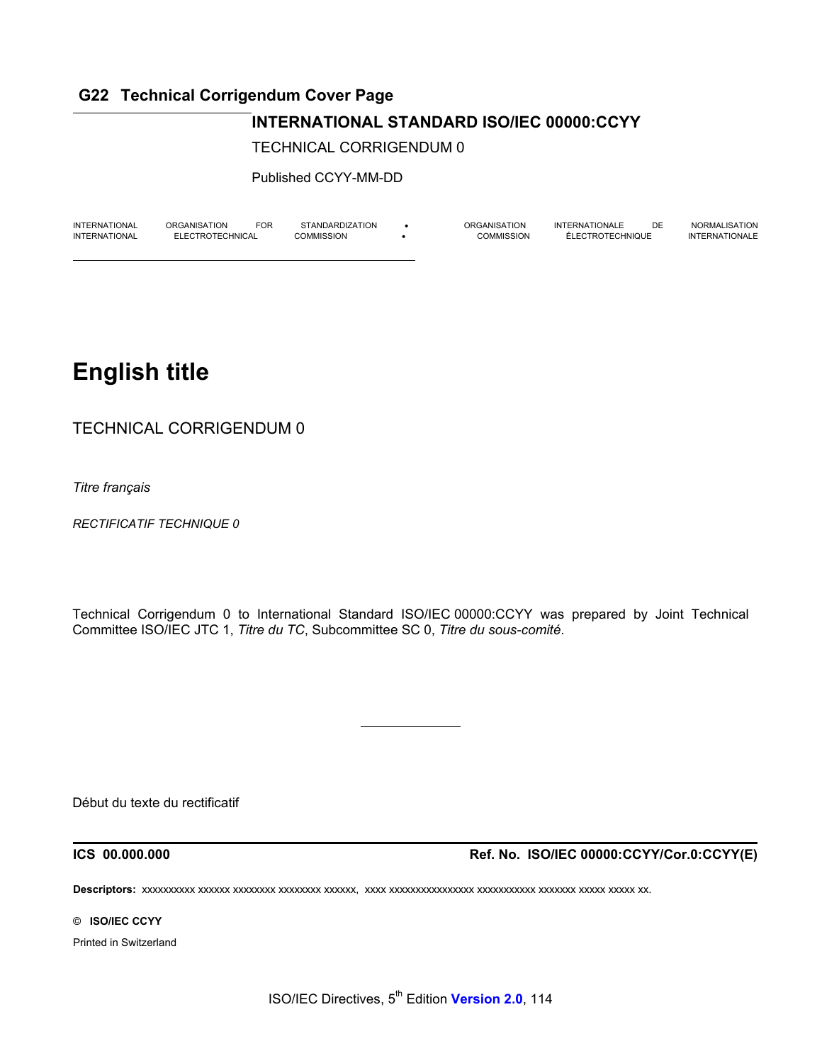## G22 Technical Corrigendum Cover Page

**INTERNATIONAL STANDARD ISO/IEC 00000:CCYY**

TECHNICAL CORRIGENDUM 0

Published CCYY-MM-DD

INTERNATIONAL ORGANISATION FOR STANDARDIZATION • ORGANISATION INTERNATIONALE DE NORMALISATION
INTERNATIONAL ELECTROTECHNICAL COMMISSION • COMMISSION ÉLECTROTECHNIQUE INTERNATIONALE

# English title

TECHNICAL CORRIGENDUM 0

*Titre français*

*RECTIFICATIF TECHNIQUE 0*

Technical Corrigendum 0 to International Standard ISO/IEC 00000:CCYY was prepared by Joint Technical Committee ISO/IEC JTC 1, *Titre du TC*, Subcommittee SC 0, *Titre du sous-comité*.

---

Début du texte du rectificatif

**ICS 00.000.000** **Ref. No. ISO/IEC 00000:CCYY/Cor.0:CCYY(E)**

**Descriptors:** xxxxxxxxxx xxxxxx xxxxxxxx xxxxxxxx xxxxxx, xxxx xxxxxxxxxxxxxxxx xxxxxxxxxxx xxxxxxx xxxxx xxxxx xx.

**© ISO/IEC CCYY**

Printed in Switzerland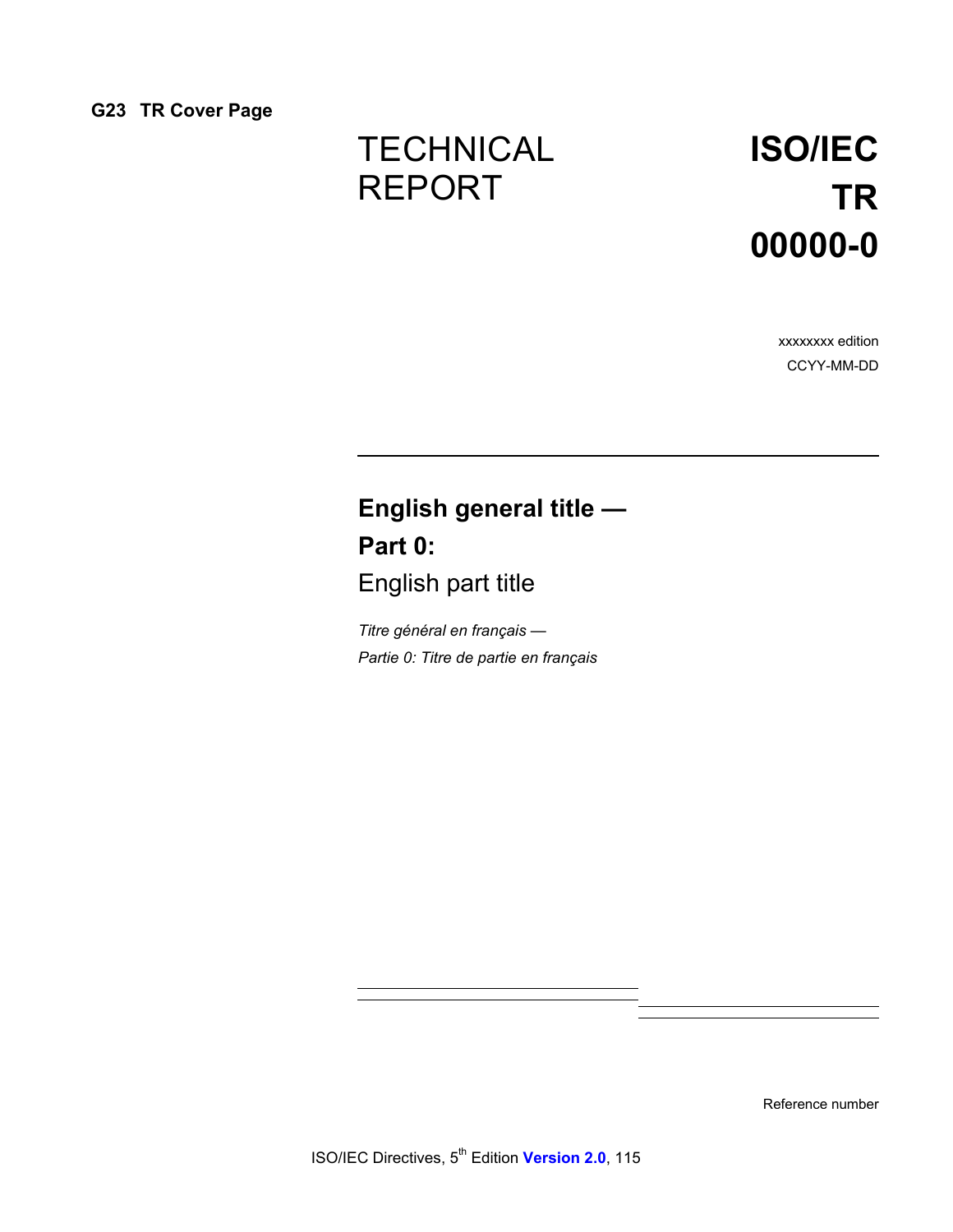## G23 TR Cover Page

TECHNICAL REPORT

**ISO/IEC TR 00000-0**

xxxxxxxx edition

CCYY-MM-DD

---

**English general title —**

**Part 0:**

English part title

*Titre général en français —*

*Partie 0: Titre de partie en français*

Reference number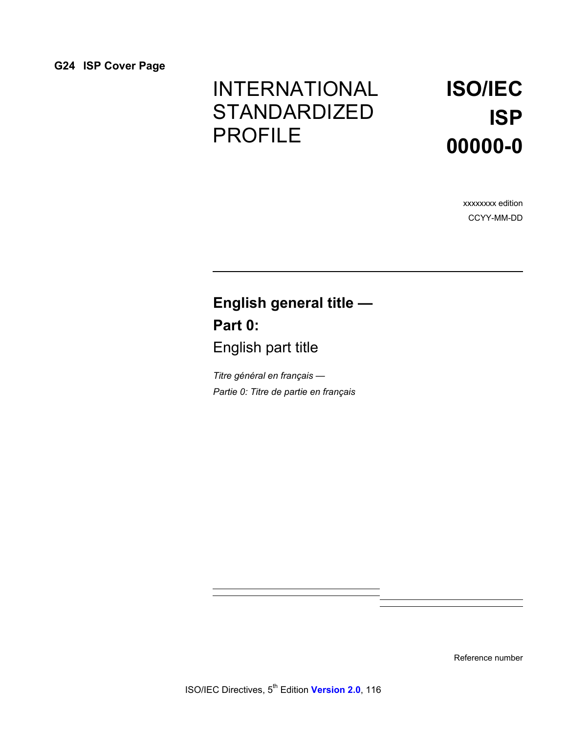## G24 ISP Cover Page

INTERNATIONAL STANDARDIZED PROFILE

**ISO/IEC ISP 00000-0**

xxxxxxxx edition

CCYY-MM-DD

**English general title —**

**Part 0:**

English part title

*Titre général en français —*

*Partie 0: Titre de partie en français*

Reference number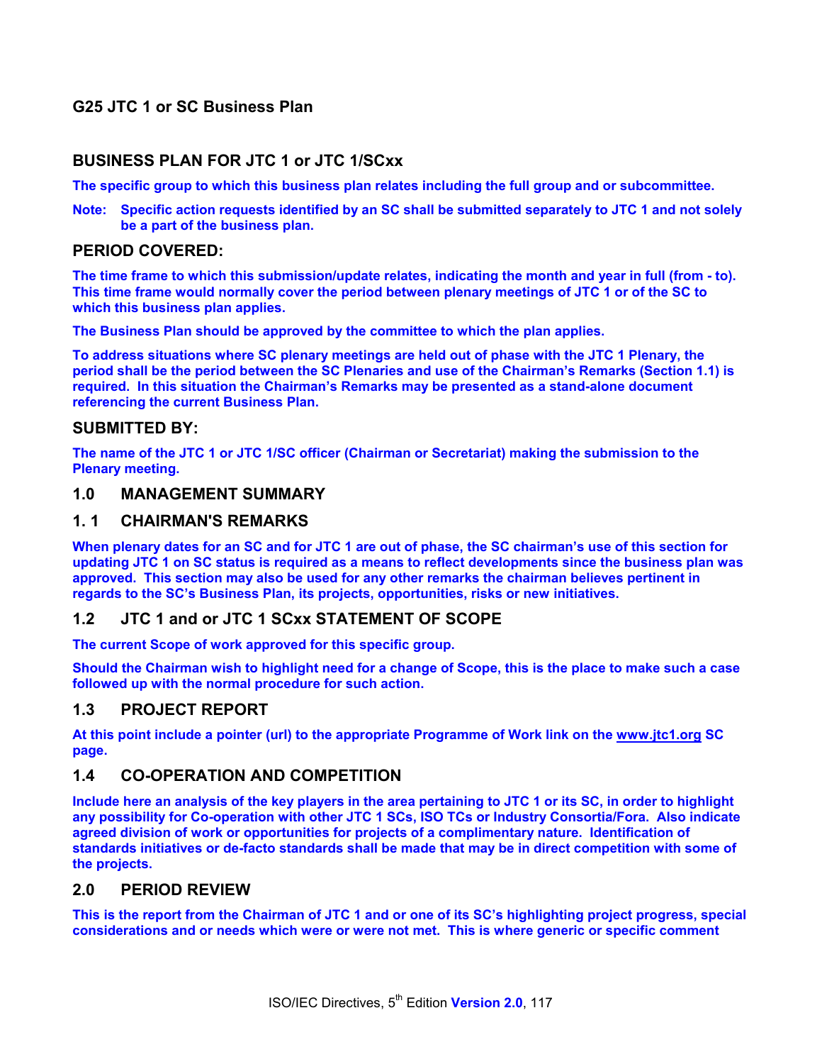### G25 JTC 1 or SC Business Plan

## BUSINESS PLAN FOR JTC 1 or JTC 1/SCxx

**The specific group to which this business plan relates including the full group and or subcommittee.**

**Note: Specific action requests identified by an SC shall be submitted separately to JTC 1 and not solely be a part of the business plan.**

### PERIOD COVERED:

**The time frame to which this submission/update relates, indicating the month and year in full (from - to). This time frame would normally cover the period between plenary meetings of JTC 1 or of the SC to which this business plan applies.**

**The Business Plan should be approved by the committee to which the plan applies.**

**To address situations where SC plenary meetings are held out of phase with the JTC 1 Plenary, the period shall be the period between the SC Plenaries and use of the Chairman's Remarks (Section 1.1) is required. In this situation the Chairman's Remarks may be presented as a stand-alone document referencing the current Business Plan.**

### SUBMITTED BY:

**The name of the JTC 1 or JTC 1/SC officer (Chairman or Secretariat) making the submission to the Plenary meeting.**

### 1.0 MANAGEMENT SUMMARY

### 1. 1 CHAIRMAN'S REMARKS

**When plenary dates for an SC and for JTC 1 are out of phase, the SC chairman's use of this section for updating JTC 1 on SC status is required as a means to reflect developments since the business plan was approved. This section may also be used for any other remarks the chairman believes pertinent in regards to the SC's Business Plan, its projects, opportunities, risks or new initiatives.**

### 1.2 JTC 1 and or JTC 1 SCxx STATEMENT OF SCOPE

**The current Scope of work approved for this specific group.**

**Should the Chairman wish to highlight need for a change of Scope, this is the place to make such a case followed up with the normal procedure for such action.**

### 1.3 PROJECT REPORT

**At this point include a pointer (url) to the appropriate Programme of Work link on the www.jtc1.org SC page.**

### 1.4 CO-OPERATION AND COMPETITION

**Include here an analysis of the key players in the area pertaining to JTC 1 or its SC, in order to highlight any possibility for Co-operation with other JTC 1 SCs, ISO TCs or Industry Consortia/Fora. Also indicate agreed division of work or opportunities for projects of a complimentary nature. Identification of standards initiatives or de-facto standards shall be made that may be in direct competition with some of the projects.**

### 2.0 PERIOD REVIEW

**This is the report from the Chairman of JTC 1 and or one of its SC's highlighting project progress, special considerations and or needs which were or were not met. This is where generic or specific comment**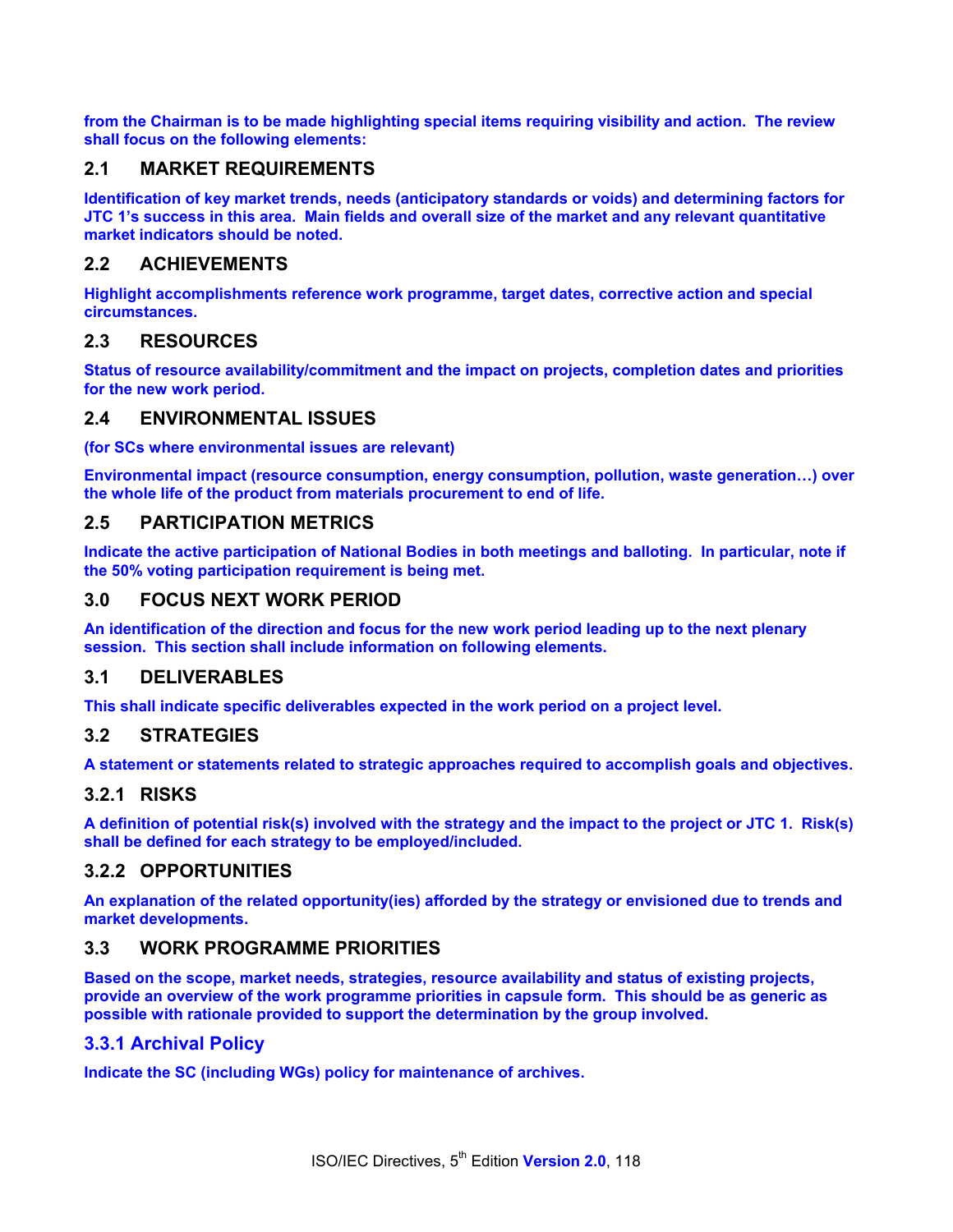**from the Chairman is to be made highlighting special items requiring visibility and action. The review shall focus on the following elements:**

## 2.1 MARKET REQUIREMENTS

**Identification of key market trends, needs (anticipatory standards or voids) and determining factors for JTC 1's success in this area. Main fields and overall size of the market and any relevant quantitative market indicators should be noted.**

## 2.2 ACHIEVEMENTS

**Highlight accomplishments reference work programme, target dates, corrective action and special circumstances.**

## 2.3 RESOURCES

**Status of resource availability/commitment and the impact on projects, completion dates and priorities for the new work period.**

## 2.4 ENVIRONMENTAL ISSUES

**(for SCs where environmental issues are relevant)**

**Environmental impact (resource consumption, energy consumption, pollution, waste generation…) over the whole life of the product from materials procurement to end of life.**

## 2.5 PARTICIPATION METRICS

**Indicate the active participation of National Bodies in both meetings and balloting. In particular, note if the 50% voting participation requirement is being met.**

## 3.0 FOCUS NEXT WORK PERIOD

**An identification of the direction and focus for the new work period leading up to the next plenary session. This section shall include information on following elements.**

## 3.1 DELIVERABLES

**This shall indicate specific deliverables expected in the work period on a project level.**

## 3.2 STRATEGIES

**A statement or statements related to strategic approaches required to accomplish goals and objectives.**

### 3.2.1 RISKS

**A definition of potential risk(s) involved with the strategy and the impact to the project or JTC 1. Risk(s) shall be defined for each strategy to be employed/included.**

### 3.2.2 OPPORTUNITIES

**An explanation of the related opportunity(ies) afforded by the strategy or envisioned due to trends and market developments.**

## 3.3 WORK PROGRAMME PRIORITIES

**Based on the scope, market needs, strategies, resource availability and status of existing projects, provide an overview of the work programme priorities in capsule form. This should be as generic as possible with rationale provided to support the determination by the group involved.**

### 3.3.1 Archival Policy

**Indicate the SC (including WGs) policy for maintenance of archives.**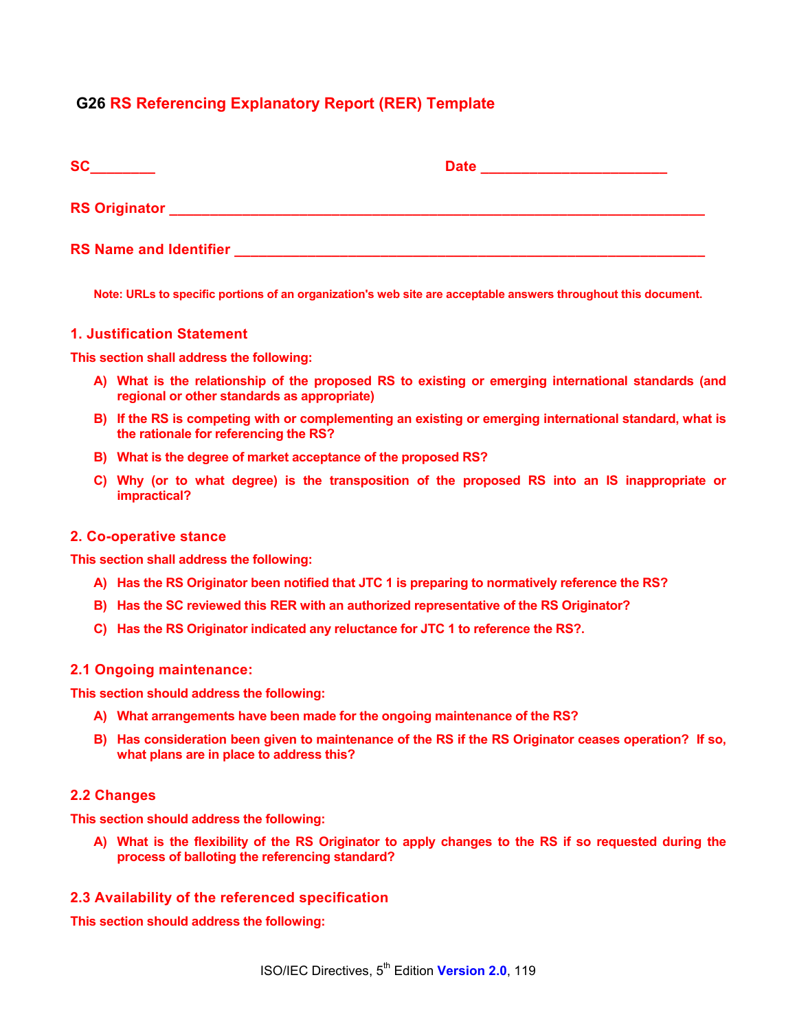# G26 RS Referencing Explanatory Report (RER) Template

**SC________** **Date _______________________**

**RS Originator _______________________________________________________________**

**RS Name and Identifier _____________________________________________________**

**Note: URLs to specific portions of an organization's web site are acceptable answers throughout this document.**

## 1. Justification Statement

**This section shall address the following:**

- **A) What is the relationship of the proposed RS to existing or emerging international standards (and regional or other standards as appropriate)**
- **B) If the RS is competing with or complementing an existing or emerging international standard, what is the rationale for referencing the RS?**
- **B) What is the degree of market acceptance of the proposed RS?**
- **C) Why (or to what degree) is the transposition of the proposed RS into an IS inappropriate or impractical?**

## 2. Co-operative stance

**This section shall address the following:**

- **A) Has the RS Originator been notified that JTC 1 is preparing to normatively reference the RS?**
- **B) Has the SC reviewed this RER with an authorized representative of the RS Originator?**
- **C) Has the RS Originator indicated any reluctance for JTC 1 to reference the RS?.**

### 2.1 Ongoing maintenance:

**This section should address the following:**

- **A) What arrangements have been made for the ongoing maintenance of the RS?**
- **B) Has consideration been given to maintenance of the RS if the RS Originator ceases operation? If so, what plans are in place to address this?**

### 2.2 Changes

**This section should address the following:**

- **A) What is the flexibility of the RS Originator to apply changes to the RS if so requested during the process of balloting the referencing standard?**

### 2.3 Availability of the referenced specification

**This section should address the following:**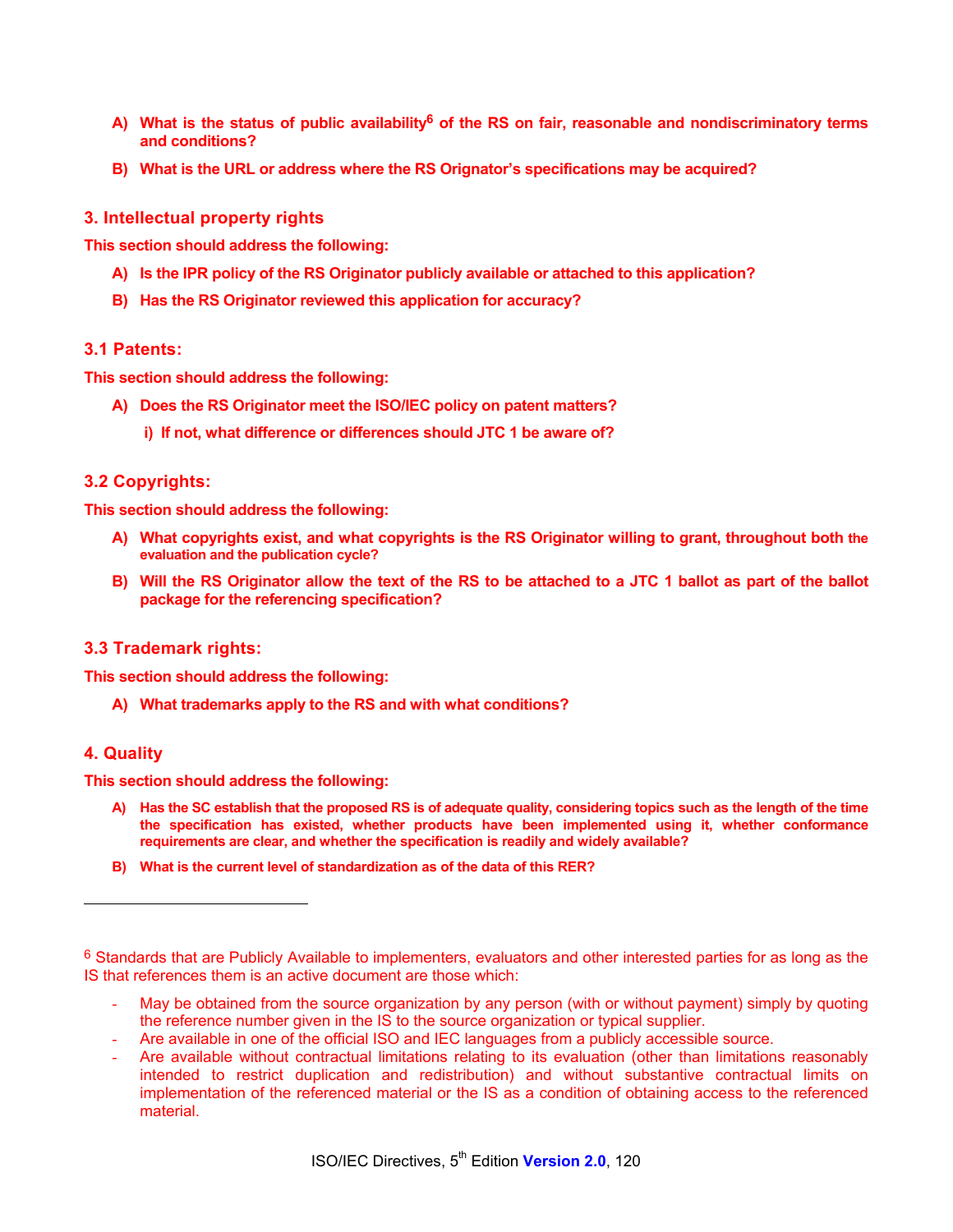**A) What is the status of public availability[6] of the RS on fair, reasonable and nondiscriminatory terms and conditions?**

**B) What is the URL or address where the RS Orignator's specifications may be acquired?**

### 3. Intellectual property rights

**This section should address the following:**

**A) Is the IPR policy of the RS Originator publicly available or attached to this application?**

**B) Has the RS Originator reviewed this application for accuracy?**

### 3.1 Patents:

**This section should address the following:**

**A) Does the RS Originator meet the ISO/IEC policy on patent matters?**

**i) If not, what difference or differences should JTC 1 be aware of?**

### 3.2 Copyrights:

**This section should address the following:**

**A) What copyrights exist, and what copyrights is the RS Originator willing to grant, throughout both the evaluation and the publication cycle?**

**B) Will the RS Originator allow the text of the RS to be attached to a JTC 1 ballot as part of the ballot package for the referencing specification?**

### 3.3 Trademark rights:

**This section should address the following:**

**A) What trademarks apply to the RS and with what conditions?**

### 4. Quality

**This section should address the following:**

**A) Has the SC establish that the proposed RS is of adequate quality, considering topics such as the length of the time the specification has existed, whether products have been implemented using it, whether conformance requirements are clear, and whether the specification is readily and widely available?**

**B) What is the current level of standardization as of the data of this RER?**

---

[6] Standards that are Publicly Available to implementers, evaluators and other interested parties for as long as the IS that references them is an active document are those which:

- May be obtained from the source organization by any person (with or without payment) simply by quoting the reference number given in the IS to the source organization or typical supplier.
- Are available in one of the official ISO and IEC languages from a publicly accessible source.
- Are available without contractual limitations relating to its evaluation (other than limitations reasonably intended to restrict duplication and redistribution) and without substantive contractual limits on implementation of the referenced material or the IS as a condition of obtaining access to the referenced material.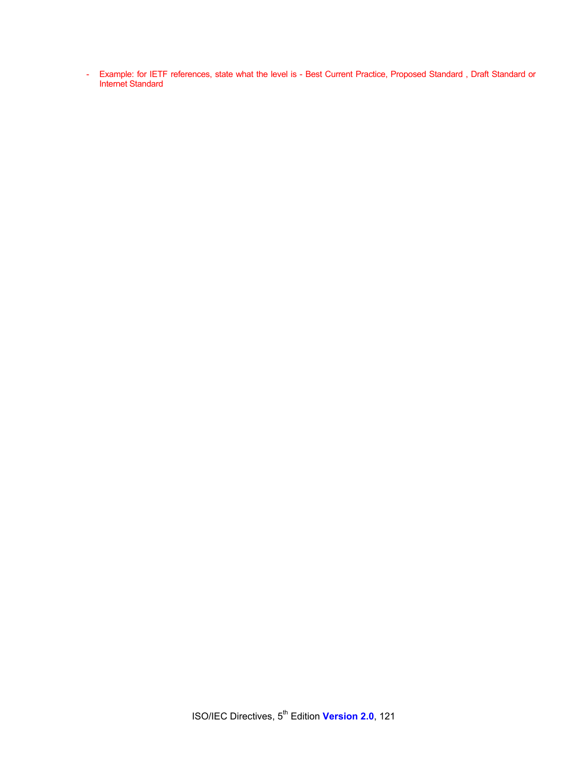- Example: for IETF references, state what the level is - Best Current Practice, Proposed Standard , Draft Standard or Internet Standard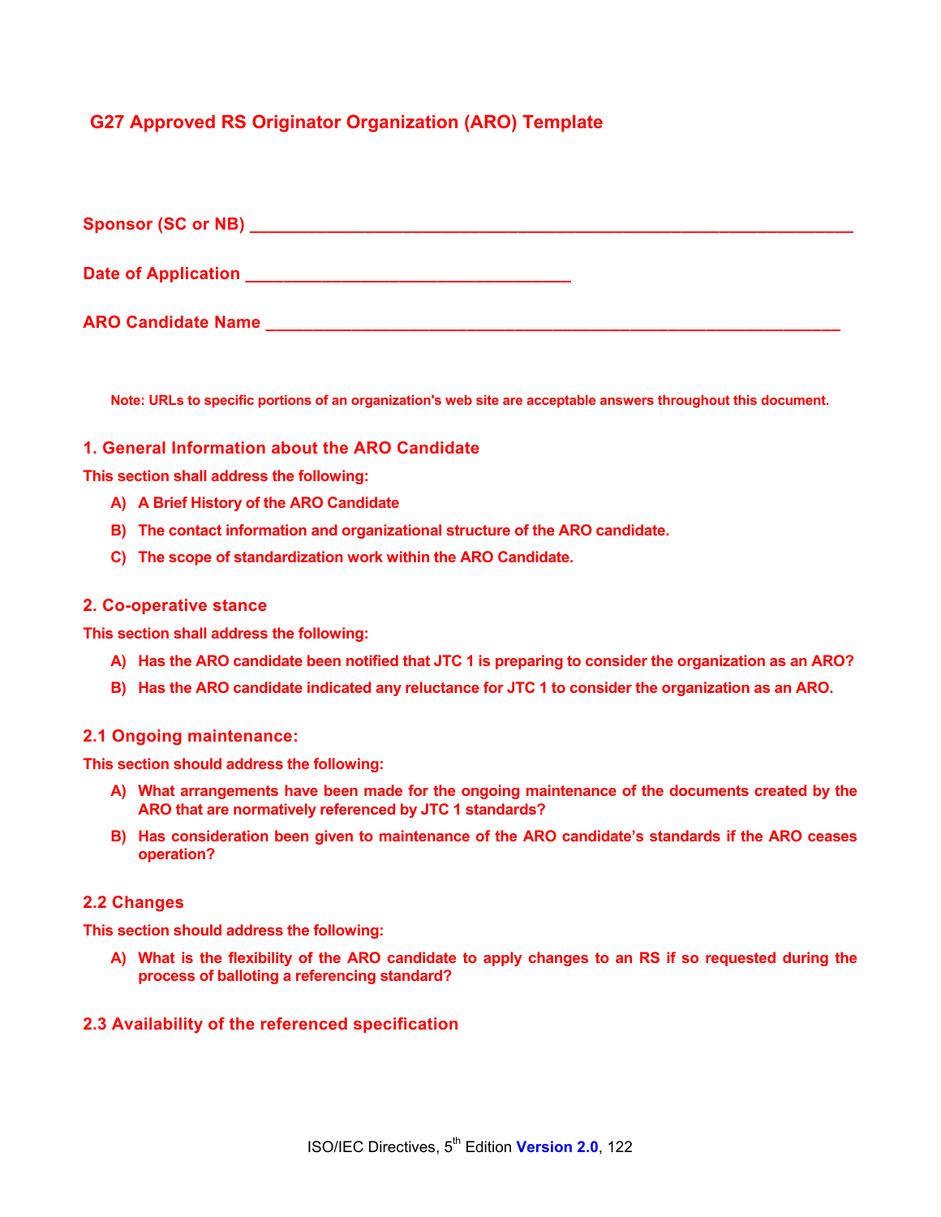# G27 Approved RS Originator Organization (ARO) Template

**Sponsor (SC or NB) ____________________________________________________________**

**Date of Application _________________________________**

**ARO Candidate Name __________________________________________________________**

**Note: URLs to specific portions of an organization's web site are acceptable answers throughout this document.**

## 1. General Information about the ARO Candidate

**This section shall address the following:**

A) **A Brief History of the ARO Candidate**

B) **The contact information and organizational structure of the ARO candidate.**

C) **The scope of standardization work within the ARO Candidate.**

## 2. Co-operative stance

**This section shall address the following:**

A) **Has the ARO candidate been notified that JTC 1 is preparing to consider the organization as an ARO?**

B) **Has the ARO candidate indicated any reluctance for JTC 1 to consider the organization as an ARO.**

### 2.1 Ongoing maintenance:

**This section should address the following:**

A) **What arrangements have been made for the ongoing maintenance of the documents created by the ARO that are normatively referenced by JTC 1 standards?**

B) **Has consideration been given to maintenance of the ARO candidate's standards if the ARO ceases operation?**

### 2.2 Changes

**This section should address the following:**

A) **What is the flexibility of the ARO candidate to apply changes to an RS if so requested during the process of balloting a referencing standard?**

### 2.3 Availability of the referenced specification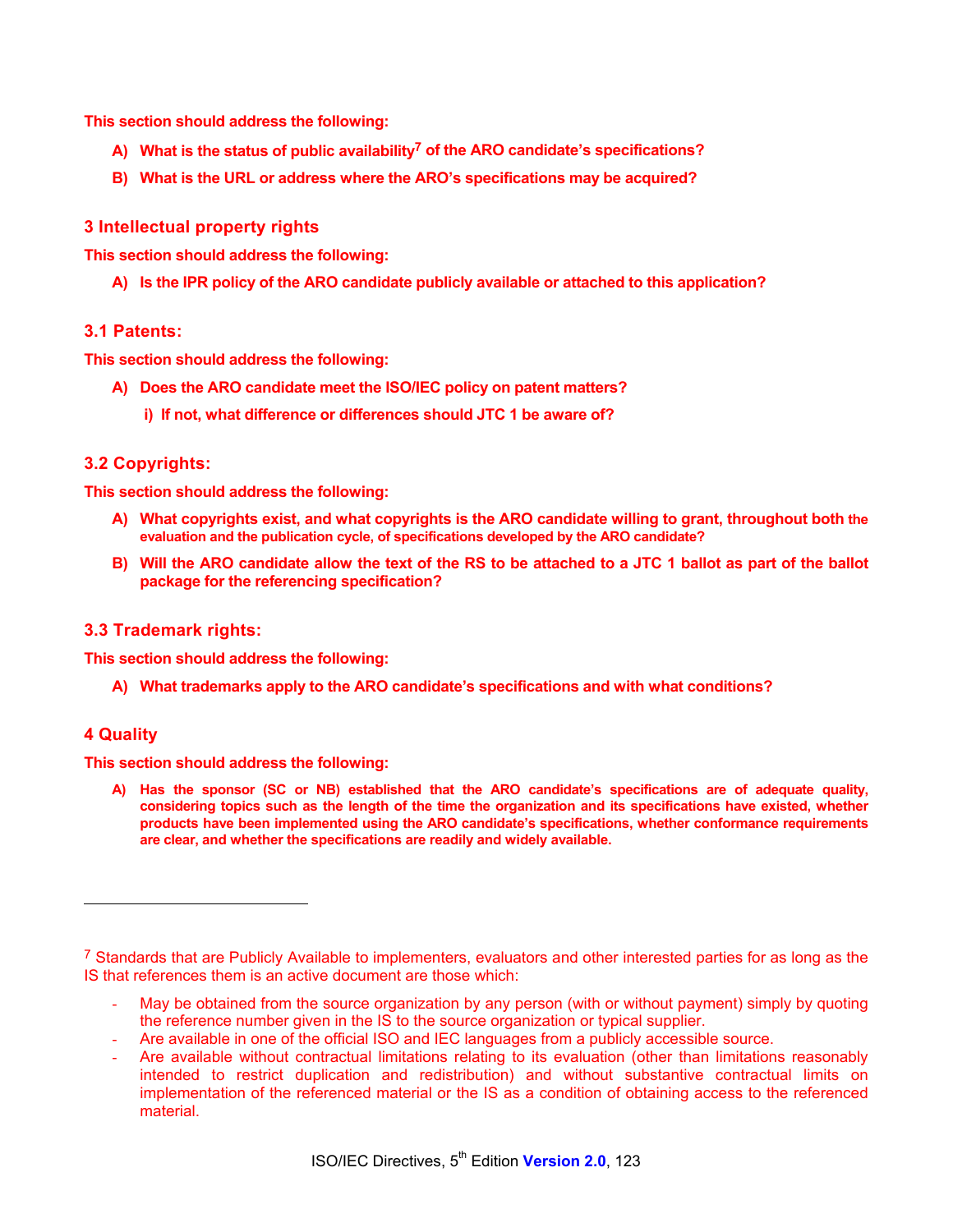**This section should address the following:**

**A) What is the status of public availability[7] of the ARO candidate's specifications?**

**B) What is the URL or address where the ARO's specifications may be acquired?**

## 3 Intellectual property rights

**This section should address the following:**

**A) Is the IPR policy of the ARO candidate publicly available or attached to this application?**

### 3.1 Patents:

**This section should address the following:**

**A) Does the ARO candidate meet the ISO/IEC policy on patent matters?**

**i) If not, what difference or differences should JTC 1 be aware of?**

### 3.2 Copyrights:

**This section should address the following:**

**A) What copyrights exist, and what copyrights is the ARO candidate willing to grant, throughout both the evaluation and the publication cycle, of specifications developed by the ARO candidate?**

**B) Will the ARO candidate allow the text of the RS to be attached to a JTC 1 ballot as part of the ballot package for the referencing specification?**

### 3.3 Trademark rights:

**This section should address the following:**

**A) What trademarks apply to the ARO candidate's specifications and with what conditions?**

## 4 Quality

**This section should address the following:**

**A) Has the sponsor (SC or NB) established that the ARO candidate's specifications are of adequate quality, considering topics such as the length of the time the organization and its specifications have existed, whether products have been implemented using the ARO candidate's specifications, whether conformance requirements are clear, and whether the specifications are readily and widely available.**

---

[7] Standards that are Publicly Available to implementers, evaluators and other interested parties for as long as the IS that references them is an active document are those which:

- May be obtained from the source organization by any person (with or without payment) simply by quoting the reference number given in the IS to the source organization or typical supplier.
- Are available in one of the official ISO and IEC languages from a publicly accessible source.
- Are available without contractual limitations relating to its evaluation (other than limitations reasonably intended to restrict duplication and redistribution) and without substantive contractual limits on implementation of the referenced material or the IS as a condition of obtaining access to the referenced material.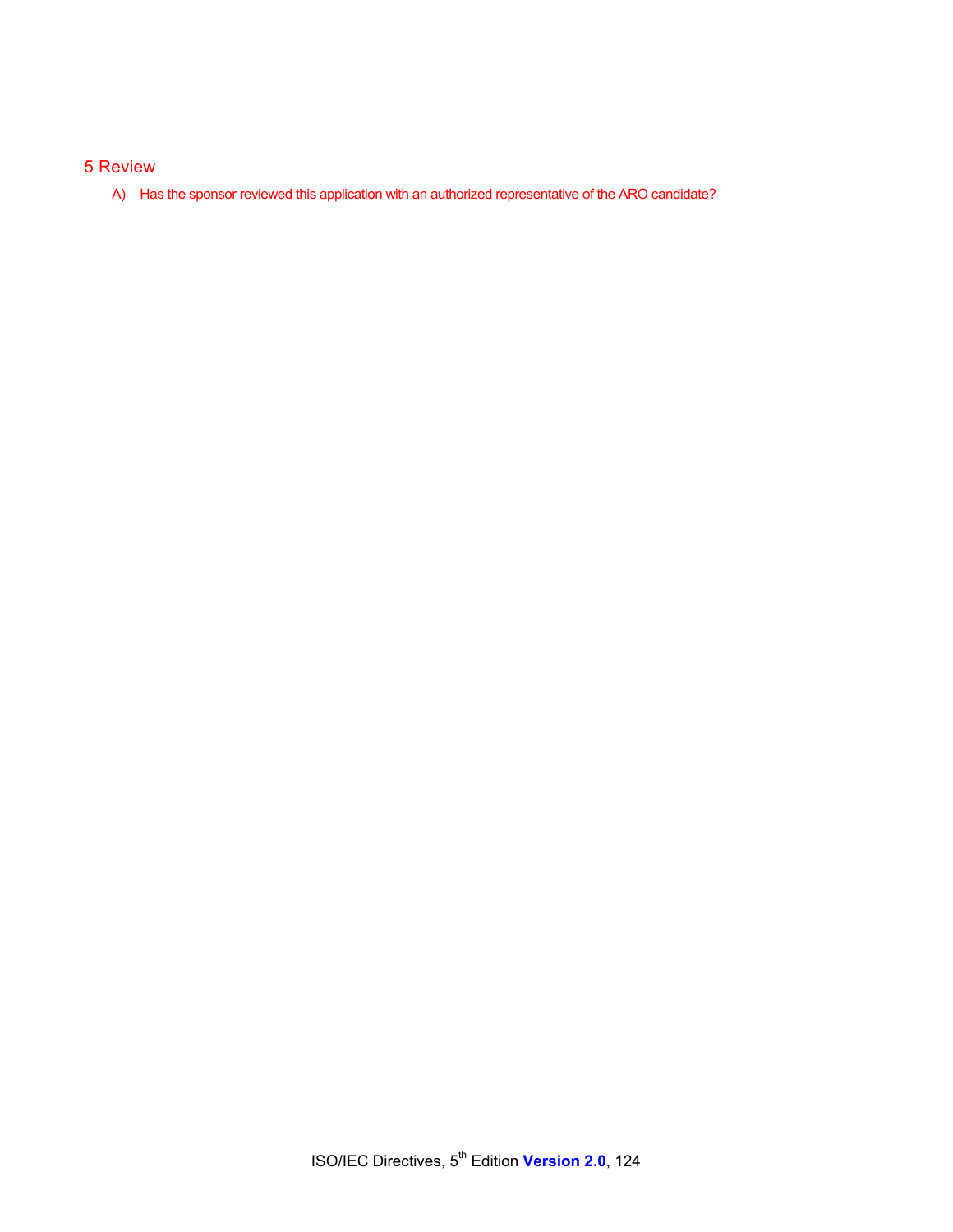## 5 Review

A) Has the sponsor reviewed this application with an authorized representative of the ARO candidate?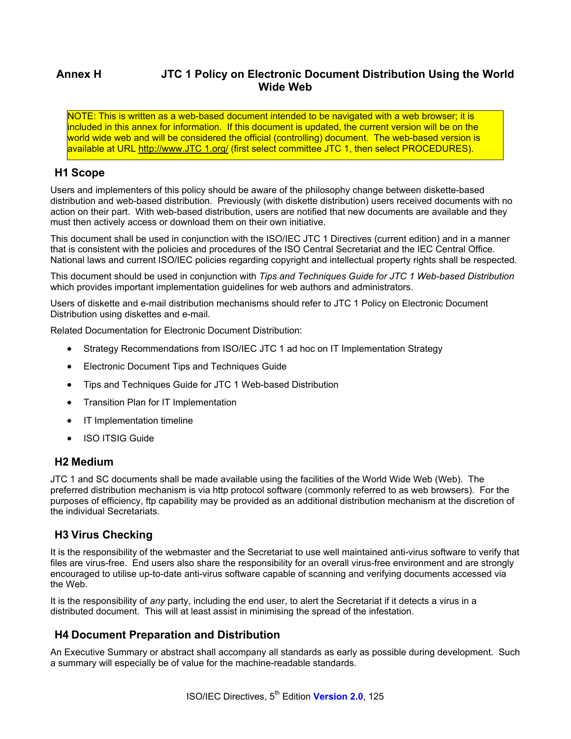# Annex H JTC 1 Policy on Electronic Document Distribution Using the World Wide Web

NOTE: This is written as a web-based document intended to be navigated with a web browser; it is included in this annex for information. If this document is updated, the current version will be on the world wide web and will be considered the official (controlling) document. The web-based version is available at URL http://www.JTC 1.org/ (first select committee JTC 1, then select PROCEDURES).

## H1 Scope

Users and implementers of this policy should be aware of the philosophy change between diskette-based distribution and web-based distribution. Previously (with diskette distribution) users received documents with no action on their part. With web-based distribution, users are notified that new documents are available and they must then actively access or download them on their own initiative.

This document shall be used in conjunction with the ISO/IEC JTC 1 Directives (current edition) and in a manner that is consistent with the policies and procedures of the ISO Central Secretariat and the IEC Central Office. National laws and current ISO/IEC policies regarding copyright and intellectual property rights shall be respected.

This document should be used in conjunction with *Tips and Techniques Guide for JTC 1 Web-based Distribution* which provides important implementation guidelines for web authors and administrators.

Users of diskette and e-mail distribution mechanisms should refer to JTC 1 Policy on Electronic Document Distribution using diskettes and e-mail.

Related Documentation for Electronic Document Distribution:

- Strategy Recommendations from ISO/IEC JTC 1 ad hoc on IT Implementation Strategy
- Electronic Document Tips and Techniques Guide
- Tips and Techniques Guide for JTC 1 Web-based Distribution
- Transition Plan for IT Implementation
- IT Implementation timeline
- ISO ITSIG Guide

## H2 Medium

JTC 1 and SC documents shall be made available using the facilities of the World Wide Web (Web). The preferred distribution mechanism is via http protocol software (commonly referred to as web browsers). For the purposes of efficiency, ftp capability may be provided as an additional distribution mechanism at the discretion of the individual Secretariats.

## H3 Virus Checking

It is the responsibility of the webmaster and the Secretariat to use well maintained anti-virus software to verify that files are virus-free. End users also share the responsibility for an overall virus-free environment and are strongly encouraged to utilise up-to-date anti-virus software capable of scanning and verifying documents accessed via the Web.

It is the responsibility of *any* party, including the end user, to alert the Secretariat if it detects a virus in a distributed document. This will at least assist in minimising the spread of the infestation.

## H4 Document Preparation and Distribution

An Executive Summary or abstract shall accompany all standards as early as possible during development. Such a summary will especially be of value for the machine-readable standards.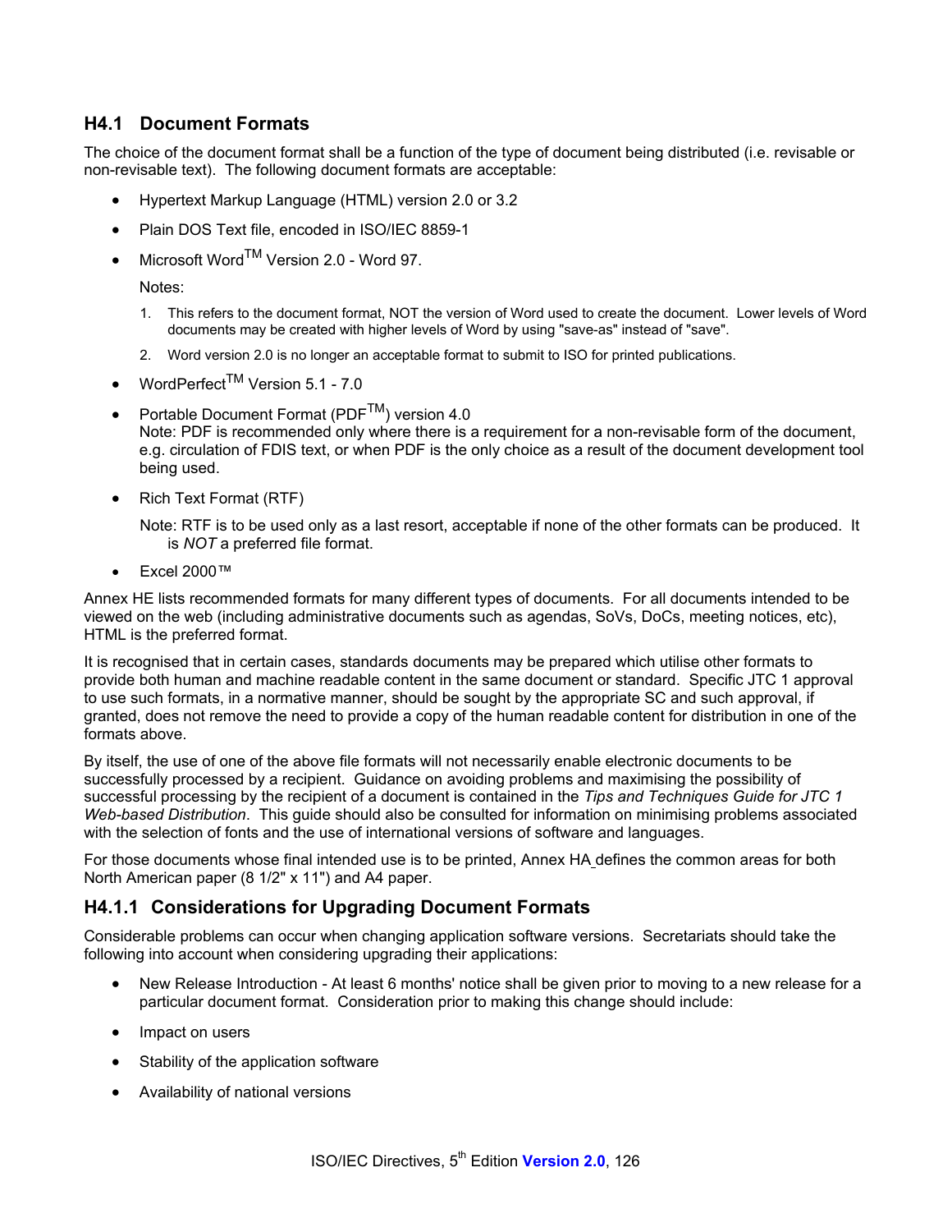## H4.1 Document Formats

The choice of the document format shall be a function of the type of document being distributed (i.e. revisable or non-revisable text). The following document formats are acceptable:

- Hypertext Markup Language (HTML) version 2.0 or 3.2
- Plain DOS Text file, encoded in ISO/IEC 8859-1
- Microsoft Word™ Version 2.0 - Word 97.

  Notes:

  1. This refers to the document format, NOT the version of Word used to create the document. Lower levels of Word documents may be created with higher levels of Word by using "save-as" instead of "save".
  2. Word version 2.0 is no longer an acceptable format to submit to ISO for printed publications.

- WordPerfect™ Version 5.1 - 7.0
- Portable Document Format (PDF™) version 4.0
  Note: PDF is recommended only where there is a requirement for a non-revisable form of the document, e.g. circulation of FDIS text, or when PDF is the only choice as a result of the document development tool being used.
- Rich Text Format (RTF)

  Note: RTF is to be used only as a last resort, acceptable if none of the other formats can be produced. It is *NOT* a preferred file format.

- Excel 2000™

Annex HE lists recommended formats for many different types of documents. For all documents intended to be viewed on the web (including administrative documents such as agendas, SoVs, DoCs, meeting notices, etc), HTML is the preferred format.

It is recognised that in certain cases, standards documents may be prepared which utilise other formats to provide both human and machine readable content in the same document or standard. Specific JTC 1 approval to use such formats, in a normative manner, should be sought by the appropriate SC and such approval, if granted, does not remove the need to provide a copy of the human readable content for distribution in one of the formats above.

By itself, the use of one of the above file formats will not necessarily enable electronic documents to be successfully processed by a recipient. Guidance on avoiding problems and maximising the possibility of successful processing by the recipient of a document is contained in the *Tips and Techniques Guide for JTC 1 Web-based Distribution*. This guide should also be consulted for information on minimising problems associated with the selection of fonts and the use of international versions of software and languages.

For those documents whose final intended use is to be printed, Annex HA defines the common areas for both North American paper (8 1/2" x 11") and A4 paper.

### H4.1.1 Considerations for Upgrading Document Formats

Considerable problems can occur when changing application software versions. Secretariats should take the following into account when considering upgrading their applications:

- New Release Introduction - At least 6 months' notice shall be given prior to moving to a new release for a particular document format. Consideration prior to making this change should include:
- Impact on users
- Stability of the application software
- Availability of national versions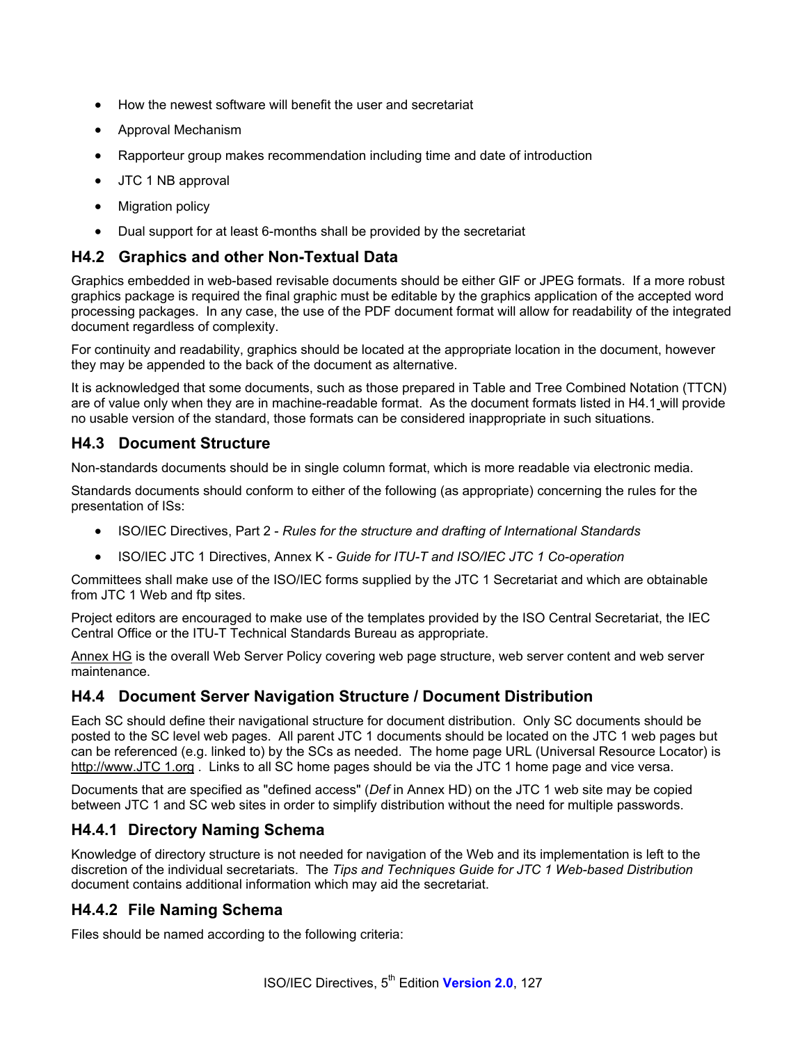- How the newest software will benefit the user and secretariat
- Approval Mechanism
- Rapporteur group makes recommendation including time and date of introduction
- JTC 1 NB approval
- Migration policy
- Dual support for at least 6-months shall be provided by the secretariat

## H4.2 Graphics and other Non-Textual Data

Graphics embedded in web-based revisable documents should be either GIF or JPEG formats. If a more robust graphics package is required the final graphic must be editable by the graphics application of the accepted word processing packages. In any case, the use of the PDF document format will allow for readability of the integrated document regardless of complexity.

For continuity and readability, graphics should be located at the appropriate location in the document, however they may be appended to the back of the document as alternative.

It is acknowledged that some documents, such as those prepared in Table and Tree Combined Notation (TTCN) are of value only when they are in machine-readable format. As the document formats listed in H4.1 will provide no usable version of the standard, those formats can be considered inappropriate in such situations.

## H4.3 Document Structure

Non-standards documents should be in single column format, which is more readable via electronic media.

Standards documents should conform to either of the following (as appropriate) concerning the rules for the presentation of ISs:

- ISO/IEC Directives, Part 2 - *Rules for the structure and drafting of International Standards*
- ISO/IEC JTC 1 Directives, Annex K - *Guide for ITU-T and ISO/IEC JTC 1 Co-operation*

Committees shall make use of the ISO/IEC forms supplied by the JTC 1 Secretariat and which are obtainable from JTC 1 Web and ftp sites.

Project editors are encouraged to make use of the templates provided by the ISO Central Secretariat, the IEC Central Office or the ITU-T Technical Standards Bureau as appropriate.

Annex HG is the overall Web Server Policy covering web page structure, web server content and web server maintenance.

## H4.4 Document Server Navigation Structure / Document Distribution

Each SC should define their navigational structure for document distribution. Only SC documents should be posted to the SC level web pages. All parent JTC 1 documents should be located on the JTC 1 web pages but can be referenced (e.g. linked to) by the SCs as needed. The home page URL (Universal Resource Locator) is http://www.JTC 1.org . Links to all SC home pages should be via the JTC 1 home page and vice versa.

Documents that are specified as "defined access" (*Def* in Annex HD) on the JTC 1 web site may be copied between JTC 1 and SC web sites in order to simplify distribution without the need for multiple passwords.

### H4.4.1 Directory Naming Schema

Knowledge of directory structure is not needed for navigation of the Web and its implementation is left to the discretion of the individual secretariats. The *Tips and Techniques Guide for JTC 1 Web-based Distribution* document contains additional information which may aid the secretariat.

### H4.4.2 File Naming Schema

Files should be named according to the following criteria: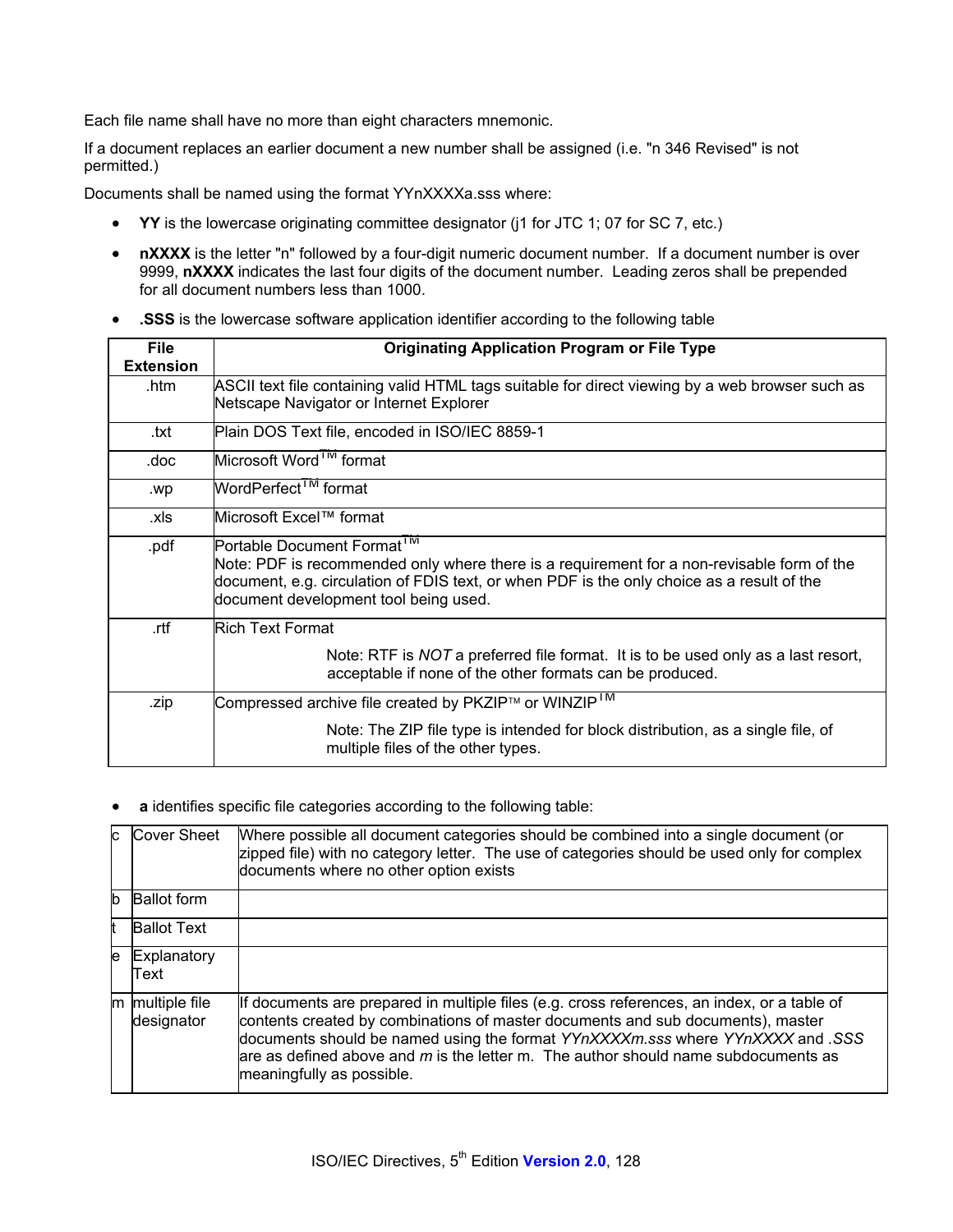Each file name shall have no more than eight characters mnemonic.

If a document replaces an earlier document a new number shall be assigned (i.e. "n 346 Revised" is not permitted.)

Documents shall be named using the format YYnXXXXa.sss where:

- **YY** is the lowercase originating committee designator (j1 for JTC 1; 07 for SC 7, etc.)
- **nXXXX** is the letter "n" followed by a four-digit numeric document number. If a document number is over 9999, **nXXXX** indicates the last four digits of the document number. Leading zeros shall be prepended for all document numbers less than 1000.
- **.SSS** is the lowercase software application identifier according to the following table

| File Extension | Originating Application Program or File Type |
|---|---|
| .htm | ASCII text file containing valid HTML tags suitable for direct viewing by a web browser such as Netscape Navigator or Internet Explorer |
| .txt | Plain DOS Text file, encoded in ISO/IEC 8859-1 |
| .doc | Microsoft Word™ format |
| .wp | WordPerfect™ format |
| .xls | Microsoft Excel™ format |
| .pdf | Portable Document Format™<br>Note: PDF is recommended only where there is a requirement for a non-revisable form of the document, e.g. circulation of FDIS text, or when PDF is the only choice as a result of the document development tool being used. |
| .rtf | Rich Text Format<br>Note: RTF is *NOT* a preferred file format. It is to be used only as a last resort, acceptable if none of the other formats can be produced. |
| .zip | Compressed archive file created by PKZIP™ or WINZIP™<br>Note: The ZIP file type is intended for block distribution, as a single file, of multiple files of the other types. |

- **a** identifies specific file categories according to the following table:

| | | |
|---|---|---|
| c | Cover Sheet | Where possible all document categories should be combined into a single document (or zipped file) with no category letter. The use of categories should be used only for complex documents where no other option exists |
| b | Ballot form | |
| t | Ballot Text | |
| e | Explanatory Text | |
| m | multiple file designator | If documents are prepared in multiple files (e.g. cross references, an index, or a table of contents created by combinations of master documents and sub documents), master documents should be named using the format *YYnXXXXm.sss* where *YYnXXXX* and *.SSS* are as defined above and *m* is the letter m. The author should name subdocuments as meaningfully as possible. |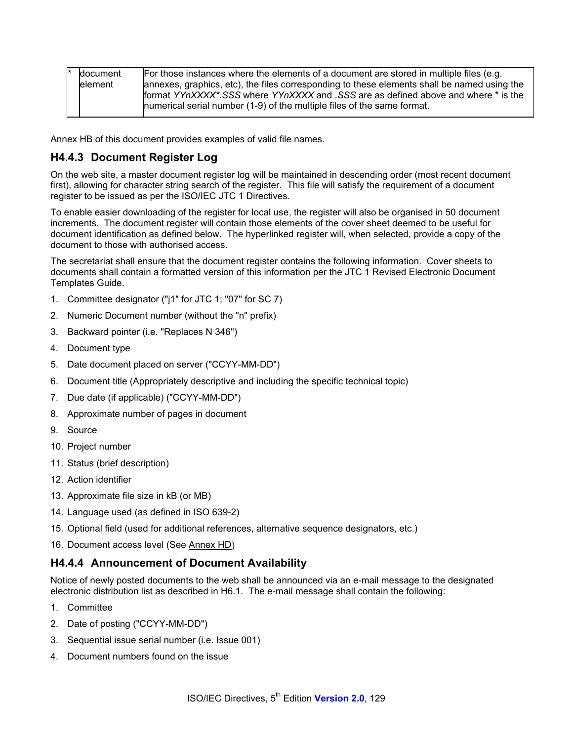| * | document element | For those instances where the elements of a document are stored in multiple files (e.g. annexes, graphics, etc), the files corresponding to these elements shall be named using the format *YYnXXXX*.SSS* where *YYnXXXX* and *.SSS* are as defined above and where * is the numerical serial number (1-9) of the multiple files of the same format. |
|---|---|---|

Annex HB of this document provides examples of valid file names.

### H4.4.3 Document Register Log

On the web site, a master document register log will be maintained in descending order (most recent document first), allowing for character string search of the register. This file will satisfy the requirement of a document register to be issued as per the ISO/IEC JTC 1 Directives.

To enable easier downloading of the register for local use, the register will also be organised in 50 document increments. The document register will contain those elements of the cover sheet deemed to be useful for document identification as defined below. The hyperlinked register will, when selected, provide a copy of the document to those with authorised access.

The secretariat shall ensure that the document register contains the following information. Cover sheets to documents shall contain a formatted version of this information per the JTC 1 Revised Electronic Document Templates Guide.

1. Committee designator ("j1" for JTC 1; "07" for SC 7)
2. Numeric Document number (without the "n" prefix)
3. Backward pointer (i.e. "Replaces N 346")
4. Document type
5. Date document placed on server ("CCYY-MM-DD")
6. Document title (Appropriately descriptive and including the specific technical topic)
7. Due date (if applicable) ("CCYY-MM-DD")
8. Approximate number of pages in document
9. Source
10. Project number
11. Status (brief description)
12. Action identifier
13. Approximate file size in kB (or MB)
14. Language used (as defined in ISO 639-2)
15. Optional field (used for additional references, alternative sequence designators, etc.)
16. Document access level (See Annex HD)

### H4.4.4 Announcement of Document Availability

Notice of newly posted documents to the web shall be announced via an e-mail message to the designated electronic distribution list as described in H6.1. The e-mail message shall contain the following:

1. Committee
2. Date of posting ("CCYY-MM-DD")
3. Sequential issue serial number (i.e. Issue 001)
4. Document numbers found on the issue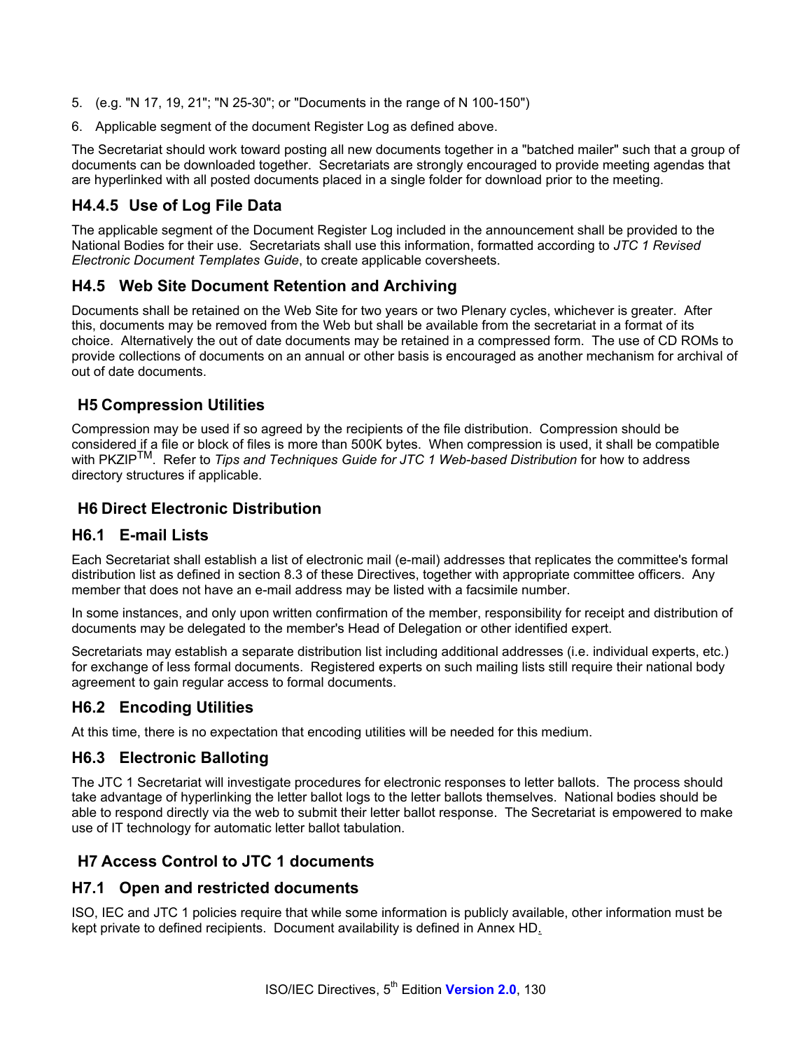5. (e.g. "N 17, 19, 21"; "N 25-30"; or "Documents in the range of N 100-150")
6. Applicable segment of the document Register Log as defined above.

The Secretariat should work toward posting all new documents together in a "batched mailer" such that a group of documents can be downloaded together. Secretariats are strongly encouraged to provide meeting agendas that are hyperlinked with all posted documents placed in a single folder for download prior to the meeting.

#### H4.4.5 Use of Log File Data

The applicable segment of the Document Register Log included in the announcement shall be provided to the National Bodies for their use. Secretariats shall use this information, formatted according to *JTC 1 Revised Electronic Document Templates Guide*, to create applicable coversheets.

### H4.5 Web Site Document Retention and Archiving

Documents shall be retained on the Web Site for two years or two Plenary cycles, whichever is greater. After this, documents may be removed from the Web but shall be available from the secretariat in a format of its choice. Alternatively the out of date documents may be retained in a compressed form. The use of CD ROMs to provide collections of documents on an annual or other basis is encouraged as another mechanism for archival of out of date documents.

## H5 Compression Utilities

Compression may be used if so agreed by the recipients of the file distribution. Compression should be considered if a file or block of files is more than 500K bytes. When compression is used, it shall be compatible with PKZIP™. Refer to *Tips and Techniques Guide for JTC 1 Web-based Distribution* for how to address directory structures if applicable.

## H6 Direct Electronic Distribution

### H6.1 E-mail Lists

Each Secretariat shall establish a list of electronic mail (e-mail) addresses that replicates the committee's formal distribution list as defined in section 8.3 of these Directives, together with appropriate committee officers. Any member that does not have an e-mail address may be listed with a facsimile number.

In some instances, and only upon written confirmation of the member, responsibility for receipt and distribution of documents may be delegated to the member's Head of Delegation or other identified expert.

Secretariats may establish a separate distribution list including additional addresses (i.e. individual experts, etc.) for exchange of less formal documents. Registered experts on such mailing lists still require their national body agreement to gain regular access to formal documents.

### H6.2 Encoding Utilities

At this time, there is no expectation that encoding utilities will be needed for this medium.

### H6.3 Electronic Balloting

The JTC 1 Secretariat will investigate procedures for electronic responses to letter ballots. The process should take advantage of hyperlinking the letter ballot logs to the letter ballots themselves. National bodies should be able to respond directly via the web to submit their letter ballot response. The Secretariat is empowered to make use of IT technology for automatic letter ballot tabulation.

## H7 Access Control to JTC 1 documents

### H7.1 Open and restricted documents

ISO, IEC and JTC 1 policies require that while some information is publicly available, other information must be kept private to defined recipients. Document availability is defined in Annex HD.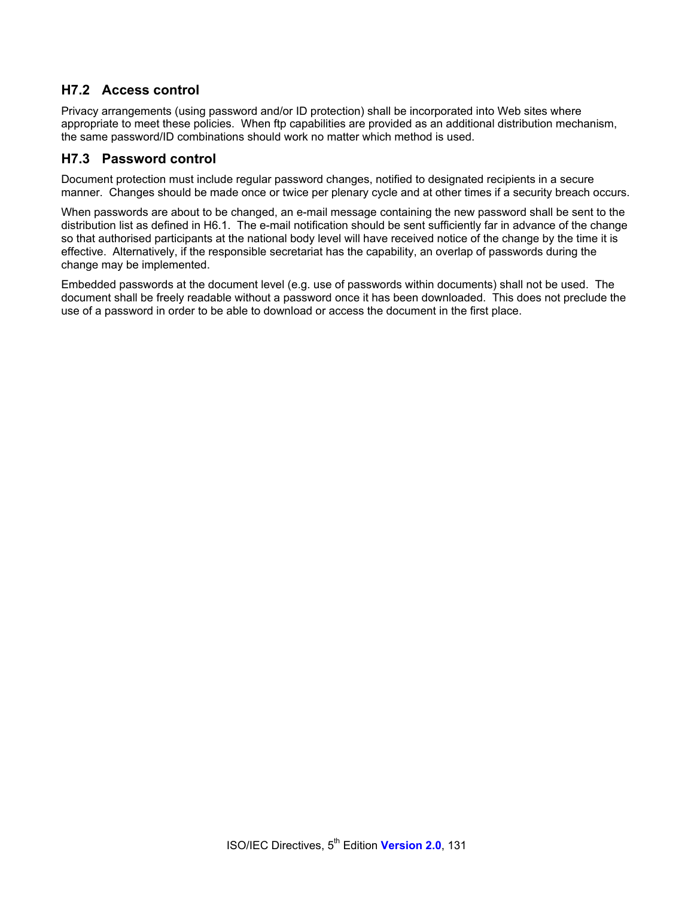## H7.2 Access control

Privacy arrangements (using password and/or ID protection) shall be incorporated into Web sites where appropriate to meet these policies. When ftp capabilities are provided as an additional distribution mechanism, the same password/ID combinations should work no matter which method is used.

## H7.3 Password control

Document protection must include regular password changes, notified to designated recipients in a secure manner. Changes should be made once or twice per plenary cycle and at other times if a security breach occurs.

When passwords are about to be changed, an e-mail message containing the new password shall be sent to the distribution list as defined in H6.1. The e-mail notification should be sent sufficiently far in advance of the change so that authorised participants at the national body level will have received notice of the change by the time it is effective. Alternatively, if the responsible secretariat has the capability, an overlap of passwords during the change may be implemented.

Embedded passwords at the document level (e.g. use of passwords within documents) shall not be used. The document shall be freely readable without a password once it has been downloaded. This does not preclude the use of a password in order to be able to download or access the document in the first place.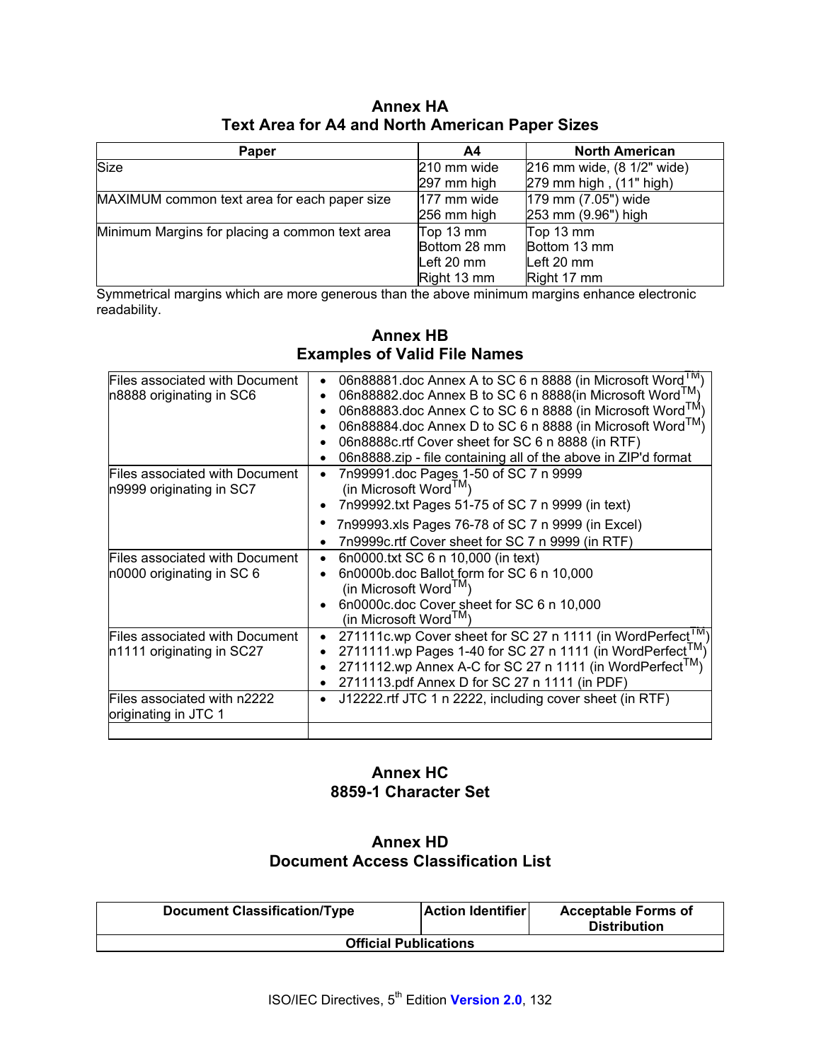## Annex HA
## Text Area for A4 and North American Paper Sizes

| Paper | A4 | North American |
|---|---|---|
| Size | 210 mm wide<br>297 mm high | 216 mm wide, (8 1/2" wide)<br>279 mm high , (11" high) |
| MAXIMUM common text area for each paper size | 177 mm wide<br>256 mm high | 179 mm (7.05") wide<br>253 mm (9.96") high |
| Minimum Margins for placing a common text area | Top 13 mm<br>Bottom 28 mm<br>Left 20 mm<br>Right 13 mm | Top 13 mm<br>Bottom 13 mm<br>Left 20 mm<br>Right 17 mm |

Symmetrical margins which are more generous than the above minimum margins enhance electronic readability.

## Annex HB
## Examples of Valid File Names

| | |
|---|---|
| Files associated with Document n8888 originating in SC6 | • 06n88881.doc Annex A to SC 6 n 8888 (in Microsoft Word™)<br>• 06n88882.doc Annex B to SC 6 n 8888(in Microsoft Word™)<br>• 06n88883.doc Annex C to SC 6 n 8888 (in Microsoft Word™)<br>• 06n88884.doc Annex D to SC 6 n 8888 (in Microsoft Word™)<br>• 06n8888c.rtf Cover sheet for SC 6 n 8888 (in RTF)<br>• 06n8888.zip - file containing all of the above in ZIP'd format |
| Files associated with Document n9999 originating in SC7 | • 7n99991.doc Pages 1-50 of SC 7 n 9999 (in Microsoft Word™)<br>• 7n99992.txt Pages 51-75 of SC 7 n 9999 (in text)<br>• 7n99993.xls Pages 76-78 of SC 7 n 9999 (in Excel)<br>• 7n9999c.rtf Cover sheet for SC 7 n 9999 (in RTF) |
| Files associated with Document n0000 originating in SC 6 | • 6n0000.txt SC 6 n 10,000 (in text)<br>• 6n0000b.doc Ballot form for SC 6 n 10,000 (in Microsoft Word™)<br>• 6n0000c.doc Cover sheet for SC 6 n 10,000 (in Microsoft Word™) |
| Files associated with Document n1111 originating in SC27 | • 271111c.wp Cover sheet for SC 27 n 1111 (in WordPerfect™)<br>• 2711111.wp Pages 1-40 for SC 27 n 1111 (in WordPerfect™)<br>• 2711112.wp Annex A-C for SC 27 n 1111 (in WordPerfect™)<br>• 2711113.pdf Annex D for SC 27 n 1111 (in PDF) |
| Files associated with n2222 originating in JTC 1 | • J12222.rtf JTC 1 n 2222, including cover sheet (in RTF) |
| | |

## Annex HC
## 8859-1 Character Set

## Annex HD
## Document Access Classification List

| Document Classification/Type | Action Identifier | Acceptable Forms of Distribution |
|---|---|---|
| **Official Publications** | | |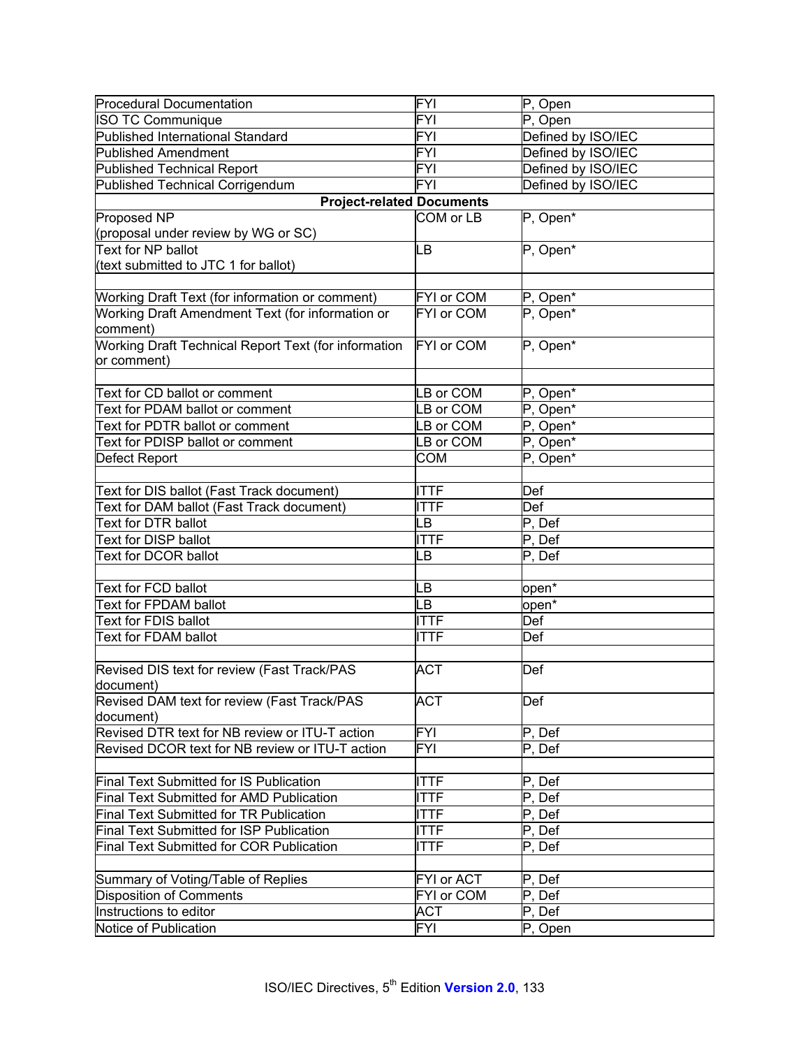| | | |
|---|---|---|
| Procedural Documentation | FYI | P, Open |
| ISO TC Communique | FYI | P, Open |
| Published International Standard | FYI | Defined by ISO/IEC |
| Published Amendment | FYI | Defined by ISO/IEC |
| Published Technical Report | FYI | Defined by ISO/IEC |
| Published Technical Corrigendum | FYI | Defined by ISO/IEC |
| **Project-related Documents** | | |
| Proposed NP (proposal under review by WG or SC) | COM or LB | P, Open* |
| Text for NP ballot (text submitted to JTC 1 for ballot) | LB | P, Open* |
| | | |
| Working Draft Text (for information or comment) | FYI or COM | P, Open* |
| Working Draft Amendment Text (for information or comment) | FYI or COM | P, Open* |
| Working Draft Technical Report Text (for information or comment) | FYI or COM | P, Open* |
| | | |
| Text for CD ballot or comment | LB or COM | P, Open* |
| Text for PDAM ballot or comment | LB or COM | P, Open* |
| Text for PDTR ballot or comment | LB or COM | P, Open* |
| Text for PDISP ballot or comment | LB or COM | P, Open* |
| Defect Report | COM | P, Open* |
| | | |
| Text for DIS ballot (Fast Track document) | ITTF | Def |
| Text for DAM ballot (Fast Track document) | ITTF | Def |
| Text for DTR ballot | LB | P, Def |
| Text for DISP ballot | ITTF | P, Def |
| Text for DCOR ballot | LB | P, Def |
| | | |
| Text for FCD ballot | LB | open* |
| Text for FPDAM ballot | LB | open* |
| Text for FDIS ballot | ITTF | Def |
| Text for FDAM ballot | ITTF | Def |
| | | |
| Revised DIS text for review (Fast Track/PAS document) | ACT | Def |
| Revised DAM text for review (Fast Track/PAS document) | ACT | Def |
| Revised DTR text for NB review or ITU-T action | FYI | P, Def |
| Revised DCOR text for NB review or ITU-T action | FYI | P, Def |
| | | |
| Final Text Submitted for IS Publication | ITTF | P, Def |
| Final Text Submitted for AMD Publication | ITTF | P, Def |
| Final Text Submitted for TR Publication | ITTF | P, Def |
| Final Text Submitted for ISP Publication | ITTF | P, Def |
| Final Text Submitted for COR Publication | ITTF | P, Def |
| | | |
| Summary of Voting/Table of Replies | FYI or ACT | P, Def |
| Disposition of Comments | FYI or COM | P, Def |
| Instructions to editor | ACT | P, Def |
| Notice of Publication | FYI | P, Open |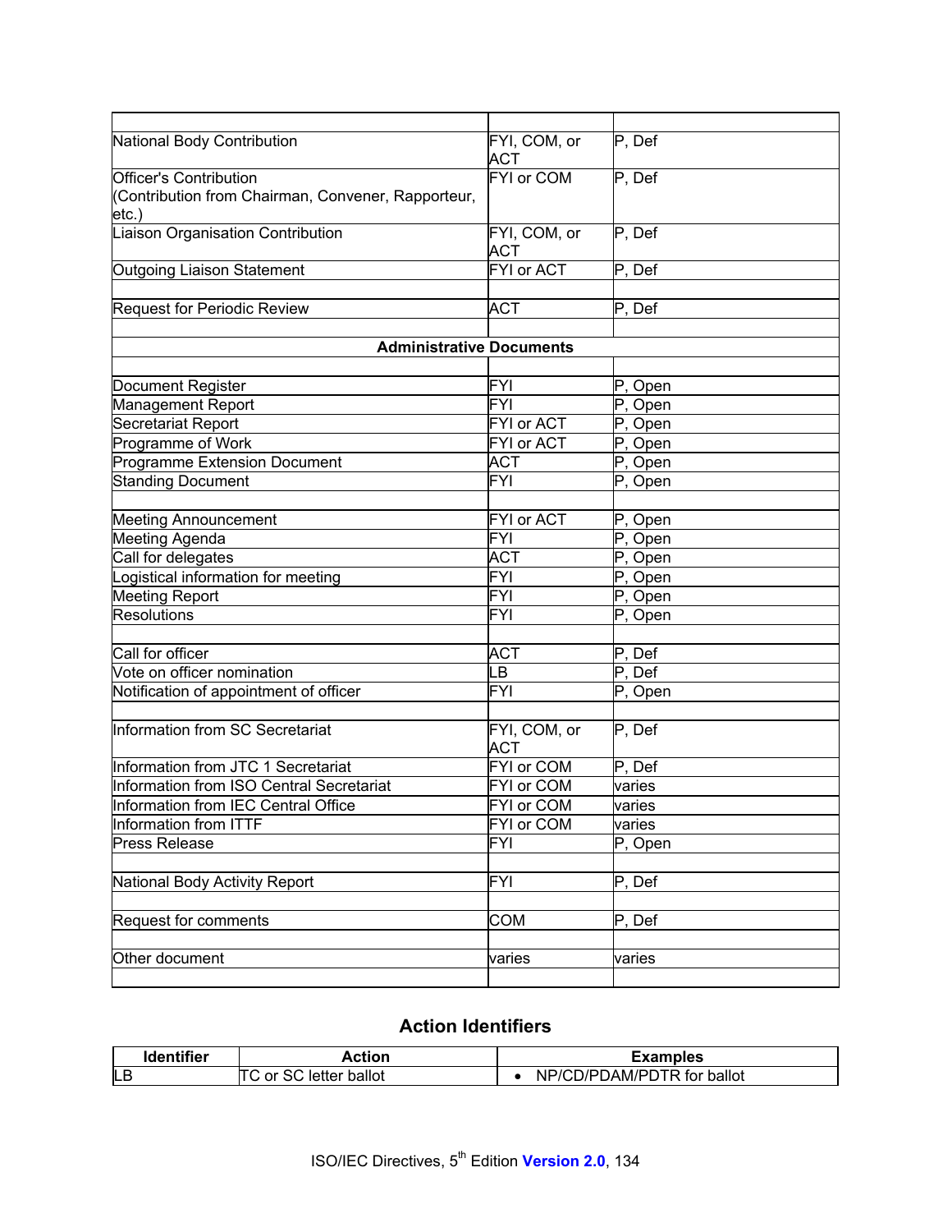| | | |
|---|---|---|
| National Body Contribution | FYI, COM, or ACT | P, Def |
| Officer's Contribution (Contribution from Chairman, Convener, Rapporteur, etc.) | FYI or COM | P, Def |
| Liaison Organisation Contribution | FYI, COM, or ACT | P, Def |
| Outgoing Liaison Statement | FYI or ACT | P, Def |
| | | |
| Request for Periodic Review | ACT | P, Def |
| | | |
| **Administrative Documents** | | |
| | | |
| Document Register | FYI | P, Open |
| Management Report | FYI | P, Open |
| Secretariat Report | FYI or ACT | P, Open |
| Programme of Work | FYI or ACT | P, Open |
| Programme Extension Document | ACT | P, Open |
| Standing Document | FYI | P, Open |
| | | |
| Meeting Announcement | FYI or ACT | P, Open |
| Meeting Agenda | FYI | P, Open |
| Call for delegates | ACT | P, Open |
| Logistical information for meeting | FYI | P, Open |
| Meeting Report | FYI | P, Open |
| Resolutions | FYI | P, Open |
| | | |
| Call for officer | ACT | P, Def |
| Vote on officer nomination | LB | P, Def |
| Notification of appointment of officer | FYI | P, Open |
| | | |
| Information from SC Secretariat | FYI, COM, or ACT | P, Def |
| Information from JTC 1 Secretariat | FYI or COM | P, Def |
| Information from ISO Central Secretariat | FYI or COM | varies |
| Information from IEC Central Office | FYI or COM | varies |
| Information from ITTF | FYI or COM | varies |
| Press Release | FYI | P, Open |
| | | |
| National Body Activity Report | FYI | P, Def |
| | | |
| Request for comments | COM | P, Def |
| | | |
| Other document | varies | varies |
| | | |

## Action Identifiers

| Identifier | Action | Examples |
|---|---|---|
| LB | TC or SC letter ballot | • NP/CD/PDAM/PDTR for ballot |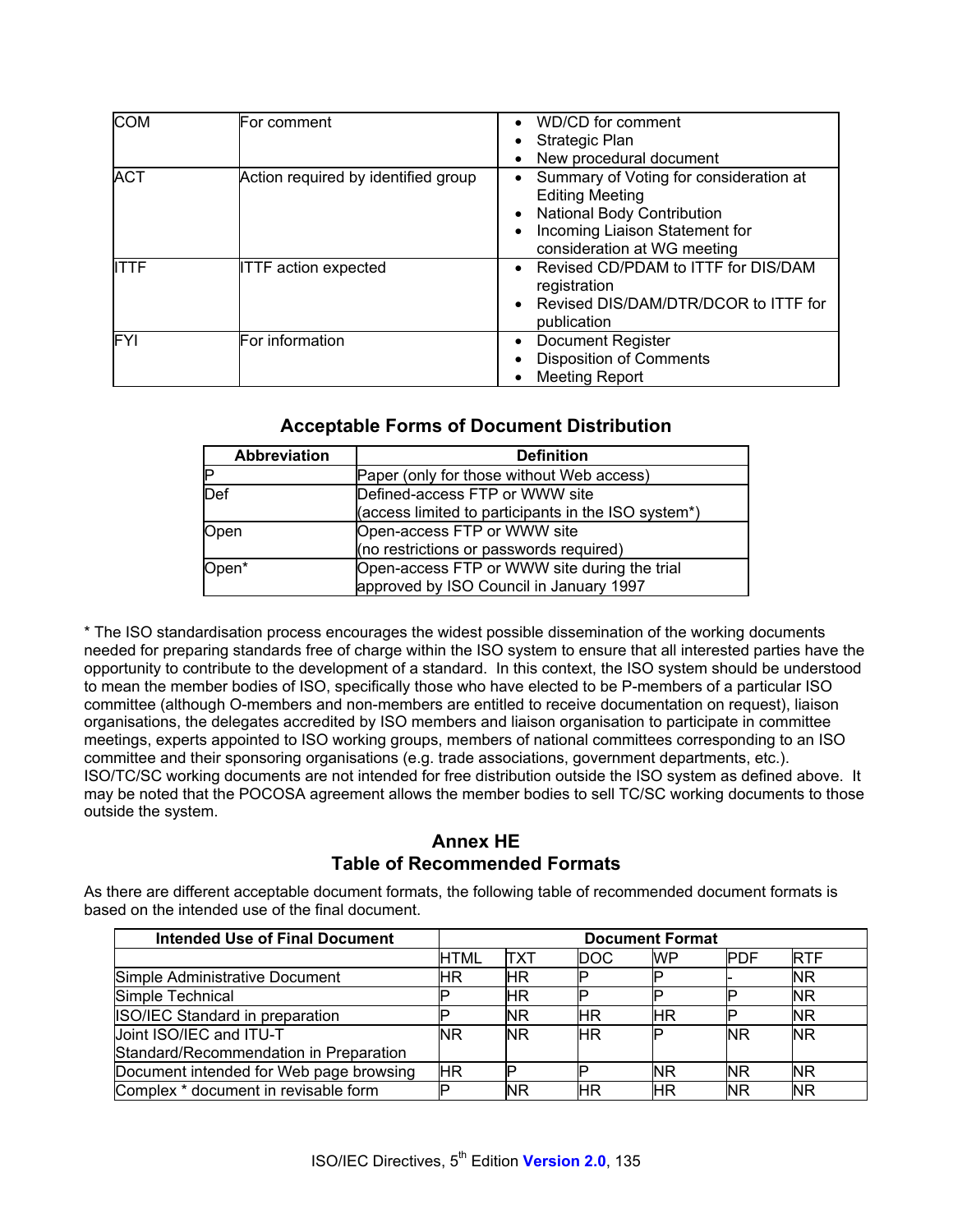| | | |
|---|---|---|
| COM | For comment | • WD/CD for comment<br>• Strategic Plan<br>• New procedural document |
| ACT | Action required by identified group | • Summary of Voting for consideration at Editing Meeting<br>• National Body Contribution<br>• Incoming Liaison Statement for consideration at WG meeting |
| ITTF | ITTF action expected | • Revised CD/PDAM to ITTF for DIS/DAM registration<br>• Revised DIS/DAM/DTR/DCOR to ITTF for publication |
| FYI | For information | • Document Register<br>• Disposition of Comments<br>• Meeting Report |

### Acceptable Forms of Document Distribution

| Abbreviation | Definition |
|---|---|
| P | Paper (only for those without Web access) |
| Def | Defined-access FTP or WWW site<br>(access limited to participants in the ISO system*) |
| Open | Open-access FTP or WWW site<br>(no restrictions or passwords required) |
| Open* | Open-access FTP or WWW site during the trial approved by ISO Council in January 1997 |

* The ISO standardisation process encourages the widest possible dissemination of the working documents needed for preparing standards free of charge within the ISO system to ensure that all interested parties have the opportunity to contribute to the development of a standard. In this context, the ISO system should be understood to mean the member bodies of ISO, specifically those who have elected to be P-members of a particular ISO committee (although O-members and non-members are entitled to receive documentation on request), liaison organisations, the delegates accredited by ISO members and liaison organisation to participate in committee meetings, experts appointed to ISO working groups, members of national committees corresponding to an ISO committee and their sponsoring organisations (e.g. trade associations, government departments, etc.). ISO/TC/SC working documents are not intended for free distribution outside the ISO system as defined above. It may be noted that the POCOSA agreement allows the member bodies to sell TC/SC working documents to those outside the system.

## Annex HE
## Table of Recommended Formats

As there are different acceptable document formats, the following table of recommended document formats is based on the intended use of the final document.

| Intended Use of Final Document | Document Format | | | | | |
|---|---|---|---|---|---|---|
| | HTML | TXT | DOC | WP | PDF | RTF |
| Simple Administrative Document | HR | HR | P | P | - | NR |
| Simple Technical | P | HR | P | P | P | NR |
| ISO/IEC Standard in preparation | P | NR | HR | HR | P | NR |
| Joint ISO/IEC and ITU-T Standard/Recommendation in Preparation | NR | NR | HR | P | NR | NR |
| Document intended for Web page browsing | HR | P | P | NR | NR | NR |
| Complex * document in revisable form | P | NR | HR | HR | NR | NR |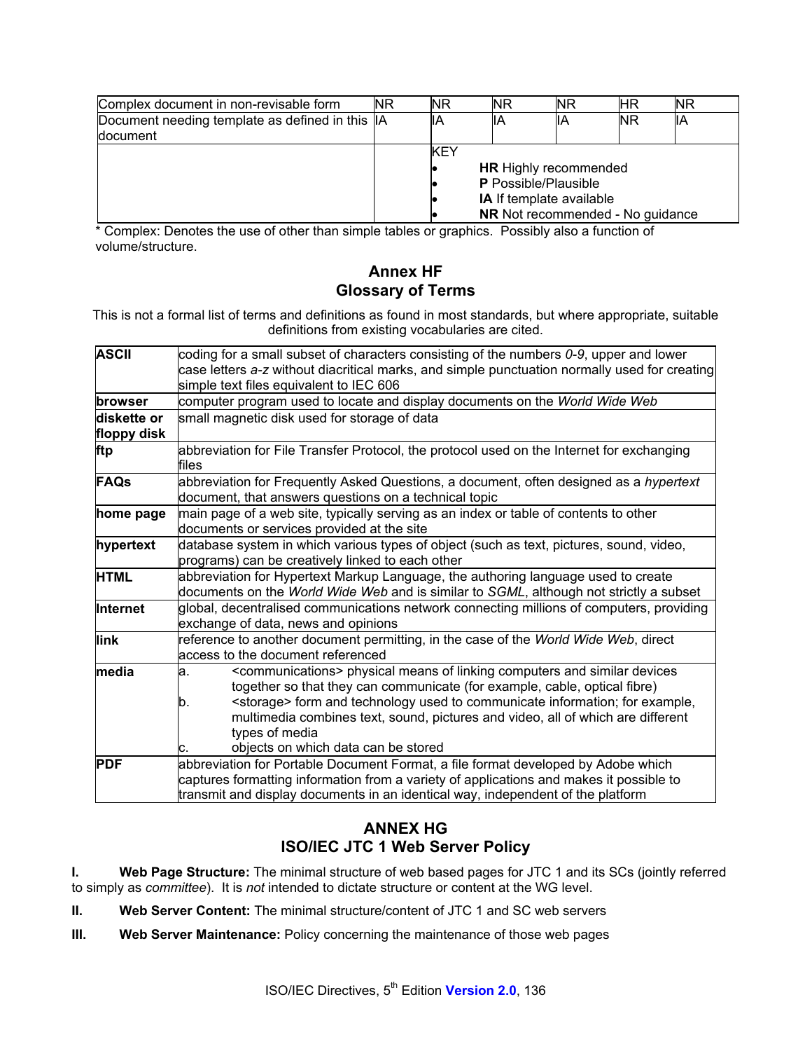| Complex document in non-revisable form | NR | NR | NR | NR | HR | NR |
|---|---|---|---|---|---|---|
| Document needing template as defined in this document | IA | IA | IA | IA | NR | IA |
| | | KEY<br>• **HR** Highly recommended<br>• **P** Possible/Plausible<br>• **IA** If template available<br>• **NR** Not recommended - No guidance | | | | |

\* Complex: Denotes the use of other than simple tables or graphics. Possibly also a function of volume/structure.

## Annex HF
## Glossary of Terms

This is not a formal list of terms and definitions as found in most standards, but where appropriate, suitable definitions from existing vocabularies are cited.

| | |
|---|---|
| **ASCII** | coding for a small subset of characters consisting of the numbers *0-9*, upper and lower case letters *a-z* without diacritical marks, and simple punctuation normally used for creating simple text files equivalent to IEC 606 |
| **browser** | computer program used to locate and display documents on the *World Wide Web* |
| **diskette or floppy disk** | small magnetic disk used for storage of data |
| **ftp** | abbreviation for File Transfer Protocol, the protocol used on the Internet for exchanging files |
| **FAQs** | abbreviation for Frequently Asked Questions, a document, often designed as a *hypertext* document, that answers questions on a technical topic |
| **home page** | main page of a web site, typically serving as an index or table of contents to other documents or services provided at the site |
| **hypertext** | database system in which various types of object (such as text, pictures, sound, video, programs) can be creatively linked to each other |
| **HTML** | abbreviation for Hypertext Markup Language, the authoring language used to create documents on the *World Wide Web* and is similar to *SGML*, although not strictly a subset |
| **Internet** | global, decentralised communications network connecting millions of computers, providing exchange of data, news and opinions |
| **link** | reference to another document permitting, in the case of the *World Wide Web*, direct access to the document referenced |
| **media** | a. <communications> physical means of linking computers and similar devices together so that they can communicate (for example, cable, optical fibre)<br>b. <storage> form and technology used to communicate information; for example, multimedia combines text, sound, pictures and video, all of which are different types of media<br>c. objects on which data can be stored |
| **PDF** | abbreviation for Portable Document Format, a file format developed by Adobe which captures formatting information from a variety of applications and makes it possible to transmit and display documents in an identical way, independent of the platform |

## ANNEX HG
## ISO/IEC JTC 1 Web Server Policy

**I. Web Page Structure:** The minimal structure of web based pages for JTC 1 and its SCs (jointly referred to simply as *committee*). It is *not* intended to dictate structure or content at the WG level.

**II. Web Server Content:** The minimal structure/content of JTC 1 and SC web servers

**III. Web Server Maintenance:** Policy concerning the maintenance of those web pages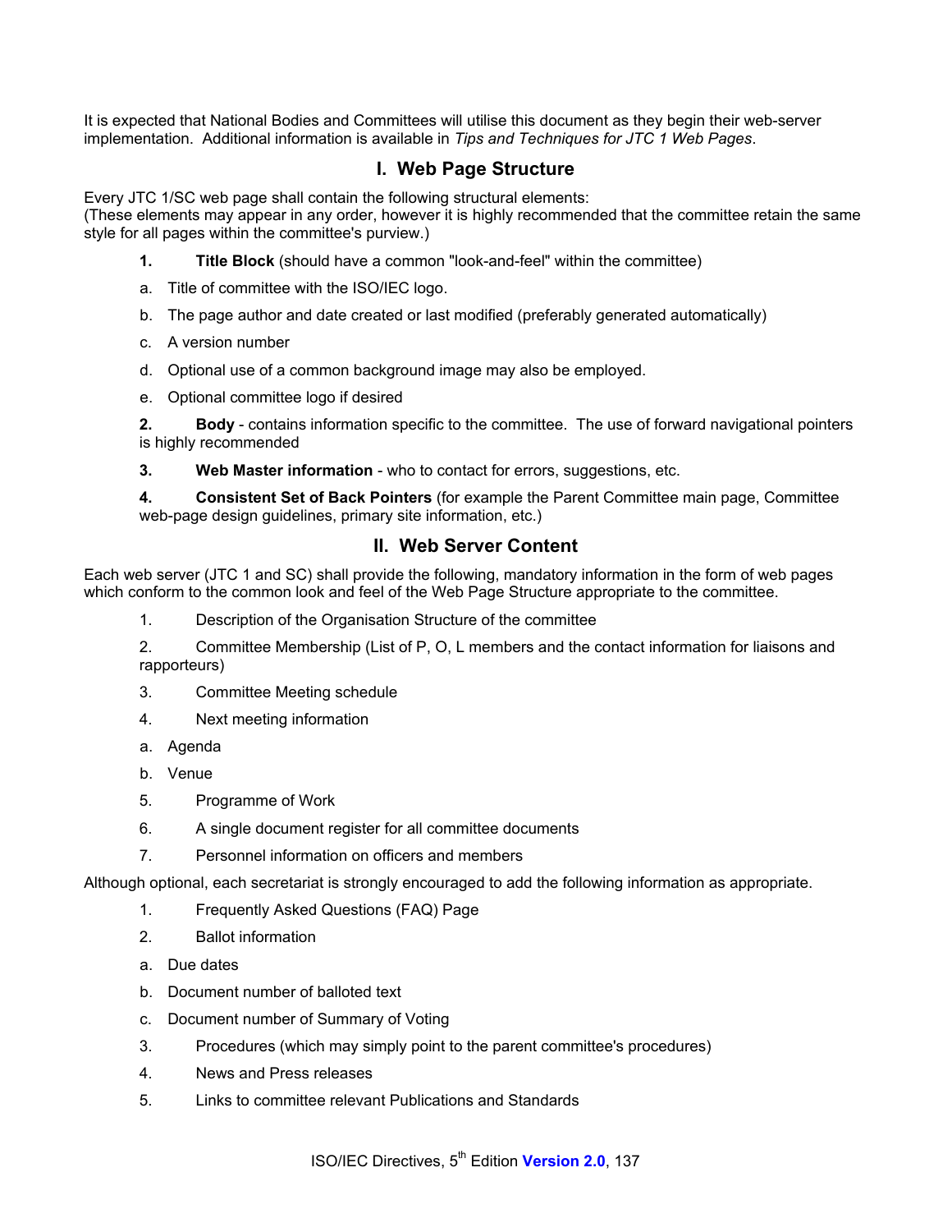It is expected that National Bodies and Committees will utilise this document as they begin their web-server implementation. Additional information is available in *Tips and Techniques for JTC 1 Web Pages*.

## I. Web Page Structure

Every JTC 1/SC web page shall contain the following structural elements:
(These elements may appear in any order, however it is highly recommended that the committee retain the same style for all pages within the committee's purview.)

**1. Title Block** (should have a common "look-and-feel" within the committee)

a. Title of committee with the ISO/IEC logo.

b. The page author and date created or last modified (preferably generated automatically)

c. A version number

d. Optional use of a common background image may also be employed.

e. Optional committee logo if desired

**2. Body** - contains information specific to the committee. The use of forward navigational pointers is highly recommended

**3. Web Master information** - who to contact for errors, suggestions, etc.

**4. Consistent Set of Back Pointers** (for example the Parent Committee main page, Committee web-page design guidelines, primary site information, etc.)

## II. Web Server Content

Each web server (JTC 1 and SC) shall provide the following, mandatory information in the form of web pages which conform to the common look and feel of the Web Page Structure appropriate to the committee.

1. Description of the Organisation Structure of the committee

2. Committee Membership (List of P, O, L members and the contact information for liaisons and rapporteurs)

3. Committee Meeting schedule

4. Next meeting information

a. Agenda

b. Venue

5. Programme of Work

6. A single document register for all committee documents

7. Personnel information on officers and members

Although optional, each secretariat is strongly encouraged to add the following information as appropriate.

1. Frequently Asked Questions (FAQ) Page

2. Ballot information

a. Due dates

b. Document number of balloted text

c. Document number of Summary of Voting

3. Procedures (which may simply point to the parent committee's procedures)

4. News and Press releases

5. Links to committee relevant Publications and Standards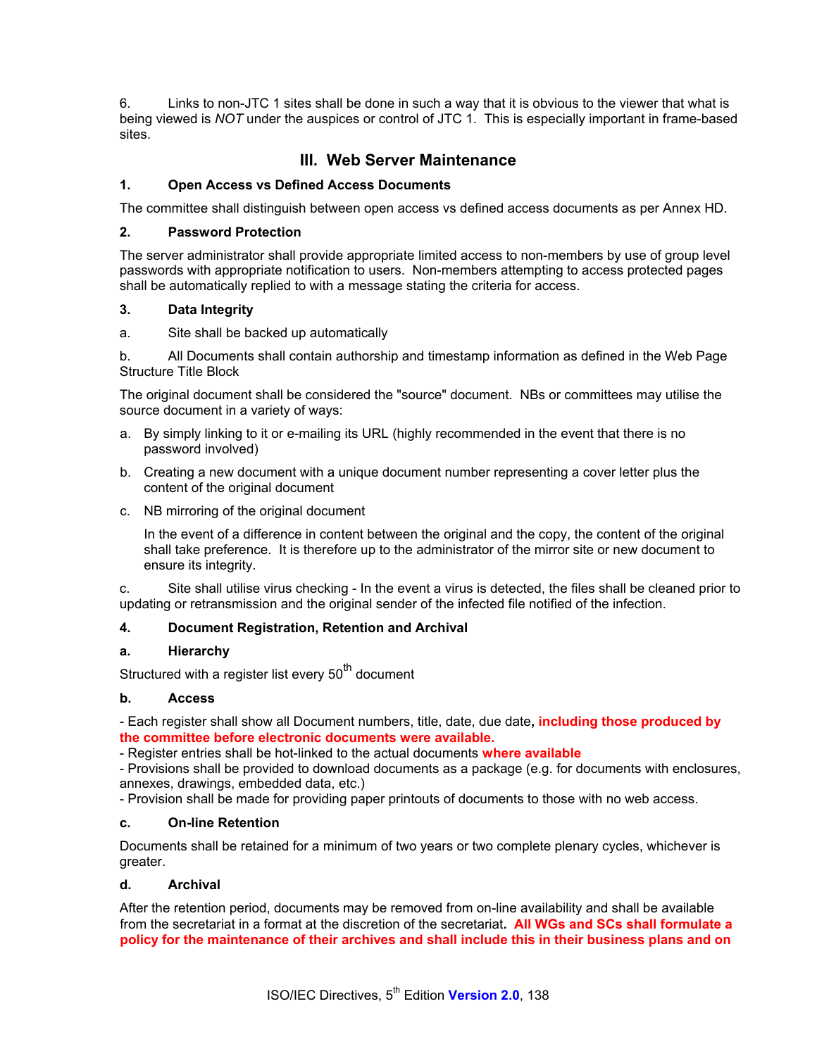6. Links to non-JTC 1 sites shall be done in such a way that it is obvious to the viewer that what is being viewed is *NOT* under the auspices or control of JTC 1. This is especially important in frame-based sites.

## III. Web Server Maintenance

**1. Open Access vs Defined Access Documents**

The committee shall distinguish between open access vs defined access documents as per Annex HD.

**2. Password Protection**

The server administrator shall provide appropriate limited access to non-members by use of group level passwords with appropriate notification to users. Non-members attempting to access protected pages shall be automatically replied to with a message stating the criteria for access.

**3. Data Integrity**

a. Site shall be backed up automatically

b. All Documents shall contain authorship and timestamp information as defined in the Web Page Structure Title Block

The original document shall be considered the "source" document. NBs or committees may utilise the source document in a variety of ways:

a. By simply linking to it or e-mailing its URL (highly recommended in the event that there is no password involved)

b. Creating a new document with a unique document number representing a cover letter plus the content of the original document

c. NB mirroring of the original document

   In the event of a difference in content between the original and the copy, the content of the original shall take preference. It is therefore up to the administrator of the mirror site or new document to ensure its integrity.

c. Site shall utilise virus checking - In the event a virus is detected, the files shall be cleaned prior to updating or retransmission and the original sender of the infected file notified of the infection.

**4. Document Registration, Retention and Archival**

**a. Hierarchy**

Structured with a register list every 50th document

**b. Access**

- Each register shall show all Document numbers, title, date, due date**, including those produced by the committee before electronic documents were available.**
- Register entries shall be hot-linked to the actual documents **where available**
- Provisions shall be provided to download documents as a package (e.g. for documents with enclosures, annexes, drawings, embedded data, etc.)
- Provision shall be made for providing paper printouts of documents to those with no web access.

**c. On-line Retention**

Documents shall be retained for a minimum of two years or two complete plenary cycles, whichever is greater.

**d. Archival**

After the retention period, documents may be removed from on-line availability and shall be available from the secretariat in a format at the discretion of the secretariat**. All WGs and SCs shall formulate a policy for the maintenance of their archives and shall include this in their business plans and on**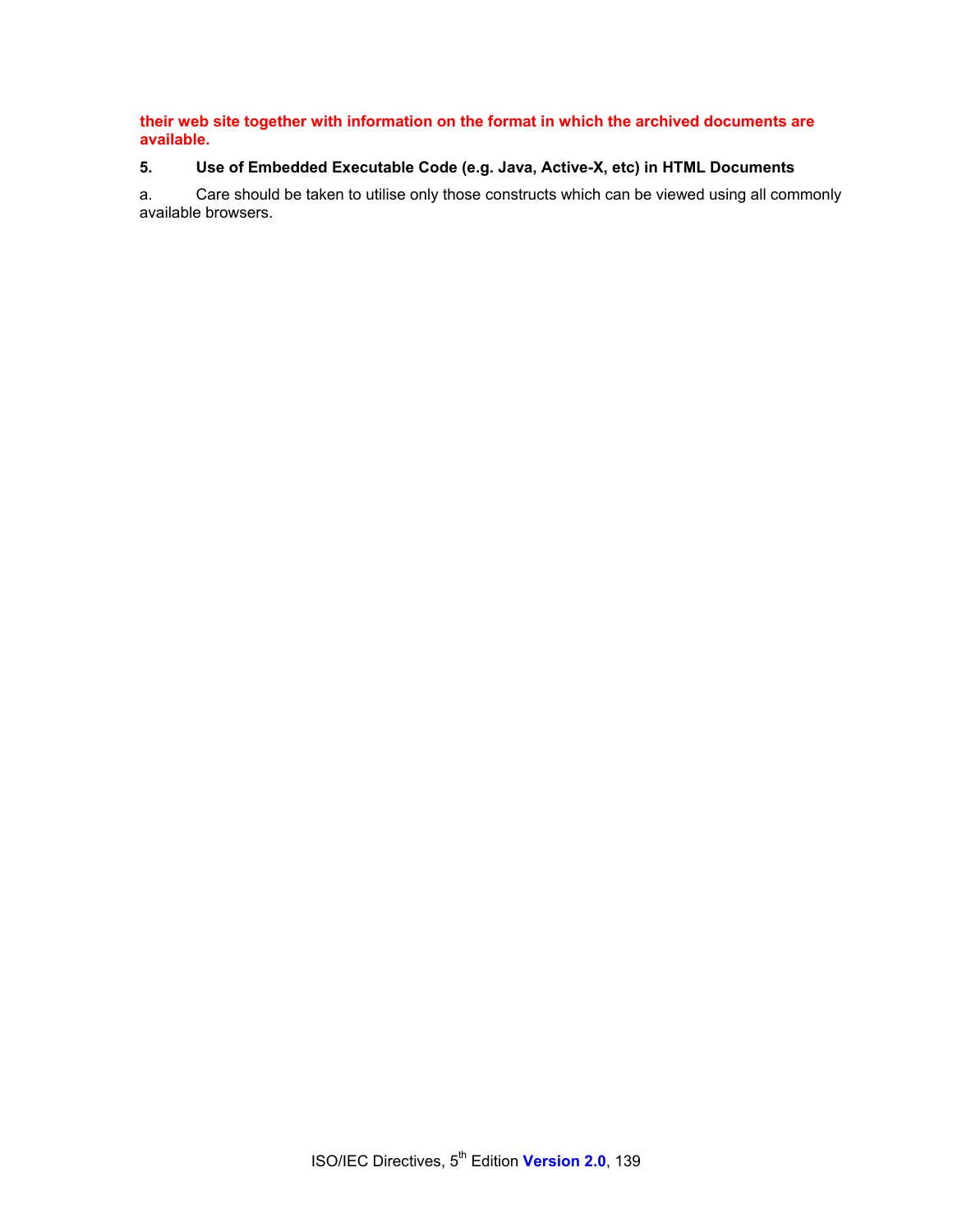**their web site together with information on the format in which the archived documents are available.**

**5. Use of Embedded Executable Code (e.g. Java, Active-X, etc) in HTML Documents**

a. Care should be taken to utilise only those constructs which can be viewed using all commonly available browsers.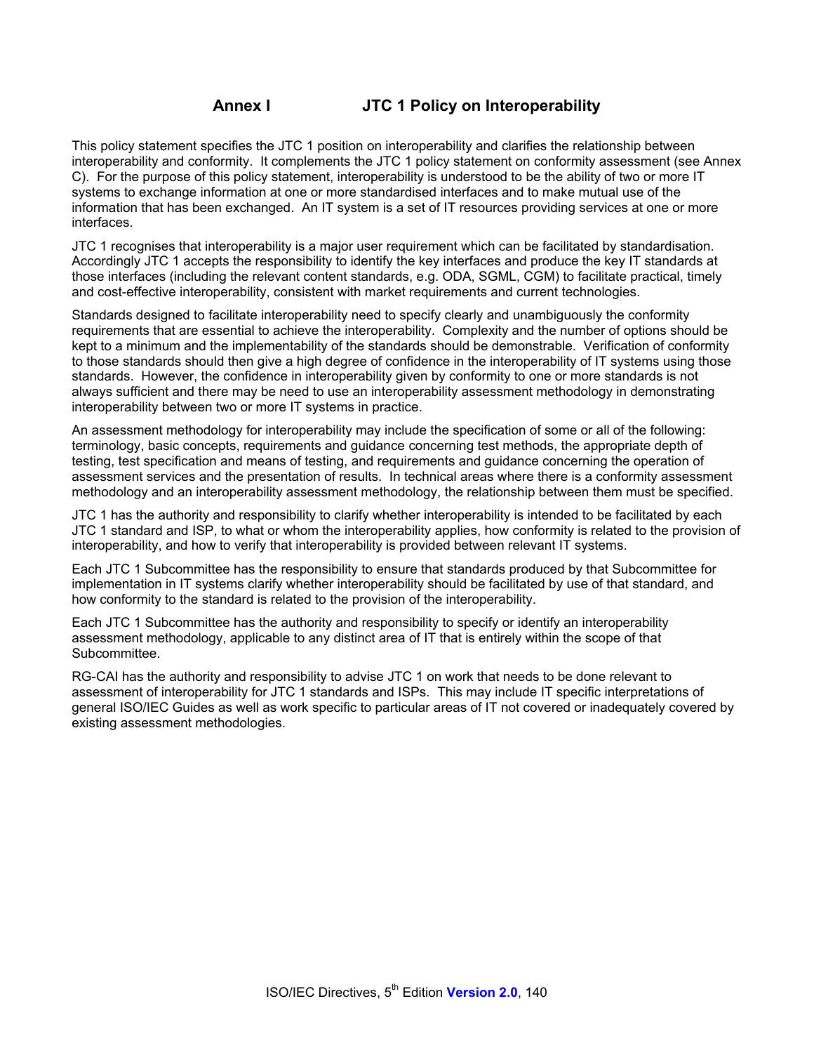# Annex I JTC 1 Policy on Interoperability

This policy statement specifies the JTC 1 position on interoperability and clarifies the relationship between interoperability and conformity. It complements the JTC 1 policy statement on conformity assessment (see Annex C). For the purpose of this policy statement, interoperability is understood to be the ability of two or more IT systems to exchange information at one or more standardised interfaces and to make mutual use of the information that has been exchanged. An IT system is a set of IT resources providing services at one or more interfaces.

JTC 1 recognises that interoperability is a major user requirement which can be facilitated by standardisation. Accordingly JTC 1 accepts the responsibility to identify the key interfaces and produce the key IT standards at those interfaces (including the relevant content standards, e.g. ODA, SGML, CGM) to facilitate practical, timely and cost-effective interoperability, consistent with market requirements and current technologies.

Standards designed to facilitate interoperability need to specify clearly and unambiguously the conformity requirements that are essential to achieve the interoperability. Complexity and the number of options should be kept to a minimum and the implementability of the standards should be demonstrable. Verification of conformity to those standards should then give a high degree of confidence in the interoperability of IT systems using those standards. However, the confidence in interoperability given by conformity to one or more standards is not always sufficient and there may be need to use an interoperability assessment methodology in demonstrating interoperability between two or more IT systems in practice.

An assessment methodology for interoperability may include the specification of some or all of the following: terminology, basic concepts, requirements and guidance concerning test methods, the appropriate depth of testing, test specification and means of testing, and requirements and guidance concerning the operation of assessment services and the presentation of results. In technical areas where there is a conformity assessment methodology and an interoperability assessment methodology, the relationship between them must be specified.

JTC 1 has the authority and responsibility to clarify whether interoperability is intended to be facilitated by each JTC 1 standard and ISP, to what or whom the interoperability applies, how conformity is related to the provision of interoperability, and how to verify that interoperability is provided between relevant IT systems.

Each JTC 1 Subcommittee has the responsibility to ensure that standards produced by that Subcommittee for implementation in IT systems clarify whether interoperability should be facilitated by use of that standard, and how conformity to the standard is related to the provision of the interoperability.

Each JTC 1 Subcommittee has the authority and responsibility to specify or identify an interoperability assessment methodology, applicable to any distinct area of IT that is entirely within the scope of that Subcommittee.

RG-CAI has the authority and responsibility to advise JTC 1 on work that needs to be done relevant to assessment of interoperability for JTC 1 standards and ISPs. This may include IT specific interpretations of general ISO/IEC Guides as well as work specific to particular areas of IT not covered or inadequately covered by existing assessment methodologies.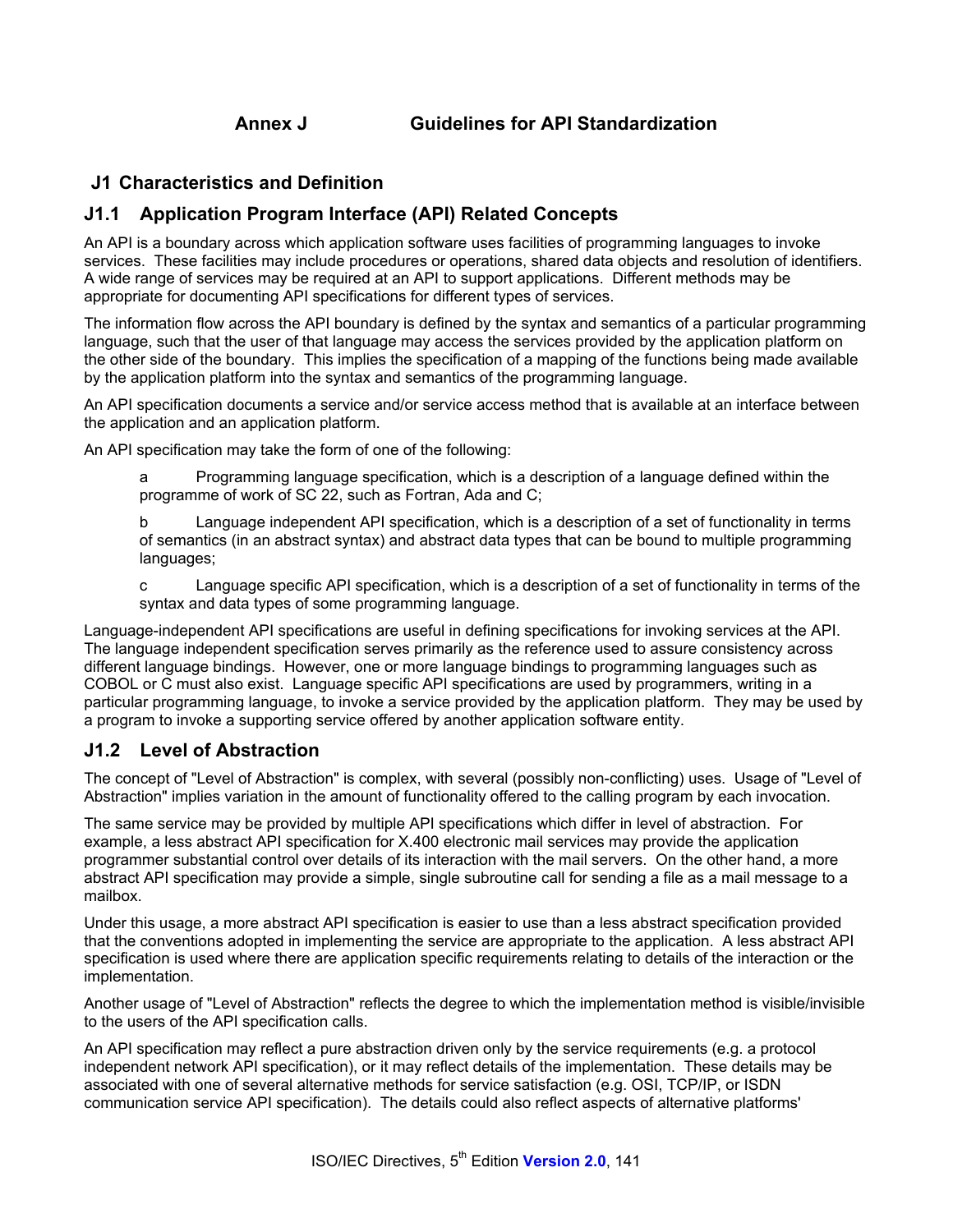# Annex J Guidelines for API Standardization

## J1 Characteristics and Definition

### J1.1 Application Program Interface (API) Related Concepts

An API is a boundary across which application software uses facilities of programming languages to invoke services. These facilities may include procedures or operations, shared data objects and resolution of identifiers. A wide range of services may be required at an API to support applications. Different methods may be appropriate for documenting API specifications for different types of services.

The information flow across the API boundary is defined by the syntax and semantics of a particular programming language, such that the user of that language may access the services provided by the application platform on the other side of the boundary. This implies the specification of a mapping of the functions being made available by the application platform into the syntax and semantics of the programming language.

An API specification documents a service and/or service access method that is available at an interface between the application and an application platform.

An API specification may take the form of one of the following:

a Programming language specification, which is a description of a language defined within the programme of work of SC 22, such as Fortran, Ada and C;

b Language independent API specification, which is a description of a set of functionality in terms of semantics (in an abstract syntax) and abstract data types that can be bound to multiple programming languages;

c Language specific API specification, which is a description of a set of functionality in terms of the syntax and data types of some programming language.

Language-independent API specifications are useful in defining specifications for invoking services at the API. The language independent specification serves primarily as the reference used to assure consistency across different language bindings. However, one or more language bindings to programming languages such as COBOL or C must also exist. Language specific API specifications are used by programmers, writing in a particular programming language, to invoke a service provided by the application platform. They may be used by a program to invoke a supporting service offered by another application software entity.

### J1.2 Level of Abstraction

The concept of "Level of Abstraction" is complex, with several (possibly non-conflicting) uses. Usage of "Level of Abstraction" implies variation in the amount of functionality offered to the calling program by each invocation.

The same service may be provided by multiple API specifications which differ in level of abstraction. For example, a less abstract API specification for X.400 electronic mail services may provide the application programmer substantial control over details of its interaction with the mail servers. On the other hand, a more abstract API specification may provide a simple, single subroutine call for sending a file as a mail message to a mailbox.

Under this usage, a more abstract API specification is easier to use than a less abstract specification provided that the conventions adopted in implementing the service are appropriate to the application. A less abstract API specification is used where there are application specific requirements relating to details of the interaction or the implementation.

Another usage of "Level of Abstraction" reflects the degree to which the implementation method is visible/invisible to the users of the API specification calls.

An API specification may reflect a pure abstraction driven only by the service requirements (e.g. a protocol independent network API specification), or it may reflect details of the implementation. These details may be associated with one of several alternative methods for service satisfaction (e.g. OSI, TCP/IP, or ISDN communication service API specification). The details could also reflect aspects of alternative platforms'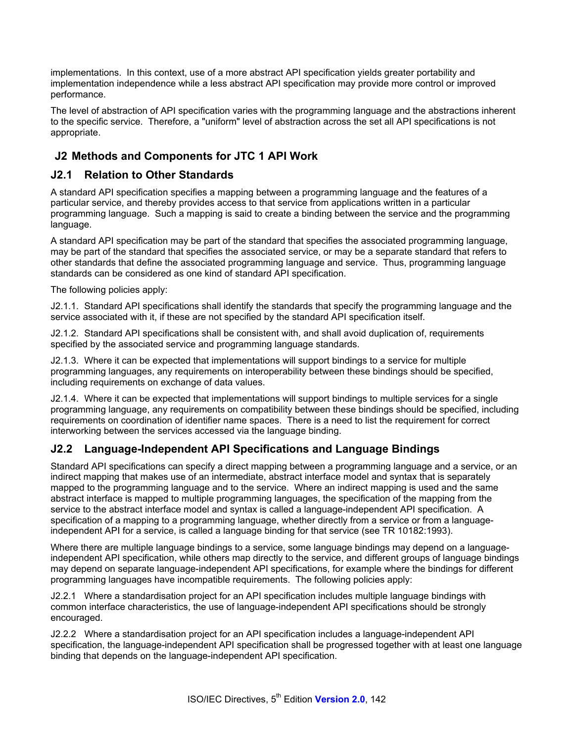implementations. In this context, use of a more abstract API specification yields greater portability and implementation independence while a less abstract API specification may provide more control or improved performance.

The level of abstraction of API specification varies with the programming language and the abstractions inherent to the specific service. Therefore, a "uniform" level of abstraction across the set all API specifications is not appropriate.

## J2 Methods and Components for JTC 1 API Work

### J2.1 Relation to Other Standards

A standard API specification specifies a mapping between a programming language and the features of a particular service, and thereby provides access to that service from applications written in a particular programming language. Such a mapping is said to create a binding between the service and the programming language.

A standard API specification may be part of the standard that specifies the associated programming language, may be part of the standard that specifies the associated service, or may be a separate standard that refers to other standards that define the associated programming language and service. Thus, programming language standards can be considered as one kind of standard API specification.

The following policies apply:

J2.1.1. Standard API specifications shall identify the standards that specify the programming language and the service associated with it, if these are not specified by the standard API specification itself.

J2.1.2. Standard API specifications shall be consistent with, and shall avoid duplication of, requirements specified by the associated service and programming language standards.

J2.1.3. Where it can be expected that implementations will support bindings to a service for multiple programming languages, any requirements on interoperability between these bindings should be specified, including requirements on exchange of data values.

J2.1.4. Where it can be expected that implementations will support bindings to multiple services for a single programming language, any requirements on compatibility between these bindings should be specified, including requirements on coordination of identifier name spaces. There is a need to list the requirement for correct interworking between the services accessed via the language binding.

### J2.2 Language-Independent API Specifications and Language Bindings

Standard API specifications can specify a direct mapping between a programming language and a service, or an indirect mapping that makes use of an intermediate, abstract interface model and syntax that is separately mapped to the programming language and to the service. Where an indirect mapping is used and the same abstract interface is mapped to multiple programming languages, the specification of the mapping from the service to the abstract interface model and syntax is called a language-independent API specification. A specification of a mapping to a programming language, whether directly from a service or from a language-independent API for a service, is called a language binding for that service (see TR 10182:1993).

Where there are multiple language bindings to a service, some language bindings may depend on a language-independent API specification, while others map directly to the service, and different groups of language bindings may depend on separate language-independent API specifications, for example where the bindings for different programming languages have incompatible requirements. The following policies apply:

J2.2.1 Where a standardisation project for an API specification includes multiple language bindings with common interface characteristics, the use of language-independent API specifications should be strongly encouraged.

J2.2.2 Where a standardisation project for an API specification includes a language-independent API specification, the language-independent API specification shall be progressed together with at least one language binding that depends on the language-independent API specification.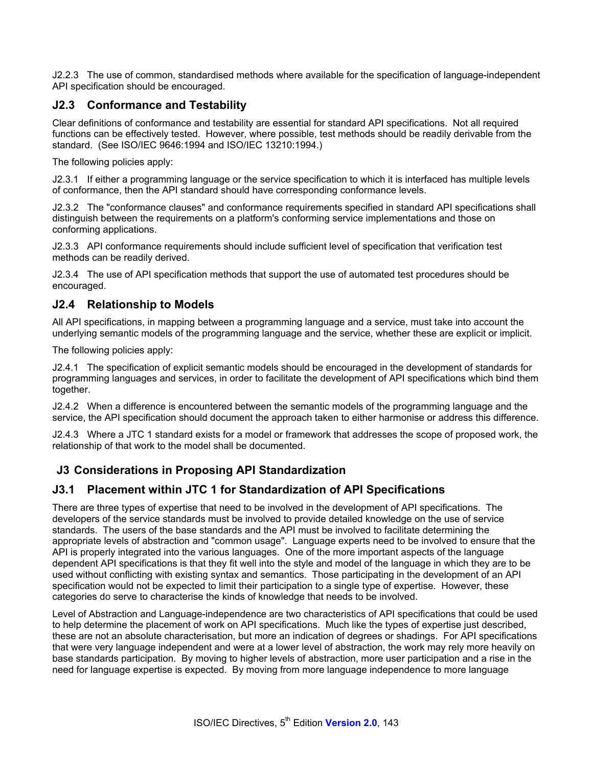J2.2.3 The use of common, standardised methods where available for the specification of language-independent API specification should be encouraged.

### J2.3 Conformance and Testability

Clear definitions of conformance and testability are essential for standard API specifications. Not all required functions can be effectively tested. However, where possible, test methods should be readily derivable from the standard. (See ISO/IEC 9646:1994 and ISO/IEC 13210:1994.)

The following policies apply:

J2.3.1 If either a programming language or the service specification to which it is interfaced has multiple levels of conformance, then the API standard should have corresponding conformance levels.

J2.3.2 The "conformance clauses" and conformance requirements specified in standard API specifications shall distinguish between the requirements on a platform's conforming service implementations and those on conforming applications.

J2.3.3 API conformance requirements should include sufficient level of specification that verification test methods can be readily derived.

J2.3.4 The use of API specification methods that support the use of automated test procedures should be encouraged.

### J2.4 Relationship to Models

All API specifications, in mapping between a programming language and a service, must take into account the underlying semantic models of the programming language and the service, whether these are explicit or implicit.

The following policies apply:

J2.4.1 The specification of explicit semantic models should be encouraged in the development of standards for programming languages and services, in order to facilitate the development of API specifications which bind them together.

J2.4.2 When a difference is encountered between the semantic models of the programming language and the service, the API specification should document the approach taken to either harmonise or address this difference.

J2.4.3 Where a JTC 1 standard exists for a model or framework that addresses the scope of proposed work, the relationship of that work to the model shall be documented.

## J3 Considerations in Proposing API Standardization

### J3.1 Placement within JTC 1 for Standardization of API Specifications

There are three types of expertise that need to be involved in the development of API specifications. The developers of the service standards must be involved to provide detailed knowledge on the use of service standards. The users of the base standards and the API must be involved to facilitate determining the appropriate levels of abstraction and "common usage". Language experts need to be involved to ensure that the API is properly integrated into the various languages. One of the more important aspects of the language dependent API specifications is that they fit well into the style and model of the language in which they are to be used without conflicting with existing syntax and semantics. Those participating in the development of an API specification would not be expected to limit their participation to a single type of expertise. However, these categories do serve to characterise the kinds of knowledge that needs to be involved.

Level of Abstraction and Language-independence are two characteristics of API specifications that could be used to help determine the placement of work on API specifications. Much like the types of expertise just described, these are not an absolute characterisation, but more an indication of degrees or shadings. For API specifications that were very language independent and were at a lower level of abstraction, the work may rely more heavily on base standards participation. By moving to higher levels of abstraction, more user participation and a rise in the need for language expertise is expected. By moving from more language independence to more language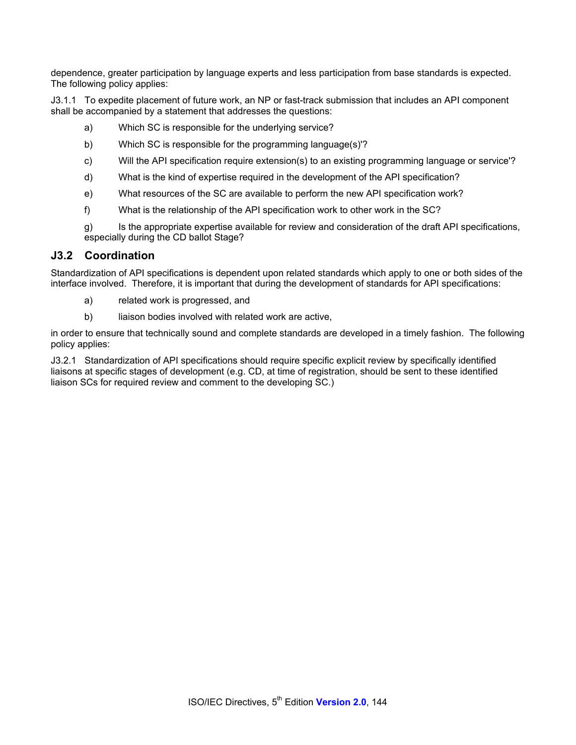dependence, greater participation by language experts and less participation from base standards is expected. The following policy applies:

J3.1.1 To expedite placement of future work, an NP or fast-track submission that includes an API component shall be accompanied by a statement that addresses the questions:

a) Which SC is responsible for the underlying service?

b) Which SC is responsible for the programming language(s)'?

c) Will the API specification require extension(s) to an existing programming language or service'?

d) What is the kind of expertise required in the development of the API specification?

e) What resources of the SC are available to perform the new API specification work?

f) What is the relationship of the API specification work to other work in the SC?

g) Is the appropriate expertise available for review and consideration of the draft API specifications, especially during the CD ballot Stage?

## J3.2 Coordination

Standardization of API specifications is dependent upon related standards which apply to one or both sides of the interface involved. Therefore, it is important that during the development of standards for API specifications:

a) related work is progressed, and

b) liaison bodies involved with related work are active,

in order to ensure that technically sound and complete standards are developed in a timely fashion. The following policy applies:

J3.2.1 Standardization of API specifications should require specific explicit review by specifically identified liaisons at specific stages of development (e.g. CD, at time of registration, should be sent to these identified liaison SCs for required review and comment to the developing SC.)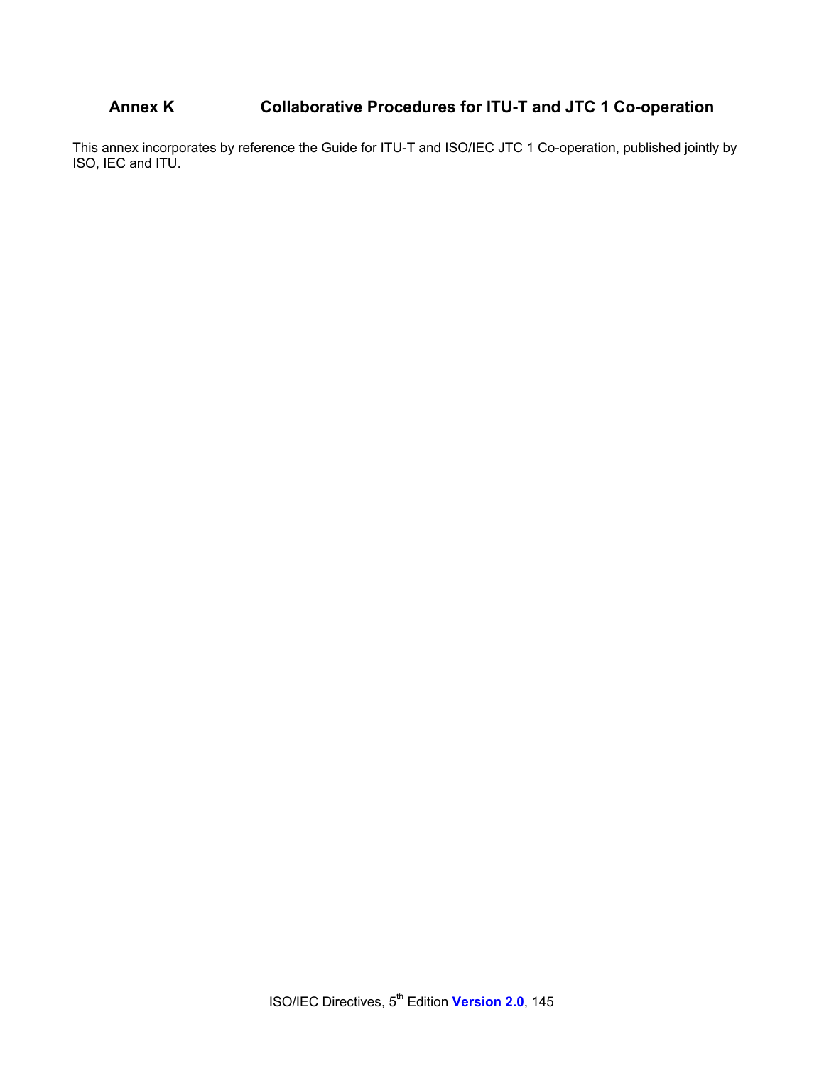# Annex K Collaborative Procedures for ITU-T and JTC 1 Co-operation

This annex incorporates by reference the Guide for ITU-T and ISO/IEC JTC 1 Co-operation, published jointly by ISO, IEC and ITU.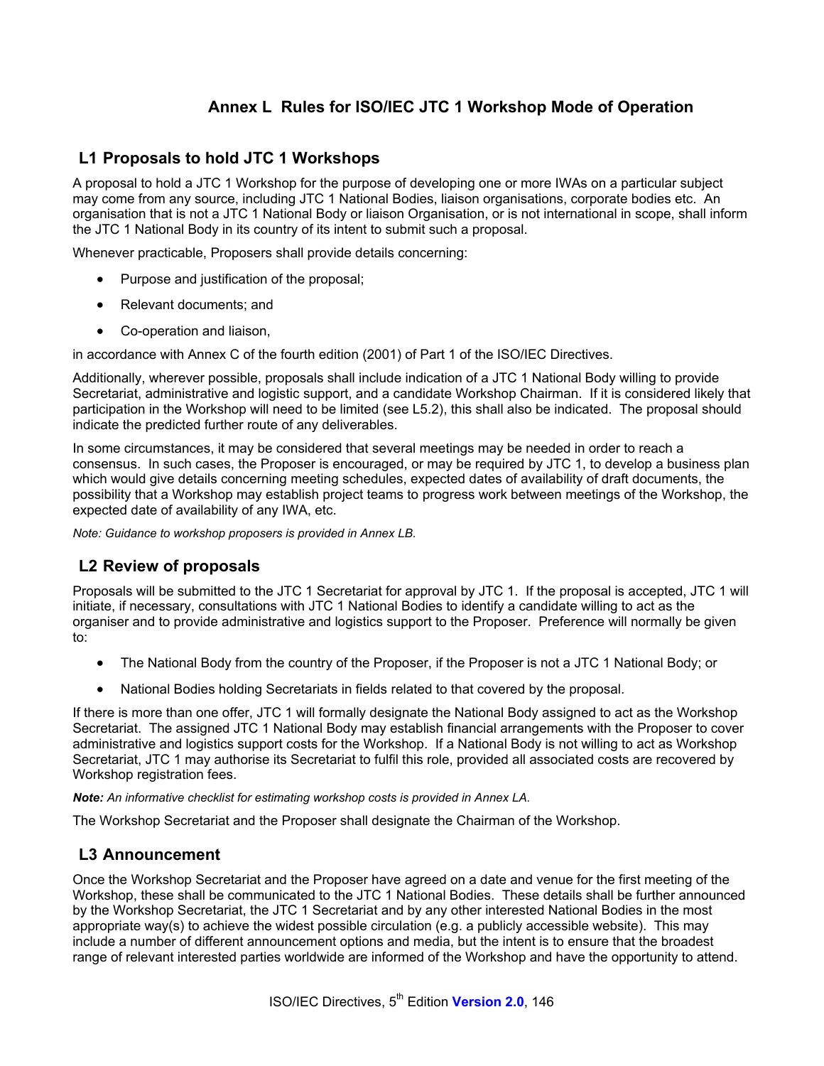# Annex L  Rules for ISO/IEC JTC 1 Workshop Mode of Operation

## L1 Proposals to hold JTC 1 Workshops

A proposal to hold a JTC 1 Workshop for the purpose of developing one or more IWAs on a particular subject may come from any source, including JTC 1 National Bodies, liaison organisations, corporate bodies etc.  An organisation that is not a JTC 1 National Body or liaison Organisation, or is not international in scope, shall inform the JTC 1 National Body in its country of its intent to submit such a proposal.

Whenever practicable, Proposers shall provide details concerning:

- Purpose and justification of the proposal;
- Relevant documents; and
- Co-operation and liaison,

in accordance with Annex C of the fourth edition (2001) of Part 1 of the ISO/IEC Directives.

Additionally, wherever possible, proposals shall include indication of a JTC 1 National Body willing to provide Secretariat, administrative and logistic support, and a candidate Workshop Chairman.  If it is considered likely that participation in the Workshop will need to be limited (see L5.2), this shall also be indicated.  The proposal should indicate the predicted further route of any deliverables.

In some circumstances, it may be considered that several meetings may be needed in order to reach a consensus.  In such cases, the Proposer is encouraged, or may be required by JTC 1, to develop a business plan which would give details concerning meeting schedules, expected dates of availability of draft documents, the possibility that a Workshop may establish project teams to progress work between meetings of the Workshop, the expected date of availability of any IWA, etc.

*Note: Guidance to workshop proposers is provided in Annex LB.*

## L2 Review of proposals

Proposals will be submitted to the JTC 1 Secretariat for approval by JTC 1.  If the proposal is accepted, JTC 1 will initiate, if necessary, consultations with JTC 1 National Bodies to identify a candidate willing to act as the organiser and to provide administrative and logistics support to the Proposer.  Preference will normally be given to:

- The National Body from the country of the Proposer, if the Proposer is not a JTC 1 National Body; or
- National Bodies holding Secretariats in fields related to that covered by the proposal.

If there is more than one offer, JTC 1 will formally designate the National Body assigned to act as the Workshop Secretariat.  The assigned JTC 1 National Body may establish financial arrangements with the Proposer to cover administrative and logistics support costs for the Workshop.  If a National Body is not willing to act as Workshop Secretariat, JTC 1 may authorise its Secretariat to fulfil this role, provided all associated costs are recovered by Workshop registration fees.

***Note:*** *An informative checklist for estimating workshop costs is provided in Annex LA.*

The Workshop Secretariat and the Proposer shall designate the Chairman of the Workshop.

## L3 Announcement

Once the Workshop Secretariat and the Proposer have agreed on a date and venue for the first meeting of the Workshop, these shall be communicated to the JTC 1 National Bodies.  These details shall be further announced by the Workshop Secretariat, the JTC 1 Secretariat and by any other interested National Bodies in the most appropriate way(s) to achieve the widest possible circulation (e.g. a publicly accessible website).  This may include a number of different announcement options and media, but the intent is to ensure that the broadest range of relevant interested parties worldwide are informed of the Workshop and have the opportunity to attend.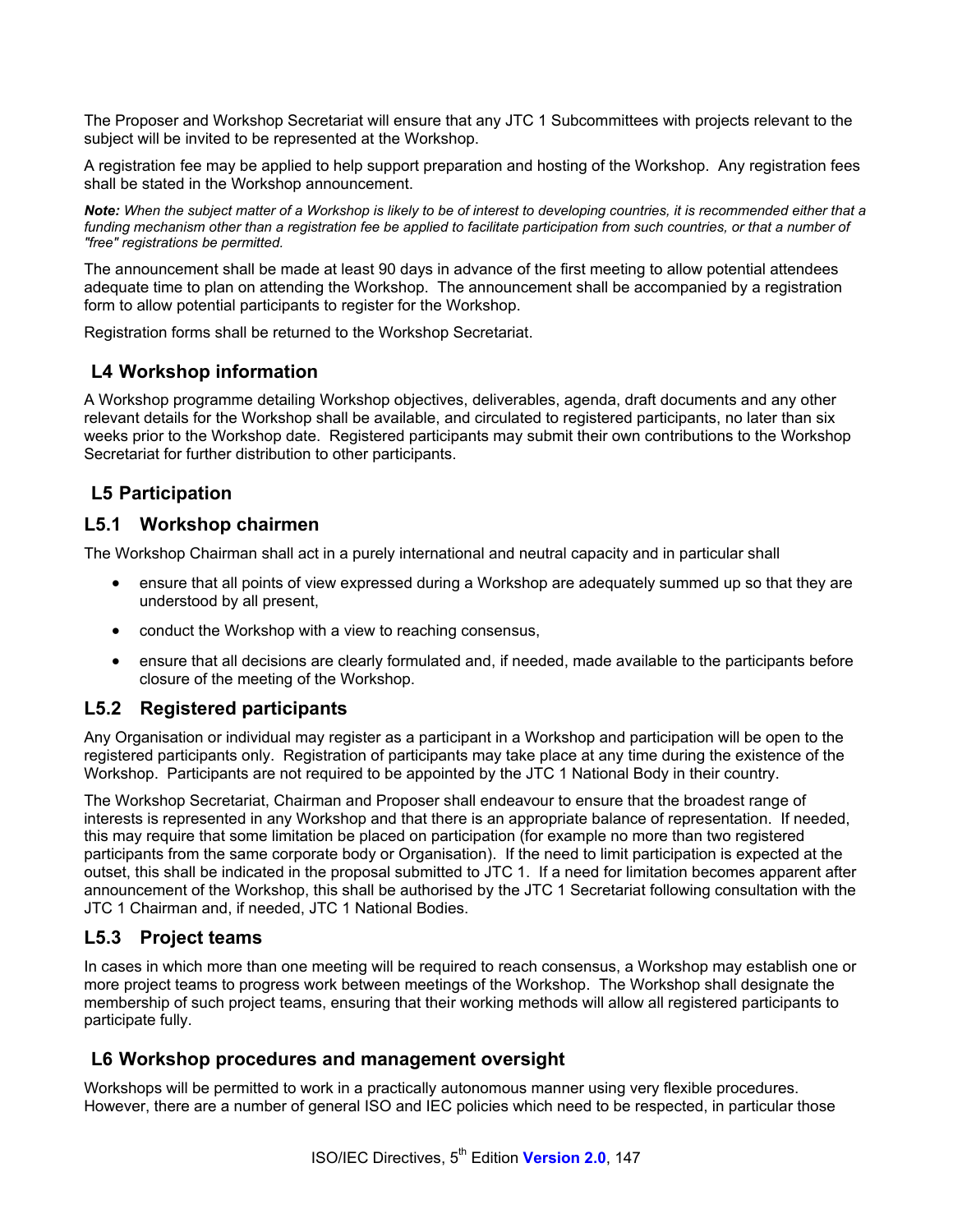The Proposer and Workshop Secretariat will ensure that any JTC 1 Subcommittees with projects relevant to the subject will be invited to be represented at the Workshop.

A registration fee may be applied to help support preparation and hosting of the Workshop. Any registration fees shall be stated in the Workshop announcement.

***Note:*** *When the subject matter of a Workshop is likely to be of interest to developing countries, it is recommended either that a funding mechanism other than a registration fee be applied to facilitate participation from such countries, or that a number of "free" registrations be permitted.*

The announcement shall be made at least 90 days in advance of the first meeting to allow potential attendees adequate time to plan on attending the Workshop. The announcement shall be accompanied by a registration form to allow potential participants to register for the Workshop.

Registration forms shall be returned to the Workshop Secretariat.

## L4 Workshop information

A Workshop programme detailing Workshop objectives, deliverables, agenda, draft documents and any other relevant details for the Workshop shall be available, and circulated to registered participants, no later than six weeks prior to the Workshop date. Registered participants may submit their own contributions to the Workshop Secretariat for further distribution to other participants.

## L5 Participation

### L5.1 Workshop chairmen

The Workshop Chairman shall act in a purely international and neutral capacity and in particular shall

- ensure that all points of view expressed during a Workshop are adequately summed up so that they are understood by all present,
- conduct the Workshop with a view to reaching consensus,
- ensure that all decisions are clearly formulated and, if needed, made available to the participants before closure of the meeting of the Workshop.

### L5.2 Registered participants

Any Organisation or individual may register as a participant in a Workshop and participation will be open to the registered participants only. Registration of participants may take place at any time during the existence of the Workshop. Participants are not required to be appointed by the JTC 1 National Body in their country.

The Workshop Secretariat, Chairman and Proposer shall endeavour to ensure that the broadest range of interests is represented in any Workshop and that there is an appropriate balance of representation. If needed, this may require that some limitation be placed on participation (for example no more than two registered participants from the same corporate body or Organisation). If the need to limit participation is expected at the outset, this shall be indicated in the proposal submitted to JTC 1. If a need for limitation becomes apparent after announcement of the Workshop, this shall be authorised by the JTC 1 Secretariat following consultation with the JTC 1 Chairman and, if needed, JTC 1 National Bodies.

### L5.3 Project teams

In cases in which more than one meeting will be required to reach consensus, a Workshop may establish one or more project teams to progress work between meetings of the Workshop. The Workshop shall designate the membership of such project teams, ensuring that their working methods will allow all registered participants to participate fully.

## L6 Workshop procedures and management oversight

Workshops will be permitted to work in a practically autonomous manner using very flexible procedures. However, there are a number of general ISO and IEC policies which need to be respected, in particular those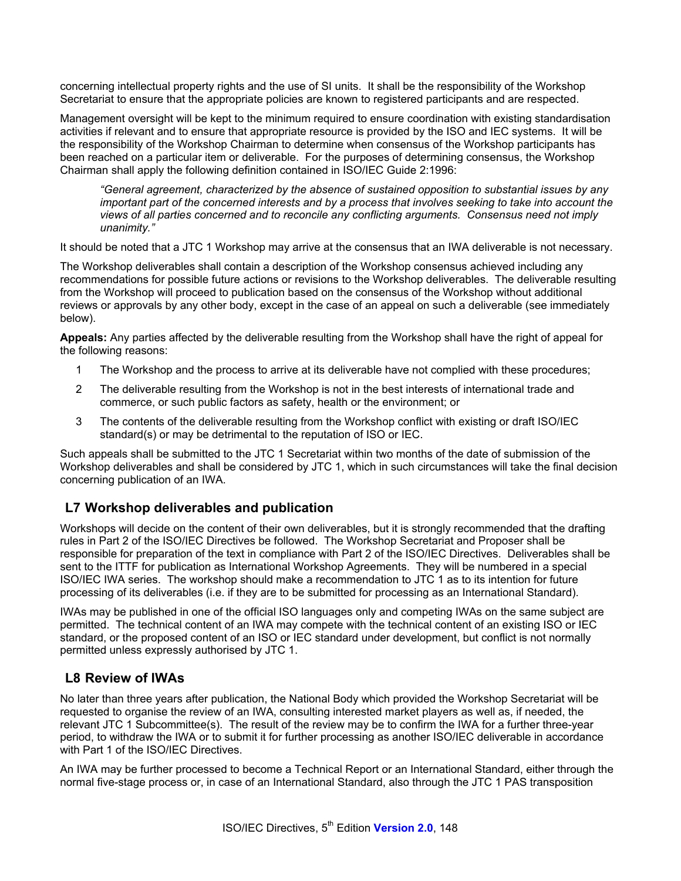concerning intellectual property rights and the use of SI units. It shall be the responsibility of the Workshop Secretariat to ensure that the appropriate policies are known to registered participants and are respected.

Management oversight will be kept to the minimum required to ensure coordination with existing standardisation activities if relevant and to ensure that appropriate resource is provided by the ISO and IEC systems. It will be the responsibility of the Workshop Chairman to determine when consensus of the Workshop participants has been reached on a particular item or deliverable. For the purposes of determining consensus, the Workshop Chairman shall apply the following definition contained in ISO/IEC Guide 2:1996:

> *"General agreement, characterized by the absence of sustained opposition to substantial issues by any important part of the concerned interests and by a process that involves seeking to take into account the views of all parties concerned and to reconcile any conflicting arguments. Consensus need not imply unanimity."*

It should be noted that a JTC 1 Workshop may arrive at the consensus that an IWA deliverable is not necessary.

The Workshop deliverables shall contain a description of the Workshop consensus achieved including any recommendations for possible future actions or revisions to the Workshop deliverables. The deliverable resulting from the Workshop will proceed to publication based on the consensus of the Workshop without additional reviews or approvals by any other body, except in the case of an appeal on such a deliverable (see immediately below).

**Appeals:** Any parties affected by the deliverable resulting from the Workshop shall have the right of appeal for the following reasons:

1. The Workshop and the process to arrive at its deliverable have not complied with these procedures;
2. The deliverable resulting from the Workshop is not in the best interests of international trade and commerce, or such public factors as safety, health or the environment; or
3. The contents of the deliverable resulting from the Workshop conflict with existing or draft ISO/IEC standard(s) or may be detrimental to the reputation of ISO or IEC.

Such appeals shall be submitted to the JTC 1 Secretariat within two months of the date of submission of the Workshop deliverables and shall be considered by JTC 1, which in such circumstances will take the final decision concerning publication of an IWA.

## L7 Workshop deliverables and publication

Workshops will decide on the content of their own deliverables, but it is strongly recommended that the drafting rules in Part 2 of the ISO/IEC Directives be followed. The Workshop Secretariat and Proposer shall be responsible for preparation of the text in compliance with Part 2 of the ISO/IEC Directives. Deliverables shall be sent to the ITTF for publication as International Workshop Agreements. They will be numbered in a special ISO/IEC IWA series. The workshop should make a recommendation to JTC 1 as to its intention for future processing of its deliverables (i.e. if they are to be submitted for processing as an International Standard).

IWAs may be published in one of the official ISO languages only and competing IWAs on the same subject are permitted. The technical content of an IWA may compete with the technical content of an existing ISO or IEC standard, or the proposed content of an ISO or IEC standard under development, but conflict is not normally permitted unless expressly authorised by JTC 1.

## L8 Review of IWAs

No later than three years after publication, the National Body which provided the Workshop Secretariat will be requested to organise the review of an IWA, consulting interested market players as well as, if needed, the relevant JTC 1 Subcommittee(s). The result of the review may be to confirm the IWA for a further three-year period, to withdraw the IWA or to submit it for further processing as another ISO/IEC deliverable in accordance with Part 1 of the ISO/IEC Directives.

An IWA may be further processed to become a Technical Report or an International Standard, either through the normal five-stage process or, in case of an International Standard, also through the JTC 1 PAS transposition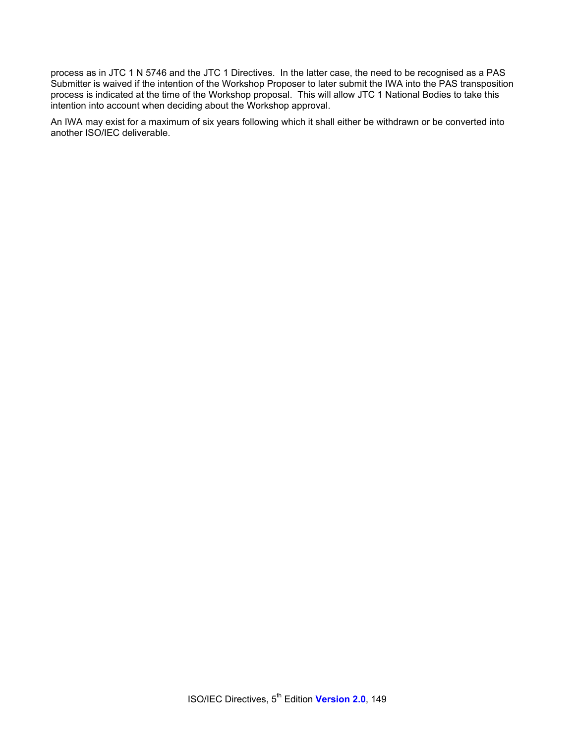process as in JTC 1 N 5746 and the JTC 1 Directives.  In the latter case, the need to be recognised as a PAS Submitter is waived if the intention of the Workshop Proposer to later submit the IWA into the PAS transposition process is indicated at the time of the Workshop proposal.  This will allow JTC 1 National Bodies to take this intention into account when deciding about the Workshop approval.

An IWA may exist for a maximum of six years following which it shall either be withdrawn or be converted into another ISO/IEC deliverable.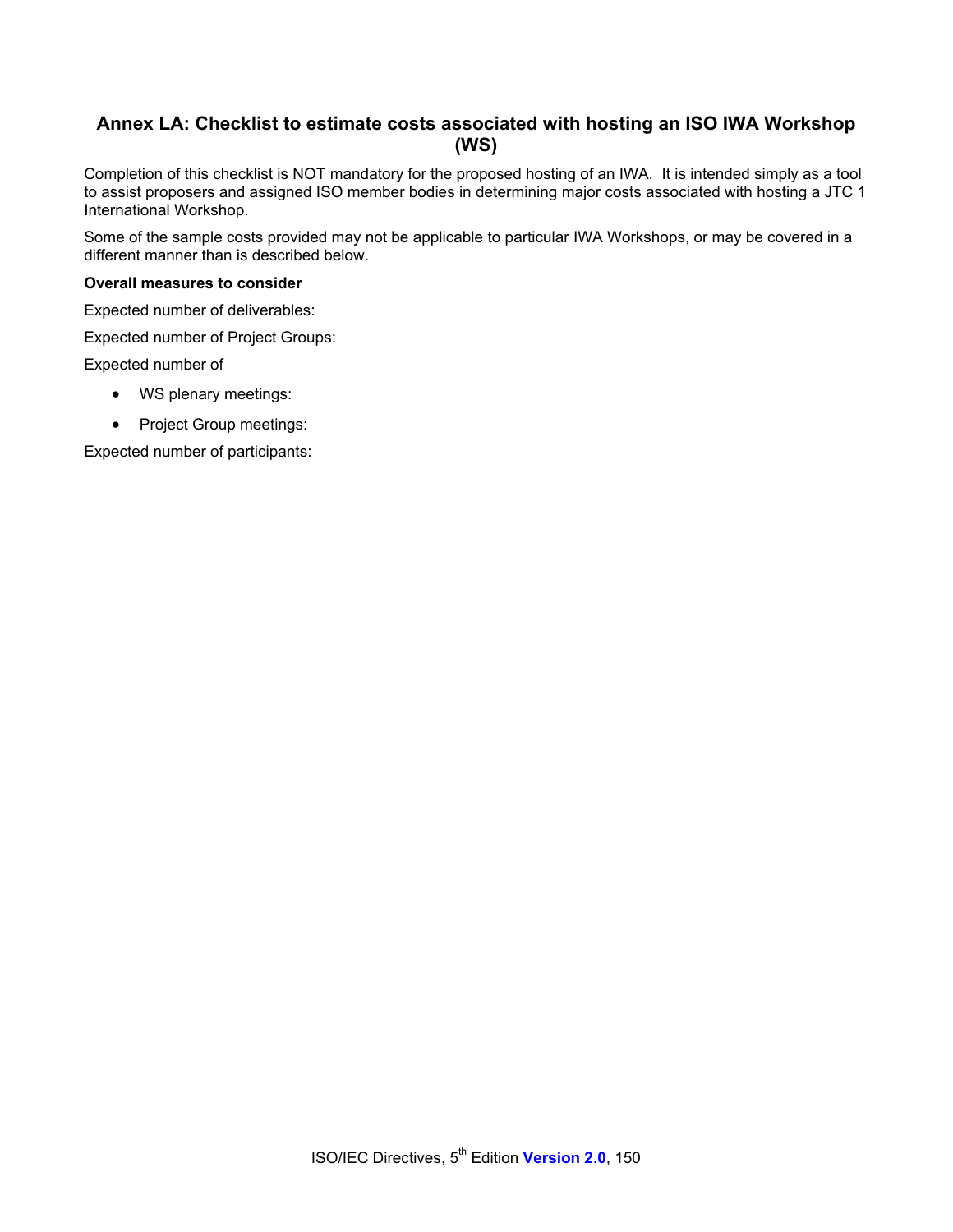## Annex LA: Checklist to estimate costs associated with hosting an ISO IWA Workshop (WS)

Completion of this checklist is NOT mandatory for the proposed hosting of an IWA. It is intended simply as a tool to assist proposers and assigned ISO member bodies in determining major costs associated with hosting a JTC 1 International Workshop.

Some of the sample costs provided may not be applicable to particular IWA Workshops, or may be covered in a different manner than is described below.

**Overall measures to consider**

Expected number of deliverables:

Expected number of Project Groups:

Expected number of

- WS plenary meetings:
- Project Group meetings:

Expected number of participants: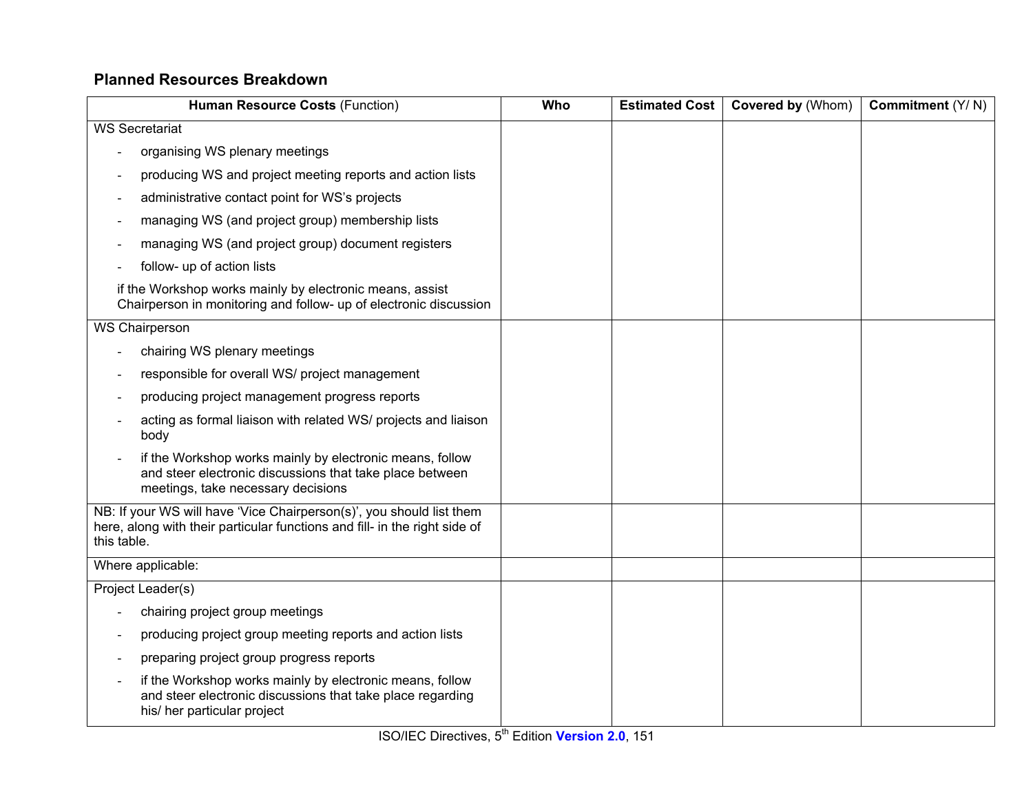## Planned Resources Breakdown

| **Human Resource Costs** (Function) | **Who** | **Estimated Cost** | **Covered by** (Whom) | **Commitment** (Y/ N) |
|---|---|---|---|---|
| WS Secretariat<br>- organising WS plenary meetings<br>- producing WS and project meeting reports and action lists<br>- administrative contact point for WS's projects<br>- managing WS (and project group) membership lists<br>- managing WS (and project group) document registers<br>- follow- up of action lists<br>if the Workshop works mainly by electronic means, assist Chairperson in monitoring and follow- up of electronic discussion | | | | |
| WS Chairperson<br>- chairing WS plenary meetings<br>- responsible for overall WS/ project management<br>- producing project management progress reports<br>- acting as formal liaison with related WS/ projects and liaison body<br>- if the Workshop works mainly by electronic means, follow and steer electronic discussions that take place between meetings, take necessary decisions | | | | |
| NB: If your WS will have 'Vice Chairperson(s)', you should list them here, along with their particular functions and fill- in the right side of this table. | | | | |
| Where applicable: | | | | |
| Project Leader(s)<br>- chairing project group meetings<br>- producing project group meeting reports and action lists<br>- preparing project group progress reports<br>- if the Workshop works mainly by electronic means, follow and steer electronic discussions that take place regarding his/ her particular project | | | | |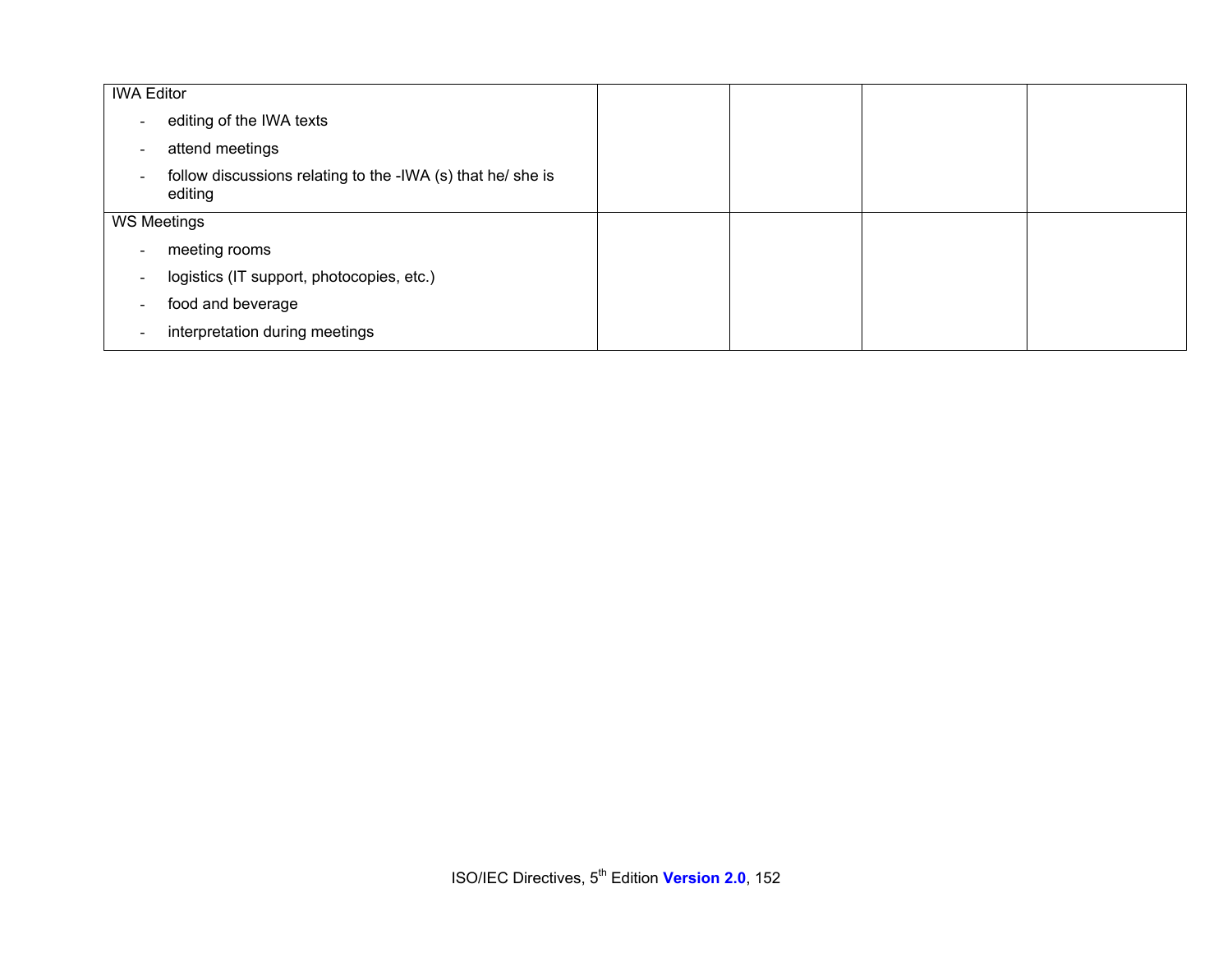| | | | | |
|---|---|---|---|---|
| IWA Editor<br>- editing of the IWA texts<br>- attend meetings<br>- follow discussions relating to the -IWA (s) that he/ she is editing | | | | |
| WS Meetings<br>- meeting rooms<br>- logistics (IT support, photocopies, etc.)<br>- food and beverage<br>- interpretation during meetings | | | | |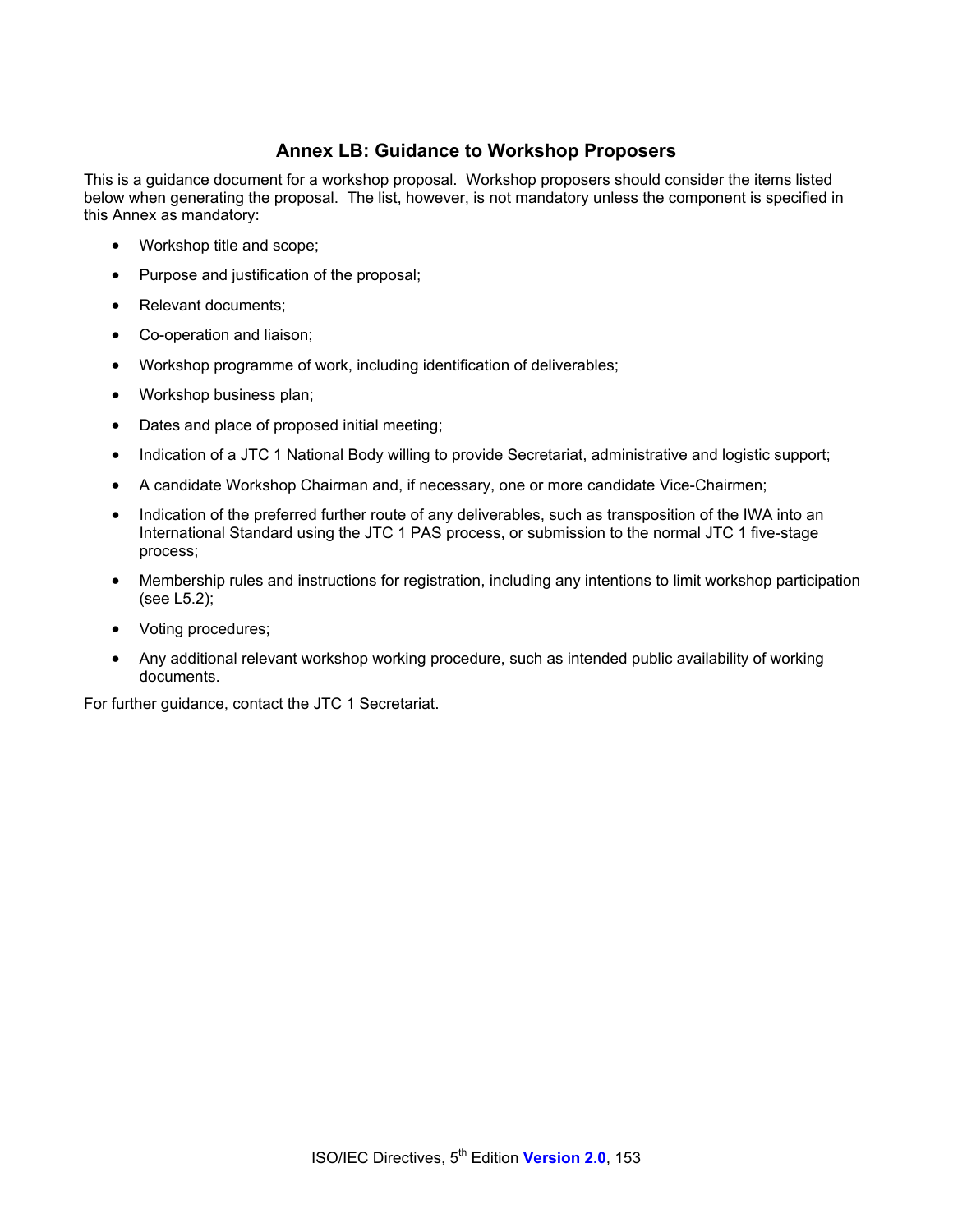## Annex LB: Guidance to Workshop Proposers

This is a guidance document for a workshop proposal. Workshop proposers should consider the items listed below when generating the proposal. The list, however, is not mandatory unless the component is specified in this Annex as mandatory:

- Workshop title and scope;
- Purpose and justification of the proposal;
- Relevant documents;
- Co-operation and liaison;
- Workshop programme of work, including identification of deliverables;
- Workshop business plan;
- Dates and place of proposed initial meeting;
- Indication of a JTC 1 National Body willing to provide Secretariat, administrative and logistic support;
- A candidate Workshop Chairman and, if necessary, one or more candidate Vice-Chairmen;
- Indication of the preferred further route of any deliverables, such as transposition of the IWA into an International Standard using the JTC 1 PAS process, or submission to the normal JTC 1 five-stage process;
- Membership rules and instructions for registration, including any intentions to limit workshop participation (see L5.2);
- Voting procedures;
- Any additional relevant workshop working procedure, such as intended public availability of working documents.

For further guidance, contact the JTC 1 Secretariat.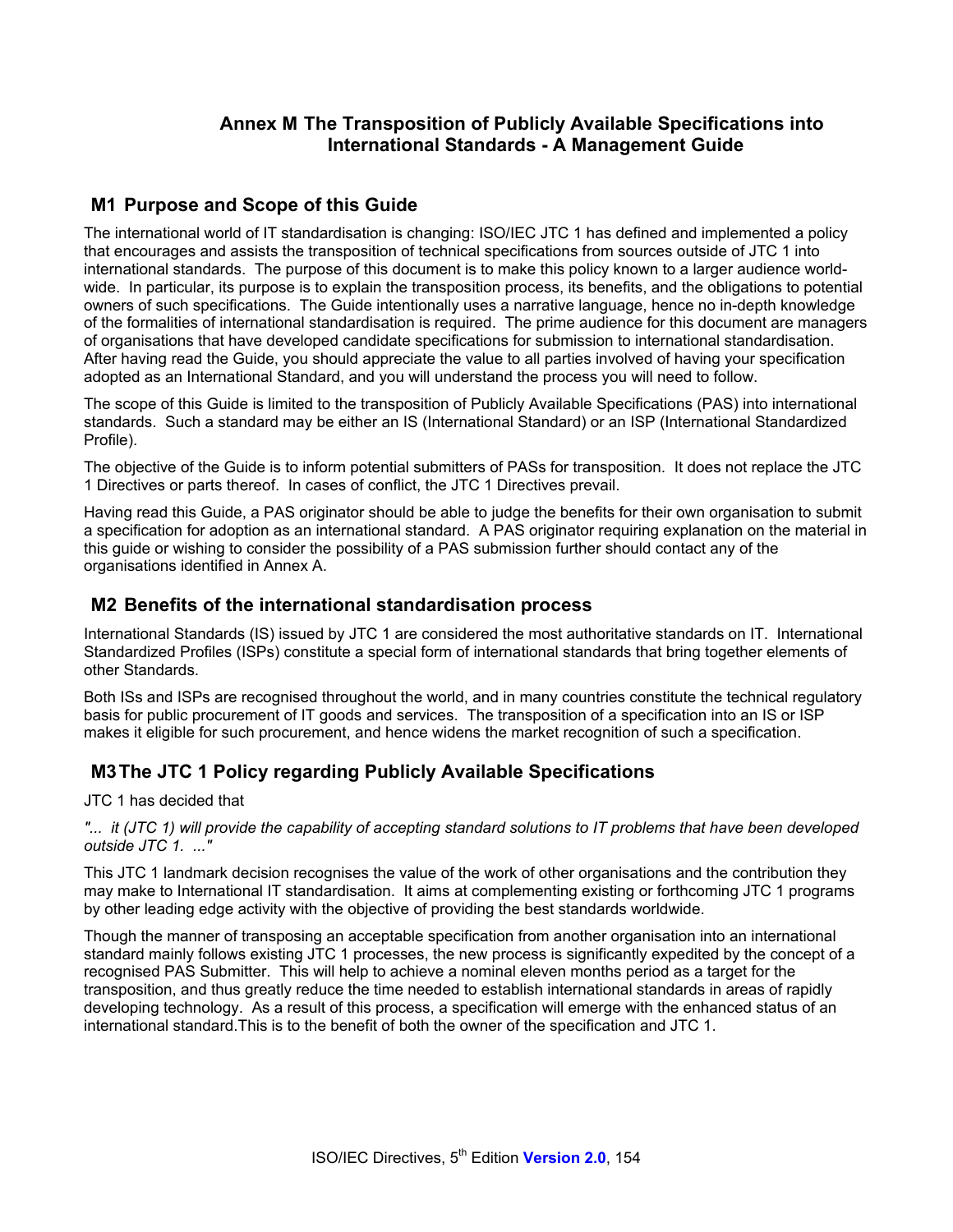## Annex M The Transposition of Publicly Available Specifications into International Standards - A Management Guide

### M1 Purpose and Scope of this Guide

The international world of IT standardisation is changing: ISO/IEC JTC 1 has defined and implemented a policy that encourages and assists the transposition of technical specifications from sources outside of JTC 1 into international standards. The purpose of this document is to make this policy known to a larger audience world-wide. In particular, its purpose is to explain the transposition process, its benefits, and the obligations to potential owners of such specifications. The Guide intentionally uses a narrative language, hence no in-depth knowledge of the formalities of international standardisation is required. The prime audience for this document are managers of organisations that have developed candidate specifications for submission to international standardisation. After having read the Guide, you should appreciate the value to all parties involved of having your specification adopted as an International Standard, and you will understand the process you will need to follow.

The scope of this Guide is limited to the transposition of Publicly Available Specifications (PAS) into international standards. Such a standard may be either an IS (International Standard) or an ISP (International Standardized Profile).

The objective of the Guide is to inform potential submitters of PASs for transposition. It does not replace the JTC 1 Directives or parts thereof. In cases of conflict, the JTC 1 Directives prevail.

Having read this Guide, a PAS originator should be able to judge the benefits for their own organisation to submit a specification for adoption as an international standard. A PAS originator requiring explanation on the material in this guide or wishing to consider the possibility of a PAS submission further should contact any of the organisations identified in Annex A.

### M2 Benefits of the international standardisation process

International Standards (IS) issued by JTC 1 are considered the most authoritative standards on IT. International Standardized Profiles (ISPs) constitute a special form of international standards that bring together elements of other Standards.

Both ISs and ISPs are recognised throughout the world, and in many countries constitute the technical regulatory basis for public procurement of IT goods and services. The transposition of a specification into an IS or ISP makes it eligible for such procurement, and hence widens the market recognition of such a specification.

### M3 The JTC 1 Policy regarding Publicly Available Specifications

JTC 1 has decided that

*"... it (JTC 1) will provide the capability of accepting standard solutions to IT problems that have been developed outside JTC 1. ..."*

This JTC 1 landmark decision recognises the value of the work of other organisations and the contribution they may make to International IT standardisation. It aims at complementing existing or forthcoming JTC 1 programs by other leading edge activity with the objective of providing the best standards worldwide.

Though the manner of transposing an acceptable specification from another organisation into an international standard mainly follows existing JTC 1 processes, the new process is significantly expedited by the concept of a recognised PAS Submitter. This will help to achieve a nominal eleven months period as a target for the transposition, and thus greatly reduce the time needed to establish international standards in areas of rapidly developing technology. As a result of this process, a specification will emerge with the enhanced status of an international standard.This is to the benefit of both the owner of the specification and JTC 1.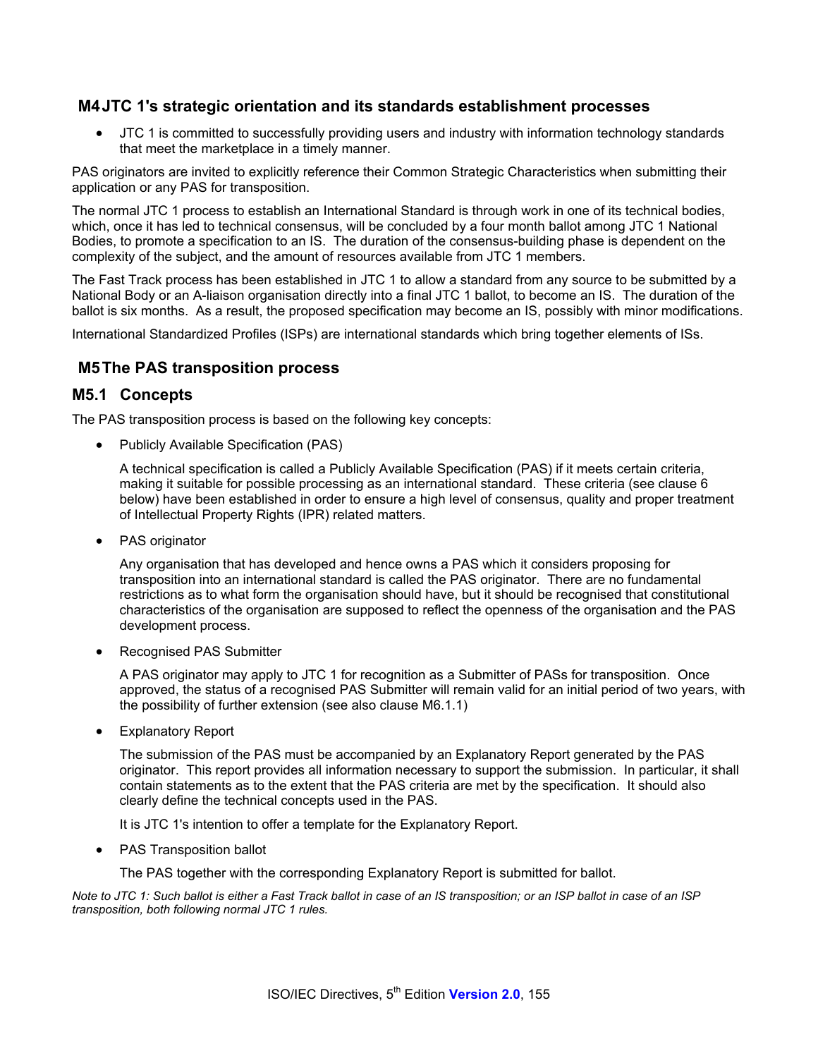## M4 JTC 1's strategic orientation and its standards establishment processes

- JTC 1 is committed to successfully providing users and industry with information technology standards that meet the marketplace in a timely manner.

PAS originators are invited to explicitly reference their Common Strategic Characteristics when submitting their application or any PAS for transposition.

The normal JTC 1 process to establish an International Standard is through work in one of its technical bodies, which, once it has led to technical consensus, will be concluded by a four month ballot among JTC 1 National Bodies, to promote a specification to an IS. The duration of the consensus-building phase is dependent on the complexity of the subject, and the amount of resources available from JTC 1 members.

The Fast Track process has been established in JTC 1 to allow a standard from any source to be submitted by a National Body or an A-liaison organisation directly into a final JTC 1 ballot, to become an IS. The duration of the ballot is six months. As a result, the proposed specification may become an IS, possibly with minor modifications.

International Standardized Profiles (ISPs) are international standards which bring together elements of ISs.

## M5 The PAS transposition process

### M5.1 Concepts

The PAS transposition process is based on the following key concepts:

- Publicly Available Specification (PAS)

  A technical specification is called a Publicly Available Specification (PAS) if it meets certain criteria, making it suitable for possible processing as an international standard. These criteria (see clause 6 below) have been established in order to ensure a high level of consensus, quality and proper treatment of Intellectual Property Rights (IPR) related matters.

- PAS originator

  Any organisation that has developed and hence owns a PAS which it considers proposing for transposition into an international standard is called the PAS originator. There are no fundamental restrictions as to what form the organisation should have, but it should be recognised that constitutional characteristics of the organisation are supposed to reflect the openness of the organisation and the PAS development process.

- Recognised PAS Submitter

  A PAS originator may apply to JTC 1 for recognition as a Submitter of PASs for transposition. Once approved, the status of a recognised PAS Submitter will remain valid for an initial period of two years, with the possibility of further extension (see also clause M6.1.1)

- Explanatory Report

  The submission of the PAS must be accompanied by an Explanatory Report generated by the PAS originator. This report provides all information necessary to support the submission. In particular, it shall contain statements as to the extent that the PAS criteria are met by the specification. It should also clearly define the technical concepts used in the PAS.

  It is JTC 1's intention to offer a template for the Explanatory Report.

- PAS Transposition ballot

  The PAS together with the corresponding Explanatory Report is submitted for ballot.

*Note to JTC 1: Such ballot is either a Fast Track ballot in case of an IS transposition; or an ISP ballot in case of an ISP transposition, both following normal JTC 1 rules.*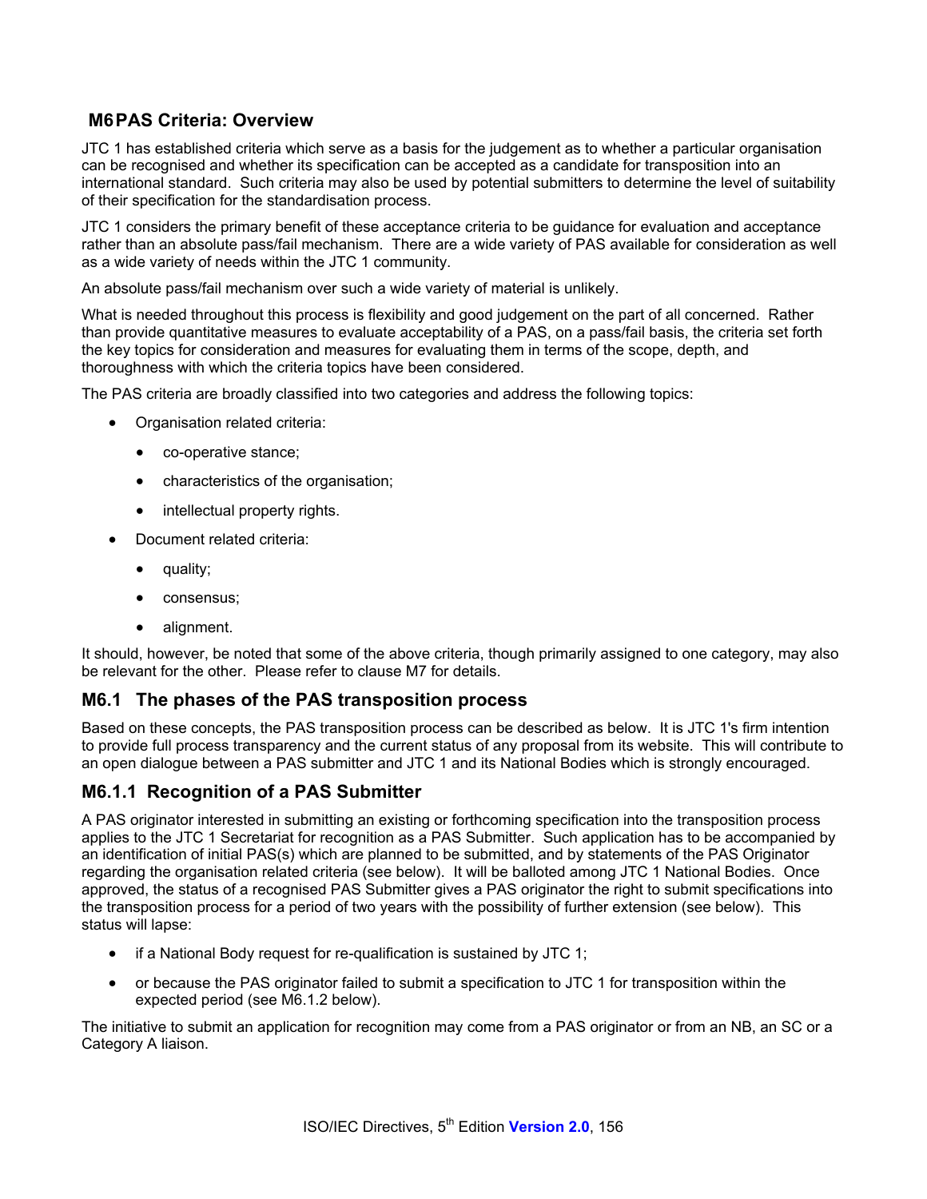## M6 PAS Criteria: Overview

JTC 1 has established criteria which serve as a basis for the judgement as to whether a particular organisation can be recognised and whether its specification can be accepted as a candidate for transposition into an international standard. Such criteria may also be used by potential submitters to determine the level of suitability of their specification for the standardisation process.

JTC 1 considers the primary benefit of these acceptance criteria to be guidance for evaluation and acceptance rather than an absolute pass/fail mechanism. There are a wide variety of PAS available for consideration as well as a wide variety of needs within the JTC 1 community.

An absolute pass/fail mechanism over such a wide variety of material is unlikely.

What is needed throughout this process is flexibility and good judgement on the part of all concerned. Rather than provide quantitative measures to evaluate acceptability of a PAS, on a pass/fail basis, the criteria set forth the key topics for consideration and measures for evaluating them in terms of the scope, depth, and thoroughness with which the criteria topics have been considered.

The PAS criteria are broadly classified into two categories and address the following topics:

- Organisation related criteria:
  - co-operative stance;
  - characteristics of the organisation;
  - intellectual property rights.
- Document related criteria:
  - quality;
  - consensus;
  - alignment.

It should, however, be noted that some of the above criteria, though primarily assigned to one category, may also be relevant for the other. Please refer to clause M7 for details.

### M6.1 The phases of the PAS transposition process

Based on these concepts, the PAS transposition process can be described as below. It is JTC 1's firm intention to provide full process transparency and the current status of any proposal from its website. This will contribute to an open dialogue between a PAS submitter and JTC 1 and its National Bodies which is strongly encouraged.

#### M6.1.1 Recognition of a PAS Submitter

A PAS originator interested in submitting an existing or forthcoming specification into the transposition process applies to the JTC 1 Secretariat for recognition as a PAS Submitter. Such application has to be accompanied by an identification of initial PAS(s) which are planned to be submitted, and by statements of the PAS Originator regarding the organisation related criteria (see below). It will be balloted among JTC 1 National Bodies. Once approved, the status of a recognised PAS Submitter gives a PAS originator the right to submit specifications into the transposition process for a period of two years with the possibility of further extension (see below). This status will lapse:

- if a National Body request for re-qualification is sustained by JTC 1;
- or because the PAS originator failed to submit a specification to JTC 1 for transposition within the expected period (see M6.1.2 below).

The initiative to submit an application for recognition may come from a PAS originator or from an NB, an SC or a Category A liaison.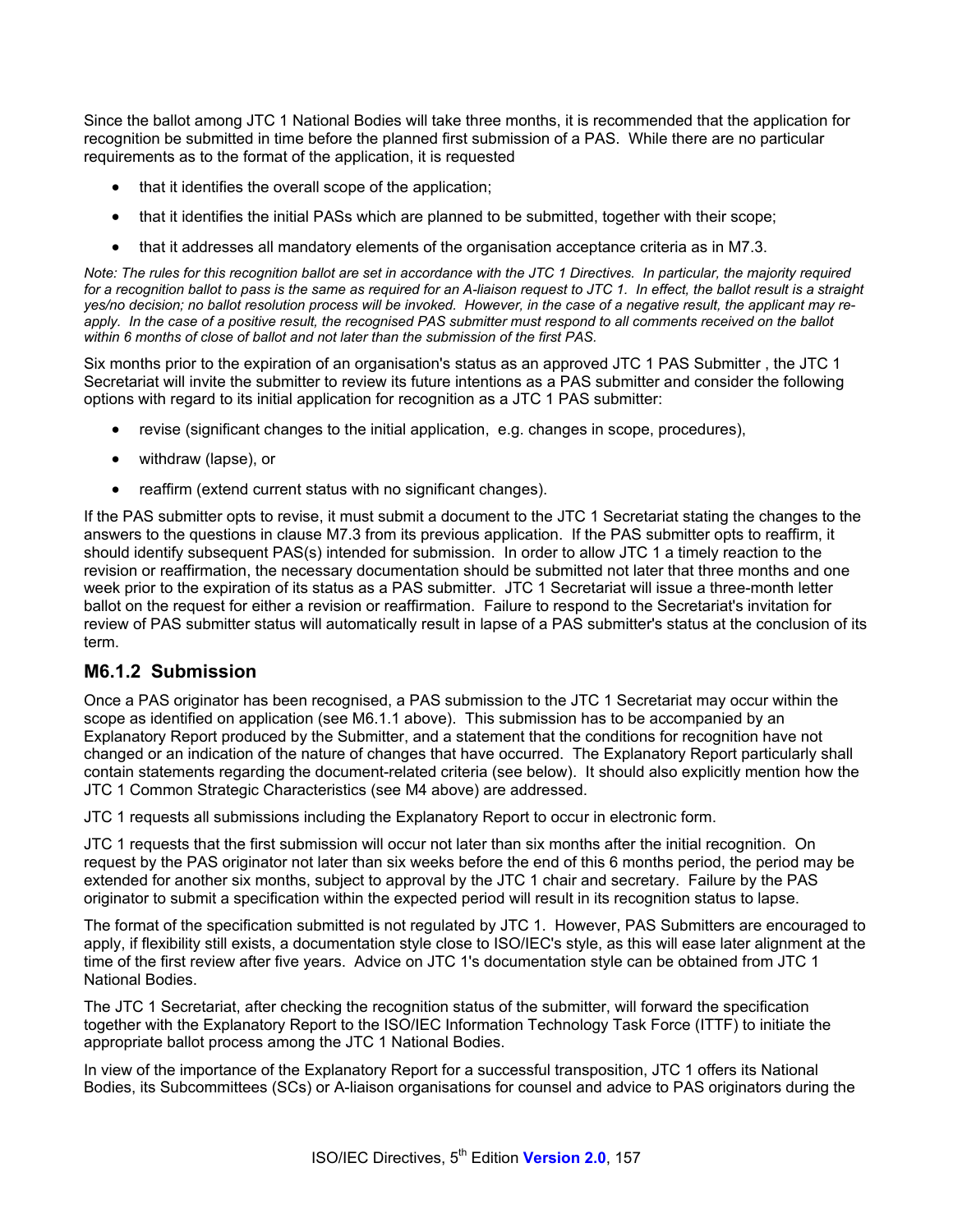Since the ballot among JTC 1 National Bodies will take three months, it is recommended that the application for recognition be submitted in time before the planned first submission of a PAS. While there are no particular requirements as to the format of the application, it is requested

- that it identifies the overall scope of the application;
- that it identifies the initial PASs which are planned to be submitted, together with their scope;
- that it addresses all mandatory elements of the organisation acceptance criteria as in M7.3.

*Note: The rules for this recognition ballot are set in accordance with the JTC 1 Directives. In particular, the majority required for a recognition ballot to pass is the same as required for an A-liaison request to JTC 1. In effect, the ballot result is a straight yes/no decision; no ballot resolution process will be invoked. However, in the case of a negative result, the applicant may re-apply. In the case of a positive result, the recognised PAS submitter must respond to all comments received on the ballot within 6 months of close of ballot and not later than the submission of the first PAS.*

Six months prior to the expiration of an organisation's status as an approved JTC 1 PAS Submitter , the JTC 1 Secretariat will invite the submitter to review its future intentions as a PAS submitter and consider the following options with regard to its initial application for recognition as a JTC 1 PAS submitter:

- revise (significant changes to the initial application, e.g. changes in scope, procedures),
- withdraw (lapse), or
- reaffirm (extend current status with no significant changes).

If the PAS submitter opts to revise, it must submit a document to the JTC 1 Secretariat stating the changes to the answers to the questions in clause M7.3 from its previous application. If the PAS submitter opts to reaffirm, it should identify subsequent PAS(s) intended for submission. In order to allow JTC 1 a timely reaction to the revision or reaffirmation, the necessary documentation should be submitted not later that three months and one week prior to the expiration of its status as a PAS submitter. JTC 1 Secretariat will issue a three-month letter ballot on the request for either a revision or reaffirmation. Failure to respond to the Secretariat's invitation for review of PAS submitter status will automatically result in lapse of a PAS submitter's status at the conclusion of its term.

### M6.1.2 Submission

Once a PAS originator has been recognised, a PAS submission to the JTC 1 Secretariat may occur within the scope as identified on application (see M6.1.1 above). This submission has to be accompanied by an Explanatory Report produced by the Submitter, and a statement that the conditions for recognition have not changed or an indication of the nature of changes that have occurred. The Explanatory Report particularly shall contain statements regarding the document-related criteria (see below). It should also explicitly mention how the JTC 1 Common Strategic Characteristics (see M4 above) are addressed.

JTC 1 requests all submissions including the Explanatory Report to occur in electronic form.

JTC 1 requests that the first submission will occur not later than six months after the initial recognition. On request by the PAS originator not later than six weeks before the end of this 6 months period, the period may be extended for another six months, subject to approval by the JTC 1 chair and secretary. Failure by the PAS originator to submit a specification within the expected period will result in its recognition status to lapse.

The format of the specification submitted is not regulated by JTC 1. However, PAS Submitters are encouraged to apply, if flexibility still exists, a documentation style close to ISO/IEC's style, as this will ease later alignment at the time of the first review after five years. Advice on JTC 1's documentation style can be obtained from JTC 1 National Bodies.

The JTC 1 Secretariat, after checking the recognition status of the submitter, will forward the specification together with the Explanatory Report to the ISO/IEC Information Technology Task Force (ITTF) to initiate the appropriate ballot process among the JTC 1 National Bodies.

In view of the importance of the Explanatory Report for a successful transposition, JTC 1 offers its National Bodies, its Subcommittees (SCs) or A-liaison organisations for counsel and advice to PAS originators during the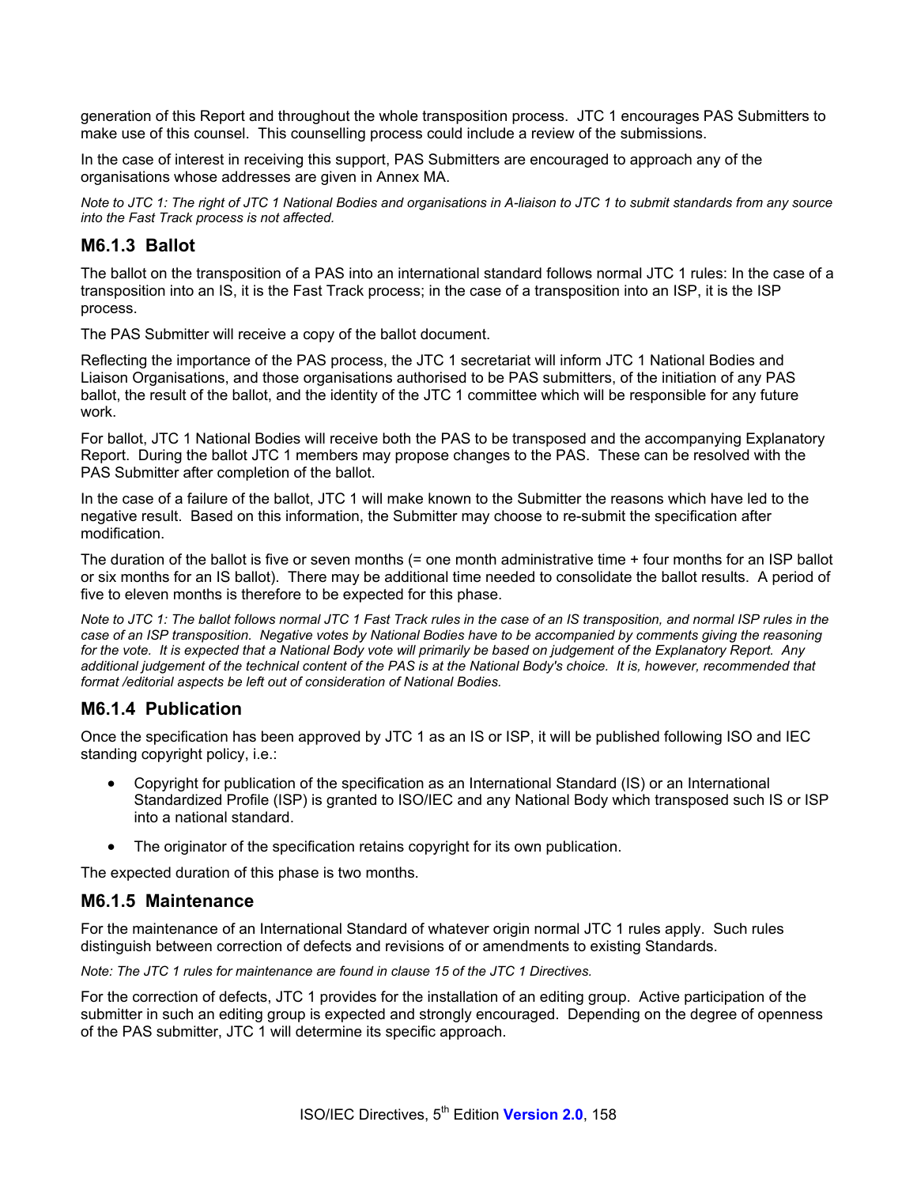generation of this Report and throughout the whole transposition process. JTC 1 encourages PAS Submitters to make use of this counsel. This counselling process could include a review of the submissions.

In the case of interest in receiving this support, PAS Submitters are encouraged to approach any of the organisations whose addresses are given in Annex MA.

*Note to JTC 1: The right of JTC 1 National Bodies and organisations in A-liaison to JTC 1 to submit standards from any source into the Fast Track process is not affected.*

### M6.1.3 Ballot

The ballot on the transposition of a PAS into an international standard follows normal JTC 1 rules: In the case of a transposition into an IS, it is the Fast Track process; in the case of a transposition into an ISP, it is the ISP process.

The PAS Submitter will receive a copy of the ballot document.

Reflecting the importance of the PAS process, the JTC 1 secretariat will inform JTC 1 National Bodies and Liaison Organisations, and those organisations authorised to be PAS submitters, of the initiation of any PAS ballot, the result of the ballot, and the identity of the JTC 1 committee which will be responsible for any future work.

For ballot, JTC 1 National Bodies will receive both the PAS to be transposed and the accompanying Explanatory Report. During the ballot JTC 1 members may propose changes to the PAS. These can be resolved with the PAS Submitter after completion of the ballot.

In the case of a failure of the ballot, JTC 1 will make known to the Submitter the reasons which have led to the negative result. Based on this information, the Submitter may choose to re-submit the specification after modification.

The duration of the ballot is five or seven months (= one month administrative time + four months for an ISP ballot or six months for an IS ballot). There may be additional time needed to consolidate the ballot results. A period of five to eleven months is therefore to be expected for this phase.

*Note to JTC 1: The ballot follows normal JTC 1 Fast Track rules in the case of an IS transposition, and normal ISP rules in the case of an ISP transposition. Negative votes by National Bodies have to be accompanied by comments giving the reasoning for the vote. It is expected that a National Body vote will primarily be based on judgement of the Explanatory Report. Any additional judgement of the technical content of the PAS is at the National Body's choice. It is, however, recommended that format /editorial aspects be left out of consideration of National Bodies.*

### M6.1.4 Publication

Once the specification has been approved by JTC 1 as an IS or ISP, it will be published following ISO and IEC standing copyright policy, i.e.:

- Copyright for publication of the specification as an International Standard (IS) or an International Standardized Profile (ISP) is granted to ISO/IEC and any National Body which transposed such IS or ISP into a national standard.
- The originator of the specification retains copyright for its own publication.

The expected duration of this phase is two months.

### M6.1.5 Maintenance

For the maintenance of an International Standard of whatever origin normal JTC 1 rules apply. Such rules distinguish between correction of defects and revisions of or amendments to existing Standards.

*Note: The JTC 1 rules for maintenance are found in clause 15 of the JTC 1 Directives.*

For the correction of defects, JTC 1 provides for the installation of an editing group. Active participation of the submitter in such an editing group is expected and strongly encouraged. Depending on the degree of openness of the PAS submitter, JTC 1 will determine its specific approach.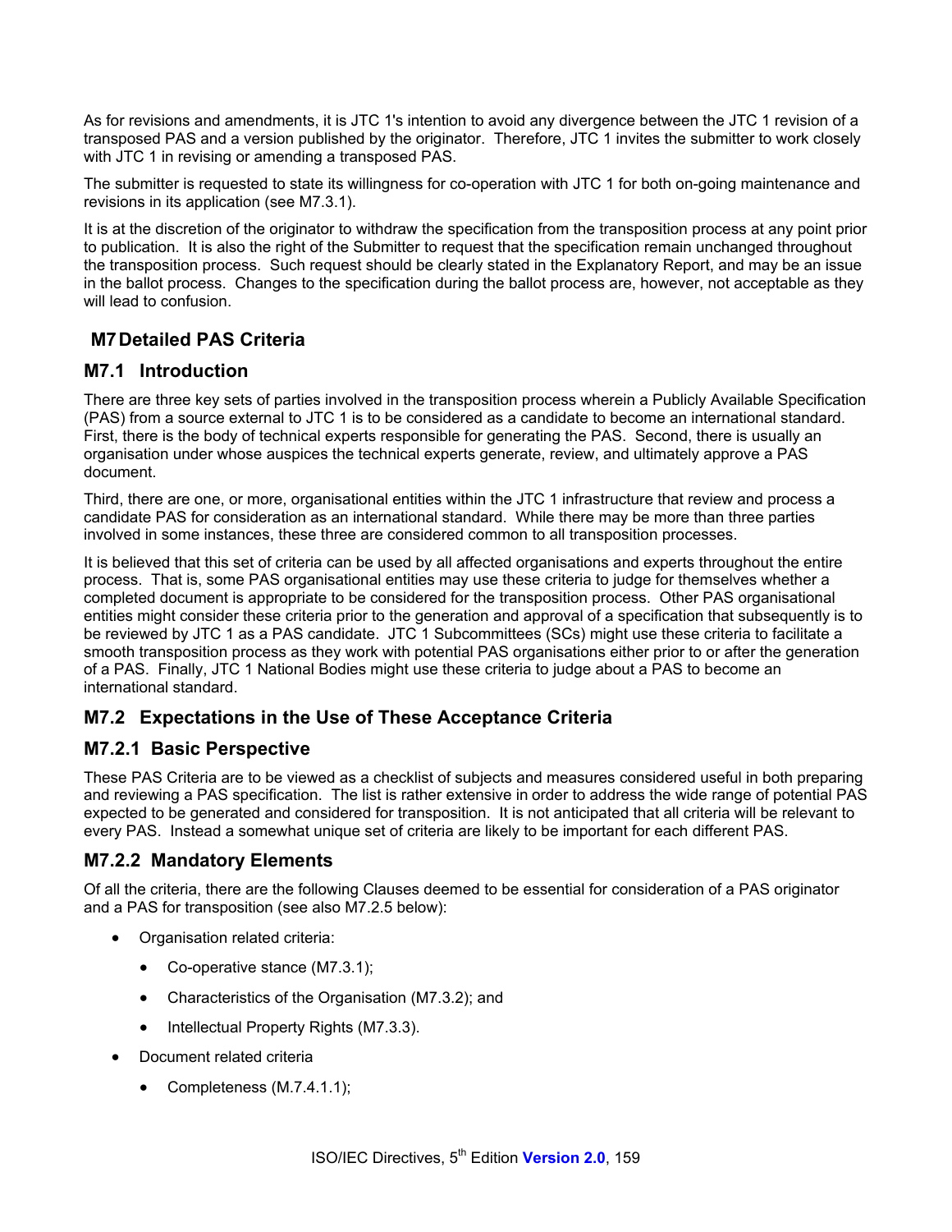As for revisions and amendments, it is JTC 1's intention to avoid any divergence between the JTC 1 revision of a transposed PAS and a version published by the originator. Therefore, JTC 1 invites the submitter to work closely with JTC 1 in revising or amending a transposed PAS.

The submitter is requested to state its willingness for co-operation with JTC 1 for both on-going maintenance and revisions in its application (see M7.3.1).

It is at the discretion of the originator to withdraw the specification from the transposition process at any point prior to publication. It is also the right of the Submitter to request that the specification remain unchanged throughout the transposition process. Such request should be clearly stated in the Explanatory Report, and may be an issue in the ballot process. Changes to the specification during the ballot process are, however, not acceptable as they will lead to confusion.

## M7 Detailed PAS Criteria

### M7.1 Introduction

There are three key sets of parties involved in the transposition process wherein a Publicly Available Specification (PAS) from a source external to JTC 1 is to be considered as a candidate to become an international standard. First, there is the body of technical experts responsible for generating the PAS. Second, there is usually an organisation under whose auspices the technical experts generate, review, and ultimately approve a PAS document.

Third, there are one, or more, organisational entities within the JTC 1 infrastructure that review and process a candidate PAS for consideration as an international standard. While there may be more than three parties involved in some instances, these three are considered common to all transposition processes.

It is believed that this set of criteria can be used by all affected organisations and experts throughout the entire process. That is, some PAS organisational entities may use these criteria to judge for themselves whether a completed document is appropriate to be considered for the transposition process. Other PAS organisational entities might consider these criteria prior to the generation and approval of a specification that subsequently is to be reviewed by JTC 1 as a PAS candidate. JTC 1 Subcommittees (SCs) might use these criteria to facilitate a smooth transposition process as they work with potential PAS organisations either prior to or after the generation of a PAS. Finally, JTC 1 National Bodies might use these criteria to judge about a PAS to become an international standard.

### M7.2 Expectations in the Use of These Acceptance Criteria

#### M7.2.1 Basic Perspective

These PAS Criteria are to be viewed as a checklist of subjects and measures considered useful in both preparing and reviewing a PAS specification. The list is rather extensive in order to address the wide range of potential PAS expected to be generated and considered for transposition. It is not anticipated that all criteria will be relevant to every PAS. Instead a somewhat unique set of criteria are likely to be important for each different PAS.

#### M7.2.2 Mandatory Elements

Of all the criteria, there are the following Clauses deemed to be essential for consideration of a PAS originator and a PAS for transposition (see also M7.2.5 below):

- Organisation related criteria:
  - Co-operative stance (M7.3.1);
  - Characteristics of the Organisation (M7.3.2); and
  - Intellectual Property Rights (M7.3.3).
- Document related criteria
  - Completeness (M.7.4.1.1);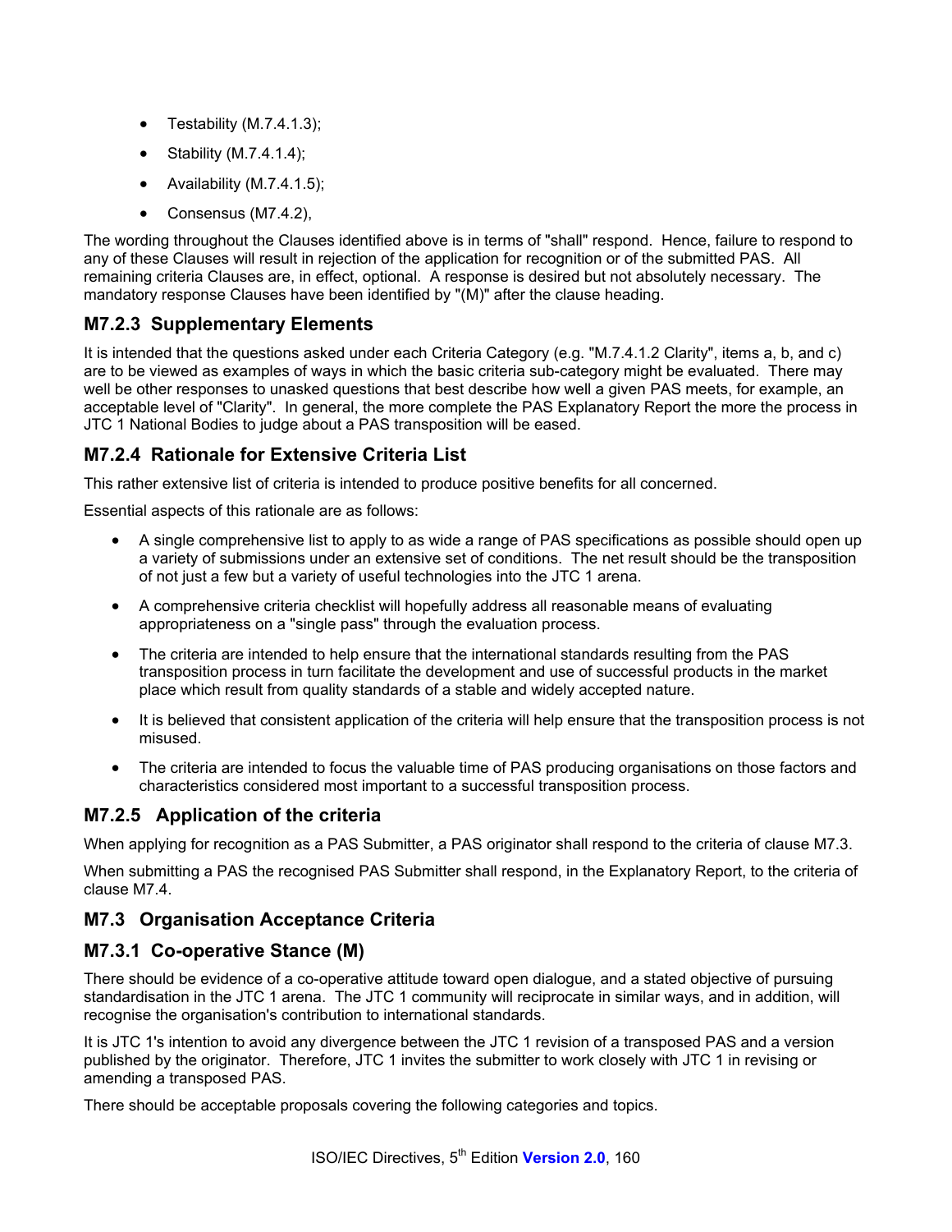- Testability (M.7.4.1.3);
- Stability (M.7.4.1.4);
- Availability (M.7.4.1.5);
- Consensus (M7.4.2),

The wording throughout the Clauses identified above is in terms of "shall" respond. Hence, failure to respond to any of these Clauses will result in rejection of the application for recognition or of the submitted PAS. All remaining criteria Clauses are, in effect, optional. A response is desired but not absolutely necessary. The mandatory response Clauses have been identified by "(M)" after the clause heading.

### M7.2.3 Supplementary Elements

It is intended that the questions asked under each Criteria Category (e.g. "M.7.4.1.2 Clarity", items a, b, and c) are to be viewed as examples of ways in which the basic criteria sub-category might be evaluated. There may well be other responses to unasked questions that best describe how well a given PAS meets, for example, an acceptable level of "Clarity". In general, the more complete the PAS Explanatory Report the more the process in JTC 1 National Bodies to judge about a PAS transposition will be eased.

### M7.2.4 Rationale for Extensive Criteria List

This rather extensive list of criteria is intended to produce positive benefits for all concerned.

Essential aspects of this rationale are as follows:

- A single comprehensive list to apply to as wide a range of PAS specifications as possible should open up a variety of submissions under an extensive set of conditions. The net result should be the transposition of not just a few but a variety of useful technologies into the JTC 1 arena.
- A comprehensive criteria checklist will hopefully address all reasonable means of evaluating appropriateness on a "single pass" through the evaluation process.
- The criteria are intended to help ensure that the international standards resulting from the PAS transposition process in turn facilitate the development and use of successful products in the market place which result from quality standards of a stable and widely accepted nature.
- It is believed that consistent application of the criteria will help ensure that the transposition process is not misused.
- The criteria are intended to focus the valuable time of PAS producing organisations on those factors and characteristics considered most important to a successful transposition process.

### M7.2.5 Application of the criteria

When applying for recognition as a PAS Submitter, a PAS originator shall respond to the criteria of clause M7.3.

When submitting a PAS the recognised PAS Submitter shall respond, in the Explanatory Report, to the criteria of clause M7.4.

## M7.3 Organisation Acceptance Criteria

### M7.3.1 Co-operative Stance (M)

There should be evidence of a co-operative attitude toward open dialogue, and a stated objective of pursuing standardisation in the JTC 1 arena. The JTC 1 community will reciprocate in similar ways, and in addition, will recognise the organisation's contribution to international standards.

It is JTC 1's intention to avoid any divergence between the JTC 1 revision of a transposed PAS and a version published by the originator. Therefore, JTC 1 invites the submitter to work closely with JTC 1 in revising or amending a transposed PAS.

There should be acceptable proposals covering the following categories and topics.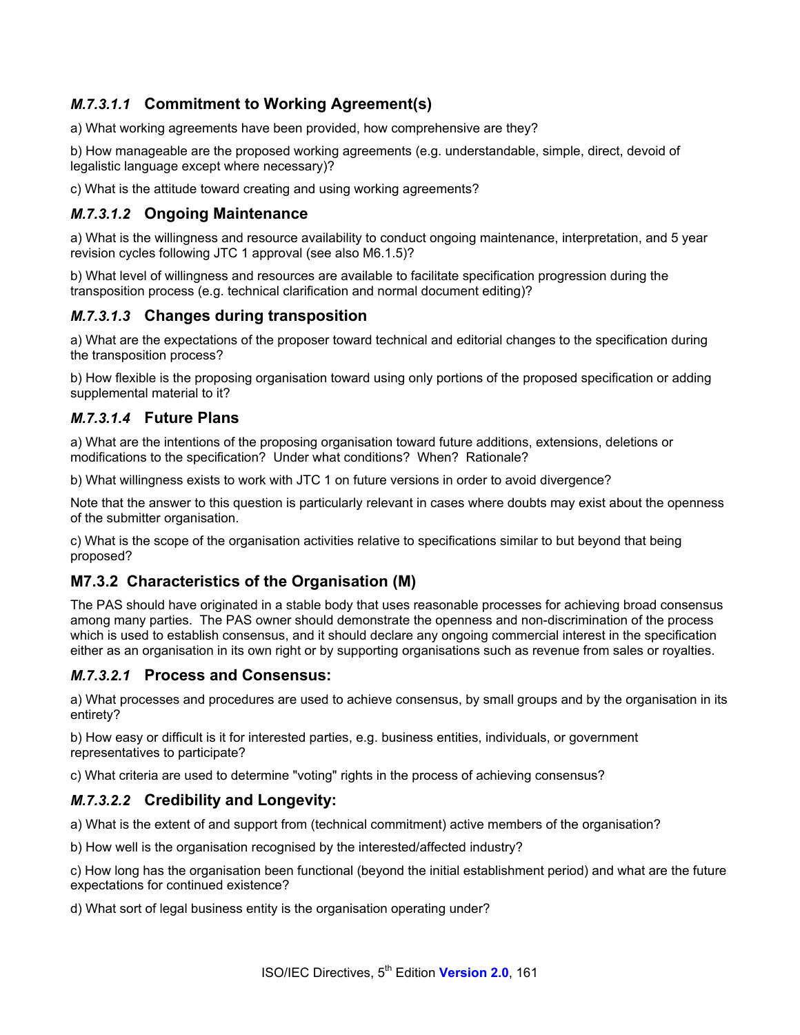#### *M.7.3.1.1* Commitment to Working Agreement(s)

a) What working agreements have been provided, how comprehensive are they?

b) How manageable are the proposed working agreements (e.g. understandable, simple, direct, devoid of legalistic language except where necessary)?

c) What is the attitude toward creating and using working agreements?

#### *M.7.3.1.2* Ongoing Maintenance

a) What is the willingness and resource availability to conduct ongoing maintenance, interpretation, and 5 year revision cycles following JTC 1 approval (see also M6.1.5)?

b) What level of willingness and resources are available to facilitate specification progression during the transposition process (e.g. technical clarification and normal document editing)?

#### *M.7.3.1.3* Changes during transposition

a) What are the expectations of the proposer toward technical and editorial changes to the specification during the transposition process?

b) How flexible is the proposing organisation toward using only portions of the proposed specification or adding supplemental material to it?

#### *M.7.3.1.4* Future Plans

a) What are the intentions of the proposing organisation toward future additions, extensions, deletions or modifications to the specification? Under what conditions? When? Rationale?

b) What willingness exists to work with JTC 1 on future versions in order to avoid divergence?

Note that the answer to this question is particularly relevant in cases where doubts may exist about the openness of the submitter organisation.

c) What is the scope of the organisation activities relative to specifications similar to but beyond that being proposed?

### M7.3.2 Characteristics of the Organisation (M)

The PAS should have originated in a stable body that uses reasonable processes for achieving broad consensus among many parties. The PAS owner should demonstrate the openness and non-discrimination of the process which is used to establish consensus, and it should declare any ongoing commercial interest in the specification either as an organisation in its own right or by supporting organisations such as revenue from sales or royalties.

#### *M.7.3.2.1* Process and Consensus:

a) What processes and procedures are used to achieve consensus, by small groups and by the organisation in its entirety?

b) How easy or difficult is it for interested parties, e.g. business entities, individuals, or government representatives to participate?

c) What criteria are used to determine "voting" rights in the process of achieving consensus?

#### *M.7.3.2.2* Credibility and Longevity:

a) What is the extent of and support from (technical commitment) active members of the organisation?

b) How well is the organisation recognised by the interested/affected industry?

c) How long has the organisation been functional (beyond the initial establishment period) and what are the future expectations for continued existence?

d) What sort of legal business entity is the organisation operating under?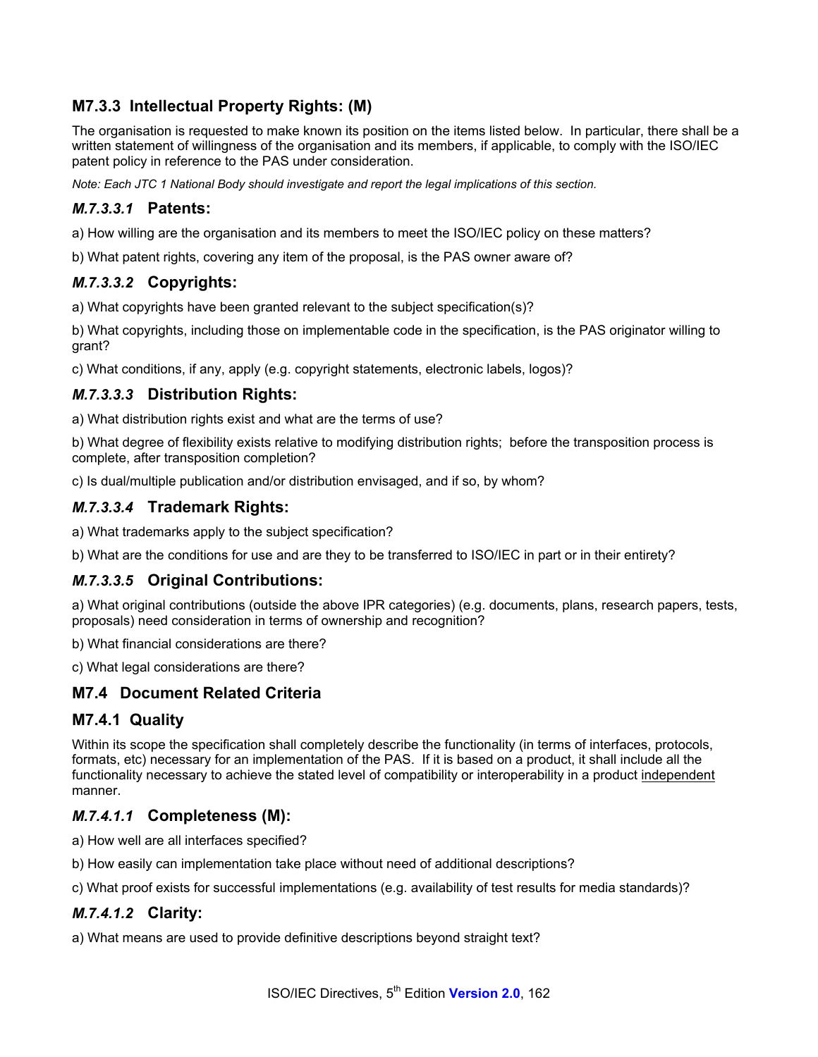### M7.3.3 Intellectual Property Rights: (M)

The organisation is requested to make known its position on the items listed below. In particular, there shall be a written statement of willingness of the organisation and its members, if applicable, to comply with the ISO/IEC patent policy in reference to the PAS under consideration.

*Note: Each JTC 1 National Body should investigate and report the legal implications of this section.*

#### *M.7.3.3.1* Patents:

a) How willing are the organisation and its members to meet the ISO/IEC policy on these matters?

b) What patent rights, covering any item of the proposal, is the PAS owner aware of?

#### *M.7.3.3.2* Copyrights:

a) What copyrights have been granted relevant to the subject specification(s)?

b) What copyrights, including those on implementable code in the specification, is the PAS originator willing to grant?

c) What conditions, if any, apply (e.g. copyright statements, electronic labels, logos)?

#### *M.7.3.3.3* Distribution Rights:

a) What distribution rights exist and what are the terms of use?

b) What degree of flexibility exists relative to modifying distribution rights; before the transposition process is complete, after transposition completion?

c) Is dual/multiple publication and/or distribution envisaged, and if so, by whom?

#### *M.7.3.3.4* Trademark Rights:

a) What trademarks apply to the subject specification?

b) What are the conditions for use and are they to be transferred to ISO/IEC in part or in their entirety?

#### *M.7.3.3.5* Original Contributions:

a) What original contributions (outside the above IPR categories) (e.g. documents, plans, research papers, tests, proposals) need consideration in terms of ownership and recognition?

b) What financial considerations are there?

c) What legal considerations are there?

## M7.4 Document Related Criteria

### M7.4.1 Quality

Within its scope the specification shall completely describe the functionality (in terms of interfaces, protocols, formats, etc) necessary for an implementation of the PAS. If it is based on a product, it shall include all the functionality necessary to achieve the stated level of compatibility or interoperability in a product independent manner.

#### *M.7.4.1.1* Completeness (M):

a) How well are all interfaces specified?

b) How easily can implementation take place without need of additional descriptions?

c) What proof exists for successful implementations (e.g. availability of test results for media standards)?

#### *M.7.4.1.2* Clarity:

a) What means are used to provide definitive descriptions beyond straight text?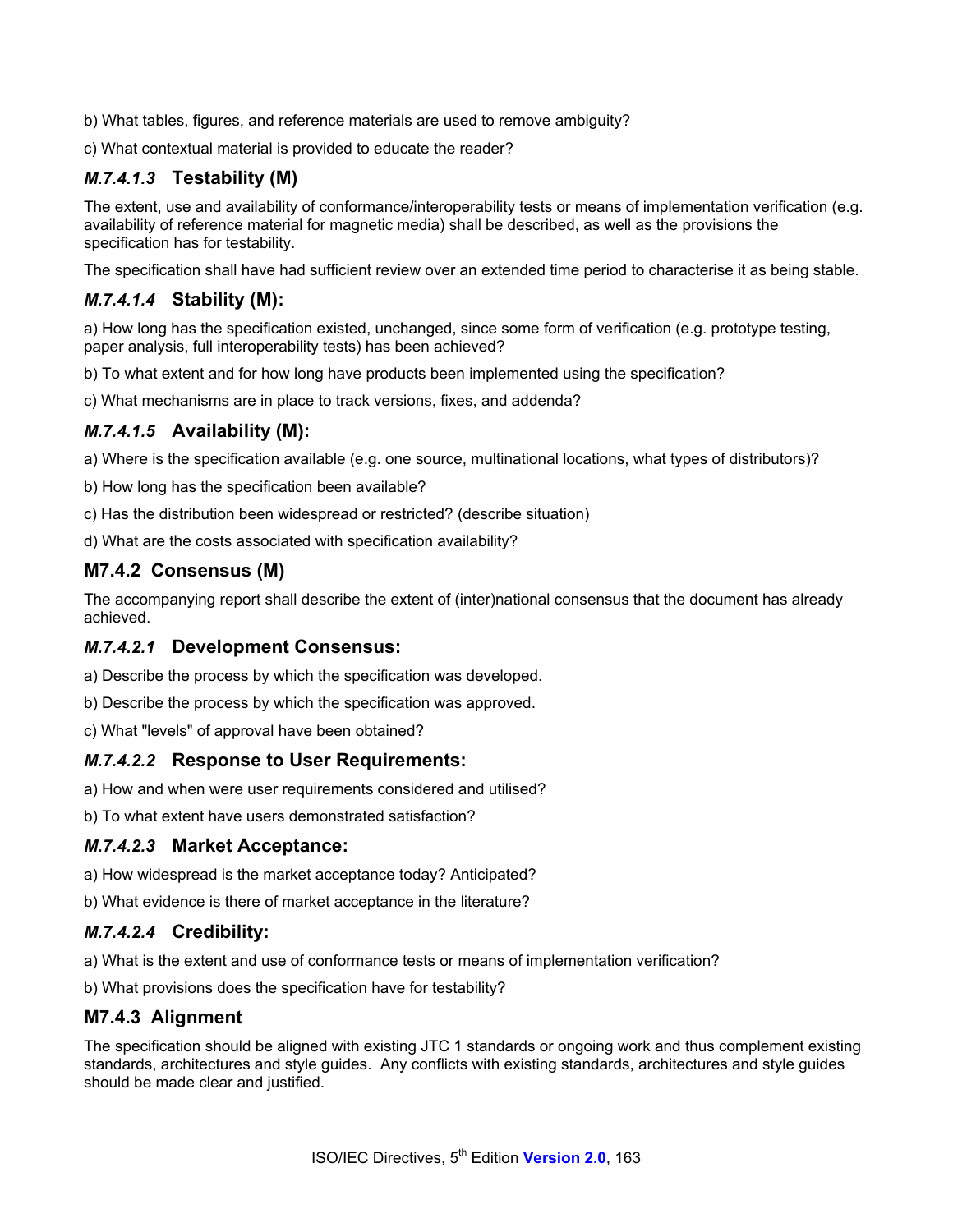b) What tables, figures, and reference materials are used to remove ambiguity?

c) What contextual material is provided to educate the reader?

#### *M.7.4.1.3* Testability (M)

The extent, use and availability of conformance/interoperability tests or means of implementation verification (e.g. availability of reference material for magnetic media) shall be described, as well as the provisions the specification has for testability.

The specification shall have had sufficient review over an extended time period to characterise it as being stable.

#### *M.7.4.1.4* Stability (M):

a) How long has the specification existed, unchanged, since some form of verification (e.g. prototype testing, paper analysis, full interoperability tests) has been achieved?

b) To what extent and for how long have products been implemented using the specification?

c) What mechanisms are in place to track versions, fixes, and addenda?

#### *M.7.4.1.5* Availability (M):

a) Where is the specification available (e.g. one source, multinational locations, what types of distributors)?

b) How long has the specification been available?

c) Has the distribution been widespread or restricted? (describe situation)

d) What are the costs associated with specification availability?

### M7.4.2 Consensus (M)

The accompanying report shall describe the extent of (inter)national consensus that the document has already achieved.

#### *M.7.4.2.1* Development Consensus:

a) Describe the process by which the specification was developed.

b) Describe the process by which the specification was approved.

c) What "levels" of approval have been obtained?

#### *M.7.4.2.2* Response to User Requirements:

a) How and when were user requirements considered and utilised?

b) To what extent have users demonstrated satisfaction?

#### *M.7.4.2.3* Market Acceptance:

a) How widespread is the market acceptance today? Anticipated?

b) What evidence is there of market acceptance in the literature?

#### *M.7.4.2.4* Credibility:

a) What is the extent and use of conformance tests or means of implementation verification?

b) What provisions does the specification have for testability?

### M7.4.3 Alignment

The specification should be aligned with existing JTC 1 standards or ongoing work and thus complement existing standards, architectures and style guides. Any conflicts with existing standards, architectures and style guides should be made clear and justified.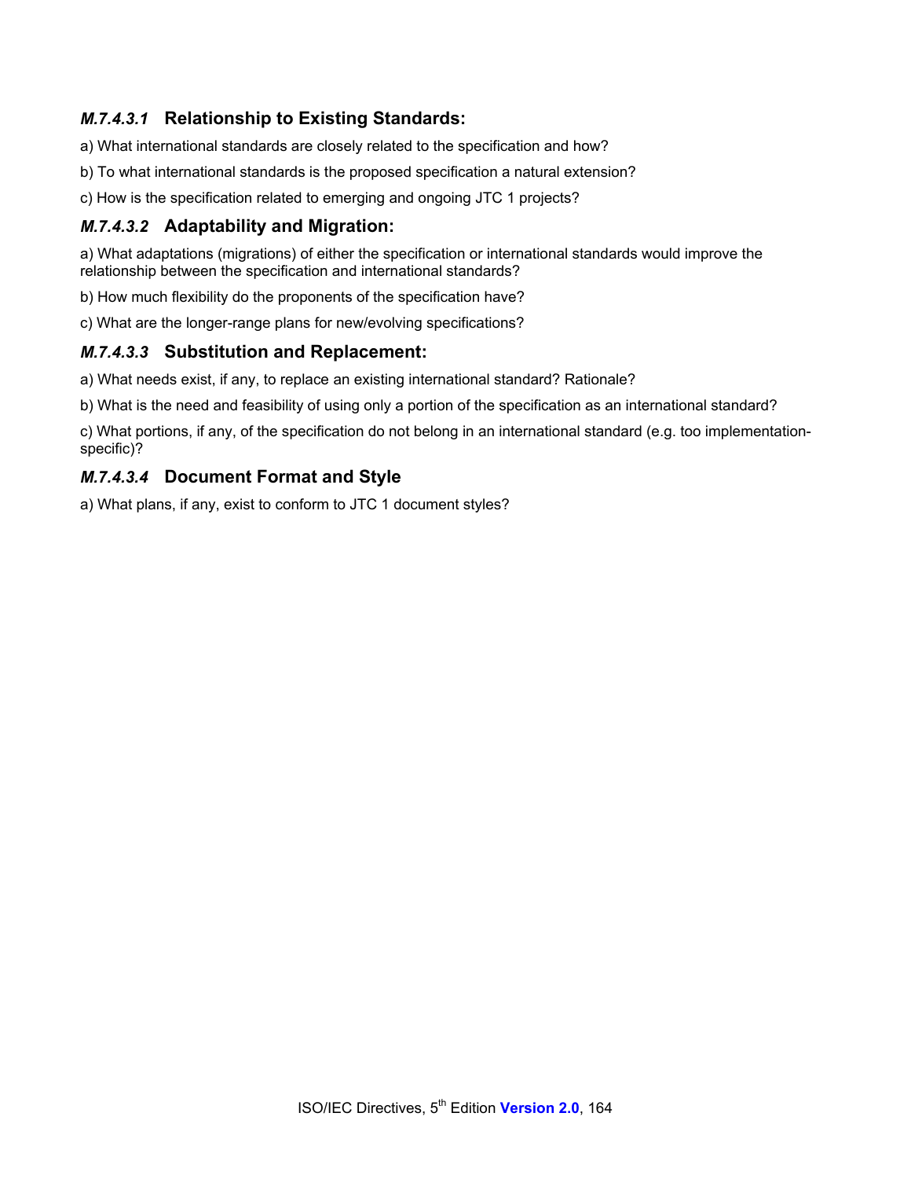#### *M.7.4.3.1* Relationship to Existing Standards:

a) What international standards are closely related to the specification and how?

b) To what international standards is the proposed specification a natural extension?

c) How is the specification related to emerging and ongoing JTC 1 projects?

#### *M.7.4.3.2* Adaptability and Migration:

a) What adaptations (migrations) of either the specification or international standards would improve the relationship between the specification and international standards?

b) How much flexibility do the proponents of the specification have?

c) What are the longer-range plans for new/evolving specifications?

#### *M.7.4.3.3* Substitution and Replacement:

a) What needs exist, if any, to replace an existing international standard? Rationale?

b) What is the need and feasibility of using only a portion of the specification as an international standard?

c) What portions, if any, of the specification do not belong in an international standard (e.g. too implementation-specific)?

#### *M.7.4.3.4* Document Format and Style

a) What plans, if any, exist to conform to JTC 1 document styles?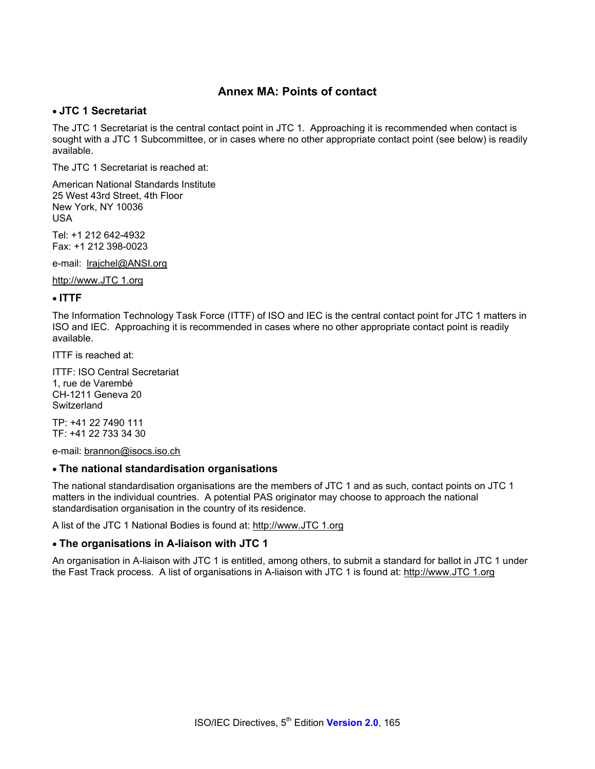# Annex MA: Points of contact

- **JTC 1 Secretariat**

The JTC 1 Secretariat is the central contact point in JTC 1. Approaching it is recommended when contact is sought with a JTC 1 Subcommittee, or in cases where no other appropriate contact point (see below) is readily available.

The JTC 1 Secretariat is reached at:

American National Standards Institute
25 West 43rd Street, 4th Floor
New York, NY 10036
USA

Tel: +1 212 642-4932
Fax: +1 212 398-0023

e-mail: lrajchel@ANSI.org

http://www.JTC 1.org

- **ITTF**

The Information Technology Task Force (ITTF) of ISO and IEC is the central contact point for JTC 1 matters in ISO and IEC. Approaching it is recommended in cases where no other appropriate contact point is readily available.

ITTF is reached at:

ITTF: ISO Central Secretariat
1, rue de Varembé
CH-1211 Geneva 20
Switzerland

TP: +41 22 7490 111
TF: +41 22 733 34 30

e-mail: brannon@isocs.iso.ch

- **The national standardisation organisations**

The national standardisation organisations are the members of JTC 1 and as such, contact points on JTC 1 matters in the individual countries. A potential PAS originator may choose to approach the national standardisation organisation in the country of its residence.

A list of the JTC 1 National Bodies is found at: http://www.JTC 1.org

- **The organisations in A-liaison with JTC 1**

An organisation in A-liaison with JTC 1 is entitled, among others, to submit a standard for ballot in JTC 1 under the Fast Track process. A list of organisations in A-liaison with JTC 1 is found at: http://www.JTC 1.org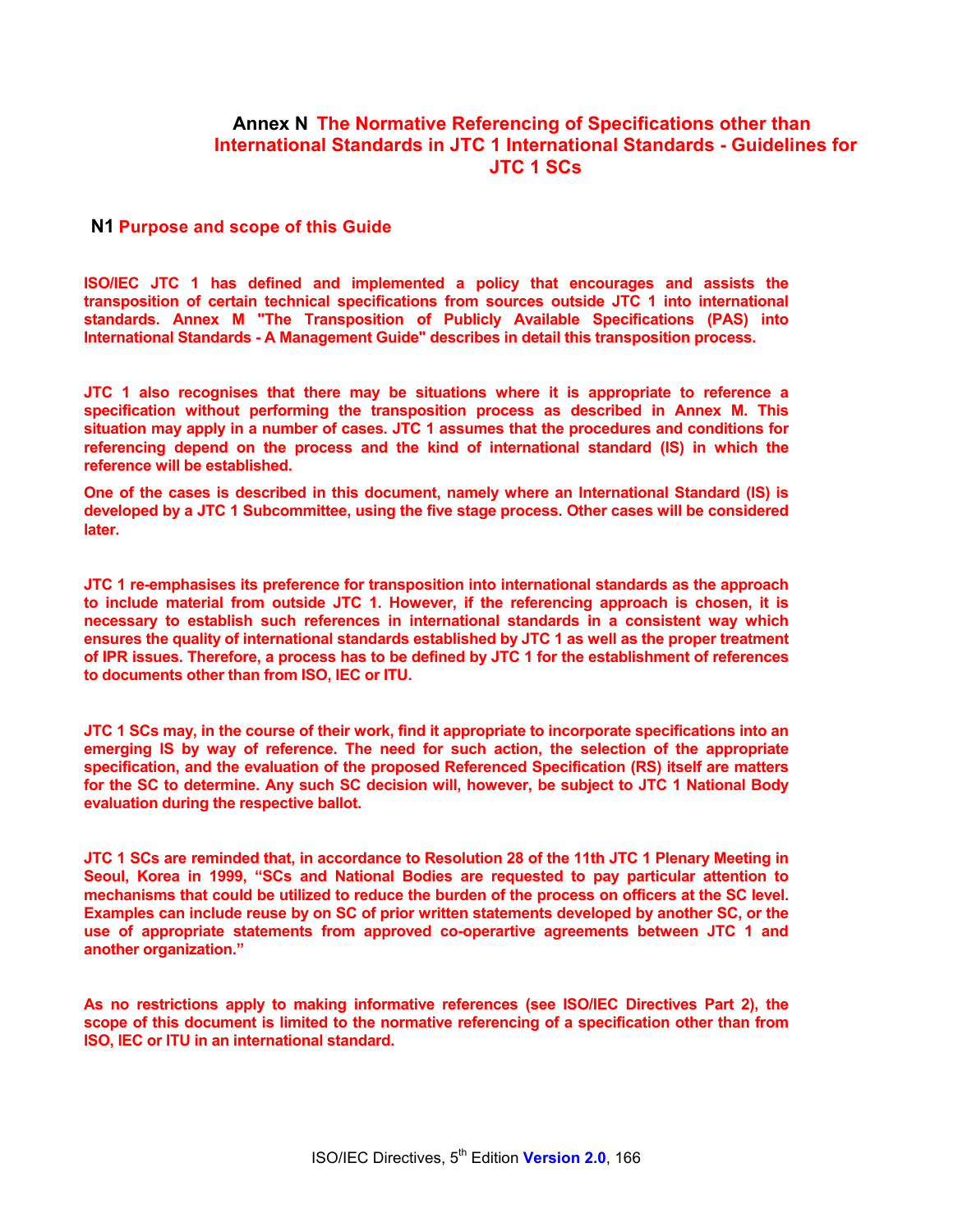# Annex N The Normative Referencing of Specifications other than International Standards in JTC 1 International Standards - Guidelines for JTC 1 SCs

## N1 Purpose and scope of this Guide

**ISO/IEC JTC 1 has defined and implemented a policy that encourages and assists the transposition of certain technical specifications from sources outside JTC 1 into international standards. Annex M "The Transposition of Publicly Available Specifications (PAS) into International Standards - A Management Guide" describes in detail this transposition process.**

**JTC 1 also recognises that there may be situations where it is appropriate to reference a specification without performing the transposition process as described in Annex M. This situation may apply in a number of cases. JTC 1 assumes that the procedures and conditions for referencing depend on the process and the kind of international standard (IS) in which the reference will be established.**

**One of the cases is described in this document, namely where an International Standard (IS) is developed by a JTC 1 Subcommittee, using the five stage process. Other cases will be considered later.**

**JTC 1 re-emphasises its preference for transposition into international standards as the approach to include material from outside JTC 1. However, if the referencing approach is chosen, it is necessary to establish such references in international standards in a consistent way which ensures the quality of international standards established by JTC 1 as well as the proper treatment of IPR issues. Therefore, a process has to be defined by JTC 1 for the establishment of references to documents other than from ISO, IEC or ITU.**

**JTC 1 SCs may, in the course of their work, find it appropriate to incorporate specifications into an emerging IS by way of reference. The need for such action, the selection of the appropriate specification, and the evaluation of the proposed Referenced Specification (RS) itself are matters for the SC to determine. Any such SC decision will, however, be subject to JTC 1 National Body evaluation during the respective ballot.**

**JTC 1 SCs are reminded that, in accordance to Resolution 28 of the 11th JTC 1 Plenary Meeting in Seoul, Korea in 1999, "SCs and National Bodies are requested to pay particular attention to mechanisms that could be utilized to reduce the burden of the process on officers at the SC level. Examples can include reuse by on SC of prior written statements developed by another SC, or the use of appropriate statements from approved co-operartive agreements between JTC 1 and another organization."**

**As no restrictions apply to making informative references (see ISO/IEC Directives Part 2), the scope of this document is limited to the normative referencing of a specification other than from ISO, IEC or ITU in an international standard.**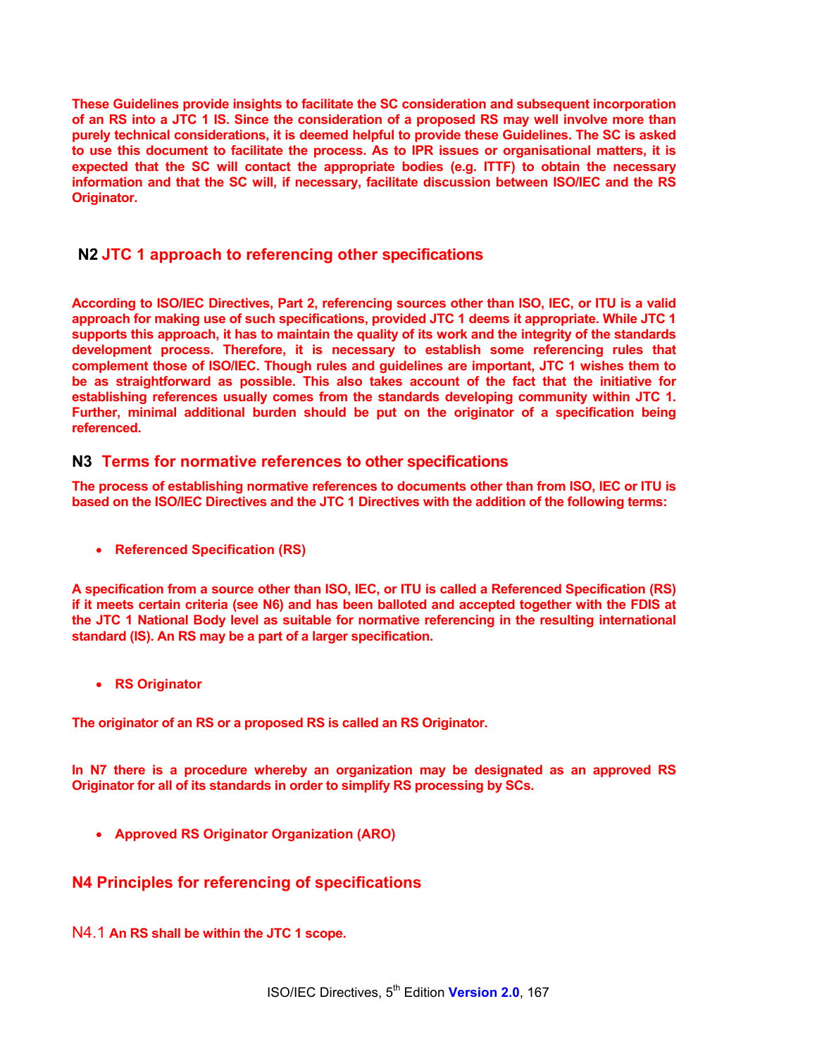**These Guidelines provide insights to facilitate the SC consideration and subsequent incorporation of an RS into a JTC 1 IS. Since the consideration of a proposed RS may well involve more than purely technical considerations, it is deemed helpful to provide these Guidelines. The SC is asked to use this document to facilitate the process. As to IPR issues or organisational matters, it is expected that the SC will contact the appropriate bodies (e.g. ITTF) to obtain the necessary information and that the SC will, if necessary, facilitate discussion between ISO/IEC and the RS Originator.**

## N2 JTC 1 approach to referencing other specifications

**According to ISO/IEC Directives, Part 2, referencing sources other than ISO, IEC, or ITU is a valid approach for making use of such specifications, provided JTC 1 deems it appropriate. While JTC 1 supports this approach, it has to maintain the quality of its work and the integrity of the standards development process. Therefore, it is necessary to establish some referencing rules that complement those of ISO/IEC. Though rules and guidelines are important, JTC 1 wishes them to be as straightforward as possible. This also takes account of the fact that the initiative for establishing references usually comes from the standards developing community within JTC 1. Further, minimal additional burden should be put on the originator of a specification being referenced.**

## N3 Terms for normative references to other specifications

**The process of establishing normative references to documents other than from ISO, IEC or ITU is based on the ISO/IEC Directives and the JTC 1 Directives with the addition of the following terms:**

- **Referenced Specification (RS)**

**A specification from a source other than ISO, IEC, or ITU is called a Referenced Specification (RS) if it meets certain criteria (see N6) and has been balloted and accepted together with the FDIS at the JTC 1 National Body level as suitable for normative referencing in the resulting international standard (IS). An RS may be a part of a larger specification.**

- **RS Originator**

**The originator of an RS or a proposed RS is called an RS Originator.**

**In N7 there is a procedure whereby an organization may be designated as an approved RS Originator for all of its standards in order to simplify RS processing by SCs.**

- **Approved RS Originator Organization (ARO)**

## N4 Principles for referencing of specifications

N4.1 **An RS shall be within the JTC 1 scope.**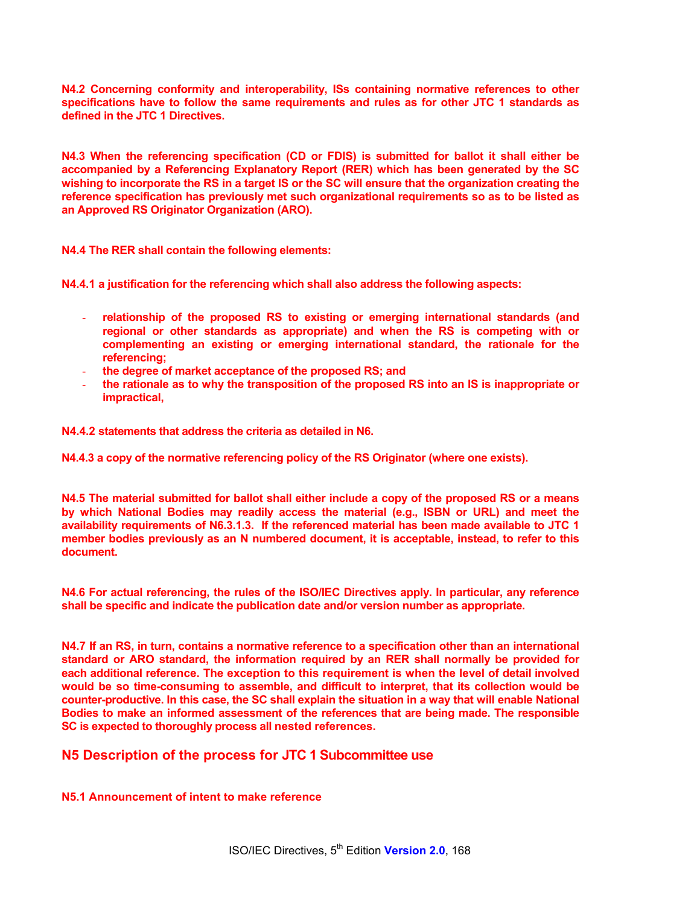**N4.2 Concerning conformity and interoperability, ISs containing normative references to other specifications have to follow the same requirements and rules as for other JTC 1 standards as defined in the JTC 1 Directives.**

**N4.3 When the referencing specification (CD or FDIS) is submitted for ballot it shall either be accompanied by a Referencing Explanatory Report (RER) which has been generated by the SC wishing to incorporate the RS in a target IS or the SC will ensure that the organization creating the reference specification has previously met such organizational requirements so as to be listed as an Approved RS Originator Organization (ARO).**

**N4.4 The RER shall contain the following elements:**

**N4.4.1 a justification for the referencing which shall also address the following aspects:**

- **relationship of the proposed RS to existing or emerging international standards (and regional or other standards as appropriate) and when the RS is competing with or complementing an existing or emerging international standard, the rationale for the referencing;**
- **the degree of market acceptance of the proposed RS; and**
- **the rationale as to why the transposition of the proposed RS into an IS is inappropriate or impractical,**

**N4.4.2 statements that address the criteria as detailed in N6.**

**N4.4.3 a copy of the normative referencing policy of the RS Originator (where one exists).**

**N4.5 The material submitted for ballot shall either include a copy of the proposed RS or a means by which National Bodies may readily access the material (e.g., ISBN or URL) and meet the availability requirements of N6.3.1.3. If the referenced material has been made available to JTC 1 member bodies previously as an N numbered document, it is acceptable, instead, to refer to this document.**

**N4.6 For actual referencing, the rules of the ISO/IEC Directives apply. In particular, any reference shall be specific and indicate the publication date and/or version number as appropriate.**

**N4.7 If an RS, in turn, contains a normative reference to a specification other than an international standard or ARO standard, the information required by an RER shall normally be provided for each additional reference. The exception to this requirement is when the level of detail involved would be so time-consuming to assemble, and difficult to interpret, that its collection would be counter-productive. In this case, the SC shall explain the situation in a way that will enable National Bodies to make an informed assessment of the references that are being made. The responsible SC is expected to thoroughly process all nested references.**

## N5 Description of the process for JTC 1 Subcommittee use

**N5.1 Announcement of intent to make reference**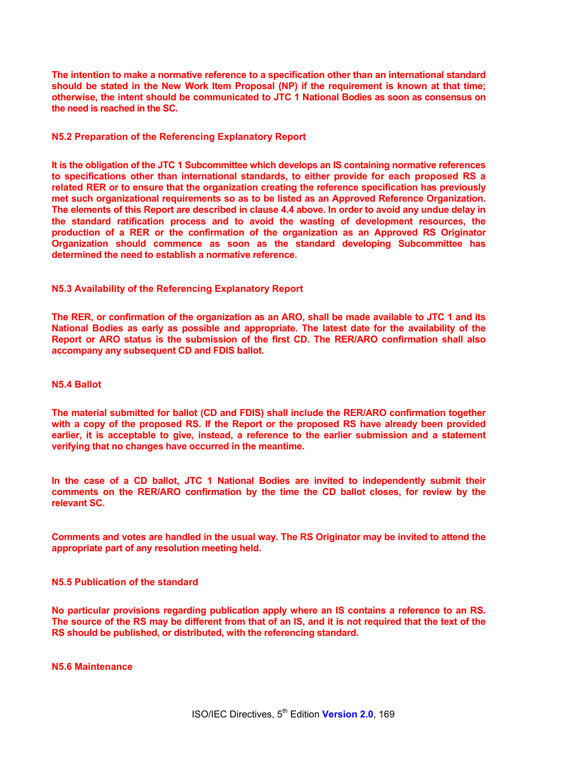**The intention to make a normative reference to a specification other than an international standard should be stated in the New Work Item Proposal (NP) if the requirement is known at that time; otherwise, the intent should be communicated to JTC 1 National Bodies as soon as consensus on the need is reached in the SC.**

### N5.2 Preparation of the Referencing Explanatory Report

**It is the obligation of the JTC 1 Subcommittee which develops an IS containing normative references to specifications other than international standards, to either provide for each proposed RS a related RER or to ensure that the organization creating the reference specification has previously met such organizational requirements so as to be listed as an Approved Reference Organization. The elements of this Report are described in clause 4.4 above. In order to avoid any undue delay in the standard ratification process and to avoid the wasting of development resources, the production of a RER or the confirmation of the organization as an Approved RS Originator Organization should commence as soon as the standard developing Subcommittee has determined the need to establish a normative reference.**

### N5.3 Availability of the Referencing Explanatory Report

**The RER, or confirmation of the organization as an ARO, shall be made available to JTC 1 and its National Bodies as early as possible and appropriate. The latest date for the availability of the Report or ARO status is the submission of the first CD. The RER/ARO confirmation shall also accompany any subsequent CD and FDIS ballot.**

### N5.4 Ballot

**The material submitted for ballot (CD and FDIS) shall include the RER/ARO confirmation together with a copy of the proposed RS. If the Report or the proposed RS have already been provided earlier, it is acceptable to give, instead, a reference to the earlier submission and a statement verifying that no changes have occurred in the meantime.**

**In the case of a CD ballot, JTC 1 National Bodies are invited to independently submit their comments on the RER/ARO confirmation by the time the CD ballot closes, for review by the relevant SC.**

**Comments and votes are handled in the usual way. The RS Originator may be invited to attend the appropriate part of any resolution meeting held.**

### N5.5 Publication of the standard

**No particular provisions regarding publication apply where an IS contains a reference to an RS. The source of the RS may be different from that of an IS, and it is not required that the text of the RS should be published, or distributed, with the referencing standard.**

### N5.6 Maintenance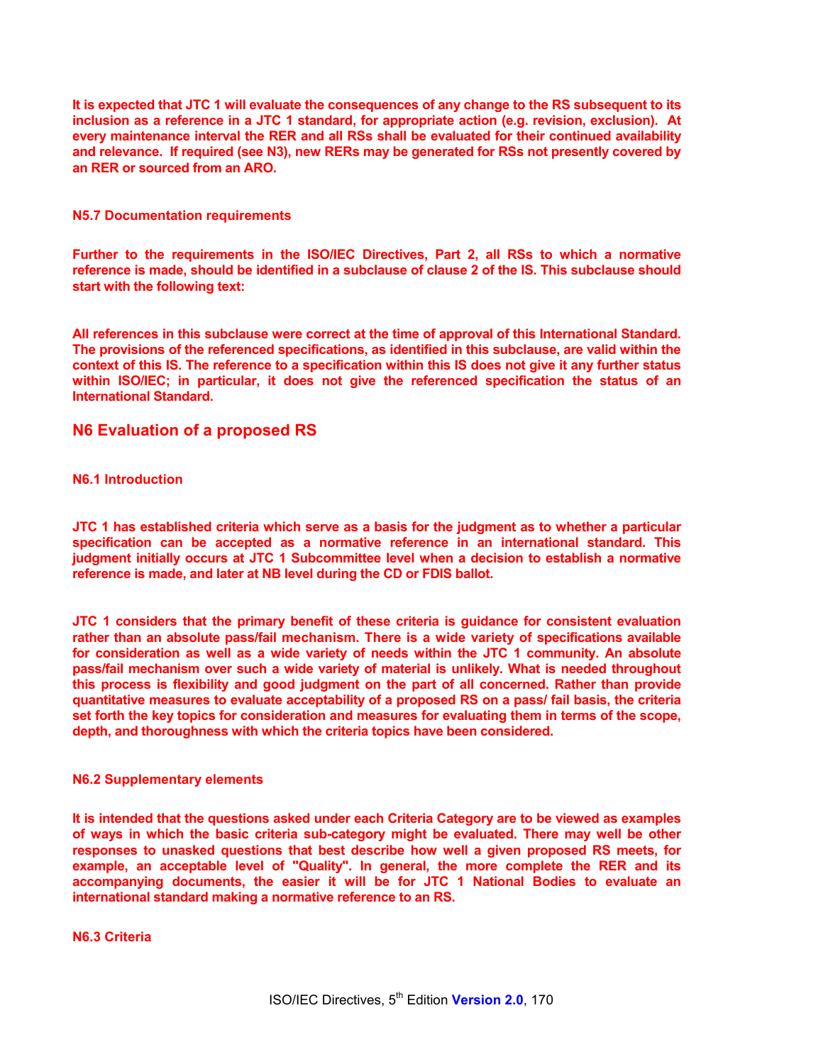**It is expected that JTC 1 will evaluate the consequences of any change to the RS subsequent to its inclusion as a reference in a JTC 1 standard, for appropriate action (e.g. revision, exclusion). At every maintenance interval the RER and all RSs shall be evaluated for their continued availability and relevance. If required (see N3), new RERs may be generated for RSs not presently covered by an RER or sourced from an ARO.**

#### N5.7 Documentation requirements

**Further to the requirements in the ISO/IEC Directives, Part 2, all RSs to which a normative reference is made, should be identified in a subclause of clause 2 of the IS. This subclause should start with the following text:**

**All references in this subclause were correct at the time of approval of this International Standard. The provisions of the referenced specifications, as identified in this subclause, are valid within the context of this IS. The reference to a specification within this IS does not give it any further status within ISO/IEC; in particular, it does not give the referenced specification the status of an International Standard.**

### N6 Evaluation of a proposed RS

#### N6.1 Introduction

**JTC 1 has established criteria which serve as a basis for the judgment as to whether a particular specification can be accepted as a normative reference in an international standard. This judgment initially occurs at JTC 1 Subcommittee level when a decision to establish a normative reference is made, and later at NB level during the CD or FDIS ballot.**

**JTC 1 considers that the primary benefit of these criteria is guidance for consistent evaluation rather than an absolute pass/fail mechanism. There is a wide variety of specifications available for consideration as well as a wide variety of needs within the JTC 1 community. An absolute pass/fail mechanism over such a wide variety of material is unlikely. What is needed throughout this process is flexibility and good judgment on the part of all concerned. Rather than provide quantitative measures to evaluate acceptability of a proposed RS on a pass/ fail basis, the criteria set forth the key topics for consideration and measures for evaluating them in terms of the scope, depth, and thoroughness with which the criteria topics have been considered.**

#### N6.2 Supplementary elements

**It is intended that the questions asked under each Criteria Category are to be viewed as examples of ways in which the basic criteria sub-category might be evaluated. There may well be other responses to unasked questions that best describe how well a given proposed RS meets, for example, an acceptable level of "Quality". In general, the more complete the RER and its accompanying documents, the easier it will be for JTC 1 National Bodies to evaluate an international standard making a normative reference to an RS.**

#### N6.3 Criteria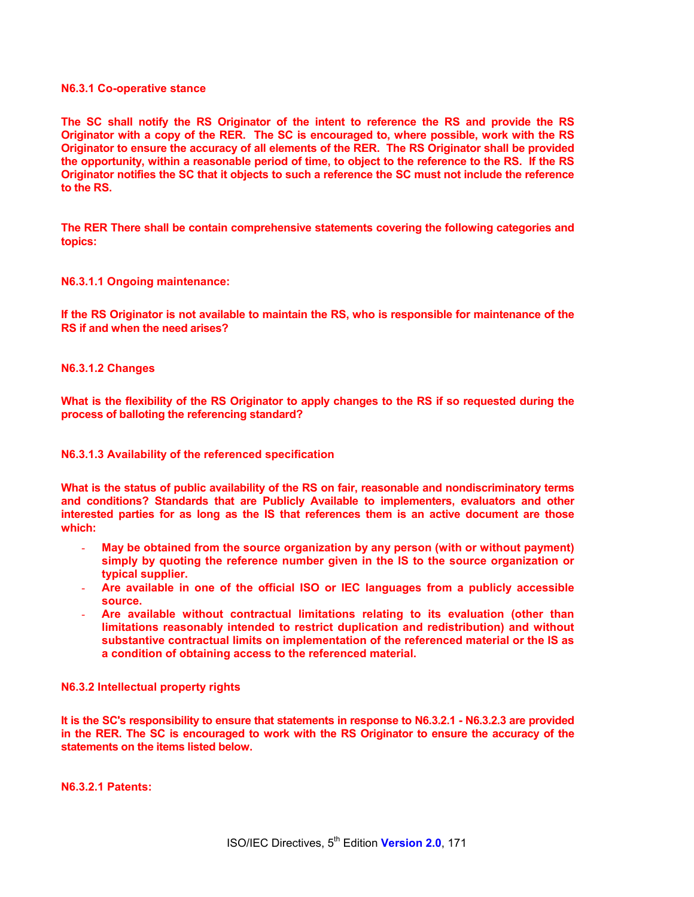**N6.3.1 Co-operative stance**

**The SC shall notify the RS Originator of the intent to reference the RS and provide the RS Originator with a copy of the RER. The SC is encouraged to, where possible, work with the RS Originator to ensure the accuracy of all elements of the RER. The RS Originator shall be provided the opportunity, within a reasonable period of time, to object to the reference to the RS. If the RS Originator notifies the SC that it objects to such a reference the SC must not include the reference to the RS.**

**The RER There shall be contain comprehensive statements covering the following categories and topics:**

**N6.3.1.1 Ongoing maintenance:**

**If the RS Originator is not available to maintain the RS, who is responsible for maintenance of the RS if and when the need arises?**

**N6.3.1.2 Changes**

**What is the flexibility of the RS Originator to apply changes to the RS if so requested during the process of balloting the referencing standard?**

**N6.3.1.3 Availability of the referenced specification**

**What is the status of public availability of the RS on fair, reasonable and nondiscriminatory terms and conditions? Standards that are Publicly Available to implementers, evaluators and other interested parties for as long as the IS that references them is an active document are those which:**

- **May be obtained from the source organization by any person (with or without payment) simply by quoting the reference number given in the IS to the source organization or typical supplier.**
- **Are available in one of the official ISO or IEC languages from a publicly accessible source.**
- **Are available without contractual limitations relating to its evaluation (other than limitations reasonably intended to restrict duplication and redistribution) and without substantive contractual limits on implementation of the referenced material or the IS as a condition of obtaining access to the referenced material.**

**N6.3.2 Intellectual property rights**

**It is the SC's responsibility to ensure that statements in response to N6.3.2.1 - N6.3.2.3 are provided in the RER. The SC is encouraged to work with the RS Originator to ensure the accuracy of the statements on the items listed below.**

**N6.3.2.1 Patents:**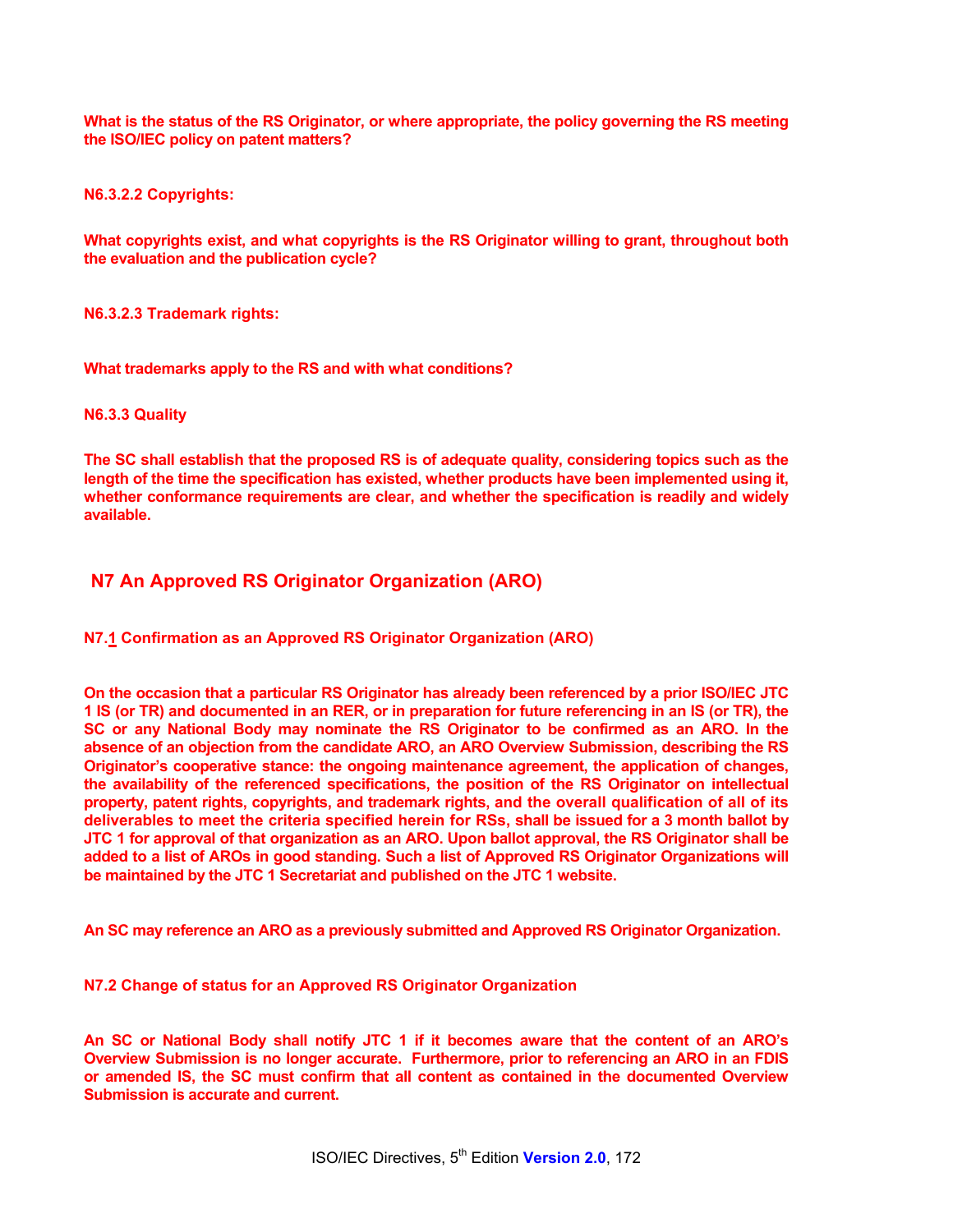**What is the status of the RS Originator, or where appropriate, the policy governing the RS meeting the ISO/IEC policy on patent matters?**

**N6.3.2.2 Copyrights:**

**What copyrights exist, and what copyrights is the RS Originator willing to grant, throughout both the evaluation and the publication cycle?**

**N6.3.2.3 Trademark rights:**

**What trademarks apply to the RS and with what conditions?**

**N6.3.3 Quality**

**The SC shall establish that the proposed RS is of adequate quality, considering topics such as the length of the time the specification has existed, whether products have been implemented using it, whether conformance requirements are clear, and whether the specification is readily and widely available.**

## N7 An Approved RS Originator Organization (ARO)

**N7.1 Confirmation as an Approved RS Originator Organization (ARO)**

**On the occasion that a particular RS Originator has already been referenced by a prior ISO/IEC JTC 1 IS (or TR) and documented in an RER, or in preparation for future referencing in an IS (or TR), the SC or any National Body may nominate the RS Originator to be confirmed as an ARO. In the absence of an objection from the candidate ARO, an ARO Overview Submission, describing the RS Originator's cooperative stance: the ongoing maintenance agreement, the application of changes, the availability of the referenced specifications, the position of the RS Originator on intellectual property, patent rights, copyrights, and trademark rights, and the overall qualification of all of its deliverables to meet the criteria specified herein for RSs, shall be issued for a 3 month ballot by JTC 1 for approval of that organization as an ARO. Upon ballot approval, the RS Originator shall be added to a list of AROs in good standing. Such a list of Approved RS Originator Organizations will be maintained by the JTC 1 Secretariat and published on the JTC 1 website.**

**An SC may reference an ARO as a previously submitted and Approved RS Originator Organization.**

**N7.2 Change of status for an Approved RS Originator Organization**

**An SC or National Body shall notify JTC 1 if it becomes aware that the content of an ARO's Overview Submission is no longer accurate. Furthermore, prior to referencing an ARO in an FDIS or amended IS, the SC must confirm that all content as contained in the documented Overview Submission is accurate and current.**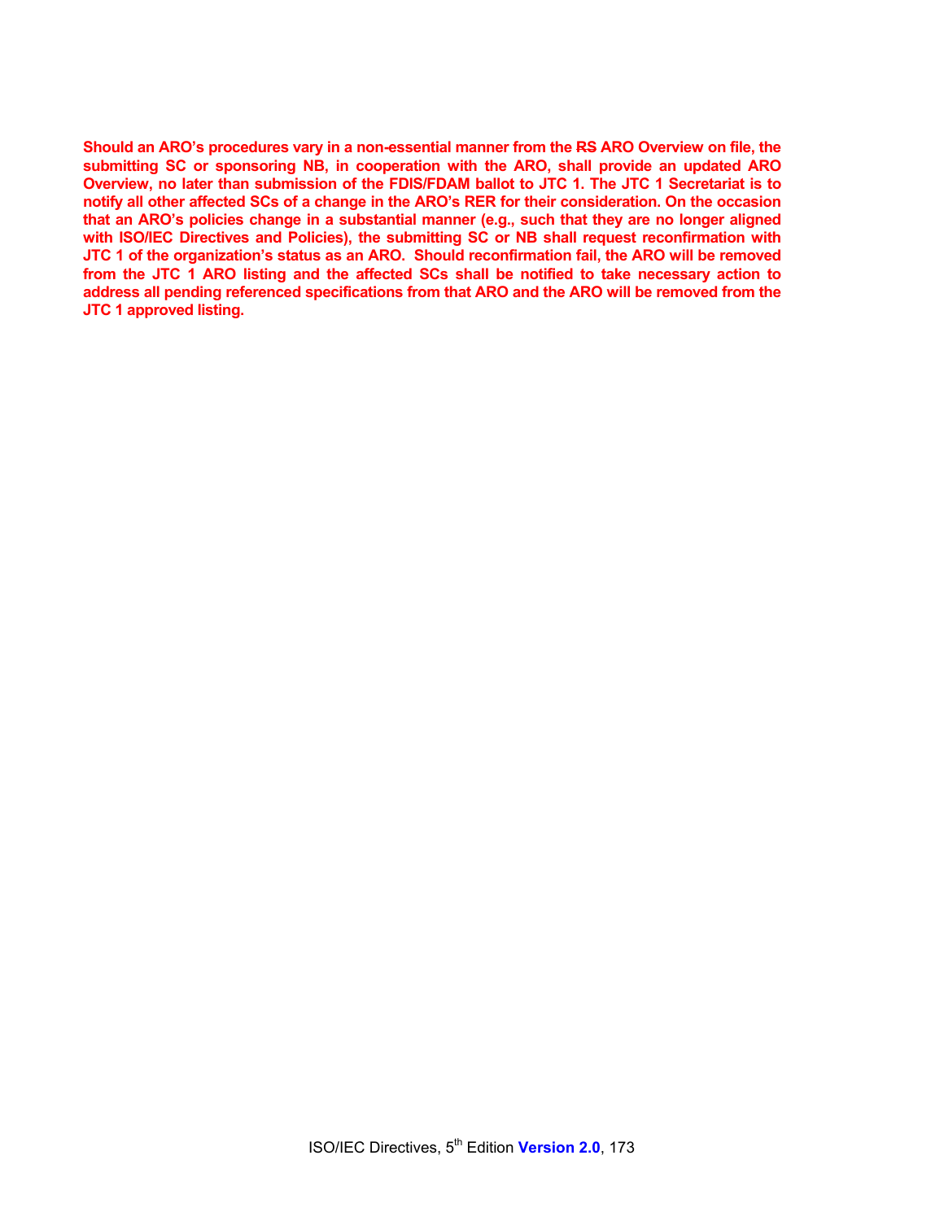**Should an ARO's procedures vary in a non-essential manner from the ~~RS~~ ARO Overview on file, the submitting SC or sponsoring NB, in cooperation with the ARO, shall provide an updated ARO Overview, no later than submission of the FDIS/FDAM ballot to JTC 1. The JTC 1 Secretariat is to notify all other affected SCs of a change in the ARO's RER for their consideration. On the occasion that an ARO's policies change in a substantial manner (e.g., such that they are no longer aligned with ISO/IEC Directives and Policies), the submitting SC or NB shall request reconfirmation with JTC 1 of the organization's status as an ARO. Should reconfirmation fail, the ARO will be removed from the JTC 1 ARO listing and the affected SCs shall be notified to take necessary action to address all pending referenced specifications from that ARO and the ARO will be removed from the JTC 1 approved listing.**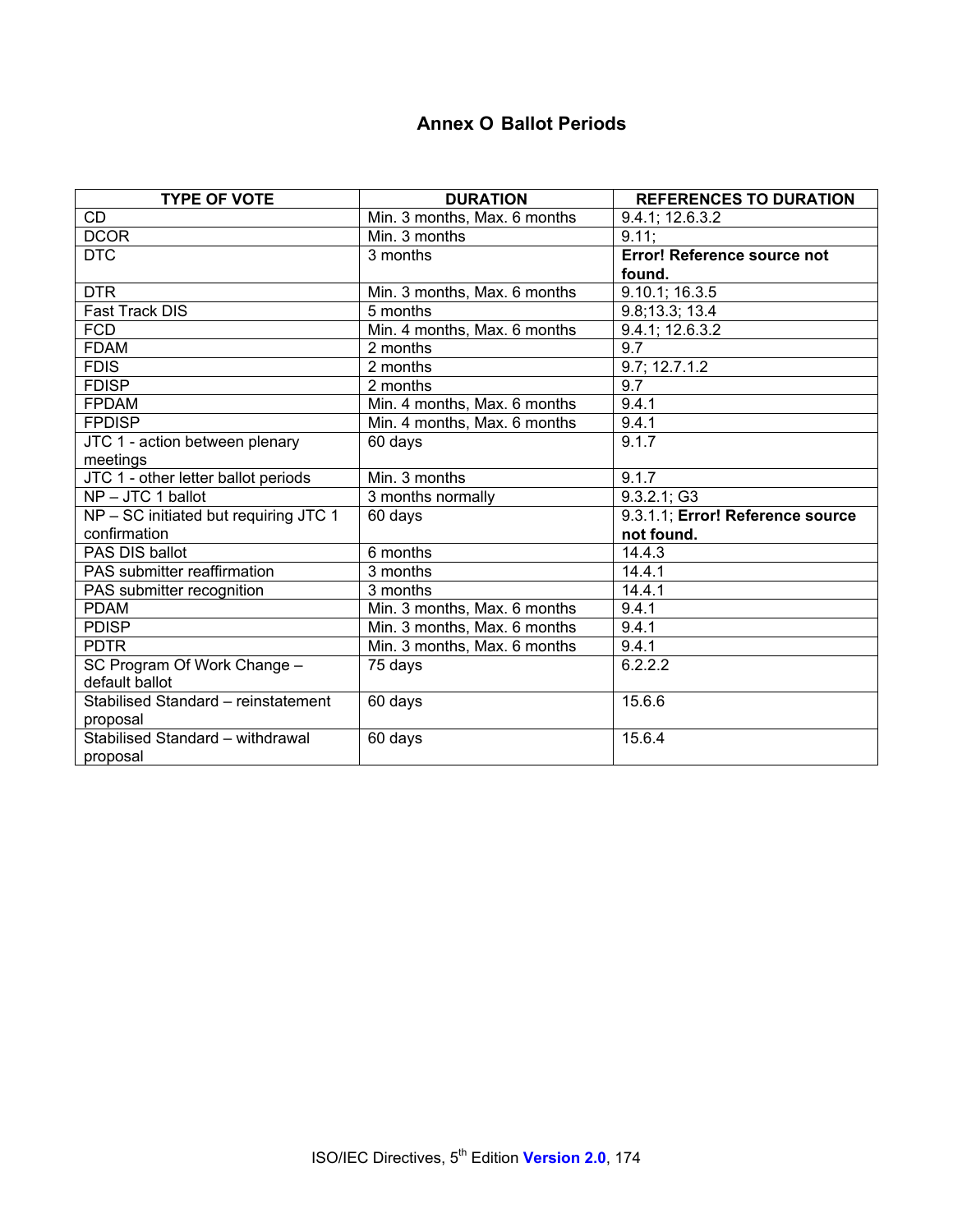# Annex O Ballot Periods

| TYPE OF VOTE | DURATION | REFERENCES TO DURATION |
|---|---|---|
| CD | Min. 3 months, Max. 6 months | 9.4.1; 12.6.3.2 |
| DCOR | Min. 3 months | 9.11; |
| DTC | 3 months | **Error! Reference source not found.** |
| DTR | Min. 3 months, Max. 6 months | 9.10.1; 16.3.5 |
| Fast Track DIS | 5 months | 9.8;13.3; 13.4 |
| FCD | Min. 4 months, Max. 6 months | 9.4.1; 12.6.3.2 |
| FDAM | 2 months | 9.7 |
| FDIS | 2 months | 9.7; 12.7.1.2 |
| FDISP | 2 months | 9.7 |
| FPDAM | Min. 4 months, Max. 6 months | 9.4.1 |
| FPDISP | Min. 4 months, Max. 6 months | 9.4.1 |
| JTC 1 - action between plenary meetings | 60 days | 9.1.7 |
| JTC 1 - other letter ballot periods | Min. 3 months | 9.1.7 |
| NP – JTC 1 ballot | 3 months normally | 9.3.2.1; G3 |
| NP – SC initiated but requiring JTC 1 confirmation | 60 days | 9.3.1.1; **Error! Reference source not found.** |
| PAS DIS ballot | 6 months | 14.4.3 |
| PAS submitter reaffirmation | 3 months | 14.4.1 |
| PAS submitter recognition | 3 months | 14.4.1 |
| PDAM | Min. 3 months, Max. 6 months | 9.4.1 |
| PDISP | Min. 3 months, Max. 6 months | 9.4.1 |
| PDTR | Min. 3 months, Max. 6 months | 9.4.1 |
| SC Program Of Work Change – default ballot | 75 days | 6.2.2.2 |
| Stabilised Standard – reinstatement proposal | 60 days | 15.6.6 |
| Stabilised Standard – withdrawal proposal | 60 days | 15.6.4 |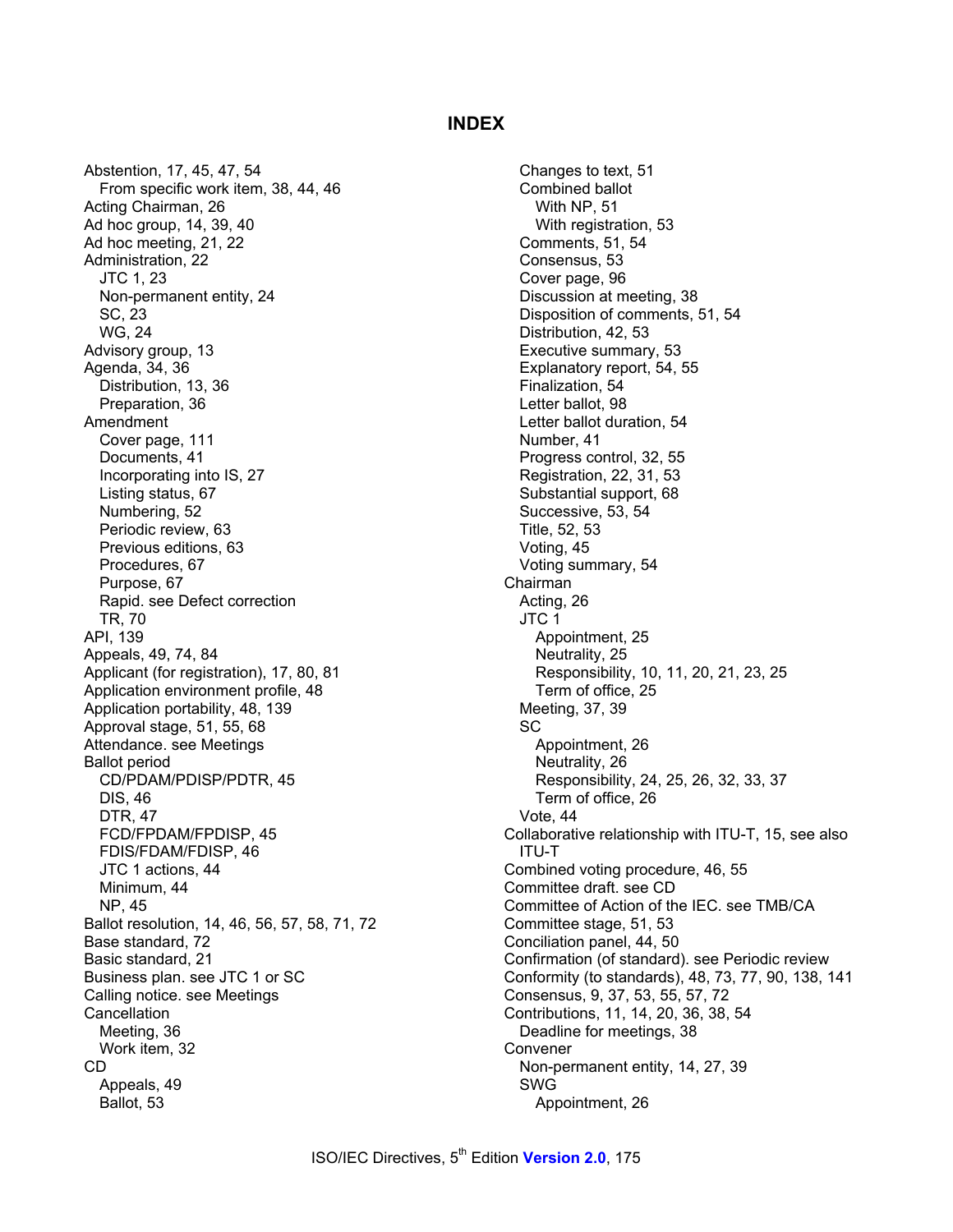# INDEX

Abstention, 17, 45, 47, 54
  From specific work item, 38, 44, 46
Acting Chairman, 26
Ad hoc group, 14, 39, 40
Ad hoc meeting, 21, 22
Administration, 22
  JTC 1, 23
  Non-permanent entity, 24
  SC, 23
  WG, 24
Advisory group, 13
Agenda, 34, 36
  Distribution, 13, 36
  Preparation, 36
Amendment
  Cover page, 111
  Documents, 41
  Incorporating into IS, 27
  Listing status, 67
  Numbering, 52
  Periodic review, 63
  Previous editions, 63
  Procedures, 67
  Purpose, 67
  Rapid. see Defect correction
  TR, 70
API, 139
Appeals, 49, 74, 84
Applicant (for registration), 17, 80, 81
Application environment profile, 48
Application portability, 48, 139
Approval stage, 51, 55, 68
Attendance. see Meetings
Ballot period
  CD/PDAM/PDISP/PDTR, 45
  DIS, 46
  DTR, 47
  FCD/FPDAM/FPDISP, 45
  FDIS/FDAM/FDISP, 46
  JTC 1 actions, 44
  Minimum, 44
  NP, 45
Ballot resolution, 14, 46, 56, 57, 58, 71, 72
Base standard, 72
Basic standard, 21
Business plan. see JTC 1 or SC
Calling notice. see Meetings
Cancellation
  Meeting, 36
  Work item, 32
CD
  Appeals, 49
  Ballot, 53
  Changes to text, 51
  Combined ballot
    With NP, 51
    With registration, 53
  Comments, 51, 54
  Consensus, 53
  Cover page, 96
  Discussion at meeting, 38
  Disposition of comments, 51, 54
  Distribution, 42, 53
  Executive summary, 53
  Explanatory report, 54, 55
  Finalization, 54
  Letter ballot, 98
  Letter ballot duration, 54
  Number, 41
  Progress control, 32, 55
  Registration, 22, 31, 53
  Substantial support, 68
  Successive, 53, 54
  Title, 52, 53
  Voting, 45
  Voting summary, 54
Chairman
  Acting, 26
  JTC 1
    Appointment, 25
    Neutrality, 25
    Responsibility, 10, 11, 20, 21, 23, 25
    Term of office, 25
  Meeting, 37, 39
  SC
    Appointment, 26
    Neutrality, 26
    Responsibility, 24, 25, 26, 32, 33, 37
    Term of office, 26
  Vote, 44
Collaborative relationship with ITU-T, 15, see also ITU-T
Combined voting procedure, 46, 55
Committee draft. see CD
Committee of Action of the IEC. see TMB/CA
Committee stage, 51, 53
Conciliation panel, 44, 50
Confirmation (of standard). see Periodic review
Conformity (to standards), 48, 73, 77, 90, 138, 141
Consensus, 9, 37, 53, 55, 57, 72
Contributions, 11, 14, 20, 36, 38, 54
  Deadline for meetings, 38
Convener
  Non-permanent entity, 14, 27, 39
  SWG
    Appointment, 26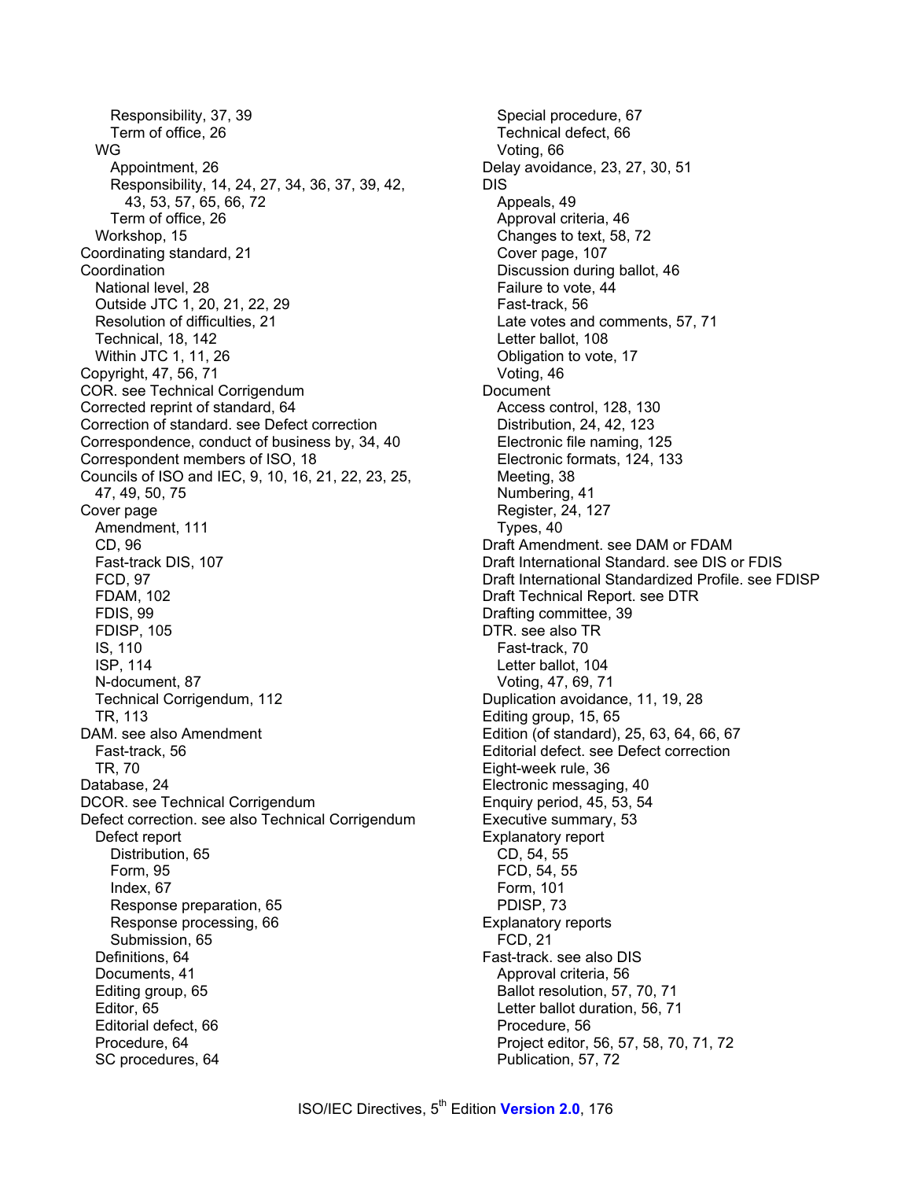Responsibility, 37, 39
    Term of office, 26
  WG
    Appointment, 26
    Responsibility, 14, 24, 27, 34, 36, 37, 39, 42, 43, 53, 57, 65, 66, 72
    Term of office, 26
  Workshop, 15
Coordinating standard, 21
Coordination
  National level, 28
  Outside JTC 1, 20, 21, 22, 29
  Resolution of difficulties, 21
  Technical, 18, 142
  Within JTC 1, 11, 26
Copyright, 47, 56, 71
COR. see Technical Corrigendum
Corrected reprint of standard, 64
Correction of standard. see Defect correction
Correspondence, conduct of business by, 34, 40
Correspondent members of ISO, 18
Councils of ISO and IEC, 9, 10, 16, 21, 22, 23, 25, 47, 49, 50, 75
Cover page
  Amendment, 111
  CD, 96
  Fast-track DIS, 107
  FCD, 97
  FDAM, 102
  FDIS, 99
  FDISP, 105
  IS, 110
  ISP, 114
  N-document, 87
  Technical Corrigendum, 112
  TR, 113
DAM. see also Amendment
  Fast-track, 56
  TR, 70
Database, 24
DCOR. see Technical Corrigendum
Defect correction. see also Technical Corrigendum
  Defect report
    Distribution, 65
    Form, 95
    Index, 67
    Response preparation, 65
    Response processing, 66
    Submission, 65
  Definitions, 64
  Documents, 41
  Editing group, 65
  Editor, 65
  Editorial defect, 66
  Procedure, 64
  SC procedures, 64
  Special procedure, 67
  Technical defect, 66
  Voting, 66
Delay avoidance, 23, 27, 30, 51
DIS
  Appeals, 49
  Approval criteria, 46
  Changes to text, 58, 72
  Cover page, 107
  Discussion during ballot, 46
  Failure to vote, 44
  Fast-track, 56
  Late votes and comments, 57, 71
  Letter ballot, 108
  Obligation to vote, 17
  Voting, 46
Document
  Access control, 128, 130
  Distribution, 24, 42, 123
  Electronic file naming, 125
  Electronic formats, 124, 133
  Meeting, 38
  Numbering, 41
  Register, 24, 127
  Types, 40
Draft Amendment. see DAM or FDAM
Draft International Standard. see DIS or FDIS
Draft International Standardized Profile. see FDISP
Draft Technical Report. see DTR
Drafting committee, 39
DTR. see also TR
  Fast-track, 70
  Letter ballot, 104
  Voting, 47, 69, 71
Duplication avoidance, 11, 19, 28
Editing group, 15, 65
Edition (of standard), 25, 63, 64, 66, 67
Editorial defect. see Defect correction
Eight-week rule, 36
Electronic messaging, 40
Enquiry period, 45, 53, 54
Executive summary, 53
Explanatory report
  CD, 54, 55
  FCD, 54, 55
  Form, 101
  PDISP, 73
Explanatory reports
  FCD, 21
Fast-track. see also DIS
  Approval criteria, 56
  Ballot resolution, 57, 70, 71
  Letter ballot duration, 56, 71
  Procedure, 56
  Project editor, 56, 57, 58, 70, 71, 72
  Publication, 57, 72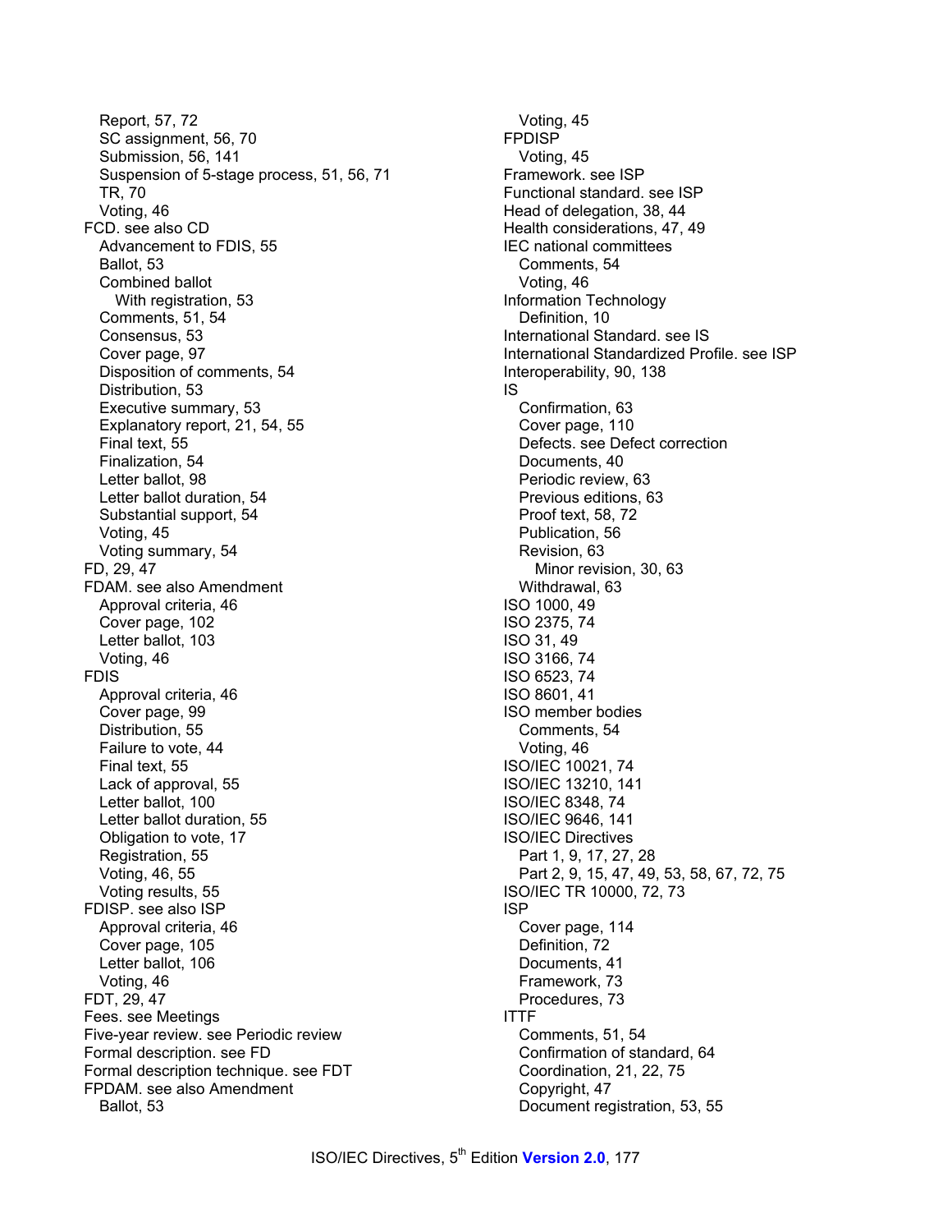Report, 57, 72
  SC assignment, 56, 70
  Submission, 56, 141
  Suspension of 5-stage process, 51, 56, 71
  TR, 70
  Voting, 46
FCD. see also CD
  Advancement to FDIS, 55
  Ballot, 53
  Combined ballot
    With registration, 53
  Comments, 51, 54
  Consensus, 53
  Cover page, 97
  Disposition of comments, 54
  Distribution, 53
  Executive summary, 53
  Explanatory report, 21, 54, 55
  Final text, 55
  Finalization, 54
  Letter ballot, 98
  Letter ballot duration, 54
  Substantial support, 54
  Voting, 45
  Voting summary, 54
FD, 29, 47
FDAM. see also Amendment
  Approval criteria, 46
  Cover page, 102
  Letter ballot, 103
  Voting, 46
FDIS
  Approval criteria, 46
  Cover page, 99
  Distribution, 55
  Failure to vote, 44
  Final text, 55
  Lack of approval, 55
  Letter ballot, 100
  Letter ballot duration, 55
  Obligation to vote, 17
  Registration, 55
  Voting, 46, 55
  Voting results, 55
FDISP. see also ISP
  Approval criteria, 46
  Cover page, 105
  Letter ballot, 106
  Voting, 46
FDT, 29, 47
Fees. see Meetings
Five-year review. see Periodic review
Formal description. see FD
Formal description technique. see FDT
FPDAM. see also Amendment
  Ballot, 53
  Voting, 45
FPDISP
  Voting, 45
Framework. see ISP
Functional standard. see ISP
Head of delegation, 38, 44
Health considerations, 47, 49
IEC national committees
  Comments, 54
  Voting, 46
Information Technology
  Definition, 10
International Standard. see IS
International Standardized Profile. see ISP
Interoperability, 90, 138
IS
  Confirmation, 63
  Cover page, 110
  Defects. see Defect correction
  Documents, 40
  Periodic review, 63
  Previous editions, 63
  Proof text, 58, 72
  Publication, 56
  Revision, 63
    Minor revision, 30, 63
  Withdrawal, 63
ISO 1000, 49
ISO 2375, 74
ISO 31, 49
ISO 3166, 74
ISO 6523, 74
ISO 8601, 41
ISO member bodies
  Comments, 54
  Voting, 46
ISO/IEC 10021, 74
ISO/IEC 13210, 141
ISO/IEC 8348, 74
ISO/IEC 9646, 141
ISO/IEC Directives
  Part 1, 9, 17, 27, 28
  Part 2, 9, 15, 47, 49, 53, 58, 67, 72, 75
ISO/IEC TR 10000, 72, 73
ISP
  Cover page, 114
  Definition, 72
  Documents, 41
  Framework, 73
  Procedures, 73
ITTF
  Comments, 51, 54
  Confirmation of standard, 64
  Coordination, 21, 22, 75
  Copyright, 47
  Document registration, 53, 55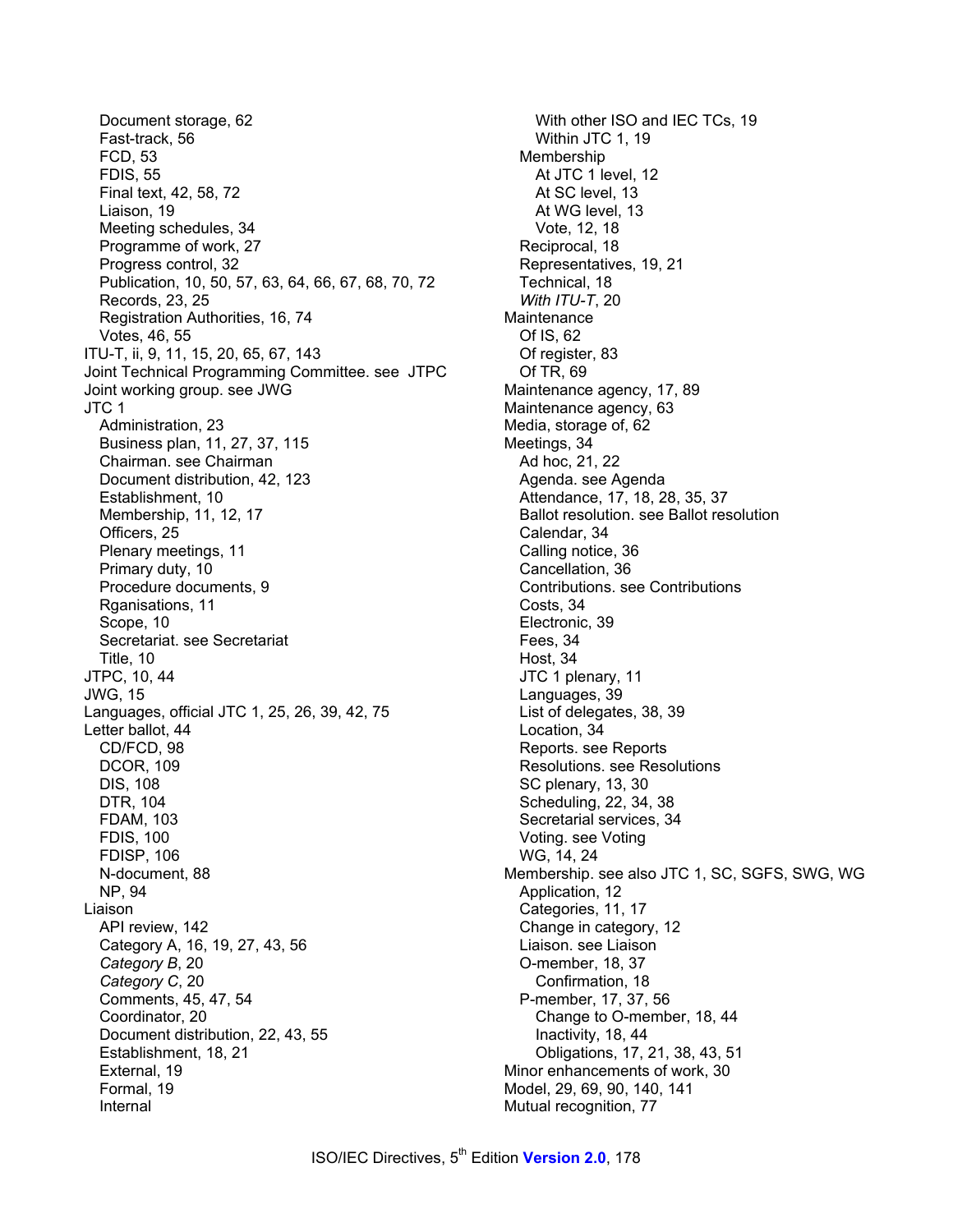- Document storage, 62
- Fast-track, 56
- FCD, 53
- FDIS, 55
- Final text, 42, 58, 72
- Liaison, 19
- Meeting schedules, 34
- Programme of work, 27
- Progress control, 32
- Publication, 10, 50, 57, 63, 64, 66, 67, 68, 70, 72
- Records, 23, 25
- Registration Authorities, 16, 74
- Votes, 46, 55

ITU-T, ii, 9, 11, 15, 20, 65, 67, 143

Joint Technical Programming Committee. see JTPC

Joint working group. see JWG

JTC 1

- Administration, 23
- Business plan, 11, 27, 37, 115
- Chairman. see Chairman
- Document distribution, 42, 123
- Establishment, 10
- Membership, 11, 12, 17
- Officers, 25
- Plenary meetings, 11
- Primary duty, 10
- Procedure documents, 9
- Rganisations, 11
- Scope, 10
- Secretariat. see Secretariat
- Title, 10

JTPC, 10, 44

JWG, 15

Languages, official JTC 1, 25, 26, 39, 42, 75

Letter ballot, 44

- CD/FCD, 98
- DCOR, 109
- DIS, 108
- DTR, 104
- FDAM, 103
- FDIS, 100
- FDISP, 106
- N-document, 88
- NP, 94

Liaison

- API review, 142
- Category A, 16, 19, 27, 43, 56
- *Category B*, 20
- *Category C*, 20
- Comments, 45, 47, 54
- Coordinator, 20
- Document distribution, 22, 43, 55
- Establishment, 18, 21
- External, 19
- Formal, 19
- Internal
  - With other ISO and IEC TCs, 19
  - Within JTC 1, 19
- Membership
  - At JTC 1 level, 12
  - At SC level, 13
  - At WG level, 13
  - Vote, 12, 18
- Reciprocal, 18
- Representatives, 19, 21
- Technical, 18
- *With ITU-T*, 20

Maintenance

- Of IS, 62
- Of register, 83
- Of TR, 69

Maintenance agency, 17, 89

Maintenance agency, 63

Media, storage of, 62

Meetings, 34

- Ad hoc, 21, 22
- Agenda. see Agenda
- Attendance, 17, 18, 28, 35, 37
- Ballot resolution. see Ballot resolution
- Calendar, 34
- Calling notice, 36
- Cancellation, 36
- Contributions. see Contributions
- Costs, 34
- Electronic, 39
- Fees, 34
- Host, 34
- JTC 1 plenary, 11
- Languages, 39
- List of delegates, 38, 39
- Location, 34
- Reports. see Reports
- Resolutions. see Resolutions
- SC plenary, 13, 30
- Scheduling, 22, 34, 38
- Secretarial services, 34
- Voting. see Voting
- WG, 14, 24

Membership. see also JTC 1, SC, SGFS, SWG, WG

- Application, 12
- Categories, 11, 17
- Change in category, 12
- Liaison. see Liaison
- O-member, 18, 37
  - Confirmation, 18
- P-member, 17, 37, 56
  - Change to O-member, 18, 44
  - Inactivity, 18, 44
  - Obligations, 17, 21, 38, 43, 51

Minor enhancements of work, 30

Model, 29, 69, 90, 140, 141

Mutual recognition, 77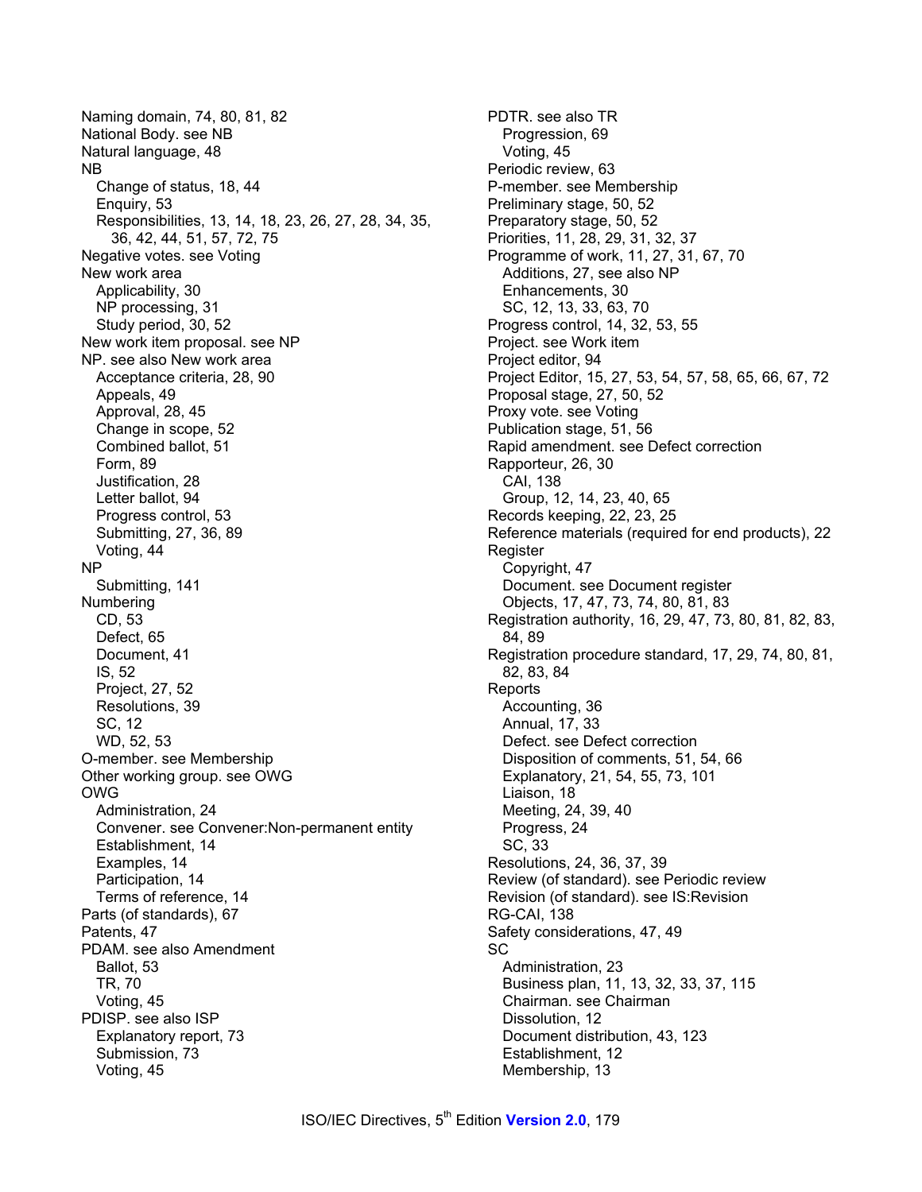Naming domain, 74, 80, 81, 82
National Body. see NB
Natural language, 48
NB
  Change of status, 18, 44
  Enquiry, 53
  Responsibilities, 13, 14, 18, 23, 26, 27, 28, 34, 35, 36, 42, 44, 51, 57, 72, 75
Negative votes. see Voting
New work area
  Applicability, 30
  NP processing, 31
  Study period, 30, 52
New work item proposal. see NP
NP. see also New work area
  Acceptance criteria, 28, 90
  Appeals, 49
  Approval, 28, 45
  Change in scope, 52
  Combined ballot, 51
  Form, 89
  Justification, 28
  Letter ballot, 94
  Progress control, 53
  Submitting, 27, 36, 89
  Voting, 44
NP
  Submitting, 141
Numbering
  CD, 53
  Defect, 65
  Document, 41
  IS, 52
  Project, 27, 52
  Resolutions, 39
  SC, 12
  WD, 52, 53
O-member. see Membership
Other working group. see OWG
OWG
  Administration, 24
  Convener. see Convener:Non-permanent entity
  Establishment, 14
  Examples, 14
  Participation, 14
  Terms of reference, 14
Parts (of standards), 67
Patents, 47
PDAM. see also Amendment
  Ballot, 53
  TR, 70
  Voting, 45
PDISP. see also ISP
  Explanatory report, 73
  Submission, 73
  Voting, 45
PDTR. see also TR
  Progression, 69
  Voting, 45
Periodic review, 63
P-member. see Membership
Preliminary stage, 50, 52
Preparatory stage, 50, 52
Priorities, 11, 28, 29, 31, 32, 37
Programme of work, 11, 27, 31, 67, 70
  Additions, 27, see also NP
  Enhancements, 30
  SC, 12, 13, 33, 63, 70
Progress control, 14, 32, 53, 55
Project. see Work item
Project editor, 94
Project Editor, 15, 27, 53, 54, 57, 58, 65, 66, 67, 72
Proposal stage, 27, 50, 52
Proxy vote. see Voting
Publication stage, 51, 56
Rapid amendment. see Defect correction
Rapporteur, 26, 30
  CAI, 138
  Group, 12, 14, 23, 40, 65
Records keeping, 22, 23, 25
Reference materials (required for end products), 22
Register
  Copyright, 47
  Document. see Document register
  Objects, 17, 47, 73, 74, 80, 81, 83
Registration authority, 16, 29, 47, 73, 80, 81, 82, 83, 84, 89
Registration procedure standard, 17, 29, 74, 80, 81, 82, 83, 84
Reports
  Accounting, 36
  Annual, 17, 33
  Defect. see Defect correction
  Disposition of comments, 51, 54, 66
  Explanatory, 21, 54, 55, 73, 101
  Liaison, 18
  Meeting, 24, 39, 40
  Progress, 24
  SC, 33
Resolutions, 24, 36, 37, 39
Review (of standard). see Periodic review
Revision (of standard). see IS:Revision
RG-CAI, 138
Safety considerations, 47, 49
SC
  Administration, 23
  Business plan, 11, 13, 32, 33, 37, 115
  Chairman. see Chairman
  Dissolution, 12
  Document distribution, 43, 123
  Establishment, 12
  Membership, 13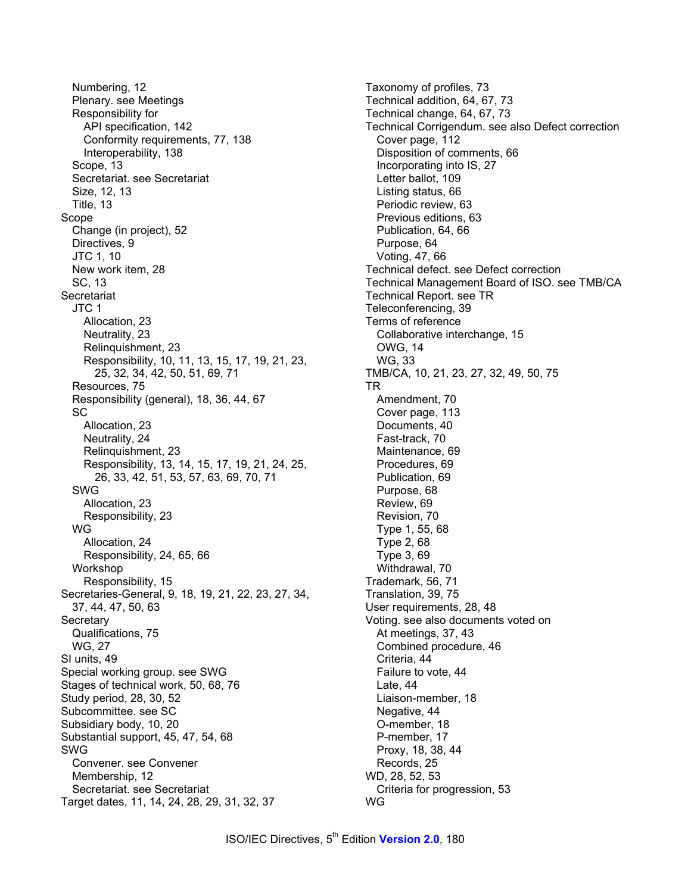- Numbering, 12
- Plenary. see Meetings
- Responsibility for
  - API specification, 142
  - Conformity requirements, 77, 138
  - Interoperability, 138
- Scope, 13
- Secretariat. see Secretariat
- Size, 12, 13
- Title, 13

Scope
- Change (in project), 52
- Directives, 9
- JTC 1, 10
- New work item, 28
- SC, 13

Secretariat
- JTC 1
  - Allocation, 23
  - Neutrality, 23
  - Relinquishment, 23
  - Responsibility, 10, 11, 13, 15, 17, 19, 21, 23, 25, 32, 34, 42, 50, 51, 69, 71
- Resources, 75
- Responsibility (general), 18, 36, 44, 67
- SC
  - Allocation, 23
  - Neutrality, 24
  - Relinquishment, 23
  - Responsibility, 13, 14, 15, 17, 19, 21, 24, 25, 26, 33, 42, 51, 53, 57, 63, 69, 70, 71
- SWG
  - Allocation, 23
  - Responsibility, 23
- WG
  - Allocation, 24
  - Responsibility, 24, 65, 66
- Workshop
  - Responsibility, 15

Secretaries-General, 9, 18, 19, 21, 22, 23, 27, 34, 37, 44, 47, 50, 63

Secretary
- Qualifications, 75
- WG, 27

SI units, 49

Special working group. see SWG

Stages of technical work, 50, 68, 76

Study period, 28, 30, 52

Subcommittee. see SC

Subsidiary body, 10, 20

Substantial support, 45, 47, 54, 68

SWG
- Convener. see Convener
- Membership, 12
- Secretariat. see Secretariat

Target dates, 11, 14, 24, 28, 29, 31, 32, 37

Taxonomy of profiles, 73

Technical addition, 64, 67, 73

Technical change, 64, 67, 73

Technical Corrigendum. see also Defect correction
- Cover page, 112
- Disposition of comments, 66
- Incorporating into IS, 27
- Letter ballot, 109
- Listing status, 66
- Periodic review, 63
- Previous editions, 63
- Publication, 64, 66
- Purpose, 64
- Voting, 47, 66

Technical defect. see Defect correction

Technical Management Board of ISO. see TMB/CA

Technical Report. see TR

Teleconferencing, 39

Terms of reference
- Collaborative interchange, 15
- OWG, 14
- WG, 33

TMB/CA, 10, 21, 23, 27, 32, 49, 50, 75

TR
- Amendment, 70
- Cover page, 113
- Documents, 40
- Fast-track, 70
- Maintenance, 69
- Procedures, 69
- Publication, 69
- Purpose, 68
- Review, 69
- Revision, 70
- Type 1, 55, 68
- Type 2, 68
- Type 3, 69
- Withdrawal, 70

Trademark, 56, 71

Translation, 39, 75

User requirements, 28, 48

Voting. see also documents voted on
- At meetings, 37, 43
- Combined procedure, 46
- Criteria, 44
- Failure to vote, 44
- Late, 44
- Liaison-member, 18
- Negative, 44
- O-member, 18
- P-member, 17
- Proxy, 18, 38, 44
- Records, 25

WD, 28, 52, 53
- Criteria for progression, 53

WG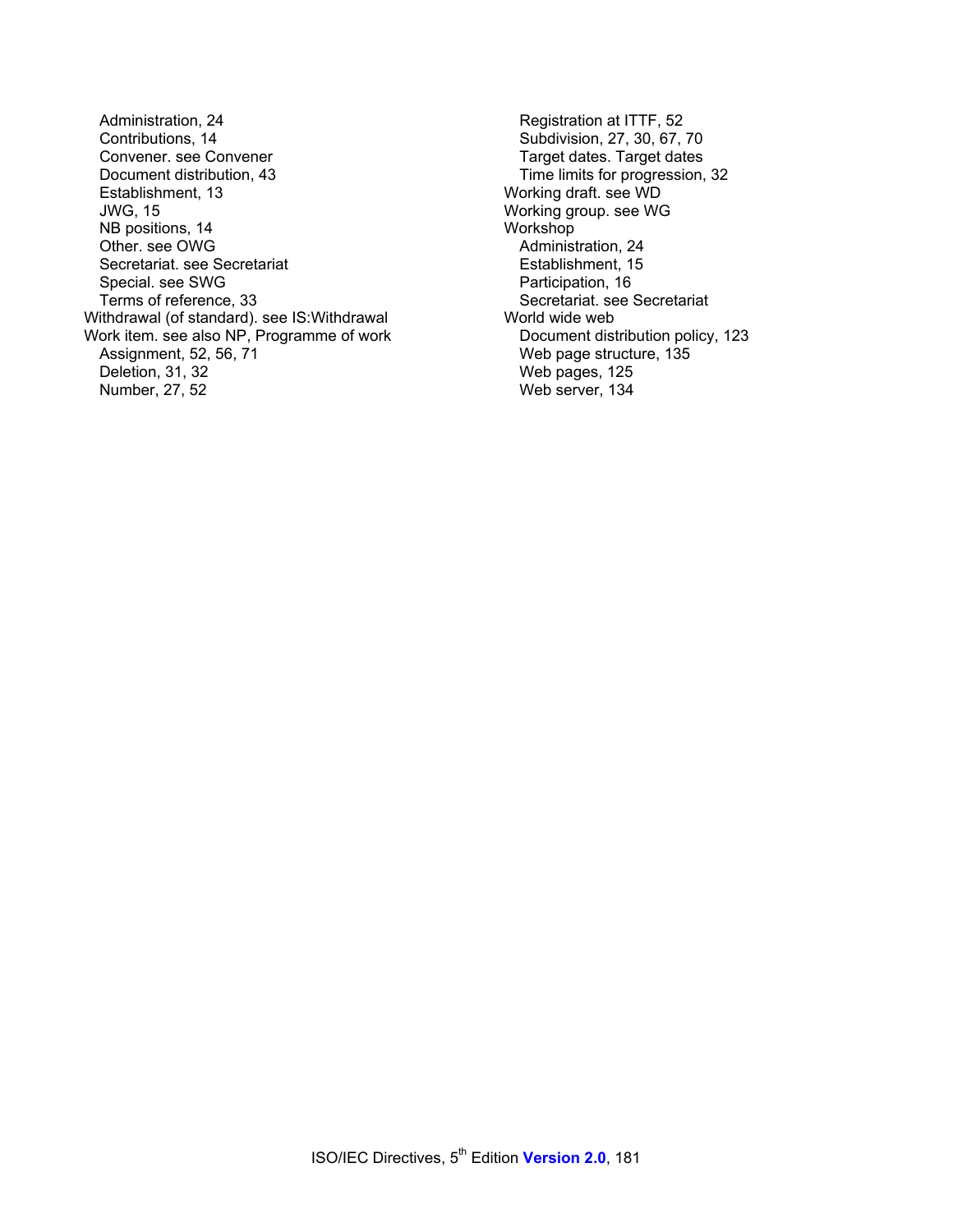- Administration, 24
- Contributions, 14
- Convener. see Convener
- Document distribution, 43
- Establishment, 13
- JWG, 15
- NB positions, 14
- Other. see OWG
- Secretariat. see Secretariat
- Special. see SWG
- Terms of reference, 33

Withdrawal (of standard). see IS:Withdrawal

Work item. see also NP, Programme of work

- Assignment, 52, 56, 71
- Deletion, 31, 32
- Number, 27, 52
- Registration at ITTF, 52
- Subdivision, 27, 30, 67, 70
- Target dates. Target dates
- Time limits for progression, 32

Working draft. see WD

Working group. see WG

Workshop

- Administration, 24
- Establishment, 15
- Participation, 16
- Secretariat. see Secretariat

World wide web

- Document distribution policy, 123
- Web page structure, 135
- Web pages, 125
- Web server, 134